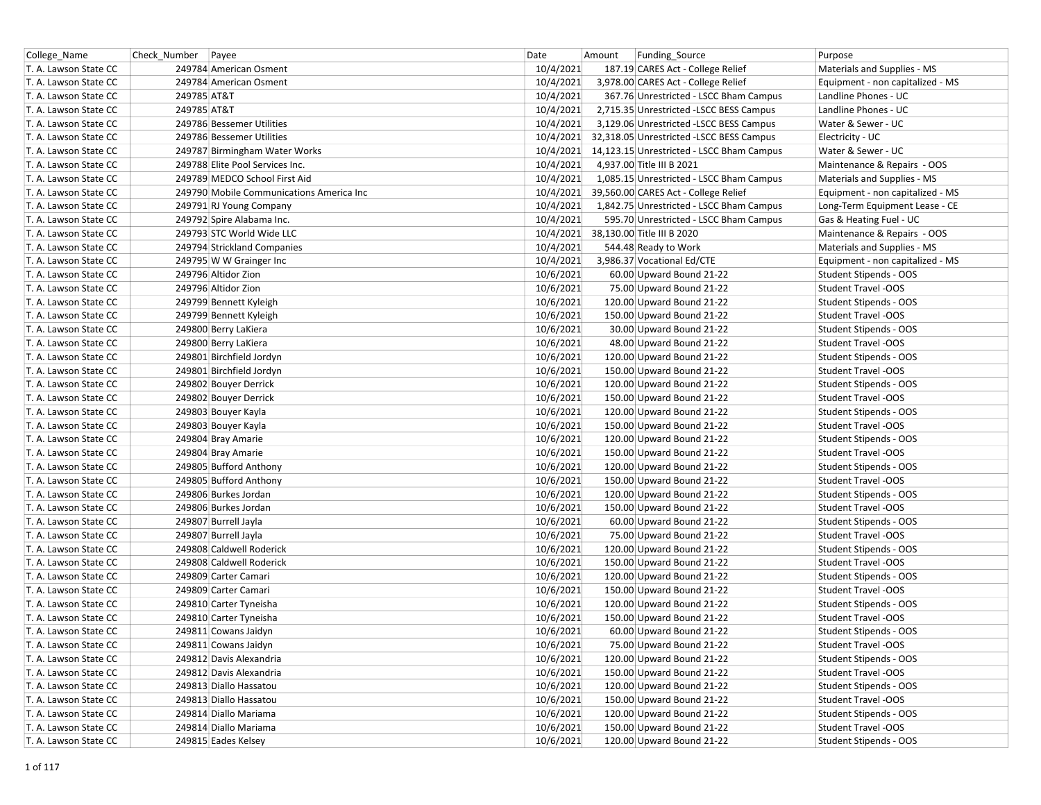| College_Name | Check_Number | Payee | Date | Amount | Funding_Source | Purpose |
|---|---|---|---|---|---|---|
| T. A. Lawson State CC | 249784 | American Osment | 10/4/2021 | 187.19 | CARES Act - College Relief | Materials and Supplies - MS |
| T. A. Lawson State CC | 249784 | American Osment | 10/4/2021 | 3,978.00 | CARES Act - College Relief | Equipment - non capitalized - MS |
| T. A. Lawson State CC | 249785 | AT&T | 10/4/2021 | 367.76 | Unrestricted - LSCC Bham Campus | Landline Phones - UC |
| T. A. Lawson State CC | 249785 | AT&T | 10/4/2021 | 2,715.35 | Unrestricted -LSCC BESS Campus | Landline Phones - UC |
| T. A. Lawson State CC | 249786 | Bessemer Utilities | 10/4/2021 | 3,129.06 | Unrestricted -LSCC BESS Campus | Water & Sewer - UC |
| T. A. Lawson State CC | 249786 | Bessemer Utilities | 10/4/2021 | 32,318.05 | Unrestricted -LSCC BESS Campus | Electricity - UC |
| T. A. Lawson State CC | 249787 | Birmingham Water Works | 10/4/2021 | 14,123.15 | Unrestricted - LSCC Bham Campus | Water & Sewer - UC |
| T. A. Lawson State CC | 249788 | Elite Pool Services Inc. | 10/4/2021 | 4,937.00 | Title III B 2021 | Maintenance & Repairs - OOS |
| T. A. Lawson State CC | 249789 | MEDCO School First Aid | 10/4/2021 | 1,085.15 | Unrestricted - LSCC Bham Campus | Materials and Supplies - MS |
| T. A. Lawson State CC | 249790 | Mobile Communications America Inc | 10/4/2021 | 39,560.00 | CARES Act - College Relief | Equipment - non capitalized - MS |
| T. A. Lawson State CC | 249791 | RJ Young Company | 10/4/2021 | 1,842.75 | Unrestricted - LSCC Bham Campus | Long-Term Equipment Lease - CE |
| T. A. Lawson State CC | 249792 | Spire Alabama Inc. | 10/4/2021 | 595.70 | Unrestricted - LSCC Bham Campus | Gas & Heating Fuel - UC |
| T. A. Lawson State CC | 249793 | STC World Wide LLC | 10/4/2021 | 38,130.00 | Title III B 2020 | Maintenance & Repairs - OOS |
| T. A. Lawson State CC | 249794 | Strickland Companies | 10/4/2021 | 544.48 | Ready to Work | Materials and Supplies - MS |
| T. A. Lawson State CC | 249795 | W W Grainger Inc | 10/4/2021 | 3,986.37 | Vocational Ed/CTE | Equipment - non capitalized - MS |
| T. A. Lawson State CC | 249796 | Altidor Zion | 10/6/2021 | 60.00 | Upward Bound 21-22 | Student Stipends - OOS |
| T. A. Lawson State CC | 249796 | Altidor Zion | 10/6/2021 | 75.00 | Upward Bound 21-22 | Student Travel -OOS |
| T. A. Lawson State CC | 249799 | Bennett Kyleigh | 10/6/2021 | 120.00 | Upward Bound 21-22 | Student Stipends - OOS |
| T. A. Lawson State CC | 249799 | Bennett Kyleigh | 10/6/2021 | 150.00 | Upward Bound 21-22 | Student Travel -OOS |
| T. A. Lawson State CC | 249800 | Berry LaKiera | 10/6/2021 | 30.00 | Upward Bound 21-22 | Student Stipends - OOS |
| T. A. Lawson State CC | 249800 | Berry LaKiera | 10/6/2021 | 48.00 | Upward Bound 21-22 | Student Travel -OOS |
| T. A. Lawson State CC | 249801 | Birchfield Jordyn | 10/6/2021 | 120.00 | Upward Bound 21-22 | Student Stipends - OOS |
| T. A. Lawson State CC | 249801 | Birchfield Jordyn | 10/6/2021 | 150.00 | Upward Bound 21-22 | Student Travel -OOS |
| T. A. Lawson State CC | 249802 | Bouyer Derrick | 10/6/2021 | 120.00 | Upward Bound 21-22 | Student Stipends - OOS |
| T. A. Lawson State CC | 249802 | Bouyer Derrick | 10/6/2021 | 150.00 | Upward Bound 21-22 | Student Travel -OOS |
| T. A. Lawson State CC | 249803 | Bouyer Kayla | 10/6/2021 | 120.00 | Upward Bound 21-22 | Student Stipends - OOS |
| T. A. Lawson State CC | 249803 | Bouyer Kayla | 10/6/2021 | 150.00 | Upward Bound 21-22 | Student Travel -OOS |
| T. A. Lawson State CC | 249804 | Bray Amarie | 10/6/2021 | 120.00 | Upward Bound 21-22 | Student Stipends - OOS |
| T. A. Lawson State CC | 249804 | Bray Amarie | 10/6/2021 | 150.00 | Upward Bound 21-22 | Student Travel -OOS |
| T. A. Lawson State CC | 249805 | Bufford Anthony | 10/6/2021 | 120.00 | Upward Bound 21-22 | Student Stipends - OOS |
| T. A. Lawson State CC | 249805 | Bufford Anthony | 10/6/2021 | 150.00 | Upward Bound 21-22 | Student Travel -OOS |
| T. A. Lawson State CC | 249806 | Burkes Jordan | 10/6/2021 | 120.00 | Upward Bound 21-22 | Student Stipends - OOS |
| T. A. Lawson State CC | 249806 | Burkes Jordan | 10/6/2021 | 150.00 | Upward Bound 21-22 | Student Travel -OOS |
| T. A. Lawson State CC | 249807 | Burrell Jayla | 10/6/2021 | 60.00 | Upward Bound 21-22 | Student Stipends - OOS |
| T. A. Lawson State CC | 249807 | Burrell Jayla | 10/6/2021 | 75.00 | Upward Bound 21-22 | Student Travel -OOS |
| T. A. Lawson State CC | 249808 | Caldwell Roderick | 10/6/2021 | 120.00 | Upward Bound 21-22 | Student Stipends - OOS |
| T. A. Lawson State CC | 249808 | Caldwell Roderick | 10/6/2021 | 150.00 | Upward Bound 21-22 | Student Travel -OOS |
| T. A. Lawson State CC | 249809 | Carter Camari | 10/6/2021 | 120.00 | Upward Bound 21-22 | Student Stipends - OOS |
| T. A. Lawson State CC | 249809 | Carter Camari | 10/6/2021 | 150.00 | Upward Bound 21-22 | Student Travel -OOS |
| T. A. Lawson State CC | 249810 | Carter Tyneisha | 10/6/2021 | 120.00 | Upward Bound 21-22 | Student Stipends - OOS |
| T. A. Lawson State CC | 249810 | Carter Tyneisha | 10/6/2021 | 150.00 | Upward Bound 21-22 | Student Travel -OOS |
| T. A. Lawson State CC | 249811 | Cowans Jaidyn | 10/6/2021 | 60.00 | Upward Bound 21-22 | Student Stipends - OOS |
| T. A. Lawson State CC | 249811 | Cowans Jaidyn | 10/6/2021 | 75.00 | Upward Bound 21-22 | Student Travel -OOS |
| T. A. Lawson State CC | 249812 | Davis Alexandria | 10/6/2021 | 120.00 | Upward Bound 21-22 | Student Stipends - OOS |
| T. A. Lawson State CC | 249812 | Davis Alexandria | 10/6/2021 | 150.00 | Upward Bound 21-22 | Student Travel -OOS |
| T. A. Lawson State CC | 249813 | Diallo Hassatou | 10/6/2021 | 120.00 | Upward Bound 21-22 | Student Stipends - OOS |
| T. A. Lawson State CC | 249813 | Diallo Hassatou | 10/6/2021 | 150.00 | Upward Bound 21-22 | Student Travel -OOS |
| T. A. Lawson State CC | 249814 | Diallo Mariama | 10/6/2021 | 120.00 | Upward Bound 21-22 | Student Stipends - OOS |
| T. A. Lawson State CC | 249814 | Diallo Mariama | 10/6/2021 | 150.00 | Upward Bound 21-22 | Student Travel -OOS |
| T. A. Lawson State CC | 249815 | Eades Kelsey | 10/6/2021 | 120.00 | Upward Bound 21-22 | Student Stipends - OOS |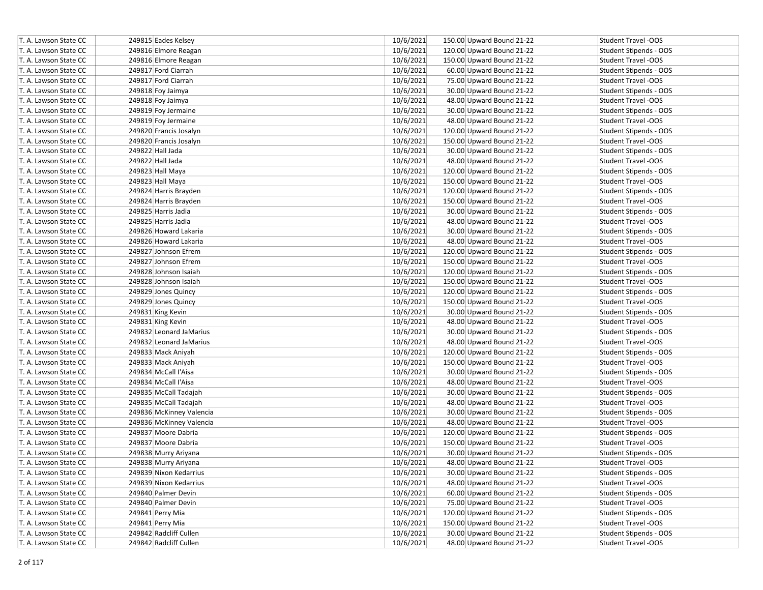| T. A. Lawson State CC | 249815 Eades Kelsey | 10/6/2021 | 150.00 Upward Bound 21-22 | Student Travel -OOS |
|---|---|---|---|---|
| T. A. Lawson State CC | 249816 Elmore Reagan | 10/6/2021 | 120.00 Upward Bound 21-22 | Student Stipends - OOS |
| T. A. Lawson State CC | 249816 Elmore Reagan | 10/6/2021 | 150.00 Upward Bound 21-22 | Student Travel -OOS |
| T. A. Lawson State CC | 249817 Ford Ciarrah | 10/6/2021 | 60.00 Upward Bound 21-22 | Student Stipends - OOS |
| T. A. Lawson State CC | 249817 Ford Ciarrah | 10/6/2021 | 75.00 Upward Bound 21-22 | Student Travel -OOS |
| T. A. Lawson State CC | 249818 Foy Jaimya | 10/6/2021 | 30.00 Upward Bound 21-22 | Student Stipends - OOS |
| T. A. Lawson State CC | 249818 Foy Jaimya | 10/6/2021 | 48.00 Upward Bound 21-22 | Student Travel -OOS |
| T. A. Lawson State CC | 249819 Foy Jermaine | 10/6/2021 | 30.00 Upward Bound 21-22 | Student Stipends - OOS |
| T. A. Lawson State CC | 249819 Foy Jermaine | 10/6/2021 | 48.00 Upward Bound 21-22 | Student Travel -OOS |
| T. A. Lawson State CC | 249820 Francis Josalyn | 10/6/2021 | 120.00 Upward Bound 21-22 | Student Stipends - OOS |
| T. A. Lawson State CC | 249820 Francis Josalyn | 10/6/2021 | 150.00 Upward Bound 21-22 | Student Travel -OOS |
| T. A. Lawson State CC | 249822 Hall Jada | 10/6/2021 | 30.00 Upward Bound 21-22 | Student Stipends - OOS |
| T. A. Lawson State CC | 249822 Hall Jada | 10/6/2021 | 48.00 Upward Bound 21-22 | Student Travel -OOS |
| T. A. Lawson State CC | 249823 Hall Maya | 10/6/2021 | 120.00 Upward Bound 21-22 | Student Stipends - OOS |
| T. A. Lawson State CC | 249823 Hall Maya | 10/6/2021 | 150.00 Upward Bound 21-22 | Student Travel -OOS |
| T. A. Lawson State CC | 249824 Harris Brayden | 10/6/2021 | 120.00 Upward Bound 21-22 | Student Stipends - OOS |
| T. A. Lawson State CC | 249824 Harris Brayden | 10/6/2021 | 150.00 Upward Bound 21-22 | Student Travel -OOS |
| T. A. Lawson State CC | 249825 Harris Jadia | 10/6/2021 | 30.00 Upward Bound 21-22 | Student Stipends - OOS |
| T. A. Lawson State CC | 249825 Harris Jadia | 10/6/2021 | 48.00 Upward Bound 21-22 | Student Travel -OOS |
| T. A. Lawson State CC | 249826 Howard Lakaria | 10/6/2021 | 30.00 Upward Bound 21-22 | Student Stipends - OOS |
| T. A. Lawson State CC | 249826 Howard Lakaria | 10/6/2021 | 48.00 Upward Bound 21-22 | Student Travel -OOS |
| T. A. Lawson State CC | 249827 Johnson Efrem | 10/6/2021 | 120.00 Upward Bound 21-22 | Student Stipends - OOS |
| T. A. Lawson State CC | 249827 Johnson Efrem | 10/6/2021 | 150.00 Upward Bound 21-22 | Student Travel -OOS |
| T. A. Lawson State CC | 249828 Johnson Isaiah | 10/6/2021 | 120.00 Upward Bound 21-22 | Student Stipends - OOS |
| T. A. Lawson State CC | 249828 Johnson Isaiah | 10/6/2021 | 150.00 Upward Bound 21-22 | Student Travel -OOS |
| T. A. Lawson State CC | 249829 Jones Quincy | 10/6/2021 | 120.00 Upward Bound 21-22 | Student Stipends - OOS |
| T. A. Lawson State CC | 249829 Jones Quincy | 10/6/2021 | 150.00 Upward Bound 21-22 | Student Travel -OOS |
| T. A. Lawson State CC | 249831 King Kevin | 10/6/2021 | 30.00 Upward Bound 21-22 | Student Stipends - OOS |
| T. A. Lawson State CC | 249831 King Kevin | 10/6/2021 | 48.00 Upward Bound 21-22 | Student Travel -OOS |
| T. A. Lawson State CC | 249832 Leonard JaMarius | 10/6/2021 | 30.00 Upward Bound 21-22 | Student Stipends - OOS |
| T. A. Lawson State CC | 249832 Leonard JaMarius | 10/6/2021 | 48.00 Upward Bound 21-22 | Student Travel -OOS |
| T. A. Lawson State CC | 249833 Mack Aniyah | 10/6/2021 | 120.00 Upward Bound 21-22 | Student Stipends - OOS |
| T. A. Lawson State CC | 249833 Mack Aniyah | 10/6/2021 | 150.00 Upward Bound 21-22 | Student Travel -OOS |
| T. A. Lawson State CC | 249834 McCall I'Aisa | 10/6/2021 | 30.00 Upward Bound 21-22 | Student Stipends - OOS |
| T. A. Lawson State CC | 249834 McCall I'Aisa | 10/6/2021 | 48.00 Upward Bound 21-22 | Student Travel -OOS |
| T. A. Lawson State CC | 249835 McCall Tadajah | 10/6/2021 | 30.00 Upward Bound 21-22 | Student Stipends - OOS |
| T. A. Lawson State CC | 249835 McCall Tadajah | 10/6/2021 | 48.00 Upward Bound 21-22 | Student Travel -OOS |
| T. A. Lawson State CC | 249836 McKinney Valencia | 10/6/2021 | 30.00 Upward Bound 21-22 | Student Stipends - OOS |
| T. A. Lawson State CC | 249836 McKinney Valencia | 10/6/2021 | 48.00 Upward Bound 21-22 | Student Travel -OOS |
| T. A. Lawson State CC | 249837 Moore Dabria | 10/6/2021 | 120.00 Upward Bound 21-22 | Student Stipends - OOS |
| T. A. Lawson State CC | 249837 Moore Dabria | 10/6/2021 | 150.00 Upward Bound 21-22 | Student Travel -OOS |
| T. A. Lawson State CC | 249838 Murry Ariyana | 10/6/2021 | 30.00 Upward Bound 21-22 | Student Stipends - OOS |
| T. A. Lawson State CC | 249838 Murry Ariyana | 10/6/2021 | 48.00 Upward Bound 21-22 | Student Travel -OOS |
| T. A. Lawson State CC | 249839 Nixon Kedarrius | 10/6/2021 | 30.00 Upward Bound 21-22 | Student Stipends - OOS |
| T. A. Lawson State CC | 249839 Nixon Kedarrius | 10/6/2021 | 48.00 Upward Bound 21-22 | Student Travel -OOS |
| T. A. Lawson State CC | 249840 Palmer Devin | 10/6/2021 | 60.00 Upward Bound 21-22 | Student Stipends - OOS |
| T. A. Lawson State CC | 249840 Palmer Devin | 10/6/2021 | 75.00 Upward Bound 21-22 | Student Travel -OOS |
| T. A. Lawson State CC | 249841 Perry Mia | 10/6/2021 | 120.00 Upward Bound 21-22 | Student Stipends - OOS |
| T. A. Lawson State CC | 249841 Perry Mia | 10/6/2021 | 150.00 Upward Bound 21-22 | Student Travel -OOS |
| T. A. Lawson State CC | 249842 Radcliff Cullen | 10/6/2021 | 30.00 Upward Bound 21-22 | Student Stipends - OOS |
| T. A. Lawson State CC | 249842 Radcliff Cullen | 10/6/2021 | 48.00 Upward Bound 21-22 | Student Travel -OOS |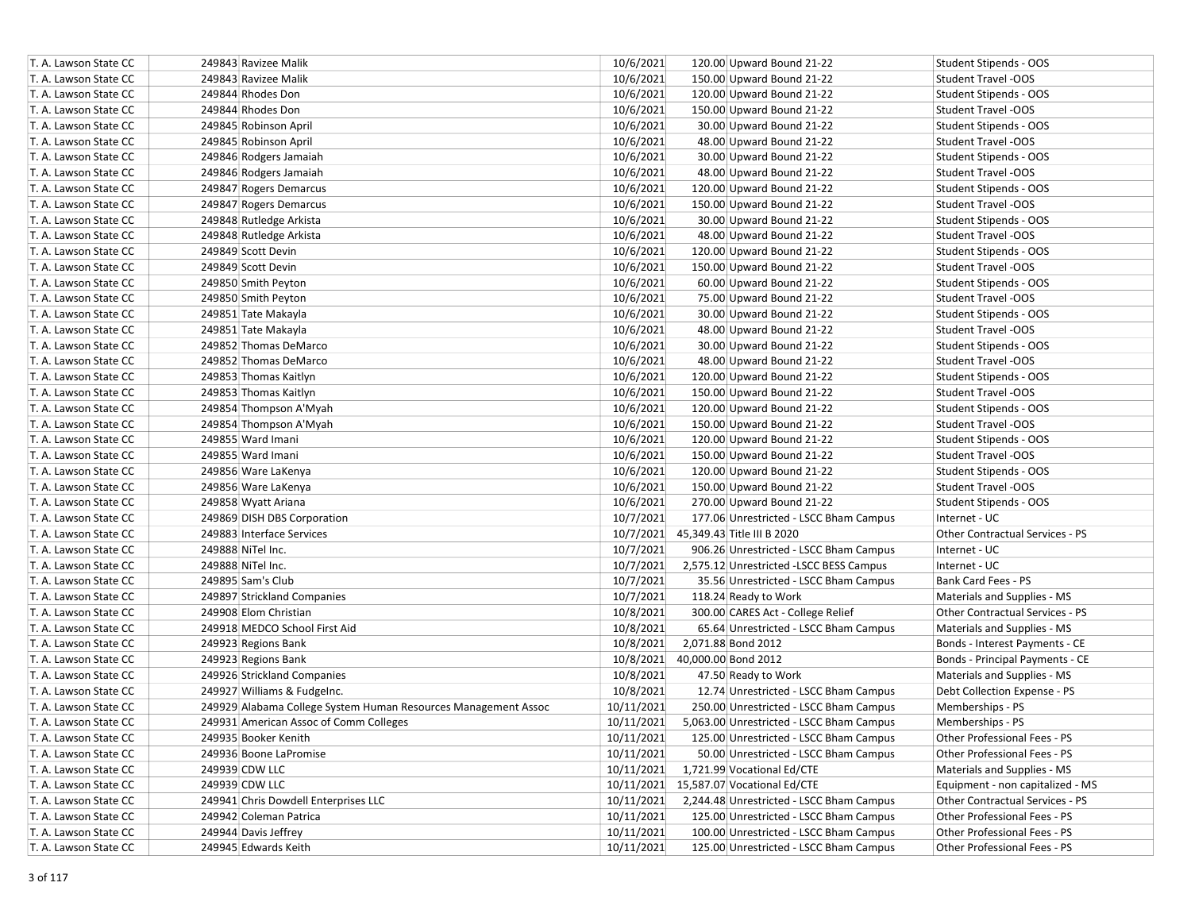| T. A. Lawson State CC | 249843 | Ravizee Malik | 10/6/2021 | 120.00 | Upward Bound 21-22 | Student Stipends - OOS |
|---|---|---|---|---|---|---|
| T. A. Lawson State CC | 249843 | Ravizee Malik | 10/6/2021 | 150.00 | Upward Bound 21-22 | Student Travel -OOS |
| T. A. Lawson State CC | 249844 | Rhodes Don | 10/6/2021 | 120.00 | Upward Bound 21-22 | Student Stipends - OOS |
| T. A. Lawson State CC | 249844 | Rhodes Don | 10/6/2021 | 150.00 | Upward Bound 21-22 | Student Travel -OOS |
| T. A. Lawson State CC | 249845 | Robinson April | 10/6/2021 | 30.00 | Upward Bound 21-22 | Student Stipends - OOS |
| T. A. Lawson State CC | 249845 | Robinson April | 10/6/2021 | 48.00 | Upward Bound 21-22 | Student Travel -OOS |
| T. A. Lawson State CC | 249846 | Rodgers Jamaiah | 10/6/2021 | 30.00 | Upward Bound 21-22 | Student Stipends - OOS |
| T. A. Lawson State CC | 249846 | Rodgers Jamaiah | 10/6/2021 | 48.00 | Upward Bound 21-22 | Student Travel -OOS |
| T. A. Lawson State CC | 249847 | Rogers Demarcus | 10/6/2021 | 120.00 | Upward Bound 21-22 | Student Stipends - OOS |
| T. A. Lawson State CC | 249847 | Rogers Demarcus | 10/6/2021 | 150.00 | Upward Bound 21-22 | Student Travel -OOS |
| T. A. Lawson State CC | 249848 | Rutledge Arkista | 10/6/2021 | 30.00 | Upward Bound 21-22 | Student Stipends - OOS |
| T. A. Lawson State CC | 249848 | Rutledge Arkista | 10/6/2021 | 48.00 | Upward Bound 21-22 | Student Travel -OOS |
| T. A. Lawson State CC | 249849 | Scott Devin | 10/6/2021 | 120.00 | Upward Bound 21-22 | Student Stipends - OOS |
| T. A. Lawson State CC | 249849 | Scott Devin | 10/6/2021 | 150.00 | Upward Bound 21-22 | Student Travel -OOS |
| T. A. Lawson State CC | 249850 | Smith Peyton | 10/6/2021 | 60.00 | Upward Bound 21-22 | Student Stipends - OOS |
| T. A. Lawson State CC | 249850 | Smith Peyton | 10/6/2021 | 75.00 | Upward Bound 21-22 | Student Travel -OOS |
| T. A. Lawson State CC | 249851 | Tate Makayla | 10/6/2021 | 30.00 | Upward Bound 21-22 | Student Stipends - OOS |
| T. A. Lawson State CC | 249851 | Tate Makayla | 10/6/2021 | 48.00 | Upward Bound 21-22 | Student Travel -OOS |
| T. A. Lawson State CC | 249852 | Thomas DeMarco | 10/6/2021 | 30.00 | Upward Bound 21-22 | Student Stipends - OOS |
| T. A. Lawson State CC | 249852 | Thomas DeMarco | 10/6/2021 | 48.00 | Upward Bound 21-22 | Student Travel -OOS |
| T. A. Lawson State CC | 249853 | Thomas Kaitlyn | 10/6/2021 | 120.00 | Upward Bound 21-22 | Student Stipends - OOS |
| T. A. Lawson State CC | 249853 | Thomas Kaitlyn | 10/6/2021 | 150.00 | Upward Bound 21-22 | Student Travel -OOS |
| T. A. Lawson State CC | 249854 | Thompson A'Myah | 10/6/2021 | 120.00 | Upward Bound 21-22 | Student Stipends - OOS |
| T. A. Lawson State CC | 249854 | Thompson A'Myah | 10/6/2021 | 150.00 | Upward Bound 21-22 | Student Travel -OOS |
| T. A. Lawson State CC | 249855 | Ward Imani | 10/6/2021 | 120.00 | Upward Bound 21-22 | Student Stipends - OOS |
| T. A. Lawson State CC | 249855 | Ward Imani | 10/6/2021 | 150.00 | Upward Bound 21-22 | Student Travel -OOS |
| T. A. Lawson State CC | 249856 | Ware LaKenya | 10/6/2021 | 120.00 | Upward Bound 21-22 | Student Stipends - OOS |
| T. A. Lawson State CC | 249856 | Ware LaKenya | 10/6/2021 | 150.00 | Upward Bound 21-22 | Student Travel -OOS |
| T. A. Lawson State CC | 249858 | Wyatt Ariana | 10/6/2021 | 270.00 | Upward Bound 21-22 | Student Stipends - OOS |
| T. A. Lawson State CC | 249869 | DISH DBS Corporation | 10/7/2021 | 177.06 | Unrestricted - LSCC Bham Campus | Internet - UC |
| T. A. Lawson State CC | 249883 | Interface Services | 10/7/2021 | 45,349.43 | Title III B 2020 | Other Contractual Services - PS |
| T. A. Lawson State CC | 249888 | NiTel Inc. | 10/7/2021 | 906.26 | Unrestricted - LSCC Bham Campus | Internet - UC |
| T. A. Lawson State CC | 249888 | NiTel Inc. | 10/7/2021 | 2,575.12 | Unrestricted -LSCC BESS Campus | Internet - UC |
| T. A. Lawson State CC | 249895 | Sam's Club | 10/7/2021 | 35.56 | Unrestricted - LSCC Bham Campus | Bank Card Fees - PS |
| T. A. Lawson State CC | 249897 | Strickland Companies | 10/7/2021 | 118.24 | Ready to Work | Materials and Supplies - MS |
| T. A. Lawson State CC | 249908 | Elom Christian | 10/8/2021 | 300.00 | CARES Act - College Relief | Other Contractual Services - PS |
| T. A. Lawson State CC | 249918 | MEDCO School First Aid | 10/8/2021 | 65.64 | Unrestricted - LSCC Bham Campus | Materials and Supplies - MS |
| T. A. Lawson State CC | 249923 | Regions Bank | 10/8/2021 | 2,071.88 | Bond 2012 | Bonds - Interest Payments - CE |
| T. A. Lawson State CC | 249923 | Regions Bank | 10/8/2021 | 40,000.00 | Bond 2012 | Bonds - Principal Payments - CE |
| T. A. Lawson State CC | 249926 | Strickland Companies | 10/8/2021 | 47.50 | Ready to Work | Materials and Supplies - MS |
| T. A. Lawson State CC | 249927 | Williams & FudgeInc. | 10/8/2021 | 12.74 | Unrestricted - LSCC Bham Campus | Debt Collection Expense - PS |
| T. A. Lawson State CC | 249929 | Alabama College System Human Resources Management Assoc | 10/11/2021 | 250.00 | Unrestricted - LSCC Bham Campus | Memberships - PS |
| T. A. Lawson State CC | 249931 | American Assoc of Comm Colleges | 10/11/2021 | 5,063.00 | Unrestricted - LSCC Bham Campus | Memberships - PS |
| T. A. Lawson State CC | 249935 | Booker Kenith | 10/11/2021 | 125.00 | Unrestricted - LSCC Bham Campus | Other Professional Fees - PS |
| T. A. Lawson State CC | 249936 | Boone LaPromise | 10/11/2021 | 50.00 | Unrestricted - LSCC Bham Campus | Other Professional Fees - PS |
| T. A. Lawson State CC | 249939 | CDW LLC | 10/11/2021 | 1,721.99 | Vocational Ed/CTE | Materials and Supplies - MS |
| T. A. Lawson State CC | 249939 | CDW LLC | 10/11/2021 | 15,587.07 | Vocational Ed/CTE | Equipment - non capitalized - MS |
| T. A. Lawson State CC | 249941 | Chris Dowdell Enterprises LLC | 10/11/2021 | 2,244.48 | Unrestricted - LSCC Bham Campus | Other Contractual Services - PS |
| T. A. Lawson State CC | 249942 | Coleman Patrica | 10/11/2021 | 125.00 | Unrestricted - LSCC Bham Campus | Other Professional Fees - PS |
| T. A. Lawson State CC | 249944 | Davis Jeffrey | 10/11/2021 | 100.00 | Unrestricted - LSCC Bham Campus | Other Professional Fees - PS |
| T. A. Lawson State CC | 249945 | Edwards Keith | 10/11/2021 | 125.00 | Unrestricted - LSCC Bham Campus | Other Professional Fees - PS |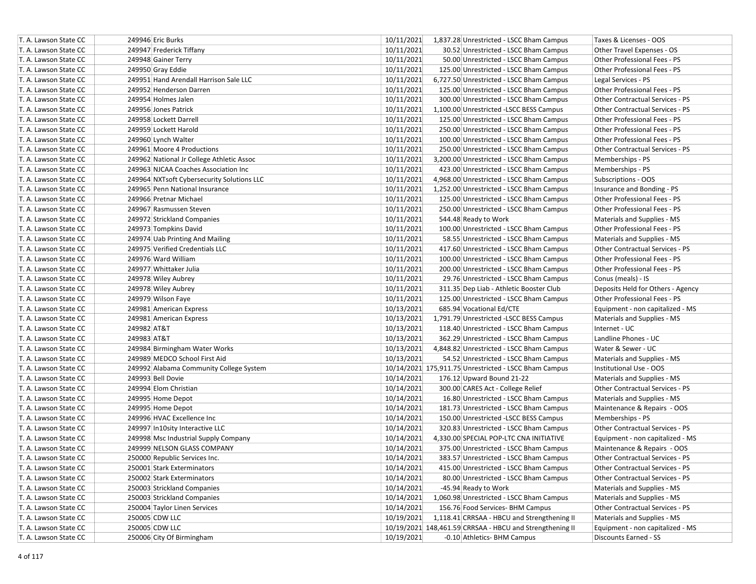| | | | | | | |
|---|---|---|---|---|---|---|
| T. A. Lawson State CC | 249946 | Eric Burks | 10/11/2021 | 1,837.28 | Unrestricted - LSCC Bham Campus | Taxes & Licenses - OOS |
| T. A. Lawson State CC | 249947 | Frederick Tiffany | 10/11/2021 | 30.52 | Unrestricted - LSCC Bham Campus | Other Travel Expenses - OS |
| T. A. Lawson State CC | 249948 | Gainer Terry | 10/11/2021 | 50.00 | Unrestricted - LSCC Bham Campus | Other Professional Fees - PS |
| T. A. Lawson State CC | 249950 | Gray Eddie | 10/11/2021 | 125.00 | Unrestricted - LSCC Bham Campus | Other Professional Fees - PS |
| T. A. Lawson State CC | 249951 | Hand Arendall Harrison Sale LLC | 10/11/2021 | 6,727.50 | Unrestricted - LSCC Bham Campus | Legal Services - PS |
| T. A. Lawson State CC | 249952 | Henderson Darren | 10/11/2021 | 125.00 | Unrestricted - LSCC Bham Campus | Other Professional Fees - PS |
| T. A. Lawson State CC | 249954 | Holmes Jalen | 10/11/2021 | 300.00 | Unrestricted - LSCC Bham Campus | Other Contractual Services - PS |
| T. A. Lawson State CC | 249956 | Jones Patrick | 10/11/2021 | 1,100.00 | Unrestricted -LSCC BESS Campus | Other Contractual Services - PS |
| T. A. Lawson State CC | 249958 | Lockett Darrell | 10/11/2021 | 125.00 | Unrestricted - LSCC Bham Campus | Other Professional Fees - PS |
| T. A. Lawson State CC | 249959 | Lockett Harold | 10/11/2021 | 250.00 | Unrestricted - LSCC Bham Campus | Other Professional Fees - PS |
| T. A. Lawson State CC | 249960 | Lynch Walter | 10/11/2021 | 100.00 | Unrestricted - LSCC Bham Campus | Other Professional Fees - PS |
| T. A. Lawson State CC | 249961 | Moore 4 Productions | 10/11/2021 | 250.00 | Unrestricted - LSCC Bham Campus | Other Contractual Services - PS |
| T. A. Lawson State CC | 249962 | National Jr College Athletic Assoc | 10/11/2021 | 3,200.00 | Unrestricted - LSCC Bham Campus | Memberships - PS |
| T. A. Lawson State CC | 249963 | NJCAA Coaches Association Inc | 10/11/2021 | 423.00 | Unrestricted - LSCC Bham Campus | Memberships - PS |
| T. A. Lawson State CC | 249964 | NXTsoft Cybersecurity Solutions LLC | 10/11/2021 | 4,968.00 | Unrestricted - LSCC Bham Campus | Subscriptions - OOS |
| T. A. Lawson State CC | 249965 | Penn National Insurance | 10/11/2021 | 1,252.00 | Unrestricted - LSCC Bham Campus | Insurance and Bonding - PS |
| T. A. Lawson State CC | 249966 | Pretnar Michael | 10/11/2021 | 125.00 | Unrestricted - LSCC Bham Campus | Other Professional Fees - PS |
| T. A. Lawson State CC | 249967 | Rasmussen Steven | 10/11/2021 | 250.00 | Unrestricted - LSCC Bham Campus | Other Professional Fees - PS |
| T. A. Lawson State CC | 249972 | Strickland Companies | 10/11/2021 | 544.48 | Ready to Work | Materials and Supplies - MS |
| T. A. Lawson State CC | 249973 | Tompkins David | 10/11/2021 | 100.00 | Unrestricted - LSCC Bham Campus | Other Professional Fees - PS |
| T. A. Lawson State CC | 249974 | Uab Printing And Mailing | 10/11/2021 | 58.55 | Unrestricted - LSCC Bham Campus | Materials and Supplies - MS |
| T. A. Lawson State CC | 249975 | Verified Credentials LLC | 10/11/2021 | 417.60 | Unrestricted - LSCC Bham Campus | Other Contractual Services - PS |
| T. A. Lawson State CC | 249976 | Ward William | 10/11/2021 | 100.00 | Unrestricted - LSCC Bham Campus | Other Professional Fees - PS |
| T. A. Lawson State CC | 249977 | Whittaker Julia | 10/11/2021 | 200.00 | Unrestricted - LSCC Bham Campus | Other Professional Fees - PS |
| T. A. Lawson State CC | 249978 | Wiley Aubrey | 10/11/2021 | 29.76 | Unrestricted - LSCC Bham Campus | Conus (meals) - IS |
| T. A. Lawson State CC | 249978 | Wiley Aubrey | 10/11/2021 | 311.35 | Dep Liab - Athletic Booster Club | Deposits Held for Others - Agency |
| T. A. Lawson State CC | 249979 | Wilson Faye | 10/11/2021 | 125.00 | Unrestricted - LSCC Bham Campus | Other Professional Fees - PS |
| T. A. Lawson State CC | 249981 | American Express | 10/13/2021 | 685.94 | Vocational Ed/CTE | Equipment - non capitalized - MS |
| T. A. Lawson State CC | 249981 | American Express | 10/13/2021 | 1,791.79 | Unrestricted -LSCC BESS Campus | Materials and Supplies - MS |
| T. A. Lawson State CC | 249982 | AT&T | 10/13/2021 | 118.40 | Unrestricted - LSCC Bham Campus | Internet - UC |
| T. A. Lawson State CC | 249983 | AT&T | 10/13/2021 | 362.29 | Unrestricted - LSCC Bham Campus | Landline Phones - UC |
| T. A. Lawson State CC | 249984 | Birmingham Water Works | 10/13/2021 | 4,848.82 | Unrestricted - LSCC Bham Campus | Water & Sewer - UC |
| T. A. Lawson State CC | 249989 | MEDCO School First Aid | 10/13/2021 | 54.52 | Unrestricted - LSCC Bham Campus | Materials and Supplies - MS |
| T. A. Lawson State CC | 249992 | Alabama Community College System | 10/14/2021 | 175,911.75 | Unrestricted - LSCC Bham Campus | Institutional Use - OOS |
| T. A. Lawson State CC | 249993 | Bell Dovie | 10/14/2021 | 176.12 | Upward Bound 21-22 | Materials and Supplies - MS |
| T. A. Lawson State CC | 249994 | Elom Christian | 10/14/2021 | 300.00 | CARES Act - College Relief | Other Contractual Services - PS |
| T. A. Lawson State CC | 249995 | Home Depot | 10/14/2021 | 16.80 | Unrestricted - LSCC Bham Campus | Materials and Supplies - MS |
| T. A. Lawson State CC | 249995 | Home Depot | 10/14/2021 | 181.73 | Unrestricted - LSCC Bham Campus | Maintenance & Repairs - OOS |
| T. A. Lawson State CC | 249996 | HVAC Excellence Inc | 10/14/2021 | 150.00 | Unrestricted -LSCC BESS Campus | Memberships - PS |
| T. A. Lawson State CC | 249997 | In10sity Interactive LLC | 10/14/2021 | 320.83 | Unrestricted - LSCC Bham Campus | Other Contractual Services - PS |
| T. A. Lawson State CC | 249998 | Msc Industrial Supply Company | 10/14/2021 | 4,330.00 | SPECIAL POP-LTC CNA INITIATIVE | Equipment - non capitalized - MS |
| T. A. Lawson State CC | 249999 | NELSON GLASS COMPANY | 10/14/2021 | 375.00 | Unrestricted - LSCC Bham Campus | Maintenance & Repairs - OOS |
| T. A. Lawson State CC | 250000 | Republic Services Inc. | 10/14/2021 | 383.57 | Unrestricted - LSCC Bham Campus | Other Contractual Services - PS |
| T. A. Lawson State CC | 250001 | Stark Exterminators | 10/14/2021 | 415.00 | Unrestricted - LSCC Bham Campus | Other Contractual Services - PS |
| T. A. Lawson State CC | 250002 | Stark Exterminators | 10/14/2021 | 80.00 | Unrestricted - LSCC Bham Campus | Other Contractual Services - PS |
| T. A. Lawson State CC | 250003 | Strickland Companies | 10/14/2021 | -45.94 | Ready to Work | Materials and Supplies - MS |
| T. A. Lawson State CC | 250003 | Strickland Companies | 10/14/2021 | 1,060.98 | Unrestricted - LSCC Bham Campus | Materials and Supplies - MS |
| T. A. Lawson State CC | 250004 | Taylor Linen Services | 10/14/2021 | 156.76 | Food Services- BHM Campus | Other Contractual Services - PS |
| T. A. Lawson State CC | 250005 | CDW LLC | 10/19/2021 | 1,118.41 | CRRSAA - HBCU and Strengthening II | Materials and Supplies - MS |
| T. A. Lawson State CC | 250005 | CDW LLC | 10/19/2021 | 148,461.59 | CRRSAA - HBCU and Strengthening II | Equipment - non capitalized - MS |
| T. A. Lawson State CC | 250006 | City Of Birmingham | 10/19/2021 | -0.10 | Athletics- BHM Campus | Discounts Earned - SS |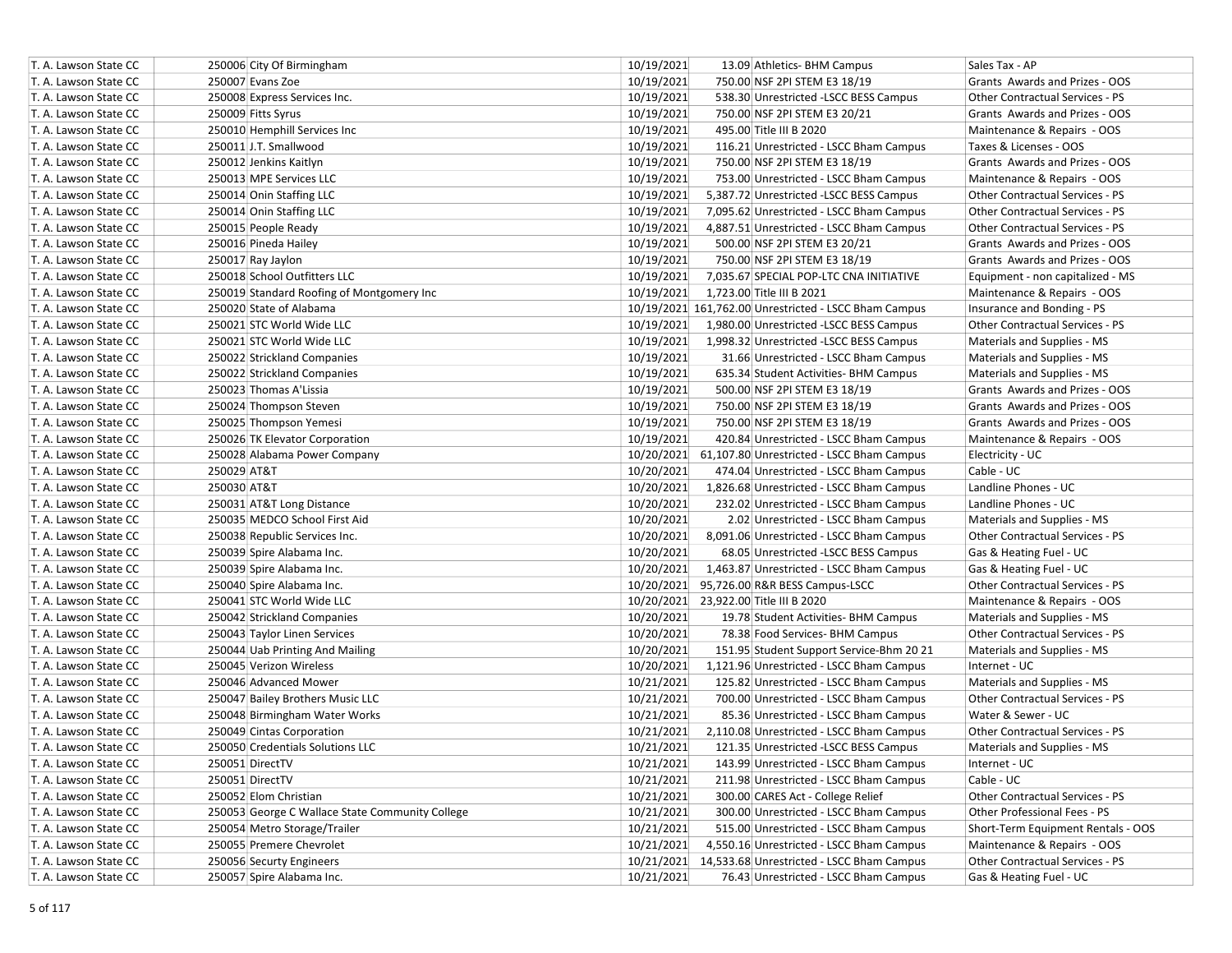| | | | | | |
|---|---|---|---|---|---|
| T. A. Lawson State CC | 250006 City Of Birmingham | 10/19/2021 | 13.09 | Athletics- BHM Campus | Sales Tax - AP |
| T. A. Lawson State CC | 250007 Evans Zoe | 10/19/2021 | 750.00 | NSF 2PI STEM E3 18/19 | Grants Awards and Prizes - OOS |
| T. A. Lawson State CC | 250008 Express Services Inc. | 10/19/2021 | 538.30 | Unrestricted -LSCC BESS Campus | Other Contractual Services - PS |
| T. A. Lawson State CC | 250009 Fitts Syrus | 10/19/2021 | 750.00 | NSF 2PI STEM E3 20/21 | Grants Awards and Prizes - OOS |
| T. A. Lawson State CC | 250010 Hemphill Services Inc | 10/19/2021 | 495.00 | Title III B 2020 | Maintenance & Repairs - OOS |
| T. A. Lawson State CC | 250011 J.T. Smallwood | 10/19/2021 | 116.21 | Unrestricted - LSCC Bham Campus | Taxes & Licenses - OOS |
| T. A. Lawson State CC | 250012 Jenkins Kaitlyn | 10/19/2021 | 750.00 | NSF 2PI STEM E3 18/19 | Grants Awards and Prizes - OOS |
| T. A. Lawson State CC | 250013 MPE Services LLC | 10/19/2021 | 753.00 | Unrestricted - LSCC Bham Campus | Maintenance & Repairs - OOS |
| T. A. Lawson State CC | 250014 Onin Staffing LLC | 10/19/2021 | 5,387.72 | Unrestricted -LSCC BESS Campus | Other Contractual Services - PS |
| T. A. Lawson State CC | 250014 Onin Staffing LLC | 10/19/2021 | 7,095.62 | Unrestricted - LSCC Bham Campus | Other Contractual Services - PS |
| T. A. Lawson State CC | 250015 People Ready | 10/19/2021 | 4,887.51 | Unrestricted - LSCC Bham Campus | Other Contractual Services - PS |
| T. A. Lawson State CC | 250016 Pineda Hailey | 10/19/2021 | 500.00 | NSF 2PI STEM E3 20/21 | Grants Awards and Prizes - OOS |
| T. A. Lawson State CC | 250017 Ray Jaylon | 10/19/2021 | 750.00 | NSF 2PI STEM E3 18/19 | Grants Awards and Prizes - OOS |
| T. A. Lawson State CC | 250018 School Outfitters LLC | 10/19/2021 | 7,035.67 | SPECIAL POP-LTC CNA INITIATIVE | Equipment - non capitalized - MS |
| T. A. Lawson State CC | 250019 Standard Roofing of Montgomery Inc | 10/19/2021 | 1,723.00 | Title III B 2021 | Maintenance & Repairs - OOS |
| T. A. Lawson State CC | 250020 State of Alabama | 10/19/2021 | 161,762.00 | Unrestricted - LSCC Bham Campus | Insurance and Bonding - PS |
| T. A. Lawson State CC | 250021 STC World Wide LLC | 10/19/2021 | 1,980.00 | Unrestricted -LSCC BESS Campus | Other Contractual Services - PS |
| T. A. Lawson State CC | 250021 STC World Wide LLC | 10/19/2021 | 1,998.32 | Unrestricted -LSCC BESS Campus | Materials and Supplies - MS |
| T. A. Lawson State CC | 250022 Strickland Companies | 10/19/2021 | 31.66 | Unrestricted - LSCC Bham Campus | Materials and Supplies - MS |
| T. A. Lawson State CC | 250022 Strickland Companies | 10/19/2021 | 635.34 | Student Activities- BHM Campus | Materials and Supplies - MS |
| T. A. Lawson State CC | 250023 Thomas A'Lissia | 10/19/2021 | 500.00 | NSF 2PI STEM E3 18/19 | Grants Awards and Prizes - OOS |
| T. A. Lawson State CC | 250024 Thompson Steven | 10/19/2021 | 750.00 | NSF 2PI STEM E3 18/19 | Grants Awards and Prizes - OOS |
| T. A. Lawson State CC | 250025 Thompson Yemesi | 10/19/2021 | 750.00 | NSF 2PI STEM E3 18/19 | Grants Awards and Prizes - OOS |
| T. A. Lawson State CC | 250026 TK Elevator Corporation | 10/19/2021 | 420.84 | Unrestricted - LSCC Bham Campus | Maintenance & Repairs - OOS |
| T. A. Lawson State CC | 250028 Alabama Power Company | 10/20/2021 | 61,107.80 | Unrestricted - LSCC Bham Campus | Electricity - UC |
| T. A. Lawson State CC | 250029 AT&T | 10/20/2021 | 474.04 | Unrestricted - LSCC Bham Campus | Cable - UC |
| T. A. Lawson State CC | 250030 AT&T | 10/20/2021 | 1,826.68 | Unrestricted - LSCC Bham Campus | Landline Phones - UC |
| T. A. Lawson State CC | 250031 AT&T Long Distance | 10/20/2021 | 232.02 | Unrestricted - LSCC Bham Campus | Landline Phones - UC |
| T. A. Lawson State CC | 250035 MEDCO School First Aid | 10/20/2021 | 2.02 | Unrestricted - LSCC Bham Campus | Materials and Supplies - MS |
| T. A. Lawson State CC | 250038 Republic Services Inc. | 10/20/2021 | 8,091.06 | Unrestricted - LSCC Bham Campus | Other Contractual Services - PS |
| T. A. Lawson State CC | 250039 Spire Alabama Inc. | 10/20/2021 | 68.05 | Unrestricted -LSCC BESS Campus | Gas & Heating Fuel - UC |
| T. A. Lawson State CC | 250039 Spire Alabama Inc. | 10/20/2021 | 1,463.87 | Unrestricted - LSCC Bham Campus | Gas & Heating Fuel - UC |
| T. A. Lawson State CC | 250040 Spire Alabama Inc. | 10/20/2021 | 95,726.00 | R&R BESS Campus-LSCC | Other Contractual Services - PS |
| T. A. Lawson State CC | 250041 STC World Wide LLC | 10/20/2021 | 23,922.00 | Title III B 2020 | Maintenance & Repairs - OOS |
| T. A. Lawson State CC | 250042 Strickland Companies | 10/20/2021 | 19.78 | Student Activities- BHM Campus | Materials and Supplies - MS |
| T. A. Lawson State CC | 250043 Taylor Linen Services | 10/20/2021 | 78.38 | Food Services- BHM Campus | Other Contractual Services - PS |
| T. A. Lawson State CC | 250044 Uab Printing And Mailing | 10/20/2021 | 151.95 | Student Support Service-Bhm 20 21 | Materials and Supplies - MS |
| T. A. Lawson State CC | 250045 Verizon Wireless | 10/20/2021 | 1,121.96 | Unrestricted - LSCC Bham Campus | Internet - UC |
| T. A. Lawson State CC | 250046 Advanced Mower | 10/21/2021 | 125.82 | Unrestricted - LSCC Bham Campus | Materials and Supplies - MS |
| T. A. Lawson State CC | 250047 Bailey Brothers Music LLC | 10/21/2021 | 700.00 | Unrestricted - LSCC Bham Campus | Other Contractual Services - PS |
| T. A. Lawson State CC | 250048 Birmingham Water Works | 10/21/2021 | 85.36 | Unrestricted - LSCC Bham Campus | Water & Sewer - UC |
| T. A. Lawson State CC | 250049 Cintas Corporation | 10/21/2021 | 2,110.08 | Unrestricted - LSCC Bham Campus | Other Contractual Services - PS |
| T. A. Lawson State CC | 250050 Credentials Solutions LLC | 10/21/2021 | 121.35 | Unrestricted -LSCC BESS Campus | Materials and Supplies - MS |
| T. A. Lawson State CC | 250051 DirectTV | 10/21/2021 | 143.99 | Unrestricted - LSCC Bham Campus | Internet - UC |
| T. A. Lawson State CC | 250051 DirectTV | 10/21/2021 | 211.98 | Unrestricted - LSCC Bham Campus | Cable - UC |
| T. A. Lawson State CC | 250052 Elom Christian | 10/21/2021 | 300.00 | CARES Act - College Relief | Other Contractual Services - PS |
| T. A. Lawson State CC | 250053 George C Wallace State Community College | 10/21/2021 | 300.00 | Unrestricted - LSCC Bham Campus | Other Professional Fees - PS |
| T. A. Lawson State CC | 250054 Metro Storage/Trailer | 10/21/2021 | 515.00 | Unrestricted - LSCC Bham Campus | Short-Term Equipment Rentals - OOS |
| T. A. Lawson State CC | 250055 Premere Chevrolet | 10/21/2021 | 4,550.16 | Unrestricted - LSCC Bham Campus | Maintenance & Repairs - OOS |
| T. A. Lawson State CC | 250056 Securty Engineers | 10/21/2021 | 14,533.68 | Unrestricted - LSCC Bham Campus | Other Contractual Services - PS |
| T. A. Lawson State CC | 250057 Spire Alabama Inc. | 10/21/2021 | 76.43 | Unrestricted - LSCC Bham Campus | Gas & Heating Fuel - UC |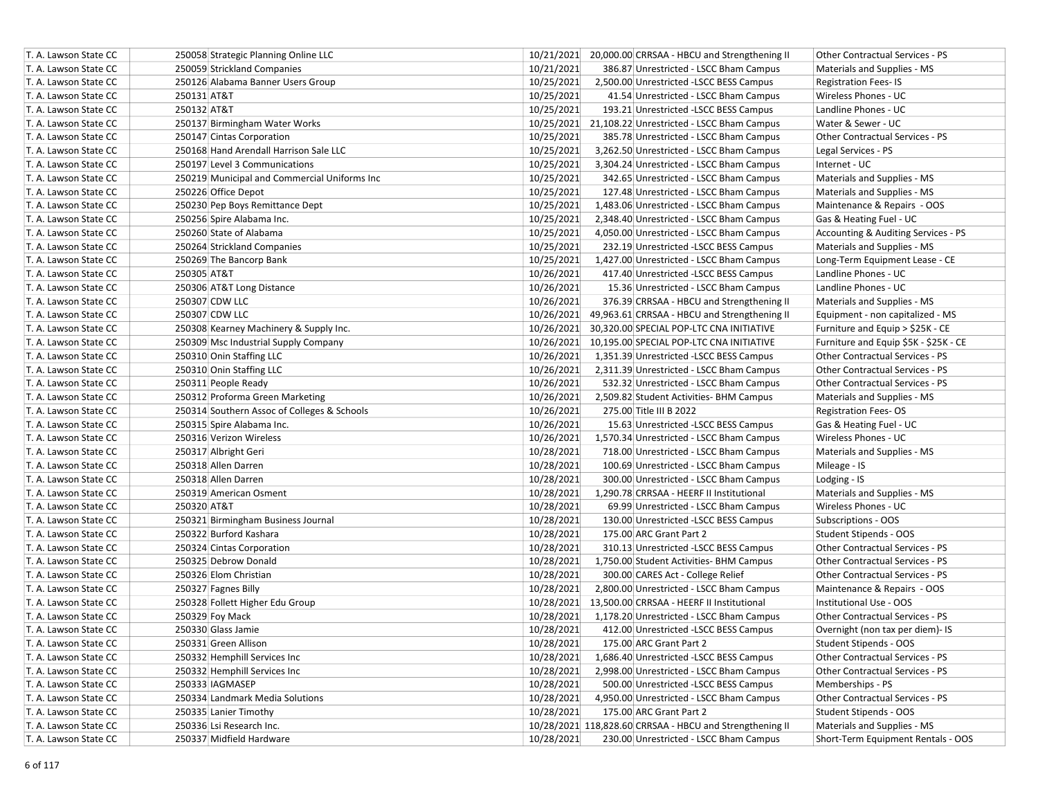| | | | | | | |
|---|---|---|---|---|---|---|
| T. A. Lawson State CC | 250058 | Strategic Planning Online LLC | 10/21/2021 | 20,000.00 | CRRSAA - HBCU and Strengthening II | Other Contractual Services - PS |
| T. A. Lawson State CC | 250059 | Strickland Companies | 10/21/2021 | 386.87 | Unrestricted - LSCC Bham Campus | Materials and Supplies - MS |
| T. A. Lawson State CC | 250126 | Alabama Banner Users Group | 10/25/2021 | 2,500.00 | Unrestricted -LSCC BESS Campus | Registration Fees- IS |
| T. A. Lawson State CC | 250131 | AT&T | 10/25/2021 | 41.54 | Unrestricted - LSCC Bham Campus | Wireless Phones - UC |
| T. A. Lawson State CC | 250132 | AT&T | 10/25/2021 | 193.21 | Unrestricted -LSCC BESS Campus | Landline Phones - UC |
| T. A. Lawson State CC | 250137 | Birmingham Water Works | 10/25/2021 | 21,108.22 | Unrestricted - LSCC Bham Campus | Water & Sewer - UC |
| T. A. Lawson State CC | 250147 | Cintas Corporation | 10/25/2021 | 385.78 | Unrestricted - LSCC Bham Campus | Other Contractual Services - PS |
| T. A. Lawson State CC | 250168 | Hand Arendall Harrison Sale LLC | 10/25/2021 | 3,262.50 | Unrestricted - LSCC Bham Campus | Legal Services - PS |
| T. A. Lawson State CC | 250197 | Level 3 Communications | 10/25/2021 | 3,304.24 | Unrestricted - LSCC Bham Campus | Internet - UC |
| T. A. Lawson State CC | 250219 | Municipal and Commercial Uniforms Inc | 10/25/2021 | 342.65 | Unrestricted - LSCC Bham Campus | Materials and Supplies - MS |
| T. A. Lawson State CC | 250226 | Office Depot | 10/25/2021 | 127.48 | Unrestricted - LSCC Bham Campus | Materials and Supplies - MS |
| T. A. Lawson State CC | 250230 | Pep Boys Remittance Dept | 10/25/2021 | 1,483.06 | Unrestricted - LSCC Bham Campus | Maintenance & Repairs - OOS |
| T. A. Lawson State CC | 250256 | Spire Alabama Inc. | 10/25/2021 | 2,348.40 | Unrestricted - LSCC Bham Campus | Gas & Heating Fuel - UC |
| T. A. Lawson State CC | 250260 | State of Alabama | 10/25/2021 | 4,050.00 | Unrestricted - LSCC Bham Campus | Accounting & Auditing Services - PS |
| T. A. Lawson State CC | 250264 | Strickland Companies | 10/25/2021 | 232.19 | Unrestricted -LSCC BESS Campus | Materials and Supplies - MS |
| T. A. Lawson State CC | 250269 | The Bancorp Bank | 10/25/2021 | 1,427.00 | Unrestricted - LSCC Bham Campus | Long-Term Equipment Lease - CE |
| T. A. Lawson State CC | 250305 | AT&T | 10/26/2021 | 417.40 | Unrestricted -LSCC BESS Campus | Landline Phones - UC |
| T. A. Lawson State CC | 250306 | AT&T Long Distance | 10/26/2021 | 15.36 | Unrestricted - LSCC Bham Campus | Landline Phones - UC |
| T. A. Lawson State CC | 250307 | CDW LLC | 10/26/2021 | 376.39 | CRRSAA - HBCU and Strengthening II | Materials and Supplies - MS |
| T. A. Lawson State CC | 250307 | CDW LLC | 10/26/2021 | 49,963.61 | CRRSAA - HBCU and Strengthening II | Equipment - non capitalized - MS |
| T. A. Lawson State CC | 250308 | Kearney Machinery & Supply Inc. | 10/26/2021 | 30,320.00 | SPECIAL POP-LTC CNA INITIATIVE | Furniture and Equip > $25K - CE |
| T. A. Lawson State CC | 250309 | Msc Industrial Supply Company | 10/26/2021 | 10,195.00 | SPECIAL POP-LTC CNA INITIATIVE | Furniture and Equip $5K - $25K - CE |
| T. A. Lawson State CC | 250310 | Onin Staffing LLC | 10/26/2021 | 1,351.39 | Unrestricted -LSCC BESS Campus | Other Contractual Services - PS |
| T. A. Lawson State CC | 250310 | Onin Staffing LLC | 10/26/2021 | 2,311.39 | Unrestricted - LSCC Bham Campus | Other Contractual Services - PS |
| T. A. Lawson State CC | 250311 | People Ready | 10/26/2021 | 532.32 | Unrestricted - LSCC Bham Campus | Other Contractual Services - PS |
| T. A. Lawson State CC | 250312 | Proforma Green Marketing | 10/26/2021 | 2,509.82 | Student Activities- BHM Campus | Materials and Supplies - MS |
| T. A. Lawson State CC | 250314 | Southern Assoc of Colleges & Schools | 10/26/2021 | 275.00 | Title III B 2022 | Registration Fees- OS |
| T. A. Lawson State CC | 250315 | Spire Alabama Inc. | 10/26/2021 | 15.63 | Unrestricted -LSCC BESS Campus | Gas & Heating Fuel - UC |
| T. A. Lawson State CC | 250316 | Verizon Wireless | 10/26/2021 | 1,570.34 | Unrestricted - LSCC Bham Campus | Wireless Phones - UC |
| T. A. Lawson State CC | 250317 | Albright Geri | 10/28/2021 | 718.00 | Unrestricted - LSCC Bham Campus | Materials and Supplies - MS |
| T. A. Lawson State CC | 250318 | Allen Darren | 10/28/2021 | 100.69 | Unrestricted - LSCC Bham Campus | Mileage - IS |
| T. A. Lawson State CC | 250318 | Allen Darren | 10/28/2021 | 300.00 | Unrestricted - LSCC Bham Campus | Lodging - IS |
| T. A. Lawson State CC | 250319 | American Osment | 10/28/2021 | 1,290.78 | CRRSAA - HEERF II Institutional | Materials and Supplies - MS |
| T. A. Lawson State CC | 250320 | AT&T | 10/28/2021 | 69.99 | Unrestricted - LSCC Bham Campus | Wireless Phones - UC |
| T. A. Lawson State CC | 250321 | Birmingham Business Journal | 10/28/2021 | 130.00 | Unrestricted -LSCC BESS Campus | Subscriptions - OOS |
| T. A. Lawson State CC | 250322 | Burford Kashara | 10/28/2021 | 175.00 | ARC Grant Part 2 | Student Stipends - OOS |
| T. A. Lawson State CC | 250324 | Cintas Corporation | 10/28/2021 | 310.13 | Unrestricted -LSCC BESS Campus | Other Contractual Services - PS |
| T. A. Lawson State CC | 250325 | Debrow Donald | 10/28/2021 | 1,750.00 | Student Activities- BHM Campus | Other Contractual Services - PS |
| T. A. Lawson State CC | 250326 | Elom Christian | 10/28/2021 | 300.00 | CARES Act - College Relief | Other Contractual Services - PS |
| T. A. Lawson State CC | 250327 | Fagnes Billy | 10/28/2021 | 2,800.00 | Unrestricted - LSCC Bham Campus | Maintenance & Repairs - OOS |
| T. A. Lawson State CC | 250328 | Follett Higher Edu Group | 10/28/2021 | 13,500.00 | CRRSAA - HEERF II Institutional | Institutional Use - OOS |
| T. A. Lawson State CC | 250329 | Foy Mack | 10/28/2021 | 1,178.20 | Unrestricted - LSCC Bham Campus | Other Contractual Services - PS |
| T. A. Lawson State CC | 250330 | Glass Jamie | 10/28/2021 | 412.00 | Unrestricted -LSCC BESS Campus | Overnight (non tax per diem)- IS |
| T. A. Lawson State CC | 250331 | Green Allison | 10/28/2021 | 175.00 | ARC Grant Part 2 | Student Stipends - OOS |
| T. A. Lawson State CC | 250332 | Hemphill Services Inc | 10/28/2021 | 1,686.40 | Unrestricted -LSCC BESS Campus | Other Contractual Services - PS |
| T. A. Lawson State CC | 250332 | Hemphill Services Inc | 10/28/2021 | 2,998.00 | Unrestricted - LSCC Bham Campus | Other Contractual Services - PS |
| T. A. Lawson State CC | 250333 | IAGMASEP | 10/28/2021 | 500.00 | Unrestricted -LSCC BESS Campus | Memberships - PS |
| T. A. Lawson State CC | 250334 | Landmark Media Solutions | 10/28/2021 | 4,950.00 | Unrestricted - LSCC Bham Campus | Other Contractual Services - PS |
| T. A. Lawson State CC | 250335 | Lanier Timothy | 10/28/2021 | 175.00 | ARC Grant Part 2 | Student Stipends - OOS |
| T. A. Lawson State CC | 250336 | Lsi Research Inc. | 10/28/2021 | 118,828.60 | CRRSAA - HBCU and Strengthening II | Materials and Supplies - MS |
| T. A. Lawson State CC | 250337 | Midfield Hardware | 10/28/2021 | 230.00 | Unrestricted - LSCC Bham Campus | Short-Term Equipment Rentals - OOS |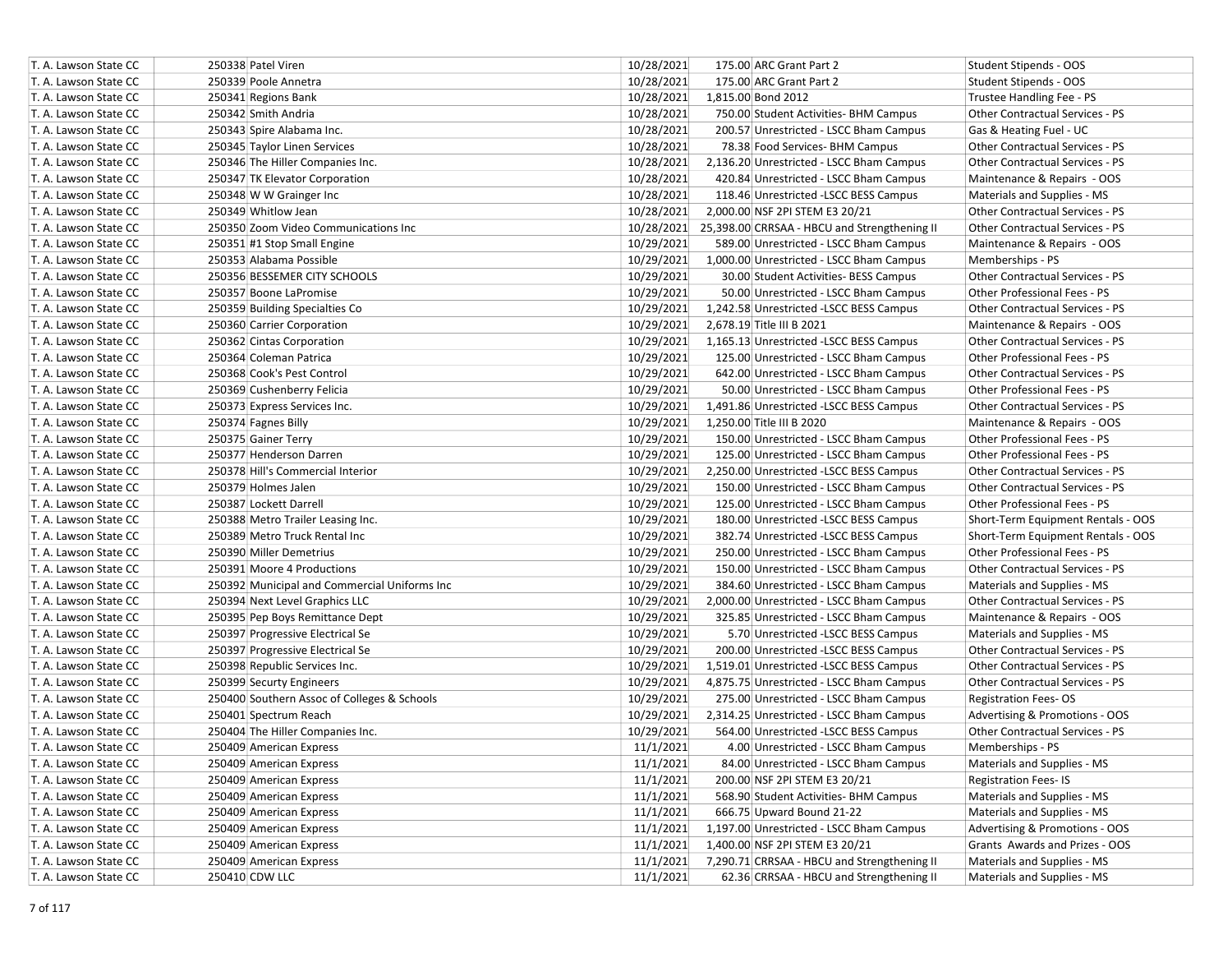| | | | | | |
|---|---|---|---|---|---|
| T. A. Lawson State CC | 250338 Patel Viren | 10/28/2021 | 175.00 | ARC Grant Part 2 | Student Stipends - OOS |
| T. A. Lawson State CC | 250339 Poole Annetra | 10/28/2021 | 175.00 | ARC Grant Part 2 | Student Stipends - OOS |
| T. A. Lawson State CC | 250341 Regions Bank | 10/28/2021 | 1,815.00 | Bond 2012 | Trustee Handling Fee - PS |
| T. A. Lawson State CC | 250342 Smith Andria | 10/28/2021 | 750.00 | Student Activities- BHM Campus | Other Contractual Services - PS |
| T. A. Lawson State CC | 250343 Spire Alabama Inc. | 10/28/2021 | 200.57 | Unrestricted - LSCC Bham Campus | Gas & Heating Fuel - UC |
| T. A. Lawson State CC | 250345 Taylor Linen Services | 10/28/2021 | 78.38 | Food Services- BHM Campus | Other Contractual Services - PS |
| T. A. Lawson State CC | 250346 The Hiller Companies Inc. | 10/28/2021 | 2,136.20 | Unrestricted - LSCC Bham Campus | Other Contractual Services - PS |
| T. A. Lawson State CC | 250347 TK Elevator Corporation | 10/28/2021 | 420.84 | Unrestricted - LSCC Bham Campus | Maintenance & Repairs - OOS |
| T. A. Lawson State CC | 250348 W W Grainger Inc | 10/28/2021 | 118.46 | Unrestricted -LSCC BESS Campus | Materials and Supplies - MS |
| T. A. Lawson State CC | 250349 Whitlow Jean | 10/28/2021 | 2,000.00 | NSF 2PI STEM E3 20/21 | Other Contractual Services - PS |
| T. A. Lawson State CC | 250350 Zoom Video Communications Inc | 10/28/2021 | 25,398.00 | CRRSAA - HBCU and Strengthening II | Other Contractual Services - PS |
| T. A. Lawson State CC | 250351 #1 Stop Small Engine | 10/29/2021 | 589.00 | Unrestricted - LSCC Bham Campus | Maintenance & Repairs - OOS |
| T. A. Lawson State CC | 250353 Alabama Possible | 10/29/2021 | 1,000.00 | Unrestricted - LSCC Bham Campus | Memberships - PS |
| T. A. Lawson State CC | 250356 BESSEMER CITY SCHOOLS | 10/29/2021 | 30.00 | Student Activities- BESS Campus | Other Contractual Services - PS |
| T. A. Lawson State CC | 250357 Boone LaPromise | 10/29/2021 | 50.00 | Unrestricted - LSCC Bham Campus | Other Professional Fees - PS |
| T. A. Lawson State CC | 250359 Building Specialties Co | 10/29/2021 | 1,242.58 | Unrestricted -LSCC BESS Campus | Other Contractual Services - PS |
| T. A. Lawson State CC | 250360 Carrier Corporation | 10/29/2021 | 2,678.19 | Title III B 2021 | Maintenance & Repairs - OOS |
| T. A. Lawson State CC | 250362 Cintas Corporation | 10/29/2021 | 1,165.13 | Unrestricted -LSCC BESS Campus | Other Contractual Services - PS |
| T. A. Lawson State CC | 250364 Coleman Patrica | 10/29/2021 | 125.00 | Unrestricted - LSCC Bham Campus | Other Professional Fees - PS |
| T. A. Lawson State CC | 250368 Cook's Pest Control | 10/29/2021 | 642.00 | Unrestricted - LSCC Bham Campus | Other Contractual Services - PS |
| T. A. Lawson State CC | 250369 Cushenberry Felicia | 10/29/2021 | 50.00 | Unrestricted - LSCC Bham Campus | Other Professional Fees - PS |
| T. A. Lawson State CC | 250373 Express Services Inc. | 10/29/2021 | 1,491.86 | Unrestricted -LSCC BESS Campus | Other Contractual Services - PS |
| T. A. Lawson State CC | 250374 Fagnes Billy | 10/29/2021 | 1,250.00 | Title III B 2020 | Maintenance & Repairs - OOS |
| T. A. Lawson State CC | 250375 Gainer Terry | 10/29/2021 | 150.00 | Unrestricted - LSCC Bham Campus | Other Professional Fees - PS |
| T. A. Lawson State CC | 250377 Henderson Darren | 10/29/2021 | 125.00 | Unrestricted - LSCC Bham Campus | Other Professional Fees - PS |
| T. A. Lawson State CC | 250378 Hill's Commercial Interior | 10/29/2021 | 2,250.00 | Unrestricted -LSCC BESS Campus | Other Contractual Services - PS |
| T. A. Lawson State CC | 250379 Holmes Jalen | 10/29/2021 | 150.00 | Unrestricted - LSCC Bham Campus | Other Contractual Services - PS |
| T. A. Lawson State CC | 250387 Lockett Darrell | 10/29/2021 | 125.00 | Unrestricted - LSCC Bham Campus | Other Professional Fees - PS |
| T. A. Lawson State CC | 250388 Metro Trailer Leasing Inc. | 10/29/2021 | 180.00 | Unrestricted -LSCC BESS Campus | Short-Term Equipment Rentals - OOS |
| T. A. Lawson State CC | 250389 Metro Truck Rental Inc | 10/29/2021 | 382.74 | Unrestricted -LSCC BESS Campus | Short-Term Equipment Rentals - OOS |
| T. A. Lawson State CC | 250390 Miller Demetrius | 10/29/2021 | 250.00 | Unrestricted - LSCC Bham Campus | Other Professional Fees - PS |
| T. A. Lawson State CC | 250391 Moore 4 Productions | 10/29/2021 | 150.00 | Unrestricted - LSCC Bham Campus | Other Contractual Services - PS |
| T. A. Lawson State CC | 250392 Municipal and Commercial Uniforms Inc | 10/29/2021 | 384.60 | Unrestricted - LSCC Bham Campus | Materials and Supplies - MS |
| T. A. Lawson State CC | 250394 Next Level Graphics LLC | 10/29/2021 | 2,000.00 | Unrestricted - LSCC Bham Campus | Other Contractual Services - PS |
| T. A. Lawson State CC | 250395 Pep Boys Remittance Dept | 10/29/2021 | 325.85 | Unrestricted - LSCC Bham Campus | Maintenance & Repairs - OOS |
| T. A. Lawson State CC | 250397 Progressive Electrical Se | 10/29/2021 | 5.70 | Unrestricted -LSCC BESS Campus | Materials and Supplies - MS |
| T. A. Lawson State CC | 250397 Progressive Electrical Se | 10/29/2021 | 200.00 | Unrestricted -LSCC BESS Campus | Other Contractual Services - PS |
| T. A. Lawson State CC | 250398 Republic Services Inc. | 10/29/2021 | 1,519.01 | Unrestricted -LSCC BESS Campus | Other Contractual Services - PS |
| T. A. Lawson State CC | 250399 Securty Engineers | 10/29/2021 | 4,875.75 | Unrestricted - LSCC Bham Campus | Other Contractual Services - PS |
| T. A. Lawson State CC | 250400 Southern Assoc of Colleges & Schools | 10/29/2021 | 275.00 | Unrestricted - LSCC Bham Campus | Registration Fees- OS |
| T. A. Lawson State CC | 250401 Spectrum Reach | 10/29/2021 | 2,314.25 | Unrestricted - LSCC Bham Campus | Advertising & Promotions - OOS |
| T. A. Lawson State CC | 250404 The Hiller Companies Inc. | 10/29/2021 | 564.00 | Unrestricted -LSCC BESS Campus | Other Contractual Services - PS |
| T. A. Lawson State CC | 250409 American Express | 11/1/2021 | 4.00 | Unrestricted - LSCC Bham Campus | Memberships - PS |
| T. A. Lawson State CC | 250409 American Express | 11/1/2021 | 84.00 | Unrestricted - LSCC Bham Campus | Materials and Supplies - MS |
| T. A. Lawson State CC | 250409 American Express | 11/1/2021 | 200.00 | NSF 2PI STEM E3 20/21 | Registration Fees- IS |
| T. A. Lawson State CC | 250409 American Express | 11/1/2021 | 568.90 | Student Activities- BHM Campus | Materials and Supplies - MS |
| T. A. Lawson State CC | 250409 American Express | 11/1/2021 | 666.75 | Upward Bound 21-22 | Materials and Supplies - MS |
| T. A. Lawson State CC | 250409 American Express | 11/1/2021 | 1,197.00 | Unrestricted - LSCC Bham Campus | Advertising & Promotions - OOS |
| T. A. Lawson State CC | 250409 American Express | 11/1/2021 | 1,400.00 | NSF 2PI STEM E3 20/21 | Grants Awards and Prizes - OOS |
| T. A. Lawson State CC | 250409 American Express | 11/1/2021 | 7,290.71 | CRRSAA - HBCU and Strengthening II | Materials and Supplies - MS |
| T. A. Lawson State CC | 250410 CDW LLC | 11/1/2021 | 62.36 | CRRSAA - HBCU and Strengthening II | Materials and Supplies - MS |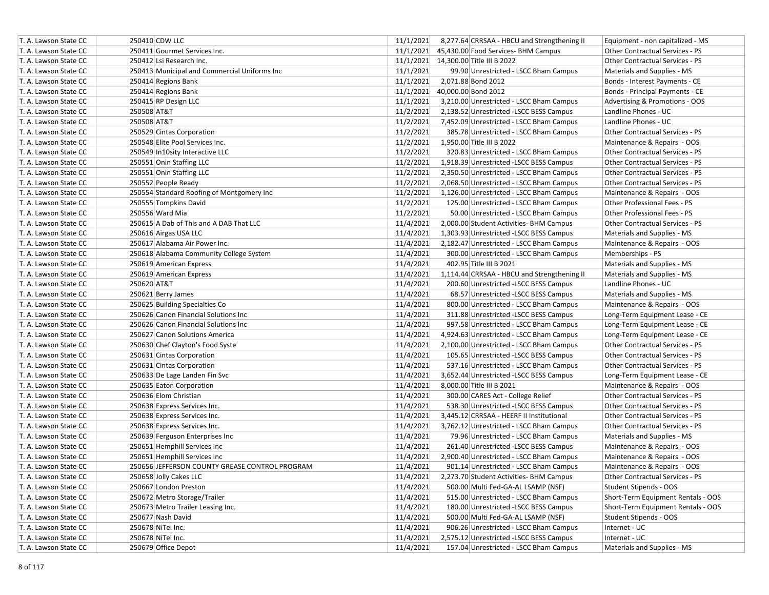| | | | | | | |
|---|---|---|---|---|---|---|
| T. A. Lawson State CC | 250410 | CDW LLC | 11/1/2021 | 8,277.64 | CRRSAA - HBCU and Strengthening II | Equipment - non capitalized - MS |
| T. A. Lawson State CC | 250411 | Gourmet Services Inc. | 11/1/2021 | 45,430.00 | Food Services- BHM Campus | Other Contractual Services - PS |
| T. A. Lawson State CC | 250412 | Lsi Research Inc. | 11/1/2021 | 14,300.00 | Title III B 2022 | Other Contractual Services - PS |
| T. A. Lawson State CC | 250413 | Municipal and Commercial Uniforms Inc | 11/1/2021 | 99.90 | Unrestricted - LSCC Bham Campus | Materials and Supplies - MS |
| T. A. Lawson State CC | 250414 | Regions Bank | 11/1/2021 | 2,071.88 | Bond 2012 | Bonds - Interest Payments - CE |
| T. A. Lawson State CC | 250414 | Regions Bank | 11/1/2021 | 40,000.00 | Bond 2012 | Bonds - Principal Payments - CE |
| T. A. Lawson State CC | 250415 | RP Design LLC | 11/1/2021 | 3,210.00 | Unrestricted - LSCC Bham Campus | Advertising & Promotions - OOS |
| T. A. Lawson State CC | 250508 | AT&T | 11/2/2021 | 2,138.52 | Unrestricted -LSCC BESS Campus | Landline Phones - UC |
| T. A. Lawson State CC | 250508 | AT&T | 11/2/2021 | 7,452.09 | Unrestricted - LSCC Bham Campus | Landline Phones - UC |
| T. A. Lawson State CC | 250529 | Cintas Corporation | 11/2/2021 | 385.78 | Unrestricted - LSCC Bham Campus | Other Contractual Services - PS |
| T. A. Lawson State CC | 250548 | Elite Pool Services Inc. | 11/2/2021 | 1,950.00 | Title III B 2022 | Maintenance & Repairs - OOS |
| T. A. Lawson State CC | 250549 | In10sity Interactive LLC | 11/2/2021 | 320.83 | Unrestricted - LSCC Bham Campus | Other Contractual Services - PS |
| T. A. Lawson State CC | 250551 | Onin Staffing LLC | 11/2/2021 | 1,918.39 | Unrestricted -LSCC BESS Campus | Other Contractual Services - PS |
| T. A. Lawson State CC | 250551 | Onin Staffing LLC | 11/2/2021 | 2,350.50 | Unrestricted - LSCC Bham Campus | Other Contractual Services - PS |
| T. A. Lawson State CC | 250552 | People Ready | 11/2/2021 | 2,068.50 | Unrestricted - LSCC Bham Campus | Other Contractual Services - PS |
| T. A. Lawson State CC | 250554 | Standard Roofing of Montgomery Inc | 11/2/2021 | 1,126.00 | Unrestricted - LSCC Bham Campus | Maintenance & Repairs - OOS |
| T. A. Lawson State CC | 250555 | Tompkins David | 11/2/2021 | 125.00 | Unrestricted - LSCC Bham Campus | Other Professional Fees - PS |
| T. A. Lawson State CC | 250556 | Ward Mia | 11/2/2021 | 50.00 | Unrestricted - LSCC Bham Campus | Other Professional Fees - PS |
| T. A. Lawson State CC | 250615 | A Dab of This and A DAB That LLC | 11/4/2021 | 2,000.00 | Student Activities- BHM Campus | Other Contractual Services - PS |
| T. A. Lawson State CC | 250616 | Airgas USA LLC | 11/4/2021 | 1,303.93 | Unrestricted -LSCC BESS Campus | Materials and Supplies - MS |
| T. A. Lawson State CC | 250617 | Alabama Air Power Inc. | 11/4/2021 | 2,182.47 | Unrestricted - LSCC Bham Campus | Maintenance & Repairs - OOS |
| T. A. Lawson State CC | 250618 | Alabama Community College System | 11/4/2021 | 300.00 | Unrestricted - LSCC Bham Campus | Memberships - PS |
| T. A. Lawson State CC | 250619 | American Express | 11/4/2021 | 402.95 | Title III B 2021 | Materials and Supplies - MS |
| T. A. Lawson State CC | 250619 | American Express | 11/4/2021 | 1,114.44 | CRRSAA - HBCU and Strengthening II | Materials and Supplies - MS |
| T. A. Lawson State CC | 250620 | AT&T | 11/4/2021 | 200.60 | Unrestricted -LSCC BESS Campus | Landline Phones - UC |
| T. A. Lawson State CC | 250621 | Berry James | 11/4/2021 | 68.57 | Unrestricted -LSCC BESS Campus | Materials and Supplies - MS |
| T. A. Lawson State CC | 250625 | Building Specialties Co | 11/4/2021 | 800.00 | Unrestricted - LSCC Bham Campus | Maintenance & Repairs - OOS |
| T. A. Lawson State CC | 250626 | Canon Financial Solutions Inc | 11/4/2021 | 311.88 | Unrestricted -LSCC BESS Campus | Long-Term Equipment Lease - CE |
| T. A. Lawson State CC | 250626 | Canon Financial Solutions Inc | 11/4/2021 | 997.58 | Unrestricted - LSCC Bham Campus | Long-Term Equipment Lease - CE |
| T. A. Lawson State CC | 250627 | Canon Solutions America | 11/4/2021 | 4,924.63 | Unrestricted - LSCC Bham Campus | Long-Term Equipment Lease - CE |
| T. A. Lawson State CC | 250630 | Chef Clayton's Food Syste | 11/4/2021 | 2,100.00 | Unrestricted - LSCC Bham Campus | Other Contractual Services - PS |
| T. A. Lawson State CC | 250631 | Cintas Corporation | 11/4/2021 | 105.65 | Unrestricted -LSCC BESS Campus | Other Contractual Services - PS |
| T. A. Lawson State CC | 250631 | Cintas Corporation | 11/4/2021 | 537.16 | Unrestricted - LSCC Bham Campus | Other Contractual Services - PS |
| T. A. Lawson State CC | 250633 | De Lage Landen Fin Svc | 11/4/2021 | 3,652.44 | Unrestricted -LSCC BESS Campus | Long-Term Equipment Lease - CE |
| T. A. Lawson State CC | 250635 | Eaton Corporation | 11/4/2021 | 8,000.00 | Title III B 2021 | Maintenance & Repairs - OOS |
| T. A. Lawson State CC | 250636 | Elom Christian | 11/4/2021 | 300.00 | CARES Act - College Relief | Other Contractual Services - PS |
| T. A. Lawson State CC | 250638 | Express Services Inc. | 11/4/2021 | 538.30 | Unrestricted -LSCC BESS Campus | Other Contractual Services - PS |
| T. A. Lawson State CC | 250638 | Express Services Inc. | 11/4/2021 | 3,445.12 | CRRSAA - HEERF II Institutional | Other Contractual Services - PS |
| T. A. Lawson State CC | 250638 | Express Services Inc. | 11/4/2021 | 3,762.12 | Unrestricted - LSCC Bham Campus | Other Contractual Services - PS |
| T. A. Lawson State CC | 250639 | Ferguson Enterprises Inc | 11/4/2021 | 79.96 | Unrestricted - LSCC Bham Campus | Materials and Supplies - MS |
| T. A. Lawson State CC | 250651 | Hemphill Services Inc | 11/4/2021 | 261.40 | Unrestricted -LSCC BESS Campus | Maintenance & Repairs - OOS |
| T. A. Lawson State CC | 250651 | Hemphill Services Inc | 11/4/2021 | 2,900.40 | Unrestricted - LSCC Bham Campus | Maintenance & Repairs - OOS |
| T. A. Lawson State CC | 250656 | JEFFERSON COUNTY GREASE CONTROL PROGRAM | 11/4/2021 | 901.14 | Unrestricted - LSCC Bham Campus | Maintenance & Repairs - OOS |
| T. A. Lawson State CC | 250658 | Jolly Cakes LLC | 11/4/2021 | 2,273.70 | Student Activities- BHM Campus | Other Contractual Services - PS |
| T. A. Lawson State CC | 250667 | London Preston | 11/4/2021 | 500.00 | Multi Fed-GA-AL LSAMP (NSF) | Student Stipends - OOS |
| T. A. Lawson State CC | 250672 | Metro Storage/Trailer | 11/4/2021 | 515.00 | Unrestricted - LSCC Bham Campus | Short-Term Equipment Rentals - OOS |
| T. A. Lawson State CC | 250673 | Metro Trailer Leasing Inc. | 11/4/2021 | 180.00 | Unrestricted -LSCC BESS Campus | Short-Term Equipment Rentals - OOS |
| T. A. Lawson State CC | 250677 | Nash David | 11/4/2021 | 500.00 | Multi Fed-GA-AL LSAMP (NSF) | Student Stipends - OOS |
| T. A. Lawson State CC | 250678 | NiTel Inc. | 11/4/2021 | 906.26 | Unrestricted - LSCC Bham Campus | Internet - UC |
| T. A. Lawson State CC | 250678 | NiTel Inc. | 11/4/2021 | 2,575.12 | Unrestricted -LSCC BESS Campus | Internet - UC |
| T. A. Lawson State CC | 250679 | Office Depot | 11/4/2021 | 157.04 | Unrestricted - LSCC Bham Campus | Materials and Supplies - MS |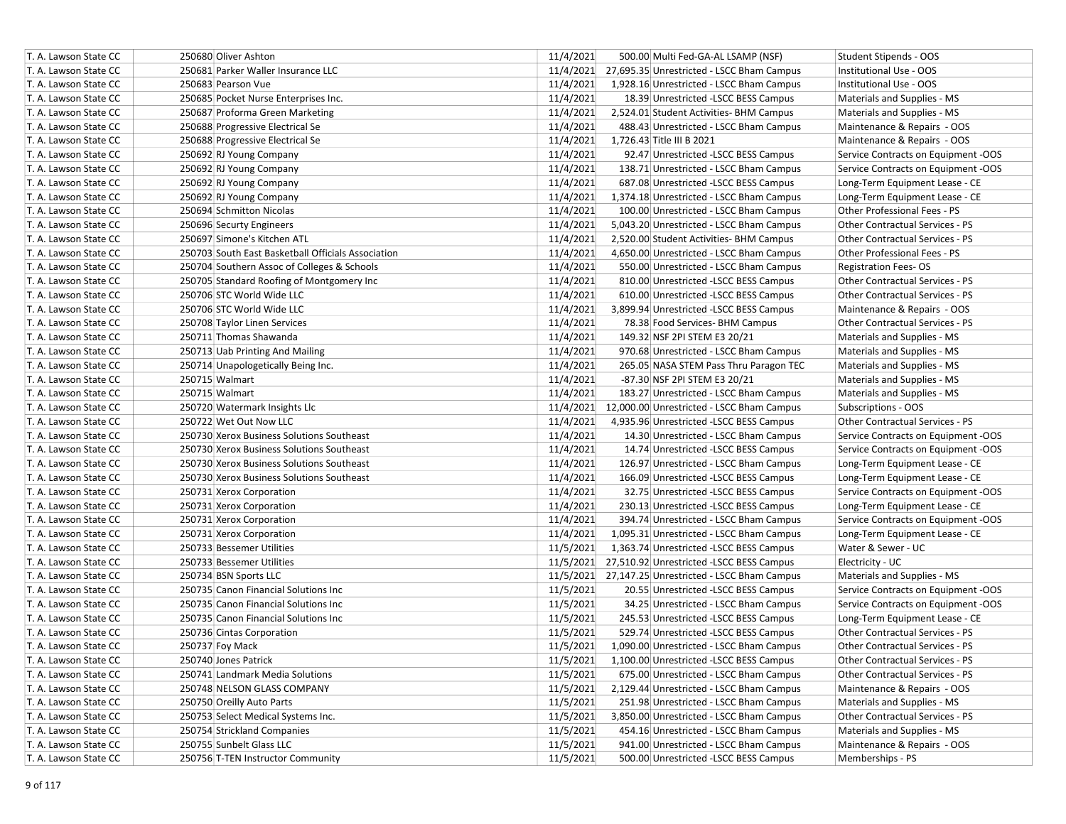| T. A. Lawson State CC | 250680 | Oliver Ashton | 11/4/2021 | 500.00 | Multi Fed-GA-AL LSAMP (NSF) | Student Stipends - OOS |
|---|---|---|---|---|---|---|
| T. A. Lawson State CC | 250681 | Parker Waller Insurance LLC | 11/4/2021 | 27,695.35 | Unrestricted - LSCC Bham Campus | Institutional Use - OOS |
| T. A. Lawson State CC | 250683 | Pearson Vue | 11/4/2021 | 1,928.16 | Unrestricted - LSCC Bham Campus | Institutional Use - OOS |
| T. A. Lawson State CC | 250685 | Pocket Nurse Enterprises Inc. | 11/4/2021 | 18.39 | Unrestricted -LSCC BESS Campus | Materials and Supplies - MS |
| T. A. Lawson State CC | 250687 | Proforma Green Marketing | 11/4/2021 | 2,524.01 | Student Activities- BHM Campus | Materials and Supplies - MS |
| T. A. Lawson State CC | 250688 | Progressive Electrical Se | 11/4/2021 | 488.43 | Unrestricted - LSCC Bham Campus | Maintenance & Repairs - OOS |
| T. A. Lawson State CC | 250688 | Progressive Electrical Se | 11/4/2021 | 1,726.43 | Title III B 2021 | Maintenance & Repairs - OOS |
| T. A. Lawson State CC | 250692 | RJ Young Company | 11/4/2021 | 92.47 | Unrestricted -LSCC BESS Campus | Service Contracts on Equipment -OOS |
| T. A. Lawson State CC | 250692 | RJ Young Company | 11/4/2021 | 138.71 | Unrestricted - LSCC Bham Campus | Service Contracts on Equipment -OOS |
| T. A. Lawson State CC | 250692 | RJ Young Company | 11/4/2021 | 687.08 | Unrestricted -LSCC BESS Campus | Long-Term Equipment Lease - CE |
| T. A. Lawson State CC | 250692 | RJ Young Company | 11/4/2021 | 1,374.18 | Unrestricted - LSCC Bham Campus | Long-Term Equipment Lease - CE |
| T. A. Lawson State CC | 250694 | Schmitton Nicolas | 11/4/2021 | 100.00 | Unrestricted - LSCC Bham Campus | Other Professional Fees - PS |
| T. A. Lawson State CC | 250696 | Securty Engineers | 11/4/2021 | 5,043.20 | Unrestricted - LSCC Bham Campus | Other Contractual Services - PS |
| T. A. Lawson State CC | 250697 | Simone's Kitchen ATL | 11/4/2021 | 2,520.00 | Student Activities- BHM Campus | Other Contractual Services - PS |
| T. A. Lawson State CC | 250703 | South East Basketball Officials Association | 11/4/2021 | 4,650.00 | Unrestricted - LSCC Bham Campus | Other Professional Fees - PS |
| T. A. Lawson State CC | 250704 | Southern Assoc of Colleges & Schools | 11/4/2021 | 550.00 | Unrestricted - LSCC Bham Campus | Registration Fees- OS |
| T. A. Lawson State CC | 250705 | Standard Roofing of Montgomery Inc | 11/4/2021 | 810.00 | Unrestricted -LSCC BESS Campus | Other Contractual Services - PS |
| T. A. Lawson State CC | 250706 | STC World Wide LLC | 11/4/2021 | 610.00 | Unrestricted -LSCC BESS Campus | Other Contractual Services - PS |
| T. A. Lawson State CC | 250706 | STC World Wide LLC | 11/4/2021 | 3,899.94 | Unrestricted -LSCC BESS Campus | Maintenance & Repairs - OOS |
| T. A. Lawson State CC | 250708 | Taylor Linen Services | 11/4/2021 | 78.38 | Food Services- BHM Campus | Other Contractual Services - PS |
| T. A. Lawson State CC | 250711 | Thomas Shawanda | 11/4/2021 | 149.32 | NSF 2PI STEM E3 20/21 | Materials and Supplies - MS |
| T. A. Lawson State CC | 250713 | Uab Printing And Mailing | 11/4/2021 | 970.68 | Unrestricted - LSCC Bham Campus | Materials and Supplies - MS |
| T. A. Lawson State CC | 250714 | Unapologetically Being Inc. | 11/4/2021 | 265.05 | NASA STEM Pass Thru Paragon TEC | Materials and Supplies - MS |
| T. A. Lawson State CC | 250715 | Walmart | 11/4/2021 | -87.30 | NSF 2PI STEM E3 20/21 | Materials and Supplies - MS |
| T. A. Lawson State CC | 250715 | Walmart | 11/4/2021 | 183.27 | Unrestricted - LSCC Bham Campus | Materials and Supplies - MS |
| T. A. Lawson State CC | 250720 | Watermark Insights Llc | 11/4/2021 | 12,000.00 | Unrestricted - LSCC Bham Campus | Subscriptions - OOS |
| T. A. Lawson State CC | 250722 | Wet Out Now LLC | 11/4/2021 | 4,935.96 | Unrestricted -LSCC BESS Campus | Other Contractual Services - PS |
| T. A. Lawson State CC | 250730 | Xerox Business Solutions Southeast | 11/4/2021 | 14.30 | Unrestricted - LSCC Bham Campus | Service Contracts on Equipment -OOS |
| T. A. Lawson State CC | 250730 | Xerox Business Solutions Southeast | 11/4/2021 | 14.74 | Unrestricted -LSCC BESS Campus | Service Contracts on Equipment -OOS |
| T. A. Lawson State CC | 250730 | Xerox Business Solutions Southeast | 11/4/2021 | 126.97 | Unrestricted - LSCC Bham Campus | Long-Term Equipment Lease - CE |
| T. A. Lawson State CC | 250730 | Xerox Business Solutions Southeast | 11/4/2021 | 166.09 | Unrestricted -LSCC BESS Campus | Long-Term Equipment Lease - CE |
| T. A. Lawson State CC | 250731 | Xerox Corporation | 11/4/2021 | 32.75 | Unrestricted -LSCC BESS Campus | Service Contracts on Equipment -OOS |
| T. A. Lawson State CC | 250731 | Xerox Corporation | 11/4/2021 | 230.13 | Unrestricted -LSCC BESS Campus | Long-Term Equipment Lease - CE |
| T. A. Lawson State CC | 250731 | Xerox Corporation | 11/4/2021 | 394.74 | Unrestricted - LSCC Bham Campus | Service Contracts on Equipment -OOS |
| T. A. Lawson State CC | 250731 | Xerox Corporation | 11/4/2021 | 1,095.31 | Unrestricted - LSCC Bham Campus | Long-Term Equipment Lease - CE |
| T. A. Lawson State CC | 250733 | Bessemer Utilities | 11/5/2021 | 1,363.74 | Unrestricted -LSCC BESS Campus | Water & Sewer - UC |
| T. A. Lawson State CC | 250733 | Bessemer Utilities | 11/5/2021 | 27,510.92 | Unrestricted -LSCC BESS Campus | Electricity - UC |
| T. A. Lawson State CC | 250734 | BSN Sports LLC | 11/5/2021 | 27,147.25 | Unrestricted - LSCC Bham Campus | Materials and Supplies - MS |
| T. A. Lawson State CC | 250735 | Canon Financial Solutions Inc | 11/5/2021 | 20.55 | Unrestricted -LSCC BESS Campus | Service Contracts on Equipment -OOS |
| T. A. Lawson State CC | 250735 | Canon Financial Solutions Inc | 11/5/2021 | 34.25 | Unrestricted - LSCC Bham Campus | Service Contracts on Equipment -OOS |
| T. A. Lawson State CC | 250735 | Canon Financial Solutions Inc | 11/5/2021 | 245.53 | Unrestricted -LSCC BESS Campus | Long-Term Equipment Lease - CE |
| T. A. Lawson State CC | 250736 | Cintas Corporation | 11/5/2021 | 529.74 | Unrestricted -LSCC BESS Campus | Other Contractual Services - PS |
| T. A. Lawson State CC | 250737 | Foy Mack | 11/5/2021 | 1,090.00 | Unrestricted - LSCC Bham Campus | Other Contractual Services - PS |
| T. A. Lawson State CC | 250740 | Jones Patrick | 11/5/2021 | 1,100.00 | Unrestricted -LSCC BESS Campus | Other Contractual Services - PS |
| T. A. Lawson State CC | 250741 | Landmark Media Solutions | 11/5/2021 | 675.00 | Unrestricted - LSCC Bham Campus | Other Contractual Services - PS |
| T. A. Lawson State CC | 250748 | NELSON GLASS COMPANY | 11/5/2021 | 2,129.44 | Unrestricted - LSCC Bham Campus | Maintenance & Repairs - OOS |
| T. A. Lawson State CC | 250750 | Oreilly Auto Parts | 11/5/2021 | 251.98 | Unrestricted - LSCC Bham Campus | Materials and Supplies - MS |
| T. A. Lawson State CC | 250753 | Select Medical Systems Inc. | 11/5/2021 | 3,850.00 | Unrestricted - LSCC Bham Campus | Other Contractual Services - PS |
| T. A. Lawson State CC | 250754 | Strickland Companies | 11/5/2021 | 454.16 | Unrestricted - LSCC Bham Campus | Materials and Supplies - MS |
| T. A. Lawson State CC | 250755 | Sunbelt Glass LLC | 11/5/2021 | 941.00 | Unrestricted - LSCC Bham Campus | Maintenance & Repairs - OOS |
| T. A. Lawson State CC | 250756 | T-TEN Instructor Community | 11/5/2021 | 500.00 | Unrestricted -LSCC BESS Campus | Memberships - PS |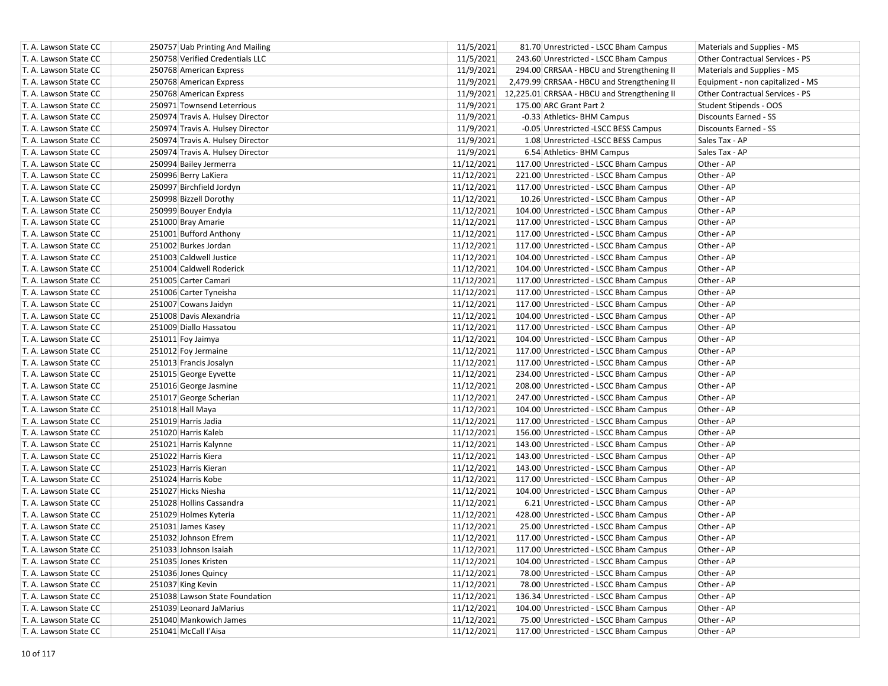| | | | | | |
|---|---|---|---|---|---|
| T. A. Lawson State CC | 250757 Uab Printing And Mailing | 11/5/2021 | 81.70 | Unrestricted - LSCC Bham Campus | Materials and Supplies - MS |
| T. A. Lawson State CC | 250758 Verified Credentials LLC | 11/5/2021 | 243.60 | Unrestricted - LSCC Bham Campus | Other Contractual Services - PS |
| T. A. Lawson State CC | 250768 American Express | 11/9/2021 | 294.00 | CRRSAA - HBCU and Strengthening II | Materials and Supplies - MS |
| T. A. Lawson State CC | 250768 American Express | 11/9/2021 | 2,479.99 | CRRSAA - HBCU and Strengthening II | Equipment - non capitalized - MS |
| T. A. Lawson State CC | 250768 American Express | 11/9/2021 | 12,225.01 | CRRSAA - HBCU and Strengthening II | Other Contractual Services - PS |
| T. A. Lawson State CC | 250971 Townsend Leterrious | 11/9/2021 | 175.00 | ARC Grant Part 2 | Student Stipends - OOS |
| T. A. Lawson State CC | 250974 Travis A. Hulsey Director | 11/9/2021 | -0.33 | Athletics- BHM Campus | Discounts Earned - SS |
| T. A. Lawson State CC | 250974 Travis A. Hulsey Director | 11/9/2021 | -0.05 | Unrestricted -LSCC BESS Campus | Discounts Earned - SS |
| T. A. Lawson State CC | 250974 Travis A. Hulsey Director | 11/9/2021 | 1.08 | Unrestricted -LSCC BESS Campus | Sales Tax - AP |
| T. A. Lawson State CC | 250974 Travis A. Hulsey Director | 11/9/2021 | 6.54 | Athletics- BHM Campus | Sales Tax - AP |
| T. A. Lawson State CC | 250994 Bailey Jermerra | 11/12/2021 | 117.00 | Unrestricted - LSCC Bham Campus | Other - AP |
| T. A. Lawson State CC | 250996 Berry LaKiera | 11/12/2021 | 221.00 | Unrestricted - LSCC Bham Campus | Other - AP |
| T. A. Lawson State CC | 250997 Birchfield Jordyn | 11/12/2021 | 117.00 | Unrestricted - LSCC Bham Campus | Other - AP |
| T. A. Lawson State CC | 250998 Bizzell Dorothy | 11/12/2021 | 10.26 | Unrestricted - LSCC Bham Campus | Other - AP |
| T. A. Lawson State CC | 250999 Bouyer Endyia | 11/12/2021 | 104.00 | Unrestricted - LSCC Bham Campus | Other - AP |
| T. A. Lawson State CC | 251000 Bray Amarie | 11/12/2021 | 117.00 | Unrestricted - LSCC Bham Campus | Other - AP |
| T. A. Lawson State CC | 251001 Bufford Anthony | 11/12/2021 | 117.00 | Unrestricted - LSCC Bham Campus | Other - AP |
| T. A. Lawson State CC | 251002 Burkes Jordan | 11/12/2021 | 117.00 | Unrestricted - LSCC Bham Campus | Other - AP |
| T. A. Lawson State CC | 251003 Caldwell Justice | 11/12/2021 | 104.00 | Unrestricted - LSCC Bham Campus | Other - AP |
| T. A. Lawson State CC | 251004 Caldwell Roderick | 11/12/2021 | 104.00 | Unrestricted - LSCC Bham Campus | Other - AP |
| T. A. Lawson State CC | 251005 Carter Camari | 11/12/2021 | 117.00 | Unrestricted - LSCC Bham Campus | Other - AP |
| T. A. Lawson State CC | 251006 Carter Tyneisha | 11/12/2021 | 117.00 | Unrestricted - LSCC Bham Campus | Other - AP |
| T. A. Lawson State CC | 251007 Cowans Jaidyn | 11/12/2021 | 117.00 | Unrestricted - LSCC Bham Campus | Other - AP |
| T. A. Lawson State CC | 251008 Davis Alexandria | 11/12/2021 | 104.00 | Unrestricted - LSCC Bham Campus | Other - AP |
| T. A. Lawson State CC | 251009 Diallo Hassatou | 11/12/2021 | 117.00 | Unrestricted - LSCC Bham Campus | Other - AP |
| T. A. Lawson State CC | 251011 Foy Jaimya | 11/12/2021 | 104.00 | Unrestricted - LSCC Bham Campus | Other - AP |
| T. A. Lawson State CC | 251012 Foy Jermaine | 11/12/2021 | 117.00 | Unrestricted - LSCC Bham Campus | Other - AP |
| T. A. Lawson State CC | 251013 Francis Josalyn | 11/12/2021 | 117.00 | Unrestricted - LSCC Bham Campus | Other - AP |
| T. A. Lawson State CC | 251015 George Eyvette | 11/12/2021 | 234.00 | Unrestricted - LSCC Bham Campus | Other - AP |
| T. A. Lawson State CC | 251016 George Jasmine | 11/12/2021 | 208.00 | Unrestricted - LSCC Bham Campus | Other - AP |
| T. A. Lawson State CC | 251017 George Scherian | 11/12/2021 | 247.00 | Unrestricted - LSCC Bham Campus | Other - AP |
| T. A. Lawson State CC | 251018 Hall Maya | 11/12/2021 | 104.00 | Unrestricted - LSCC Bham Campus | Other - AP |
| T. A. Lawson State CC | 251019 Harris Jadia | 11/12/2021 | 117.00 | Unrestricted - LSCC Bham Campus | Other - AP |
| T. A. Lawson State CC | 251020 Harris Kaleb | 11/12/2021 | 156.00 | Unrestricted - LSCC Bham Campus | Other - AP |
| T. A. Lawson State CC | 251021 Harris Kalynne | 11/12/2021 | 143.00 | Unrestricted - LSCC Bham Campus | Other - AP |
| T. A. Lawson State CC | 251022 Harris Kiera | 11/12/2021 | 143.00 | Unrestricted - LSCC Bham Campus | Other - AP |
| T. A. Lawson State CC | 251023 Harris Kieran | 11/12/2021 | 143.00 | Unrestricted - LSCC Bham Campus | Other - AP |
| T. A. Lawson State CC | 251024 Harris Kobe | 11/12/2021 | 117.00 | Unrestricted - LSCC Bham Campus | Other - AP |
| T. A. Lawson State CC | 251027 Hicks Niesha | 11/12/2021 | 104.00 | Unrestricted - LSCC Bham Campus | Other - AP |
| T. A. Lawson State CC | 251028 Hollins Cassandra | 11/12/2021 | 6.21 | Unrestricted - LSCC Bham Campus | Other - AP |
| T. A. Lawson State CC | 251029 Holmes Kyteria | 11/12/2021 | 428.00 | Unrestricted - LSCC Bham Campus | Other - AP |
| T. A. Lawson State CC | 251031 James Kasey | 11/12/2021 | 25.00 | Unrestricted - LSCC Bham Campus | Other - AP |
| T. A. Lawson State CC | 251032 Johnson Efrem | 11/12/2021 | 117.00 | Unrestricted - LSCC Bham Campus | Other - AP |
| T. A. Lawson State CC | 251033 Johnson Isaiah | 11/12/2021 | 117.00 | Unrestricted - LSCC Bham Campus | Other - AP |
| T. A. Lawson State CC | 251035 Jones Kristen | 11/12/2021 | 104.00 | Unrestricted - LSCC Bham Campus | Other - AP |
| T. A. Lawson State CC | 251036 Jones Quincy | 11/12/2021 | 78.00 | Unrestricted - LSCC Bham Campus | Other - AP |
| T. A. Lawson State CC | 251037 King Kevin | 11/12/2021 | 78.00 | Unrestricted - LSCC Bham Campus | Other - AP |
| T. A. Lawson State CC | 251038 Lawson State Foundation | 11/12/2021 | 136.34 | Unrestricted - LSCC Bham Campus | Other - AP |
| T. A. Lawson State CC | 251039 Leonard JaMarius | 11/12/2021 | 104.00 | Unrestricted - LSCC Bham Campus | Other - AP |
| T. A. Lawson State CC | 251040 Mankowich James | 11/12/2021 | 75.00 | Unrestricted - LSCC Bham Campus | Other - AP |
| T. A. Lawson State CC | 251041 McCall I'Aisa | 11/12/2021 | 117.00 | Unrestricted - LSCC Bham Campus | Other - AP |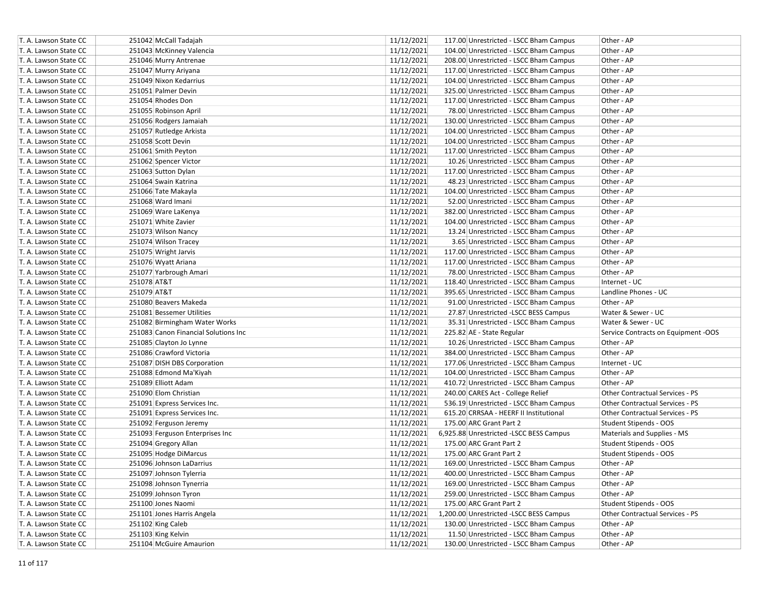| | | | | | |
|---|---|---|---|---|---|
| T. A. Lawson State CC | 251042 McCall Tadajah | 11/12/2021 | 117.00 | Unrestricted - LSCC Bham Campus | Other - AP |
| T. A. Lawson State CC | 251043 McKinney Valencia | 11/12/2021 | 104.00 | Unrestricted - LSCC Bham Campus | Other - AP |
| T. A. Lawson State CC | 251046 Murry Antrenae | 11/12/2021 | 208.00 | Unrestricted - LSCC Bham Campus | Other - AP |
| T. A. Lawson State CC | 251047 Murry Ariyana | 11/12/2021 | 117.00 | Unrestricted - LSCC Bham Campus | Other - AP |
| T. A. Lawson State CC | 251049 Nixon Kedarrius | 11/12/2021 | 104.00 | Unrestricted - LSCC Bham Campus | Other - AP |
| T. A. Lawson State CC | 251051 Palmer Devin | 11/12/2021 | 325.00 | Unrestricted - LSCC Bham Campus | Other - AP |
| T. A. Lawson State CC | 251054 Rhodes Don | 11/12/2021 | 117.00 | Unrestricted - LSCC Bham Campus | Other - AP |
| T. A. Lawson State CC | 251055 Robinson April | 11/12/2021 | 78.00 | Unrestricted - LSCC Bham Campus | Other - AP |
| T. A. Lawson State CC | 251056 Rodgers Jamaiah | 11/12/2021 | 130.00 | Unrestricted - LSCC Bham Campus | Other - AP |
| T. A. Lawson State CC | 251057 Rutledge Arkista | 11/12/2021 | 104.00 | Unrestricted - LSCC Bham Campus | Other - AP |
| T. A. Lawson State CC | 251058 Scott Devin | 11/12/2021 | 104.00 | Unrestricted - LSCC Bham Campus | Other - AP |
| T. A. Lawson State CC | 251061 Smith Peyton | 11/12/2021 | 117.00 | Unrestricted - LSCC Bham Campus | Other - AP |
| T. A. Lawson State CC | 251062 Spencer Victor | 11/12/2021 | 10.26 | Unrestricted - LSCC Bham Campus | Other - AP |
| T. A. Lawson State CC | 251063 Sutton Dylan | 11/12/2021 | 117.00 | Unrestricted - LSCC Bham Campus | Other - AP |
| T. A. Lawson State CC | 251064 Swain Katrina | 11/12/2021 | 48.23 | Unrestricted - LSCC Bham Campus | Other - AP |
| T. A. Lawson State CC | 251066 Tate Makayla | 11/12/2021 | 104.00 | Unrestricted - LSCC Bham Campus | Other - AP |
| T. A. Lawson State CC | 251068 Ward Imani | 11/12/2021 | 52.00 | Unrestricted - LSCC Bham Campus | Other - AP |
| T. A. Lawson State CC | 251069 Ware LaKenya | 11/12/2021 | 382.00 | Unrestricted - LSCC Bham Campus | Other - AP |
| T. A. Lawson State CC | 251071 White Zavier | 11/12/2021 | 104.00 | Unrestricted - LSCC Bham Campus | Other - AP |
| T. A. Lawson State CC | 251073 Wilson Nancy | 11/12/2021 | 13.24 | Unrestricted - LSCC Bham Campus | Other - AP |
| T. A. Lawson State CC | 251074 Wilson Tracey | 11/12/2021 | 3.65 | Unrestricted - LSCC Bham Campus | Other - AP |
| T. A. Lawson State CC | 251075 Wright Jarvis | 11/12/2021 | 117.00 | Unrestricted - LSCC Bham Campus | Other - AP |
| T. A. Lawson State CC | 251076 Wyatt Ariana | 11/12/2021 | 117.00 | Unrestricted - LSCC Bham Campus | Other - AP |
| T. A. Lawson State CC | 251077 Yarbrough Amari | 11/12/2021 | 78.00 | Unrestricted - LSCC Bham Campus | Other - AP |
| T. A. Lawson State CC | 251078 AT&T | 11/12/2021 | 118.40 | Unrestricted - LSCC Bham Campus | Internet - UC |
| T. A. Lawson State CC | 251079 AT&T | 11/12/2021 | 395.65 | Unrestricted - LSCC Bham Campus | Landline Phones - UC |
| T. A. Lawson State CC | 251080 Beavers Makeda | 11/12/2021 | 91.00 | Unrestricted - LSCC Bham Campus | Other - AP |
| T. A. Lawson State CC | 251081 Bessemer Utilities | 11/12/2021 | 27.87 | Unrestricted -LSCC BESS Campus | Water & Sewer - UC |
| T. A. Lawson State CC | 251082 Birmingham Water Works | 11/12/2021 | 35.31 | Unrestricted - LSCC Bham Campus | Water & Sewer - UC |
| T. A. Lawson State CC | 251083 Canon Financial Solutions Inc | 11/12/2021 | 225.82 | AE - State Regular | Service Contracts on Equipment -OOS |
| T. A. Lawson State CC | 251085 Clayton Jo Lynne | 11/12/2021 | 10.26 | Unrestricted - LSCC Bham Campus | Other - AP |
| T. A. Lawson State CC | 251086 Crawford Victoria | 11/12/2021 | 384.00 | Unrestricted - LSCC Bham Campus | Other - AP |
| T. A. Lawson State CC | 251087 DISH DBS Corporation | 11/12/2021 | 177.06 | Unrestricted - LSCC Bham Campus | Internet - UC |
| T. A. Lawson State CC | 251088 Edmond Ma'Kiyah | 11/12/2021 | 104.00 | Unrestricted - LSCC Bham Campus | Other - AP |
| T. A. Lawson State CC | 251089 Elliott Adam | 11/12/2021 | 410.72 | Unrestricted - LSCC Bham Campus | Other - AP |
| T. A. Lawson State CC | 251090 Elom Christian | 11/12/2021 | 240.00 | CARES Act - College Relief | Other Contractual Services - PS |
| T. A. Lawson State CC | 251091 Express Services Inc. | 11/12/2021 | 536.19 | Unrestricted - LSCC Bham Campus | Other Contractual Services - PS |
| T. A. Lawson State CC | 251091 Express Services Inc. | 11/12/2021 | 615.20 | CRRSAA - HEERF II Institutional | Other Contractual Services - PS |
| T. A. Lawson State CC | 251092 Ferguson Jeremy | 11/12/2021 | 175.00 | ARC Grant Part 2 | Student Stipends - OOS |
| T. A. Lawson State CC | 251093 Ferguson Enterprises Inc | 11/12/2021 | 6,925.88 | Unrestricted -LSCC BESS Campus | Materials and Supplies - MS |
| T. A. Lawson State CC | 251094 Gregory Allan | 11/12/2021 | 175.00 | ARC Grant Part 2 | Student Stipends - OOS |
| T. A. Lawson State CC | 251095 Hodge DiMarcus | 11/12/2021 | 175.00 | ARC Grant Part 2 | Student Stipends - OOS |
| T. A. Lawson State CC | 251096 Johnson LaDarrius | 11/12/2021 | 169.00 | Unrestricted - LSCC Bham Campus | Other - AP |
| T. A. Lawson State CC | 251097 Johnson Tylerria | 11/12/2021 | 400.00 | Unrestricted - LSCC Bham Campus | Other - AP |
| T. A. Lawson State CC | 251098 Johnson Tynerria | 11/12/2021 | 169.00 | Unrestricted - LSCC Bham Campus | Other - AP |
| T. A. Lawson State CC | 251099 Johnson Tyron | 11/12/2021 | 259.00 | Unrestricted - LSCC Bham Campus | Other - AP |
| T. A. Lawson State CC | 251100 Jones Naomi | 11/12/2021 | 175.00 | ARC Grant Part 2 | Student Stipends - OOS |
| T. A. Lawson State CC | 251101 Jones Harris Angela | 11/12/2021 | 1,200.00 | Unrestricted -LSCC BESS Campus | Other Contractual Services - PS |
| T. A. Lawson State CC | 251102 King Caleb | 11/12/2021 | 130.00 | Unrestricted - LSCC Bham Campus | Other - AP |
| T. A. Lawson State CC | 251103 King Kelvin | 11/12/2021 | 11.50 | Unrestricted - LSCC Bham Campus | Other - AP |
| T. A. Lawson State CC | 251104 McGuire Amaurion | 11/12/2021 | 130.00 | Unrestricted - LSCC Bham Campus | Other - AP |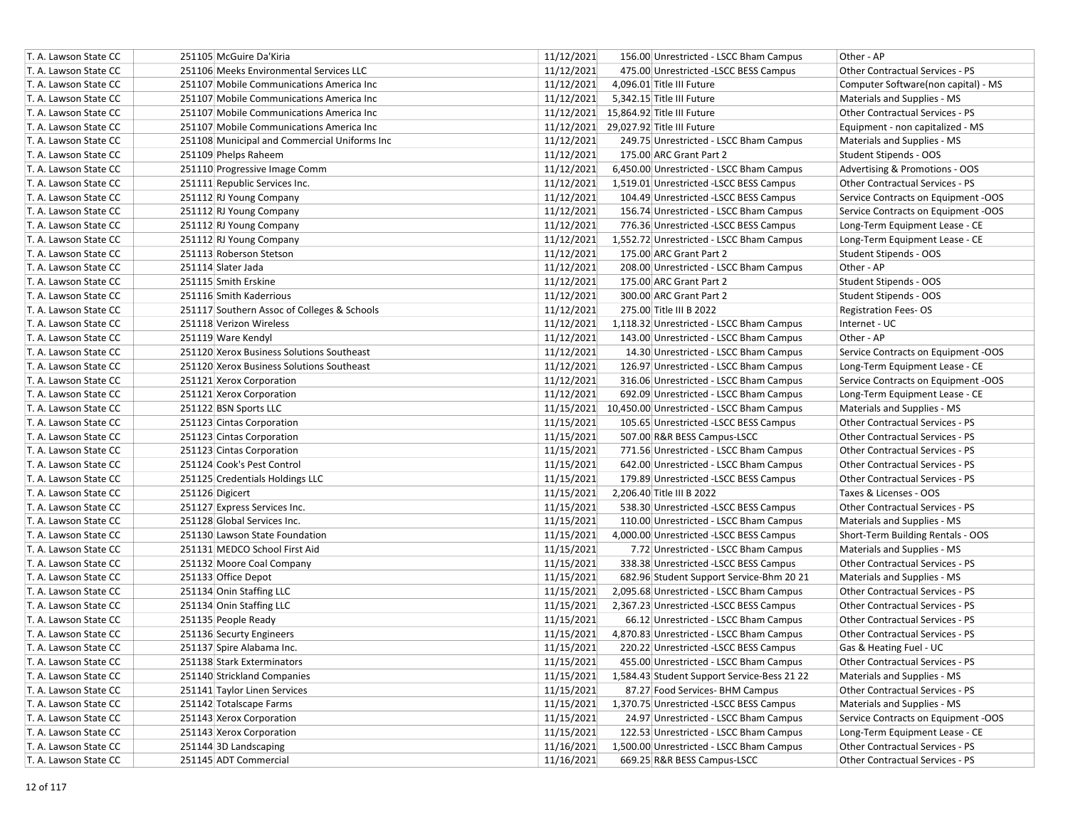| | | | | | |
|---|---|---|---|---|---|
| T. A. Lawson State CC | 251105 McGuire Da'Kiria | 11/12/2021 | 156.00 | Unrestricted - LSCC Bham Campus | Other - AP |
| T. A. Lawson State CC | 251106 Meeks Environmental Services LLC | 11/12/2021 | 475.00 | Unrestricted -LSCC BESS Campus | Other Contractual Services - PS |
| T. A. Lawson State CC | 251107 Mobile Communications America Inc | 11/12/2021 | 4,096.01 | Title III Future | Computer Software(non capital) - MS |
| T. A. Lawson State CC | 251107 Mobile Communications America Inc | 11/12/2021 | 5,342.15 | Title III Future | Materials and Supplies - MS |
| T. A. Lawson State CC | 251107 Mobile Communications America Inc | 11/12/2021 | 15,864.92 | Title III Future | Other Contractual Services - PS |
| T. A. Lawson State CC | 251107 Mobile Communications America Inc | 11/12/2021 | 29,027.92 | Title III Future | Equipment - non capitalized - MS |
| T. A. Lawson State CC | 251108 Municipal and Commercial Uniforms Inc | 11/12/2021 | 249.75 | Unrestricted - LSCC Bham Campus | Materials and Supplies - MS |
| T. A. Lawson State CC | 251109 Phelps Raheem | 11/12/2021 | 175.00 | ARC Grant Part 2 | Student Stipends - OOS |
| T. A. Lawson State CC | 251110 Progressive Image Comm | 11/12/2021 | 6,450.00 | Unrestricted - LSCC Bham Campus | Advertising & Promotions - OOS |
| T. A. Lawson State CC | 251111 Republic Services Inc. | 11/12/2021 | 1,519.01 | Unrestricted -LSCC BESS Campus | Other Contractual Services - PS |
| T. A. Lawson State CC | 251112 RJ Young Company | 11/12/2021 | 104.49 | Unrestricted -LSCC BESS Campus | Service Contracts on Equipment -OOS |
| T. A. Lawson State CC | 251112 RJ Young Company | 11/12/2021 | 156.74 | Unrestricted - LSCC Bham Campus | Service Contracts on Equipment -OOS |
| T. A. Lawson State CC | 251112 RJ Young Company | 11/12/2021 | 776.36 | Unrestricted -LSCC BESS Campus | Long-Term Equipment Lease - CE |
| T. A. Lawson State CC | 251112 RJ Young Company | 11/12/2021 | 1,552.72 | Unrestricted - LSCC Bham Campus | Long-Term Equipment Lease - CE |
| T. A. Lawson State CC | 251113 Roberson Stetson | 11/12/2021 | 175.00 | ARC Grant Part 2 | Student Stipends - OOS |
| T. A. Lawson State CC | 251114 Slater Jada | 11/12/2021 | 208.00 | Unrestricted - LSCC Bham Campus | Other - AP |
| T. A. Lawson State CC | 251115 Smith Erskine | 11/12/2021 | 175.00 | ARC Grant Part 2 | Student Stipends - OOS |
| T. A. Lawson State CC | 251116 Smith Kaderrious | 11/12/2021 | 300.00 | ARC Grant Part 2 | Student Stipends - OOS |
| T. A. Lawson State CC | 251117 Southern Assoc of Colleges & Schools | 11/12/2021 | 275.00 | Title III B 2022 | Registration Fees- OS |
| T. A. Lawson State CC | 251118 Verizon Wireless | 11/12/2021 | 1,118.32 | Unrestricted - LSCC Bham Campus | Internet - UC |
| T. A. Lawson State CC | 251119 Ware Kendyl | 11/12/2021 | 143.00 | Unrestricted - LSCC Bham Campus | Other - AP |
| T. A. Lawson State CC | 251120 Xerox Business Solutions Southeast | 11/12/2021 | 14.30 | Unrestricted - LSCC Bham Campus | Service Contracts on Equipment -OOS |
| T. A. Lawson State CC | 251120 Xerox Business Solutions Southeast | 11/12/2021 | 126.97 | Unrestricted - LSCC Bham Campus | Long-Term Equipment Lease - CE |
| T. A. Lawson State CC | 251121 Xerox Corporation | 11/12/2021 | 316.06 | Unrestricted - LSCC Bham Campus | Service Contracts on Equipment -OOS |
| T. A. Lawson State CC | 251121 Xerox Corporation | 11/12/2021 | 692.09 | Unrestricted - LSCC Bham Campus | Long-Term Equipment Lease - CE |
| T. A. Lawson State CC | 251122 BSN Sports LLC | 11/15/2021 | 10,450.00 | Unrestricted - LSCC Bham Campus | Materials and Supplies - MS |
| T. A. Lawson State CC | 251123 Cintas Corporation | 11/15/2021 | 105.65 | Unrestricted -LSCC BESS Campus | Other Contractual Services - PS |
| T. A. Lawson State CC | 251123 Cintas Corporation | 11/15/2021 | 507.00 | R&R BESS Campus-LSCC | Other Contractual Services - PS |
| T. A. Lawson State CC | 251123 Cintas Corporation | 11/15/2021 | 771.56 | Unrestricted - LSCC Bham Campus | Other Contractual Services - PS |
| T. A. Lawson State CC | 251124 Cook's Pest Control | 11/15/2021 | 642.00 | Unrestricted - LSCC Bham Campus | Other Contractual Services - PS |
| T. A. Lawson State CC | 251125 Credentials Holdings LLC | 11/15/2021 | 179.89 | Unrestricted -LSCC BESS Campus | Other Contractual Services - PS |
| T. A. Lawson State CC | 251126 Digicert | 11/15/2021 | 2,206.40 | Title III B 2022 | Taxes & Licenses - OOS |
| T. A. Lawson State CC | 251127 Express Services Inc. | 11/15/2021 | 538.30 | Unrestricted -LSCC BESS Campus | Other Contractual Services - PS |
| T. A. Lawson State CC | 251128 Global Services Inc. | 11/15/2021 | 110.00 | Unrestricted - LSCC Bham Campus | Materials and Supplies - MS |
| T. A. Lawson State CC | 251130 Lawson State Foundation | 11/15/2021 | 4,000.00 | Unrestricted -LSCC BESS Campus | Short-Term Building Rentals - OOS |
| T. A. Lawson State CC | 251131 MEDCO School First Aid | 11/15/2021 | 7.72 | Unrestricted - LSCC Bham Campus | Materials and Supplies - MS |
| T. A. Lawson State CC | 251132 Moore Coal Company | 11/15/2021 | 338.38 | Unrestricted -LSCC BESS Campus | Other Contractual Services - PS |
| T. A. Lawson State CC | 251133 Office Depot | 11/15/2021 | 682.96 | Student Support Service-Bhm 20 21 | Materials and Supplies - MS |
| T. A. Lawson State CC | 251134 Onin Staffing LLC | 11/15/2021 | 2,095.68 | Unrestricted - LSCC Bham Campus | Other Contractual Services - PS |
| T. A. Lawson State CC | 251134 Onin Staffing LLC | 11/15/2021 | 2,367.23 | Unrestricted -LSCC BESS Campus | Other Contractual Services - PS |
| T. A. Lawson State CC | 251135 People Ready | 11/15/2021 | 66.12 | Unrestricted - LSCC Bham Campus | Other Contractual Services - PS |
| T. A. Lawson State CC | 251136 Securty Engineers | 11/15/2021 | 4,870.83 | Unrestricted - LSCC Bham Campus | Other Contractual Services - PS |
| T. A. Lawson State CC | 251137 Spire Alabama Inc. | 11/15/2021 | 220.22 | Unrestricted -LSCC BESS Campus | Gas & Heating Fuel - UC |
| T. A. Lawson State CC | 251138 Stark Exterminators | 11/15/2021 | 455.00 | Unrestricted - LSCC Bham Campus | Other Contractual Services - PS |
| T. A. Lawson State CC | 251140 Strickland Companies | 11/15/2021 | 1,584.43 | Student Support Service-Bess 21 22 | Materials and Supplies - MS |
| T. A. Lawson State CC | 251141 Taylor Linen Services | 11/15/2021 | 87.27 | Food Services- BHM Campus | Other Contractual Services - PS |
| T. A. Lawson State CC | 251142 Totalscape Farms | 11/15/2021 | 1,370.75 | Unrestricted -LSCC BESS Campus | Materials and Supplies - MS |
| T. A. Lawson State CC | 251143 Xerox Corporation | 11/15/2021 | 24.97 | Unrestricted - LSCC Bham Campus | Service Contracts on Equipment -OOS |
| T. A. Lawson State CC | 251143 Xerox Corporation | 11/15/2021 | 122.53 | Unrestricted - LSCC Bham Campus | Long-Term Equipment Lease - CE |
| T. A. Lawson State CC | 251144 3D Landscaping | 11/16/2021 | 1,500.00 | Unrestricted - LSCC Bham Campus | Other Contractual Services - PS |
| T. A. Lawson State CC | 251145 ADT Commercial | 11/16/2021 | 669.25 | R&R BESS Campus-LSCC | Other Contractual Services - PS |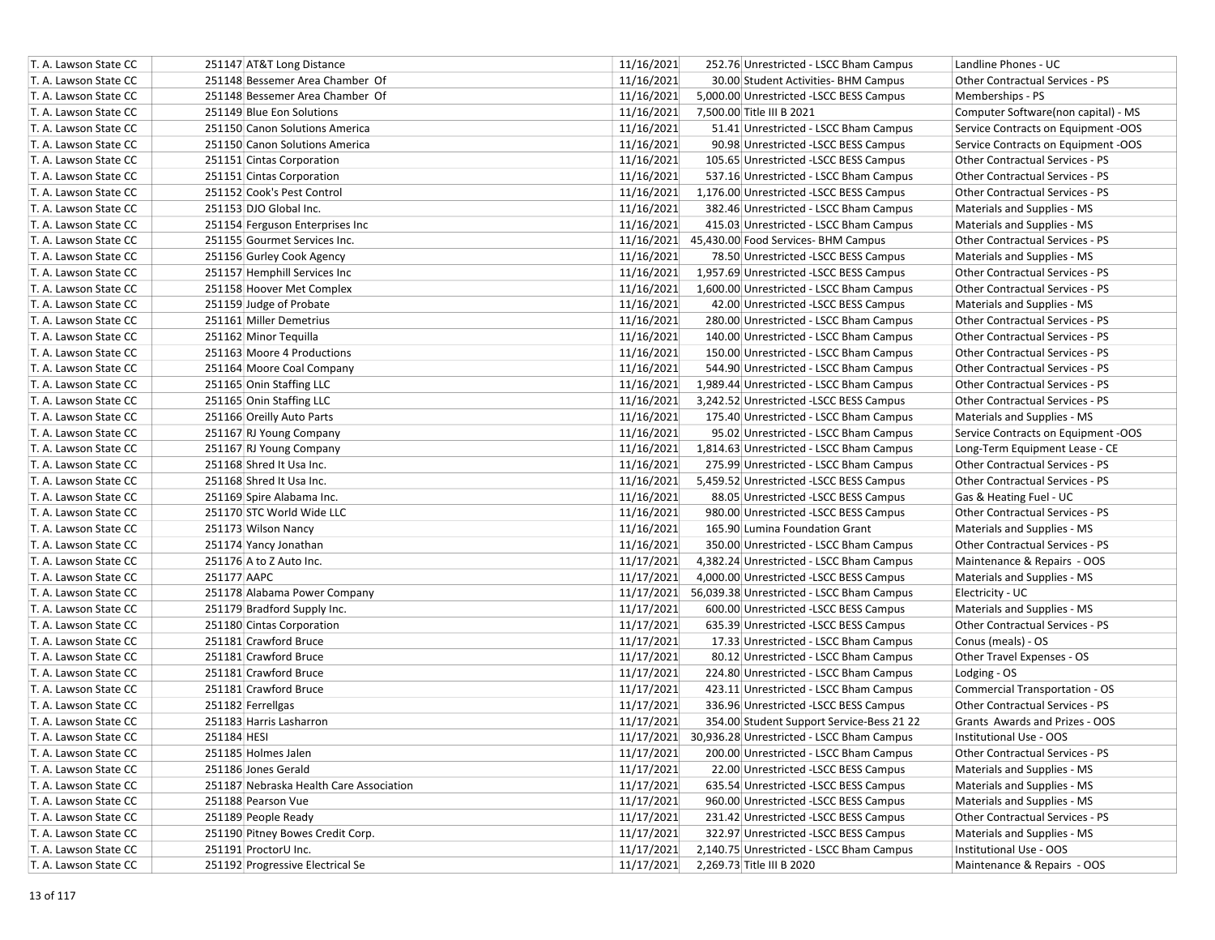| | | | | | |
|---|---|---|---|---|---|
| T. A. Lawson State CC | 251147 | AT&T Long Distance | 11/16/2021 | 252.76 Unrestricted - LSCC Bham Campus | Landline Phones - UC |
| T. A. Lawson State CC | 251148 | Bessemer Area Chamber Of | 11/16/2021 | 30.00 Student Activities- BHM Campus | Other Contractual Services - PS |
| T. A. Lawson State CC | 251148 | Bessemer Area Chamber Of | 11/16/2021 | 5,000.00 Unrestricted -LSCC BESS Campus | Memberships - PS |
| T. A. Lawson State CC | 251149 | Blue Eon Solutions | 11/16/2021 | 7,500.00 Title III B 2021 | Computer Software(non capital) - MS |
| T. A. Lawson State CC | 251150 | Canon Solutions America | 11/16/2021 | 51.41 Unrestricted - LSCC Bham Campus | Service Contracts on Equipment -OOS |
| T. A. Lawson State CC | 251150 | Canon Solutions America | 11/16/2021 | 90.98 Unrestricted -LSCC BESS Campus | Service Contracts on Equipment -OOS |
| T. A. Lawson State CC | 251151 | Cintas Corporation | 11/16/2021 | 105.65 Unrestricted -LSCC BESS Campus | Other Contractual Services - PS |
| T. A. Lawson State CC | 251151 | Cintas Corporation | 11/16/2021 | 537.16 Unrestricted - LSCC Bham Campus | Other Contractual Services - PS |
| T. A. Lawson State CC | 251152 | Cook's Pest Control | 11/16/2021 | 1,176.00 Unrestricted -LSCC BESS Campus | Other Contractual Services - PS |
| T. A. Lawson State CC | 251153 | DJO Global Inc. | 11/16/2021 | 382.46 Unrestricted - LSCC Bham Campus | Materials and Supplies - MS |
| T. A. Lawson State CC | 251154 | Ferguson Enterprises Inc | 11/16/2021 | 415.03 Unrestricted - LSCC Bham Campus | Materials and Supplies - MS |
| T. A. Lawson State CC | 251155 | Gourmet Services Inc. | 11/16/2021 | 45,430.00 Food Services- BHM Campus | Other Contractual Services - PS |
| T. A. Lawson State CC | 251156 | Gurley Cook Agency | 11/16/2021 | 78.50 Unrestricted -LSCC BESS Campus | Materials and Supplies - MS |
| T. A. Lawson State CC | 251157 | Hemphill Services Inc | 11/16/2021 | 1,957.69 Unrestricted -LSCC BESS Campus | Other Contractual Services - PS |
| T. A. Lawson State CC | 251158 | Hoover Met Complex | 11/16/2021 | 1,600.00 Unrestricted - LSCC Bham Campus | Other Contractual Services - PS |
| T. A. Lawson State CC | 251159 | Judge of Probate | 11/16/2021 | 42.00 Unrestricted -LSCC BESS Campus | Materials and Supplies - MS |
| T. A. Lawson State CC | 251161 | Miller Demetrius | 11/16/2021 | 280.00 Unrestricted - LSCC Bham Campus | Other Contractual Services - PS |
| T. A. Lawson State CC | 251162 | Minor Tequilla | 11/16/2021 | 140.00 Unrestricted - LSCC Bham Campus | Other Contractual Services - PS |
| T. A. Lawson State CC | 251163 | Moore 4 Productions | 11/16/2021 | 150.00 Unrestricted - LSCC Bham Campus | Other Contractual Services - PS |
| T. A. Lawson State CC | 251164 | Moore Coal Company | 11/16/2021 | 544.90 Unrestricted - LSCC Bham Campus | Other Contractual Services - PS |
| T. A. Lawson State CC | 251165 | Onin Staffing LLC | 11/16/2021 | 1,989.44 Unrestricted - LSCC Bham Campus | Other Contractual Services - PS |
| T. A. Lawson State CC | 251165 | Onin Staffing LLC | 11/16/2021 | 3,242.52 Unrestricted -LSCC BESS Campus | Other Contractual Services - PS |
| T. A. Lawson State CC | 251166 | Oreilly Auto Parts | 11/16/2021 | 175.40 Unrestricted - LSCC Bham Campus | Materials and Supplies - MS |
| T. A. Lawson State CC | 251167 | RJ Young Company | 11/16/2021 | 95.02 Unrestricted - LSCC Bham Campus | Service Contracts on Equipment -OOS |
| T. A. Lawson State CC | 251167 | RJ Young Company | 11/16/2021 | 1,814.63 Unrestricted - LSCC Bham Campus | Long-Term Equipment Lease - CE |
| T. A. Lawson State CC | 251168 | Shred It Usa Inc. | 11/16/2021 | 275.99 Unrestricted - LSCC Bham Campus | Other Contractual Services - PS |
| T. A. Lawson State CC | 251168 | Shred It Usa Inc. | 11/16/2021 | 5,459.52 Unrestricted -LSCC BESS Campus | Other Contractual Services - PS |
| T. A. Lawson State CC | 251169 | Spire Alabama Inc. | 11/16/2021 | 88.05 Unrestricted -LSCC BESS Campus | Gas & Heating Fuel - UC |
| T. A. Lawson State CC | 251170 | STC World Wide LLC | 11/16/2021 | 980.00 Unrestricted -LSCC BESS Campus | Other Contractual Services - PS |
| T. A. Lawson State CC | 251173 | Wilson Nancy | 11/16/2021 | 165.90 Lumina Foundation Grant | Materials and Supplies - MS |
| T. A. Lawson State CC | 251174 | Yancy Jonathan | 11/16/2021 | 350.00 Unrestricted - LSCC Bham Campus | Other Contractual Services - PS |
| T. A. Lawson State CC | 251176 | A to Z Auto Inc. | 11/17/2021 | 4,382.24 Unrestricted - LSCC Bham Campus | Maintenance & Repairs - OOS |
| T. A. Lawson State CC | 251177 | AAPC | 11/17/2021 | 4,000.00 Unrestricted -LSCC BESS Campus | Materials and Supplies - MS |
| T. A. Lawson State CC | 251178 | Alabama Power Company | 11/17/2021 | 56,039.38 Unrestricted - LSCC Bham Campus | Electricity - UC |
| T. A. Lawson State CC | 251179 | Bradford Supply Inc. | 11/17/2021 | 600.00 Unrestricted -LSCC BESS Campus | Materials and Supplies - MS |
| T. A. Lawson State CC | 251180 | Cintas Corporation | 11/17/2021 | 635.39 Unrestricted -LSCC BESS Campus | Other Contractual Services - PS |
| T. A. Lawson State CC | 251181 | Crawford Bruce | 11/17/2021 | 17.33 Unrestricted - LSCC Bham Campus | Conus (meals) - OS |
| T. A. Lawson State CC | 251181 | Crawford Bruce | 11/17/2021 | 80.12 Unrestricted - LSCC Bham Campus | Other Travel Expenses - OS |
| T. A. Lawson State CC | 251181 | Crawford Bruce | 11/17/2021 | 224.80 Unrestricted - LSCC Bham Campus | Lodging - OS |
| T. A. Lawson State CC | 251181 | Crawford Bruce | 11/17/2021 | 423.11 Unrestricted - LSCC Bham Campus | Commercial Transportation - OS |
| T. A. Lawson State CC | 251182 | Ferrellgas | 11/17/2021 | 336.96 Unrestricted -LSCC BESS Campus | Other Contractual Services - PS |
| T. A. Lawson State CC | 251183 | Harris Lasharron | 11/17/2021 | 354.00 Student Support Service-Bess 21 22 | Grants Awards and Prizes - OOS |
| T. A. Lawson State CC | 251184 | HESI | 11/17/2021 | 30,936.28 Unrestricted - LSCC Bham Campus | Institutional Use - OOS |
| T. A. Lawson State CC | 251185 | Holmes Jalen | 11/17/2021 | 200.00 Unrestricted - LSCC Bham Campus | Other Contractual Services - PS |
| T. A. Lawson State CC | 251186 | Jones Gerald | 11/17/2021 | 22.00 Unrestricted -LSCC BESS Campus | Materials and Supplies - MS |
| T. A. Lawson State CC | 251187 | Nebraska Health Care Association | 11/17/2021 | 635.54 Unrestricted -LSCC BESS Campus | Materials and Supplies - MS |
| T. A. Lawson State CC | 251188 | Pearson Vue | 11/17/2021 | 960.00 Unrestricted -LSCC BESS Campus | Materials and Supplies - MS |
| T. A. Lawson State CC | 251189 | People Ready | 11/17/2021 | 231.42 Unrestricted -LSCC BESS Campus | Other Contractual Services - PS |
| T. A. Lawson State CC | 251190 | Pitney Bowes Credit Corp. | 11/17/2021 | 322.97 Unrestricted -LSCC BESS Campus | Materials and Supplies - MS |
| T. A. Lawson State CC | 251191 | ProctorU Inc. | 11/17/2021 | 2,140.75 Unrestricted - LSCC Bham Campus | Institutional Use - OOS |
| T. A. Lawson State CC | 251192 | Progressive Electrical Se | 11/17/2021 | 2,269.73 Title III B 2020 | Maintenance & Repairs - OOS |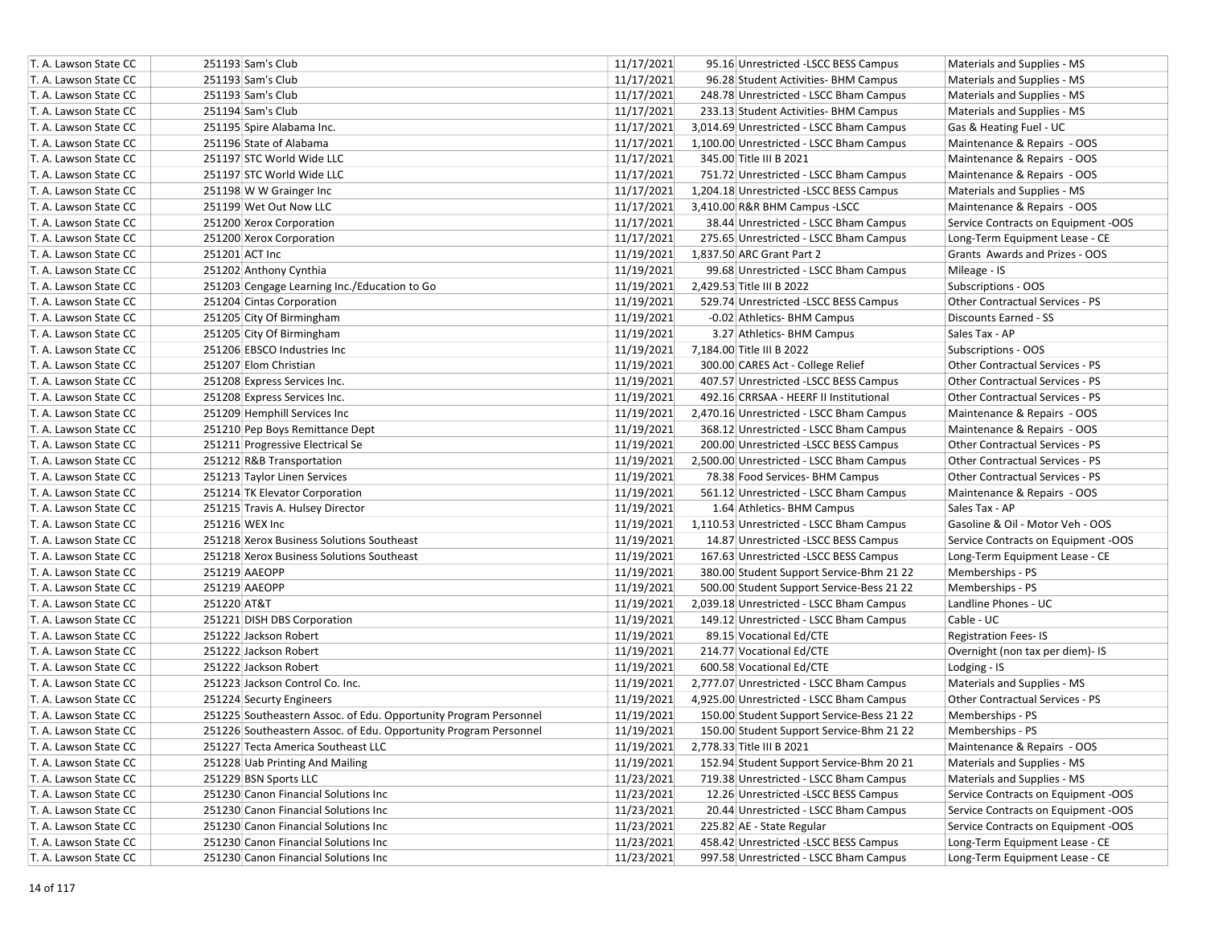| | | | | | |
|---|---|---|---|---|---|
| T. A. Lawson State CC | 251193 Sam's Club | 11/17/2021 | 95.16 | Unrestricted -LSCC BESS Campus | Materials and Supplies - MS |
| T. A. Lawson State CC | 251193 Sam's Club | 11/17/2021 | 96.28 | Student Activities- BHM Campus | Materials and Supplies - MS |
| T. A. Lawson State CC | 251193 Sam's Club | 11/17/2021 | 248.78 | Unrestricted - LSCC Bham Campus | Materials and Supplies - MS |
| T. A. Lawson State CC | 251194 Sam's Club | 11/17/2021 | 233.13 | Student Activities- BHM Campus | Materials and Supplies - MS |
| T. A. Lawson State CC | 251195 Spire Alabama Inc. | 11/17/2021 | 3,014.69 | Unrestricted - LSCC Bham Campus | Gas & Heating Fuel - UC |
| T. A. Lawson State CC | 251196 State of Alabama | 11/17/2021 | 1,100.00 | Unrestricted - LSCC Bham Campus | Maintenance & Repairs - OOS |
| T. A. Lawson State CC | 251197 STC World Wide LLC | 11/17/2021 | 345.00 | Title III B 2021 | Maintenance & Repairs - OOS |
| T. A. Lawson State CC | 251197 STC World Wide LLC | 11/17/2021 | 751.72 | Unrestricted - LSCC Bham Campus | Maintenance & Repairs - OOS |
| T. A. Lawson State CC | 251198 W W Grainger Inc | 11/17/2021 | 1,204.18 | Unrestricted -LSCC BESS Campus | Materials and Supplies - MS |
| T. A. Lawson State CC | 251199 Wet Out Now LLC | 11/17/2021 | 3,410.00 | R&R BHM Campus -LSCC | Maintenance & Repairs - OOS |
| T. A. Lawson State CC | 251200 Xerox Corporation | 11/17/2021 | 38.44 | Unrestricted - LSCC Bham Campus | Service Contracts on Equipment -OOS |
| T. A. Lawson State CC | 251200 Xerox Corporation | 11/17/2021 | 275.65 | Unrestricted - LSCC Bham Campus | Long-Term Equipment Lease - CE |
| T. A. Lawson State CC | 251201 ACT Inc | 11/19/2021 | 1,837.50 | ARC Grant Part 2 | Grants Awards and Prizes - OOS |
| T. A. Lawson State CC | 251202 Anthony Cynthia | 11/19/2021 | 99.68 | Unrestricted - LSCC Bham Campus | Mileage - IS |
| T. A. Lawson State CC | 251203 Cengage Learning Inc./Education to Go | 11/19/2021 | 2,429.53 | Title III B 2022 | Subscriptions - OOS |
| T. A. Lawson State CC | 251204 Cintas Corporation | 11/19/2021 | 529.74 | Unrestricted -LSCC BESS Campus | Other Contractual Services - PS |
| T. A. Lawson State CC | 251205 City Of Birmingham | 11/19/2021 | -0.02 | Athletics- BHM Campus | Discounts Earned - SS |
| T. A. Lawson State CC | 251205 City Of Birmingham | 11/19/2021 | 3.27 | Athletics- BHM Campus | Sales Tax - AP |
| T. A. Lawson State CC | 251206 EBSCO Industries Inc | 11/19/2021 | 7,184.00 | Title III B 2022 | Subscriptions - OOS |
| T. A. Lawson State CC | 251207 Elom Christian | 11/19/2021 | 300.00 | CARES Act - College Relief | Other Contractual Services - PS |
| T. A. Lawson State CC | 251208 Express Services Inc. | 11/19/2021 | 407.57 | Unrestricted -LSCC BESS Campus | Other Contractual Services - PS |
| T. A. Lawson State CC | 251208 Express Services Inc. | 11/19/2021 | 492.16 | CRRSAA - HEERF II Institutional | Other Contractual Services - PS |
| T. A. Lawson State CC | 251209 Hemphill Services Inc | 11/19/2021 | 2,470.16 | Unrestricted - LSCC Bham Campus | Maintenance & Repairs - OOS |
| T. A. Lawson State CC | 251210 Pep Boys Remittance Dept | 11/19/2021 | 368.12 | Unrestricted - LSCC Bham Campus | Maintenance & Repairs - OOS |
| T. A. Lawson State CC | 251211 Progressive Electrical Se | 11/19/2021 | 200.00 | Unrestricted -LSCC BESS Campus | Other Contractual Services - PS |
| T. A. Lawson State CC | 251212 R&B Transportation | 11/19/2021 | 2,500.00 | Unrestricted - LSCC Bham Campus | Other Contractual Services - PS |
| T. A. Lawson State CC | 251213 Taylor Linen Services | 11/19/2021 | 78.38 | Food Services- BHM Campus | Other Contractual Services - PS |
| T. A. Lawson State CC | 251214 TK Elevator Corporation | 11/19/2021 | 561.12 | Unrestricted - LSCC Bham Campus | Maintenance & Repairs - OOS |
| T. A. Lawson State CC | 251215 Travis A. Hulsey Director | 11/19/2021 | 1.64 | Athletics- BHM Campus | Sales Tax - AP |
| T. A. Lawson State CC | 251216 WEX Inc | 11/19/2021 | 1,110.53 | Unrestricted - LSCC Bham Campus | Gasoline & Oil - Motor Veh - OOS |
| T. A. Lawson State CC | 251218 Xerox Business Solutions Southeast | 11/19/2021 | 14.87 | Unrestricted -LSCC BESS Campus | Service Contracts on Equipment -OOS |
| T. A. Lawson State CC | 251218 Xerox Business Solutions Southeast | 11/19/2021 | 167.63 | Unrestricted -LSCC BESS Campus | Long-Term Equipment Lease - CE |
| T. A. Lawson State CC | 251219 AAEOPP | 11/19/2021 | 380.00 | Student Support Service-Bhm 21 22 | Memberships - PS |
| T. A. Lawson State CC | 251219 AAEOPP | 11/19/2021 | 500.00 | Student Support Service-Bess 21 22 | Memberships - PS |
| T. A. Lawson State CC | 251220 AT&T | 11/19/2021 | 2,039.18 | Unrestricted - LSCC Bham Campus | Landline Phones - UC |
| T. A. Lawson State CC | 251221 DISH DBS Corporation | 11/19/2021 | 149.12 | Unrestricted - LSCC Bham Campus | Cable - UC |
| T. A. Lawson State CC | 251222 Jackson Robert | 11/19/2021 | 89.15 | Vocational Ed/CTE | Registration Fees- IS |
| T. A. Lawson State CC | 251222 Jackson Robert | 11/19/2021 | 214.77 | Vocational Ed/CTE | Overnight (non tax per diem)- IS |
| T. A. Lawson State CC | 251222 Jackson Robert | 11/19/2021 | 600.58 | Vocational Ed/CTE | Lodging - IS |
| T. A. Lawson State CC | 251223 Jackson Control Co. Inc. | 11/19/2021 | 2,777.07 | Unrestricted - LSCC Bham Campus | Materials and Supplies - MS |
| T. A. Lawson State CC | 251224 Securty Engineers | 11/19/2021 | 4,925.00 | Unrestricted - LSCC Bham Campus | Other Contractual Services - PS |
| T. A. Lawson State CC | 251225 Southeastern Assoc. of Edu. Opportunity Program Personnel | 11/19/2021 | 150.00 | Student Support Service-Bess 21 22 | Memberships - PS |
| T. A. Lawson State CC | 251226 Southeastern Assoc. of Edu. Opportunity Program Personnel | 11/19/2021 | 150.00 | Student Support Service-Bhm 21 22 | Memberships - PS |
| T. A. Lawson State CC | 251227 Tecta America Southeast LLC | 11/19/2021 | 2,778.33 | Title III B 2021 | Maintenance & Repairs - OOS |
| T. A. Lawson State CC | 251228 Uab Printing And Mailing | 11/19/2021 | 152.94 | Student Support Service-Bhm 20 21 | Materials and Supplies - MS |
| T. A. Lawson State CC | 251229 BSN Sports LLC | 11/23/2021 | 719.38 | Unrestricted - LSCC Bham Campus | Materials and Supplies - MS |
| T. A. Lawson State CC | 251230 Canon Financial Solutions Inc | 11/23/2021 | 12.26 | Unrestricted -LSCC BESS Campus | Service Contracts on Equipment -OOS |
| T. A. Lawson State CC | 251230 Canon Financial Solutions Inc | 11/23/2021 | 20.44 | Unrestricted - LSCC Bham Campus | Service Contracts on Equipment -OOS |
| T. A. Lawson State CC | 251230 Canon Financial Solutions Inc | 11/23/2021 | 225.82 | AE - State Regular | Service Contracts on Equipment -OOS |
| T. A. Lawson State CC | 251230 Canon Financial Solutions Inc | 11/23/2021 | 458.42 | Unrestricted -LSCC BESS Campus | Long-Term Equipment Lease - CE |
| T. A. Lawson State CC | 251230 Canon Financial Solutions Inc | 11/23/2021 | 997.58 | Unrestricted - LSCC Bham Campus | Long-Term Equipment Lease - CE |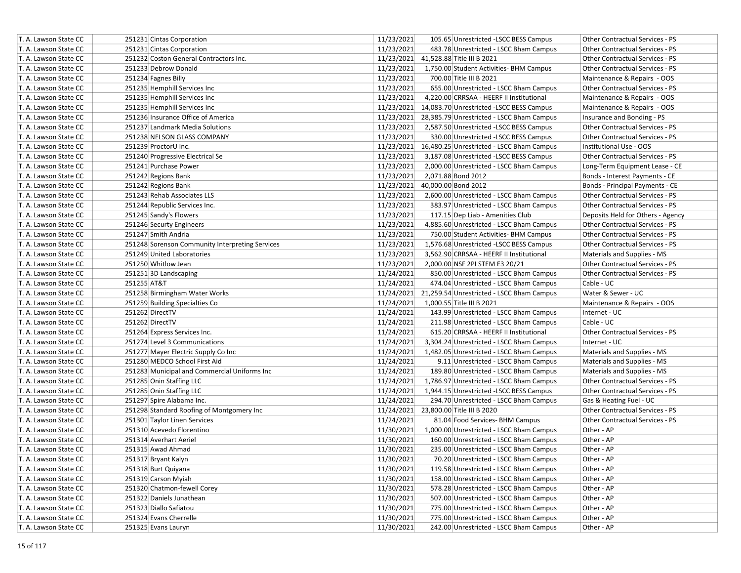| T. A. Lawson State CC | 251231 | Cintas Corporation | 11/23/2021 | 105.65 | Unrestricted -LSCC BESS Campus | Other Contractual Services - PS |
|---|---|---|---|---|---|---|
| T. A. Lawson State CC | 251231 | Cintas Corporation | 11/23/2021 | 483.78 | Unrestricted - LSCC Bham Campus | Other Contractual Services - PS |
| T. A. Lawson State CC | 251232 | Coston General Contractors Inc. | 11/23/2021 | 41,528.88 | Title III B 2021 | Other Contractual Services - PS |
| T. A. Lawson State CC | 251233 | Debrow Donald | 11/23/2021 | 1,750.00 | Student Activities- BHM Campus | Other Contractual Services - PS |
| T. A. Lawson State CC | 251234 | Fagnes Billy | 11/23/2021 | 700.00 | Title III B 2021 | Maintenance & Repairs - OOS |
| T. A. Lawson State CC | 251235 | Hemphill Services Inc | 11/23/2021 | 655.00 | Unrestricted - LSCC Bham Campus | Other Contractual Services - PS |
| T. A. Lawson State CC | 251235 | Hemphill Services Inc | 11/23/2021 | 4,220.00 | CRRSAA - HEERF II Institutional | Maintenance & Repairs - OOS |
| T. A. Lawson State CC | 251235 | Hemphill Services Inc | 11/23/2021 | 14,083.70 | Unrestricted -LSCC BESS Campus | Maintenance & Repairs - OOS |
| T. A. Lawson State CC | 251236 | Insurance Office of America | 11/23/2021 | 28,385.79 | Unrestricted - LSCC Bham Campus | Insurance and Bonding - PS |
| T. A. Lawson State CC | 251237 | Landmark Media Solutions | 11/23/2021 | 2,587.50 | Unrestricted -LSCC BESS Campus | Other Contractual Services - PS |
| T. A. Lawson State CC | 251238 | NELSON GLASS COMPANY | 11/23/2021 | 330.00 | Unrestricted -LSCC BESS Campus | Other Contractual Services - PS |
| T. A. Lawson State CC | 251239 | ProctorU Inc. | 11/23/2021 | 16,480.25 | Unrestricted - LSCC Bham Campus | Institutional Use - OOS |
| T. A. Lawson State CC | 251240 | Progressive Electrical Se | 11/23/2021 | 3,187.08 | Unrestricted -LSCC BESS Campus | Other Contractual Services - PS |
| T. A. Lawson State CC | 251241 | Purchase Power | 11/23/2021 | 2,000.00 | Unrestricted - LSCC Bham Campus | Long-Term Equipment Lease - CE |
| T. A. Lawson State CC | 251242 | Regions Bank | 11/23/2021 | 2,071.88 | Bond 2012 | Bonds - Interest Payments - CE |
| T. A. Lawson State CC | 251242 | Regions Bank | 11/23/2021 | 40,000.00 | Bond 2012 | Bonds - Principal Payments - CE |
| T. A. Lawson State CC | 251243 | Rehab Associates LLS | 11/23/2021 | 2,600.00 | Unrestricted - LSCC Bham Campus | Other Contractual Services - PS |
| T. A. Lawson State CC | 251244 | Republic Services Inc. | 11/23/2021 | 383.97 | Unrestricted - LSCC Bham Campus | Other Contractual Services - PS |
| T. A. Lawson State CC | 251245 | Sandy's Flowers | 11/23/2021 | 117.15 | Dep Liab - Amenities Club | Deposits Held for Others - Agency |
| T. A. Lawson State CC | 251246 | Securty Engineers | 11/23/2021 | 4,885.60 | Unrestricted - LSCC Bham Campus | Other Contractual Services - PS |
| T. A. Lawson State CC | 251247 | Smith Andria | 11/23/2021 | 750.00 | Student Activities- BHM Campus | Other Contractual Services - PS |
| T. A. Lawson State CC | 251248 | Sorenson Community Interpreting Services | 11/23/2021 | 1,576.68 | Unrestricted -LSCC BESS Campus | Other Contractual Services - PS |
| T. A. Lawson State CC | 251249 | United Laboratories | 11/23/2021 | 3,562.90 | CRRSAA - HEERF II Institutional | Materials and Supplies - MS |
| T. A. Lawson State CC | 251250 | Whitlow Jean | 11/23/2021 | 2,000.00 | NSF 2PI STEM E3 20/21 | Other Contractual Services - PS |
| T. A. Lawson State CC | 251251 | 3D Landscaping | 11/24/2021 | 850.00 | Unrestricted - LSCC Bham Campus | Other Contractual Services - PS |
| T. A. Lawson State CC | 251255 | AT&T | 11/24/2021 | 474.04 | Unrestricted - LSCC Bham Campus | Cable - UC |
| T. A. Lawson State CC | 251258 | Birmingham Water Works | 11/24/2021 | 21,259.54 | Unrestricted - LSCC Bham Campus | Water & Sewer - UC |
| T. A. Lawson State CC | 251259 | Building Specialties Co | 11/24/2021 | 1,000.55 | Title III B 2021 | Maintenance & Repairs - OOS |
| T. A. Lawson State CC | 251262 | DirectTV | 11/24/2021 | 143.99 | Unrestricted - LSCC Bham Campus | Internet - UC |
| T. A. Lawson State CC | 251262 | DirectTV | 11/24/2021 | 211.98 | Unrestricted - LSCC Bham Campus | Cable - UC |
| T. A. Lawson State CC | 251264 | Express Services Inc. | 11/24/2021 | 615.20 | CRRSAA - HEERF II Institutional | Other Contractual Services - PS |
| T. A. Lawson State CC | 251274 | Level 3 Communications | 11/24/2021 | 3,304.24 | Unrestricted - LSCC Bham Campus | Internet - UC |
| T. A. Lawson State CC | 251277 | Mayer Electric Supply Co Inc | 11/24/2021 | 1,482.05 | Unrestricted - LSCC Bham Campus | Materials and Supplies - MS |
| T. A. Lawson State CC | 251280 | MEDCO School First Aid | 11/24/2021 | 9.11 | Unrestricted - LSCC Bham Campus | Materials and Supplies - MS |
| T. A. Lawson State CC | 251283 | Municipal and Commercial Uniforms Inc | 11/24/2021 | 189.80 | Unrestricted - LSCC Bham Campus | Materials and Supplies - MS |
| T. A. Lawson State CC | 251285 | Onin Staffing LLC | 11/24/2021 | 1,786.97 | Unrestricted - LSCC Bham Campus | Other Contractual Services - PS |
| T. A. Lawson State CC | 251285 | Onin Staffing LLC | 11/24/2021 | 1,944.15 | Unrestricted -LSCC BESS Campus | Other Contractual Services - PS |
| T. A. Lawson State CC | 251297 | Spire Alabama Inc. | 11/24/2021 | 294.70 | Unrestricted - LSCC Bham Campus | Gas & Heating Fuel - UC |
| T. A. Lawson State CC | 251298 | Standard Roofing of Montgomery Inc | 11/24/2021 | 23,800.00 | Title III B 2020 | Other Contractual Services - PS |
| T. A. Lawson State CC | 251301 | Taylor Linen Services | 11/24/2021 | 81.04 | Food Services- BHM Campus | Other Contractual Services - PS |
| T. A. Lawson State CC | 251310 | Acevedo Florentino | 11/30/2021 | 1,000.00 | Unrestricted - LSCC Bham Campus | Other - AP |
| T. A. Lawson State CC | 251314 | Averhart Aeriel | 11/30/2021 | 160.00 | Unrestricted - LSCC Bham Campus | Other - AP |
| T. A. Lawson State CC | 251315 | Awad Ahmad | 11/30/2021 | 235.00 | Unrestricted - LSCC Bham Campus | Other - AP |
| T. A. Lawson State CC | 251317 | Bryant Kalyn | 11/30/2021 | 70.20 | Unrestricted - LSCC Bham Campus | Other - AP |
| T. A. Lawson State CC | 251318 | Burt Quiyana | 11/30/2021 | 119.58 | Unrestricted - LSCC Bham Campus | Other - AP |
| T. A. Lawson State CC | 251319 | Carson Myiah | 11/30/2021 | 158.00 | Unrestricted - LSCC Bham Campus | Other - AP |
| T. A. Lawson State CC | 251320 | Chatmon-fewell Corey | 11/30/2021 | 578.28 | Unrestricted - LSCC Bham Campus | Other - AP |
| T. A. Lawson State CC | 251322 | Daniels Junathean | 11/30/2021 | 507.00 | Unrestricted - LSCC Bham Campus | Other - AP |
| T. A. Lawson State CC | 251323 | Diallo Safiatou | 11/30/2021 | 775.00 | Unrestricted - LSCC Bham Campus | Other - AP |
| T. A. Lawson State CC | 251324 | Evans Cherrelle | 11/30/2021 | 775.00 | Unrestricted - LSCC Bham Campus | Other - AP |
| T. A. Lawson State CC | 251325 | Evans Lauryn | 11/30/2021 | 242.00 | Unrestricted - LSCC Bham Campus | Other - AP |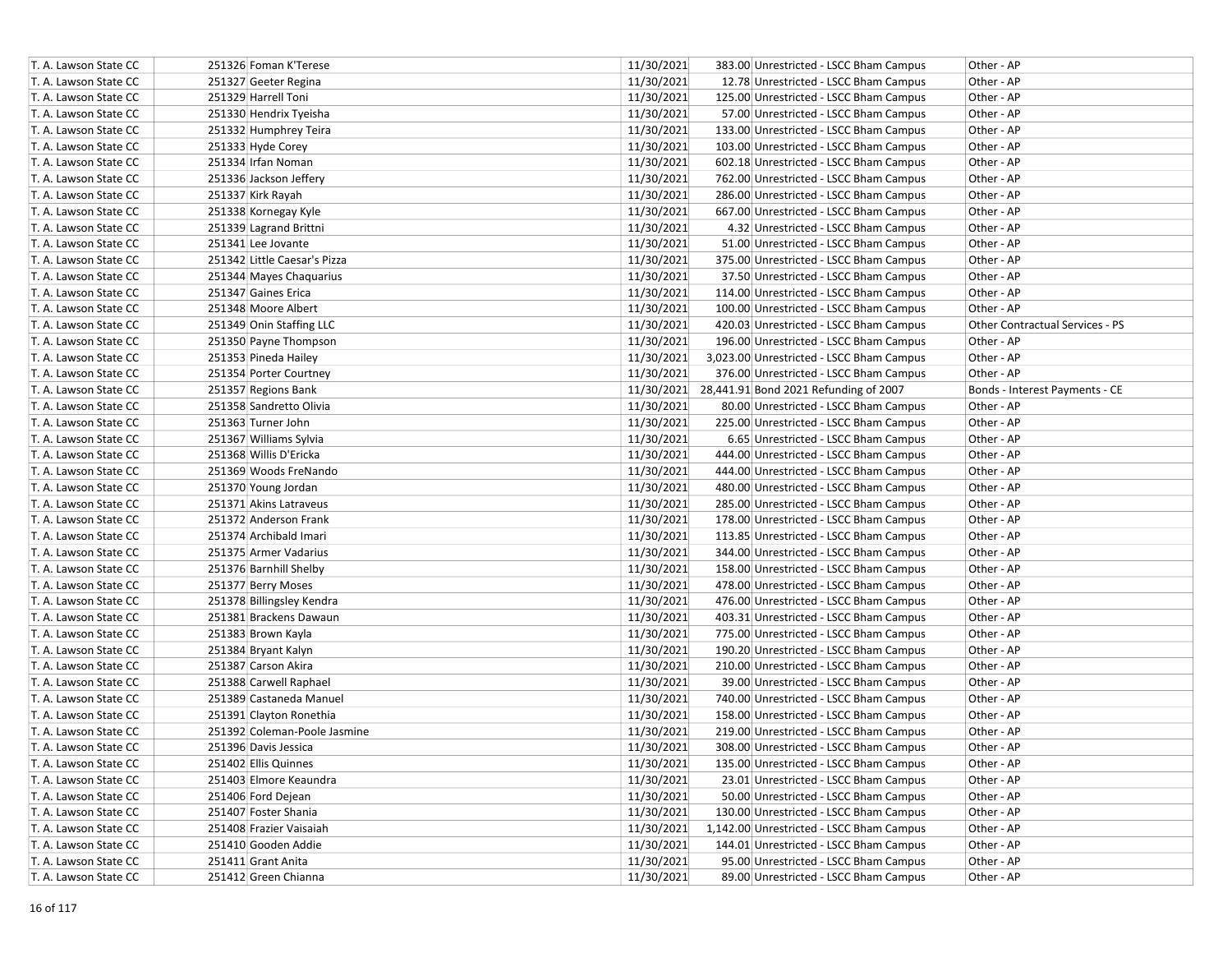| | | | | | |
|---|---|---|---|---|---|
| T. A. Lawson State CC | 251326 Foman K'Terese | 11/30/2021 | 383.00 | Unrestricted - LSCC Bham Campus | Other - AP |
| T. A. Lawson State CC | 251327 Geeter Regina | 11/30/2021 | 12.78 | Unrestricted - LSCC Bham Campus | Other - AP |
| T. A. Lawson State CC | 251329 Harrell Toni | 11/30/2021 | 125.00 | Unrestricted - LSCC Bham Campus | Other - AP |
| T. A. Lawson State CC | 251330 Hendrix Tyeisha | 11/30/2021 | 57.00 | Unrestricted - LSCC Bham Campus | Other - AP |
| T. A. Lawson State CC | 251332 Humphrey Teira | 11/30/2021 | 133.00 | Unrestricted - LSCC Bham Campus | Other - AP |
| T. A. Lawson State CC | 251333 Hyde Corey | 11/30/2021 | 103.00 | Unrestricted - LSCC Bham Campus | Other - AP |
| T. A. Lawson State CC | 251334 Irfan Noman | 11/30/2021 | 602.18 | Unrestricted - LSCC Bham Campus | Other - AP |
| T. A. Lawson State CC | 251336 Jackson Jeffery | 11/30/2021 | 762.00 | Unrestricted - LSCC Bham Campus | Other - AP |
| T. A. Lawson State CC | 251337 Kirk Rayah | 11/30/2021 | 286.00 | Unrestricted - LSCC Bham Campus | Other - AP |
| T. A. Lawson State CC | 251338 Kornegay Kyle | 11/30/2021 | 667.00 | Unrestricted - LSCC Bham Campus | Other - AP |
| T. A. Lawson State CC | 251339 Lagrand Brittni | 11/30/2021 | 4.32 | Unrestricted - LSCC Bham Campus | Other - AP |
| T. A. Lawson State CC | 251341 Lee Jovante | 11/30/2021 | 51.00 | Unrestricted - LSCC Bham Campus | Other - AP |
| T. A. Lawson State CC | 251342 Little Caesar's Pizza | 11/30/2021 | 375.00 | Unrestricted - LSCC Bham Campus | Other - AP |
| T. A. Lawson State CC | 251344 Mayes Chaquarius | 11/30/2021 | 37.50 | Unrestricted - LSCC Bham Campus | Other - AP |
| T. A. Lawson State CC | 251347 Gaines Erica | 11/30/2021 | 114.00 | Unrestricted - LSCC Bham Campus | Other - AP |
| T. A. Lawson State CC | 251348 Moore Albert | 11/30/2021 | 100.00 | Unrestricted - LSCC Bham Campus | Other - AP |
| T. A. Lawson State CC | 251349 Onin Staffing LLC | 11/30/2021 | 420.03 | Unrestricted - LSCC Bham Campus | Other Contractual Services - PS |
| T. A. Lawson State CC | 251350 Payne Thompson | 11/30/2021 | 196.00 | Unrestricted - LSCC Bham Campus | Other - AP |
| T. A. Lawson State CC | 251353 Pineda Hailey | 11/30/2021 | 3,023.00 | Unrestricted - LSCC Bham Campus | Other - AP |
| T. A. Lawson State CC | 251354 Porter Courtney | 11/30/2021 | 376.00 | Unrestricted - LSCC Bham Campus | Other - AP |
| T. A. Lawson State CC | 251357 Regions Bank | 11/30/2021 | 28,441.91 | Bond 2021 Refunding of 2007 | Bonds - Interest Payments - CE |
| T. A. Lawson State CC | 251358 Sandretto Olivia | 11/30/2021 | 80.00 | Unrestricted - LSCC Bham Campus | Other - AP |
| T. A. Lawson State CC | 251363 Turner John | 11/30/2021 | 225.00 | Unrestricted - LSCC Bham Campus | Other - AP |
| T. A. Lawson State CC | 251367 Williams Sylvia | 11/30/2021 | 6.65 | Unrestricted - LSCC Bham Campus | Other - AP |
| T. A. Lawson State CC | 251368 Willis D'Ericka | 11/30/2021 | 444.00 | Unrestricted - LSCC Bham Campus | Other - AP |
| T. A. Lawson State CC | 251369 Woods FreNando | 11/30/2021 | 444.00 | Unrestricted - LSCC Bham Campus | Other - AP |
| T. A. Lawson State CC | 251370 Young Jordan | 11/30/2021 | 480.00 | Unrestricted - LSCC Bham Campus | Other - AP |
| T. A. Lawson State CC | 251371 Akins Latraveus | 11/30/2021 | 285.00 | Unrestricted - LSCC Bham Campus | Other - AP |
| T. A. Lawson State CC | 251372 Anderson Frank | 11/30/2021 | 178.00 | Unrestricted - LSCC Bham Campus | Other - AP |
| T. A. Lawson State CC | 251374 Archibald Imari | 11/30/2021 | 113.85 | Unrestricted - LSCC Bham Campus | Other - AP |
| T. A. Lawson State CC | 251375 Armer Vadarius | 11/30/2021 | 344.00 | Unrestricted - LSCC Bham Campus | Other - AP |
| T. A. Lawson State CC | 251376 Barnhill Shelby | 11/30/2021 | 158.00 | Unrestricted - LSCC Bham Campus | Other - AP |
| T. A. Lawson State CC | 251377 Berry Moses | 11/30/2021 | 478.00 | Unrestricted - LSCC Bham Campus | Other - AP |
| T. A. Lawson State CC | 251378 Billingsley Kendra | 11/30/2021 | 476.00 | Unrestricted - LSCC Bham Campus | Other - AP |
| T. A. Lawson State CC | 251381 Brackens Dawaun | 11/30/2021 | 403.31 | Unrestricted - LSCC Bham Campus | Other - AP |
| T. A. Lawson State CC | 251383 Brown Kayla | 11/30/2021 | 775.00 | Unrestricted - LSCC Bham Campus | Other - AP |
| T. A. Lawson State CC | 251384 Bryant Kalyn | 11/30/2021 | 190.20 | Unrestricted - LSCC Bham Campus | Other - AP |
| T. A. Lawson State CC | 251387 Carson Akira | 11/30/2021 | 210.00 | Unrestricted - LSCC Bham Campus | Other - AP |
| T. A. Lawson State CC | 251388 Carwell Raphael | 11/30/2021 | 39.00 | Unrestricted - LSCC Bham Campus | Other - AP |
| T. A. Lawson State CC | 251389 Castaneda Manuel | 11/30/2021 | 740.00 | Unrestricted - LSCC Bham Campus | Other - AP |
| T. A. Lawson State CC | 251391 Clayton Ronethia | 11/30/2021 | 158.00 | Unrestricted - LSCC Bham Campus | Other - AP |
| T. A. Lawson State CC | 251392 Coleman-Poole Jasmine | 11/30/2021 | 219.00 | Unrestricted - LSCC Bham Campus | Other - AP |
| T. A. Lawson State CC | 251396 Davis Jessica | 11/30/2021 | 308.00 | Unrestricted - LSCC Bham Campus | Other - AP |
| T. A. Lawson State CC | 251402 Ellis Quinnes | 11/30/2021 | 135.00 | Unrestricted - LSCC Bham Campus | Other - AP |
| T. A. Lawson State CC | 251403 Elmore Keaundra | 11/30/2021 | 23.01 | Unrestricted - LSCC Bham Campus | Other - AP |
| T. A. Lawson State CC | 251406 Ford Dejean | 11/30/2021 | 50.00 | Unrestricted - LSCC Bham Campus | Other - AP |
| T. A. Lawson State CC | 251407 Foster Shania | 11/30/2021 | 130.00 | Unrestricted - LSCC Bham Campus | Other - AP |
| T. A. Lawson State CC | 251408 Frazier Vaisaiah | 11/30/2021 | 1,142.00 | Unrestricted - LSCC Bham Campus | Other - AP |
| T. A. Lawson State CC | 251410 Gooden Addie | 11/30/2021 | 144.01 | Unrestricted - LSCC Bham Campus | Other - AP |
| T. A. Lawson State CC | 251411 Grant Anita | 11/30/2021 | 95.00 | Unrestricted - LSCC Bham Campus | Other - AP |
| T. A. Lawson State CC | 251412 Green Chianna | 11/30/2021 | 89.00 | Unrestricted - LSCC Bham Campus | Other - AP |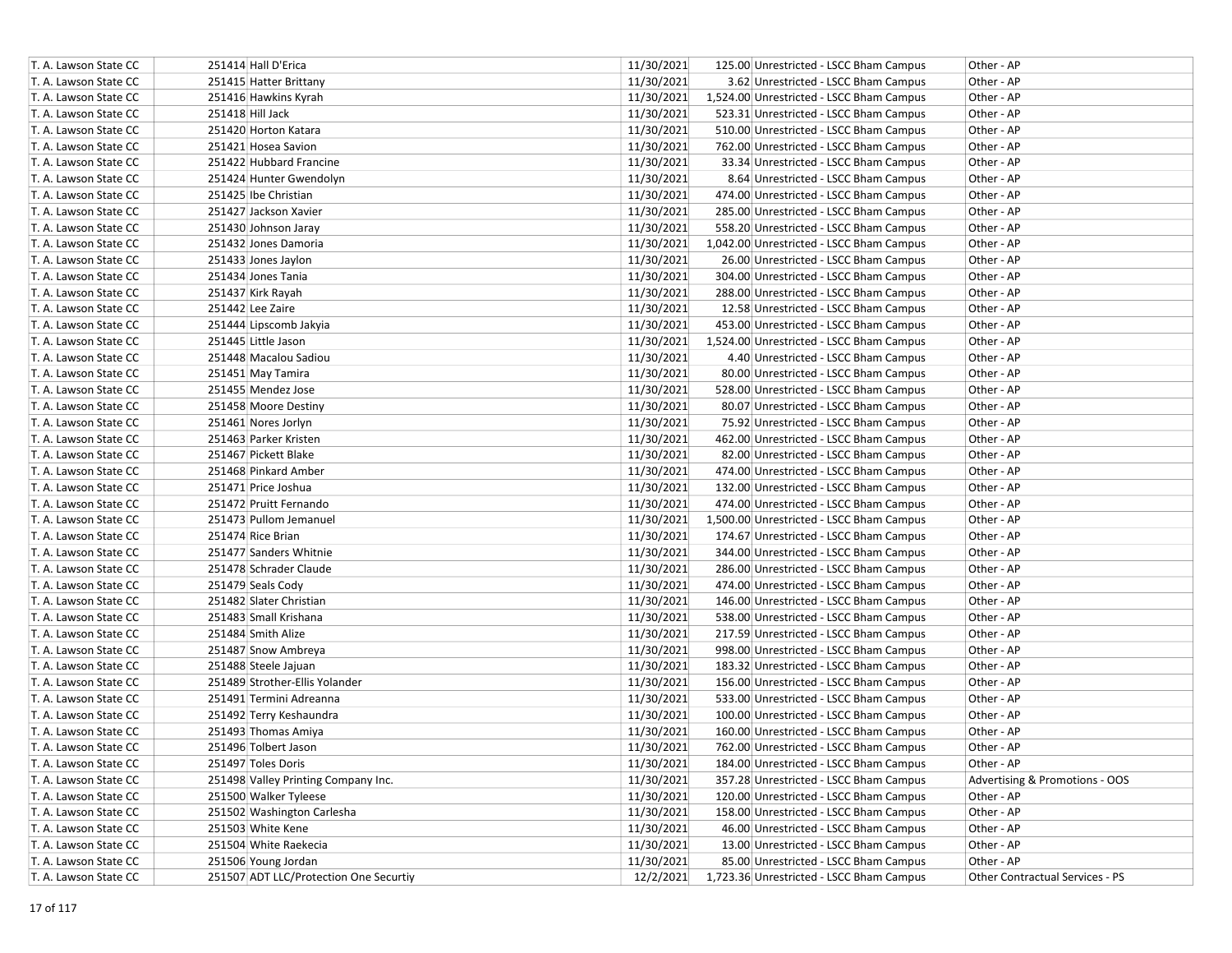| | | | | | |
|---|---|---|---|---|---|
| T. A. Lawson State CC | 251414 Hall D'Erica | 11/30/2021 | 125.00 | Unrestricted - LSCC Bham Campus | Other - AP |
| T. A. Lawson State CC | 251415 Hatter Brittany | 11/30/2021 | 3.62 | Unrestricted - LSCC Bham Campus | Other - AP |
| T. A. Lawson State CC | 251416 Hawkins Kyrah | 11/30/2021 | 1,524.00 | Unrestricted - LSCC Bham Campus | Other - AP |
| T. A. Lawson State CC | 251418 Hill Jack | 11/30/2021 | 523.31 | Unrestricted - LSCC Bham Campus | Other - AP |
| T. A. Lawson State CC | 251420 Horton Katara | 11/30/2021 | 510.00 | Unrestricted - LSCC Bham Campus | Other - AP |
| T. A. Lawson State CC | 251421 Hosea Savion | 11/30/2021 | 762.00 | Unrestricted - LSCC Bham Campus | Other - AP |
| T. A. Lawson State CC | 251422 Hubbard Francine | 11/30/2021 | 33.34 | Unrestricted - LSCC Bham Campus | Other - AP |
| T. A. Lawson State CC | 251424 Hunter Gwendolyn | 11/30/2021 | 8.64 | Unrestricted - LSCC Bham Campus | Other - AP |
| T. A. Lawson State CC | 251425 Ibe Christian | 11/30/2021 | 474.00 | Unrestricted - LSCC Bham Campus | Other - AP |
| T. A. Lawson State CC | 251427 Jackson Xavier | 11/30/2021 | 285.00 | Unrestricted - LSCC Bham Campus | Other - AP |
| T. A. Lawson State CC | 251430 Johnson Jaray | 11/30/2021 | 558.20 | Unrestricted - LSCC Bham Campus | Other - AP |
| T. A. Lawson State CC | 251432 Jones Damoria | 11/30/2021 | 1,042.00 | Unrestricted - LSCC Bham Campus | Other - AP |
| T. A. Lawson State CC | 251433 Jones Jaylon | 11/30/2021 | 26.00 | Unrestricted - LSCC Bham Campus | Other - AP |
| T. A. Lawson State CC | 251434 Jones Tania | 11/30/2021 | 304.00 | Unrestricted - LSCC Bham Campus | Other - AP |
| T. A. Lawson State CC | 251437 Kirk Rayah | 11/30/2021 | 288.00 | Unrestricted - LSCC Bham Campus | Other - AP |
| T. A. Lawson State CC | 251442 Lee Zaire | 11/30/2021 | 12.58 | Unrestricted - LSCC Bham Campus | Other - AP |
| T. A. Lawson State CC | 251444 Lipscomb Jakyia | 11/30/2021 | 453.00 | Unrestricted - LSCC Bham Campus | Other - AP |
| T. A. Lawson State CC | 251445 Little Jason | 11/30/2021 | 1,524.00 | Unrestricted - LSCC Bham Campus | Other - AP |
| T. A. Lawson State CC | 251448 Macalou Sadiou | 11/30/2021 | 4.40 | Unrestricted - LSCC Bham Campus | Other - AP |
| T. A. Lawson State CC | 251451 May Tamira | 11/30/2021 | 80.00 | Unrestricted - LSCC Bham Campus | Other - AP |
| T. A. Lawson State CC | 251455 Mendez Jose | 11/30/2021 | 528.00 | Unrestricted - LSCC Bham Campus | Other - AP |
| T. A. Lawson State CC | 251458 Moore Destiny | 11/30/2021 | 80.07 | Unrestricted - LSCC Bham Campus | Other - AP |
| T. A. Lawson State CC | 251461 Nores Jorlyn | 11/30/2021 | 75.92 | Unrestricted - LSCC Bham Campus | Other - AP |
| T. A. Lawson State CC | 251463 Parker Kristen | 11/30/2021 | 462.00 | Unrestricted - LSCC Bham Campus | Other - AP |
| T. A. Lawson State CC | 251467 Pickett Blake | 11/30/2021 | 82.00 | Unrestricted - LSCC Bham Campus | Other - AP |
| T. A. Lawson State CC | 251468 Pinkard Amber | 11/30/2021 | 474.00 | Unrestricted - LSCC Bham Campus | Other - AP |
| T. A. Lawson State CC | 251471 Price Joshua | 11/30/2021 | 132.00 | Unrestricted - LSCC Bham Campus | Other - AP |
| T. A. Lawson State CC | 251472 Pruitt Fernando | 11/30/2021 | 474.00 | Unrestricted - LSCC Bham Campus | Other - AP |
| T. A. Lawson State CC | 251473 Pullom Jemanuel | 11/30/2021 | 1,500.00 | Unrestricted - LSCC Bham Campus | Other - AP |
| T. A. Lawson State CC | 251474 Rice Brian | 11/30/2021 | 174.67 | Unrestricted - LSCC Bham Campus | Other - AP |
| T. A. Lawson State CC | 251477 Sanders Whitnie | 11/30/2021 | 344.00 | Unrestricted - LSCC Bham Campus | Other - AP |
| T. A. Lawson State CC | 251478 Schrader Claude | 11/30/2021 | 286.00 | Unrestricted - LSCC Bham Campus | Other - AP |
| T. A. Lawson State CC | 251479 Seals Cody | 11/30/2021 | 474.00 | Unrestricted - LSCC Bham Campus | Other - AP |
| T. A. Lawson State CC | 251482 Slater Christian | 11/30/2021 | 146.00 | Unrestricted - LSCC Bham Campus | Other - AP |
| T. A. Lawson State CC | 251483 Small Krishana | 11/30/2021 | 538.00 | Unrestricted - LSCC Bham Campus | Other - AP |
| T. A. Lawson State CC | 251484 Smith Alize | 11/30/2021 | 217.59 | Unrestricted - LSCC Bham Campus | Other - AP |
| T. A. Lawson State CC | 251487 Snow Ambreya | 11/30/2021 | 998.00 | Unrestricted - LSCC Bham Campus | Other - AP |
| T. A. Lawson State CC | 251488 Steele Jajuan | 11/30/2021 | 183.32 | Unrestricted - LSCC Bham Campus | Other - AP |
| T. A. Lawson State CC | 251489 Strother-Ellis Yolander | 11/30/2021 | 156.00 | Unrestricted - LSCC Bham Campus | Other - AP |
| T. A. Lawson State CC | 251491 Termini Adreanna | 11/30/2021 | 533.00 | Unrestricted - LSCC Bham Campus | Other - AP |
| T. A. Lawson State CC | 251492 Terry Keshaundra | 11/30/2021 | 100.00 | Unrestricted - LSCC Bham Campus | Other - AP |
| T. A. Lawson State CC | 251493 Thomas Amiya | 11/30/2021 | 160.00 | Unrestricted - LSCC Bham Campus | Other - AP |
| T. A. Lawson State CC | 251496 Tolbert Jason | 11/30/2021 | 762.00 | Unrestricted - LSCC Bham Campus | Other - AP |
| T. A. Lawson State CC | 251497 Toles Doris | 11/30/2021 | 184.00 | Unrestricted - LSCC Bham Campus | Other - AP |
| T. A. Lawson State CC | 251498 Valley Printing Company Inc. | 11/30/2021 | 357.28 | Unrestricted - LSCC Bham Campus | Advertising & Promotions - OOS |
| T. A. Lawson State CC | 251500 Walker Tyleese | 11/30/2021 | 120.00 | Unrestricted - LSCC Bham Campus | Other - AP |
| T. A. Lawson State CC | 251502 Washington Carlesha | 11/30/2021 | 158.00 | Unrestricted - LSCC Bham Campus | Other - AP |
| T. A. Lawson State CC | 251503 White Kene | 11/30/2021 | 46.00 | Unrestricted - LSCC Bham Campus | Other - AP |
| T. A. Lawson State CC | 251504 White Raekecia | 11/30/2021 | 13.00 | Unrestricted - LSCC Bham Campus | Other - AP |
| T. A. Lawson State CC | 251506 Young Jordan | 11/30/2021 | 85.00 | Unrestricted - LSCC Bham Campus | Other - AP |
| T. A. Lawson State CC | 251507 ADT LLC/Protection One Securtiy | 12/2/2021 | 1,723.36 | Unrestricted - LSCC Bham Campus | Other Contractual Services - PS |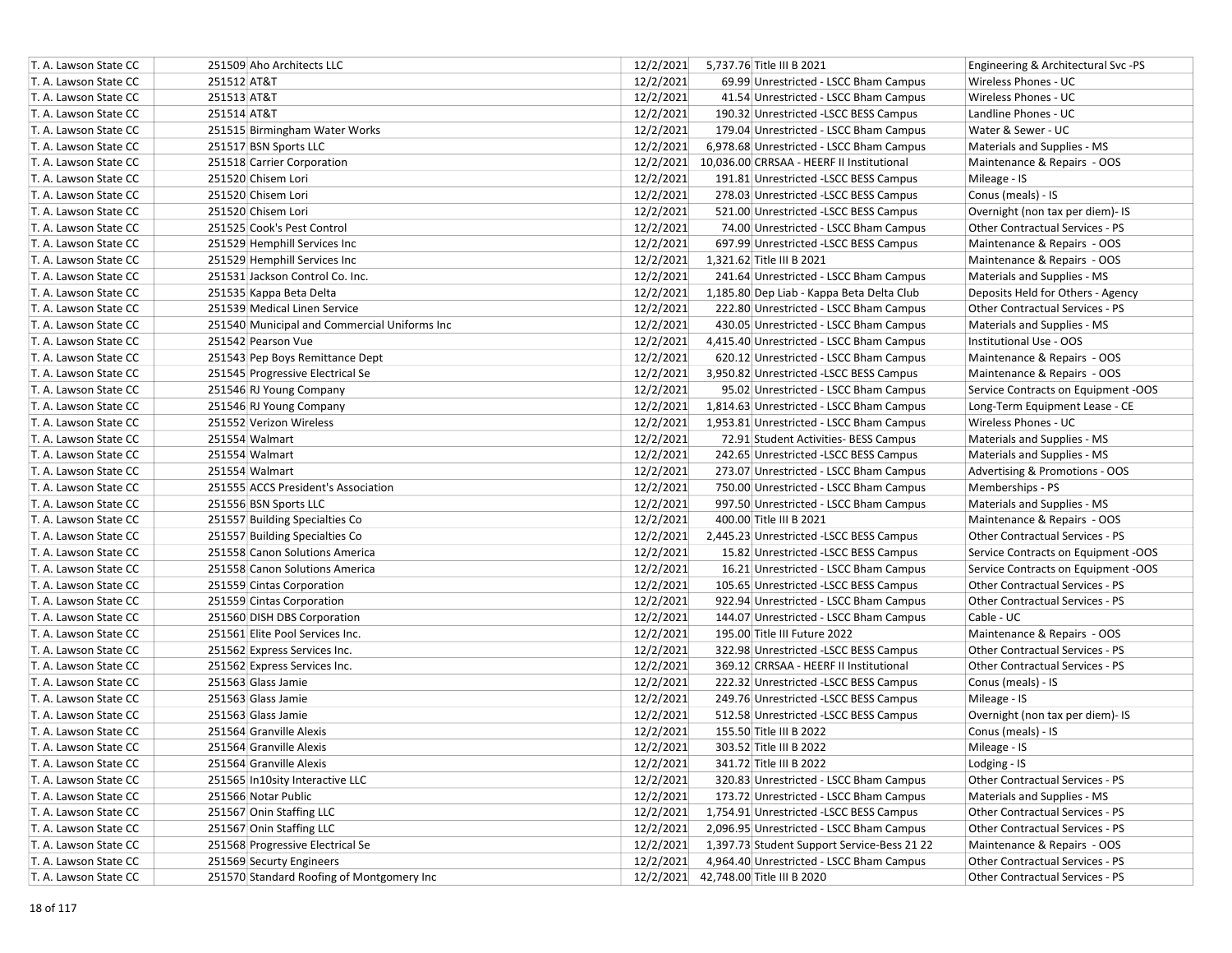| | | | | | | |
|---|---|---|---|---|---|---|
| T. A. Lawson State CC | 251509 | Aho Architects LLC | 12/2/2021 | 5,737.76 | Title III B 2021 | Engineering & Architectural Svc -PS |
| T. A. Lawson State CC | 251512 | AT&T | 12/2/2021 | 69.99 | Unrestricted - LSCC Bham Campus | Wireless Phones - UC |
| T. A. Lawson State CC | 251513 | AT&T | 12/2/2021 | 41.54 | Unrestricted - LSCC Bham Campus | Wireless Phones - UC |
| T. A. Lawson State CC | 251514 | AT&T | 12/2/2021 | 190.32 | Unrestricted -LSCC BESS Campus | Landline Phones - UC |
| T. A. Lawson State CC | 251515 | Birmingham Water Works | 12/2/2021 | 179.04 | Unrestricted - LSCC Bham Campus | Water & Sewer - UC |
| T. A. Lawson State CC | 251517 | BSN Sports LLC | 12/2/2021 | 6,978.68 | Unrestricted - LSCC Bham Campus | Materials and Supplies - MS |
| T. A. Lawson State CC | 251518 | Carrier Corporation | 12/2/2021 | 10,036.00 | CRRSAA - HEERF II Institutional | Maintenance & Repairs - OOS |
| T. A. Lawson State CC | 251520 | Chisem Lori | 12/2/2021 | 191.81 | Unrestricted -LSCC BESS Campus | Mileage - IS |
| T. A. Lawson State CC | 251520 | Chisem Lori | 12/2/2021 | 278.03 | Unrestricted -LSCC BESS Campus | Conus (meals) - IS |
| T. A. Lawson State CC | 251520 | Chisem Lori | 12/2/2021 | 521.00 | Unrestricted -LSCC BESS Campus | Overnight (non tax per diem)- IS |
| T. A. Lawson State CC | 251525 | Cook's Pest Control | 12/2/2021 | 74.00 | Unrestricted - LSCC Bham Campus | Other Contractual Services - PS |
| T. A. Lawson State CC | 251529 | Hemphill Services Inc | 12/2/2021 | 697.99 | Unrestricted -LSCC BESS Campus | Maintenance & Repairs - OOS |
| T. A. Lawson State CC | 251529 | Hemphill Services Inc | 12/2/2021 | 1,321.62 | Title III B 2021 | Maintenance & Repairs - OOS |
| T. A. Lawson State CC | 251531 | Jackson Control Co. Inc. | 12/2/2021 | 241.64 | Unrestricted - LSCC Bham Campus | Materials and Supplies - MS |
| T. A. Lawson State CC | 251535 | Kappa Beta Delta | 12/2/2021 | 1,185.80 | Dep Liab - Kappa Beta Delta Club | Deposits Held for Others - Agency |
| T. A. Lawson State CC | 251539 | Medical Linen Service | 12/2/2021 | 222.80 | Unrestricted - LSCC Bham Campus | Other Contractual Services - PS |
| T. A. Lawson State CC | 251540 | Municipal and Commercial Uniforms Inc | 12/2/2021 | 430.05 | Unrestricted - LSCC Bham Campus | Materials and Supplies - MS |
| T. A. Lawson State CC | 251542 | Pearson Vue | 12/2/2021 | 4,415.40 | Unrestricted - LSCC Bham Campus | Institutional Use - OOS |
| T. A. Lawson State CC | 251543 | Pep Boys Remittance Dept | 12/2/2021 | 620.12 | Unrestricted - LSCC Bham Campus | Maintenance & Repairs - OOS |
| T. A. Lawson State CC | 251545 | Progressive Electrical Se | 12/2/2021 | 3,950.82 | Unrestricted -LSCC BESS Campus | Maintenance & Repairs - OOS |
| T. A. Lawson State CC | 251546 | RJ Young Company | 12/2/2021 | 95.02 | Unrestricted - LSCC Bham Campus | Service Contracts on Equipment -OOS |
| T. A. Lawson State CC | 251546 | RJ Young Company | 12/2/2021 | 1,814.63 | Unrestricted - LSCC Bham Campus | Long-Term Equipment Lease - CE |
| T. A. Lawson State CC | 251552 | Verizon Wireless | 12/2/2021 | 1,953.81 | Unrestricted - LSCC Bham Campus | Wireless Phones - UC |
| T. A. Lawson State CC | 251554 | Walmart | 12/2/2021 | 72.91 | Student Activities- BESS Campus | Materials and Supplies - MS |
| T. A. Lawson State CC | 251554 | Walmart | 12/2/2021 | 242.65 | Unrestricted -LSCC BESS Campus | Materials and Supplies - MS |
| T. A. Lawson State CC | 251554 | Walmart | 12/2/2021 | 273.07 | Unrestricted - LSCC Bham Campus | Advertising & Promotions - OOS |
| T. A. Lawson State CC | 251555 | ACCS President's Association | 12/2/2021 | 750.00 | Unrestricted - LSCC Bham Campus | Memberships - PS |
| T. A. Lawson State CC | 251556 | BSN Sports LLC | 12/2/2021 | 997.50 | Unrestricted - LSCC Bham Campus | Materials and Supplies - MS |
| T. A. Lawson State CC | 251557 | Building Specialties Co | 12/2/2021 | 400.00 | Title III B 2021 | Maintenance & Repairs - OOS |
| T. A. Lawson State CC | 251557 | Building Specialties Co | 12/2/2021 | 2,445.23 | Unrestricted -LSCC BESS Campus | Other Contractual Services - PS |
| T. A. Lawson State CC | 251558 | Canon Solutions America | 12/2/2021 | 15.82 | Unrestricted -LSCC BESS Campus | Service Contracts on Equipment -OOS |
| T. A. Lawson State CC | 251558 | Canon Solutions America | 12/2/2021 | 16.21 | Unrestricted - LSCC Bham Campus | Service Contracts on Equipment -OOS |
| T. A. Lawson State CC | 251559 | Cintas Corporation | 12/2/2021 | 105.65 | Unrestricted -LSCC BESS Campus | Other Contractual Services - PS |
| T. A. Lawson State CC | 251559 | Cintas Corporation | 12/2/2021 | 922.94 | Unrestricted - LSCC Bham Campus | Other Contractual Services - PS |
| T. A. Lawson State CC | 251560 | DISH DBS Corporation | 12/2/2021 | 144.07 | Unrestricted - LSCC Bham Campus | Cable - UC |
| T. A. Lawson State CC | 251561 | Elite Pool Services Inc. | 12/2/2021 | 195.00 | Title III Future 2022 | Maintenance & Repairs - OOS |
| T. A. Lawson State CC | 251562 | Express Services Inc. | 12/2/2021 | 322.98 | Unrestricted -LSCC BESS Campus | Other Contractual Services - PS |
| T. A. Lawson State CC | 251562 | Express Services Inc. | 12/2/2021 | 369.12 | CRRSAA - HEERF II Institutional | Other Contractual Services - PS |
| T. A. Lawson State CC | 251563 | Glass Jamie | 12/2/2021 | 222.32 | Unrestricted -LSCC BESS Campus | Conus (meals) - IS |
| T. A. Lawson State CC | 251563 | Glass Jamie | 12/2/2021 | 249.76 | Unrestricted -LSCC BESS Campus | Mileage - IS |
| T. A. Lawson State CC | 251563 | Glass Jamie | 12/2/2021 | 512.58 | Unrestricted -LSCC BESS Campus | Overnight (non tax per diem)- IS |
| T. A. Lawson State CC | 251564 | Granville Alexis | 12/2/2021 | 155.50 | Title III B 2022 | Conus (meals) - IS |
| T. A. Lawson State CC | 251564 | Granville Alexis | 12/2/2021 | 303.52 | Title III B 2022 | Mileage - IS |
| T. A. Lawson State CC | 251564 | Granville Alexis | 12/2/2021 | 341.72 | Title III B 2022 | Lodging - IS |
| T. A. Lawson State CC | 251565 | In10sity Interactive LLC | 12/2/2021 | 320.83 | Unrestricted - LSCC Bham Campus | Other Contractual Services - PS |
| T. A. Lawson State CC | 251566 | Notar Public | 12/2/2021 | 173.72 | Unrestricted - LSCC Bham Campus | Materials and Supplies - MS |
| T. A. Lawson State CC | 251567 | Onin Staffing LLC | 12/2/2021 | 1,754.91 | Unrestricted -LSCC BESS Campus | Other Contractual Services - PS |
| T. A. Lawson State CC | 251567 | Onin Staffing LLC | 12/2/2021 | 2,096.95 | Unrestricted - LSCC Bham Campus | Other Contractual Services - PS |
| T. A. Lawson State CC | 251568 | Progressive Electrical Se | 12/2/2021 | 1,397.73 | Student Support Service-Bess 21 22 | Maintenance & Repairs - OOS |
| T. A. Lawson State CC | 251569 | Securty Engineers | 12/2/2021 | 4,964.40 | Unrestricted - LSCC Bham Campus | Other Contractual Services - PS |
| T. A. Lawson State CC | 251570 | Standard Roofing of Montgomery Inc | 12/2/2021 | 42,748.00 | Title III B 2020 | Other Contractual Services - PS |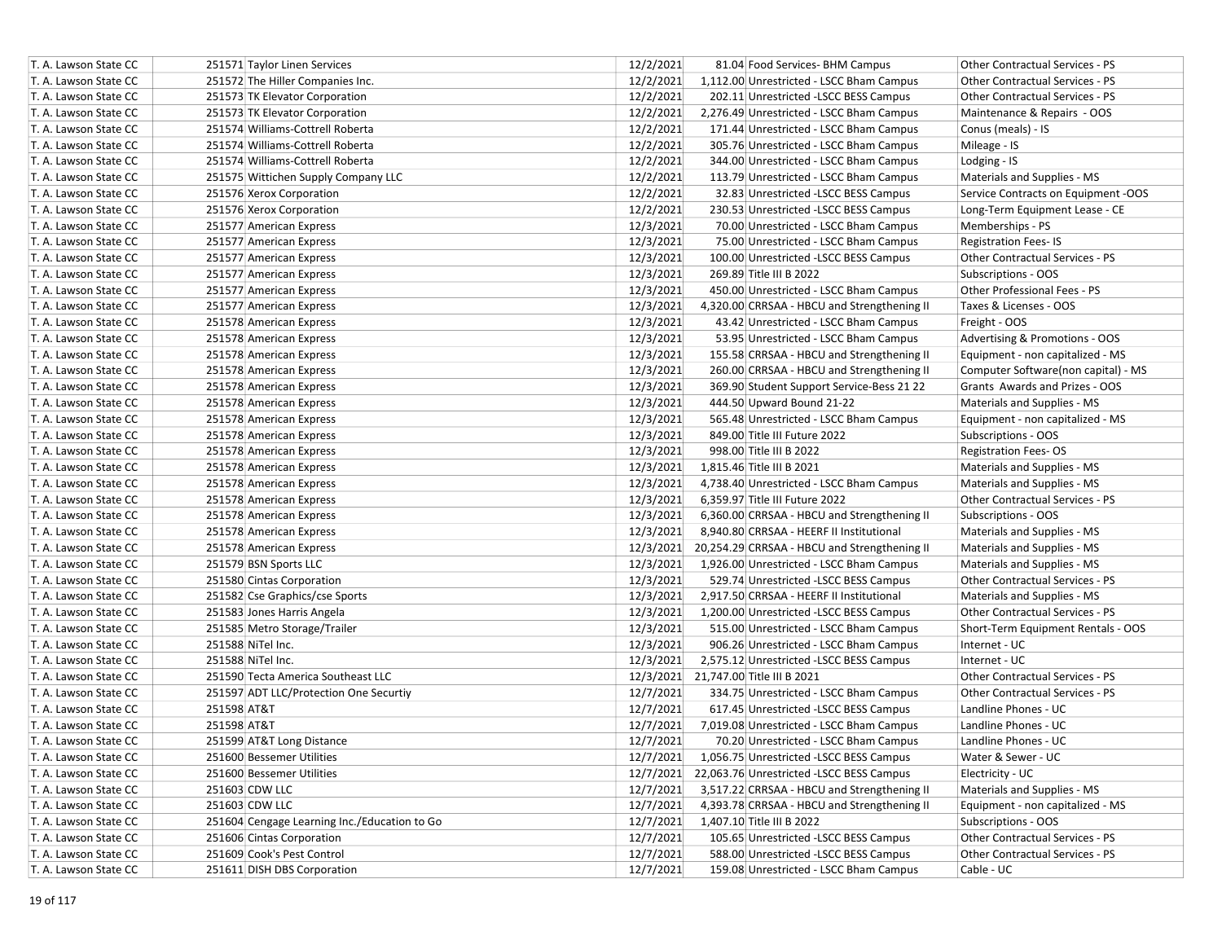| | | | | | | |
|---|---|---|---|---|---|---|
| T. A. Lawson State CC | 251571 | Taylor Linen Services | 12/2/2021 | 81.04 | Food Services- BHM Campus | Other Contractual Services - PS |
| T. A. Lawson State CC | 251572 | The Hiller Companies Inc. | 12/2/2021 | 1,112.00 | Unrestricted - LSCC Bham Campus | Other Contractual Services - PS |
| T. A. Lawson State CC | 251573 | TK Elevator Corporation | 12/2/2021 | 202.11 | Unrestricted -LSCC BESS Campus | Other Contractual Services - PS |
| T. A. Lawson State CC | 251573 | TK Elevator Corporation | 12/2/2021 | 2,276.49 | Unrestricted - LSCC Bham Campus | Maintenance & Repairs - OOS |
| T. A. Lawson State CC | 251574 | Williams-Cottrell Roberta | 12/2/2021 | 171.44 | Unrestricted - LSCC Bham Campus | Conus (meals) - IS |
| T. A. Lawson State CC | 251574 | Williams-Cottrell Roberta | 12/2/2021 | 305.76 | Unrestricted - LSCC Bham Campus | Mileage - IS |
| T. A. Lawson State CC | 251574 | Williams-Cottrell Roberta | 12/2/2021 | 344.00 | Unrestricted - LSCC Bham Campus | Lodging - IS |
| T. A. Lawson State CC | 251575 | Wittichen Supply Company LLC | 12/2/2021 | 113.79 | Unrestricted - LSCC Bham Campus | Materials and Supplies - MS |
| T. A. Lawson State CC | 251576 | Xerox Corporation | 12/2/2021 | 32.83 | Unrestricted -LSCC BESS Campus | Service Contracts on Equipment -OOS |
| T. A. Lawson State CC | 251576 | Xerox Corporation | 12/2/2021 | 230.53 | Unrestricted -LSCC BESS Campus | Long-Term Equipment Lease - CE |
| T. A. Lawson State CC | 251577 | American Express | 12/3/2021 | 70.00 | Unrestricted - LSCC Bham Campus | Memberships - PS |
| T. A. Lawson State CC | 251577 | American Express | 12/3/2021 | 75.00 | Unrestricted - LSCC Bham Campus | Registration Fees- IS |
| T. A. Lawson State CC | 251577 | American Express | 12/3/2021 | 100.00 | Unrestricted -LSCC BESS Campus | Other Contractual Services - PS |
| T. A. Lawson State CC | 251577 | American Express | 12/3/2021 | 269.89 | Title III B 2022 | Subscriptions - OOS |
| T. A. Lawson State CC | 251577 | American Express | 12/3/2021 | 450.00 | Unrestricted - LSCC Bham Campus | Other Professional Fees - PS |
| T. A. Lawson State CC | 251577 | American Express | 12/3/2021 | 4,320.00 | CRRSAA - HBCU and Strengthening II | Taxes & Licenses - OOS |
| T. A. Lawson State CC | 251578 | American Express | 12/3/2021 | 43.42 | Unrestricted - LSCC Bham Campus | Freight - OOS |
| T. A. Lawson State CC | 251578 | American Express | 12/3/2021 | 53.95 | Unrestricted - LSCC Bham Campus | Advertising & Promotions - OOS |
| T. A. Lawson State CC | 251578 | American Express | 12/3/2021 | 155.58 | CRRSAA - HBCU and Strengthening II | Equipment - non capitalized - MS |
| T. A. Lawson State CC | 251578 | American Express | 12/3/2021 | 260.00 | CRRSAA - HBCU and Strengthening II | Computer Software(non capital) - MS |
| T. A. Lawson State CC | 251578 | American Express | 12/3/2021 | 369.90 | Student Support Service-Bess 21 22 | Grants Awards and Prizes - OOS |
| T. A. Lawson State CC | 251578 | American Express | 12/3/2021 | 444.50 | Upward Bound 21-22 | Materials and Supplies - MS |
| T. A. Lawson State CC | 251578 | American Express | 12/3/2021 | 565.48 | Unrestricted - LSCC Bham Campus | Equipment - non capitalized - MS |
| T. A. Lawson State CC | 251578 | American Express | 12/3/2021 | 849.00 | Title III Future 2022 | Subscriptions - OOS |
| T. A. Lawson State CC | 251578 | American Express | 12/3/2021 | 998.00 | Title III B 2022 | Registration Fees- OS |
| T. A. Lawson State CC | 251578 | American Express | 12/3/2021 | 1,815.46 | Title III B 2021 | Materials and Supplies - MS |
| T. A. Lawson State CC | 251578 | American Express | 12/3/2021 | 4,738.40 | Unrestricted - LSCC Bham Campus | Materials and Supplies - MS |
| T. A. Lawson State CC | 251578 | American Express | 12/3/2021 | 6,359.97 | Title III Future 2022 | Other Contractual Services - PS |
| T. A. Lawson State CC | 251578 | American Express | 12/3/2021 | 6,360.00 | CRRSAA - HBCU and Strengthening II | Subscriptions - OOS |
| T. A. Lawson State CC | 251578 | American Express | 12/3/2021 | 8,940.80 | CRRSAA - HEERF II Institutional | Materials and Supplies - MS |
| T. A. Lawson State CC | 251578 | American Express | 12/3/2021 | 20,254.29 | CRRSAA - HBCU and Strengthening II | Materials and Supplies - MS |
| T. A. Lawson State CC | 251579 | BSN Sports LLC | 12/3/2021 | 1,926.00 | Unrestricted - LSCC Bham Campus | Materials and Supplies - MS |
| T. A. Lawson State CC | 251580 | Cintas Corporation | 12/3/2021 | 529.74 | Unrestricted -LSCC BESS Campus | Other Contractual Services - PS |
| T. A. Lawson State CC | 251582 | Cse Graphics/cse Sports | 12/3/2021 | 2,917.50 | CRRSAA - HEERF II Institutional | Materials and Supplies - MS |
| T. A. Lawson State CC | 251583 | Jones Harris Angela | 12/3/2021 | 1,200.00 | Unrestricted -LSCC BESS Campus | Other Contractual Services - PS |
| T. A. Lawson State CC | 251585 | Metro Storage/Trailer | 12/3/2021 | 515.00 | Unrestricted - LSCC Bham Campus | Short-Term Equipment Rentals - OOS |
| T. A. Lawson State CC | 251588 | NiTel Inc. | 12/3/2021 | 906.26 | Unrestricted - LSCC Bham Campus | Internet - UC |
| T. A. Lawson State CC | 251588 | NiTel Inc. | 12/3/2021 | 2,575.12 | Unrestricted -LSCC BESS Campus | Internet - UC |
| T. A. Lawson State CC | 251590 | Tecta America Southeast LLC | 12/3/2021 | 21,747.00 | Title III B 2021 | Other Contractual Services - PS |
| T. A. Lawson State CC | 251597 | ADT LLC/Protection One Securtiy | 12/7/2021 | 334.75 | Unrestricted - LSCC Bham Campus | Other Contractual Services - PS |
| T. A. Lawson State CC | 251598 | AT&T | 12/7/2021 | 617.45 | Unrestricted -LSCC BESS Campus | Landline Phones - UC |
| T. A. Lawson State CC | 251598 | AT&T | 12/7/2021 | 7,019.08 | Unrestricted - LSCC Bham Campus | Landline Phones - UC |
| T. A. Lawson State CC | 251599 | AT&T Long Distance | 12/7/2021 | 70.20 | Unrestricted - LSCC Bham Campus | Landline Phones - UC |
| T. A. Lawson State CC | 251600 | Bessemer Utilities | 12/7/2021 | 1,056.75 | Unrestricted -LSCC BESS Campus | Water & Sewer - UC |
| T. A. Lawson State CC | 251600 | Bessemer Utilities | 12/7/2021 | 22,063.76 | Unrestricted -LSCC BESS Campus | Electricity - UC |
| T. A. Lawson State CC | 251603 | CDW LLC | 12/7/2021 | 3,517.22 | CRRSAA - HBCU and Strengthening II | Materials and Supplies - MS |
| T. A. Lawson State CC | 251603 | CDW LLC | 12/7/2021 | 4,393.78 | CRRSAA - HBCU and Strengthening II | Equipment - non capitalized - MS |
| T. A. Lawson State CC | 251604 | Cengage Learning Inc./Education to Go | 12/7/2021 | 1,407.10 | Title III B 2022 | Subscriptions - OOS |
| T. A. Lawson State CC | 251606 | Cintas Corporation | 12/7/2021 | 105.65 | Unrestricted -LSCC BESS Campus | Other Contractual Services - PS |
| T. A. Lawson State CC | 251609 | Cook's Pest Control | 12/7/2021 | 588.00 | Unrestricted -LSCC BESS Campus | Other Contractual Services - PS |
| T. A. Lawson State CC | 251611 | DISH DBS Corporation | 12/7/2021 | 159.08 | Unrestricted - LSCC Bham Campus | Cable - UC |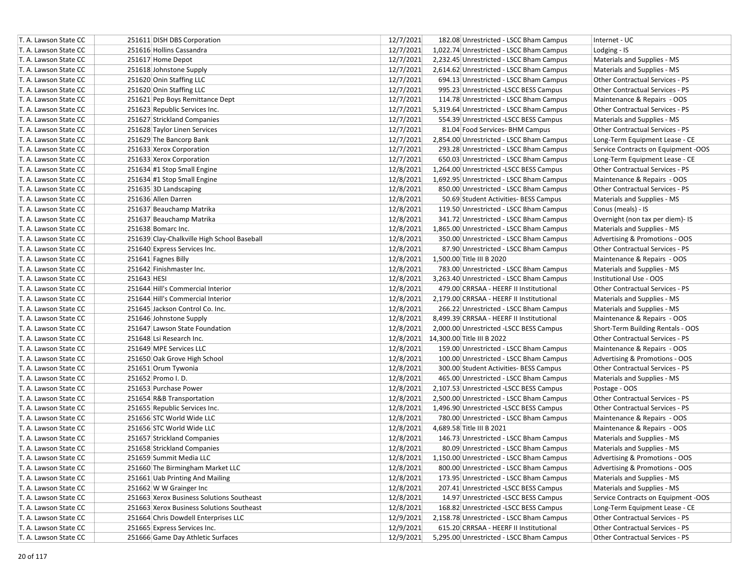| T. A. Lawson State CC | 251611 | DISH DBS Corporation | 12/7/2021 | 182.08 | Unrestricted - LSCC Bham Campus | Internet - UC |
|---|---|---|---|---|---|---|
| T. A. Lawson State CC | 251616 | Hollins Cassandra | 12/7/2021 | 1,022.74 | Unrestricted - LSCC Bham Campus | Lodging - IS |
| T. A. Lawson State CC | 251617 | Home Depot | 12/7/2021 | 2,232.45 | Unrestricted - LSCC Bham Campus | Materials and Supplies - MS |
| T. A. Lawson State CC | 251618 | Johnstone Supply | 12/7/2021 | 2,614.62 | Unrestricted - LSCC Bham Campus | Materials and Supplies - MS |
| T. A. Lawson State CC | 251620 | Onin Staffing LLC | 12/7/2021 | 694.13 | Unrestricted - LSCC Bham Campus | Other Contractual Services - PS |
| T. A. Lawson State CC | 251620 | Onin Staffing LLC | 12/7/2021 | 995.23 | Unrestricted -LSCC BESS Campus | Other Contractual Services - PS |
| T. A. Lawson State CC | 251621 | Pep Boys Remittance Dept | 12/7/2021 | 114.78 | Unrestricted - LSCC Bham Campus | Maintenance & Repairs - OOS |
| T. A. Lawson State CC | 251623 | Republic Services Inc. | 12/7/2021 | 5,319.64 | Unrestricted - LSCC Bham Campus | Other Contractual Services - PS |
| T. A. Lawson State CC | 251627 | Strickland Companies | 12/7/2021 | 554.39 | Unrestricted -LSCC BESS Campus | Materials and Supplies - MS |
| T. A. Lawson State CC | 251628 | Taylor Linen Services | 12/7/2021 | 81.04 | Food Services- BHM Campus | Other Contractual Services - PS |
| T. A. Lawson State CC | 251629 | The Bancorp Bank | 12/7/2021 | 2,854.00 | Unrestricted - LSCC Bham Campus | Long-Term Equipment Lease - CE |
| T. A. Lawson State CC | 251633 | Xerox Corporation | 12/7/2021 | 293.28 | Unrestricted - LSCC Bham Campus | Service Contracts on Equipment -OOS |
| T. A. Lawson State CC | 251633 | Xerox Corporation | 12/7/2021 | 650.03 | Unrestricted - LSCC Bham Campus | Long-Term Equipment Lease - CE |
| T. A. Lawson State CC | 251634 | #1 Stop Small Engine | 12/8/2021 | 1,264.00 | Unrestricted -LSCC BESS Campus | Other Contractual Services - PS |
| T. A. Lawson State CC | 251634 | #1 Stop Small Engine | 12/8/2021 | 1,692.95 | Unrestricted - LSCC Bham Campus | Maintenance & Repairs - OOS |
| T. A. Lawson State CC | 251635 | 3D Landscaping | 12/8/2021 | 850.00 | Unrestricted - LSCC Bham Campus | Other Contractual Services - PS |
| T. A. Lawson State CC | 251636 | Allen Darren | 12/8/2021 | 50.69 | Student Activities- BESS Campus | Materials and Supplies - MS |
| T. A. Lawson State CC | 251637 | Beauchamp Matrika | 12/8/2021 | 119.50 | Unrestricted - LSCC Bham Campus | Conus (meals) - IS |
| T. A. Lawson State CC | 251637 | Beauchamp Matrika | 12/8/2021 | 341.72 | Unrestricted - LSCC Bham Campus | Overnight (non tax per diem)- IS |
| T. A. Lawson State CC | 251638 | Bomarc Inc. | 12/8/2021 | 1,865.00 | Unrestricted - LSCC Bham Campus | Materials and Supplies - MS |
| T. A. Lawson State CC | 251639 | Clay-Chalkville High School Baseball | 12/8/2021 | 350.00 | Unrestricted - LSCC Bham Campus | Advertising & Promotions - OOS |
| T. A. Lawson State CC | 251640 | Express Services Inc. | 12/8/2021 | 87.90 | Unrestricted - LSCC Bham Campus | Other Contractual Services - PS |
| T. A. Lawson State CC | 251641 | Fagnes Billy | 12/8/2021 | 1,500.00 | Title III B 2020 | Maintenance & Repairs - OOS |
| T. A. Lawson State CC | 251642 | Finishmaster Inc. | 12/8/2021 | 783.00 | Unrestricted - LSCC Bham Campus | Materials and Supplies - MS |
| T. A. Lawson State CC | 251643 | HESI | 12/8/2021 | 3,263.40 | Unrestricted - LSCC Bham Campus | Institutional Use - OOS |
| T. A. Lawson State CC | 251644 | Hill's Commercial Interior | 12/8/2021 | 479.00 | CRRSAA - HEERF II Institutional | Other Contractual Services - PS |
| T. A. Lawson State CC | 251644 | Hill's Commercial Interior | 12/8/2021 | 2,179.00 | CRRSAA - HEERF II Institutional | Materials and Supplies - MS |
| T. A. Lawson State CC | 251645 | Jackson Control Co. Inc. | 12/8/2021 | 266.22 | Unrestricted - LSCC Bham Campus | Materials and Supplies - MS |
| T. A. Lawson State CC | 251646 | Johnstone Supply | 12/8/2021 | 8,499.39 | CRRSAA - HEERF II Institutional | Maintenance & Repairs - OOS |
| T. A. Lawson State CC | 251647 | Lawson State Foundation | 12/8/2021 | 2,000.00 | Unrestricted -LSCC BESS Campus | Short-Term Building Rentals - OOS |
| T. A. Lawson State CC | 251648 | Lsi Research Inc. | 12/8/2021 | 14,300.00 | Title III B 2022 | Other Contractual Services - PS |
| T. A. Lawson State CC | 251649 | MPE Services LLC | 12/8/2021 | 159.00 | Unrestricted - LSCC Bham Campus | Maintenance & Repairs - OOS |
| T. A. Lawson State CC | 251650 | Oak Grove High School | 12/8/2021 | 100.00 | Unrestricted - LSCC Bham Campus | Advertising & Promotions - OOS |
| T. A. Lawson State CC | 251651 | Orum Tywonia | 12/8/2021 | 300.00 | Student Activities- BESS Campus | Other Contractual Services - PS |
| T. A. Lawson State CC | 251652 | Promo I. D. | 12/8/2021 | 465.00 | Unrestricted - LSCC Bham Campus | Materials and Supplies - MS |
| T. A. Lawson State CC | 251653 | Purchase Power | 12/8/2021 | 2,107.53 | Unrestricted -LSCC BESS Campus | Postage - OOS |
| T. A. Lawson State CC | 251654 | R&B Transportation | 12/8/2021 | 2,500.00 | Unrestricted - LSCC Bham Campus | Other Contractual Services - PS |
| T. A. Lawson State CC | 251655 | Republic Services Inc. | 12/8/2021 | 1,496.90 | Unrestricted -LSCC BESS Campus | Other Contractual Services - PS |
| T. A. Lawson State CC | 251656 | STC World Wide LLC | 12/8/2021 | 780.00 | Unrestricted - LSCC Bham Campus | Maintenance & Repairs - OOS |
| T. A. Lawson State CC | 251656 | STC World Wide LLC | 12/8/2021 | 4,689.58 | Title III B 2021 | Maintenance & Repairs - OOS |
| T. A. Lawson State CC | 251657 | Strickland Companies | 12/8/2021 | 146.73 | Unrestricted - LSCC Bham Campus | Materials and Supplies - MS |
| T. A. Lawson State CC | 251658 | Strickland Companies | 12/8/2021 | 80.09 | Unrestricted - LSCC Bham Campus | Materials and Supplies - MS |
| T. A. Lawson State CC | 251659 | Summit Media LLC | 12/8/2021 | 1,150.00 | Unrestricted - LSCC Bham Campus | Advertising & Promotions - OOS |
| T. A. Lawson State CC | 251660 | The Birmingham Market LLC | 12/8/2021 | 800.00 | Unrestricted - LSCC Bham Campus | Advertising & Promotions - OOS |
| T. A. Lawson State CC | 251661 | Uab Printing And Mailing | 12/8/2021 | 173.95 | Unrestricted - LSCC Bham Campus | Materials and Supplies - MS |
| T. A. Lawson State CC | 251662 | W W Grainger Inc | 12/8/2021 | 207.41 | Unrestricted -LSCC BESS Campus | Materials and Supplies - MS |
| T. A. Lawson State CC | 251663 | Xerox Business Solutions Southeast | 12/8/2021 | 14.97 | Unrestricted -LSCC BESS Campus | Service Contracts on Equipment -OOS |
| T. A. Lawson State CC | 251663 | Xerox Business Solutions Southeast | 12/8/2021 | 168.82 | Unrestricted -LSCC BESS Campus | Long-Term Equipment Lease - CE |
| T. A. Lawson State CC | 251664 | Chris Dowdell Enterprises LLC | 12/9/2021 | 2,158.78 | Unrestricted - LSCC Bham Campus | Other Contractual Services - PS |
| T. A. Lawson State CC | 251665 | Express Services Inc. | 12/9/2021 | 615.20 | CRRSAA - HEERF II Institutional | Other Contractual Services - PS |
| T. A. Lawson State CC | 251666 | Game Day Athletic Surfaces | 12/9/2021 | 5,295.00 | Unrestricted - LSCC Bham Campus | Other Contractual Services - PS |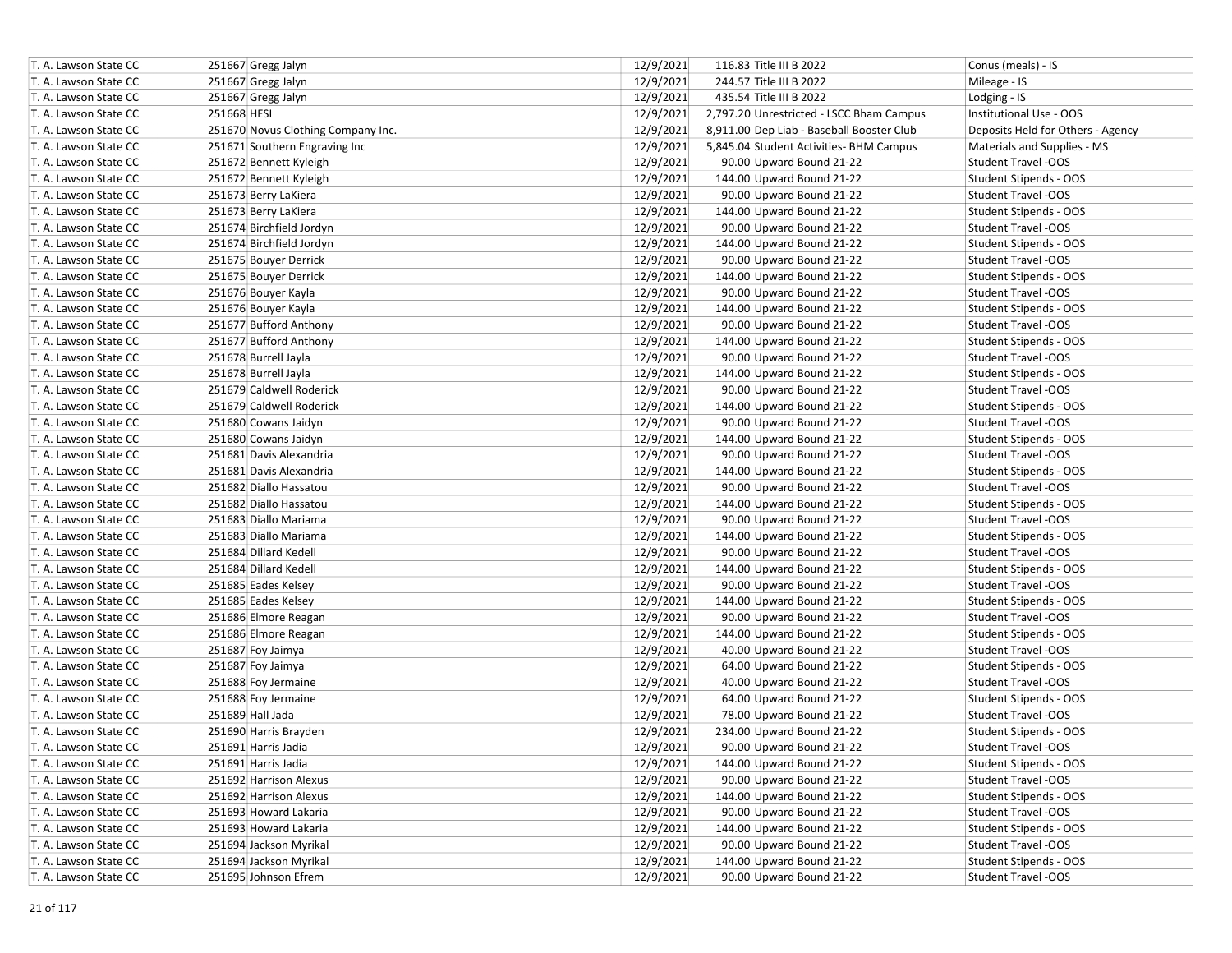| | | | | | |
|---|---|---|---|---|---|
| T. A. Lawson State CC | 251667 Gregg Jalyn | 12/9/2021 | 116.83 | Title III B 2022 | Conus (meals) - IS |
| T. A. Lawson State CC | 251667 Gregg Jalyn | 12/9/2021 | 244.57 | Title III B 2022 | Mileage - IS |
| T. A. Lawson State CC | 251667 Gregg Jalyn | 12/9/2021 | 435.54 | Title III B 2022 | Lodging - IS |
| T. A. Lawson State CC | 251668 HESI | 12/9/2021 | 2,797.20 | Unrestricted - LSCC Bham Campus | Institutional Use - OOS |
| T. A. Lawson State CC | 251670 Novus Clothing Company Inc. | 12/9/2021 | 8,911.00 | Dep Liab - Baseball Booster Club | Deposits Held for Others - Agency |
| T. A. Lawson State CC | 251671 Southern Engraving Inc | 12/9/2021 | 5,845.04 | Student Activities- BHM Campus | Materials and Supplies - MS |
| T. A. Lawson State CC | 251672 Bennett Kyleigh | 12/9/2021 | 90.00 | Upward Bound 21-22 | Student Travel -OOS |
| T. A. Lawson State CC | 251672 Bennett Kyleigh | 12/9/2021 | 144.00 | Upward Bound 21-22 | Student Stipends - OOS |
| T. A. Lawson State CC | 251673 Berry LaKiera | 12/9/2021 | 90.00 | Upward Bound 21-22 | Student Travel -OOS |
| T. A. Lawson State CC | 251673 Berry LaKiera | 12/9/2021 | 144.00 | Upward Bound 21-22 | Student Stipends - OOS |
| T. A. Lawson State CC | 251674 Birchfield Jordyn | 12/9/2021 | 90.00 | Upward Bound 21-22 | Student Travel -OOS |
| T. A. Lawson State CC | 251674 Birchfield Jordyn | 12/9/2021 | 144.00 | Upward Bound 21-22 | Student Stipends - OOS |
| T. A. Lawson State CC | 251675 Bouyer Derrick | 12/9/2021 | 90.00 | Upward Bound 21-22 | Student Travel -OOS |
| T. A. Lawson State CC | 251675 Bouyer Derrick | 12/9/2021 | 144.00 | Upward Bound 21-22 | Student Stipends - OOS |
| T. A. Lawson State CC | 251676 Bouyer Kayla | 12/9/2021 | 90.00 | Upward Bound 21-22 | Student Travel -OOS |
| T. A. Lawson State CC | 251676 Bouyer Kayla | 12/9/2021 | 144.00 | Upward Bound 21-22 | Student Stipends - OOS |
| T. A. Lawson State CC | 251677 Bufford Anthony | 12/9/2021 | 90.00 | Upward Bound 21-22 | Student Travel -OOS |
| T. A. Lawson State CC | 251677 Bufford Anthony | 12/9/2021 | 144.00 | Upward Bound 21-22 | Student Stipends - OOS |
| T. A. Lawson State CC | 251678 Burrell Jayla | 12/9/2021 | 90.00 | Upward Bound 21-22 | Student Travel -OOS |
| T. A. Lawson State CC | 251678 Burrell Jayla | 12/9/2021 | 144.00 | Upward Bound 21-22 | Student Stipends - OOS |
| T. A. Lawson State CC | 251679 Caldwell Roderick | 12/9/2021 | 90.00 | Upward Bound 21-22 | Student Travel -OOS |
| T. A. Lawson State CC | 251679 Caldwell Roderick | 12/9/2021 | 144.00 | Upward Bound 21-22 | Student Stipends - OOS |
| T. A. Lawson State CC | 251680 Cowans Jaidyn | 12/9/2021 | 90.00 | Upward Bound 21-22 | Student Travel -OOS |
| T. A. Lawson State CC | 251680 Cowans Jaidyn | 12/9/2021 | 144.00 | Upward Bound 21-22 | Student Stipends - OOS |
| T. A. Lawson State CC | 251681 Davis Alexandria | 12/9/2021 | 90.00 | Upward Bound 21-22 | Student Travel -OOS |
| T. A. Lawson State CC | 251681 Davis Alexandria | 12/9/2021 | 144.00 | Upward Bound 21-22 | Student Stipends - OOS |
| T. A. Lawson State CC | 251682 Diallo Hassatou | 12/9/2021 | 90.00 | Upward Bound 21-22 | Student Travel -OOS |
| T. A. Lawson State CC | 251682 Diallo Hassatou | 12/9/2021 | 144.00 | Upward Bound 21-22 | Student Stipends - OOS |
| T. A. Lawson State CC | 251683 Diallo Mariama | 12/9/2021 | 90.00 | Upward Bound 21-22 | Student Travel -OOS |
| T. A. Lawson State CC | 251683 Diallo Mariama | 12/9/2021 | 144.00 | Upward Bound 21-22 | Student Stipends - OOS |
| T. A. Lawson State CC | 251684 Dillard Kedell | 12/9/2021 | 90.00 | Upward Bound 21-22 | Student Travel -OOS |
| T. A. Lawson State CC | 251684 Dillard Kedell | 12/9/2021 | 144.00 | Upward Bound 21-22 | Student Stipends - OOS |
| T. A. Lawson State CC | 251685 Eades Kelsey | 12/9/2021 | 90.00 | Upward Bound 21-22 | Student Travel -OOS |
| T. A. Lawson State CC | 251685 Eades Kelsey | 12/9/2021 | 144.00 | Upward Bound 21-22 | Student Stipends - OOS |
| T. A. Lawson State CC | 251686 Elmore Reagan | 12/9/2021 | 90.00 | Upward Bound 21-22 | Student Travel -OOS |
| T. A. Lawson State CC | 251686 Elmore Reagan | 12/9/2021 | 144.00 | Upward Bound 21-22 | Student Stipends - OOS |
| T. A. Lawson State CC | 251687 Foy Jaimya | 12/9/2021 | 40.00 | Upward Bound 21-22 | Student Travel -OOS |
| T. A. Lawson State CC | 251687 Foy Jaimya | 12/9/2021 | 64.00 | Upward Bound 21-22 | Student Stipends - OOS |
| T. A. Lawson State CC | 251688 Foy Jermaine | 12/9/2021 | 40.00 | Upward Bound 21-22 | Student Travel -OOS |
| T. A. Lawson State CC | 251688 Foy Jermaine | 12/9/2021 | 64.00 | Upward Bound 21-22 | Student Stipends - OOS |
| T. A. Lawson State CC | 251689 Hall Jada | 12/9/2021 | 78.00 | Upward Bound 21-22 | Student Travel -OOS |
| T. A. Lawson State CC | 251690 Harris Brayden | 12/9/2021 | 234.00 | Upward Bound 21-22 | Student Stipends - OOS |
| T. A. Lawson State CC | 251691 Harris Jadia | 12/9/2021 | 90.00 | Upward Bound 21-22 | Student Travel -OOS |
| T. A. Lawson State CC | 251691 Harris Jadia | 12/9/2021 | 144.00 | Upward Bound 21-22 | Student Stipends - OOS |
| T. A. Lawson State CC | 251692 Harrison Alexus | 12/9/2021 | 90.00 | Upward Bound 21-22 | Student Travel -OOS |
| T. A. Lawson State CC | 251692 Harrison Alexus | 12/9/2021 | 144.00 | Upward Bound 21-22 | Student Stipends - OOS |
| T. A. Lawson State CC | 251693 Howard Lakaria | 12/9/2021 | 90.00 | Upward Bound 21-22 | Student Travel -OOS |
| T. A. Lawson State CC | 251693 Howard Lakaria | 12/9/2021 | 144.00 | Upward Bound 21-22 | Student Stipends - OOS |
| T. A. Lawson State CC | 251694 Jackson Myrikal | 12/9/2021 | 90.00 | Upward Bound 21-22 | Student Travel -OOS |
| T. A. Lawson State CC | 251694 Jackson Myrikal | 12/9/2021 | 144.00 | Upward Bound 21-22 | Student Stipends - OOS |
| T. A. Lawson State CC | 251695 Johnson Efrem | 12/9/2021 | 90.00 | Upward Bound 21-22 | Student Travel -OOS |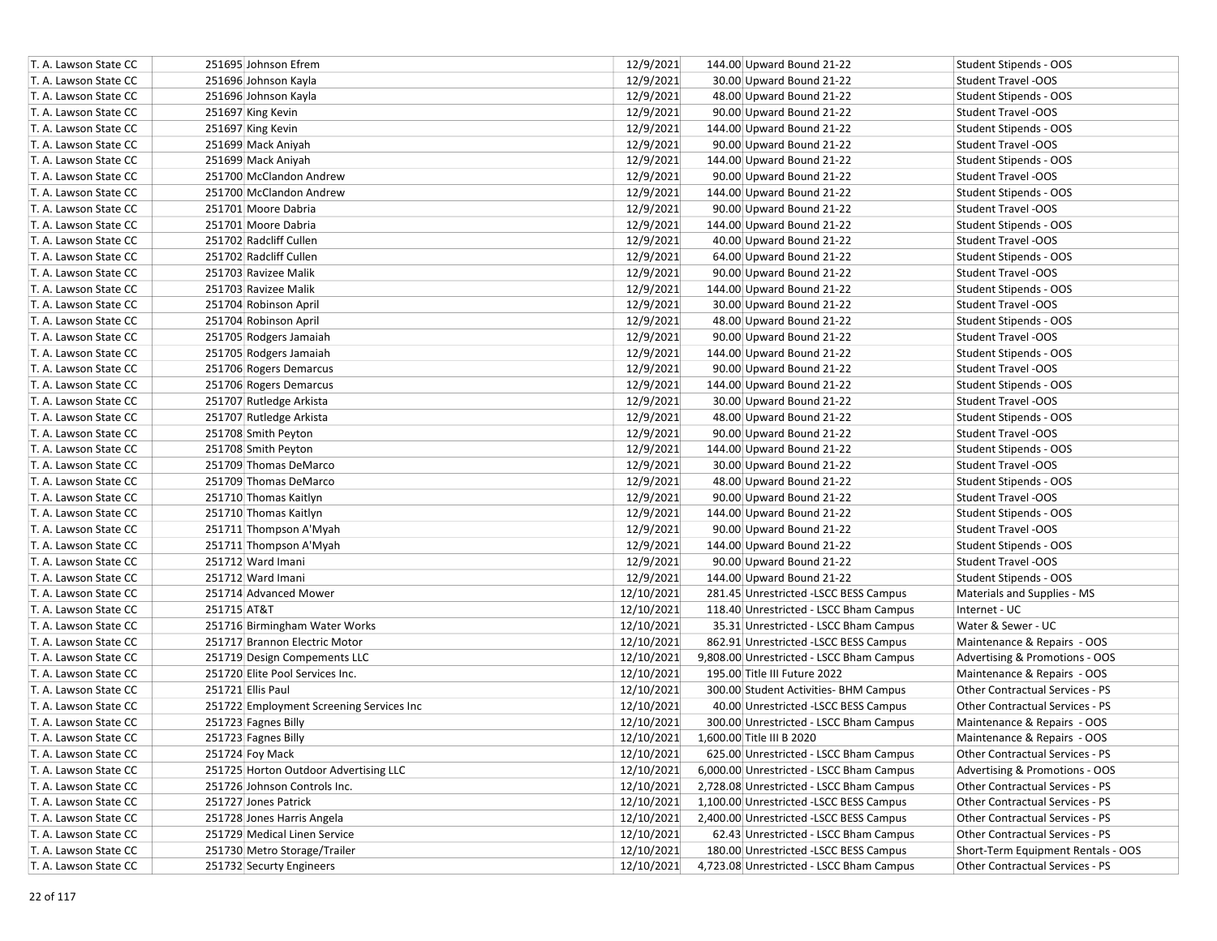| | | | | | |
|---|---|---|---|---|---|
| T. A. Lawson State CC | 251695 Johnson Efrem | 12/9/2021 | 144.00 | Upward Bound 21-22 | Student Stipends - OOS |
| T. A. Lawson State CC | 251696 Johnson Kayla | 12/9/2021 | 30.00 | Upward Bound 21-22 | Student Travel -OOS |
| T. A. Lawson State CC | 251696 Johnson Kayla | 12/9/2021 | 48.00 | Upward Bound 21-22 | Student Stipends - OOS |
| T. A. Lawson State CC | 251697 King Kevin | 12/9/2021 | 90.00 | Upward Bound 21-22 | Student Travel -OOS |
| T. A. Lawson State CC | 251697 King Kevin | 12/9/2021 | 144.00 | Upward Bound 21-22 | Student Stipends - OOS |
| T. A. Lawson State CC | 251699 Mack Aniyah | 12/9/2021 | 90.00 | Upward Bound 21-22 | Student Travel -OOS |
| T. A. Lawson State CC | 251699 Mack Aniyah | 12/9/2021 | 144.00 | Upward Bound 21-22 | Student Stipends - OOS |
| T. A. Lawson State CC | 251700 McClandon Andrew | 12/9/2021 | 90.00 | Upward Bound 21-22 | Student Travel -OOS |
| T. A. Lawson State CC | 251700 McClandon Andrew | 12/9/2021 | 144.00 | Upward Bound 21-22 | Student Stipends - OOS |
| T. A. Lawson State CC | 251701 Moore Dabria | 12/9/2021 | 90.00 | Upward Bound 21-22 | Student Travel -OOS |
| T. A. Lawson State CC | 251701 Moore Dabria | 12/9/2021 | 144.00 | Upward Bound 21-22 | Student Stipends - OOS |
| T. A. Lawson State CC | 251702 Radcliff Cullen | 12/9/2021 | 40.00 | Upward Bound 21-22 | Student Travel -OOS |
| T. A. Lawson State CC | 251702 Radcliff Cullen | 12/9/2021 | 64.00 | Upward Bound 21-22 | Student Stipends - OOS |
| T. A. Lawson State CC | 251703 Ravizee Malik | 12/9/2021 | 90.00 | Upward Bound 21-22 | Student Travel -OOS |
| T. A. Lawson State CC | 251703 Ravizee Malik | 12/9/2021 | 144.00 | Upward Bound 21-22 | Student Stipends - OOS |
| T. A. Lawson State CC | 251704 Robinson April | 12/9/2021 | 30.00 | Upward Bound 21-22 | Student Travel -OOS |
| T. A. Lawson State CC | 251704 Robinson April | 12/9/2021 | 48.00 | Upward Bound 21-22 | Student Stipends - OOS |
| T. A. Lawson State CC | 251705 Rodgers Jamaiah | 12/9/2021 | 90.00 | Upward Bound 21-22 | Student Travel -OOS |
| T. A. Lawson State CC | 251705 Rodgers Jamaiah | 12/9/2021 | 144.00 | Upward Bound 21-22 | Student Stipends - OOS |
| T. A. Lawson State CC | 251706 Rogers Demarcus | 12/9/2021 | 90.00 | Upward Bound 21-22 | Student Travel -OOS |
| T. A. Lawson State CC | 251706 Rogers Demarcus | 12/9/2021 | 144.00 | Upward Bound 21-22 | Student Stipends - OOS |
| T. A. Lawson State CC | 251707 Rutledge Arkista | 12/9/2021 | 30.00 | Upward Bound 21-22 | Student Travel -OOS |
| T. A. Lawson State CC | 251707 Rutledge Arkista | 12/9/2021 | 48.00 | Upward Bound 21-22 | Student Stipends - OOS |
| T. A. Lawson State CC | 251708 Smith Peyton | 12/9/2021 | 90.00 | Upward Bound 21-22 | Student Travel -OOS |
| T. A. Lawson State CC | 251708 Smith Peyton | 12/9/2021 | 144.00 | Upward Bound 21-22 | Student Stipends - OOS |
| T. A. Lawson State CC | 251709 Thomas DeMarco | 12/9/2021 | 30.00 | Upward Bound 21-22 | Student Travel -OOS |
| T. A. Lawson State CC | 251709 Thomas DeMarco | 12/9/2021 | 48.00 | Upward Bound 21-22 | Student Stipends - OOS |
| T. A. Lawson State CC | 251710 Thomas Kaitlyn | 12/9/2021 | 90.00 | Upward Bound 21-22 | Student Travel -OOS |
| T. A. Lawson State CC | 251710 Thomas Kaitlyn | 12/9/2021 | 144.00 | Upward Bound 21-22 | Student Stipends - OOS |
| T. A. Lawson State CC | 251711 Thompson A'Myah | 12/9/2021 | 90.00 | Upward Bound 21-22 | Student Travel -OOS |
| T. A. Lawson State CC | 251711 Thompson A'Myah | 12/9/2021 | 144.00 | Upward Bound 21-22 | Student Stipends - OOS |
| T. A. Lawson State CC | 251712 Ward Imani | 12/9/2021 | 90.00 | Upward Bound 21-22 | Student Travel -OOS |
| T. A. Lawson State CC | 251712 Ward Imani | 12/9/2021 | 144.00 | Upward Bound 21-22 | Student Stipends - OOS |
| T. A. Lawson State CC | 251714 Advanced Mower | 12/10/2021 | 281.45 | Unrestricted -LSCC BESS Campus | Materials and Supplies - MS |
| T. A. Lawson State CC | 251715 AT&T | 12/10/2021 | 118.40 | Unrestricted - LSCC Bham Campus | Internet - UC |
| T. A. Lawson State CC | 251716 Birmingham Water Works | 12/10/2021 | 35.31 | Unrestricted - LSCC Bham Campus | Water & Sewer - UC |
| T. A. Lawson State CC | 251717 Brannon Electric Motor | 12/10/2021 | 862.91 | Unrestricted -LSCC BESS Campus | Maintenance & Repairs - OOS |
| T. A. Lawson State CC | 251719 Design Compements LLC | 12/10/2021 | 9,808.00 | Unrestricted - LSCC Bham Campus | Advertising & Promotions - OOS |
| T. A. Lawson State CC | 251720 Elite Pool Services Inc. | 12/10/2021 | 195.00 | Title III Future 2022 | Maintenance & Repairs - OOS |
| T. A. Lawson State CC | 251721 Ellis Paul | 12/10/2021 | 300.00 | Student Activities- BHM Campus | Other Contractual Services - PS |
| T. A. Lawson State CC | 251722 Employment Screening Services Inc | 12/10/2021 | 40.00 | Unrestricted -LSCC BESS Campus | Other Contractual Services - PS |
| T. A. Lawson State CC | 251723 Fagnes Billy | 12/10/2021 | 300.00 | Unrestricted - LSCC Bham Campus | Maintenance & Repairs - OOS |
| T. A. Lawson State CC | 251723 Fagnes Billy | 12/10/2021 | 1,600.00 | Title III B 2020 | Maintenance & Repairs - OOS |
| T. A. Lawson State CC | 251724 Foy Mack | 12/10/2021 | 625.00 | Unrestricted - LSCC Bham Campus | Other Contractual Services - PS |
| T. A. Lawson State CC | 251725 Horton Outdoor Advertising LLC | 12/10/2021 | 6,000.00 | Unrestricted - LSCC Bham Campus | Advertising & Promotions - OOS |
| T. A. Lawson State CC | 251726 Johnson Controls Inc. | 12/10/2021 | 2,728.08 | Unrestricted - LSCC Bham Campus | Other Contractual Services - PS |
| T. A. Lawson State CC | 251727 Jones Patrick | 12/10/2021 | 1,100.00 | Unrestricted -LSCC BESS Campus | Other Contractual Services - PS |
| T. A. Lawson State CC | 251728 Jones Harris Angela | 12/10/2021 | 2,400.00 | Unrestricted -LSCC BESS Campus | Other Contractual Services - PS |
| T. A. Lawson State CC | 251729 Medical Linen Service | 12/10/2021 | 62.43 | Unrestricted - LSCC Bham Campus | Other Contractual Services - PS |
| T. A. Lawson State CC | 251730 Metro Storage/Trailer | 12/10/2021 | 180.00 | Unrestricted -LSCC BESS Campus | Short-Term Equipment Rentals - OOS |
| T. A. Lawson State CC | 251732 Securty Engineers | 12/10/2021 | 4,723.08 | Unrestricted - LSCC Bham Campus | Other Contractual Services - PS |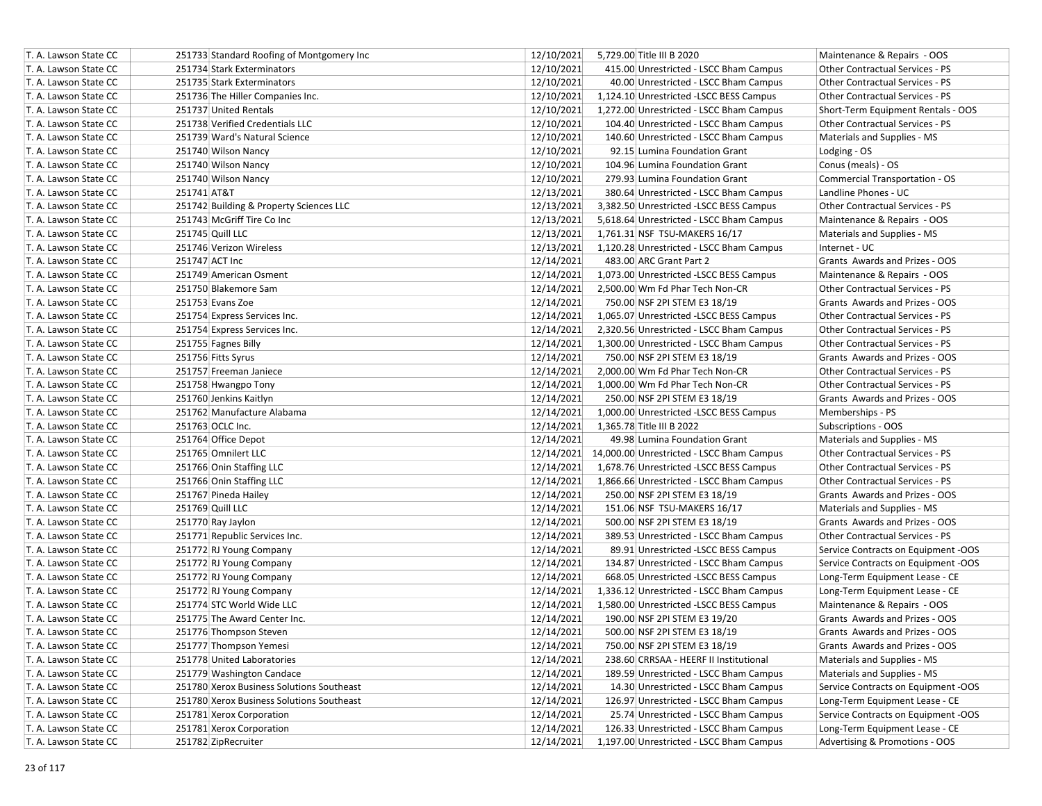| | | | | | |
|---|---|---|---|---|---|
| T. A. Lawson State CC | 251733 Standard Roofing of Montgomery Inc | 12/10/2021 | 5,729.00 | Title III B 2020 | Maintenance & Repairs - OOS |
| T. A. Lawson State CC | 251734 Stark Exterminators | 12/10/2021 | 415.00 | Unrestricted - LSCC Bham Campus | Other Contractual Services - PS |
| T. A. Lawson State CC | 251735 Stark Exterminators | 12/10/2021 | 40.00 | Unrestricted - LSCC Bham Campus | Other Contractual Services - PS |
| T. A. Lawson State CC | 251736 The Hiller Companies Inc. | 12/10/2021 | 1,124.10 | Unrestricted -LSCC BESS Campus | Other Contractual Services - PS |
| T. A. Lawson State CC | 251737 United Rentals | 12/10/2021 | 1,272.00 | Unrestricted - LSCC Bham Campus | Short-Term Equipment Rentals - OOS |
| T. A. Lawson State CC | 251738 Verified Credentials LLC | 12/10/2021 | 104.40 | Unrestricted - LSCC Bham Campus | Other Contractual Services - PS |
| T. A. Lawson State CC | 251739 Ward's Natural Science | 12/10/2021 | 140.60 | Unrestricted - LSCC Bham Campus | Materials and Supplies - MS |
| T. A. Lawson State CC | 251740 Wilson Nancy | 12/10/2021 | 92.15 | Lumina Foundation Grant | Lodging - OS |
| T. A. Lawson State CC | 251740 Wilson Nancy | 12/10/2021 | 104.96 | Lumina Foundation Grant | Conus (meals) - OS |
| T. A. Lawson State CC | 251740 Wilson Nancy | 12/10/2021 | 279.93 | Lumina Foundation Grant | Commercial Transportation - OS |
| T. A. Lawson State CC | 251741 AT&T | 12/13/2021 | 380.64 | Unrestricted - LSCC Bham Campus | Landline Phones - UC |
| T. A. Lawson State CC | 251742 Building & Property Sciences LLC | 12/13/2021 | 3,382.50 | Unrestricted -LSCC BESS Campus | Other Contractual Services - PS |
| T. A. Lawson State CC | 251743 McGriff Tire Co Inc | 12/13/2021 | 5,618.64 | Unrestricted - LSCC Bham Campus | Maintenance & Repairs - OOS |
| T. A. Lawson State CC | 251745 Quill LLC | 12/13/2021 | 1,761.31 | NSF TSU-MAKERS 16/17 | Materials and Supplies - MS |
| T. A. Lawson State CC | 251746 Verizon Wireless | 12/13/2021 | 1,120.28 | Unrestricted - LSCC Bham Campus | Internet - UC |
| T. A. Lawson State CC | 251747 ACT Inc | 12/14/2021 | 483.00 | ARC Grant Part 2 | Grants Awards and Prizes - OOS |
| T. A. Lawson State CC | 251749 American Osment | 12/14/2021 | 1,073.00 | Unrestricted -LSCC BESS Campus | Maintenance & Repairs - OOS |
| T. A. Lawson State CC | 251750 Blakemore Sam | 12/14/2021 | 2,500.00 | Wm Fd Phar Tech Non-CR | Other Contractual Services - PS |
| T. A. Lawson State CC | 251753 Evans Zoe | 12/14/2021 | 750.00 | NSF 2PI STEM E3 18/19 | Grants Awards and Prizes - OOS |
| T. A. Lawson State CC | 251754 Express Services Inc. | 12/14/2021 | 1,065.07 | Unrestricted -LSCC BESS Campus | Other Contractual Services - PS |
| T. A. Lawson State CC | 251754 Express Services Inc. | 12/14/2021 | 2,320.56 | Unrestricted - LSCC Bham Campus | Other Contractual Services - PS |
| T. A. Lawson State CC | 251755 Fagnes Billy | 12/14/2021 | 1,300.00 | Unrestricted - LSCC Bham Campus | Other Contractual Services - PS |
| T. A. Lawson State CC | 251756 Fitts Syrus | 12/14/2021 | 750.00 | NSF 2PI STEM E3 18/19 | Grants Awards and Prizes - OOS |
| T. A. Lawson State CC | 251757 Freeman Janiece | 12/14/2021 | 2,000.00 | Wm Fd Phar Tech Non-CR | Other Contractual Services - PS |
| T. A. Lawson State CC | 251758 Hwangpo Tony | 12/14/2021 | 1,000.00 | Wm Fd Phar Tech Non-CR | Other Contractual Services - PS |
| T. A. Lawson State CC | 251760 Jenkins Kaitlyn | 12/14/2021 | 250.00 | NSF 2PI STEM E3 18/19 | Grants Awards and Prizes - OOS |
| T. A. Lawson State CC | 251762 Manufacture Alabama | 12/14/2021 | 1,000.00 | Unrestricted -LSCC BESS Campus | Memberships - PS |
| T. A. Lawson State CC | 251763 OCLC Inc. | 12/14/2021 | 1,365.78 | Title III B 2022 | Subscriptions - OOS |
| T. A. Lawson State CC | 251764 Office Depot | 12/14/2021 | 49.98 | Lumina Foundation Grant | Materials and Supplies - MS |
| T. A. Lawson State CC | 251765 Omnilert LLC | 12/14/2021 | 14,000.00 | Unrestricted - LSCC Bham Campus | Other Contractual Services - PS |
| T. A. Lawson State CC | 251766 Onin Staffing LLC | 12/14/2021 | 1,678.76 | Unrestricted -LSCC BESS Campus | Other Contractual Services - PS |
| T. A. Lawson State CC | 251766 Onin Staffing LLC | 12/14/2021 | 1,866.66 | Unrestricted - LSCC Bham Campus | Other Contractual Services - PS |
| T. A. Lawson State CC | 251767 Pineda Hailey | 12/14/2021 | 250.00 | NSF 2PI STEM E3 18/19 | Grants Awards and Prizes - OOS |
| T. A. Lawson State CC | 251769 Quill LLC | 12/14/2021 | 151.06 | NSF TSU-MAKERS 16/17 | Materials and Supplies - MS |
| T. A. Lawson State CC | 251770 Ray Jaylon | 12/14/2021 | 500.00 | NSF 2PI STEM E3 18/19 | Grants Awards and Prizes - OOS |
| T. A. Lawson State CC | 251771 Republic Services Inc. | 12/14/2021 | 389.53 | Unrestricted - LSCC Bham Campus | Other Contractual Services - PS |
| T. A. Lawson State CC | 251772 RJ Young Company | 12/14/2021 | 89.91 | Unrestricted -LSCC BESS Campus | Service Contracts on Equipment -OOS |
| T. A. Lawson State CC | 251772 RJ Young Company | 12/14/2021 | 134.87 | Unrestricted - LSCC Bham Campus | Service Contracts on Equipment -OOS |
| T. A. Lawson State CC | 251772 RJ Young Company | 12/14/2021 | 668.05 | Unrestricted -LSCC BESS Campus | Long-Term Equipment Lease - CE |
| T. A. Lawson State CC | 251772 RJ Young Company | 12/14/2021 | 1,336.12 | Unrestricted - LSCC Bham Campus | Long-Term Equipment Lease - CE |
| T. A. Lawson State CC | 251774 STC World Wide LLC | 12/14/2021 | 1,580.00 | Unrestricted -LSCC BESS Campus | Maintenance & Repairs - OOS |
| T. A. Lawson State CC | 251775 The Award Center Inc. | 12/14/2021 | 190.00 | NSF 2PI STEM E3 19/20 | Grants Awards and Prizes - OOS |
| T. A. Lawson State CC | 251776 Thompson Steven | 12/14/2021 | 500.00 | NSF 2PI STEM E3 18/19 | Grants Awards and Prizes - OOS |
| T. A. Lawson State CC | 251777 Thompson Yemesi | 12/14/2021 | 750.00 | NSF 2PI STEM E3 18/19 | Grants Awards and Prizes - OOS |
| T. A. Lawson State CC | 251778 United Laboratories | 12/14/2021 | 238.60 | CRRSAA - HEERF II Institutional | Materials and Supplies - MS |
| T. A. Lawson State CC | 251779 Washington Candace | 12/14/2021 | 189.59 | Unrestricted - LSCC Bham Campus | Materials and Supplies - MS |
| T. A. Lawson State CC | 251780 Xerox Business Solutions Southeast | 12/14/2021 | 14.30 | Unrestricted - LSCC Bham Campus | Service Contracts on Equipment -OOS |
| T. A. Lawson State CC | 251780 Xerox Business Solutions Southeast | 12/14/2021 | 126.97 | Unrestricted - LSCC Bham Campus | Long-Term Equipment Lease - CE |
| T. A. Lawson State CC | 251781 Xerox Corporation | 12/14/2021 | 25.74 | Unrestricted - LSCC Bham Campus | Service Contracts on Equipment -OOS |
| T. A. Lawson State CC | 251781 Xerox Corporation | 12/14/2021 | 126.33 | Unrestricted - LSCC Bham Campus | Long-Term Equipment Lease - CE |
| T. A. Lawson State CC | 251782 ZipRecruiter | 12/14/2021 | 1,197.00 | Unrestricted - LSCC Bham Campus | Advertising & Promotions - OOS |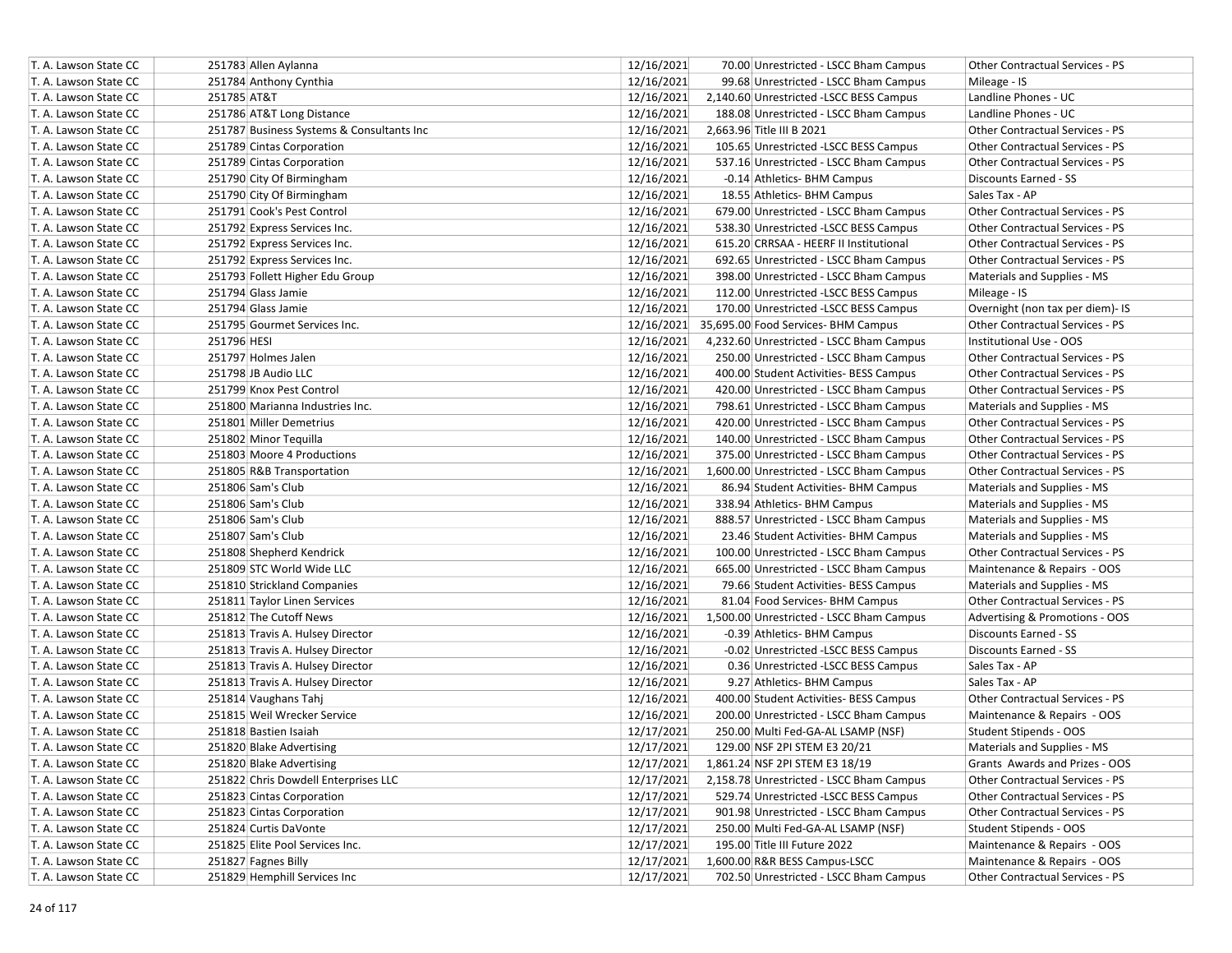| | | | | | |
|---|---|---|---|---|---|
| T. A. Lawson State CC | 251783 Allen Aylanna | 12/16/2021 | 70.00 | Unrestricted - LSCC Bham Campus | Other Contractual Services - PS |
| T. A. Lawson State CC | 251784 Anthony Cynthia | 12/16/2021 | 99.68 | Unrestricted - LSCC Bham Campus | Mileage - IS |
| T. A. Lawson State CC | 251785 AT&T | 12/16/2021 | 2,140.60 | Unrestricted -LSCC BESS Campus | Landline Phones - UC |
| T. A. Lawson State CC | 251786 AT&T Long Distance | 12/16/2021 | 188.08 | Unrestricted - LSCC Bham Campus | Landline Phones - UC |
| T. A. Lawson State CC | 251787 Business Systems & Consultants Inc | 12/16/2021 | 2,663.96 | Title III B 2021 | Other Contractual Services - PS |
| T. A. Lawson State CC | 251789 Cintas Corporation | 12/16/2021 | 105.65 | Unrestricted -LSCC BESS Campus | Other Contractual Services - PS |
| T. A. Lawson State CC | 251789 Cintas Corporation | 12/16/2021 | 537.16 | Unrestricted - LSCC Bham Campus | Other Contractual Services - PS |
| T. A. Lawson State CC | 251790 City Of Birmingham | 12/16/2021 | -0.14 | Athletics- BHM Campus | Discounts Earned - SS |
| T. A. Lawson State CC | 251790 City Of Birmingham | 12/16/2021 | 18.55 | Athletics- BHM Campus | Sales Tax - AP |
| T. A. Lawson State CC | 251791 Cook's Pest Control | 12/16/2021 | 679.00 | Unrestricted - LSCC Bham Campus | Other Contractual Services - PS |
| T. A. Lawson State CC | 251792 Express Services Inc. | 12/16/2021 | 538.30 | Unrestricted -LSCC BESS Campus | Other Contractual Services - PS |
| T. A. Lawson State CC | 251792 Express Services Inc. | 12/16/2021 | 615.20 | CRRSAA - HEERF II Institutional | Other Contractual Services - PS |
| T. A. Lawson State CC | 251792 Express Services Inc. | 12/16/2021 | 692.65 | Unrestricted - LSCC Bham Campus | Other Contractual Services - PS |
| T. A. Lawson State CC | 251793 Follett Higher Edu Group | 12/16/2021 | 398.00 | Unrestricted - LSCC Bham Campus | Materials and Supplies - MS |
| T. A. Lawson State CC | 251794 Glass Jamie | 12/16/2021 | 112.00 | Unrestricted -LSCC BESS Campus | Mileage - IS |
| T. A. Lawson State CC | 251794 Glass Jamie | 12/16/2021 | 170.00 | Unrestricted -LSCC BESS Campus | Overnight (non tax per diem)- IS |
| T. A. Lawson State CC | 251795 Gourmet Services Inc. | 12/16/2021 | 35,695.00 | Food Services- BHM Campus | Other Contractual Services - PS |
| T. A. Lawson State CC | 251796 HESI | 12/16/2021 | 4,232.60 | Unrestricted - LSCC Bham Campus | Institutional Use - OOS |
| T. A. Lawson State CC | 251797 Holmes Jalen | 12/16/2021 | 250.00 | Unrestricted - LSCC Bham Campus | Other Contractual Services - PS |
| T. A. Lawson State CC | 251798 JB Audio LLC | 12/16/2021 | 400.00 | Student Activities- BESS Campus | Other Contractual Services - PS |
| T. A. Lawson State CC | 251799 Knox Pest Control | 12/16/2021 | 420.00 | Unrestricted - LSCC Bham Campus | Other Contractual Services - PS |
| T. A. Lawson State CC | 251800 Marianna Industries Inc. | 12/16/2021 | 798.61 | Unrestricted - LSCC Bham Campus | Materials and Supplies - MS |
| T. A. Lawson State CC | 251801 Miller Demetrius | 12/16/2021 | 420.00 | Unrestricted - LSCC Bham Campus | Other Contractual Services - PS |
| T. A. Lawson State CC | 251802 Minor Tequilla | 12/16/2021 | 140.00 | Unrestricted - LSCC Bham Campus | Other Contractual Services - PS |
| T. A. Lawson State CC | 251803 Moore 4 Productions | 12/16/2021 | 375.00 | Unrestricted - LSCC Bham Campus | Other Contractual Services - PS |
| T. A. Lawson State CC | 251805 R&B Transportation | 12/16/2021 | 1,600.00 | Unrestricted - LSCC Bham Campus | Other Contractual Services - PS |
| T. A. Lawson State CC | 251806 Sam's Club | 12/16/2021 | 86.94 | Student Activities- BHM Campus | Materials and Supplies - MS |
| T. A. Lawson State CC | 251806 Sam's Club | 12/16/2021 | 338.94 | Athletics- BHM Campus | Materials and Supplies - MS |
| T. A. Lawson State CC | 251806 Sam's Club | 12/16/2021 | 888.57 | Unrestricted - LSCC Bham Campus | Materials and Supplies - MS |
| T. A. Lawson State CC | 251807 Sam's Club | 12/16/2021 | 23.46 | Student Activities- BHM Campus | Materials and Supplies - MS |
| T. A. Lawson State CC | 251808 Shepherd Kendrick | 12/16/2021 | 100.00 | Unrestricted - LSCC Bham Campus | Other Contractual Services - PS |
| T. A. Lawson State CC | 251809 STC World Wide LLC | 12/16/2021 | 665.00 | Unrestricted - LSCC Bham Campus | Maintenance & Repairs - OOS |
| T. A. Lawson State CC | 251810 Strickland Companies | 12/16/2021 | 79.66 | Student Activities- BESS Campus | Materials and Supplies - MS |
| T. A. Lawson State CC | 251811 Taylor Linen Services | 12/16/2021 | 81.04 | Food Services- BHM Campus | Other Contractual Services - PS |
| T. A. Lawson State CC | 251812 The Cutoff News | 12/16/2021 | 1,500.00 | Unrestricted - LSCC Bham Campus | Advertising & Promotions - OOS |
| T. A. Lawson State CC | 251813 Travis A. Hulsey Director | 12/16/2021 | -0.39 | Athletics- BHM Campus | Discounts Earned - SS |
| T. A. Lawson State CC | 251813 Travis A. Hulsey Director | 12/16/2021 | -0.02 | Unrestricted -LSCC BESS Campus | Discounts Earned - SS |
| T. A. Lawson State CC | 251813 Travis A. Hulsey Director | 12/16/2021 | 0.36 | Unrestricted -LSCC BESS Campus | Sales Tax - AP |
| T. A. Lawson State CC | 251813 Travis A. Hulsey Director | 12/16/2021 | 9.27 | Athletics- BHM Campus | Sales Tax - AP |
| T. A. Lawson State CC | 251814 Vaughans Tahj | 12/16/2021 | 400.00 | Student Activities- BESS Campus | Other Contractual Services - PS |
| T. A. Lawson State CC | 251815 Weil Wrecker Service | 12/16/2021 | 200.00 | Unrestricted - LSCC Bham Campus | Maintenance & Repairs - OOS |
| T. A. Lawson State CC | 251818 Bastien Isaiah | 12/17/2021 | 250.00 | Multi Fed-GA-AL LSAMP (NSF) | Student Stipends - OOS |
| T. A. Lawson State CC | 251820 Blake Advertising | 12/17/2021 | 129.00 | NSF 2PI STEM E3 20/21 | Materials and Supplies - MS |
| T. A. Lawson State CC | 251820 Blake Advertising | 12/17/2021 | 1,861.24 | NSF 2PI STEM E3 18/19 | Grants Awards and Prizes - OOS |
| T. A. Lawson State CC | 251822 Chris Dowdell Enterprises LLC | 12/17/2021 | 2,158.78 | Unrestricted - LSCC Bham Campus | Other Contractual Services - PS |
| T. A. Lawson State CC | 251823 Cintas Corporation | 12/17/2021 | 529.74 | Unrestricted -LSCC BESS Campus | Other Contractual Services - PS |
| T. A. Lawson State CC | 251823 Cintas Corporation | 12/17/2021 | 901.98 | Unrestricted - LSCC Bham Campus | Other Contractual Services - PS |
| T. A. Lawson State CC | 251824 Curtis DaVonte | 12/17/2021 | 250.00 | Multi Fed-GA-AL LSAMP (NSF) | Student Stipends - OOS |
| T. A. Lawson State CC | 251825 Elite Pool Services Inc. | 12/17/2021 | 195.00 | Title III Future 2022 | Maintenance & Repairs - OOS |
| T. A. Lawson State CC | 251827 Fagnes Billy | 12/17/2021 | 1,600.00 | R&R BESS Campus-LSCC | Maintenance & Repairs - OOS |
| T. A. Lawson State CC | 251829 Hemphill Services Inc | 12/17/2021 | 702.50 | Unrestricted - LSCC Bham Campus | Other Contractual Services - PS |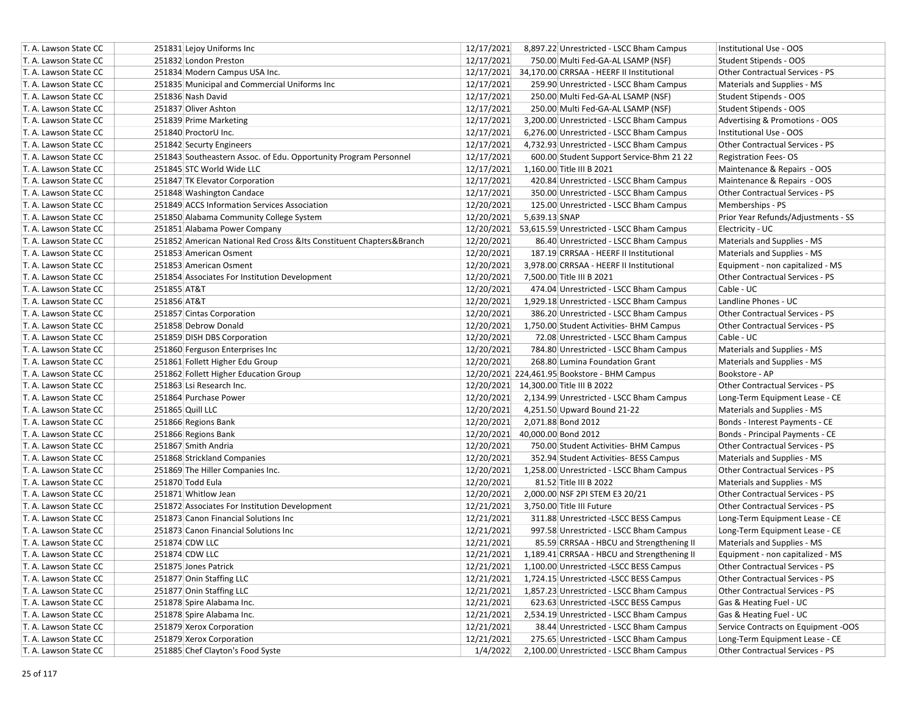| | | | | | |
|---|---|---|---|---|---|
| T. A. Lawson State CC | 251831 Lejoy Uniforms Inc | 12/17/2021 | 8,897.22 | Unrestricted - LSCC Bham Campus | Institutional Use - OOS |
| T. A. Lawson State CC | 251832 London Preston | 12/17/2021 | 750.00 | Multi Fed-GA-AL LSAMP (NSF) | Student Stipends - OOS |
| T. A. Lawson State CC | 251834 Modern Campus USA Inc. | 12/17/2021 | 34,170.00 | CRRSAA - HEERF II Institutional | Other Contractual Services - PS |
| T. A. Lawson State CC | 251835 Municipal and Commercial Uniforms Inc | 12/17/2021 | 259.90 | Unrestricted - LSCC Bham Campus | Materials and Supplies - MS |
| T. A. Lawson State CC | 251836 Nash David | 12/17/2021 | 250.00 | Multi Fed-GA-AL LSAMP (NSF) | Student Stipends - OOS |
| T. A. Lawson State CC | 251837 Oliver Ashton | 12/17/2021 | 250.00 | Multi Fed-GA-AL LSAMP (NSF) | Student Stipends - OOS |
| T. A. Lawson State CC | 251839 Prime Marketing | 12/17/2021 | 3,200.00 | Unrestricted - LSCC Bham Campus | Advertising & Promotions - OOS |
| T. A. Lawson State CC | 251840 ProctorU Inc. | 12/17/2021 | 6,276.00 | Unrestricted - LSCC Bham Campus | Institutional Use - OOS |
| T. A. Lawson State CC | 251842 Securty Engineers | 12/17/2021 | 4,732.93 | Unrestricted - LSCC Bham Campus | Other Contractual Services - PS |
| T. A. Lawson State CC | 251843 Southeastern Assoc. of Edu. Opportunity Program Personnel | 12/17/2021 | 600.00 | Student Support Service-Bhm 21 22 | Registration Fees- OS |
| T. A. Lawson State CC | 251845 STC World Wide LLC | 12/17/2021 | 1,160.00 | Title III B 2021 | Maintenance & Repairs - OOS |
| T. A. Lawson State CC | 251847 TK Elevator Corporation | 12/17/2021 | 420.84 | Unrestricted - LSCC Bham Campus | Maintenance & Repairs - OOS |
| T. A. Lawson State CC | 251848 Washington Candace | 12/17/2021 | 350.00 | Unrestricted - LSCC Bham Campus | Other Contractual Services - PS |
| T. A. Lawson State CC | 251849 ACCS Information Services Association | 12/20/2021 | 125.00 | Unrestricted - LSCC Bham Campus | Memberships - PS |
| T. A. Lawson State CC | 251850 Alabama Community College System | 12/20/2021 | 5,639.13 | SNAP | Prior Year Refunds/Adjustments - SS |
| T. A. Lawson State CC | 251851 Alabama Power Company | 12/20/2021 | 53,615.59 | Unrestricted - LSCC Bham Campus | Electricity - UC |
| T. A. Lawson State CC | 251852 American National Red Cross &Its Constituent Chapters&Branch | 12/20/2021 | 86.40 | Unrestricted - LSCC Bham Campus | Materials and Supplies - MS |
| T. A. Lawson State CC | 251853 American Osment | 12/20/2021 | 187.19 | CRRSAA - HEERF II Institutional | Materials and Supplies - MS |
| T. A. Lawson State CC | 251853 American Osment | 12/20/2021 | 3,978.00 | CRRSAA - HEERF II Institutional | Equipment - non capitalized - MS |
| T. A. Lawson State CC | 251854 Associates For Institution Development | 12/20/2021 | 7,500.00 | Title III B 2021 | Other Contractual Services - PS |
| T. A. Lawson State CC | 251855 AT&T | 12/20/2021 | 474.04 | Unrestricted - LSCC Bham Campus | Cable - UC |
| T. A. Lawson State CC | 251856 AT&T | 12/20/2021 | 1,929.18 | Unrestricted - LSCC Bham Campus | Landline Phones - UC |
| T. A. Lawson State CC | 251857 Cintas Corporation | 12/20/2021 | 386.20 | Unrestricted - LSCC Bham Campus | Other Contractual Services - PS |
| T. A. Lawson State CC | 251858 Debrow Donald | 12/20/2021 | 1,750.00 | Student Activities- BHM Campus | Other Contractual Services - PS |
| T. A. Lawson State CC | 251859 DISH DBS Corporation | 12/20/2021 | 72.08 | Unrestricted - LSCC Bham Campus | Cable - UC |
| T. A. Lawson State CC | 251860 Ferguson Enterprises Inc | 12/20/2021 | 784.80 | Unrestricted - LSCC Bham Campus | Materials and Supplies - MS |
| T. A. Lawson State CC | 251861 Follett Higher Edu Group | 12/20/2021 | 268.80 | Lumina Foundation Grant | Materials and Supplies - MS |
| T. A. Lawson State CC | 251862 Follett Higher Education Group | 12/20/2021 | 224,461.95 | Bookstore - BHM Campus | Bookstore - AP |
| T. A. Lawson State CC | 251863 Lsi Research Inc. | 12/20/2021 | 14,300.00 | Title III B 2022 | Other Contractual Services - PS |
| T. A. Lawson State CC | 251864 Purchase Power | 12/20/2021 | 2,134.99 | Unrestricted - LSCC Bham Campus | Long-Term Equipment Lease - CE |
| T. A. Lawson State CC | 251865 Quill LLC | 12/20/2021 | 4,251.50 | Upward Bound 21-22 | Materials and Supplies - MS |
| T. A. Lawson State CC | 251866 Regions Bank | 12/20/2021 | 2,071.88 | Bond 2012 | Bonds - Interest Payments - CE |
| T. A. Lawson State CC | 251866 Regions Bank | 12/20/2021 | 40,000.00 | Bond 2012 | Bonds - Principal Payments - CE |
| T. A. Lawson State CC | 251867 Smith Andria | 12/20/2021 | 750.00 | Student Activities- BHM Campus | Other Contractual Services - PS |
| T. A. Lawson State CC | 251868 Strickland Companies | 12/20/2021 | 352.94 | Student Activities- BESS Campus | Materials and Supplies - MS |
| T. A. Lawson State CC | 251869 The Hiller Companies Inc. | 12/20/2021 | 1,258.00 | Unrestricted - LSCC Bham Campus | Other Contractual Services - PS |
| T. A. Lawson State CC | 251870 Todd Eula | 12/20/2021 | 81.52 | Title III B 2022 | Materials and Supplies - MS |
| T. A. Lawson State CC | 251871 Whitlow Jean | 12/20/2021 | 2,000.00 | NSF 2PI STEM E3 20/21 | Other Contractual Services - PS |
| T. A. Lawson State CC | 251872 Associates For Institution Development | 12/21/2021 | 3,750.00 | Title III Future | Other Contractual Services - PS |
| T. A. Lawson State CC | 251873 Canon Financial Solutions Inc | 12/21/2021 | 311.88 | Unrestricted -LSCC BESS Campus | Long-Term Equipment Lease - CE |
| T. A. Lawson State CC | 251873 Canon Financial Solutions Inc | 12/21/2021 | 997.58 | Unrestricted - LSCC Bham Campus | Long-Term Equipment Lease - CE |
| T. A. Lawson State CC | 251874 CDW LLC | 12/21/2021 | 85.59 | CRRSAA - HBCU and Strengthening II | Materials and Supplies - MS |
| T. A. Lawson State CC | 251874 CDW LLC | 12/21/2021 | 1,189.41 | CRRSAA - HBCU and Strengthening II | Equipment - non capitalized - MS |
| T. A. Lawson State CC | 251875 Jones Patrick | 12/21/2021 | 1,100.00 | Unrestricted -LSCC BESS Campus | Other Contractual Services - PS |
| T. A. Lawson State CC | 251877 Onin Staffing LLC | 12/21/2021 | 1,724.15 | Unrestricted -LSCC BESS Campus | Other Contractual Services - PS |
| T. A. Lawson State CC | 251877 Onin Staffing LLC | 12/21/2021 | 1,857.23 | Unrestricted - LSCC Bham Campus | Other Contractual Services - PS |
| T. A. Lawson State CC | 251878 Spire Alabama Inc. | 12/21/2021 | 623.63 | Unrestricted -LSCC BESS Campus | Gas & Heating Fuel - UC |
| T. A. Lawson State CC | 251878 Spire Alabama Inc. | 12/21/2021 | 2,534.19 | Unrestricted - LSCC Bham Campus | Gas & Heating Fuel - UC |
| T. A. Lawson State CC | 251879 Xerox Corporation | 12/21/2021 | 38.44 | Unrestricted - LSCC Bham Campus | Service Contracts on Equipment -OOS |
| T. A. Lawson State CC | 251879 Xerox Corporation | 12/21/2021 | 275.65 | Unrestricted - LSCC Bham Campus | Long-Term Equipment Lease - CE |
| T. A. Lawson State CC | 251885 Chef Clayton's Food Syste | 1/4/2022 | 2,100.00 | Unrestricted - LSCC Bham Campus | Other Contractual Services - PS |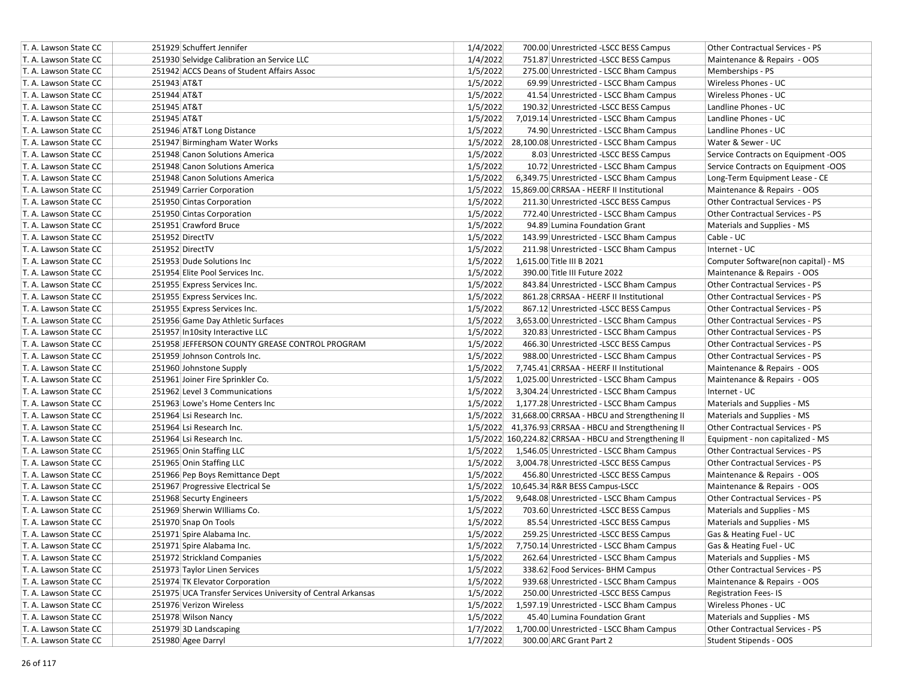| | | | | | |
|---|---|---|---|---|---|
| T. A. Lawson State CC | 251929 Schuffert Jennifer | 1/4/2022 | 700.00 | Unrestricted -LSCC BESS Campus | Other Contractual Services - PS |
| T. A. Lawson State CC | 251930 Selvidge Calibration an Service LLC | 1/4/2022 | 751.87 | Unrestricted -LSCC BESS Campus | Maintenance & Repairs - OOS |
| T. A. Lawson State CC | 251942 ACCS Deans of Student Affairs Assoc | 1/5/2022 | 275.00 | Unrestricted - LSCC Bham Campus | Memberships - PS |
| T. A. Lawson State CC | 251943 AT&T | 1/5/2022 | 69.99 | Unrestricted - LSCC Bham Campus | Wireless Phones - UC |
| T. A. Lawson State CC | 251944 AT&T | 1/5/2022 | 41.54 | Unrestricted - LSCC Bham Campus | Wireless Phones - UC |
| T. A. Lawson State CC | 251945 AT&T | 1/5/2022 | 190.32 | Unrestricted -LSCC BESS Campus | Landline Phones - UC |
| T. A. Lawson State CC | 251945 AT&T | 1/5/2022 | 7,019.14 | Unrestricted - LSCC Bham Campus | Landline Phones - UC |
| T. A. Lawson State CC | 251946 AT&T Long Distance | 1/5/2022 | 74.90 | Unrestricted - LSCC Bham Campus | Landline Phones - UC |
| T. A. Lawson State CC | 251947 Birmingham Water Works | 1/5/2022 | 28,100.08 | Unrestricted - LSCC Bham Campus | Water & Sewer - UC |
| T. A. Lawson State CC | 251948 Canon Solutions America | 1/5/2022 | 8.03 | Unrestricted -LSCC BESS Campus | Service Contracts on Equipment -OOS |
| T. A. Lawson State CC | 251948 Canon Solutions America | 1/5/2022 | 10.72 | Unrestricted - LSCC Bham Campus | Service Contracts on Equipment -OOS |
| T. A. Lawson State CC | 251948 Canon Solutions America | 1/5/2022 | 6,349.75 | Unrestricted - LSCC Bham Campus | Long-Term Equipment Lease - CE |
| T. A. Lawson State CC | 251949 Carrier Corporation | 1/5/2022 | 15,869.00 | CRRSAA - HEERF II Institutional | Maintenance & Repairs - OOS |
| T. A. Lawson State CC | 251950 Cintas Corporation | 1/5/2022 | 211.30 | Unrestricted -LSCC BESS Campus | Other Contractual Services - PS |
| T. A. Lawson State CC | 251950 Cintas Corporation | 1/5/2022 | 772.40 | Unrestricted - LSCC Bham Campus | Other Contractual Services - PS |
| T. A. Lawson State CC | 251951 Crawford Bruce | 1/5/2022 | 94.89 | Lumina Foundation Grant | Materials and Supplies - MS |
| T. A. Lawson State CC | 251952 DirectTV | 1/5/2022 | 143.99 | Unrestricted - LSCC Bham Campus | Cable - UC |
| T. A. Lawson State CC | 251952 DirectTV | 1/5/2022 | 211.98 | Unrestricted - LSCC Bham Campus | Internet - UC |
| T. A. Lawson State CC | 251953 Dude Solutions Inc | 1/5/2022 | 1,615.00 | Title III B 2021 | Computer Software(non capital) - MS |
| T. A. Lawson State CC | 251954 Elite Pool Services Inc. | 1/5/2022 | 390.00 | Title III Future 2022 | Maintenance & Repairs - OOS |
| T. A. Lawson State CC | 251955 Express Services Inc. | 1/5/2022 | 843.84 | Unrestricted - LSCC Bham Campus | Other Contractual Services - PS |
| T. A. Lawson State CC | 251955 Express Services Inc. | 1/5/2022 | 861.28 | CRRSAA - HEERF II Institutional | Other Contractual Services - PS |
| T. A. Lawson State CC | 251955 Express Services Inc. | 1/5/2022 | 867.12 | Unrestricted -LSCC BESS Campus | Other Contractual Services - PS |
| T. A. Lawson State CC | 251956 Game Day Athletic Surfaces | 1/5/2022 | 3,653.00 | Unrestricted - LSCC Bham Campus | Other Contractual Services - PS |
| T. A. Lawson State CC | 251957 In10sity Interactive LLC | 1/5/2022 | 320.83 | Unrestricted - LSCC Bham Campus | Other Contractual Services - PS |
| T. A. Lawson State CC | 251958 JEFFERSON COUNTY GREASE CONTROL PROGRAM | 1/5/2022 | 466.30 | Unrestricted -LSCC BESS Campus | Other Contractual Services - PS |
| T. A. Lawson State CC | 251959 Johnson Controls Inc. | 1/5/2022 | 988.00 | Unrestricted - LSCC Bham Campus | Other Contractual Services - PS |
| T. A. Lawson State CC | 251960 Johnstone Supply | 1/5/2022 | 7,745.41 | CRRSAA - HEERF II Institutional | Maintenance & Repairs - OOS |
| T. A. Lawson State CC | 251961 Joiner Fire Sprinkler Co. | 1/5/2022 | 1,025.00 | Unrestricted - LSCC Bham Campus | Maintenance & Repairs - OOS |
| T. A. Lawson State CC | 251962 Level 3 Communications | 1/5/2022 | 3,304.24 | Unrestricted - LSCC Bham Campus | Internet - UC |
| T. A. Lawson State CC | 251963 Lowe's Home Centers Inc | 1/5/2022 | 1,177.28 | Unrestricted - LSCC Bham Campus | Materials and Supplies - MS |
| T. A. Lawson State CC | 251964 Lsi Research Inc. | 1/5/2022 | 31,668.00 | CRRSAA - HBCU and Strengthening II | Materials and Supplies - MS |
| T. A. Lawson State CC | 251964 Lsi Research Inc. | 1/5/2022 | 41,376.93 | CRRSAA - HBCU and Strengthening II | Other Contractual Services - PS |
| T. A. Lawson State CC | 251964 Lsi Research Inc. | 1/5/2022 | 160,224.82 | CRRSAA - HBCU and Strengthening II | Equipment - non capitalized - MS |
| T. A. Lawson State CC | 251965 Onin Staffing LLC | 1/5/2022 | 1,546.05 | Unrestricted - LSCC Bham Campus | Other Contractual Services - PS |
| T. A. Lawson State CC | 251965 Onin Staffing LLC | 1/5/2022 | 3,004.78 | Unrestricted -LSCC BESS Campus | Other Contractual Services - PS |
| T. A. Lawson State CC | 251966 Pep Boys Remittance Dept | 1/5/2022 | 456.80 | Unrestricted -LSCC BESS Campus | Maintenance & Repairs - OOS |
| T. A. Lawson State CC | 251967 Progressive Electrical Se | 1/5/2022 | 10,645.34 | R&R BESS Campus-LSCC | Maintenance & Repairs - OOS |
| T. A. Lawson State CC | 251968 Securty Engineers | 1/5/2022 | 9,648.08 | Unrestricted - LSCC Bham Campus | Other Contractual Services - PS |
| T. A. Lawson State CC | 251969 Sherwin WIlliams Co. | 1/5/2022 | 703.60 | Unrestricted -LSCC BESS Campus | Materials and Supplies - MS |
| T. A. Lawson State CC | 251970 Snap On Tools | 1/5/2022 | 85.54 | Unrestricted -LSCC BESS Campus | Materials and Supplies - MS |
| T. A. Lawson State CC | 251971 Spire Alabama Inc. | 1/5/2022 | 259.25 | Unrestricted -LSCC BESS Campus | Gas & Heating Fuel - UC |
| T. A. Lawson State CC | 251971 Spire Alabama Inc. | 1/5/2022 | 7,750.14 | Unrestricted - LSCC Bham Campus | Gas & Heating Fuel - UC |
| T. A. Lawson State CC | 251972 Strickland Companies | 1/5/2022 | 262.64 | Unrestricted - LSCC Bham Campus | Materials and Supplies - MS |
| T. A. Lawson State CC | 251973 Taylor Linen Services | 1/5/2022 | 338.62 | Food Services- BHM Campus | Other Contractual Services - PS |
| T. A. Lawson State CC | 251974 TK Elevator Corporation | 1/5/2022 | 939.68 | Unrestricted - LSCC Bham Campus | Maintenance & Repairs - OOS |
| T. A. Lawson State CC | 251975 UCA Transfer Services University of Central Arkansas | 1/5/2022 | 250.00 | Unrestricted -LSCC BESS Campus | Registration Fees- IS |
| T. A. Lawson State CC | 251976 Verizon Wireless | 1/5/2022 | 1,597.19 | Unrestricted - LSCC Bham Campus | Wireless Phones - UC |
| T. A. Lawson State CC | 251978 Wilson Nancy | 1/5/2022 | 45.40 | Lumina Foundation Grant | Materials and Supplies - MS |
| T. A. Lawson State CC | 251979 3D Landscaping | 1/7/2022 | 1,700.00 | Unrestricted - LSCC Bham Campus | Other Contractual Services - PS |
| T. A. Lawson State CC | 251980 Agee Darryl | 1/7/2022 | 300.00 | ARC Grant Part 2 | Student Stipends - OOS |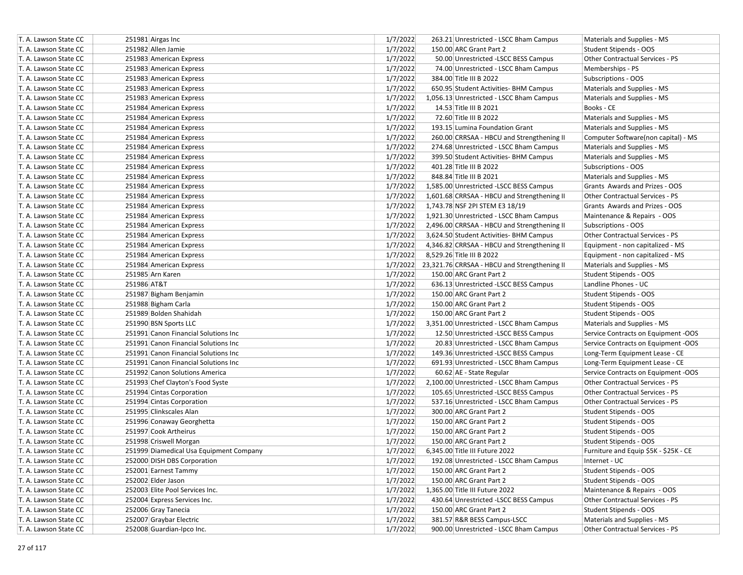| | | | | | | |
|---|---|---|---|---|---|---|
| T. A. Lawson State CC | 251981 | Airgas Inc | 1/7/2022 | 263.21 | Unrestricted - LSCC Bham Campus | Materials and Supplies - MS |
| T. A. Lawson State CC | 251982 | Allen Jamie | 1/7/2022 | 150.00 | ARC Grant Part 2 | Student Stipends - OOS |
| T. A. Lawson State CC | 251983 | American Express | 1/7/2022 | 50.00 | Unrestricted -LSCC BESS Campus | Other Contractual Services - PS |
| T. A. Lawson State CC | 251983 | American Express | 1/7/2022 | 74.00 | Unrestricted - LSCC Bham Campus | Memberships - PS |
| T. A. Lawson State CC | 251983 | American Express | 1/7/2022 | 384.00 | Title III B 2022 | Subscriptions - OOS |
| T. A. Lawson State CC | 251983 | American Express | 1/7/2022 | 650.95 | Student Activities- BHM Campus | Materials and Supplies - MS |
| T. A. Lawson State CC | 251983 | American Express | 1/7/2022 | 1,056.13 | Unrestricted - LSCC Bham Campus | Materials and Supplies - MS |
| T. A. Lawson State CC | 251984 | American Express | 1/7/2022 | 14.53 | Title III B 2021 | Books - CE |
| T. A. Lawson State CC | 251984 | American Express | 1/7/2022 | 72.60 | Title III B 2022 | Materials and Supplies - MS |
| T. A. Lawson State CC | 251984 | American Express | 1/7/2022 | 193.15 | Lumina Foundation Grant | Materials and Supplies - MS |
| T. A. Lawson State CC | 251984 | American Express | 1/7/2022 | 260.00 | CRRSAA - HBCU and Strengthening II | Computer Software(non capital) - MS |
| T. A. Lawson State CC | 251984 | American Express | 1/7/2022 | 274.68 | Unrestricted - LSCC Bham Campus | Materials and Supplies - MS |
| T. A. Lawson State CC | 251984 | American Express | 1/7/2022 | 399.50 | Student Activities- BHM Campus | Materials and Supplies - MS |
| T. A. Lawson State CC | 251984 | American Express | 1/7/2022 | 401.28 | Title III B 2022 | Subscriptions - OOS |
| T. A. Lawson State CC | 251984 | American Express | 1/7/2022 | 848.84 | Title III B 2021 | Materials and Supplies - MS |
| T. A. Lawson State CC | 251984 | American Express | 1/7/2022 | 1,585.00 | Unrestricted -LSCC BESS Campus | Grants Awards and Prizes - OOS |
| T. A. Lawson State CC | 251984 | American Express | 1/7/2022 | 1,601.68 | CRRSAA - HBCU and Strengthening II | Other Contractual Services - PS |
| T. A. Lawson State CC | 251984 | American Express | 1/7/2022 | 1,743.78 | NSF 2PI STEM E3 18/19 | Grants Awards and Prizes - OOS |
| T. A. Lawson State CC | 251984 | American Express | 1/7/2022 | 1,921.30 | Unrestricted - LSCC Bham Campus | Maintenance & Repairs - OOS |
| T. A. Lawson State CC | 251984 | American Express | 1/7/2022 | 2,496.00 | CRRSAA - HBCU and Strengthening II | Subscriptions - OOS |
| T. A. Lawson State CC | 251984 | American Express | 1/7/2022 | 3,624.50 | Student Activities- BHM Campus | Other Contractual Services - PS |
| T. A. Lawson State CC | 251984 | American Express | 1/7/2022 | 4,346.82 | CRRSAA - HBCU and Strengthening II | Equipment - non capitalized - MS |
| T. A. Lawson State CC | 251984 | American Express | 1/7/2022 | 8,529.26 | Title III B 2022 | Equipment - non capitalized - MS |
| T. A. Lawson State CC | 251984 | American Express | 1/7/2022 | 23,321.76 | CRRSAA - HBCU and Strengthening II | Materials and Supplies - MS |
| T. A. Lawson State CC | 251985 | Arn Karen | 1/7/2022 | 150.00 | ARC Grant Part 2 | Student Stipends - OOS |
| T. A. Lawson State CC | 251986 | AT&T | 1/7/2022 | 636.13 | Unrestricted -LSCC BESS Campus | Landline Phones - UC |
| T. A. Lawson State CC | 251987 | Bigham Benjamin | 1/7/2022 | 150.00 | ARC Grant Part 2 | Student Stipends - OOS |
| T. A. Lawson State CC | 251988 | Bigham Carla | 1/7/2022 | 150.00 | ARC Grant Part 2 | Student Stipends - OOS |
| T. A. Lawson State CC | 251989 | Bolden Shahidah | 1/7/2022 | 150.00 | ARC Grant Part 2 | Student Stipends - OOS |
| T. A. Lawson State CC | 251990 | BSN Sports LLC | 1/7/2022 | 3,351.00 | Unrestricted - LSCC Bham Campus | Materials and Supplies - MS |
| T. A. Lawson State CC | 251991 | Canon Financial Solutions Inc | 1/7/2022 | 12.50 | Unrestricted -LSCC BESS Campus | Service Contracts on Equipment -OOS |
| T. A. Lawson State CC | 251991 | Canon Financial Solutions Inc | 1/7/2022 | 20.83 | Unrestricted - LSCC Bham Campus | Service Contracts on Equipment -OOS |
| T. A. Lawson State CC | 251991 | Canon Financial Solutions Inc | 1/7/2022 | 149.36 | Unrestricted -LSCC BESS Campus | Long-Term Equipment Lease - CE |
| T. A. Lawson State CC | 251991 | Canon Financial Solutions Inc | 1/7/2022 | 691.93 | Unrestricted - LSCC Bham Campus | Long-Term Equipment Lease - CE |
| T. A. Lawson State CC | 251992 | Canon Solutions America | 1/7/2022 | 60.62 | AE - State Regular | Service Contracts on Equipment -OOS |
| T. A. Lawson State CC | 251993 | Chef Clayton's Food Syste | 1/7/2022 | 2,100.00 | Unrestricted - LSCC Bham Campus | Other Contractual Services - PS |
| T. A. Lawson State CC | 251994 | Cintas Corporation | 1/7/2022 | 105.65 | Unrestricted -LSCC BESS Campus | Other Contractual Services - PS |
| T. A. Lawson State CC | 251994 | Cintas Corporation | 1/7/2022 | 537.16 | Unrestricted - LSCC Bham Campus | Other Contractual Services - PS |
| T. A. Lawson State CC | 251995 | Clinkscales Alan | 1/7/2022 | 300.00 | ARC Grant Part 2 | Student Stipends - OOS |
| T. A. Lawson State CC | 251996 | Conaway Georghetta | 1/7/2022 | 150.00 | ARC Grant Part 2 | Student Stipends - OOS |
| T. A. Lawson State CC | 251997 | Cook Artheirus | 1/7/2022 | 150.00 | ARC Grant Part 2 | Student Stipends - OOS |
| T. A. Lawson State CC | 251998 | Criswell Morgan | 1/7/2022 | 150.00 | ARC Grant Part 2 | Student Stipends - OOS |
| T. A. Lawson State CC | 251999 | Diamedical Usa Equipment Company | 1/7/2022 | 6,345.00 | Title III Future 2022 | Furniture and Equip $5K - $25K - CE |
| T. A. Lawson State CC | 252000 | DISH DBS Corporation | 1/7/2022 | 192.08 | Unrestricted - LSCC Bham Campus | Internet - UC |
| T. A. Lawson State CC | 252001 | Earnest Tammy | 1/7/2022 | 150.00 | ARC Grant Part 2 | Student Stipends - OOS |
| T. A. Lawson State CC | 252002 | Elder Jason | 1/7/2022 | 150.00 | ARC Grant Part 2 | Student Stipends - OOS |
| T. A. Lawson State CC | 252003 | Elite Pool Services Inc. | 1/7/2022 | 1,365.00 | Title III Future 2022 | Maintenance & Repairs - OOS |
| T. A. Lawson State CC | 252004 | Express Services Inc. | 1/7/2022 | 430.64 | Unrestricted -LSCC BESS Campus | Other Contractual Services - PS |
| T. A. Lawson State CC | 252006 | Gray Tanecia | 1/7/2022 | 150.00 | ARC Grant Part 2 | Student Stipends - OOS |
| T. A. Lawson State CC | 252007 | Graybar Electric | 1/7/2022 | 381.57 | R&R BESS Campus-LSCC | Materials and Supplies - MS |
| T. A. Lawson State CC | 252008 | Guardian-Ipco Inc. | 1/7/2022 | 900.00 | Unrestricted - LSCC Bham Campus | Other Contractual Services - PS |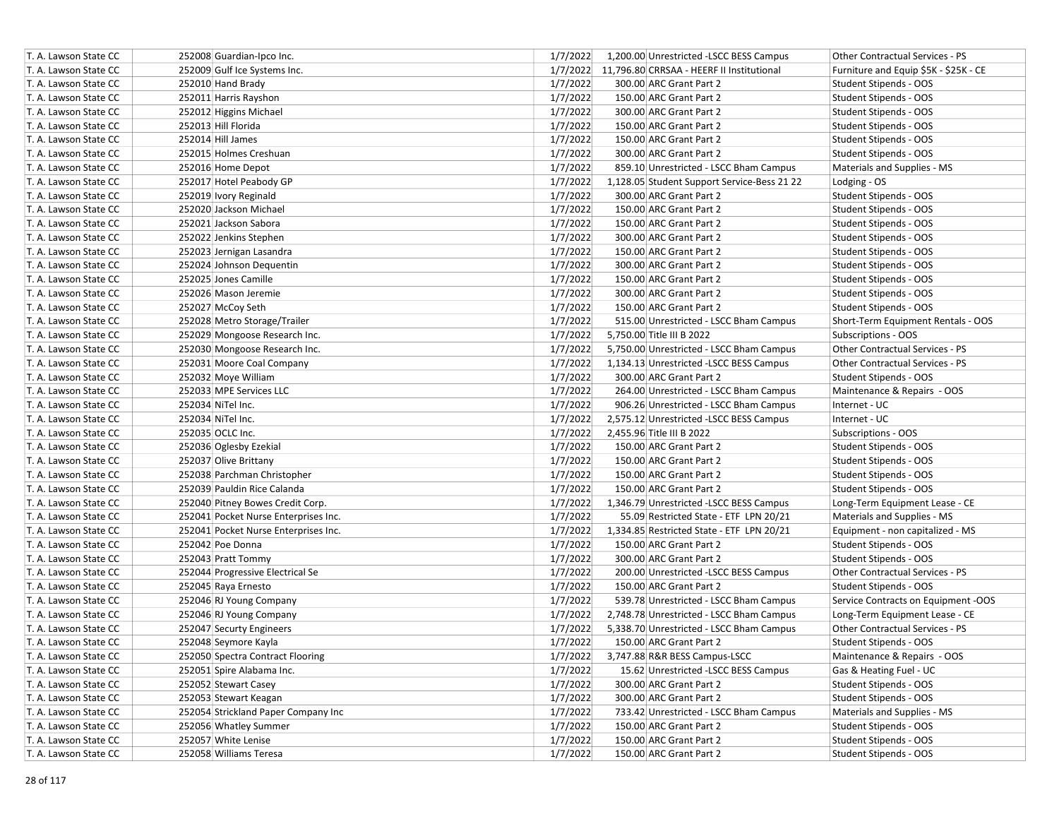| | | | | | |
|---|---|---|---|---|---|
| T. A. Lawson State CC | 252008 Guardian-Ipco Inc. | 1/7/2022 | 1,200.00 | Unrestricted -LSCC BESS Campus | Other Contractual Services - PS |
| T. A. Lawson State CC | 252009 Gulf Ice Systems Inc. | 1/7/2022 | 11,796.80 | CRRSAA - HEERF II Institutional | Furniture and Equip $5K - $25K - CE |
| T. A. Lawson State CC | 252010 Hand Brady | 1/7/2022 | 300.00 | ARC Grant Part 2 | Student Stipends - OOS |
| T. A. Lawson State CC | 252011 Harris Rayshon | 1/7/2022 | 150.00 | ARC Grant Part 2 | Student Stipends - OOS |
| T. A. Lawson State CC | 252012 Higgins Michael | 1/7/2022 | 300.00 | ARC Grant Part 2 | Student Stipends - OOS |
| T. A. Lawson State CC | 252013 Hill Florida | 1/7/2022 | 150.00 | ARC Grant Part 2 | Student Stipends - OOS |
| T. A. Lawson State CC | 252014 Hill James | 1/7/2022 | 150.00 | ARC Grant Part 2 | Student Stipends - OOS |
| T. A. Lawson State CC | 252015 Holmes Creshuan | 1/7/2022 | 300.00 | ARC Grant Part 2 | Student Stipends - OOS |
| T. A. Lawson State CC | 252016 Home Depot | 1/7/2022 | 859.10 | Unrestricted - LSCC Bham Campus | Materials and Supplies - MS |
| T. A. Lawson State CC | 252017 Hotel Peabody GP | 1/7/2022 | 1,128.05 | Student Support Service-Bess 21 22 | Lodging - OS |
| T. A. Lawson State CC | 252019 Ivory Reginald | 1/7/2022 | 300.00 | ARC Grant Part 2 | Student Stipends - OOS |
| T. A. Lawson State CC | 252020 Jackson Michael | 1/7/2022 | 150.00 | ARC Grant Part 2 | Student Stipends - OOS |
| T. A. Lawson State CC | 252021 Jackson Sabora | 1/7/2022 | 150.00 | ARC Grant Part 2 | Student Stipends - OOS |
| T. A. Lawson State CC | 252022 Jenkins Stephen | 1/7/2022 | 300.00 | ARC Grant Part 2 | Student Stipends - OOS |
| T. A. Lawson State CC | 252023 Jernigan Lasandra | 1/7/2022 | 150.00 | ARC Grant Part 2 | Student Stipends - OOS |
| T. A. Lawson State CC | 252024 Johnson Dequentin | 1/7/2022 | 300.00 | ARC Grant Part 2 | Student Stipends - OOS |
| T. A. Lawson State CC | 252025 Jones Camille | 1/7/2022 | 150.00 | ARC Grant Part 2 | Student Stipends - OOS |
| T. A. Lawson State CC | 252026 Mason Jeremie | 1/7/2022 | 300.00 | ARC Grant Part 2 | Student Stipends - OOS |
| T. A. Lawson State CC | 252027 McCoy Seth | 1/7/2022 | 150.00 | ARC Grant Part 2 | Student Stipends - OOS |
| T. A. Lawson State CC | 252028 Metro Storage/Trailer | 1/7/2022 | 515.00 | Unrestricted - LSCC Bham Campus | Short-Term Equipment Rentals - OOS |
| T. A. Lawson State CC | 252029 Mongoose Research Inc. | 1/7/2022 | 5,750.00 | Title III B 2022 | Subscriptions - OOS |
| T. A. Lawson State CC | 252030 Mongoose Research Inc. | 1/7/2022 | 5,750.00 | Unrestricted - LSCC Bham Campus | Other Contractual Services - PS |
| T. A. Lawson State CC | 252031 Moore Coal Company | 1/7/2022 | 1,134.13 | Unrestricted -LSCC BESS Campus | Other Contractual Services - PS |
| T. A. Lawson State CC | 252032 Moye William | 1/7/2022 | 300.00 | ARC Grant Part 2 | Student Stipends - OOS |
| T. A. Lawson State CC | 252033 MPE Services LLC | 1/7/2022 | 264.00 | Unrestricted - LSCC Bham Campus | Maintenance & Repairs - OOS |
| T. A. Lawson State CC | 252034 NiTel Inc. | 1/7/2022 | 906.26 | Unrestricted - LSCC Bham Campus | Internet - UC |
| T. A. Lawson State CC | 252034 NiTel Inc. | 1/7/2022 | 2,575.12 | Unrestricted -LSCC BESS Campus | Internet - UC |
| T. A. Lawson State CC | 252035 OCLC Inc. | 1/7/2022 | 2,455.96 | Title III B 2022 | Subscriptions - OOS |
| T. A. Lawson State CC | 252036 Oglesby Ezekial | 1/7/2022 | 150.00 | ARC Grant Part 2 | Student Stipends - OOS |
| T. A. Lawson State CC | 252037 Olive Brittany | 1/7/2022 | 150.00 | ARC Grant Part 2 | Student Stipends - OOS |
| T. A. Lawson State CC | 252038 Parchman Christopher | 1/7/2022 | 150.00 | ARC Grant Part 2 | Student Stipends - OOS |
| T. A. Lawson State CC | 252039 Pauldin Rice Calanda | 1/7/2022 | 150.00 | ARC Grant Part 2 | Student Stipends - OOS |
| T. A. Lawson State CC | 252040 Pitney Bowes Credit Corp. | 1/7/2022 | 1,346.79 | Unrestricted -LSCC BESS Campus | Long-Term Equipment Lease - CE |
| T. A. Lawson State CC | 252041 Pocket Nurse Enterprises Inc. | 1/7/2022 | 55.09 | Restricted State - ETF LPN 20/21 | Materials and Supplies - MS |
| T. A. Lawson State CC | 252041 Pocket Nurse Enterprises Inc. | 1/7/2022 | 1,334.85 | Restricted State - ETF LPN 20/21 | Equipment - non capitalized - MS |
| T. A. Lawson State CC | 252042 Poe Donna | 1/7/2022 | 150.00 | ARC Grant Part 2 | Student Stipends - OOS |
| T. A. Lawson State CC | 252043 Pratt Tommy | 1/7/2022 | 300.00 | ARC Grant Part 2 | Student Stipends - OOS |
| T. A. Lawson State CC | 252044 Progressive Electrical Se | 1/7/2022 | 200.00 | Unrestricted -LSCC BESS Campus | Other Contractual Services - PS |
| T. A. Lawson State CC | 252045 Raya Ernesto | 1/7/2022 | 150.00 | ARC Grant Part 2 | Student Stipends - OOS |
| T. A. Lawson State CC | 252046 RJ Young Company | 1/7/2022 | 539.78 | Unrestricted - LSCC Bham Campus | Service Contracts on Equipment -OOS |
| T. A. Lawson State CC | 252046 RJ Young Company | 1/7/2022 | 2,748.78 | Unrestricted - LSCC Bham Campus | Long-Term Equipment Lease - CE |
| T. A. Lawson State CC | 252047 Securty Engineers | 1/7/2022 | 5,338.70 | Unrestricted - LSCC Bham Campus | Other Contractual Services - PS |
| T. A. Lawson State CC | 252048 Seymore Kayla | 1/7/2022 | 150.00 | ARC Grant Part 2 | Student Stipends - OOS |
| T. A. Lawson State CC | 252050 Spectra Contract Flooring | 1/7/2022 | 3,747.88 | R&R BESS Campus-LSCC | Maintenance & Repairs - OOS |
| T. A. Lawson State CC | 252051 Spire Alabama Inc. | 1/7/2022 | 15.62 | Unrestricted -LSCC BESS Campus | Gas & Heating Fuel - UC |
| T. A. Lawson State CC | 252052 Stewart Casey | 1/7/2022 | 300.00 | ARC Grant Part 2 | Student Stipends - OOS |
| T. A. Lawson State CC | 252053 Stewart Keagan | 1/7/2022 | 300.00 | ARC Grant Part 2 | Student Stipends - OOS |
| T. A. Lawson State CC | 252054 Strickland Paper Company Inc | 1/7/2022 | 733.42 | Unrestricted - LSCC Bham Campus | Materials and Supplies - MS |
| T. A. Lawson State CC | 252056 Whatley Summer | 1/7/2022 | 150.00 | ARC Grant Part 2 | Student Stipends - OOS |
| T. A. Lawson State CC | 252057 White Lenise | 1/7/2022 | 150.00 | ARC Grant Part 2 | Student Stipends - OOS |
| T. A. Lawson State CC | 252058 Williams Teresa | 1/7/2022 | 150.00 | ARC Grant Part 2 | Student Stipends - OOS |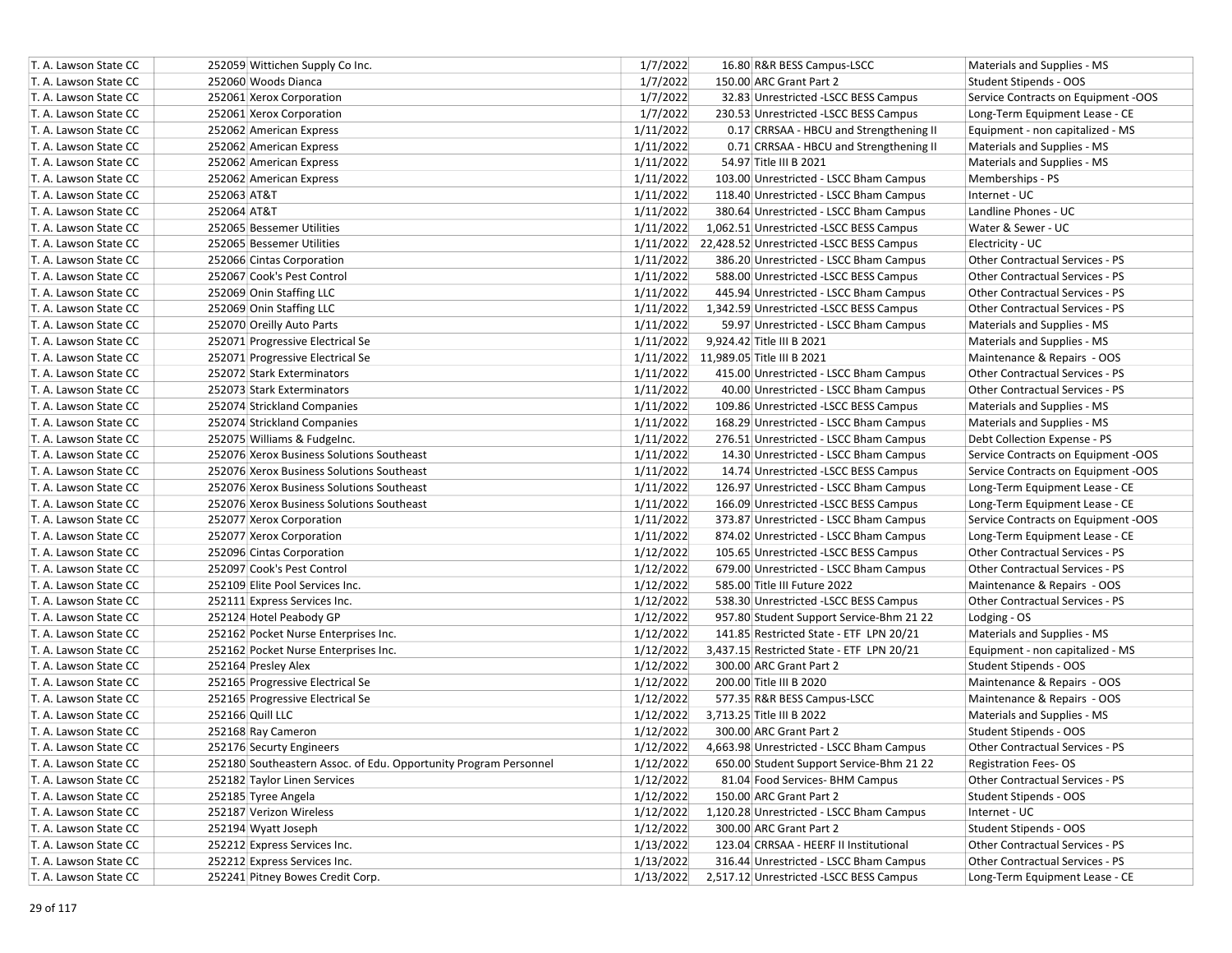| | | | | | |
|---|---|---|---|---|---|
| T. A. Lawson State CC | 252059 Wittichen Supply Co Inc. | 1/7/2022 | 16.80 | R&R BESS Campus-LSCC | Materials and Supplies - MS |
| T. A. Lawson State CC | 252060 Woods Dianca | 1/7/2022 | 150.00 | ARC Grant Part 2 | Student Stipends - OOS |
| T. A. Lawson State CC | 252061 Xerox Corporation | 1/7/2022 | 32.83 | Unrestricted -LSCC BESS Campus | Service Contracts on Equipment -OOS |
| T. A. Lawson State CC | 252061 Xerox Corporation | 1/7/2022 | 230.53 | Unrestricted -LSCC BESS Campus | Long-Term Equipment Lease - CE |
| T. A. Lawson State CC | 252062 American Express | 1/11/2022 | 0.17 | CRRSAA - HBCU and Strengthening II | Equipment - non capitalized - MS |
| T. A. Lawson State CC | 252062 American Express | 1/11/2022 | 0.71 | CRRSAA - HBCU and Strengthening II | Materials and Supplies - MS |
| T. A. Lawson State CC | 252062 American Express | 1/11/2022 | 54.97 | Title III B 2021 | Materials and Supplies - MS |
| T. A. Lawson State CC | 252062 American Express | 1/11/2022 | 103.00 | Unrestricted - LSCC Bham Campus | Memberships - PS |
| T. A. Lawson State CC | 252063 AT&T | 1/11/2022 | 118.40 | Unrestricted - LSCC Bham Campus | Internet - UC |
| T. A. Lawson State CC | 252064 AT&T | 1/11/2022 | 380.64 | Unrestricted - LSCC Bham Campus | Landline Phones - UC |
| T. A. Lawson State CC | 252065 Bessemer Utilities | 1/11/2022 | 1,062.51 | Unrestricted -LSCC BESS Campus | Water & Sewer - UC |
| T. A. Lawson State CC | 252065 Bessemer Utilities | 1/11/2022 | 22,428.52 | Unrestricted -LSCC BESS Campus | Electricity - UC |
| T. A. Lawson State CC | 252066 Cintas Corporation | 1/11/2022 | 386.20 | Unrestricted - LSCC Bham Campus | Other Contractual Services - PS |
| T. A. Lawson State CC | 252067 Cook's Pest Control | 1/11/2022 | 588.00 | Unrestricted -LSCC BESS Campus | Other Contractual Services - PS |
| T. A. Lawson State CC | 252069 Onin Staffing LLC | 1/11/2022 | 445.94 | Unrestricted - LSCC Bham Campus | Other Contractual Services - PS |
| T. A. Lawson State CC | 252069 Onin Staffing LLC | 1/11/2022 | 1,342.59 | Unrestricted -LSCC BESS Campus | Other Contractual Services - PS |
| T. A. Lawson State CC | 252070 Oreilly Auto Parts | 1/11/2022 | 59.97 | Unrestricted - LSCC Bham Campus | Materials and Supplies - MS |
| T. A. Lawson State CC | 252071 Progressive Electrical Se | 1/11/2022 | 9,924.42 | Title III B 2021 | Materials and Supplies - MS |
| T. A. Lawson State CC | 252071 Progressive Electrical Se | 1/11/2022 | 11,989.05 | Title III B 2021 | Maintenance & Repairs - OOS |
| T. A. Lawson State CC | 252072 Stark Exterminators | 1/11/2022 | 415.00 | Unrestricted - LSCC Bham Campus | Other Contractual Services - PS |
| T. A. Lawson State CC | 252073 Stark Exterminators | 1/11/2022 | 40.00 | Unrestricted - LSCC Bham Campus | Other Contractual Services - PS |
| T. A. Lawson State CC | 252074 Strickland Companies | 1/11/2022 | 109.86 | Unrestricted -LSCC BESS Campus | Materials and Supplies - MS |
| T. A. Lawson State CC | 252074 Strickland Companies | 1/11/2022 | 168.29 | Unrestricted - LSCC Bham Campus | Materials and Supplies - MS |
| T. A. Lawson State CC | 252075 Williams & FudgeInc. | 1/11/2022 | 276.51 | Unrestricted - LSCC Bham Campus | Debt Collection Expense - PS |
| T. A. Lawson State CC | 252076 Xerox Business Solutions Southeast | 1/11/2022 | 14.30 | Unrestricted - LSCC Bham Campus | Service Contracts on Equipment -OOS |
| T. A. Lawson State CC | 252076 Xerox Business Solutions Southeast | 1/11/2022 | 14.74 | Unrestricted -LSCC BESS Campus | Service Contracts on Equipment -OOS |
| T. A. Lawson State CC | 252076 Xerox Business Solutions Southeast | 1/11/2022 | 126.97 | Unrestricted - LSCC Bham Campus | Long-Term Equipment Lease - CE |
| T. A. Lawson State CC | 252076 Xerox Business Solutions Southeast | 1/11/2022 | 166.09 | Unrestricted -LSCC BESS Campus | Long-Term Equipment Lease - CE |
| T. A. Lawson State CC | 252077 Xerox Corporation | 1/11/2022 | 373.87 | Unrestricted - LSCC Bham Campus | Service Contracts on Equipment -OOS |
| T. A. Lawson State CC | 252077 Xerox Corporation | 1/11/2022 | 874.02 | Unrestricted - LSCC Bham Campus | Long-Term Equipment Lease - CE |
| T. A. Lawson State CC | 252096 Cintas Corporation | 1/12/2022 | 105.65 | Unrestricted -LSCC BESS Campus | Other Contractual Services - PS |
| T. A. Lawson State CC | 252097 Cook's Pest Control | 1/12/2022 | 679.00 | Unrestricted - LSCC Bham Campus | Other Contractual Services - PS |
| T. A. Lawson State CC | 252109 Elite Pool Services Inc. | 1/12/2022 | 585.00 | Title III Future 2022 | Maintenance & Repairs - OOS |
| T. A. Lawson State CC | 252111 Express Services Inc. | 1/12/2022 | 538.30 | Unrestricted -LSCC BESS Campus | Other Contractual Services - PS |
| T. A. Lawson State CC | 252124 Hotel Peabody GP | 1/12/2022 | 957.80 | Student Support Service-Bhm 21 22 | Lodging - OS |
| T. A. Lawson State CC | 252162 Pocket Nurse Enterprises Inc. | 1/12/2022 | 141.85 | Restricted State - ETF LPN 20/21 | Materials and Supplies - MS |
| T. A. Lawson State CC | 252162 Pocket Nurse Enterprises Inc. | 1/12/2022 | 3,437.15 | Restricted State - ETF LPN 20/21 | Equipment - non capitalized - MS |
| T. A. Lawson State CC | 252164 Presley Alex | 1/12/2022 | 300.00 | ARC Grant Part 2 | Student Stipends - OOS |
| T. A. Lawson State CC | 252165 Progressive Electrical Se | 1/12/2022 | 200.00 | Title III B 2020 | Maintenance & Repairs - OOS |
| T. A. Lawson State CC | 252165 Progressive Electrical Se | 1/12/2022 | 577.35 | R&R BESS Campus-LSCC | Maintenance & Repairs - OOS |
| T. A. Lawson State CC | 252166 Quill LLC | 1/12/2022 | 3,713.25 | Title III B 2022 | Materials and Supplies - MS |
| T. A. Lawson State CC | 252168 Ray Cameron | 1/12/2022 | 300.00 | ARC Grant Part 2 | Student Stipends - OOS |
| T. A. Lawson State CC | 252176 Securty Engineers | 1/12/2022 | 4,663.98 | Unrestricted - LSCC Bham Campus | Other Contractual Services - PS |
| T. A. Lawson State CC | 252180 Southeastern Assoc. of Edu. Opportunity Program Personnel | 1/12/2022 | 650.00 | Student Support Service-Bhm 21 22 | Registration Fees- OS |
| T. A. Lawson State CC | 252182 Taylor Linen Services | 1/12/2022 | 81.04 | Food Services- BHM Campus | Other Contractual Services - PS |
| T. A. Lawson State CC | 252185 Tyree Angela | 1/12/2022 | 150.00 | ARC Grant Part 2 | Student Stipends - OOS |
| T. A. Lawson State CC | 252187 Verizon Wireless | 1/12/2022 | 1,120.28 | Unrestricted - LSCC Bham Campus | Internet - UC |
| T. A. Lawson State CC | 252194 Wyatt Joseph | 1/12/2022 | 300.00 | ARC Grant Part 2 | Student Stipends - OOS |
| T. A. Lawson State CC | 252212 Express Services Inc. | 1/13/2022 | 123.04 | CRRSAA - HEERF II Institutional | Other Contractual Services - PS |
| T. A. Lawson State CC | 252212 Express Services Inc. | 1/13/2022 | 316.44 | Unrestricted - LSCC Bham Campus | Other Contractual Services - PS |
| T. A. Lawson State CC | 252241 Pitney Bowes Credit Corp. | 1/13/2022 | 2,517.12 | Unrestricted -LSCC BESS Campus | Long-Term Equipment Lease - CE |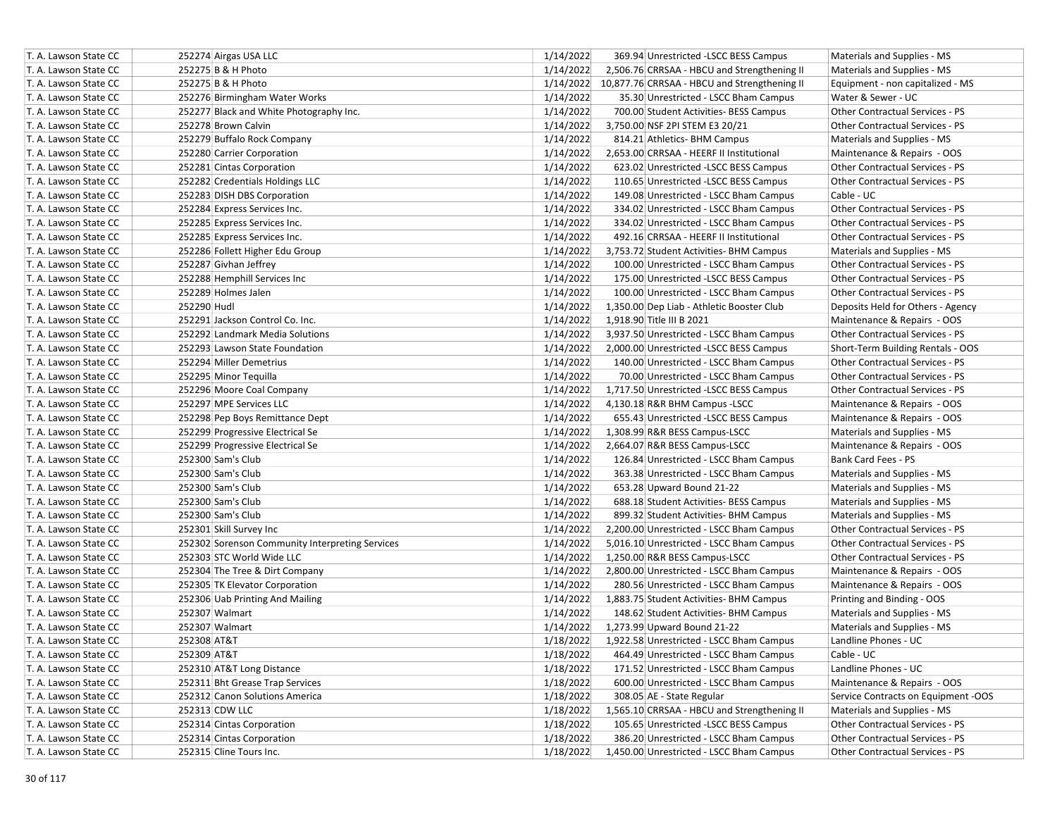| | | | | | |
|---|---|---|---|---|---|
| T. A. Lawson State CC | 252274 Airgas USA LLC | 1/14/2022 | 369.94 | Unrestricted -LSCC BESS Campus | Materials and Supplies - MS |
| T. A. Lawson State CC | 252275 B & H Photo | 1/14/2022 | 2,506.76 | CRRSAA - HBCU and Strengthening II | Materials and Supplies - MS |
| T. A. Lawson State CC | 252275 B & H Photo | 1/14/2022 | 10,877.76 | CRRSAA - HBCU and Strengthening II | Equipment - non capitalized - MS |
| T. A. Lawson State CC | 252276 Birmingham Water Works | 1/14/2022 | 35.30 | Unrestricted - LSCC Bham Campus | Water & Sewer - UC |
| T. A. Lawson State CC | 252277 Black and White Photography Inc. | 1/14/2022 | 700.00 | Student Activities- BESS Campus | Other Contractual Services - PS |
| T. A. Lawson State CC | 252278 Brown Calvin | 1/14/2022 | 3,750.00 | NSF 2PI STEM E3 20/21 | Other Contractual Services - PS |
| T. A. Lawson State CC | 252279 Buffalo Rock Company | 1/14/2022 | 814.21 | Athletics- BHM Campus | Materials and Supplies - MS |
| T. A. Lawson State CC | 252280 Carrier Corporation | 1/14/2022 | 2,653.00 | CRRSAA - HEERF II Institutional | Maintenance & Repairs - OOS |
| T. A. Lawson State CC | 252281 Cintas Corporation | 1/14/2022 | 623.02 | Unrestricted -LSCC BESS Campus | Other Contractual Services - PS |
| T. A. Lawson State CC | 252282 Credentials Holdings LLC | 1/14/2022 | 110.65 | Unrestricted -LSCC BESS Campus | Other Contractual Services - PS |
| T. A. Lawson State CC | 252283 DISH DBS Corporation | 1/14/2022 | 149.08 | Unrestricted - LSCC Bham Campus | Cable - UC |
| T. A. Lawson State CC | 252284 Express Services Inc. | 1/14/2022 | 334.02 | Unrestricted - LSCC Bham Campus | Other Contractual Services - PS |
| T. A. Lawson State CC | 252285 Express Services Inc. | 1/14/2022 | 334.02 | Unrestricted - LSCC Bham Campus | Other Contractual Services - PS |
| T. A. Lawson State CC | 252285 Express Services Inc. | 1/14/2022 | 492.16 | CRRSAA - HEERF II Institutional | Other Contractual Services - PS |
| T. A. Lawson State CC | 252286 Follett Higher Edu Group | 1/14/2022 | 3,753.72 | Student Activities- BHM Campus | Materials and Supplies - MS |
| T. A. Lawson State CC | 252287 Givhan Jeffrey | 1/14/2022 | 100.00 | Unrestricted - LSCC Bham Campus | Other Contractual Services - PS |
| T. A. Lawson State CC | 252288 Hemphill Services Inc | 1/14/2022 | 175.00 | Unrestricted -LSCC BESS Campus | Other Contractual Services - PS |
| T. A. Lawson State CC | 252289 Holmes Jalen | 1/14/2022 | 100.00 | Unrestricted - LSCC Bham Campus | Other Contractual Services - PS |
| T. A. Lawson State CC | 252290 Hudl | 1/14/2022 | 1,350.00 | Dep Liab - Athletic Booster Club | Deposits Held for Others - Agency |
| T. A. Lawson State CC | 252291 Jackson Control Co. Inc. | 1/14/2022 | 1,918.90 | Title III B 2021 | Maintenance & Repairs - OOS |
| T. A. Lawson State CC | 252292 Landmark Media Solutions | 1/14/2022 | 3,937.50 | Unrestricted - LSCC Bham Campus | Other Contractual Services - PS |
| T. A. Lawson State CC | 252293 Lawson State Foundation | 1/14/2022 | 2,000.00 | Unrestricted -LSCC BESS Campus | Short-Term Building Rentals - OOS |
| T. A. Lawson State CC | 252294 Miller Demetrius | 1/14/2022 | 140.00 | Unrestricted - LSCC Bham Campus | Other Contractual Services - PS |
| T. A. Lawson State CC | 252295 Minor Tequilla | 1/14/2022 | 70.00 | Unrestricted - LSCC Bham Campus | Other Contractual Services - PS |
| T. A. Lawson State CC | 252296 Moore Coal Company | 1/14/2022 | 1,717.50 | Unrestricted -LSCC BESS Campus | Other Contractual Services - PS |
| T. A. Lawson State CC | 252297 MPE Services LLC | 1/14/2022 | 4,130.18 | R&R BHM Campus -LSCC | Maintenance & Repairs - OOS |
| T. A. Lawson State CC | 252298 Pep Boys Remittance Dept | 1/14/2022 | 655.43 | Unrestricted -LSCC BESS Campus | Maintenance & Repairs - OOS |
| T. A. Lawson State CC | 252299 Progressive Electrical Se | 1/14/2022 | 1,308.99 | R&R BESS Campus-LSCC | Materials and Supplies - MS |
| T. A. Lawson State CC | 252299 Progressive Electrical Se | 1/14/2022 | 2,664.07 | R&R BESS Campus-LSCC | Maintenance & Repairs - OOS |
| T. A. Lawson State CC | 252300 Sam's Club | 1/14/2022 | 126.84 | Unrestricted - LSCC Bham Campus | Bank Card Fees - PS |
| T. A. Lawson State CC | 252300 Sam's Club | 1/14/2022 | 363.38 | Unrestricted - LSCC Bham Campus | Materials and Supplies - MS |
| T. A. Lawson State CC | 252300 Sam's Club | 1/14/2022 | 653.28 | Upward Bound 21-22 | Materials and Supplies - MS |
| T. A. Lawson State CC | 252300 Sam's Club | 1/14/2022 | 688.18 | Student Activities- BESS Campus | Materials and Supplies - MS |
| T. A. Lawson State CC | 252300 Sam's Club | 1/14/2022 | 899.32 | Student Activities- BHM Campus | Materials and Supplies - MS |
| T. A. Lawson State CC | 252301 Skill Survey Inc | 1/14/2022 | 2,200.00 | Unrestricted - LSCC Bham Campus | Other Contractual Services - PS |
| T. A. Lawson State CC | 252302 Sorenson Community Interpreting Services | 1/14/2022 | 5,016.10 | Unrestricted - LSCC Bham Campus | Other Contractual Services - PS |
| T. A. Lawson State CC | 252303 STC World Wide LLC | 1/14/2022 | 1,250.00 | R&R BESS Campus-LSCC | Other Contractual Services - PS |
| T. A. Lawson State CC | 252304 The Tree & Dirt Company | 1/14/2022 | 2,800.00 | Unrestricted - LSCC Bham Campus | Maintenance & Repairs - OOS |
| T. A. Lawson State CC | 252305 TK Elevator Corporation | 1/14/2022 | 280.56 | Unrestricted - LSCC Bham Campus | Maintenance & Repairs - OOS |
| T. A. Lawson State CC | 252306 Uab Printing And Mailing | 1/14/2022 | 1,883.75 | Student Activities- BHM Campus | Printing and Binding - OOS |
| T. A. Lawson State CC | 252307 Walmart | 1/14/2022 | 148.62 | Student Activities- BHM Campus | Materials and Supplies - MS |
| T. A. Lawson State CC | 252307 Walmart | 1/14/2022 | 1,273.99 | Upward Bound 21-22 | Materials and Supplies - MS |
| T. A. Lawson State CC | 252308 AT&T | 1/18/2022 | 1,922.58 | Unrestricted - LSCC Bham Campus | Landline Phones - UC |
| T. A. Lawson State CC | 252309 AT&T | 1/18/2022 | 464.49 | Unrestricted - LSCC Bham Campus | Cable - UC |
| T. A. Lawson State CC | 252310 AT&T Long Distance | 1/18/2022 | 171.52 | Unrestricted - LSCC Bham Campus | Landline Phones - UC |
| T. A. Lawson State CC | 252311 Bht Grease Trap Services | 1/18/2022 | 600.00 | Unrestricted - LSCC Bham Campus | Maintenance & Repairs - OOS |
| T. A. Lawson State CC | 252312 Canon Solutions America | 1/18/2022 | 308.05 | AE - State Regular | Service Contracts on Equipment -OOS |
| T. A. Lawson State CC | 252313 CDW LLC | 1/18/2022 | 1,565.10 | CRRSAA - HBCU and Strengthening II | Materials and Supplies - MS |
| T. A. Lawson State CC | 252314 Cintas Corporation | 1/18/2022 | 105.65 | Unrestricted -LSCC BESS Campus | Other Contractual Services - PS |
| T. A. Lawson State CC | 252314 Cintas Corporation | 1/18/2022 | 386.20 | Unrestricted - LSCC Bham Campus | Other Contractual Services - PS |
| T. A. Lawson State CC | 252315 Cline Tours Inc. | 1/18/2022 | 1,450.00 | Unrestricted - LSCC Bham Campus | Other Contractual Services - PS |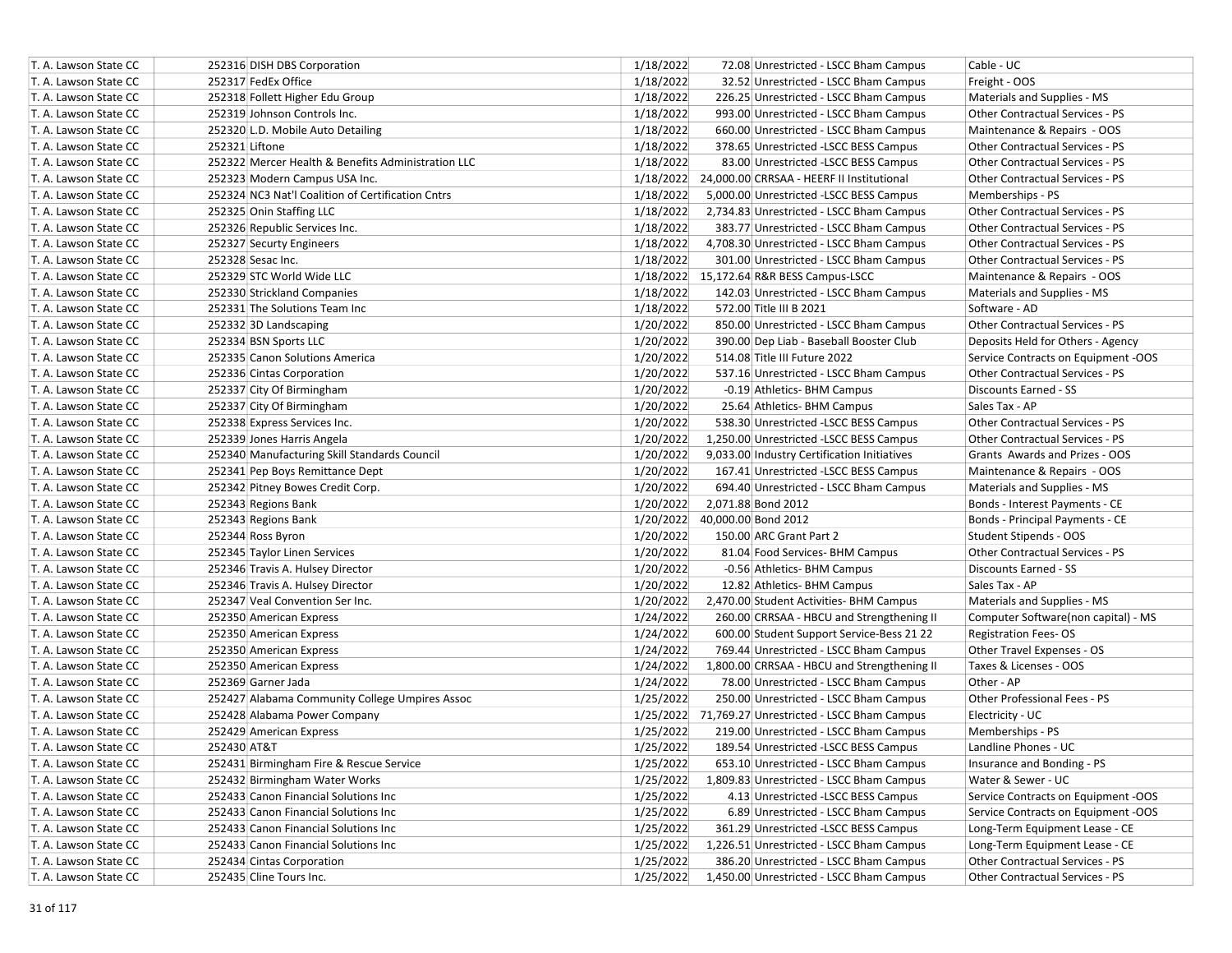| | | | | | | |
|---|---|---|---|---|---|---|
| T. A. Lawson State CC | 252316 | DISH DBS Corporation | 1/18/2022 | 72.08 | Unrestricted - LSCC Bham Campus | Cable - UC |
| T. A. Lawson State CC | 252317 | FedEx Office | 1/18/2022 | 32.52 | Unrestricted - LSCC Bham Campus | Freight - OOS |
| T. A. Lawson State CC | 252318 | Follett Higher Edu Group | 1/18/2022 | 226.25 | Unrestricted - LSCC Bham Campus | Materials and Supplies - MS |
| T. A. Lawson State CC | 252319 | Johnson Controls Inc. | 1/18/2022 | 993.00 | Unrestricted - LSCC Bham Campus | Other Contractual Services - PS |
| T. A. Lawson State CC | 252320 | L.D. Mobile Auto Detailing | 1/18/2022 | 660.00 | Unrestricted - LSCC Bham Campus | Maintenance & Repairs - OOS |
| T. A. Lawson State CC | 252321 | Liftone | 1/18/2022 | 378.65 | Unrestricted -LSCC BESS Campus | Other Contractual Services - PS |
| T. A. Lawson State CC | 252322 | Mercer Health & Benefits Administration LLC | 1/18/2022 | 83.00 | Unrestricted -LSCC BESS Campus | Other Contractual Services - PS |
| T. A. Lawson State CC | 252323 | Modern Campus USA Inc. | 1/18/2022 | 24,000.00 | CRRSAA - HEERF II Institutional | Other Contractual Services - PS |
| T. A. Lawson State CC | 252324 | NC3 Nat'l Coalition of Certification Cntrs | 1/18/2022 | 5,000.00 | Unrestricted -LSCC BESS Campus | Memberships - PS |
| T. A. Lawson State CC | 252325 | Onin Staffing LLC | 1/18/2022 | 2,734.83 | Unrestricted - LSCC Bham Campus | Other Contractual Services - PS |
| T. A. Lawson State CC | 252326 | Republic Services Inc. | 1/18/2022 | 383.77 | Unrestricted - LSCC Bham Campus | Other Contractual Services - PS |
| T. A. Lawson State CC | 252327 | Securty Engineers | 1/18/2022 | 4,708.30 | Unrestricted - LSCC Bham Campus | Other Contractual Services - PS |
| T. A. Lawson State CC | 252328 | Sesac Inc. | 1/18/2022 | 301.00 | Unrestricted - LSCC Bham Campus | Other Contractual Services - PS |
| T. A. Lawson State CC | 252329 | STC World Wide LLC | 1/18/2022 | 15,172.64 | R&R BESS Campus-LSCC | Maintenance & Repairs - OOS |
| T. A. Lawson State CC | 252330 | Strickland Companies | 1/18/2022 | 142.03 | Unrestricted - LSCC Bham Campus | Materials and Supplies - MS |
| T. A. Lawson State CC | 252331 | The Solutions Team Inc | 1/18/2022 | 572.00 | Title III B 2021 | Software - AD |
| T. A. Lawson State CC | 252332 | 3D Landscaping | 1/20/2022 | 850.00 | Unrestricted - LSCC Bham Campus | Other Contractual Services - PS |
| T. A. Lawson State CC | 252334 | BSN Sports LLC | 1/20/2022 | 390.00 | Dep Liab - Baseball Booster Club | Deposits Held for Others - Agency |
| T. A. Lawson State CC | 252335 | Canon Solutions America | 1/20/2022 | 514.08 | Title III Future 2022 | Service Contracts on Equipment -OOS |
| T. A. Lawson State CC | 252336 | Cintas Corporation | 1/20/2022 | 537.16 | Unrestricted - LSCC Bham Campus | Other Contractual Services - PS |
| T. A. Lawson State CC | 252337 | City Of Birmingham | 1/20/2022 | -0.19 | Athletics- BHM Campus | Discounts Earned - SS |
| T. A. Lawson State CC | 252337 | City Of Birmingham | 1/20/2022 | 25.64 | Athletics- BHM Campus | Sales Tax - AP |
| T. A. Lawson State CC | 252338 | Express Services Inc. | 1/20/2022 | 538.30 | Unrestricted -LSCC BESS Campus | Other Contractual Services - PS |
| T. A. Lawson State CC | 252339 | Jones Harris Angela | 1/20/2022 | 1,250.00 | Unrestricted -LSCC BESS Campus | Other Contractual Services - PS |
| T. A. Lawson State CC | 252340 | Manufacturing Skill Standards Council | 1/20/2022 | 9,033.00 | Industry Certification Initiatives | Grants Awards and Prizes - OOS |
| T. A. Lawson State CC | 252341 | Pep Boys Remittance Dept | 1/20/2022 | 167.41 | Unrestricted -LSCC BESS Campus | Maintenance & Repairs - OOS |
| T. A. Lawson State CC | 252342 | Pitney Bowes Credit Corp. | 1/20/2022 | 694.40 | Unrestricted - LSCC Bham Campus | Materials and Supplies - MS |
| T. A. Lawson State CC | 252343 | Regions Bank | 1/20/2022 | 2,071.88 | Bond 2012 | Bonds - Interest Payments - CE |
| T. A. Lawson State CC | 252343 | Regions Bank | 1/20/2022 | 40,000.00 | Bond 2012 | Bonds - Principal Payments - CE |
| T. A. Lawson State CC | 252344 | Ross Byron | 1/20/2022 | 150.00 | ARC Grant Part 2 | Student Stipends - OOS |
| T. A. Lawson State CC | 252345 | Taylor Linen Services | 1/20/2022 | 81.04 | Food Services- BHM Campus | Other Contractual Services - PS |
| T. A. Lawson State CC | 252346 | Travis A. Hulsey Director | 1/20/2022 | -0.56 | Athletics- BHM Campus | Discounts Earned - SS |
| T. A. Lawson State CC | 252346 | Travis A. Hulsey Director | 1/20/2022 | 12.82 | Athletics- BHM Campus | Sales Tax - AP |
| T. A. Lawson State CC | 252347 | Veal Convention Ser Inc. | 1/20/2022 | 2,470.00 | Student Activities- BHM Campus | Materials and Supplies - MS |
| T. A. Lawson State CC | 252350 | American Express | 1/24/2022 | 260.00 | CRRSAA - HBCU and Strengthening II | Computer Software(non capital) - MS |
| T. A. Lawson State CC | 252350 | American Express | 1/24/2022 | 600.00 | Student Support Service-Bess 21 22 | Registration Fees- OS |
| T. A. Lawson State CC | 252350 | American Express | 1/24/2022 | 769.44 | Unrestricted - LSCC Bham Campus | Other Travel Expenses - OS |
| T. A. Lawson State CC | 252350 | American Express | 1/24/2022 | 1,800.00 | CRRSAA - HBCU and Strengthening II | Taxes & Licenses - OOS |
| T. A. Lawson State CC | 252369 | Garner Jada | 1/24/2022 | 78.00 | Unrestricted - LSCC Bham Campus | Other - AP |
| T. A. Lawson State CC | 252427 | Alabama Community College Umpires Assoc | 1/25/2022 | 250.00 | Unrestricted - LSCC Bham Campus | Other Professional Fees - PS |
| T. A. Lawson State CC | 252428 | Alabama Power Company | 1/25/2022 | 71,769.27 | Unrestricted - LSCC Bham Campus | Electricity - UC |
| T. A. Lawson State CC | 252429 | American Express | 1/25/2022 | 219.00 | Unrestricted - LSCC Bham Campus | Memberships - PS |
| T. A. Lawson State CC | 252430 | AT&T | 1/25/2022 | 189.54 | Unrestricted -LSCC BESS Campus | Landline Phones - UC |
| T. A. Lawson State CC | 252431 | Birmingham Fire & Rescue Service | 1/25/2022 | 653.10 | Unrestricted - LSCC Bham Campus | Insurance and Bonding - PS |
| T. A. Lawson State CC | 252432 | Birmingham Water Works | 1/25/2022 | 1,809.83 | Unrestricted - LSCC Bham Campus | Water & Sewer - UC |
| T. A. Lawson State CC | 252433 | Canon Financial Solutions Inc | 1/25/2022 | 4.13 | Unrestricted -LSCC BESS Campus | Service Contracts on Equipment -OOS |
| T. A. Lawson State CC | 252433 | Canon Financial Solutions Inc | 1/25/2022 | 6.89 | Unrestricted - LSCC Bham Campus | Service Contracts on Equipment -OOS |
| T. A. Lawson State CC | 252433 | Canon Financial Solutions Inc | 1/25/2022 | 361.29 | Unrestricted -LSCC BESS Campus | Long-Term Equipment Lease - CE |
| T. A. Lawson State CC | 252433 | Canon Financial Solutions Inc | 1/25/2022 | 1,226.51 | Unrestricted - LSCC Bham Campus | Long-Term Equipment Lease - CE |
| T. A. Lawson State CC | 252434 | Cintas Corporation | 1/25/2022 | 386.20 | Unrestricted - LSCC Bham Campus | Other Contractual Services - PS |
| T. A. Lawson State CC | 252435 | Cline Tours Inc. | 1/25/2022 | 1,450.00 | Unrestricted - LSCC Bham Campus | Other Contractual Services - PS |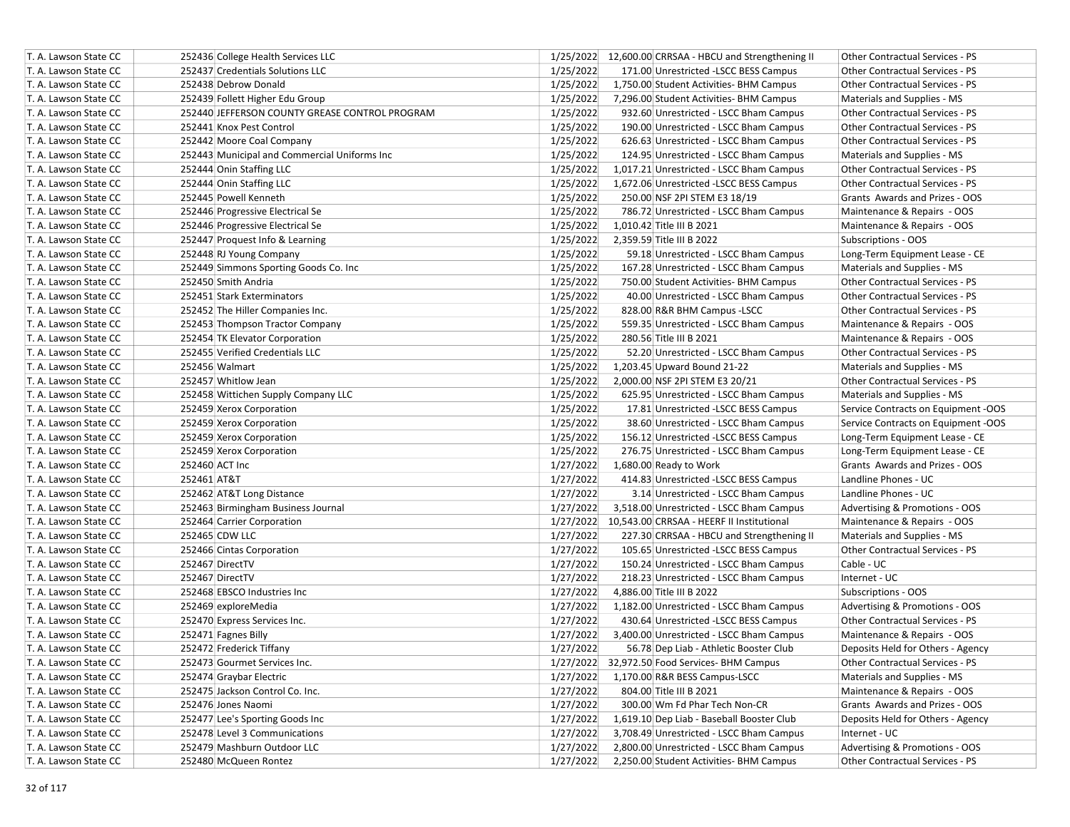| | | | | | | |
|---|---|---|---|---|---|---|
| T. A. Lawson State CC | 252436 | College Health Services LLC | 1/25/2022 | 12,600.00 | CRRSAA - HBCU and Strengthening II | Other Contractual Services - PS |
| T. A. Lawson State CC | 252437 | Credentials Solutions LLC | 1/25/2022 | 171.00 | Unrestricted -LSCC BESS Campus | Other Contractual Services - PS |
| T. A. Lawson State CC | 252438 | Debrow Donald | 1/25/2022 | 1,750.00 | Student Activities- BHM Campus | Other Contractual Services - PS |
| T. A. Lawson State CC | 252439 | Follett Higher Edu Group | 1/25/2022 | 7,296.00 | Student Activities- BHM Campus | Materials and Supplies - MS |
| T. A. Lawson State CC | 252440 | JEFFERSON COUNTY GREASE CONTROL PROGRAM | 1/25/2022 | 932.60 | Unrestricted - LSCC Bham Campus | Other Contractual Services - PS |
| T. A. Lawson State CC | 252441 | Knox Pest Control | 1/25/2022 | 190.00 | Unrestricted - LSCC Bham Campus | Other Contractual Services - PS |
| T. A. Lawson State CC | 252442 | Moore Coal Company | 1/25/2022 | 626.63 | Unrestricted - LSCC Bham Campus | Other Contractual Services - PS |
| T. A. Lawson State CC | 252443 | Municipal and Commercial Uniforms Inc | 1/25/2022 | 124.95 | Unrestricted - LSCC Bham Campus | Materials and Supplies - MS |
| T. A. Lawson State CC | 252444 | Onin Staffing LLC | 1/25/2022 | 1,017.21 | Unrestricted - LSCC Bham Campus | Other Contractual Services - PS |
| T. A. Lawson State CC | 252444 | Onin Staffing LLC | 1/25/2022 | 1,672.06 | Unrestricted -LSCC BESS Campus | Other Contractual Services - PS |
| T. A. Lawson State CC | 252445 | Powell Kenneth | 1/25/2022 | 250.00 | NSF 2PI STEM E3 18/19 | Grants Awards and Prizes - OOS |
| T. A. Lawson State CC | 252446 | Progressive Electrical Se | 1/25/2022 | 786.72 | Unrestricted - LSCC Bham Campus | Maintenance & Repairs - OOS |
| T. A. Lawson State CC | 252446 | Progressive Electrical Se | 1/25/2022 | 1,010.42 | Title III B 2021 | Maintenance & Repairs - OOS |
| T. A. Lawson State CC | 252447 | Proquest Info & Learning | 1/25/2022 | 2,359.59 | Title III B 2022 | Subscriptions - OOS |
| T. A. Lawson State CC | 252448 | RJ Young Company | 1/25/2022 | 59.18 | Unrestricted - LSCC Bham Campus | Long-Term Equipment Lease - CE |
| T. A. Lawson State CC | 252449 | Simmons Sporting Goods Co. Inc | 1/25/2022 | 167.28 | Unrestricted - LSCC Bham Campus | Materials and Supplies - MS |
| T. A. Lawson State CC | 252450 | Smith Andria | 1/25/2022 | 750.00 | Student Activities- BHM Campus | Other Contractual Services - PS |
| T. A. Lawson State CC | 252451 | Stark Exterminators | 1/25/2022 | 40.00 | Unrestricted - LSCC Bham Campus | Other Contractual Services - PS |
| T. A. Lawson State CC | 252452 | The Hiller Companies Inc. | 1/25/2022 | 828.00 | R&R BHM Campus -LSCC | Other Contractual Services - PS |
| T. A. Lawson State CC | 252453 | Thompson Tractor Company | 1/25/2022 | 559.35 | Unrestricted - LSCC Bham Campus | Maintenance & Repairs - OOS |
| T. A. Lawson State CC | 252454 | TK Elevator Corporation | 1/25/2022 | 280.56 | Title III B 2021 | Maintenance & Repairs - OOS |
| T. A. Lawson State CC | 252455 | Verified Credentials LLC | 1/25/2022 | 52.20 | Unrestricted - LSCC Bham Campus | Other Contractual Services - PS |
| T. A. Lawson State CC | 252456 | Walmart | 1/25/2022 | 1,203.45 | Upward Bound 21-22 | Materials and Supplies - MS |
| T. A. Lawson State CC | 252457 | Whitlow Jean | 1/25/2022 | 2,000.00 | NSF 2PI STEM E3 20/21 | Other Contractual Services - PS |
| T. A. Lawson State CC | 252458 | Wittichen Supply Company LLC | 1/25/2022 | 625.95 | Unrestricted - LSCC Bham Campus | Materials and Supplies - MS |
| T. A. Lawson State CC | 252459 | Xerox Corporation | 1/25/2022 | 17.81 | Unrestricted -LSCC BESS Campus | Service Contracts on Equipment -OOS |
| T. A. Lawson State CC | 252459 | Xerox Corporation | 1/25/2022 | 38.60 | Unrestricted - LSCC Bham Campus | Service Contracts on Equipment -OOS |
| T. A. Lawson State CC | 252459 | Xerox Corporation | 1/25/2022 | 156.12 | Unrestricted -LSCC BESS Campus | Long-Term Equipment Lease - CE |
| T. A. Lawson State CC | 252459 | Xerox Corporation | 1/25/2022 | 276.75 | Unrestricted - LSCC Bham Campus | Long-Term Equipment Lease - CE |
| T. A. Lawson State CC | 252460 | ACT Inc | 1/27/2022 | 1,680.00 | Ready to Work | Grants Awards and Prizes - OOS |
| T. A. Lawson State CC | 252461 | AT&T | 1/27/2022 | 414.83 | Unrestricted -LSCC BESS Campus | Landline Phones - UC |
| T. A. Lawson State CC | 252462 | AT&T Long Distance | 1/27/2022 | 3.14 | Unrestricted - LSCC Bham Campus | Landline Phones - UC |
| T. A. Lawson State CC | 252463 | Birmingham Business Journal | 1/27/2022 | 3,518.00 | Unrestricted - LSCC Bham Campus | Advertising & Promotions - OOS |
| T. A. Lawson State CC | 252464 | Carrier Corporation | 1/27/2022 | 10,543.00 | CRRSAA - HEERF II Institutional | Maintenance & Repairs - OOS |
| T. A. Lawson State CC | 252465 | CDW LLC | 1/27/2022 | 227.30 | CRRSAA - HBCU and Strengthening II | Materials and Supplies - MS |
| T. A. Lawson State CC | 252466 | Cintas Corporation | 1/27/2022 | 105.65 | Unrestricted -LSCC BESS Campus | Other Contractual Services - PS |
| T. A. Lawson State CC | 252467 | DirectTV | 1/27/2022 | 150.24 | Unrestricted - LSCC Bham Campus | Cable - UC |
| T. A. Lawson State CC | 252467 | DirectTV | 1/27/2022 | 218.23 | Unrestricted - LSCC Bham Campus | Internet - UC |
| T. A. Lawson State CC | 252468 | EBSCO Industries Inc | 1/27/2022 | 4,886.00 | Title III B 2022 | Subscriptions - OOS |
| T. A. Lawson State CC | 252469 | exploreMedia | 1/27/2022 | 1,182.00 | Unrestricted - LSCC Bham Campus | Advertising & Promotions - OOS |
| T. A. Lawson State CC | 252470 | Express Services Inc. | 1/27/2022 | 430.64 | Unrestricted -LSCC BESS Campus | Other Contractual Services - PS |
| T. A. Lawson State CC | 252471 | Fagnes Billy | 1/27/2022 | 3,400.00 | Unrestricted - LSCC Bham Campus | Maintenance & Repairs - OOS |
| T. A. Lawson State CC | 252472 | Frederick Tiffany | 1/27/2022 | 56.78 | Dep Liab - Athletic Booster Club | Deposits Held for Others - Agency |
| T. A. Lawson State CC | 252473 | Gourmet Services Inc. | 1/27/2022 | 32,972.50 | Food Services- BHM Campus | Other Contractual Services - PS |
| T. A. Lawson State CC | 252474 | Graybar Electric | 1/27/2022 | 1,170.00 | R&R BESS Campus-LSCC | Materials and Supplies - MS |
| T. A. Lawson State CC | 252475 | Jackson Control Co. Inc. | 1/27/2022 | 804.00 | Title III B 2021 | Maintenance & Repairs - OOS |
| T. A. Lawson State CC | 252476 | Jones Naomi | 1/27/2022 | 300.00 | Wm Fd Phar Tech Non-CR | Grants Awards and Prizes - OOS |
| T. A. Lawson State CC | 252477 | Lee's Sporting Goods Inc | 1/27/2022 | 1,619.10 | Dep Liab - Baseball Booster Club | Deposits Held for Others - Agency |
| T. A. Lawson State CC | 252478 | Level 3 Communications | 1/27/2022 | 3,708.49 | Unrestricted - LSCC Bham Campus | Internet - UC |
| T. A. Lawson State CC | 252479 | Mashburn Outdoor LLC | 1/27/2022 | 2,800.00 | Unrestricted - LSCC Bham Campus | Advertising & Promotions - OOS |
| T. A. Lawson State CC | 252480 | McQueen Rontez | 1/27/2022 | 2,250.00 | Student Activities- BHM Campus | Other Contractual Services - PS |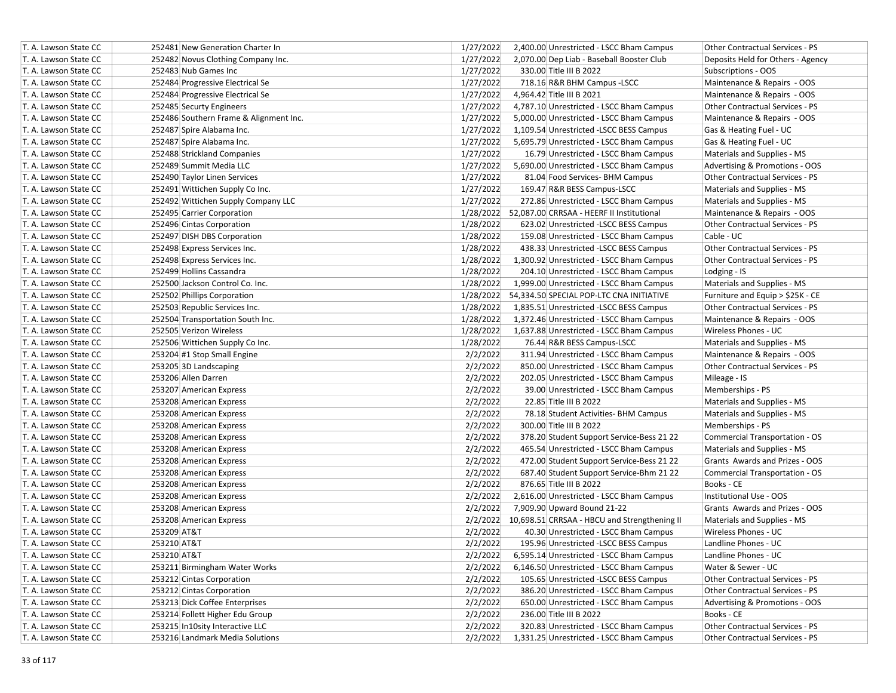| | | | | | | |
|---|---|---|---|---|---|---|
| T. A. Lawson State CC | 252481 | New Generation Charter In | 1/27/2022 | 2,400.00 | Unrestricted - LSCC Bham Campus | Other Contractual Services - PS |
| T. A. Lawson State CC | 252482 | Novus Clothing Company Inc. | 1/27/2022 | 2,070.00 | Dep Liab - Baseball Booster Club | Deposits Held for Others - Agency |
| T. A. Lawson State CC | 252483 | Nub Games Inc | 1/27/2022 | 330.00 | Title III B 2022 | Subscriptions - OOS |
| T. A. Lawson State CC | 252484 | Progressive Electrical Se | 1/27/2022 | 718.16 | R&R BHM Campus -LSCC | Maintenance & Repairs - OOS |
| T. A. Lawson State CC | 252484 | Progressive Electrical Se | 1/27/2022 | 4,964.42 | Title III B 2021 | Maintenance & Repairs - OOS |
| T. A. Lawson State CC | 252485 | Securty Engineers | 1/27/2022 | 4,787.10 | Unrestricted - LSCC Bham Campus | Other Contractual Services - PS |
| T. A. Lawson State CC | 252486 | Southern Frame & Alignment Inc. | 1/27/2022 | 5,000.00 | Unrestricted - LSCC Bham Campus | Maintenance & Repairs - OOS |
| T. A. Lawson State CC | 252487 | Spire Alabama Inc. | 1/27/2022 | 1,109.54 | Unrestricted -LSCC BESS Campus | Gas & Heating Fuel - UC |
| T. A. Lawson State CC | 252487 | Spire Alabama Inc. | 1/27/2022 | 5,695.79 | Unrestricted - LSCC Bham Campus | Gas & Heating Fuel - UC |
| T. A. Lawson State CC | 252488 | Strickland Companies | 1/27/2022 | 16.79 | Unrestricted - LSCC Bham Campus | Materials and Supplies - MS |
| T. A. Lawson State CC | 252489 | Summit Media LLC | 1/27/2022 | 5,690.00 | Unrestricted - LSCC Bham Campus | Advertising & Promotions - OOS |
| T. A. Lawson State CC | 252490 | Taylor Linen Services | 1/27/2022 | 81.04 | Food Services- BHM Campus | Other Contractual Services - PS |
| T. A. Lawson State CC | 252491 | Wittichen Supply Co Inc. | 1/27/2022 | 169.47 | R&R BESS Campus-LSCC | Materials and Supplies - MS |
| T. A. Lawson State CC | 252492 | Wittichen Supply Company LLC | 1/27/2022 | 272.86 | Unrestricted - LSCC Bham Campus | Materials and Supplies - MS |
| T. A. Lawson State CC | 252495 | Carrier Corporation | 1/28/2022 | 52,087.00 | CRRSAA - HEERF II Institutional | Maintenance & Repairs - OOS |
| T. A. Lawson State CC | 252496 | Cintas Corporation | 1/28/2022 | 623.02 | Unrestricted -LSCC BESS Campus | Other Contractual Services - PS |
| T. A. Lawson State CC | 252497 | DISH DBS Corporation | 1/28/2022 | 159.08 | Unrestricted - LSCC Bham Campus | Cable - UC |
| T. A. Lawson State CC | 252498 | Express Services Inc. | 1/28/2022 | 438.33 | Unrestricted -LSCC BESS Campus | Other Contractual Services - PS |
| T. A. Lawson State CC | 252498 | Express Services Inc. | 1/28/2022 | 1,300.92 | Unrestricted - LSCC Bham Campus | Other Contractual Services - PS |
| T. A. Lawson State CC | 252499 | Hollins Cassandra | 1/28/2022 | 204.10 | Unrestricted - LSCC Bham Campus | Lodging - IS |
| T. A. Lawson State CC | 252500 | Jackson Control Co. Inc. | 1/28/2022 | 1,999.00 | Unrestricted - LSCC Bham Campus | Materials and Supplies - MS |
| T. A. Lawson State CC | 252502 | Phillips Corporation | 1/28/2022 | 54,334.50 | SPECIAL POP-LTC CNA INITIATIVE | Furniture and Equip > $25K - CE |
| T. A. Lawson State CC | 252503 | Republic Services Inc. | 1/28/2022 | 1,835.51 | Unrestricted -LSCC BESS Campus | Other Contractual Services - PS |
| T. A. Lawson State CC | 252504 | Transportation South Inc. | 1/28/2022 | 1,372.46 | Unrestricted - LSCC Bham Campus | Maintenance & Repairs - OOS |
| T. A. Lawson State CC | 252505 | Verizon Wireless | 1/28/2022 | 1,637.88 | Unrestricted - LSCC Bham Campus | Wireless Phones - UC |
| T. A. Lawson State CC | 252506 | Wittichen Supply Co Inc. | 1/28/2022 | 76.44 | R&R BESS Campus-LSCC | Materials and Supplies - MS |
| T. A. Lawson State CC | 253204 | #1 Stop Small Engine | 2/2/2022 | 311.94 | Unrestricted - LSCC Bham Campus | Maintenance & Repairs - OOS |
| T. A. Lawson State CC | 253205 | 3D Landscaping | 2/2/2022 | 850.00 | Unrestricted - LSCC Bham Campus | Other Contractual Services - PS |
| T. A. Lawson State CC | 253206 | Allen Darren | 2/2/2022 | 202.05 | Unrestricted - LSCC Bham Campus | Mileage - IS |
| T. A. Lawson State CC | 253207 | American Express | 2/2/2022 | 39.00 | Unrestricted - LSCC Bham Campus | Memberships - PS |
| T. A. Lawson State CC | 253208 | American Express | 2/2/2022 | 22.85 | Title III B 2022 | Materials and Supplies - MS |
| T. A. Lawson State CC | 253208 | American Express | 2/2/2022 | 78.18 | Student Activities- BHM Campus | Materials and Supplies - MS |
| T. A. Lawson State CC | 253208 | American Express | 2/2/2022 | 300.00 | Title III B 2022 | Memberships - PS |
| T. A. Lawson State CC | 253208 | American Express | 2/2/2022 | 378.20 | Student Support Service-Bess 21 22 | Commercial Transportation - OS |
| T. A. Lawson State CC | 253208 | American Express | 2/2/2022 | 465.54 | Unrestricted - LSCC Bham Campus | Materials and Supplies - MS |
| T. A. Lawson State CC | 253208 | American Express | 2/2/2022 | 472.00 | Student Support Service-Bess 21 22 | Grants Awards and Prizes - OOS |
| T. A. Lawson State CC | 253208 | American Express | 2/2/2022 | 687.40 | Student Support Service-Bhm 21 22 | Commercial Transportation - OS |
| T. A. Lawson State CC | 253208 | American Express | 2/2/2022 | 876.65 | Title III B 2022 | Books - CE |
| T. A. Lawson State CC | 253208 | American Express | 2/2/2022 | 2,616.00 | Unrestricted - LSCC Bham Campus | Institutional Use - OOS |
| T. A. Lawson State CC | 253208 | American Express | 2/2/2022 | 7,909.90 | Upward Bound 21-22 | Grants Awards and Prizes - OOS |
| T. A. Lawson State CC | 253208 | American Express | 2/2/2022 | 10,698.51 | CRRSAA - HBCU and Strengthening II | Materials and Supplies - MS |
| T. A. Lawson State CC | 253209 | AT&T | 2/2/2022 | 40.30 | Unrestricted - LSCC Bham Campus | Wireless Phones - UC |
| T. A. Lawson State CC | 253210 | AT&T | 2/2/2022 | 195.96 | Unrestricted -LSCC BESS Campus | Landline Phones - UC |
| T. A. Lawson State CC | 253210 | AT&T | 2/2/2022 | 6,595.14 | Unrestricted - LSCC Bham Campus | Landline Phones - UC |
| T. A. Lawson State CC | 253211 | Birmingham Water Works | 2/2/2022 | 6,146.50 | Unrestricted - LSCC Bham Campus | Water & Sewer - UC |
| T. A. Lawson State CC | 253212 | Cintas Corporation | 2/2/2022 | 105.65 | Unrestricted -LSCC BESS Campus | Other Contractual Services - PS |
| T. A. Lawson State CC | 253212 | Cintas Corporation | 2/2/2022 | 386.20 | Unrestricted - LSCC Bham Campus | Other Contractual Services - PS |
| T. A. Lawson State CC | 253213 | Dick Coffee Enterprises | 2/2/2022 | 650.00 | Unrestricted - LSCC Bham Campus | Advertising & Promotions - OOS |
| T. A. Lawson State CC | 253214 | Follett Higher Edu Group | 2/2/2022 | 236.00 | Title III B 2022 | Books - CE |
| T. A. Lawson State CC | 253215 | In10sity Interactive LLC | 2/2/2022 | 320.83 | Unrestricted - LSCC Bham Campus | Other Contractual Services - PS |
| T. A. Lawson State CC | 253216 | Landmark Media Solutions | 2/2/2022 | 1,331.25 | Unrestricted - LSCC Bham Campus | Other Contractual Services - PS |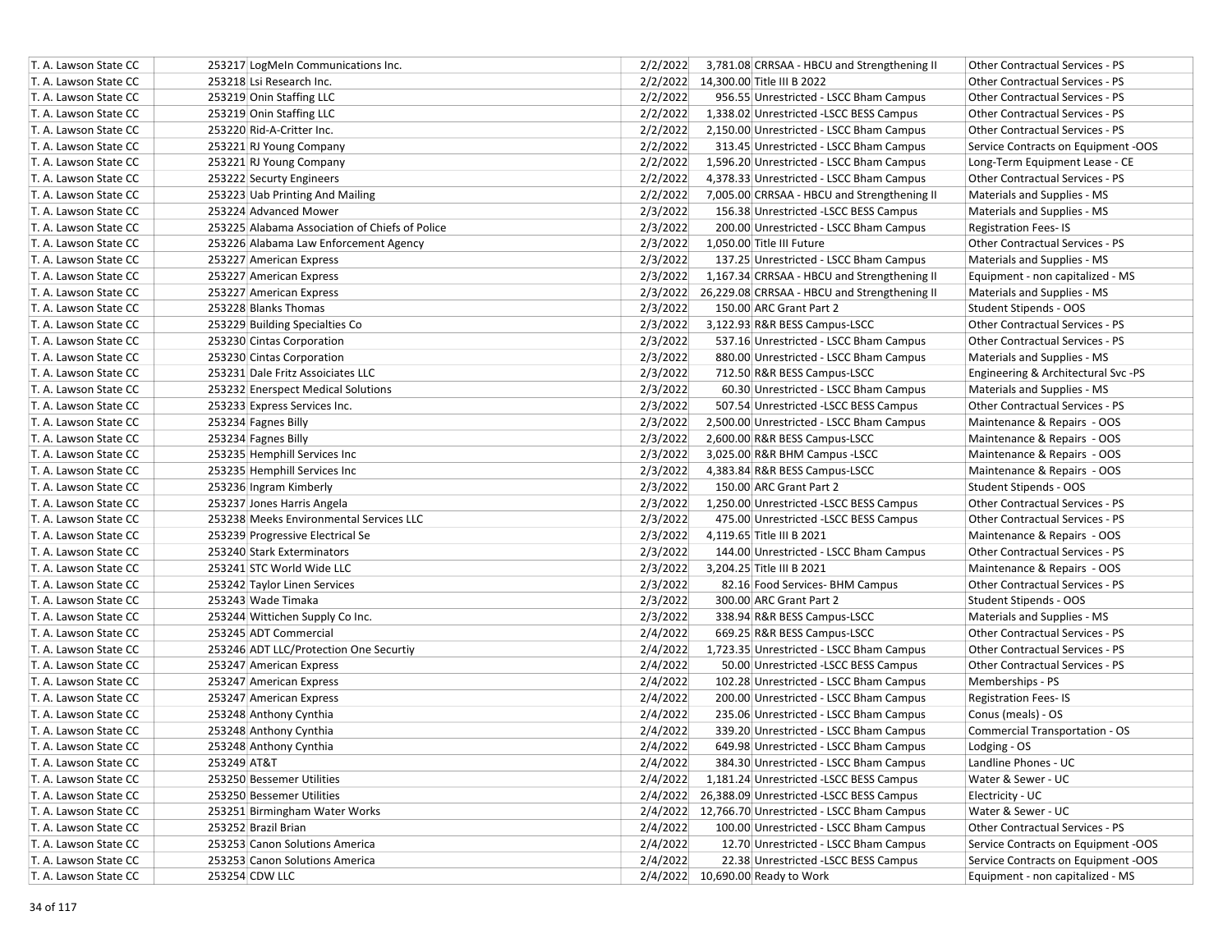| | | | | | | |
|---|---|---|---|---|---|---|
| T. A. Lawson State CC | 253217 | LogMeIn Communications Inc. | 2/2/2022 | 3,781.08 | CRRSAA - HBCU and Strengthening II | Other Contractual Services - PS |
| T. A. Lawson State CC | 253218 | Lsi Research Inc. | 2/2/2022 | 14,300.00 | Title III B 2022 | Other Contractual Services - PS |
| T. A. Lawson State CC | 253219 | Onin Staffing LLC | 2/2/2022 | 956.55 | Unrestricted - LSCC Bham Campus | Other Contractual Services - PS |
| T. A. Lawson State CC | 253219 | Onin Staffing LLC | 2/2/2022 | 1,338.02 | Unrestricted -LSCC BESS Campus | Other Contractual Services - PS |
| T. A. Lawson State CC | 253220 | Rid-A-Critter Inc. | 2/2/2022 | 2,150.00 | Unrestricted - LSCC Bham Campus | Other Contractual Services - PS |
| T. A. Lawson State CC | 253221 | RJ Young Company | 2/2/2022 | 313.45 | Unrestricted - LSCC Bham Campus | Service Contracts on Equipment -OOS |
| T. A. Lawson State CC | 253221 | RJ Young Company | 2/2/2022 | 1,596.20 | Unrestricted - LSCC Bham Campus | Long-Term Equipment Lease - CE |
| T. A. Lawson State CC | 253222 | Securty Engineers | 2/2/2022 | 4,378.33 | Unrestricted - LSCC Bham Campus | Other Contractual Services - PS |
| T. A. Lawson State CC | 253223 | Uab Printing And Mailing | 2/2/2022 | 7,005.00 | CRRSAA - HBCU and Strengthening II | Materials and Supplies - MS |
| T. A. Lawson State CC | 253224 | Advanced Mower | 2/3/2022 | 156.38 | Unrestricted -LSCC BESS Campus | Materials and Supplies - MS |
| T. A. Lawson State CC | 253225 | Alabama Association of Chiefs of Police | 2/3/2022 | 200.00 | Unrestricted - LSCC Bham Campus | Registration Fees- IS |
| T. A. Lawson State CC | 253226 | Alabama Law Enforcement Agency | 2/3/2022 | 1,050.00 | Title III Future | Other Contractual Services - PS |
| T. A. Lawson State CC | 253227 | American Express | 2/3/2022 | 137.25 | Unrestricted - LSCC Bham Campus | Materials and Supplies - MS |
| T. A. Lawson State CC | 253227 | American Express | 2/3/2022 | 1,167.34 | CRRSAA - HBCU and Strengthening II | Equipment - non capitalized - MS |
| T. A. Lawson State CC | 253227 | American Express | 2/3/2022 | 26,229.08 | CRRSAA - HBCU and Strengthening II | Materials and Supplies - MS |
| T. A. Lawson State CC | 253228 | Blanks Thomas | 2/3/2022 | 150.00 | ARC Grant Part 2 | Student Stipends - OOS |
| T. A. Lawson State CC | 253229 | Building Specialties Co | 2/3/2022 | 3,122.93 | R&R BESS Campus-LSCC | Other Contractual Services - PS |
| T. A. Lawson State CC | 253230 | Cintas Corporation | 2/3/2022 | 537.16 | Unrestricted - LSCC Bham Campus | Other Contractual Services - PS |
| T. A. Lawson State CC | 253230 | Cintas Corporation | 2/3/2022 | 880.00 | Unrestricted - LSCC Bham Campus | Materials and Supplies - MS |
| T. A. Lawson State CC | 253231 | Dale Fritz Assoiciates LLC | 2/3/2022 | 712.50 | R&R BESS Campus-LSCC | Engineering & Architectural Svc -PS |
| T. A. Lawson State CC | 253232 | Enerspect Medical Solutions | 2/3/2022 | 60.30 | Unrestricted - LSCC Bham Campus | Materials and Supplies - MS |
| T. A. Lawson State CC | 253233 | Express Services Inc. | 2/3/2022 | 507.54 | Unrestricted -LSCC BESS Campus | Other Contractual Services - PS |
| T. A. Lawson State CC | 253234 | Fagnes Billy | 2/3/2022 | 2,500.00 | Unrestricted - LSCC Bham Campus | Maintenance & Repairs - OOS |
| T. A. Lawson State CC | 253234 | Fagnes Billy | 2/3/2022 | 2,600.00 | R&R BESS Campus-LSCC | Maintenance & Repairs - OOS |
| T. A. Lawson State CC | 253235 | Hemphill Services Inc | 2/3/2022 | 3,025.00 | R&R BHM Campus -LSCC | Maintenance & Repairs - OOS |
| T. A. Lawson State CC | 253235 | Hemphill Services Inc | 2/3/2022 | 4,383.84 | R&R BESS Campus-LSCC | Maintenance & Repairs - OOS |
| T. A. Lawson State CC | 253236 | Ingram Kimberly | 2/3/2022 | 150.00 | ARC Grant Part 2 | Student Stipends - OOS |
| T. A. Lawson State CC | 253237 | Jones Harris Angela | 2/3/2022 | 1,250.00 | Unrestricted -LSCC BESS Campus | Other Contractual Services - PS |
| T. A. Lawson State CC | 253238 | Meeks Environmental Services LLC | 2/3/2022 | 475.00 | Unrestricted -LSCC BESS Campus | Other Contractual Services - PS |
| T. A. Lawson State CC | 253239 | Progressive Electrical Se | 2/3/2022 | 4,119.65 | Title III B 2021 | Maintenance & Repairs - OOS |
| T. A. Lawson State CC | 253240 | Stark Exterminators | 2/3/2022 | 144.00 | Unrestricted - LSCC Bham Campus | Other Contractual Services - PS |
| T. A. Lawson State CC | 253241 | STC World Wide LLC | 2/3/2022 | 3,204.25 | Title III B 2021 | Maintenance & Repairs - OOS |
| T. A. Lawson State CC | 253242 | Taylor Linen Services | 2/3/2022 | 82.16 | Food Services- BHM Campus | Other Contractual Services - PS |
| T. A. Lawson State CC | 253243 | Wade Timaka | 2/3/2022 | 300.00 | ARC Grant Part 2 | Student Stipends - OOS |
| T. A. Lawson State CC | 253244 | Wittichen Supply Co Inc. | 2/3/2022 | 338.94 | R&R BESS Campus-LSCC | Materials and Supplies - MS |
| T. A. Lawson State CC | 253245 | ADT Commercial | 2/4/2022 | 669.25 | R&R BESS Campus-LSCC | Other Contractual Services - PS |
| T. A. Lawson State CC | 253246 | ADT LLC/Protection One Securtiy | 2/4/2022 | 1,723.35 | Unrestricted - LSCC Bham Campus | Other Contractual Services - PS |
| T. A. Lawson State CC | 253247 | American Express | 2/4/2022 | 50.00 | Unrestricted -LSCC BESS Campus | Other Contractual Services - PS |
| T. A. Lawson State CC | 253247 | American Express | 2/4/2022 | 102.28 | Unrestricted - LSCC Bham Campus | Memberships - PS |
| T. A. Lawson State CC | 253247 | American Express | 2/4/2022 | 200.00 | Unrestricted - LSCC Bham Campus | Registration Fees- IS |
| T. A. Lawson State CC | 253248 | Anthony Cynthia | 2/4/2022 | 235.06 | Unrestricted - LSCC Bham Campus | Conus (meals) - OS |
| T. A. Lawson State CC | 253248 | Anthony Cynthia | 2/4/2022 | 339.20 | Unrestricted - LSCC Bham Campus | Commercial Transportation - OS |
| T. A. Lawson State CC | 253248 | Anthony Cynthia | 2/4/2022 | 649.98 | Unrestricted - LSCC Bham Campus | Lodging - OS |
| T. A. Lawson State CC | 253249 | AT&T | 2/4/2022 | 384.30 | Unrestricted - LSCC Bham Campus | Landline Phones - UC |
| T. A. Lawson State CC | 253250 | Bessemer Utilities | 2/4/2022 | 1,181.24 | Unrestricted -LSCC BESS Campus | Water & Sewer - UC |
| T. A. Lawson State CC | 253250 | Bessemer Utilities | 2/4/2022 | 26,388.09 | Unrestricted -LSCC BESS Campus | Electricity - UC |
| T. A. Lawson State CC | 253251 | Birmingham Water Works | 2/4/2022 | 12,766.70 | Unrestricted - LSCC Bham Campus | Water & Sewer - UC |
| T. A. Lawson State CC | 253252 | Brazil Brian | 2/4/2022 | 100.00 | Unrestricted - LSCC Bham Campus | Other Contractual Services - PS |
| T. A. Lawson State CC | 253253 | Canon Solutions America | 2/4/2022 | 12.70 | Unrestricted - LSCC Bham Campus | Service Contracts on Equipment -OOS |
| T. A. Lawson State CC | 253253 | Canon Solutions America | 2/4/2022 | 22.38 | Unrestricted -LSCC BESS Campus | Service Contracts on Equipment -OOS |
| T. A. Lawson State CC | 253254 | CDW LLC | 2/4/2022 | 10,690.00 | Ready to Work | Equipment - non capitalized - MS |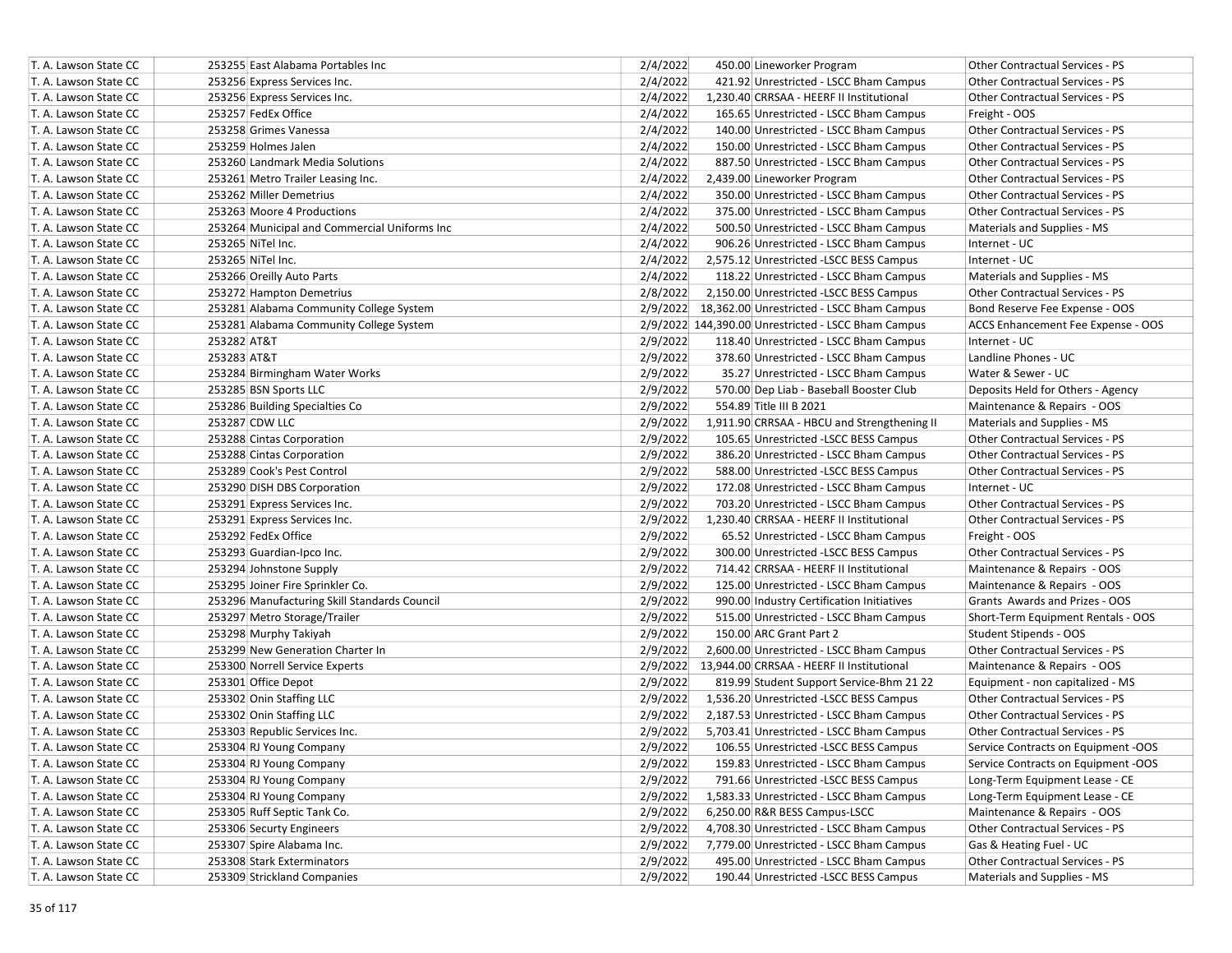| T. A. Lawson State CC | 253255 | East Alabama Portables Inc | 2/4/2022 | 450.00 | Lineworker Program | Other Contractual Services - PS |
|---|---|---|---|---|---|---|
| T. A. Lawson State CC | 253256 | Express Services Inc. | 2/4/2022 | 421.92 | Unrestricted - LSCC Bham Campus | Other Contractual Services - PS |
| T. A. Lawson State CC | 253256 | Express Services Inc. | 2/4/2022 | 1,230.40 | CRRSAA - HEERF II Institutional | Other Contractual Services - PS |
| T. A. Lawson State CC | 253257 | FedEx Office | 2/4/2022 | 165.65 | Unrestricted - LSCC Bham Campus | Freight - OOS |
| T. A. Lawson State CC | 253258 | Grimes Vanessa | 2/4/2022 | 140.00 | Unrestricted - LSCC Bham Campus | Other Contractual Services - PS |
| T. A. Lawson State CC | 253259 | Holmes Jalen | 2/4/2022 | 150.00 | Unrestricted - LSCC Bham Campus | Other Contractual Services - PS |
| T. A. Lawson State CC | 253260 | Landmark Media Solutions | 2/4/2022 | 887.50 | Unrestricted - LSCC Bham Campus | Other Contractual Services - PS |
| T. A. Lawson State CC | 253261 | Metro Trailer Leasing Inc. | 2/4/2022 | 2,439.00 | Lineworker Program | Other Contractual Services - PS |
| T. A. Lawson State CC | 253262 | Miller Demetrius | 2/4/2022 | 350.00 | Unrestricted - LSCC Bham Campus | Other Contractual Services - PS |
| T. A. Lawson State CC | 253263 | Moore 4 Productions | 2/4/2022 | 375.00 | Unrestricted - LSCC Bham Campus | Other Contractual Services - PS |
| T. A. Lawson State CC | 253264 | Municipal and Commercial Uniforms Inc | 2/4/2022 | 500.50 | Unrestricted - LSCC Bham Campus | Materials and Supplies - MS |
| T. A. Lawson State CC | 253265 | NiTel Inc. | 2/4/2022 | 906.26 | Unrestricted - LSCC Bham Campus | Internet - UC |
| T. A. Lawson State CC | 253265 | NiTel Inc. | 2/4/2022 | 2,575.12 | Unrestricted -LSCC BESS Campus | Internet - UC |
| T. A. Lawson State CC | 253266 | Oreilly Auto Parts | 2/4/2022 | 118.22 | Unrestricted - LSCC Bham Campus | Materials and Supplies - MS |
| T. A. Lawson State CC | 253272 | Hampton Demetrius | 2/8/2022 | 2,150.00 | Unrestricted -LSCC BESS Campus | Other Contractual Services - PS |
| T. A. Lawson State CC | 253281 | Alabama Community College System | 2/9/2022 | 18,362.00 | Unrestricted - LSCC Bham Campus | Bond Reserve Fee Expense - OOS |
| T. A. Lawson State CC | 253281 | Alabama Community College System | 2/9/2022 | 144,390.00 | Unrestricted - LSCC Bham Campus | ACCS Enhancement Fee Expense - OOS |
| T. A. Lawson State CC | 253282 | AT&T | 2/9/2022 | 118.40 | Unrestricted - LSCC Bham Campus | Internet - UC |
| T. A. Lawson State CC | 253283 | AT&T | 2/9/2022 | 378.60 | Unrestricted - LSCC Bham Campus | Landline Phones - UC |
| T. A. Lawson State CC | 253284 | Birmingham Water Works | 2/9/2022 | 35.27 | Unrestricted - LSCC Bham Campus | Water & Sewer - UC |
| T. A. Lawson State CC | 253285 | BSN Sports LLC | 2/9/2022 | 570.00 | Dep Liab - Baseball Booster Club | Deposits Held for Others - Agency |
| T. A. Lawson State CC | 253286 | Building Specialties Co | 2/9/2022 | 554.89 | Title III B 2021 | Maintenance & Repairs - OOS |
| T. A. Lawson State CC | 253287 | CDW LLC | 2/9/2022 | 1,911.90 | CRRSAA - HBCU and Strengthening II | Materials and Supplies - MS |
| T. A. Lawson State CC | 253288 | Cintas Corporation | 2/9/2022 | 105.65 | Unrestricted -LSCC BESS Campus | Other Contractual Services - PS |
| T. A. Lawson State CC | 253288 | Cintas Corporation | 2/9/2022 | 386.20 | Unrestricted - LSCC Bham Campus | Other Contractual Services - PS |
| T. A. Lawson State CC | 253289 | Cook's Pest Control | 2/9/2022 | 588.00 | Unrestricted -LSCC BESS Campus | Other Contractual Services - PS |
| T. A. Lawson State CC | 253290 | DISH DBS Corporation | 2/9/2022 | 172.08 | Unrestricted - LSCC Bham Campus | Internet - UC |
| T. A. Lawson State CC | 253291 | Express Services Inc. | 2/9/2022 | 703.20 | Unrestricted - LSCC Bham Campus | Other Contractual Services - PS |
| T. A. Lawson State CC | 253291 | Express Services Inc. | 2/9/2022 | 1,230.40 | CRRSAA - HEERF II Institutional | Other Contractual Services - PS |
| T. A. Lawson State CC | 253292 | FedEx Office | 2/9/2022 | 65.52 | Unrestricted - LSCC Bham Campus | Freight - OOS |
| T. A. Lawson State CC | 253293 | Guardian-Ipco Inc. | 2/9/2022 | 300.00 | Unrestricted -LSCC BESS Campus | Other Contractual Services - PS |
| T. A. Lawson State CC | 253294 | Johnstone Supply | 2/9/2022 | 714.42 | CRRSAA - HEERF II Institutional | Maintenance & Repairs - OOS |
| T. A. Lawson State CC | 253295 | Joiner Fire Sprinkler Co. | 2/9/2022 | 125.00 | Unrestricted - LSCC Bham Campus | Maintenance & Repairs - OOS |
| T. A. Lawson State CC | 253296 | Manufacturing Skill Standards Council | 2/9/2022 | 990.00 | Industry Certification Initiatives | Grants Awards and Prizes - OOS |
| T. A. Lawson State CC | 253297 | Metro Storage/Trailer | 2/9/2022 | 515.00 | Unrestricted - LSCC Bham Campus | Short-Term Equipment Rentals - OOS |
| T. A. Lawson State CC | 253298 | Murphy Takiyah | 2/9/2022 | 150.00 | ARC Grant Part 2 | Student Stipends - OOS |
| T. A. Lawson State CC | 253299 | New Generation Charter In | 2/9/2022 | 2,600.00 | Unrestricted - LSCC Bham Campus | Other Contractual Services - PS |
| T. A. Lawson State CC | 253300 | Norrell Service Experts | 2/9/2022 | 13,944.00 | CRRSAA - HEERF II Institutional | Maintenance & Repairs - OOS |
| T. A. Lawson State CC | 253301 | Office Depot | 2/9/2022 | 819.99 | Student Support Service-Bhm 21 22 | Equipment - non capitalized - MS |
| T. A. Lawson State CC | 253302 | Onin Staffing LLC | 2/9/2022 | 1,536.20 | Unrestricted -LSCC BESS Campus | Other Contractual Services - PS |
| T. A. Lawson State CC | 253302 | Onin Staffing LLC | 2/9/2022 | 2,187.53 | Unrestricted - LSCC Bham Campus | Other Contractual Services - PS |
| T. A. Lawson State CC | 253303 | Republic Services Inc. | 2/9/2022 | 5,703.41 | Unrestricted - LSCC Bham Campus | Other Contractual Services - PS |
| T. A. Lawson State CC | 253304 | RJ Young Company | 2/9/2022 | 106.55 | Unrestricted -LSCC BESS Campus | Service Contracts on Equipment -OOS |
| T. A. Lawson State CC | 253304 | RJ Young Company | 2/9/2022 | 159.83 | Unrestricted - LSCC Bham Campus | Service Contracts on Equipment -OOS |
| T. A. Lawson State CC | 253304 | RJ Young Company | 2/9/2022 | 791.66 | Unrestricted -LSCC BESS Campus | Long-Term Equipment Lease - CE |
| T. A. Lawson State CC | 253304 | RJ Young Company | 2/9/2022 | 1,583.33 | Unrestricted - LSCC Bham Campus | Long-Term Equipment Lease - CE |
| T. A. Lawson State CC | 253305 | Ruff Septic Tank Co. | 2/9/2022 | 6,250.00 | R&R BESS Campus-LSCC | Maintenance & Repairs - OOS |
| T. A. Lawson State CC | 253306 | Securty Engineers | 2/9/2022 | 4,708.30 | Unrestricted - LSCC Bham Campus | Other Contractual Services - PS |
| T. A. Lawson State CC | 253307 | Spire Alabama Inc. | 2/9/2022 | 7,779.00 | Unrestricted - LSCC Bham Campus | Gas & Heating Fuel - UC |
| T. A. Lawson State CC | 253308 | Stark Exterminators | 2/9/2022 | 495.00 | Unrestricted - LSCC Bham Campus | Other Contractual Services - PS |
| T. A. Lawson State CC | 253309 | Strickland Companies | 2/9/2022 | 190.44 | Unrestricted -LSCC BESS Campus | Materials and Supplies - MS |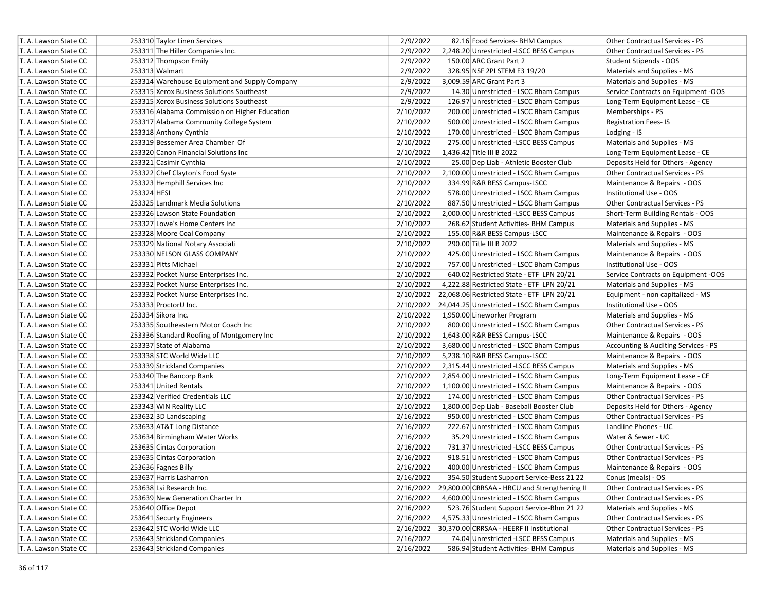| | | | | | | |
|---|---|---|---|---|---|---|
| T. A. Lawson State CC | 253310 | Taylor Linen Services | 2/9/2022 | 82.16 | Food Services- BHM Campus | Other Contractual Services - PS |
| T. A. Lawson State CC | 253311 | The Hiller Companies Inc. | 2/9/2022 | 2,248.20 | Unrestricted -LSCC BESS Campus | Other Contractual Services - PS |
| T. A. Lawson State CC | 253312 | Thompson Emily | 2/9/2022 | 150.00 | ARC Grant Part 2 | Student Stipends - OOS |
| T. A. Lawson State CC | 253313 | Walmart | 2/9/2022 | 328.95 | NSF 2PI STEM E3 19/20 | Materials and Supplies - MS |
| T. A. Lawson State CC | 253314 | Warehouse Equipment and Supply Company | 2/9/2022 | 3,009.59 | ARC Grant Part 3 | Materials and Supplies - MS |
| T. A. Lawson State CC | 253315 | Xerox Business Solutions Southeast | 2/9/2022 | 14.30 | Unrestricted - LSCC Bham Campus | Service Contracts on Equipment -OOS |
| T. A. Lawson State CC | 253315 | Xerox Business Solutions Southeast | 2/9/2022 | 126.97 | Unrestricted - LSCC Bham Campus | Long-Term Equipment Lease - CE |
| T. A. Lawson State CC | 253316 | Alabama Commission on Higher Education | 2/10/2022 | 200.00 | Unrestricted - LSCC Bham Campus | Memberships - PS |
| T. A. Lawson State CC | 253317 | Alabama Community College System | 2/10/2022 | 500.00 | Unrestricted - LSCC Bham Campus | Registration Fees- IS |
| T. A. Lawson State CC | 253318 | Anthony Cynthia | 2/10/2022 | 170.00 | Unrestricted - LSCC Bham Campus | Lodging - IS |
| T. A. Lawson State CC | 253319 | Bessemer Area Chamber Of | 2/10/2022 | 275.00 | Unrestricted -LSCC BESS Campus | Materials and Supplies - MS |
| T. A. Lawson State CC | 253320 | Canon Financial Solutions Inc | 2/10/2022 | 1,436.42 | Title III B 2022 | Long-Term Equipment Lease - CE |
| T. A. Lawson State CC | 253321 | Casimir Cynthia | 2/10/2022 | 25.00 | Dep Liab - Athletic Booster Club | Deposits Held for Others - Agency |
| T. A. Lawson State CC | 253322 | Chef Clayton's Food Syste | 2/10/2022 | 2,100.00 | Unrestricted - LSCC Bham Campus | Other Contractual Services - PS |
| T. A. Lawson State CC | 253323 | Hemphill Services Inc | 2/10/2022 | 334.99 | R&R BESS Campus-LSCC | Maintenance & Repairs - OOS |
| T. A. Lawson State CC | 253324 | HESI | 2/10/2022 | 578.00 | Unrestricted - LSCC Bham Campus | Institutional Use - OOS |
| T. A. Lawson State CC | 253325 | Landmark Media Solutions | 2/10/2022 | 887.50 | Unrestricted - LSCC Bham Campus | Other Contractual Services - PS |
| T. A. Lawson State CC | 253326 | Lawson State Foundation | 2/10/2022 | 2,000.00 | Unrestricted -LSCC BESS Campus | Short-Term Building Rentals - OOS |
| T. A. Lawson State CC | 253327 | Lowe's Home Centers Inc | 2/10/2022 | 268.62 | Student Activities- BHM Campus | Materials and Supplies - MS |
| T. A. Lawson State CC | 253328 | Moore Coal Company | 2/10/2022 | 155.00 | R&R BESS Campus-LSCC | Maintenance & Repairs - OOS |
| T. A. Lawson State CC | 253329 | National Notary Associati | 2/10/2022 | 290.00 | Title III B 2022 | Materials and Supplies - MS |
| T. A. Lawson State CC | 253330 | NELSON GLASS COMPANY | 2/10/2022 | 425.00 | Unrestricted - LSCC Bham Campus | Maintenance & Repairs - OOS |
| T. A. Lawson State CC | 253331 | Pitts Michael | 2/10/2022 | 757.00 | Unrestricted - LSCC Bham Campus | Institutional Use - OOS |
| T. A. Lawson State CC | 253332 | Pocket Nurse Enterprises Inc. | 2/10/2022 | 640.02 | Restricted State - ETF LPN 20/21 | Service Contracts on Equipment -OOS |
| T. A. Lawson State CC | 253332 | Pocket Nurse Enterprises Inc. | 2/10/2022 | 4,222.88 | Restricted State - ETF LPN 20/21 | Materials and Supplies - MS |
| T. A. Lawson State CC | 253332 | Pocket Nurse Enterprises Inc. | 2/10/2022 | 22,068.06 | Restricted State - ETF LPN 20/21 | Equipment - non capitalized - MS |
| T. A. Lawson State CC | 253333 | ProctorU Inc. | 2/10/2022 | 24,044.25 | Unrestricted - LSCC Bham Campus | Institutional Use - OOS |
| T. A. Lawson State CC | 253334 | Sikora Inc. | 2/10/2022 | 1,950.00 | Lineworker Program | Materials and Supplies - MS |
| T. A. Lawson State CC | 253335 | Southeastern Motor Coach Inc | 2/10/2022 | 800.00 | Unrestricted - LSCC Bham Campus | Other Contractual Services - PS |
| T. A. Lawson State CC | 253336 | Standard Roofing of Montgomery Inc | 2/10/2022 | 1,643.00 | R&R BESS Campus-LSCC | Maintenance & Repairs - OOS |
| T. A. Lawson State CC | 253337 | State of Alabama | 2/10/2022 | 3,680.00 | Unrestricted - LSCC Bham Campus | Accounting & Auditing Services - PS |
| T. A. Lawson State CC | 253338 | STC World Wide LLC | 2/10/2022 | 5,238.10 | R&R BESS Campus-LSCC | Maintenance & Repairs - OOS |
| T. A. Lawson State CC | 253339 | Strickland Companies | 2/10/2022 | 2,315.44 | Unrestricted -LSCC BESS Campus | Materials and Supplies - MS |
| T. A. Lawson State CC | 253340 | The Bancorp Bank | 2/10/2022 | 2,854.00 | Unrestricted - LSCC Bham Campus | Long-Term Equipment Lease - CE |
| T. A. Lawson State CC | 253341 | United Rentals | 2/10/2022 | 1,100.00 | Unrestricted - LSCC Bham Campus | Maintenance & Repairs - OOS |
| T. A. Lawson State CC | 253342 | Verified Credentials LLC | 2/10/2022 | 174.00 | Unrestricted - LSCC Bham Campus | Other Contractual Services - PS |
| T. A. Lawson State CC | 253343 | WIN Reality LLC | 2/10/2022 | 1,800.00 | Dep Liab - Baseball Booster Club | Deposits Held for Others - Agency |
| T. A. Lawson State CC | 253632 | 3D Landscaping | 2/16/2022 | 950.00 | Unrestricted - LSCC Bham Campus | Other Contractual Services - PS |
| T. A. Lawson State CC | 253633 | AT&T Long Distance | 2/16/2022 | 222.67 | Unrestricted - LSCC Bham Campus | Landline Phones - UC |
| T. A. Lawson State CC | 253634 | Birmingham Water Works | 2/16/2022 | 35.29 | Unrestricted - LSCC Bham Campus | Water & Sewer - UC |
| T. A. Lawson State CC | 253635 | Cintas Corporation | 2/16/2022 | 731.37 | Unrestricted -LSCC BESS Campus | Other Contractual Services - PS |
| T. A. Lawson State CC | 253635 | Cintas Corporation | 2/16/2022 | 918.51 | Unrestricted - LSCC Bham Campus | Other Contractual Services - PS |
| T. A. Lawson State CC | 253636 | Fagnes Billy | 2/16/2022 | 400.00 | Unrestricted - LSCC Bham Campus | Maintenance & Repairs - OOS |
| T. A. Lawson State CC | 253637 | Harris Lasharron | 2/16/2022 | 354.50 | Student Support Service-Bess 21 22 | Conus (meals) - OS |
| T. A. Lawson State CC | 253638 | Lsi Research Inc. | 2/16/2022 | 29,800.00 | CRRSAA - HBCU and Strengthening II | Other Contractual Services - PS |
| T. A. Lawson State CC | 253639 | New Generation Charter In | 2/16/2022 | 4,600.00 | Unrestricted - LSCC Bham Campus | Other Contractual Services - PS |
| T. A. Lawson State CC | 253640 | Office Depot | 2/16/2022 | 523.76 | Student Support Service-Bhm 21 22 | Materials and Supplies - MS |
| T. A. Lawson State CC | 253641 | Securty Engineers | 2/16/2022 | 4,575.33 | Unrestricted - LSCC Bham Campus | Other Contractual Services - PS |
| T. A. Lawson State CC | 253642 | STC World Wide LLC | 2/16/2022 | 30,370.00 | CRRSAA - HEERF II Institutional | Other Contractual Services - PS |
| T. A. Lawson State CC | 253643 | Strickland Companies | 2/16/2022 | 74.04 | Unrestricted -LSCC BESS Campus | Materials and Supplies - MS |
| T. A. Lawson State CC | 253643 | Strickland Companies | 2/16/2022 | 586.94 | Student Activities- BHM Campus | Materials and Supplies - MS |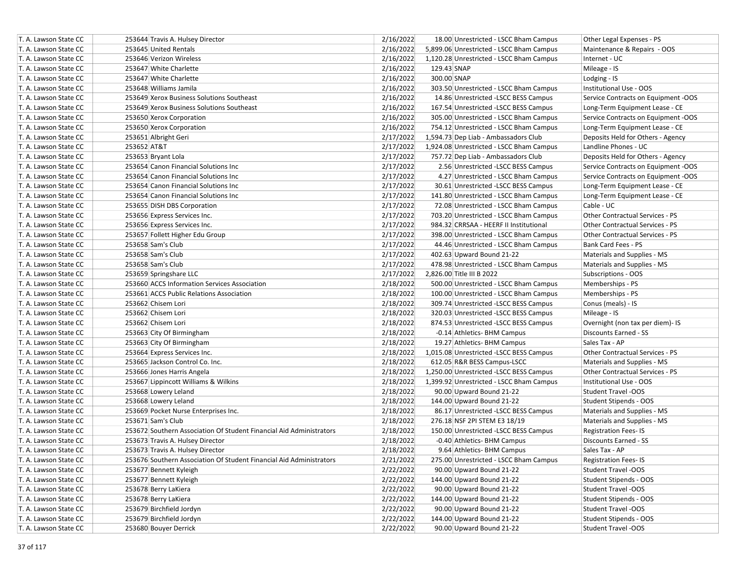| T. A. Lawson State CC | 253644 | Travis A. Hulsey Director | 2/16/2022 | 18.00 | Unrestricted - LSCC Bham Campus | Other Legal Expenses - PS |
|---|---|---|---|---|---|---|
| T. A. Lawson State CC | 253645 | United Rentals | 2/16/2022 | 5,899.06 | Unrestricted - LSCC Bham Campus | Maintenance & Repairs - OOS |
| T. A. Lawson State CC | 253646 | Verizon Wireless | 2/16/2022 | 1,120.28 | Unrestricted - LSCC Bham Campus | Internet - UC |
| T. A. Lawson State CC | 253647 | White Charlette | 2/16/2022 | 129.43 | SNAP | Mileage - IS |
| T. A. Lawson State CC | 253647 | White Charlette | 2/16/2022 | 300.00 | SNAP | Lodging - IS |
| T. A. Lawson State CC | 253648 | Williams Jamila | 2/16/2022 | 303.50 | Unrestricted - LSCC Bham Campus | Institutional Use - OOS |
| T. A. Lawson State CC | 253649 | Xerox Business Solutions Southeast | 2/16/2022 | 14.86 | Unrestricted -LSCC BESS Campus | Service Contracts on Equipment -OOS |
| T. A. Lawson State CC | 253649 | Xerox Business Solutions Southeast | 2/16/2022 | 167.54 | Unrestricted -LSCC BESS Campus | Long-Term Equipment Lease - CE |
| T. A. Lawson State CC | 253650 | Xerox Corporation | 2/16/2022 | 305.00 | Unrestricted - LSCC Bham Campus | Service Contracts on Equipment -OOS |
| T. A. Lawson State CC | 253650 | Xerox Corporation | 2/16/2022 | 754.12 | Unrestricted - LSCC Bham Campus | Long-Term Equipment Lease - CE |
| T. A. Lawson State CC | 253651 | Albright Geri | 2/17/2022 | 1,594.73 | Dep Liab - Ambassadors Club | Deposits Held for Others - Agency |
| T. A. Lawson State CC | 253652 | AT&T | 2/17/2022 | 1,924.08 | Unrestricted - LSCC Bham Campus | Landline Phones - UC |
| T. A. Lawson State CC | 253653 | Bryant Lola | 2/17/2022 | 757.72 | Dep Liab - Ambassadors Club | Deposits Held for Others - Agency |
| T. A. Lawson State CC | 253654 | Canon Financial Solutions Inc | 2/17/2022 | 2.56 | Unrestricted -LSCC BESS Campus | Service Contracts on Equipment -OOS |
| T. A. Lawson State CC | 253654 | Canon Financial Solutions Inc | 2/17/2022 | 4.27 | Unrestricted - LSCC Bham Campus | Service Contracts on Equipment -OOS |
| T. A. Lawson State CC | 253654 | Canon Financial Solutions Inc | 2/17/2022 | 30.61 | Unrestricted -LSCC BESS Campus | Long-Term Equipment Lease - CE |
| T. A. Lawson State CC | 253654 | Canon Financial Solutions Inc | 2/17/2022 | 141.80 | Unrestricted - LSCC Bham Campus | Long-Term Equipment Lease - CE |
| T. A. Lawson State CC | 253655 | DISH DBS Corporation | 2/17/2022 | 72.08 | Unrestricted - LSCC Bham Campus | Cable - UC |
| T. A. Lawson State CC | 253656 | Express Services Inc. | 2/17/2022 | 703.20 | Unrestricted - LSCC Bham Campus | Other Contractual Services - PS |
| T. A. Lawson State CC | 253656 | Express Services Inc. | 2/17/2022 | 984.32 | CRRSAA - HEERF II Institutional | Other Contractual Services - PS |
| T. A. Lawson State CC | 253657 | Follett Higher Edu Group | 2/17/2022 | 398.00 | Unrestricted - LSCC Bham Campus | Other Contractual Services - PS |
| T. A. Lawson State CC | 253658 | Sam's Club | 2/17/2022 | 44.46 | Unrestricted - LSCC Bham Campus | Bank Card Fees - PS |
| T. A. Lawson State CC | 253658 | Sam's Club | 2/17/2022 | 402.63 | Upward Bound 21-22 | Materials and Supplies - MS |
| T. A. Lawson State CC | 253658 | Sam's Club | 2/17/2022 | 478.98 | Unrestricted - LSCC Bham Campus | Materials and Supplies - MS |
| T. A. Lawson State CC | 253659 | Springshare LLC | 2/17/2022 | 2,826.00 | Title III B 2022 | Subscriptions - OOS |
| T. A. Lawson State CC | 253660 | ACCS Information Services Association | 2/18/2022 | 500.00 | Unrestricted - LSCC Bham Campus | Memberships - PS |
| T. A. Lawson State CC | 253661 | ACCS Public Relations Association | 2/18/2022 | 100.00 | Unrestricted - LSCC Bham Campus | Memberships - PS |
| T. A. Lawson State CC | 253662 | Chisem Lori | 2/18/2022 | 309.74 | Unrestricted -LSCC BESS Campus | Conus (meals) - IS |
| T. A. Lawson State CC | 253662 | Chisem Lori | 2/18/2022 | 320.03 | Unrestricted -LSCC BESS Campus | Mileage - IS |
| T. A. Lawson State CC | 253662 | Chisem Lori | 2/18/2022 | 874.53 | Unrestricted -LSCC BESS Campus | Overnight (non tax per diem)- IS |
| T. A. Lawson State CC | 253663 | City Of Birmingham | 2/18/2022 | -0.14 | Athletics- BHM Campus | Discounts Earned - SS |
| T. A. Lawson State CC | 253663 | City Of Birmingham | 2/18/2022 | 19.27 | Athletics- BHM Campus | Sales Tax - AP |
| T. A. Lawson State CC | 253664 | Express Services Inc. | 2/18/2022 | 1,015.08 | Unrestricted -LSCC BESS Campus | Other Contractual Services - PS |
| T. A. Lawson State CC | 253665 | Jackson Control Co. Inc. | 2/18/2022 | 612.05 | R&R BESS Campus-LSCC | Materials and Supplies - MS |
| T. A. Lawson State CC | 253666 | Jones Harris Angela | 2/18/2022 | 1,250.00 | Unrestricted -LSCC BESS Campus | Other Contractual Services - PS |
| T. A. Lawson State CC | 253667 | Lippincott Williams & Wilkins | 2/18/2022 | 1,399.92 | Unrestricted - LSCC Bham Campus | Institutional Use - OOS |
| T. A. Lawson State CC | 253668 | Lowery Leland | 2/18/2022 | 90.00 | Upward Bound 21-22 | Student Travel -OOS |
| T. A. Lawson State CC | 253668 | Lowery Leland | 2/18/2022 | 144.00 | Upward Bound 21-22 | Student Stipends - OOS |
| T. A. Lawson State CC | 253669 | Pocket Nurse Enterprises Inc. | 2/18/2022 | 86.17 | Unrestricted -LSCC BESS Campus | Materials and Supplies - MS |
| T. A. Lawson State CC | 253671 | Sam's Club | 2/18/2022 | 276.18 | NSF 2PI STEM E3 18/19 | Materials and Supplies - MS |
| T. A. Lawson State CC | 253672 | Southern Association Of Student Financial Aid Administrators | 2/18/2022 | 150.00 | Unrestricted -LSCC BESS Campus | Registration Fees- IS |
| T. A. Lawson State CC | 253673 | Travis A. Hulsey Director | 2/18/2022 | -0.40 | Athletics- BHM Campus | Discounts Earned - SS |
| T. A. Lawson State CC | 253673 | Travis A. Hulsey Director | 2/18/2022 | 9.64 | Athletics- BHM Campus | Sales Tax - AP |
| T. A. Lawson State CC | 253676 | Southern Association Of Student Financial Aid Administrators | 2/21/2022 | 275.00 | Unrestricted - LSCC Bham Campus | Registration Fees- IS |
| T. A. Lawson State CC | 253677 | Bennett Kyleigh | 2/22/2022 | 90.00 | Upward Bound 21-22 | Student Travel -OOS |
| T. A. Lawson State CC | 253677 | Bennett Kyleigh | 2/22/2022 | 144.00 | Upward Bound 21-22 | Student Stipends - OOS |
| T. A. Lawson State CC | 253678 | Berry LaKiera | 2/22/2022 | 90.00 | Upward Bound 21-22 | Student Travel -OOS |
| T. A. Lawson State CC | 253678 | Berry LaKiera | 2/22/2022 | 144.00 | Upward Bound 21-22 | Student Stipends - OOS |
| T. A. Lawson State CC | 253679 | Birchfield Jordyn | 2/22/2022 | 90.00 | Upward Bound 21-22 | Student Travel -OOS |
| T. A. Lawson State CC | 253679 | Birchfield Jordyn | 2/22/2022 | 144.00 | Upward Bound 21-22 | Student Stipends - OOS |
| T. A. Lawson State CC | 253680 | Bouyer Derrick | 2/22/2022 | 90.00 | Upward Bound 21-22 | Student Travel -OOS |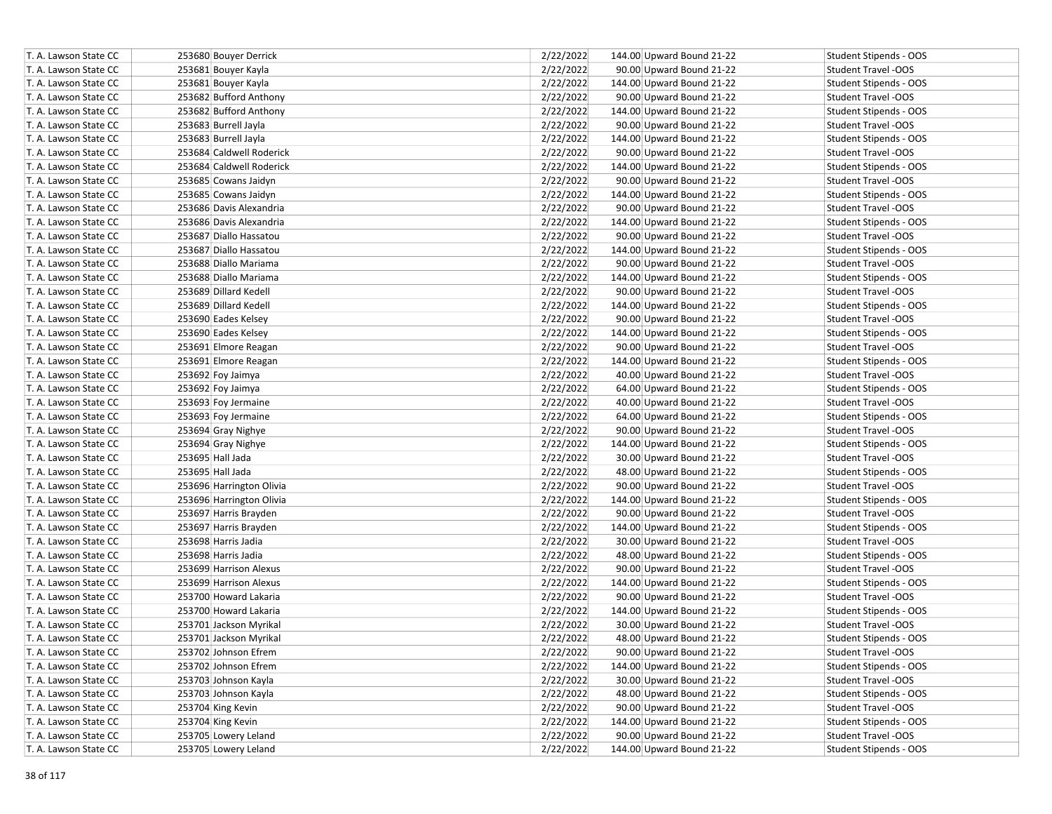| | | | | | |
|---|---|---|---|---|---|
| T. A. Lawson State CC | 253680 | Bouyer Derrick | 2/22/2022 | 144.00 Upward Bound 21-22 | Student Stipends - OOS |
| T. A. Lawson State CC | 253681 | Bouyer Kayla | 2/22/2022 | 90.00 Upward Bound 21-22 | Student Travel -OOS |
| T. A. Lawson State CC | 253681 | Bouyer Kayla | 2/22/2022 | 144.00 Upward Bound 21-22 | Student Stipends - OOS |
| T. A. Lawson State CC | 253682 | Bufford Anthony | 2/22/2022 | 90.00 Upward Bound 21-22 | Student Travel -OOS |
| T. A. Lawson State CC | 253682 | Bufford Anthony | 2/22/2022 | 144.00 Upward Bound 21-22 | Student Stipends - OOS |
| T. A. Lawson State CC | 253683 | Burrell Jayla | 2/22/2022 | 90.00 Upward Bound 21-22 | Student Travel -OOS |
| T. A. Lawson State CC | 253683 | Burrell Jayla | 2/22/2022 | 144.00 Upward Bound 21-22 | Student Stipends - OOS |
| T. A. Lawson State CC | 253684 | Caldwell Roderick | 2/22/2022 | 90.00 Upward Bound 21-22 | Student Travel -OOS |
| T. A. Lawson State CC | 253684 | Caldwell Roderick | 2/22/2022 | 144.00 Upward Bound 21-22 | Student Stipends - OOS |
| T. A. Lawson State CC | 253685 | Cowans Jaidyn | 2/22/2022 | 90.00 Upward Bound 21-22 | Student Travel -OOS |
| T. A. Lawson State CC | 253685 | Cowans Jaidyn | 2/22/2022 | 144.00 Upward Bound 21-22 | Student Stipends - OOS |
| T. A. Lawson State CC | 253686 | Davis Alexandria | 2/22/2022 | 90.00 Upward Bound 21-22 | Student Travel -OOS |
| T. A. Lawson State CC | 253686 | Davis Alexandria | 2/22/2022 | 144.00 Upward Bound 21-22 | Student Stipends - OOS |
| T. A. Lawson State CC | 253687 | Diallo Hassatou | 2/22/2022 | 90.00 Upward Bound 21-22 | Student Travel -OOS |
| T. A. Lawson State CC | 253687 | Diallo Hassatou | 2/22/2022 | 144.00 Upward Bound 21-22 | Student Stipends - OOS |
| T. A. Lawson State CC | 253688 | Diallo Mariama | 2/22/2022 | 90.00 Upward Bound 21-22 | Student Travel -OOS |
| T. A. Lawson State CC | 253688 | Diallo Mariama | 2/22/2022 | 144.00 Upward Bound 21-22 | Student Stipends - OOS |
| T. A. Lawson State CC | 253689 | Dillard Kedell | 2/22/2022 | 90.00 Upward Bound 21-22 | Student Travel -OOS |
| T. A. Lawson State CC | 253689 | Dillard Kedell | 2/22/2022 | 144.00 Upward Bound 21-22 | Student Stipends - OOS |
| T. A. Lawson State CC | 253690 | Eades Kelsey | 2/22/2022 | 90.00 Upward Bound 21-22 | Student Travel -OOS |
| T. A. Lawson State CC | 253690 | Eades Kelsey | 2/22/2022 | 144.00 Upward Bound 21-22 | Student Stipends - OOS |
| T. A. Lawson State CC | 253691 | Elmore Reagan | 2/22/2022 | 90.00 Upward Bound 21-22 | Student Travel -OOS |
| T. A. Lawson State CC | 253691 | Elmore Reagan | 2/22/2022 | 144.00 Upward Bound 21-22 | Student Stipends - OOS |
| T. A. Lawson State CC | 253692 | Foy Jaimya | 2/22/2022 | 40.00 Upward Bound 21-22 | Student Travel -OOS |
| T. A. Lawson State CC | 253692 | Foy Jaimya | 2/22/2022 | 64.00 Upward Bound 21-22 | Student Stipends - OOS |
| T. A. Lawson State CC | 253693 | Foy Jermaine | 2/22/2022 | 40.00 Upward Bound 21-22 | Student Travel -OOS |
| T. A. Lawson State CC | 253693 | Foy Jermaine | 2/22/2022 | 64.00 Upward Bound 21-22 | Student Stipends - OOS |
| T. A. Lawson State CC | 253694 | Gray Nighye | 2/22/2022 | 90.00 Upward Bound 21-22 | Student Travel -OOS |
| T. A. Lawson State CC | 253694 | Gray Nighye | 2/22/2022 | 144.00 Upward Bound 21-22 | Student Stipends - OOS |
| T. A. Lawson State CC | 253695 | Hall Jada | 2/22/2022 | 30.00 Upward Bound 21-22 | Student Travel -OOS |
| T. A. Lawson State CC | 253695 | Hall Jada | 2/22/2022 | 48.00 Upward Bound 21-22 | Student Stipends - OOS |
| T. A. Lawson State CC | 253696 | Harrington Olivia | 2/22/2022 | 90.00 Upward Bound 21-22 | Student Travel -OOS |
| T. A. Lawson State CC | 253696 | Harrington Olivia | 2/22/2022 | 144.00 Upward Bound 21-22 | Student Stipends - OOS |
| T. A. Lawson State CC | 253697 | Harris Brayden | 2/22/2022 | 90.00 Upward Bound 21-22 | Student Travel -OOS |
| T. A. Lawson State CC | 253697 | Harris Brayden | 2/22/2022 | 144.00 Upward Bound 21-22 | Student Stipends - OOS |
| T. A. Lawson State CC | 253698 | Harris Jadia | 2/22/2022 | 30.00 Upward Bound 21-22 | Student Travel -OOS |
| T. A. Lawson State CC | 253698 | Harris Jadia | 2/22/2022 | 48.00 Upward Bound 21-22 | Student Stipends - OOS |
| T. A. Lawson State CC | 253699 | Harrison Alexus | 2/22/2022 | 90.00 Upward Bound 21-22 | Student Travel -OOS |
| T. A. Lawson State CC | 253699 | Harrison Alexus | 2/22/2022 | 144.00 Upward Bound 21-22 | Student Stipends - OOS |
| T. A. Lawson State CC | 253700 | Howard Lakaria | 2/22/2022 | 90.00 Upward Bound 21-22 | Student Travel -OOS |
| T. A. Lawson State CC | 253700 | Howard Lakaria | 2/22/2022 | 144.00 Upward Bound 21-22 | Student Stipends - OOS |
| T. A. Lawson State CC | 253701 | Jackson Myrikal | 2/22/2022 | 30.00 Upward Bound 21-22 | Student Travel -OOS |
| T. A. Lawson State CC | 253701 | Jackson Myrikal | 2/22/2022 | 48.00 Upward Bound 21-22 | Student Stipends - OOS |
| T. A. Lawson State CC | 253702 | Johnson Efrem | 2/22/2022 | 90.00 Upward Bound 21-22 | Student Travel -OOS |
| T. A. Lawson State CC | 253702 | Johnson Efrem | 2/22/2022 | 144.00 Upward Bound 21-22 | Student Stipends - OOS |
| T. A. Lawson State CC | 253703 | Johnson Kayla | 2/22/2022 | 30.00 Upward Bound 21-22 | Student Travel -OOS |
| T. A. Lawson State CC | 253703 | Johnson Kayla | 2/22/2022 | 48.00 Upward Bound 21-22 | Student Stipends - OOS |
| T. A. Lawson State CC | 253704 | King Kevin | 2/22/2022 | 90.00 Upward Bound 21-22 | Student Travel -OOS |
| T. A. Lawson State CC | 253704 | King Kevin | 2/22/2022 | 144.00 Upward Bound 21-22 | Student Stipends - OOS |
| T. A. Lawson State CC | 253705 | Lowery Leland | 2/22/2022 | 90.00 Upward Bound 21-22 | Student Travel -OOS |
| T. A. Lawson State CC | 253705 | Lowery Leland | 2/22/2022 | 144.00 Upward Bound 21-22 | Student Stipends - OOS |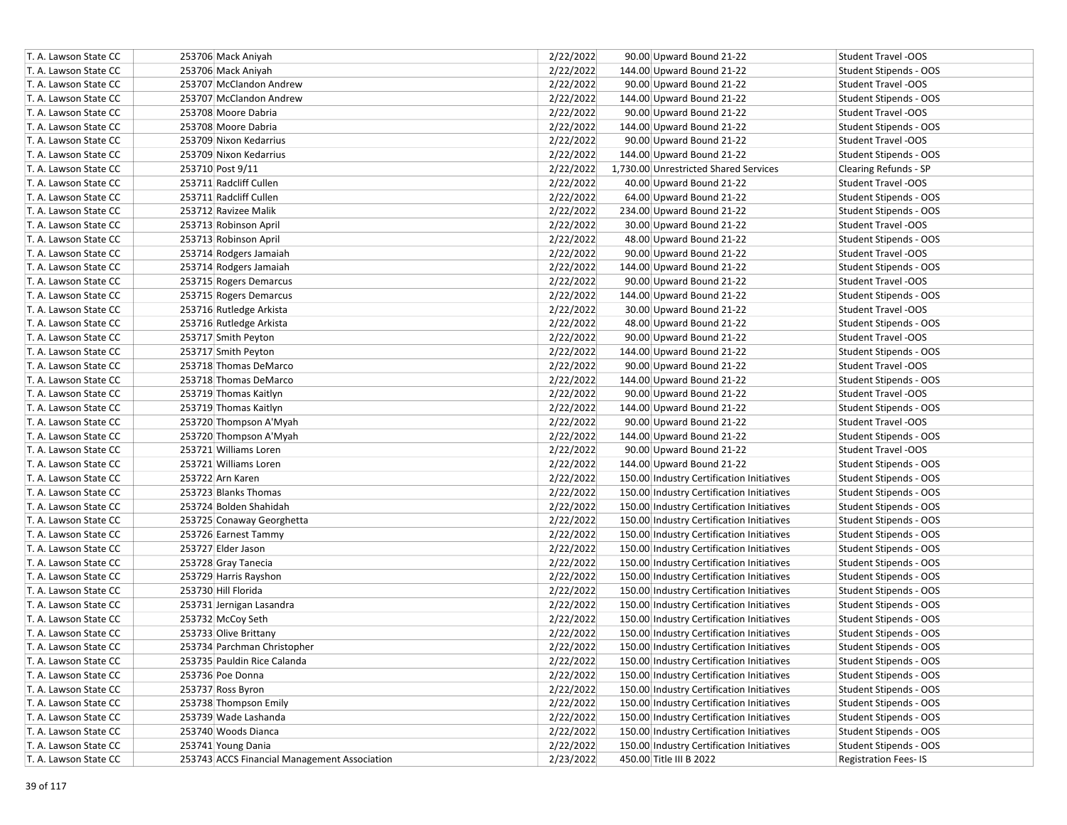| | | | | | | |
|---|---|---|---|---|---|---|
| T. A. Lawson State CC | 253706 | Mack Aniyah | 2/22/2022 | 90.00 | Upward Bound 21-22 | Student Travel -OOS |
| T. A. Lawson State CC | 253706 | Mack Aniyah | 2/22/2022 | 144.00 | Upward Bound 21-22 | Student Stipends - OOS |
| T. A. Lawson State CC | 253707 | McClandon Andrew | 2/22/2022 | 90.00 | Upward Bound 21-22 | Student Travel -OOS |
| T. A. Lawson State CC | 253707 | McClandon Andrew | 2/22/2022 | 144.00 | Upward Bound 21-22 | Student Stipends - OOS |
| T. A. Lawson State CC | 253708 | Moore Dabria | 2/22/2022 | 90.00 | Upward Bound 21-22 | Student Travel -OOS |
| T. A. Lawson State CC | 253708 | Moore Dabria | 2/22/2022 | 144.00 | Upward Bound 21-22 | Student Stipends - OOS |
| T. A. Lawson State CC | 253709 | Nixon Kedarrius | 2/22/2022 | 90.00 | Upward Bound 21-22 | Student Travel -OOS |
| T. A. Lawson State CC | 253709 | Nixon Kedarrius | 2/22/2022 | 144.00 | Upward Bound 21-22 | Student Stipends - OOS |
| T. A. Lawson State CC | 253710 | Post 9/11 | 2/22/2022 | 1,730.00 | Unrestricted Shared Services | Clearing Refunds - SP |
| T. A. Lawson State CC | 253711 | Radcliff Cullen | 2/22/2022 | 40.00 | Upward Bound 21-22 | Student Travel -OOS |
| T. A. Lawson State CC | 253711 | Radcliff Cullen | 2/22/2022 | 64.00 | Upward Bound 21-22 | Student Stipends - OOS |
| T. A. Lawson State CC | 253712 | Ravizee Malik | 2/22/2022 | 234.00 | Upward Bound 21-22 | Student Stipends - OOS |
| T. A. Lawson State CC | 253713 | Robinson April | 2/22/2022 | 30.00 | Upward Bound 21-22 | Student Travel -OOS |
| T. A. Lawson State CC | 253713 | Robinson April | 2/22/2022 | 48.00 | Upward Bound 21-22 | Student Stipends - OOS |
| T. A. Lawson State CC | 253714 | Rodgers Jamaiah | 2/22/2022 | 90.00 | Upward Bound 21-22 | Student Travel -OOS |
| T. A. Lawson State CC | 253714 | Rodgers Jamaiah | 2/22/2022 | 144.00 | Upward Bound 21-22 | Student Stipends - OOS |
| T. A. Lawson State CC | 253715 | Rogers Demarcus | 2/22/2022 | 90.00 | Upward Bound 21-22 | Student Travel -OOS |
| T. A. Lawson State CC | 253715 | Rogers Demarcus | 2/22/2022 | 144.00 | Upward Bound 21-22 | Student Stipends - OOS |
| T. A. Lawson State CC | 253716 | Rutledge Arkista | 2/22/2022 | 30.00 | Upward Bound 21-22 | Student Travel -OOS |
| T. A. Lawson State CC | 253716 | Rutledge Arkista | 2/22/2022 | 48.00 | Upward Bound 21-22 | Student Stipends - OOS |
| T. A. Lawson State CC | 253717 | Smith Peyton | 2/22/2022 | 90.00 | Upward Bound 21-22 | Student Travel -OOS |
| T. A. Lawson State CC | 253717 | Smith Peyton | 2/22/2022 | 144.00 | Upward Bound 21-22 | Student Stipends - OOS |
| T. A. Lawson State CC | 253718 | Thomas DeMarco | 2/22/2022 | 90.00 | Upward Bound 21-22 | Student Travel -OOS |
| T. A. Lawson State CC | 253718 | Thomas DeMarco | 2/22/2022 | 144.00 | Upward Bound 21-22 | Student Stipends - OOS |
| T. A. Lawson State CC | 253719 | Thomas Kaitlyn | 2/22/2022 | 90.00 | Upward Bound 21-22 | Student Travel -OOS |
| T. A. Lawson State CC | 253719 | Thomas Kaitlyn | 2/22/2022 | 144.00 | Upward Bound 21-22 | Student Stipends - OOS |
| T. A. Lawson State CC | 253720 | Thompson A'Myah | 2/22/2022 | 90.00 | Upward Bound 21-22 | Student Travel -OOS |
| T. A. Lawson State CC | 253720 | Thompson A'Myah | 2/22/2022 | 144.00 | Upward Bound 21-22 | Student Stipends - OOS |
| T. A. Lawson State CC | 253721 | Williams Loren | 2/22/2022 | 90.00 | Upward Bound 21-22 | Student Travel -OOS |
| T. A. Lawson State CC | 253721 | Williams Loren | 2/22/2022 | 144.00 | Upward Bound 21-22 | Student Stipends - OOS |
| T. A. Lawson State CC | 253722 | Arn Karen | 2/22/2022 | 150.00 | Industry Certification Initiatives | Student Stipends - OOS |
| T. A. Lawson State CC | 253723 | Blanks Thomas | 2/22/2022 | 150.00 | Industry Certification Initiatives | Student Stipends - OOS |
| T. A. Lawson State CC | 253724 | Bolden Shahidah | 2/22/2022 | 150.00 | Industry Certification Initiatives | Student Stipends - OOS |
| T. A. Lawson State CC | 253725 | Conaway Georghetta | 2/22/2022 | 150.00 | Industry Certification Initiatives | Student Stipends - OOS |
| T. A. Lawson State CC | 253726 | Earnest Tammy | 2/22/2022 | 150.00 | Industry Certification Initiatives | Student Stipends - OOS |
| T. A. Lawson State CC | 253727 | Elder Jason | 2/22/2022 | 150.00 | Industry Certification Initiatives | Student Stipends - OOS |
| T. A. Lawson State CC | 253728 | Gray Tanecia | 2/22/2022 | 150.00 | Industry Certification Initiatives | Student Stipends - OOS |
| T. A. Lawson State CC | 253729 | Harris Rayshon | 2/22/2022 | 150.00 | Industry Certification Initiatives | Student Stipends - OOS |
| T. A. Lawson State CC | 253730 | Hill Florida | 2/22/2022 | 150.00 | Industry Certification Initiatives | Student Stipends - OOS |
| T. A. Lawson State CC | 253731 | Jernigan Lasandra | 2/22/2022 | 150.00 | Industry Certification Initiatives | Student Stipends - OOS |
| T. A. Lawson State CC | 253732 | McCoy Seth | 2/22/2022 | 150.00 | Industry Certification Initiatives | Student Stipends - OOS |
| T. A. Lawson State CC | 253733 | Olive Brittany | 2/22/2022 | 150.00 | Industry Certification Initiatives | Student Stipends - OOS |
| T. A. Lawson State CC | 253734 | Parchman Christopher | 2/22/2022 | 150.00 | Industry Certification Initiatives | Student Stipends - OOS |
| T. A. Lawson State CC | 253735 | Pauldin Rice Calanda | 2/22/2022 | 150.00 | Industry Certification Initiatives | Student Stipends - OOS |
| T. A. Lawson State CC | 253736 | Poe Donna | 2/22/2022 | 150.00 | Industry Certification Initiatives | Student Stipends - OOS |
| T. A. Lawson State CC | 253737 | Ross Byron | 2/22/2022 | 150.00 | Industry Certification Initiatives | Student Stipends - OOS |
| T. A. Lawson State CC | 253738 | Thompson Emily | 2/22/2022 | 150.00 | Industry Certification Initiatives | Student Stipends - OOS |
| T. A. Lawson State CC | 253739 | Wade Lashanda | 2/22/2022 | 150.00 | Industry Certification Initiatives | Student Stipends - OOS |
| T. A. Lawson State CC | 253740 | Woods Dianca | 2/22/2022 | 150.00 | Industry Certification Initiatives | Student Stipends - OOS |
| T. A. Lawson State CC | 253741 | Young Dania | 2/22/2022 | 150.00 | Industry Certification Initiatives | Student Stipends - OOS |
| T. A. Lawson State CC | 253743 | ACCS Financial Management Association | 2/23/2022 | 450.00 | Title III B 2022 | Registration Fees- IS |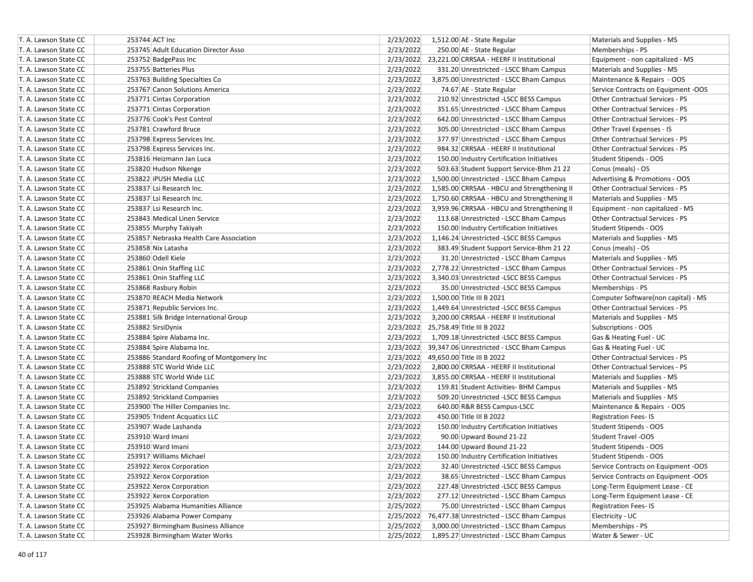| | | | | | | |
|---|---|---|---|---|---|---|
| T. A. Lawson State CC | 253744 | ACT Inc | 2/23/2022 | 1,512.00 | AE - State Regular | Materials and Supplies - MS |
| T. A. Lawson State CC | 253745 | Adult Education Director Asso | 2/23/2022 | 250.00 | AE - State Regular | Memberships - PS |
| T. A. Lawson State CC | 253752 | BadgePass Inc | 2/23/2022 | 23,221.00 | CRRSAA - HEERF II Institutional | Equipment - non capitalized - MS |
| T. A. Lawson State CC | 253755 | Batteries Plus | 2/23/2022 | 331.20 | Unrestricted - LSCC Bham Campus | Materials and Supplies - MS |
| T. A. Lawson State CC | 253763 | Building Specialties Co | 2/23/2022 | 3,875.00 | Unrestricted - LSCC Bham Campus | Maintenance & Repairs - OOS |
| T. A. Lawson State CC | 253767 | Canon Solutions America | 2/23/2022 | 74.67 | AE - State Regular | Service Contracts on Equipment -OOS |
| T. A. Lawson State CC | 253771 | Cintas Corporation | 2/23/2022 | 210.92 | Unrestricted -LSCC BESS Campus | Other Contractual Services - PS |
| T. A. Lawson State CC | 253771 | Cintas Corporation | 2/23/2022 | 351.65 | Unrestricted - LSCC Bham Campus | Other Contractual Services - PS |
| T. A. Lawson State CC | 253776 | Cook's Pest Control | 2/23/2022 | 642.00 | Unrestricted - LSCC Bham Campus | Other Contractual Services - PS |
| T. A. Lawson State CC | 253781 | Crawford Bruce | 2/23/2022 | 305.00 | Unrestricted - LSCC Bham Campus | Other Travel Expenses - IS |
| T. A. Lawson State CC | 253798 | Express Services Inc. | 2/23/2022 | 377.97 | Unrestricted - LSCC Bham Campus | Other Contractual Services - PS |
| T. A. Lawson State CC | 253798 | Express Services Inc. | 2/23/2022 | 984.32 | CRRSAA - HEERF II Institutional | Other Contractual Services - PS |
| T. A. Lawson State CC | 253816 | Heizmann Jan Luca | 2/23/2022 | 150.00 | Industry Certification Initiatives | Student Stipends - OOS |
| T. A. Lawson State CC | 253820 | Hudson Nkenge | 2/23/2022 | 503.63 | Student Support Service-Bhm 21 22 | Conus (meals) - OS |
| T. A. Lawson State CC | 253822 | iPUSH Media LLC | 2/23/2022 | 1,500.00 | Unrestricted - LSCC Bham Campus | Advertising & Promotions - OOS |
| T. A. Lawson State CC | 253837 | Lsi Research Inc. | 2/23/2022 | 1,585.00 | CRRSAA - HBCU and Strengthening II | Other Contractual Services - PS |
| T. A. Lawson State CC | 253837 | Lsi Research Inc. | 2/23/2022 | 1,750.60 | CRRSAA - HBCU and Strengthening II | Materials and Supplies - MS |
| T. A. Lawson State CC | 253837 | Lsi Research Inc. | 2/23/2022 | 3,959.96 | CRRSAA - HBCU and Strengthening II | Equipment - non capitalized - MS |
| T. A. Lawson State CC | 253843 | Medical Linen Service | 2/23/2022 | 113.68 | Unrestricted - LSCC Bham Campus | Other Contractual Services - PS |
| T. A. Lawson State CC | 253855 | Murphy Takiyah | 2/23/2022 | 150.00 | Industry Certification Initiatives | Student Stipends - OOS |
| T. A. Lawson State CC | 253857 | Nebraska Health Care Association | 2/23/2022 | 1,146.24 | Unrestricted -LSCC BESS Campus | Materials and Supplies - MS |
| T. A. Lawson State CC | 253858 | Nix Latasha | 2/23/2022 | 383.49 | Student Support Service-Bhm 21 22 | Conus (meals) - OS |
| T. A. Lawson State CC | 253860 | Odell Kiele | 2/23/2022 | 31.20 | Unrestricted - LSCC Bham Campus | Materials and Supplies - MS |
| T. A. Lawson State CC | 253861 | Onin Staffing LLC | 2/23/2022 | 2,778.22 | Unrestricted - LSCC Bham Campus | Other Contractual Services - PS |
| T. A. Lawson State CC | 253861 | Onin Staffing LLC | 2/23/2022 | 3,340.03 | Unrestricted -LSCC BESS Campus | Other Contractual Services - PS |
| T. A. Lawson State CC | 253868 | Rasbury Robin | 2/23/2022 | 35.00 | Unrestricted -LSCC BESS Campus | Memberships - PS |
| T. A. Lawson State CC | 253870 | REACH Media Network | 2/23/2022 | 1,500.00 | Title III B 2021 | Computer Software(non capital) - MS |
| T. A. Lawson State CC | 253871 | Republic Services Inc. | 2/23/2022 | 1,449.64 | Unrestricted -LSCC BESS Campus | Other Contractual Services - PS |
| T. A. Lawson State CC | 253881 | Silk Bridge International Group | 2/23/2022 | 3,200.00 | CRRSAA - HEERF II Institutional | Materials and Supplies - MS |
| T. A. Lawson State CC | 253882 | SirsiDynix | 2/23/2022 | 25,758.49 | Title III B 2022 | Subscriptions - OOS |
| T. A. Lawson State CC | 253884 | Spire Alabama Inc. | 2/23/2022 | 1,709.18 | Unrestricted -LSCC BESS Campus | Gas & Heating Fuel - UC |
| T. A. Lawson State CC | 253884 | Spire Alabama Inc. | 2/23/2022 | 39,347.06 | Unrestricted - LSCC Bham Campus | Gas & Heating Fuel - UC |
| T. A. Lawson State CC | 253886 | Standard Roofing of Montgomery Inc | 2/23/2022 | 49,650.00 | Title III B 2022 | Other Contractual Services - PS |
| T. A. Lawson State CC | 253888 | STC World Wide LLC | 2/23/2022 | 2,800.00 | CRRSAA - HEERF II Institutional | Other Contractual Services - PS |
| T. A. Lawson State CC | 253888 | STC World Wide LLC | 2/23/2022 | 3,855.00 | CRRSAA - HEERF II Institutional | Materials and Supplies - MS |
| T. A. Lawson State CC | 253892 | Strickland Companies | 2/23/2022 | 159.81 | Student Activities- BHM Campus | Materials and Supplies - MS |
| T. A. Lawson State CC | 253892 | Strickland Companies | 2/23/2022 | 509.20 | Unrestricted -LSCC BESS Campus | Materials and Supplies - MS |
| T. A. Lawson State CC | 253900 | The Hiller Companies Inc. | 2/23/2022 | 640.00 | R&R BESS Campus-LSCC | Maintenance & Repairs - OOS |
| T. A. Lawson State CC | 253905 | Trident Acquatics LLC | 2/23/2022 | 450.00 | Title III B 2022 | Registration Fees- IS |
| T. A. Lawson State CC | 253907 | Wade Lashanda | 2/23/2022 | 150.00 | Industry Certification Initiatives | Student Stipends - OOS |
| T. A. Lawson State CC | 253910 | Ward Imani | 2/23/2022 | 90.00 | Upward Bound 21-22 | Student Travel -OOS |
| T. A. Lawson State CC | 253910 | Ward Imani | 2/23/2022 | 144.00 | Upward Bound 21-22 | Student Stipends - OOS |
| T. A. Lawson State CC | 253917 | Williams Michael | 2/23/2022 | 150.00 | Industry Certification Initiatives | Student Stipends - OOS |
| T. A. Lawson State CC | 253922 | Xerox Corporation | 2/23/2022 | 32.40 | Unrestricted -LSCC BESS Campus | Service Contracts on Equipment -OOS |
| T. A. Lawson State CC | 253922 | Xerox Corporation | 2/23/2022 | 38.65 | Unrestricted - LSCC Bham Campus | Service Contracts on Equipment -OOS |
| T. A. Lawson State CC | 253922 | Xerox Corporation | 2/23/2022 | 227.48 | Unrestricted -LSCC BESS Campus | Long-Term Equipment Lease - CE |
| T. A. Lawson State CC | 253922 | Xerox Corporation | 2/23/2022 | 277.12 | Unrestricted - LSCC Bham Campus | Long-Term Equipment Lease - CE |
| T. A. Lawson State CC | 253925 | Alabama Humanities Alliance | 2/25/2022 | 75.00 | Unrestricted - LSCC Bham Campus | Registration Fees- IS |
| T. A. Lawson State CC | 253926 | Alabama Power Company | 2/25/2022 | 76,477.38 | Unrestricted - LSCC Bham Campus | Electricity - UC |
| T. A. Lawson State CC | 253927 | Birmingham Business Alliance | 2/25/2022 | 3,000.00 | Unrestricted - LSCC Bham Campus | Memberships - PS |
| T. A. Lawson State CC | 253928 | Birmingham Water Works | 2/25/2022 | 1,895.27 | Unrestricted - LSCC Bham Campus | Water & Sewer - UC |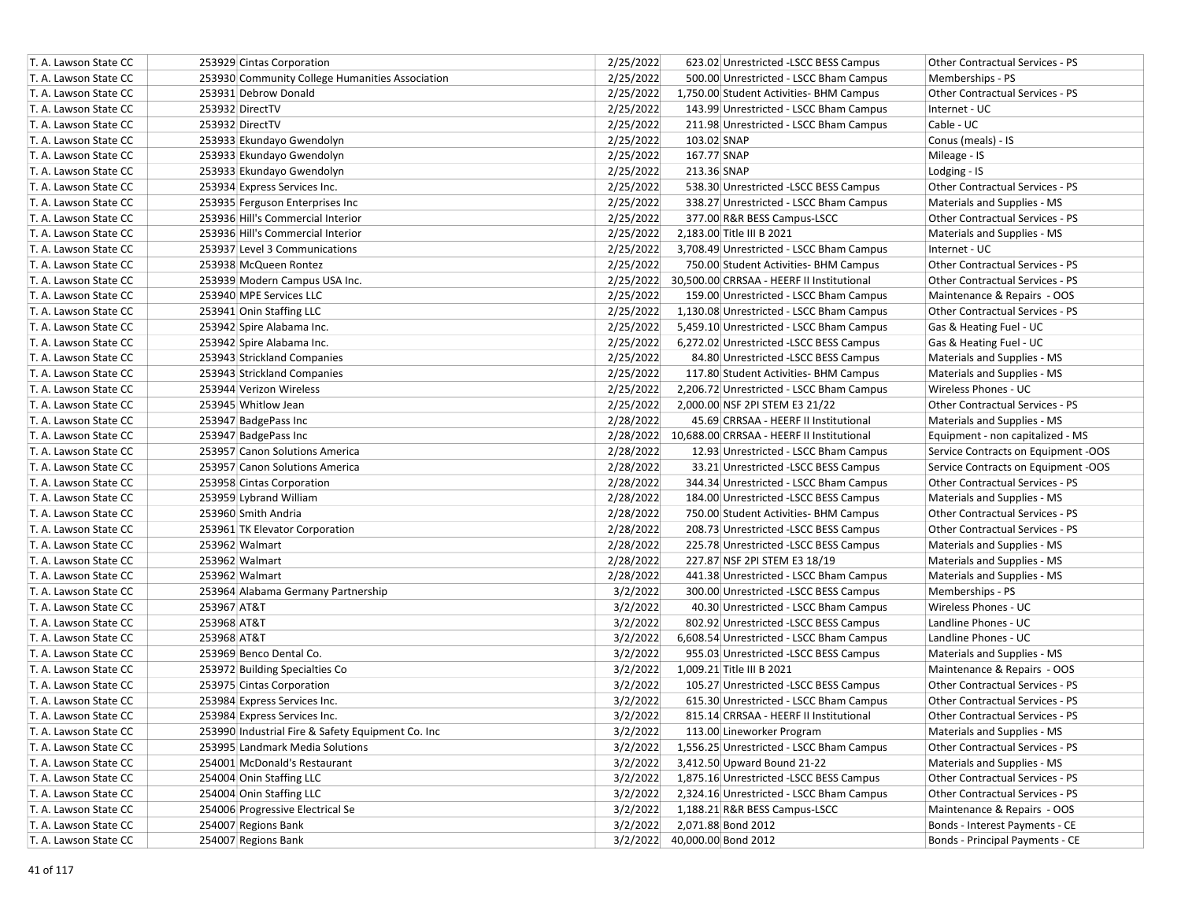| | | | | | |
|---|---|---|---|---|---|
| T. A. Lawson State CC | 253929 Cintas Corporation | 2/25/2022 | 623.02 | Unrestricted -LSCC BESS Campus | Other Contractual Services - PS |
| T. A. Lawson State CC | 253930 Community College Humanities Association | 2/25/2022 | 500.00 | Unrestricted - LSCC Bham Campus | Memberships - PS |
| T. A. Lawson State CC | 253931 Debrow Donald | 2/25/2022 | 1,750.00 | Student Activities- BHM Campus | Other Contractual Services - PS |
| T. A. Lawson State CC | 253932 DirectTV | 2/25/2022 | 143.99 | Unrestricted - LSCC Bham Campus | Internet - UC |
| T. A. Lawson State CC | 253932 DirectTV | 2/25/2022 | 211.98 | Unrestricted - LSCC Bham Campus | Cable - UC |
| T. A. Lawson State CC | 253933 Ekundayo Gwendolyn | 2/25/2022 | 103.02 | SNAP | Conus (meals) - IS |
| T. A. Lawson State CC | 253933 Ekundayo Gwendolyn | 2/25/2022 | 167.77 | SNAP | Mileage - IS |
| T. A. Lawson State CC | 253933 Ekundayo Gwendolyn | 2/25/2022 | 213.36 | SNAP | Lodging - IS |
| T. A. Lawson State CC | 253934 Express Services Inc. | 2/25/2022 | 538.30 | Unrestricted -LSCC BESS Campus | Other Contractual Services - PS |
| T. A. Lawson State CC | 253935 Ferguson Enterprises Inc | 2/25/2022 | 338.27 | Unrestricted - LSCC Bham Campus | Materials and Supplies - MS |
| T. A. Lawson State CC | 253936 Hill's Commercial Interior | 2/25/2022 | 377.00 | R&R BESS Campus-LSCC | Other Contractual Services - PS |
| T. A. Lawson State CC | 253936 Hill's Commercial Interior | 2/25/2022 | 2,183.00 | Title III B 2021 | Materials and Supplies - MS |
| T. A. Lawson State CC | 253937 Level 3 Communications | 2/25/2022 | 3,708.49 | Unrestricted - LSCC Bham Campus | Internet - UC |
| T. A. Lawson State CC | 253938 McQueen Rontez | 2/25/2022 | 750.00 | Student Activities- BHM Campus | Other Contractual Services - PS |
| T. A. Lawson State CC | 253939 Modern Campus USA Inc. | 2/25/2022 | 30,500.00 | CRRSAA - HEERF II Institutional | Other Contractual Services - PS |
| T. A. Lawson State CC | 253940 MPE Services LLC | 2/25/2022 | 159.00 | Unrestricted - LSCC Bham Campus | Maintenance & Repairs - OOS |
| T. A. Lawson State CC | 253941 Onin Staffing LLC | 2/25/2022 | 1,130.08 | Unrestricted - LSCC Bham Campus | Other Contractual Services - PS |
| T. A. Lawson State CC | 253942 Spire Alabama Inc. | 2/25/2022 | 5,459.10 | Unrestricted - LSCC Bham Campus | Gas & Heating Fuel - UC |
| T. A. Lawson State CC | 253942 Spire Alabama Inc. | 2/25/2022 | 6,272.02 | Unrestricted -LSCC BESS Campus | Gas & Heating Fuel - UC |
| T. A. Lawson State CC | 253943 Strickland Companies | 2/25/2022 | 84.80 | Unrestricted -LSCC BESS Campus | Materials and Supplies - MS |
| T. A. Lawson State CC | 253943 Strickland Companies | 2/25/2022 | 117.80 | Student Activities- BHM Campus | Materials and Supplies - MS |
| T. A. Lawson State CC | 253944 Verizon Wireless | 2/25/2022 | 2,206.72 | Unrestricted - LSCC Bham Campus | Wireless Phones - UC |
| T. A. Lawson State CC | 253945 Whitlow Jean | 2/25/2022 | 2,000.00 | NSF 2PI STEM E3 21/22 | Other Contractual Services - PS |
| T. A. Lawson State CC | 253947 BadgePass Inc | 2/28/2022 | 45.69 | CRRSAA - HEERF II Institutional | Materials and Supplies - MS |
| T. A. Lawson State CC | 253947 BadgePass Inc | 2/28/2022 | 10,688.00 | CRRSAA - HEERF II Institutional | Equipment - non capitalized - MS |
| T. A. Lawson State CC | 253957 Canon Solutions America | 2/28/2022 | 12.93 | Unrestricted - LSCC Bham Campus | Service Contracts on Equipment -OOS |
| T. A. Lawson State CC | 253957 Canon Solutions America | 2/28/2022 | 33.21 | Unrestricted -LSCC BESS Campus | Service Contracts on Equipment -OOS |
| T. A. Lawson State CC | 253958 Cintas Corporation | 2/28/2022 | 344.34 | Unrestricted - LSCC Bham Campus | Other Contractual Services - PS |
| T. A. Lawson State CC | 253959 Lybrand William | 2/28/2022 | 184.00 | Unrestricted -LSCC BESS Campus | Materials and Supplies - MS |
| T. A. Lawson State CC | 253960 Smith Andria | 2/28/2022 | 750.00 | Student Activities- BHM Campus | Other Contractual Services - PS |
| T. A. Lawson State CC | 253961 TK Elevator Corporation | 2/28/2022 | 208.73 | Unrestricted -LSCC BESS Campus | Other Contractual Services - PS |
| T. A. Lawson State CC | 253962 Walmart | 2/28/2022 | 225.78 | Unrestricted -LSCC BESS Campus | Materials and Supplies - MS |
| T. A. Lawson State CC | 253962 Walmart | 2/28/2022 | 227.87 | NSF 2PI STEM E3 18/19 | Materials and Supplies - MS |
| T. A. Lawson State CC | 253962 Walmart | 2/28/2022 | 441.38 | Unrestricted - LSCC Bham Campus | Materials and Supplies - MS |
| T. A. Lawson State CC | 253964 Alabama Germany Partnership | 3/2/2022 | 300.00 | Unrestricted -LSCC BESS Campus | Memberships - PS |
| T. A. Lawson State CC | 253967 AT&T | 3/2/2022 | 40.30 | Unrestricted - LSCC Bham Campus | Wireless Phones - UC |
| T. A. Lawson State CC | 253968 AT&T | 3/2/2022 | 802.92 | Unrestricted -LSCC BESS Campus | Landline Phones - UC |
| T. A. Lawson State CC | 253968 AT&T | 3/2/2022 | 6,608.54 | Unrestricted - LSCC Bham Campus | Landline Phones - UC |
| T. A. Lawson State CC | 253969 Benco Dental Co. | 3/2/2022 | 955.03 | Unrestricted -LSCC BESS Campus | Materials and Supplies - MS |
| T. A. Lawson State CC | 253972 Building Specialties Co | 3/2/2022 | 1,009.21 | Title III B 2021 | Maintenance & Repairs - OOS |
| T. A. Lawson State CC | 253975 Cintas Corporation | 3/2/2022 | 105.27 | Unrestricted -LSCC BESS Campus | Other Contractual Services - PS |
| T. A. Lawson State CC | 253984 Express Services Inc. | 3/2/2022 | 615.30 | Unrestricted - LSCC Bham Campus | Other Contractual Services - PS |
| T. A. Lawson State CC | 253984 Express Services Inc. | 3/2/2022 | 815.14 | CRRSAA - HEERF II Institutional | Other Contractual Services - PS |
| T. A. Lawson State CC | 253990 Industrial Fire & Safety Equipment Co. Inc | 3/2/2022 | 113.00 | Lineworker Program | Materials and Supplies - MS |
| T. A. Lawson State CC | 253995 Landmark Media & Solutions | 3/2/2022 | 1,556.25 | Unrestricted - LSCC Bham Campus | Other Contractual Services - PS |
| T. A. Lawson State CC | 254001 McDonald's Restaurant | 3/2/2022 | 3,412.50 | Upward Bound 21-22 | Materials and Supplies - MS |
| T. A. Lawson State CC | 254004 Onin Staffing LLC | 3/2/2022 | 1,875.16 | Unrestricted -LSCC BESS Campus | Other Contractual Services - PS |
| T. A. Lawson State CC | 254004 Onin Staffing LLC | 3/2/2022 | 2,324.16 | Unrestricted - LSCC Bham Campus | Other Contractual Services - PS |
| T. A. Lawson State CC | 254006 Progressive Electrical Se | 3/2/2022 | 1,188.21 | R&R BESS Campus-LSCC | Maintenance & Repairs - OOS |
| T. A. Lawson State CC | 254007 Regions Bank | 3/2/2022 | 2,071.88 | Bond 2012 | Bonds - Interest Payments - CE |
| T. A. Lawson State CC | 254007 Regions Bank | 3/2/2022 | 40,000.00 | Bond 2012 | Bonds - Principal Payments - CE |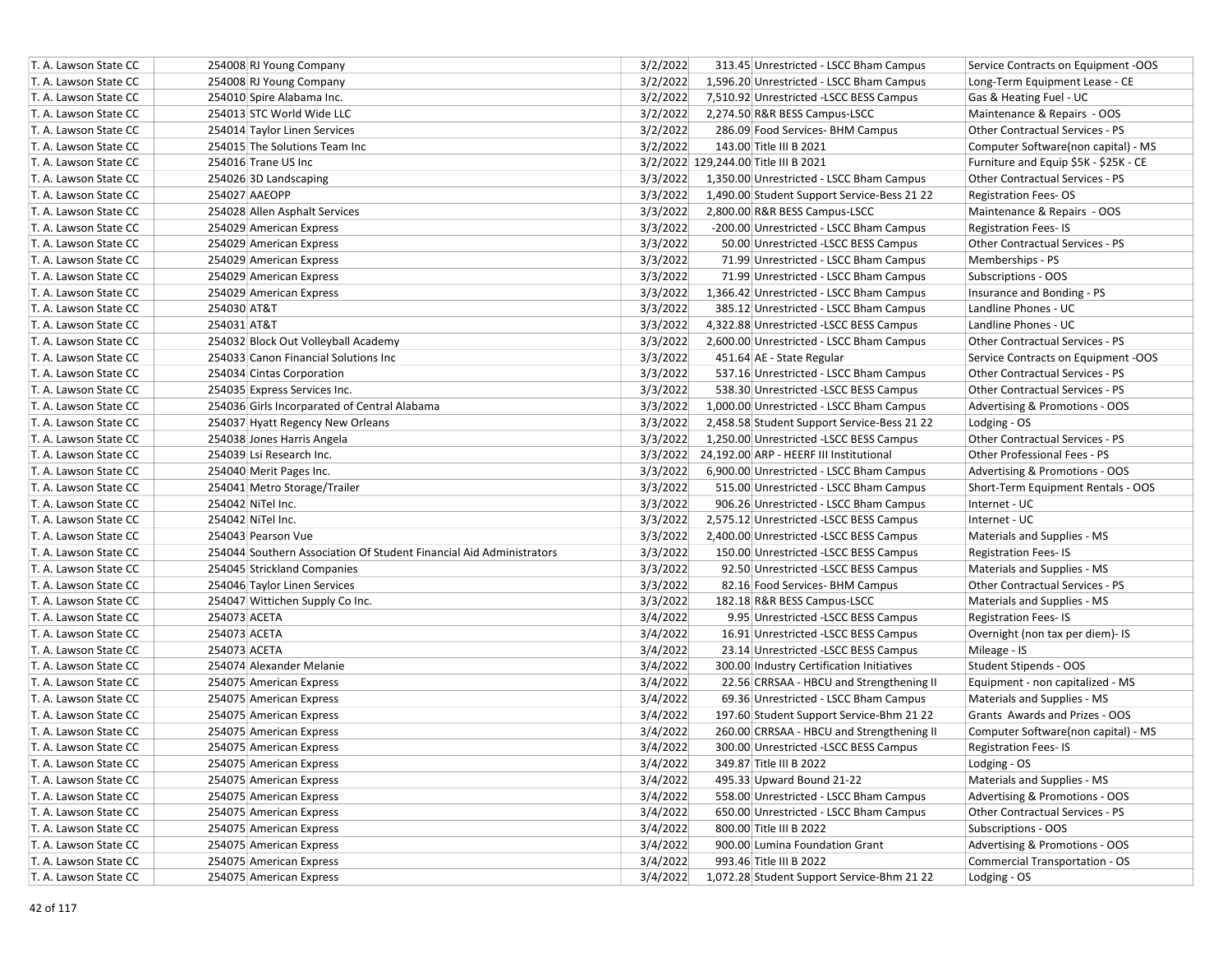| | | | | | |
|---|---|---|---|---|---|
| T. A. Lawson State CC | 254008 RJ Young Company | 3/2/2022 | 313.45 | Unrestricted - LSCC Bham Campus | Service Contracts on Equipment -OOS |
| T. A. Lawson State CC | 254008 RJ Young Company | 3/2/2022 | 1,596.20 | Unrestricted - LSCC Bham Campus | Long-Term Equipment Lease - CE |
| T. A. Lawson State CC | 254010 Spire Alabama Inc. | 3/2/2022 | 7,510.92 | Unrestricted -LSCC BESS Campus | Gas & Heating Fuel - UC |
| T. A. Lawson State CC | 254013 STC World Wide LLC | 3/2/2022 | 2,274.50 | R&R BESS Campus-LSCC | Maintenance & Repairs - OOS |
| T. A. Lawson State CC | 254014 Taylor Linen Services | 3/2/2022 | 286.09 | Food Services- BHM Campus | Other Contractual Services - PS |
| T. A. Lawson State CC | 254015 The Solutions Team Inc | 3/2/2022 | 143.00 | Title III B 2021 | Computer Software(non capital) - MS |
| T. A. Lawson State CC | 254016 Trane US Inc | 3/2/2022 | 129,244.00 | Title III B 2021 | Furniture and Equip $5K - $25K - CE |
| T. A. Lawson State CC | 254026 3D Landscaping | 3/3/2022 | 1,350.00 | Unrestricted - LSCC Bham Campus | Other Contractual Services - PS |
| T. A. Lawson State CC | 254027 AAEOPP | 3/3/2022 | 1,490.00 | Student Support Service-Bess 21 22 | Registration Fees- OS |
| T. A. Lawson State CC | 254028 Allen Asphalt Services | 3/3/2022 | 2,800.00 | R&R BESS Campus-LSCC | Maintenance & Repairs - OOS |
| T. A. Lawson State CC | 254029 American Express | 3/3/2022 | -200.00 | Unrestricted - LSCC Bham Campus | Registration Fees- IS |
| T. A. Lawson State CC | 254029 American Express | 3/3/2022 | 50.00 | Unrestricted -LSCC BESS Campus | Other Contractual Services - PS |
| T. A. Lawson State CC | 254029 American Express | 3/3/2022 | 71.99 | Unrestricted - LSCC Bham Campus | Memberships - PS |
| T. A. Lawson State CC | 254029 American Express | 3/3/2022 | 71.99 | Unrestricted - LSCC Bham Campus | Subscriptions - OOS |
| T. A. Lawson State CC | 254029 American Express | 3/3/2022 | 1,366.42 | Unrestricted - LSCC Bham Campus | Insurance and Bonding - PS |
| T. A. Lawson State CC | 254030 AT&T | 3/3/2022 | 385.12 | Unrestricted - LSCC Bham Campus | Landline Phones - UC |
| T. A. Lawson State CC | 254031 AT&T | 3/3/2022 | 4,322.88 | Unrestricted -LSCC BESS Campus | Landline Phones - UC |
| T. A. Lawson State CC | 254032 Block Out Volleyball Academy | 3/3/2022 | 2,600.00 | Unrestricted - LSCC Bham Campus | Other Contractual Services - PS |
| T. A. Lawson State CC | 254033 Canon Financial Solutions Inc | 3/3/2022 | 451.64 | AE - State Regular | Service Contracts on Equipment -OOS |
| T. A. Lawson State CC | 254034 Cintas Corporation | 3/3/2022 | 537.16 | Unrestricted - LSCC Bham Campus | Other Contractual Services - PS |
| T. A. Lawson State CC | 254035 Express Services Inc. | 3/3/2022 | 538.30 | Unrestricted -LSCC BESS Campus | Other Contractual Services - PS |
| T. A. Lawson State CC | 254036 Girls Incorparated of Central Alabama | 3/3/2022 | 1,000.00 | Unrestricted - LSCC Bham Campus | Advertising & Promotions - OOS |
| T. A. Lawson State CC | 254037 Hyatt Regency New Orleans | 3/3/2022 | 2,458.58 | Student Support Service-Bess 21 22 | Lodging - OS |
| T. A. Lawson State CC | 254038 Jones Harris Angela | 3/3/2022 | 1,250.00 | Unrestricted -LSCC BESS Campus | Other Contractual Services - PS |
| T. A. Lawson State CC | 254039 Lsi Research Inc. | 3/3/2022 | 24,192.00 | ARP - HEERF III Institutional | Other Professional Fees - PS |
| T. A. Lawson State CC | 254040 Merit Pages Inc. | 3/3/2022 | 6,900.00 | Unrestricted - LSCC Bham Campus | Advertising & Promotions - OOS |
| T. A. Lawson State CC | 254041 Metro Storage/Trailer | 3/3/2022 | 515.00 | Unrestricted - LSCC Bham Campus | Short-Term Equipment Rentals - OOS |
| T. A. Lawson State CC | 254042 NiTel Inc. | 3/3/2022 | 906.26 | Unrestricted - LSCC Bham Campus | Internet - UC |
| T. A. Lawson State CC | 254042 NiTel Inc. | 3/3/2022 | 2,575.12 | Unrestricted -LSCC BESS Campus | Internet - UC |
| T. A. Lawson State CC | 254043 Pearson Vue | 3/3/2022 | 2,400.00 | Unrestricted -LSCC BESS Campus | Materials and Supplies - MS |
| T. A. Lawson State CC | 254044 Southern Association Of Student Financial Aid Administrators | 3/3/2022 | 150.00 | Unrestricted -LSCC BESS Campus | Registration Fees- IS |
| T. A. Lawson State CC | 254045 Strickland Companies | 3/3/2022 | 92.50 | Unrestricted -LSCC BESS Campus | Materials and Supplies - MS |
| T. A. Lawson State CC | 254046 Taylor Linen Services | 3/3/2022 | 82.16 | Food Services- BHM Campus | Other Contractual Services - PS |
| T. A. Lawson State CC | 254047 Wittichen Supply Co Inc. | 3/3/2022 | 182.18 | R&R BESS Campus-LSCC | Materials and Supplies - MS |
| T. A. Lawson State CC | 254073 ACETA | 3/4/2022 | 9.95 | Unrestricted -LSCC BESS Campus | Registration Fees- IS |
| T. A. Lawson State CC | 254073 ACETA | 3/4/2022 | 16.91 | Unrestricted -LSCC BESS Campus | Overnight (non tax per diem)- IS |
| T. A. Lawson State CC | 254073 ACETA | 3/4/2022 | 23.14 | Unrestricted -LSCC BESS Campus | Mileage - IS |
| T. A. Lawson State CC | 254074 Alexander Melanie | 3/4/2022 | 300.00 | Industry Certification Initiatives | Student Stipends - OOS |
| T. A. Lawson State CC | 254075 American Express | 3/4/2022 | 22.56 | CRRSAA - HBCU and Strengthening II | Equipment - non capitalized - MS |
| T. A. Lawson State CC | 254075 American Express | 3/4/2022 | 69.36 | Unrestricted - LSCC Bham Campus | Materials and Supplies - MS |
| T. A. Lawson State CC | 254075 American Express | 3/4/2022 | 197.60 | Student Support Service-Bhm 21 22 | Grants Awards and Prizes - OOS |
| T. A. Lawson State CC | 254075 American Express | 3/4/2022 | 260.00 | CRRSAA - HBCU and Strengthening II | Computer Software(non capital) - MS |
| T. A. Lawson State CC | 254075 American Express | 3/4/2022 | 300.00 | Unrestricted -LSCC BESS Campus | Registration Fees- IS |
| T. A. Lawson State CC | 254075 American Express | 3/4/2022 | 349.87 | Title III B 2022 | Lodging - OS |
| T. A. Lawson State CC | 254075 American Express | 3/4/2022 | 495.33 | Upward Bound 21-22 | Materials and Supplies - MS |
| T. A. Lawson State CC | 254075 American Express | 3/4/2022 | 558.00 | Unrestricted - LSCC Bham Campus | Advertising & Promotions - OOS |
| T. A. Lawson State CC | 254075 American Express | 3/4/2022 | 650.00 | Unrestricted - LSCC Bham Campus | Other Contractual Services - PS |
| T. A. Lawson State CC | 254075 American Express | 3/4/2022 | 800.00 | Title III B 2022 | Subscriptions - OOS |
| T. A. Lawson State CC | 254075 American Express | 3/4/2022 | 900.00 | Lumina Foundation Grant | Advertising & Promotions - OOS |
| T. A. Lawson State CC | 254075 American Express | 3/4/2022 | 993.46 | Title III B 2022 | Commercial Transportation - OS |
| T. A. Lawson State CC | 254075 American Express | 3/4/2022 | 1,072.28 | Student Support Service-Bhm 21 22 | Lodging - OS |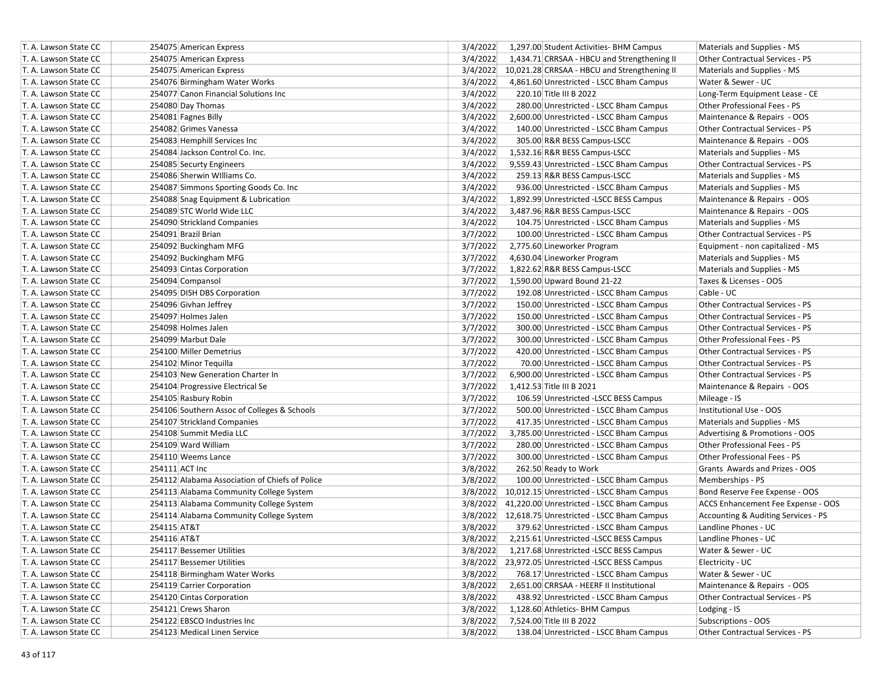| | | | | | |
|---|---|---|---|---|---|
| T. A. Lawson State CC | 254075 American Express | 3/4/2022 | 1,297.00 | Student Activities- BHM Campus | Materials and Supplies - MS |
| T. A. Lawson State CC | 254075 American Express | 3/4/2022 | 1,434.71 | CRRSAA - HBCU and Strengthening II | Other Contractual Services - PS |
| T. A. Lawson State CC | 254075 American Express | 3/4/2022 | 10,021.28 | CRRSAA - HBCU and Strengthening II | Materials and Supplies - MS |
| T. A. Lawson State CC | 254076 Birmingham Water Works | 3/4/2022 | 4,861.60 | Unrestricted - LSCC Bham Campus | Water & Sewer - UC |
| T. A. Lawson State CC | 254077 Canon Financial Solutions Inc | 3/4/2022 | 220.10 | Title III B 2022 | Long-Term Equipment Lease - CE |
| T. A. Lawson State CC | 254080 Day Thomas | 3/4/2022 | 280.00 | Unrestricted - LSCC Bham Campus | Other Professional Fees - PS |
| T. A. Lawson State CC | 254081 Fagnes Billy | 3/4/2022 | 2,600.00 | Unrestricted - LSCC Bham Campus | Maintenance & Repairs - OOS |
| T. A. Lawson State CC | 254082 Grimes Vanessa | 3/4/2022 | 140.00 | Unrestricted - LSCC Bham Campus | Other Contractual Services - PS |
| T. A. Lawson State CC | 254083 Hemphill Services Inc | 3/4/2022 | 305.00 | R&R BESS Campus-LSCC | Maintenance & Repairs - OOS |
| T. A. Lawson State CC | 254084 Jackson Control Co. Inc. | 3/4/2022 | 1,532.16 | R&R BESS Campus-LSCC | Materials and Supplies - MS |
| T. A. Lawson State CC | 254085 Securty Engineers | 3/4/2022 | 9,559.43 | Unrestricted - LSCC Bham Campus | Other Contractual Services - PS |
| T. A. Lawson State CC | 254086 Sherwin WIlliams Co. | 3/4/2022 | 259.13 | R&R BESS Campus-LSCC | Materials and Supplies - MS |
| T. A. Lawson State CC | 254087 Simmons Sporting Goods Co. Inc | 3/4/2022 | 936.00 | Unrestricted - LSCC Bham Campus | Materials and Supplies - MS |
| T. A. Lawson State CC | 254088 Snag Equipment & Lubrication | 3/4/2022 | 1,892.99 | Unrestricted -LSCC BESS Campus | Maintenance & Repairs - OOS |
| T. A. Lawson State CC | 254089 STC World Wide LLC | 3/4/2022 | 3,487.96 | R&R BESS Campus-LSCC | Maintenance & Repairs - OOS |
| T. A. Lawson State CC | 254090 Strickland Companies | 3/4/2022 | 104.75 | Unrestricted - LSCC Bham Campus | Materials and Supplies - MS |
| T. A. Lawson State CC | 254091 Brazil Brian | 3/7/2022 | 100.00 | Unrestricted - LSCC Bham Campus | Other Contractual Services - PS |
| T. A. Lawson State CC | 254092 Buckingham MFG | 3/7/2022 | 2,775.60 | Lineworker Program | Equipment - non capitalized - MS |
| T. A. Lawson State CC | 254092 Buckingham MFG | 3/7/2022 | 4,630.04 | Lineworker Program | Materials and Supplies - MS |
| T. A. Lawson State CC | 254093 Cintas Corporation | 3/7/2022 | 1,822.62 | R&R BESS Campus-LSCC | Materials and Supplies - MS |
| T. A. Lawson State CC | 254094 Compansol | 3/7/2022 | 1,590.00 | Upward Bound 21-22 | Taxes & Licenses - OOS |
| T. A. Lawson State CC | 254095 DISH DBS Corporation | 3/7/2022 | 192.08 | Unrestricted - LSCC Bham Campus | Cable - UC |
| T. A. Lawson State CC | 254096 Givhan Jeffrey | 3/7/2022 | 150.00 | Unrestricted - LSCC Bham Campus | Other Contractual Services - PS |
| T. A. Lawson State CC | 254097 Holmes Jalen | 3/7/2022 | 150.00 | Unrestricted - LSCC Bham Campus | Other Contractual Services - PS |
| T. A. Lawson State CC | 254098 Holmes Jalen | 3/7/2022 | 300.00 | Unrestricted - LSCC Bham Campus | Other Contractual Services - PS |
| T. A. Lawson State CC | 254099 Marbut Dale | 3/7/2022 | 300.00 | Unrestricted - LSCC Bham Campus | Other Professional Fees - PS |
| T. A. Lawson State CC | 254100 Miller Demetrius | 3/7/2022 | 420.00 | Unrestricted - LSCC Bham Campus | Other Contractual Services - PS |
| T. A. Lawson State CC | 254102 Minor Tequilla | 3/7/2022 | 70.00 | Unrestricted - LSCC Bham Campus | Other Contractual Services - PS |
| T. A. Lawson State CC | 254103 New Generation Charter In | 3/7/2022 | 6,900.00 | Unrestricted - LSCC Bham Campus | Other Contractual Services - PS |
| T. A. Lawson State CC | 254104 Progressive Electrical Se | 3/7/2022 | 1,412.53 | Title III B 2021 | Maintenance & Repairs - OOS |
| T. A. Lawson State CC | 254105 Rasbury Robin | 3/7/2022 | 106.59 | Unrestricted -LSCC BESS Campus | Mileage - IS |
| T. A. Lawson State CC | 254106 Southern Assoc of Colleges & Schools | 3/7/2022 | 500.00 | Unrestricted - LSCC Bham Campus | Institutional Use - OOS |
| T. A. Lawson State CC | 254107 Strickland Companies | 3/7/2022 | 417.35 | Unrestricted - LSCC Bham Campus | Materials and Supplies - MS |
| T. A. Lawson State CC | 254108 Summit Media LLC | 3/7/2022 | 3,785.00 | Unrestricted - LSCC Bham Campus | Advertising & Promotions - OOS |
| T. A. Lawson State CC | 254109 Ward William | 3/7/2022 | 280.00 | Unrestricted - LSCC Bham Campus | Other Professional Fees - PS |
| T. A. Lawson State CC | 254110 Weems Lance | 3/7/2022 | 300.00 | Unrestricted - LSCC Bham Campus | Other Professional Fees - PS |
| T. A. Lawson State CC | 254111 ACT Inc | 3/8/2022 | 262.50 | Ready to Work | Grants Awards and Prizes - OOS |
| T. A. Lawson State CC | 254112 Alabama Association of Chiefs of Police | 3/8/2022 | 100.00 | Unrestricted - LSCC Bham Campus | Memberships - PS |
| T. A. Lawson State CC | 254113 Alabama Community College System | 3/8/2022 | 10,012.15 | Unrestricted - LSCC Bham Campus | Bond Reserve Fee Expense - OOS |
| T. A. Lawson State CC | 254113 Alabama Community College System | 3/8/2022 | 41,220.00 | Unrestricted - LSCC Bham Campus | ACCS Enhancement Fee Expense - OOS |
| T. A. Lawson State CC | 254114 Alabama Community College System | 3/8/2022 | 12,618.75 | Unrestricted - LSCC Bham Campus | Accounting & Auditing Services - PS |
| T. A. Lawson State CC | 254115 AT&T | 3/8/2022 | 379.62 | Unrestricted - LSCC Bham Campus | Landline Phones - UC |
| T. A. Lawson State CC | 254116 AT&T | 3/8/2022 | 2,215.61 | Unrestricted -LSCC BESS Campus | Landline Phones - UC |
| T. A. Lawson State CC | 254117 Bessemer Utilities | 3/8/2022 | 1,217.68 | Unrestricted -LSCC BESS Campus | Water & Sewer - UC |
| T. A. Lawson State CC | 254117 Bessemer Utilities | 3/8/2022 | 23,972.05 | Unrestricted -LSCC BESS Campus | Electricity - UC |
| T. A. Lawson State CC | 254118 Birmingham Water Works | 3/8/2022 | 768.17 | Unrestricted - LSCC Bham Campus | Water & Sewer - UC |
| T. A. Lawson State CC | 254119 Carrier Corporation | 3/8/2022 | 2,651.00 | CRRSAA - HEERF II Institutional | Maintenance & Repairs - OOS |
| T. A. Lawson State CC | 254120 Cintas Corporation | 3/8/2022 | 438.92 | Unrestricted - LSCC Bham Campus | Other Contractual Services - PS |
| T. A. Lawson State CC | 254121 Crews Sharon | 3/8/2022 | 1,128.60 | Athletics- BHM Campus | Lodging - IS |
| T. A. Lawson State CC | 254122 EBSCO Industries Inc | 3/8/2022 | 7,524.00 | Title III B 2022 | Subscriptions - OOS |
| T. A. Lawson State CC | 254123 Medical Linen Service | 3/8/2022 | 138.04 | Unrestricted - LSCC Bham Campus | Other Contractual Services - PS |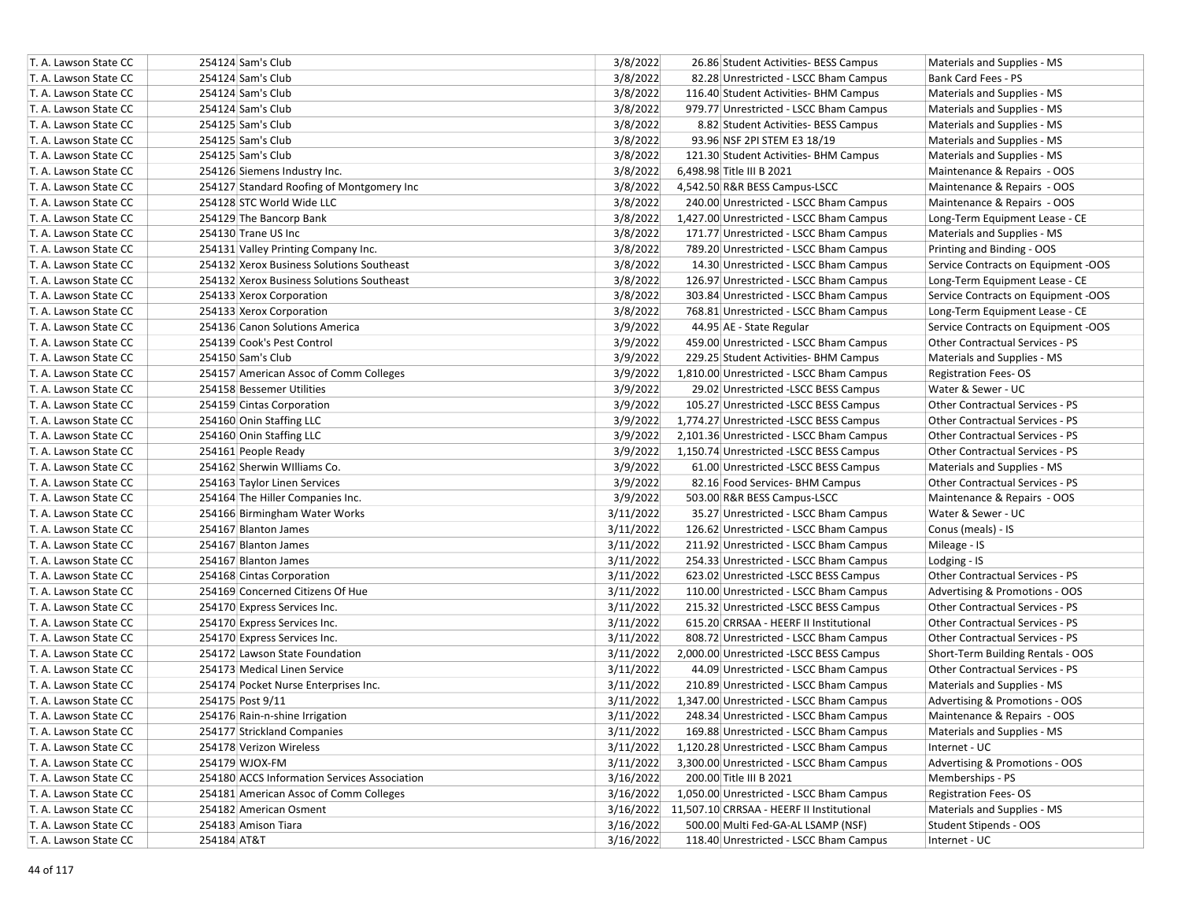| T. A. Lawson State CC | 254124 | Sam's Club | 3/8/2022 | 26.86 | Student Activities- BESS Campus | Materials and Supplies - MS |
|---|---|---|---|---|---|---|
| T. A. Lawson State CC | 254124 | Sam's Club | 3/8/2022 | 82.28 | Unrestricted - LSCC Bham Campus | Bank Card Fees - PS |
| T. A. Lawson State CC | 254124 | Sam's Club | 3/8/2022 | 116.40 | Student Activities- BHM Campus | Materials and Supplies - MS |
| T. A. Lawson State CC | 254124 | Sam's Club | 3/8/2022 | 979.77 | Unrestricted - LSCC Bham Campus | Materials and Supplies - MS |
| T. A. Lawson State CC | 254125 | Sam's Club | 3/8/2022 | 8.82 | Student Activities- BESS Campus | Materials and Supplies - MS |
| T. A. Lawson State CC | 254125 | Sam's Club | 3/8/2022 | 93.96 | NSF 2PI STEM E3 18/19 | Materials and Supplies - MS |
| T. A. Lawson State CC | 254125 | Sam's Club | 3/8/2022 | 121.30 | Student Activities- BHM Campus | Materials and Supplies - MS |
| T. A. Lawson State CC | 254126 | Siemens Industry Inc. | 3/8/2022 | 6,498.98 | Title III B 2021 | Maintenance & Repairs - OOS |
| T. A. Lawson State CC | 254127 | Standard Roofing of Montgomery Inc | 3/8/2022 | 4,542.50 | R&R BESS Campus-LSCC | Maintenance & Repairs - OOS |
| T. A. Lawson State CC | 254128 | STC World Wide LLC | 3/8/2022 | 240.00 | Unrestricted - LSCC Bham Campus | Maintenance & Repairs - OOS |
| T. A. Lawson State CC | 254129 | The Bancorp Bank | 3/8/2022 | 1,427.00 | Unrestricted - LSCC Bham Campus | Long-Term Equipment Lease - CE |
| T. A. Lawson State CC | 254130 | Trane US Inc | 3/8/2022 | 171.77 | Unrestricted - LSCC Bham Campus | Materials and Supplies - MS |
| T. A. Lawson State CC | 254131 | Valley Printing Company Inc. | 3/8/2022 | 789.20 | Unrestricted - LSCC Bham Campus | Printing and Binding - OOS |
| T. A. Lawson State CC | 254132 | Xerox Business Solutions Southeast | 3/8/2022 | 14.30 | Unrestricted - LSCC Bham Campus | Service Contracts on Equipment -OOS |
| T. A. Lawson State CC | 254132 | Xerox Business Solutions Southeast | 3/8/2022 | 126.97 | Unrestricted - LSCC Bham Campus | Long-Term Equipment Lease - CE |
| T. A. Lawson State CC | 254133 | Xerox Corporation | 3/8/2022 | 303.84 | Unrestricted - LSCC Bham Campus | Service Contracts on Equipment -OOS |
| T. A. Lawson State CC | 254133 | Xerox Corporation | 3/8/2022 | 768.81 | Unrestricted - LSCC Bham Campus | Long-Term Equipment Lease - CE |
| T. A. Lawson State CC | 254136 | Canon Solutions America | 3/9/2022 | 44.95 | AE - State Regular | Service Contracts on Equipment -OOS |
| T. A. Lawson State CC | 254139 | Cook's Pest Control | 3/9/2022 | 459.00 | Unrestricted - LSCC Bham Campus | Other Contractual Services - PS |
| T. A. Lawson State CC | 254150 | Sam's Club | 3/9/2022 | 229.25 | Student Activities- BHM Campus | Materials and Supplies - MS |
| T. A. Lawson State CC | 254157 | American Assoc of Comm Colleges | 3/9/2022 | 1,810.00 | Unrestricted - LSCC Bham Campus | Registration Fees- OS |
| T. A. Lawson State CC | 254158 | Bessemer Utilities | 3/9/2022 | 29.02 | Unrestricted -LSCC BESS Campus | Water & Sewer - UC |
| T. A. Lawson State CC | 254159 | Cintas Corporation | 3/9/2022 | 105.27 | Unrestricted -LSCC BESS Campus | Other Contractual Services - PS |
| T. A. Lawson State CC | 254160 | Onin Staffing LLC | 3/9/2022 | 1,774.27 | Unrestricted -LSCC BESS Campus | Other Contractual Services - PS |
| T. A. Lawson State CC | 254160 | Onin Staffing LLC | 3/9/2022 | 2,101.36 | Unrestricted - LSCC Bham Campus | Other Contractual Services - PS |
| T. A. Lawson State CC | 254161 | People Ready | 3/9/2022 | 1,150.74 | Unrestricted -LSCC BESS Campus | Other Contractual Services - PS |
| T. A. Lawson State CC | 254162 | Sherwin WIlliams Co. | 3/9/2022 | 61.00 | Unrestricted -LSCC BESS Campus | Materials and Supplies - MS |
| T. A. Lawson State CC | 254163 | Taylor Linen Services | 3/9/2022 | 82.16 | Food Services- BHM Campus | Other Contractual Services - PS |
| T. A. Lawson State CC | 254164 | The Hiller Companies Inc. | 3/9/2022 | 503.00 | R&R BESS Campus-LSCC | Maintenance & Repairs - OOS |
| T. A. Lawson State CC | 254166 | Birmingham Water Works | 3/11/2022 | 35.27 | Unrestricted - LSCC Bham Campus | Water & Sewer - UC |
| T. A. Lawson State CC | 254167 | Blanton James | 3/11/2022 | 126.62 | Unrestricted - LSCC Bham Campus | Conus (meals) - IS |
| T. A. Lawson State CC | 254167 | Blanton James | 3/11/2022 | 211.92 | Unrestricted - LSCC Bham Campus | Mileage - IS |
| T. A. Lawson State CC | 254167 | Blanton James | 3/11/2022 | 254.33 | Unrestricted - LSCC Bham Campus | Lodging - IS |
| T. A. Lawson State CC | 254168 | Cintas Corporation | 3/11/2022 | 623.02 | Unrestricted -LSCC BESS Campus | Other Contractual Services - PS |
| T. A. Lawson State CC | 254169 | Concerned Citizens Of Hue | 3/11/2022 | 110.00 | Unrestricted - LSCC Bham Campus | Advertising & Promotions - OOS |
| T. A. Lawson State CC | 254170 | Express Services Inc. | 3/11/2022 | 215.32 | Unrestricted -LSCC BESS Campus | Other Contractual Services - PS |
| T. A. Lawson State CC | 254170 | Express Services Inc. | 3/11/2022 | 615.20 | CRRSAA - HEERF II Institutional | Other Contractual Services - PS |
| T. A. Lawson State CC | 254170 | Express Services Inc. | 3/11/2022 | 808.72 | Unrestricted - LSCC Bham Campus | Other Contractual Services - PS |
| T. A. Lawson State CC | 254172 | Lawson State Foundation | 3/11/2022 | 2,000.00 | Unrestricted -LSCC BESS Campus | Short-Term Building Rentals - OOS |
| T. A. Lawson State CC | 254173 | Medical Linen Service | 3/11/2022 | 44.09 | Unrestricted - LSCC Bham Campus | Other Contractual Services - PS |
| T. A. Lawson State CC | 254174 | Pocket Nurse Enterprises Inc. | 3/11/2022 | 210.89 | Unrestricted - LSCC Bham Campus | Materials and Supplies - MS |
| T. A. Lawson State CC | 254175 | Post 9/11 | 3/11/2022 | 1,347.00 | Unrestricted - LSCC Bham Campus | Advertising & Promotions - OOS |
| T. A. Lawson State CC | 254176 | Rain-n-shine Irrigation | 3/11/2022 | 248.34 | Unrestricted - LSCC Bham Campus | Maintenance & Repairs - OOS |
| T. A. Lawson State CC | 254177 | Strickland Companies | 3/11/2022 | 169.88 | Unrestricted - LSCC Bham Campus | Materials and Supplies - MS |
| T. A. Lawson State CC | 254178 | Verizon Wireless | 3/11/2022 | 1,120.28 | Unrestricted - LSCC Bham Campus | Internet - UC |
| T. A. Lawson State CC | 254179 | WJOX-FM | 3/11/2022 | 3,300.00 | Unrestricted - LSCC Bham Campus | Advertising & Promotions - OOS |
| T. A. Lawson State CC | 254180 | ACCS Information Services Association | 3/16/2022 | 200.00 | Title III B 2021 | Memberships - PS |
| T. A. Lawson State CC | 254181 | American Assoc of Comm Colleges | 3/16/2022 | 1,050.00 | Unrestricted - LSCC Bham Campus | Registration Fees- OS |
| T. A. Lawson State CC | 254182 | American Osment | 3/16/2022 | 11,507.10 | CRRSAA - HEERF II Institutional | Materials and Supplies - MS |
| T. A. Lawson State CC | 254183 | Amison Tiara | 3/16/2022 | 500.00 | Multi Fed-GA-AL LSAMP (NSF) | Student Stipends - OOS |
| T. A. Lawson State CC | 254184 | AT&T | 3/16/2022 | 118.40 | Unrestricted - LSCC Bham Campus | Internet - UC |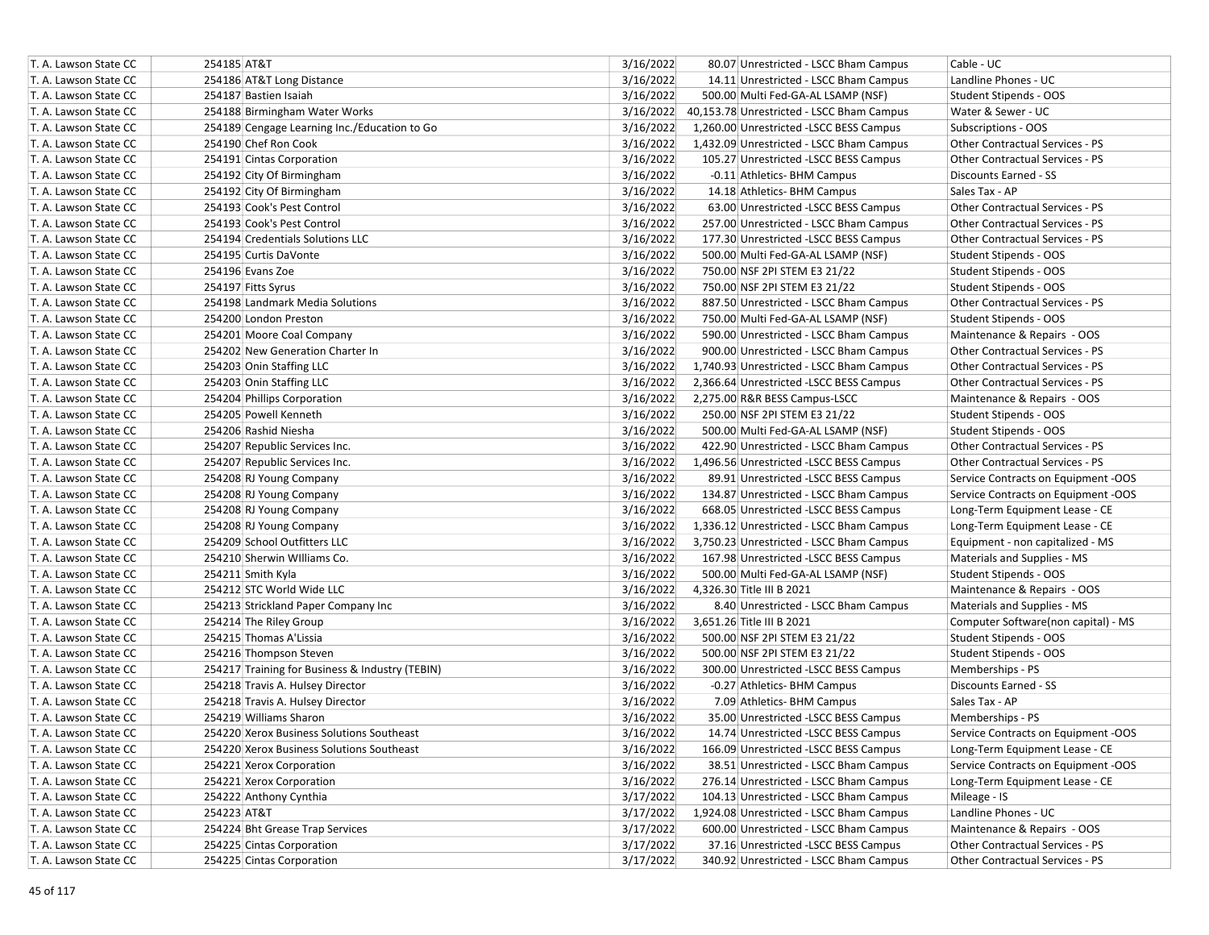| | | | | | | |
|---|---|---|---|---|---|---|
| T. A. Lawson State CC | 254185 | AT&T | 3/16/2022 | 80.07 | Unrestricted - LSCC Bham Campus | Cable - UC |
| T. A. Lawson State CC | 254186 | AT&T Long Distance | 3/16/2022 | 14.11 | Unrestricted - LSCC Bham Campus | Landline Phones - UC |
| T. A. Lawson State CC | 254187 | Bastien Isaiah | 3/16/2022 | 500.00 | Multi Fed-GA-AL LSAMP (NSF) | Student Stipends - OOS |
| T. A. Lawson State CC | 254188 | Birmingham Water Works | 3/16/2022 | 40,153.78 | Unrestricted - LSCC Bham Campus | Water & Sewer - UC |
| T. A. Lawson State CC | 254189 | Cengage Learning Inc./Education to Go | 3/16/2022 | 1,260.00 | Unrestricted -LSCC BESS Campus | Subscriptions - OOS |
| T. A. Lawson State CC | 254190 | Chef Ron Cook | 3/16/2022 | 1,432.09 | Unrestricted - LSCC Bham Campus | Other Contractual Services - PS |
| T. A. Lawson State CC | 254191 | Cintas Corporation | 3/16/2022 | 105.27 | Unrestricted -LSCC BESS Campus | Other Contractual Services - PS |
| T. A. Lawson State CC | 254192 | City Of Birmingham | 3/16/2022 | -0.11 | Athletics- BHM Campus | Discounts Earned - SS |
| T. A. Lawson State CC | 254192 | City Of Birmingham | 3/16/2022 | 14.18 | Athletics- BHM Campus | Sales Tax - AP |
| T. A. Lawson State CC | 254193 | Cook's Pest Control | 3/16/2022 | 63.00 | Unrestricted -LSCC BESS Campus | Other Contractual Services - PS |
| T. A. Lawson State CC | 254193 | Cook's Pest Control | 3/16/2022 | 257.00 | Unrestricted - LSCC Bham Campus | Other Contractual Services - PS |
| T. A. Lawson State CC | 254194 | Credentials Solutions LLC | 3/16/2022 | 177.30 | Unrestricted -LSCC BESS Campus | Other Contractual Services - PS |
| T. A. Lawson State CC | 254195 | Curtis DaVonte | 3/16/2022 | 500.00 | Multi Fed-GA-AL LSAMP (NSF) | Student Stipends - OOS |
| T. A. Lawson State CC | 254196 | Evans Zoe | 3/16/2022 | 750.00 | NSF 2PI STEM E3 21/22 | Student Stipends - OOS |
| T. A. Lawson State CC | 254197 | Fitts Syrus | 3/16/2022 | 750.00 | NSF 2PI STEM E3 21/22 | Student Stipends - OOS |
| T. A. Lawson State CC | 254198 | Landmark Media Solutions | 3/16/2022 | 887.50 | Unrestricted - LSCC Bham Campus | Other Contractual Services - PS |
| T. A. Lawson State CC | 254200 | London Preston | 3/16/2022 | 750.00 | Multi Fed-GA-AL LSAMP (NSF) | Student Stipends - OOS |
| T. A. Lawson State CC | 254201 | Moore Coal Company | 3/16/2022 | 590.00 | Unrestricted - LSCC Bham Campus | Maintenance & Repairs - OOS |
| T. A. Lawson State CC | 254202 | New Generation Charter In | 3/16/2022 | 900.00 | Unrestricted - LSCC Bham Campus | Other Contractual Services - PS |
| T. A. Lawson State CC | 254203 | Onin Staffing LLC | 3/16/2022 | 1,740.93 | Unrestricted - LSCC Bham Campus | Other Contractual Services - PS |
| T. A. Lawson State CC | 254203 | Onin Staffing LLC | 3/16/2022 | 2,366.64 | Unrestricted -LSCC BESS Campus | Other Contractual Services - PS |
| T. A. Lawson State CC | 254204 | Phillips Corporation | 3/16/2022 | 2,275.00 | R&R BESS Campus-LSCC | Maintenance & Repairs - OOS |
| T. A. Lawson State CC | 254205 | Powell Kenneth | 3/16/2022 | 250.00 | NSF 2PI STEM E3 21/22 | Student Stipends - OOS |
| T. A. Lawson State CC | 254206 | Rashid Niesha | 3/16/2022 | 500.00 | Multi Fed-GA-AL LSAMP (NSF) | Student Stipends - OOS |
| T. A. Lawson State CC | 254207 | Republic Services Inc. | 3/16/2022 | 422.90 | Unrestricted - LSCC Bham Campus | Other Contractual Services - PS |
| T. A. Lawson State CC | 254207 | Republic Services Inc. | 3/16/2022 | 1,496.56 | Unrestricted -LSCC BESS Campus | Other Contractual Services - PS |
| T. A. Lawson State CC | 254208 | RJ Young Company | 3/16/2022 | 89.91 | Unrestricted -LSCC BESS Campus | Service Contracts on Equipment -OOS |
| T. A. Lawson State CC | 254208 | RJ Young Company | 3/16/2022 | 134.87 | Unrestricted - LSCC Bham Campus | Service Contracts on Equipment -OOS |
| T. A. Lawson State CC | 254208 | RJ Young Company | 3/16/2022 | 668.05 | Unrestricted -LSCC BESS Campus | Long-Term Equipment Lease - CE |
| T. A. Lawson State CC | 254208 | RJ Young Company | 3/16/2022 | 1,336.12 | Unrestricted - LSCC Bham Campus | Long-Term Equipment Lease - CE |
| T. A. Lawson State CC | 254209 | School Outfitters LLC | 3/16/2022 | 3,750.23 | Unrestricted - LSCC Bham Campus | Equipment - non capitalized - MS |
| T. A. Lawson State CC | 254210 | Sherwin WIlliams Co. | 3/16/2022 | 167.98 | Unrestricted -LSCC BESS Campus | Materials and Supplies - MS |
| T. A. Lawson State CC | 254211 | Smith Kyla | 3/16/2022 | 500.00 | Multi Fed-GA-AL LSAMP (NSF) | Student Stipends - OOS |
| T. A. Lawson State CC | 254212 | STC World Wide LLC | 3/16/2022 | 4,326.30 | Title III B 2021 | Maintenance & Repairs - OOS |
| T. A. Lawson State CC | 254213 | Strickland Paper Company Inc | 3/16/2022 | 8.40 | Unrestricted - LSCC Bham Campus | Materials and Supplies - MS |
| T. A. Lawson State CC | 254214 | The Riley Group | 3/16/2022 | 3,651.26 | Title III B 2021 | Computer Software(non capital) - MS |
| T. A. Lawson State CC | 254215 | Thomas A'Lissia | 3/16/2022 | 500.00 | NSF 2PI STEM E3 21/22 | Student Stipends - OOS |
| T. A. Lawson State CC | 254216 | Thompson Steven | 3/16/2022 | 500.00 | NSF 2PI STEM E3 21/22 | Student Stipends - OOS |
| T. A. Lawson State CC | 254217 | Training for Business & Industry (TEBIN) | 3/16/2022 | 300.00 | Unrestricted -LSCC BESS Campus | Memberships - PS |
| T. A. Lawson State CC | 254218 | Travis A. Hulsey Director | 3/16/2022 | -0.27 | Athletics- BHM Campus | Discounts Earned - SS |
| T. A. Lawson State CC | 254218 | Travis A. Hulsey Director | 3/16/2022 | 7.09 | Athletics- BHM Campus | Sales Tax - AP |
| T. A. Lawson State CC | 254219 | Williams Sharon | 3/16/2022 | 35.00 | Unrestricted -LSCC BESS Campus | Memberships - PS |
| T. A. Lawson State CC | 254220 | Xerox Business Solutions Southeast | 3/16/2022 | 14.74 | Unrestricted -LSCC BESS Campus | Service Contracts on Equipment -OOS |
| T. A. Lawson State CC | 254220 | Xerox Business Solutions Southeast | 3/16/2022 | 166.09 | Unrestricted -LSCC BESS Campus | Long-Term Equipment Lease - CE |
| T. A. Lawson State CC | 254221 | Xerox Corporation | 3/16/2022 | 38.51 | Unrestricted - LSCC Bham Campus | Service Contracts on Equipment -OOS |
| T. A. Lawson State CC | 254221 | Xerox Corporation | 3/16/2022 | 276.14 | Unrestricted - LSCC Bham Campus | Long-Term Equipment Lease - CE |
| T. A. Lawson State CC | 254222 | Anthony Cynthia | 3/17/2022 | 104.13 | Unrestricted - LSCC Bham Campus | Mileage - IS |
| T. A. Lawson State CC | 254223 | AT&T | 3/17/2022 | 1,924.08 | Unrestricted - LSCC Bham Campus | Landline Phones - UC |
| T. A. Lawson State CC | 254224 | Bht Grease Trap Services | 3/17/2022 | 600.00 | Unrestricted - LSCC Bham Campus | Maintenance & Repairs - OOS |
| T. A. Lawson State CC | 254225 | Cintas Corporation | 3/17/2022 | 37.16 | Unrestricted -LSCC BESS Campus | Other Contractual Services - PS |
| T. A. Lawson State CC | 254225 | Cintas Corporation | 3/17/2022 | 340.92 | Unrestricted - LSCC Bham Campus | Other Contractual Services - PS |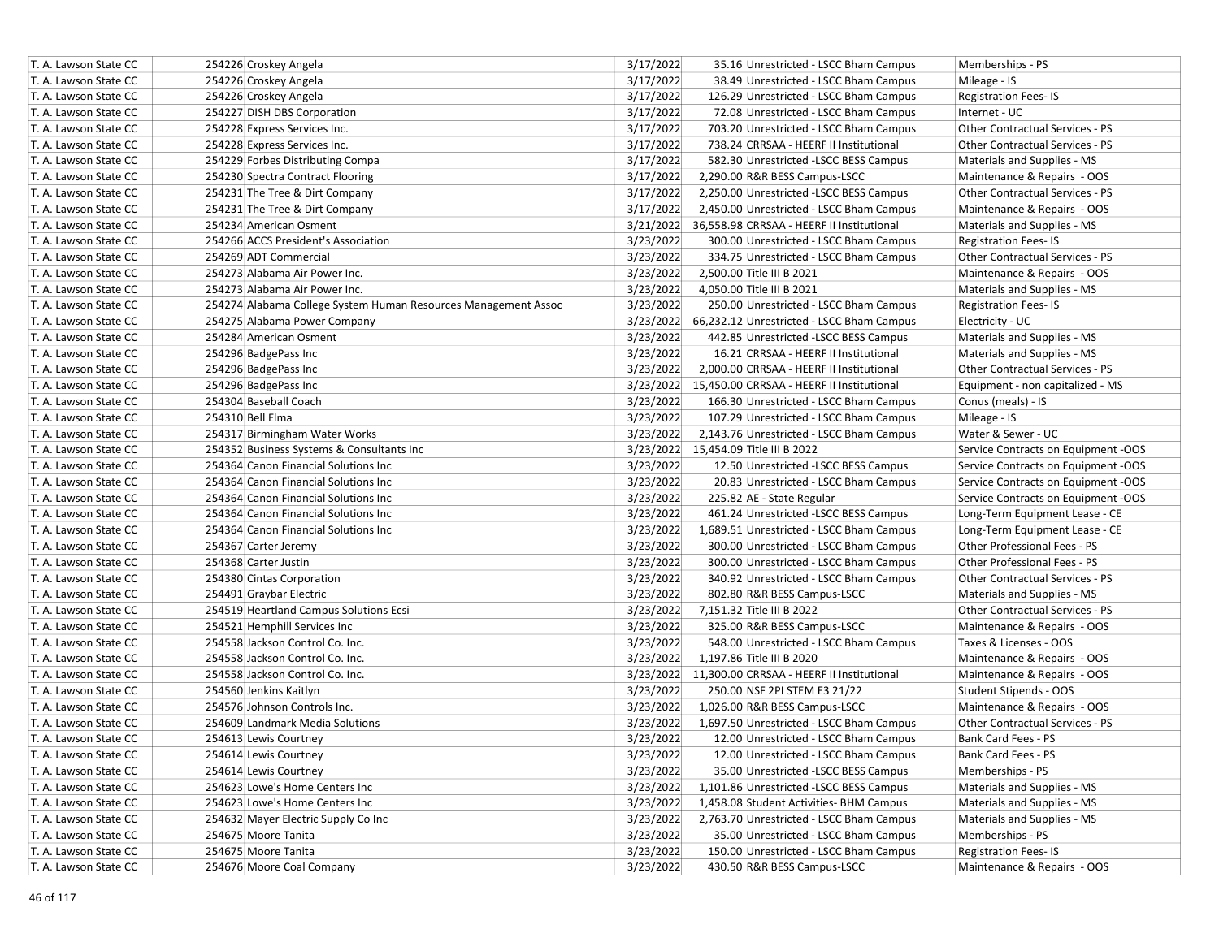| | | | | | | |
|---|---|---|---|---|---|---|
| T. A. Lawson State CC | 254226 | Croskey Angela | 3/17/2022 | 35.16 | Unrestricted - LSCC Bham Campus | Memberships - PS |
| T. A. Lawson State CC | 254226 | Croskey Angela | 3/17/2022 | 38.49 | Unrestricted - LSCC Bham Campus | Mileage - IS |
| T. A. Lawson State CC | 254226 | Croskey Angela | 3/17/2022 | 126.29 | Unrestricted - LSCC Bham Campus | Registration Fees- IS |
| T. A. Lawson State CC | 254227 | DISH DBS Corporation | 3/17/2022 | 72.08 | Unrestricted - LSCC Bham Campus | Internet - UC |
| T. A. Lawson State CC | 254228 | Express Services Inc. | 3/17/2022 | 703.20 | Unrestricted - LSCC Bham Campus | Other Contractual Services - PS |
| T. A. Lawson State CC | 254228 | Express Services Inc. | 3/17/2022 | 738.24 | CRRSAA - HEERF II Institutional | Other Contractual Services - PS |
| T. A. Lawson State CC | 254229 | Forbes Distributing Compa | 3/17/2022 | 582.30 | Unrestricted -LSCC BESS Campus | Materials and Supplies - MS |
| T. A. Lawson State CC | 254230 | Spectra Contract Flooring | 3/17/2022 | 2,290.00 | R&R BESS Campus-LSCC | Maintenance & Repairs - OOS |
| T. A. Lawson State CC | 254231 | The Tree & Dirt Company | 3/17/2022 | 2,250.00 | Unrestricted -LSCC BESS Campus | Other Contractual Services - PS |
| T. A. Lawson State CC | 254231 | The Tree & Dirt Company | 3/17/2022 | 2,450.00 | Unrestricted - LSCC Bham Campus | Maintenance & Repairs - OOS |
| T. A. Lawson State CC | 254234 | American Osment | 3/21/2022 | 36,558.98 | CRRSAA - HEERF II Institutional | Materials and Supplies - MS |
| T. A. Lawson State CC | 254266 | ACCS President's Association | 3/23/2022 | 300.00 | Unrestricted - LSCC Bham Campus | Registration Fees- IS |
| T. A. Lawson State CC | 254269 | ADT Commercial | 3/23/2022 | 334.75 | Unrestricted - LSCC Bham Campus | Other Contractual Services - PS |
| T. A. Lawson State CC | 254273 | Alabama Air Power Inc. | 3/23/2022 | 2,500.00 | Title III B 2021 | Maintenance & Repairs - OOS |
| T. A. Lawson State CC | 254273 | Alabama Air Power Inc. | 3/23/2022 | 4,050.00 | Title III B 2021 | Materials and Supplies - MS |
| T. A. Lawson State CC | 254274 | Alabama College System Human Resources Management Assoc | 3/23/2022 | 250.00 | Unrestricted - LSCC Bham Campus | Registration Fees- IS |
| T. A. Lawson State CC | 254275 | Alabama Power Company | 3/23/2022 | 66,232.12 | Unrestricted - LSCC Bham Campus | Electricity - UC |
| T. A. Lawson State CC | 254284 | American Osment | 3/23/2022 | 442.85 | Unrestricted -LSCC BESS Campus | Materials and Supplies - MS |
| T. A. Lawson State CC | 254296 | BadgePass Inc | 3/23/2022 | 16.21 | CRRSAA - HEERF II Institutional | Materials and Supplies - MS |
| T. A. Lawson State CC | 254296 | BadgePass Inc | 3/23/2022 | 2,000.00 | CRRSAA - HEERF II Institutional | Other Contractual Services - PS |
| T. A. Lawson State CC | 254296 | BadgePass Inc | 3/23/2022 | 15,450.00 | CRRSAA - HEERF II Institutional | Equipment - non capitalized - MS |
| T. A. Lawson State CC | 254304 | Baseball Coach | 3/23/2022 | 166.30 | Unrestricted - LSCC Bham Campus | Conus (meals) - IS |
| T. A. Lawson State CC | 254310 | Bell Elma | 3/23/2022 | 107.29 | Unrestricted - LSCC Bham Campus | Mileage - IS |
| T. A. Lawson State CC | 254317 | Birmingham Water Works | 3/23/2022 | 2,143.76 | Unrestricted - LSCC Bham Campus | Water & Sewer - UC |
| T. A. Lawson State CC | 254352 | Business Systems & Consultants Inc | 3/23/2022 | 15,454.09 | Title III B 2022 | Service Contracts on Equipment -OOS |
| T. A. Lawson State CC | 254364 | Canon Financial Solutions Inc | 3/23/2022 | 12.50 | Unrestricted -LSCC BESS Campus | Service Contracts on Equipment -OOS |
| T. A. Lawson State CC | 254364 | Canon Financial Solutions Inc | 3/23/2022 | 20.83 | Unrestricted - LSCC Bham Campus | Service Contracts on Equipment -OOS |
| T. A. Lawson State CC | 254364 | Canon Financial Solutions Inc | 3/23/2022 | 225.82 | AE - State Regular | Service Contracts on Equipment -OOS |
| T. A. Lawson State CC | 254364 | Canon Financial Solutions Inc | 3/23/2022 | 461.24 | Unrestricted -LSCC BESS Campus | Long-Term Equipment Lease - CE |
| T. A. Lawson State CC | 254364 | Canon Financial Solutions Inc | 3/23/2022 | 1,689.51 | Unrestricted - LSCC Bham Campus | Long-Term Equipment Lease - CE |
| T. A. Lawson State CC | 254367 | Carter Jeremy | 3/23/2022 | 300.00 | Unrestricted - LSCC Bham Campus | Other Professional Fees - PS |
| T. A. Lawson State CC | 254368 | Carter Justin | 3/23/2022 | 300.00 | Unrestricted - LSCC Bham Campus | Other Professional Fees - PS |
| T. A. Lawson State CC | 254380 | Cintas Corporation | 3/23/2022 | 340.92 | Unrestricted - LSCC Bham Campus | Other Contractual Services - PS |
| T. A. Lawson State CC | 254491 | Graybar Electric | 3/23/2022 | 802.80 | R&R BESS Campus-LSCC | Materials and Supplies - MS |
| T. A. Lawson State CC | 254519 | Heartland Campus Solutions Ecsi | 3/23/2022 | 7,151.32 | Title III B 2022 | Other Contractual Services - PS |
| T. A. Lawson State CC | 254521 | Hemphill Services Inc | 3/23/2022 | 325.00 | R&R BESS Campus-LSCC | Maintenance & Repairs - OOS |
| T. A. Lawson State CC | 254558 | Jackson Control Co. Inc. | 3/23/2022 | 548.00 | Unrestricted - LSCC Bham Campus | Taxes & Licenses - OOS |
| T. A. Lawson State CC | 254558 | Jackson Control Co. Inc. | 3/23/2022 | 1,197.86 | Title III B 2020 | Maintenance & Repairs - OOS |
| T. A. Lawson State CC | 254558 | Jackson Control Co. Inc. | 3/23/2022 | 11,300.00 | CRRSAA - HEERF II Institutional | Maintenance & Repairs - OOS |
| T. A. Lawson State CC | 254560 | Jenkins Kaitlyn | 3/23/2022 | 250.00 | NSF 2PI STEM E3 21/22 | Student Stipends - OOS |
| T. A. Lawson State CC | 254576 | Johnson Controls Inc. | 3/23/2022 | 1,026.00 | R&R BESS Campus-LSCC | Maintenance & Repairs - OOS |
| T. A. Lawson State CC | 254609 | Landmark Media Solutions | 3/23/2022 | 1,697.50 | Unrestricted - LSCC Bham Campus | Other Contractual Services - PS |
| T. A. Lawson State CC | 254613 | Lewis Courtney | 3/23/2022 | 12.00 | Unrestricted - LSCC Bham Campus | Bank Card Fees - PS |
| T. A. Lawson State CC | 254614 | Lewis Courtney | 3/23/2022 | 12.00 | Unrestricted - LSCC Bham Campus | Bank Card Fees - PS |
| T. A. Lawson State CC | 254614 | Lewis Courtney | 3/23/2022 | 35.00 | Unrestricted -LSCC BESS Campus | Memberships - PS |
| T. A. Lawson State CC | 254623 | Lowe's Home Centers Inc | 3/23/2022 | 1,101.86 | Unrestricted -LSCC BESS Campus | Materials and Supplies - MS |
| T. A. Lawson State CC | 254623 | Lowe's Home Centers Inc | 3/23/2022 | 1,458.08 | Student Activities- BHM Campus | Materials and Supplies - MS |
| T. A. Lawson State CC | 254632 | Mayer Electric Supply Co Inc | 3/23/2022 | 2,763.70 | Unrestricted - LSCC Bham Campus | Materials and Supplies - MS |
| T. A. Lawson State CC | 254675 | Moore Tanita | 3/23/2022 | 35.00 | Unrestricted - LSCC Bham Campus | Memberships - PS |
| T. A. Lawson State CC | 254675 | Moore Tanita | 3/23/2022 | 150.00 | Unrestricted - LSCC Bham Campus | Registration Fees- IS |
| T. A. Lawson State CC | 254676 | Moore Coal Company | 3/23/2022 | 430.50 | R&R BESS Campus-LSCC | Maintenance & Repairs - OOS |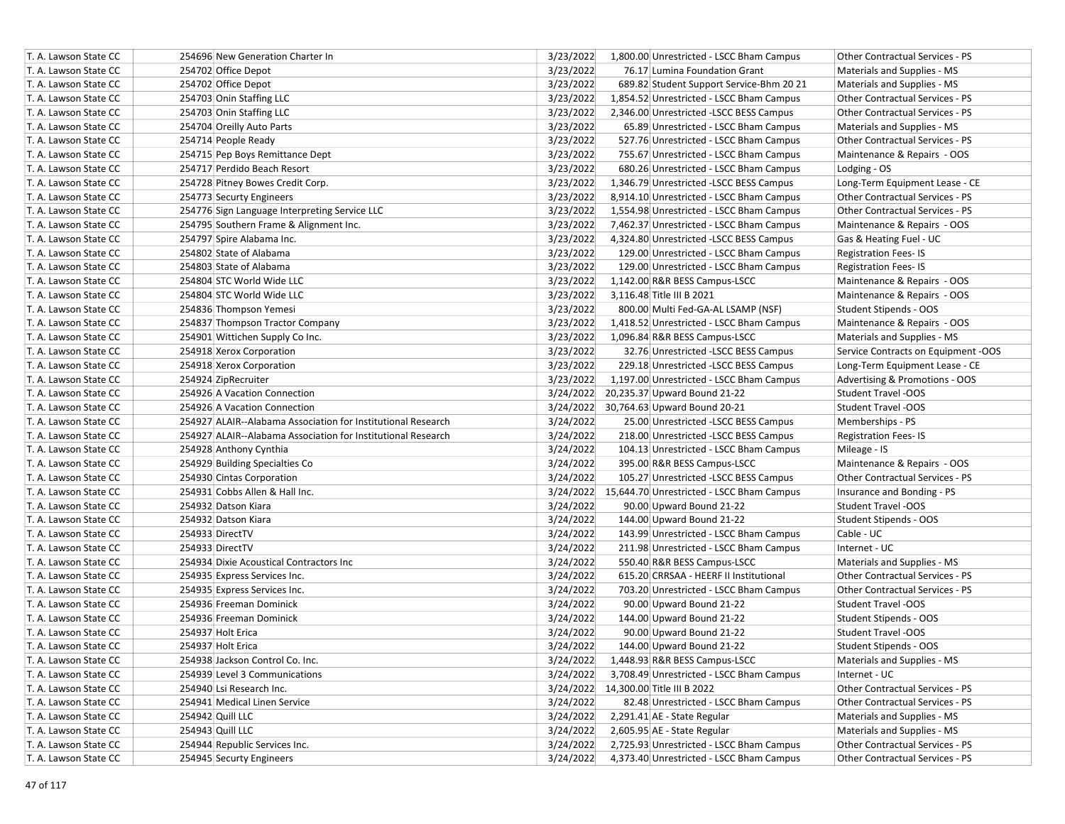| | | | | | |
|---|---|---|---|---|---|
| T. A. Lawson State CC | 254696 | New Generation Charter In | 3/23/2022 | 1,800.00 | Unrestricted - LSCC Bham Campus | Other Contractual Services - PS |
| T. A. Lawson State CC | 254702 | Office Depot | 3/23/2022 | 76.17 | Lumina Foundation Grant | Materials and Supplies - MS |
| T. A. Lawson State CC | 254702 | Office Depot | 3/23/2022 | 689.82 | Student Support Service-Bhm 20 21 | Materials and Supplies - MS |
| T. A. Lawson State CC | 254703 | Onin Staffing LLC | 3/23/2022 | 1,854.52 | Unrestricted - LSCC Bham Campus | Other Contractual Services - PS |
| T. A. Lawson State CC | 254703 | Onin Staffing LLC | 3/23/2022 | 2,346.00 | Unrestricted -LSCC BESS Campus | Other Contractual Services - PS |
| T. A. Lawson State CC | 254704 | Oreilly Auto Parts | 3/23/2022 | 65.89 | Unrestricted - LSCC Bham Campus | Materials and Supplies - MS |
| T. A. Lawson State CC | 254714 | People Ready | 3/23/2022 | 527.76 | Unrestricted - LSCC Bham Campus | Other Contractual Services - PS |
| T. A. Lawson State CC | 254715 | Pep Boys Remittance Dept | 3/23/2022 | 755.67 | Unrestricted - LSCC Bham Campus | Maintenance & Repairs - OOS |
| T. A. Lawson State CC | 254717 | Perdido Beach Resort | 3/23/2022 | 680.26 | Unrestricted - LSCC Bham Campus | Lodging - OS |
| T. A. Lawson State CC | 254728 | Pitney Bowes Credit Corp. | 3/23/2022 | 1,346.79 | Unrestricted -LSCC BESS Campus | Long-Term Equipment Lease - CE |
| T. A. Lawson State CC | 254773 | Securty Engineers | 3/23/2022 | 8,914.10 | Unrestricted - LSCC Bham Campus | Other Contractual Services - PS |
| T. A. Lawson State CC | 254776 | Sign Language Interpreting Service LLC | 3/23/2022 | 1,554.98 | Unrestricted - LSCC Bham Campus | Other Contractual Services - PS |
| T. A. Lawson State CC | 254795 | Southern Frame & Alignment Inc. | 3/23/2022 | 7,462.37 | Unrestricted - LSCC Bham Campus | Maintenance & Repairs - OOS |
| T. A. Lawson State CC | 254797 | Spire Alabama Inc. | 3/23/2022 | 4,324.80 | Unrestricted -LSCC BESS Campus | Gas & Heating Fuel - UC |
| T. A. Lawson State CC | 254802 | State of Alabama | 3/23/2022 | 129.00 | Unrestricted - LSCC Bham Campus | Registration Fees- IS |
| T. A. Lawson State CC | 254803 | State of Alabama | 3/23/2022 | 129.00 | Unrestricted - LSCC Bham Campus | Registration Fees- IS |
| T. A. Lawson State CC | 254804 | STC World Wide LLC | 3/23/2022 | 1,142.00 | R&R BESS Campus-LSCC | Maintenance & Repairs - OOS |
| T. A. Lawson State CC | 254804 | STC World Wide LLC | 3/23/2022 | 3,116.48 | Title III B 2021 | Maintenance & Repairs - OOS |
| T. A. Lawson State CC | 254836 | Thompson Yemesi | 3/23/2022 | 800.00 | Multi Fed-GA-AL LSAMP (NSF) | Student Stipends - OOS |
| T. A. Lawson State CC | 254837 | Thompson Tractor Company | 3/23/2022 | 1,418.52 | Unrestricted - LSCC Bham Campus | Maintenance & Repairs - OOS |
| T. A. Lawson State CC | 254901 | Wittichen Supply Co Inc. | 3/23/2022 | 1,096.84 | R&R BESS Campus-LSCC | Materials and Supplies - MS |
| T. A. Lawson State CC | 254918 | Xerox Corporation | 3/23/2022 | 32.76 | Unrestricted -LSCC BESS Campus | Service Contracts on Equipment -OOS |
| T. A. Lawson State CC | 254918 | Xerox Corporation | 3/23/2022 | 229.18 | Unrestricted -LSCC BESS Campus | Long-Term Equipment Lease - CE |
| T. A. Lawson State CC | 254924 | ZipRecruiter | 3/23/2022 | 1,197.00 | Unrestricted - LSCC Bham Campus | Advertising & Promotions - OOS |
| T. A. Lawson State CC | 254926 | A Vacation Connection | 3/24/2022 | 20,235.37 | Upward Bound 21-22 | Student Travel -OOS |
| T. A. Lawson State CC | 254926 | A Vacation Connection | 3/24/2022 | 30,764.63 | Upward Bound 20-21 | Student Travel -OOS |
| T. A. Lawson State CC | 254927 | ALAIR--Alabama Association for Institutional Research | 3/24/2022 | 25.00 | Unrestricted -LSCC BESS Campus | Memberships - PS |
| T. A. Lawson State CC | 254927 | ALAIR--Alabama Association for Institutional Research | 3/24/2022 | 218.00 | Unrestricted -LSCC BESS Campus | Registration Fees- IS |
| T. A. Lawson State CC | 254928 | Anthony Cynthia | 3/24/2022 | 104.13 | Unrestricted - LSCC Bham Campus | Mileage - IS |
| T. A. Lawson State CC | 254929 | Building Specialties Co | 3/24/2022 | 395.00 | R&R BESS Campus-LSCC | Maintenance & Repairs - OOS |
| T. A. Lawson State CC | 254930 | Cintas Corporation | 3/24/2022 | 105.27 | Unrestricted -LSCC BESS Campus | Other Contractual Services - PS |
| T. A. Lawson State CC | 254931 | Cobbs Allen & Hall Inc. | 3/24/2022 | 15,644.70 | Unrestricted - LSCC Bham Campus | Insurance and Bonding - PS |
| T. A. Lawson State CC | 254932 | Datson Kiara | 3/24/2022 | 90.00 | Upward Bound 21-22 | Student Travel -OOS |
| T. A. Lawson State CC | 254932 | Datson Kiara | 3/24/2022 | 144.00 | Upward Bound 21-22 | Student Stipends - OOS |
| T. A. Lawson State CC | 254933 | DirectTV | 3/24/2022 | 143.99 | Unrestricted - LSCC Bham Campus | Cable - UC |
| T. A. Lawson State CC | 254933 | DirectTV | 3/24/2022 | 211.98 | Unrestricted - LSCC Bham Campus | Internet - UC |
| T. A. Lawson State CC | 254934 | Dixie Acoustical Contractors Inc | 3/24/2022 | 550.40 | R&R BESS Campus-LSCC | Materials and Supplies - MS |
| T. A. Lawson State CC | 254935 | Express Services Inc. | 3/24/2022 | 615.20 | CRRSAA - HEERF II Institutional | Other Contractual Services - PS |
| T. A. Lawson State CC | 254935 | Express Services Inc. | 3/24/2022 | 703.20 | Unrestricted - LSCC Bham Campus | Other Contractual Services - PS |
| T. A. Lawson State CC | 254936 | Freeman Dominick | 3/24/2022 | 90.00 | Upward Bound 21-22 | Student Travel -OOS |
| T. A. Lawson State CC | 254936 | Freeman Dominick | 3/24/2022 | 144.00 | Upward Bound 21-22 | Student Stipends - OOS |
| T. A. Lawson State CC | 254937 | Holt Erica | 3/24/2022 | 90.00 | Upward Bound 21-22 | Student Travel -OOS |
| T. A. Lawson State CC | 254937 | Holt Erica | 3/24/2022 | 144.00 | Upward Bound 21-22 | Student Stipends - OOS |
| T. A. Lawson State CC | 254938 | Jackson Control Co. Inc. | 3/24/2022 | 1,448.93 | R&R BESS Campus-LSCC | Materials and Supplies - MS |
| T. A. Lawson State CC | 254939 | Level 3 Communications | 3/24/2022 | 3,708.49 | Unrestricted - LSCC Bham Campus | Internet - UC |
| T. A. Lawson State CC | 254940 | Lsi Research Inc. | 3/24/2022 | 14,300.00 | Title III B 2022 | Other Contractual Services - PS |
| T. A. Lawson State CC | 254941 | Medical Linen Service | 3/24/2022 | 82.48 | Unrestricted - LSCC Bham Campus | Other Contractual Services - PS |
| T. A. Lawson State CC | 254942 | Quill LLC | 3/24/2022 | 2,291.41 | AE - State Regular | Materials and Supplies - MS |
| T. A. Lawson State CC | 254943 | Quill LLC | 3/24/2022 | 2,605.95 | AE - State Regular | Materials and Supplies - MS |
| T. A. Lawson State CC | 254944 | Republic Services Inc. | 3/24/2022 | 2,725.93 | Unrestricted - LSCC Bham Campus | Other Contractual Services - PS |
| T. A. Lawson State CC | 254945 | Securty Engineers | 3/24/2022 | 4,373.40 | Unrestricted - LSCC Bham Campus | Other Contractual Services - PS |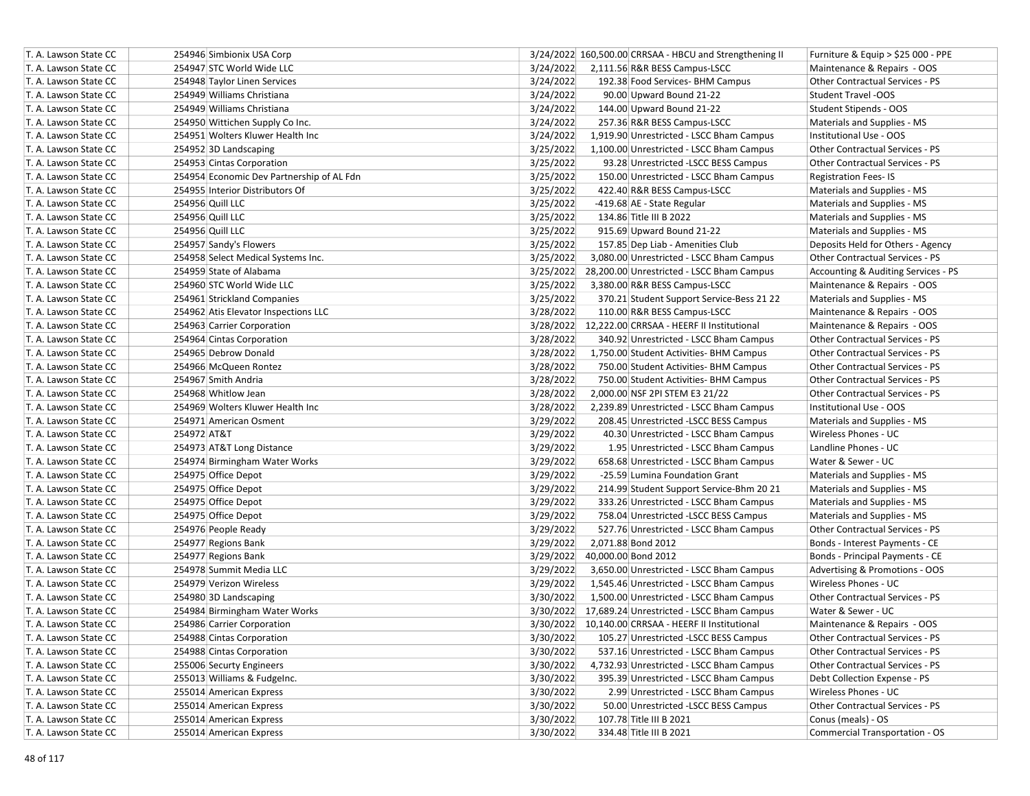| | | | | | | |
|---|---|---|---|---|---|---|
| T. A. Lawson State CC | 254946 | Simbionix USA Corp | 3/24/2022 | 160,500.00 | CRRSAA - HBCU and Strengthening II | Furniture & Equip > $25 000 - PPE |
| T. A. Lawson State CC | 254947 | STC World Wide LLC | 3/24/2022 | 2,111.56 | R&R BESS Campus-LSCC | Maintenance & Repairs - OOS |
| T. A. Lawson State CC | 254948 | Taylor Linen Services | 3/24/2022 | 192.38 | Food Services- BHM Campus | Other Contractual Services - PS |
| T. A. Lawson State CC | 254949 | Williams Christiana | 3/24/2022 | 90.00 | Upward Bound 21-22 | Student Travel -OOS |
| T. A. Lawson State CC | 254949 | Williams Christiana | 3/24/2022 | 144.00 | Upward Bound 21-22 | Student Stipends - OOS |
| T. A. Lawson State CC | 254950 | Wittichen Supply Co Inc. | 3/24/2022 | 257.36 | R&R BESS Campus-LSCC | Materials and Supplies - MS |
| T. A. Lawson State CC | 254951 | Wolters Kluwer Health Inc | 3/24/2022 | 1,919.90 | Unrestricted - LSCC Bham Campus | Institutional Use - OOS |
| T. A. Lawson State CC | 254952 | 3D Landscaping | 3/25/2022 | 1,100.00 | Unrestricted - LSCC Bham Campus | Other Contractual Services - PS |
| T. A. Lawson State CC | 254953 | Cintas Corporation | 3/25/2022 | 93.28 | Unrestricted -LSCC BESS Campus | Other Contractual Services - PS |
| T. A. Lawson State CC | 254954 | Economic Dev Partnership of AL Fdn | 3/25/2022 | 150.00 | Unrestricted - LSCC Bham Campus | Registration Fees- IS |
| T. A. Lawson State CC | 254955 | Interior Distributors Of | 3/25/2022 | 422.40 | R&R BESS Campus-LSCC | Materials and Supplies - MS |
| T. A. Lawson State CC | 254956 | Quill LLC | 3/25/2022 | -419.68 | AE - State Regular | Materials and Supplies - MS |
| T. A. Lawson State CC | 254956 | Quill LLC | 3/25/2022 | 134.86 | Title III B 2022 | Materials and Supplies - MS |
| T. A. Lawson State CC | 254956 | Quill LLC | 3/25/2022 | 915.69 | Upward Bound 21-22 | Materials and Supplies - MS |
| T. A. Lawson State CC | 254957 | Sandy's Flowers | 3/25/2022 | 157.85 | Dep Liab - Amenities Club | Deposits Held for Others - Agency |
| T. A. Lawson State CC | 254958 | Select Medical Systems Inc. | 3/25/2022 | 3,080.00 | Unrestricted - LSCC Bham Campus | Other Contractual Services - PS |
| T. A. Lawson State CC | 254959 | State of Alabama | 3/25/2022 | 28,200.00 | Unrestricted - LSCC Bham Campus | Accounting & Auditing Services - PS |
| T. A. Lawson State CC | 254960 | STC World Wide LLC | 3/25/2022 | 3,380.00 | R&R BESS Campus-LSCC | Maintenance & Repairs - OOS |
| T. A. Lawson State CC | 254961 | Strickland Companies | 3/25/2022 | 370.21 | Student Support Service-Bess 21 22 | Materials and Supplies - MS |
| T. A. Lawson State CC | 254962 | Atis Elevator Inspections LLC | 3/28/2022 | 110.00 | R&R BESS Campus-LSCC | Maintenance & Repairs - OOS |
| T. A. Lawson State CC | 254963 | Carrier Corporation | 3/28/2022 | 12,222.00 | CRRSAA - HEERF II Institutional | Maintenance & Repairs - OOS |
| T. A. Lawson State CC | 254964 | Cintas Corporation | 3/28/2022 | 340.92 | Unrestricted - LSCC Bham Campus | Other Contractual Services - PS |
| T. A. Lawson State CC | 254965 | Debrow Donald | 3/28/2022 | 1,750.00 | Student Activities- BHM Campus | Other Contractual Services - PS |
| T. A. Lawson State CC | 254966 | McQueen Rontez | 3/28/2022 | 750.00 | Student Activities- BHM Campus | Other Contractual Services - PS |
| T. A. Lawson State CC | 254967 | Smith Andria | 3/28/2022 | 750.00 | Student Activities- BHM Campus | Other Contractual Services - PS |
| T. A. Lawson State CC | 254968 | Whitlow Jean | 3/28/2022 | 2,000.00 | NSF 2PI STEM E3 21/22 | Other Contractual Services - PS |
| T. A. Lawson State CC | 254969 | Wolters Kluwer Health Inc | 3/28/2022 | 2,239.89 | Unrestricted - LSCC Bham Campus | Institutional Use - OOS |
| T. A. Lawson State CC | 254971 | American Osment | 3/29/2022 | 208.45 | Unrestricted -LSCC BESS Campus | Materials and Supplies - MS |
| T. A. Lawson State CC | 254972 | AT&T | 3/29/2022 | 40.30 | Unrestricted - LSCC Bham Campus | Wireless Phones - UC |
| T. A. Lawson State CC | 254973 | AT&T Long Distance | 3/29/2022 | 1.95 | Unrestricted - LSCC Bham Campus | Landline Phones - UC |
| T. A. Lawson State CC | 254974 | Birmingham Water Works | 3/29/2022 | 658.68 | Unrestricted - LSCC Bham Campus | Water & Sewer - UC |
| T. A. Lawson State CC | 254975 | Office Depot | 3/29/2022 | -25.59 | Lumina Foundation Grant | Materials and Supplies - MS |
| T. A. Lawson State CC | 254975 | Office Depot | 3/29/2022 | 214.99 | Student Support Service-Bhm 20 21 | Materials and Supplies - MS |
| T. A. Lawson State CC | 254975 | Office Depot | 3/29/2022 | 333.26 | Unrestricted - LSCC Bham Campus | Materials and Supplies - MS |
| T. A. Lawson State CC | 254975 | Office Depot | 3/29/2022 | 758.04 | Unrestricted -LSCC BESS Campus | Materials and Supplies - MS |
| T. A. Lawson State CC | 254976 | People Ready | 3/29/2022 | 527.76 | Unrestricted - LSCC Bham Campus | Other Contractual Services - PS |
| T. A. Lawson State CC | 254977 | Regions Bank | 3/29/2022 | 2,071.88 | Bond 2012 | Bonds - Interest Payments - CE |
| T. A. Lawson State CC | 254977 | Regions Bank | 3/29/2022 | 40,000.00 | Bond 2012 | Bonds - Principal Payments - CE |
| T. A. Lawson State CC | 254978 | Summit Media LLC | 3/29/2022 | 3,650.00 | Unrestricted - LSCC Bham Campus | Advertising & Promotions - OOS |
| T. A. Lawson State CC | 254979 | Verizon Wireless | 3/29/2022 | 1,545.46 | Unrestricted - LSCC Bham Campus | Wireless Phones - UC |
| T. A. Lawson State CC | 254980 | 3D Landscaping | 3/30/2022 | 1,500.00 | Unrestricted - LSCC Bham Campus | Other Contractual Services - PS |
| T. A. Lawson State CC | 254984 | Birmingham Water Works | 3/30/2022 | 17,689.24 | Unrestricted - LSCC Bham Campus | Water & Sewer - UC |
| T. A. Lawson State CC | 254986 | Carrier Corporation | 3/30/2022 | 10,140.00 | CRRSAA - HEERF II Institutional | Maintenance & Repairs - OOS |
| T. A. Lawson State CC | 254988 | Cintas Corporation | 3/30/2022 | 105.27 | Unrestricted -LSCC BESS Campus | Other Contractual Services - PS |
| T. A. Lawson State CC | 254988 | Cintas Corporation | 3/30/2022 | 537.16 | Unrestricted - LSCC Bham Campus | Other Contractual Services - PS |
| T. A. Lawson State CC | 255006 | Securty Engineers | 3/30/2022 | 4,732.93 | Unrestricted - LSCC Bham Campus | Other Contractual Services - PS |
| T. A. Lawson State CC | 255013 | Williams & FudgeInc. | 3/30/2022 | 395.39 | Unrestricted - LSCC Bham Campus | Debt Collection Expense - PS |
| T. A. Lawson State CC | 255014 | American Express | 3/30/2022 | 2.99 | Unrestricted - LSCC Bham Campus | Wireless Phones - UC |
| T. A. Lawson State CC | 255014 | American Express | 3/30/2022 | 50.00 | Unrestricted -LSCC BESS Campus | Other Contractual Services - PS |
| T. A. Lawson State CC | 255014 | American Express | 3/30/2022 | 107.78 | Title III B 2021 | Conus (meals) - OS |
| T. A. Lawson State CC | 255014 | American Express | 3/30/2022 | 334.48 | Title III B 2021 | Commercial Transportation - OS |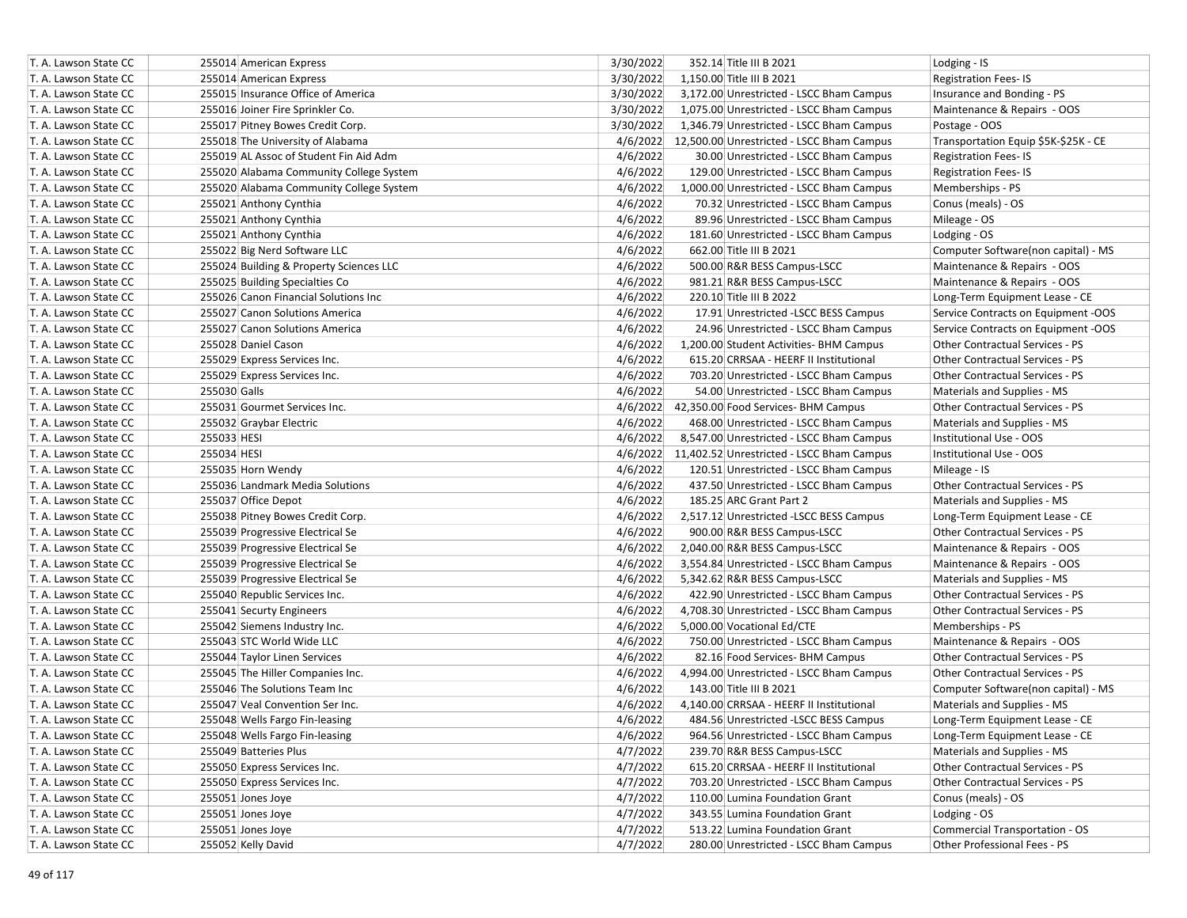| | | | | | |
|---|---|---|---|---|---|
| T. A. Lawson State CC | 255014 American Express | 3/30/2022 | 352.14 | Title III B 2021 | Lodging - IS |
| T. A. Lawson State CC | 255014 American Express | 3/30/2022 | 1,150.00 | Title III B 2021 | Registration Fees- IS |
| T. A. Lawson State CC | 255015 Insurance Office of America | 3/30/2022 | 3,172.00 | Unrestricted - LSCC Bham Campus | Insurance and Bonding - PS |
| T. A. Lawson State CC | 255016 Joiner Fire Sprinkler Co. | 3/30/2022 | 1,075.00 | Unrestricted - LSCC Bham Campus | Maintenance & Repairs - OOS |
| T. A. Lawson State CC | 255017 Pitney Bowes Credit Corp. | 3/30/2022 | 1,346.79 | Unrestricted - LSCC Bham Campus | Postage - OOS |
| T. A. Lawson State CC | 255018 The University of Alabama | 4/6/2022 | 12,500.00 | Unrestricted - LSCC Bham Campus | Transportation Equip $5K-$25K - CE |
| T. A. Lawson State CC | 255019 AL Assoc of Student Fin Aid Adm | 4/6/2022 | 30.00 | Unrestricted - LSCC Bham Campus | Registration Fees- IS |
| T. A. Lawson State CC | 255020 Alabama Community College System | 4/6/2022 | 129.00 | Unrestricted - LSCC Bham Campus | Registration Fees- IS |
| T. A. Lawson State CC | 255020 Alabama Community College System | 4/6/2022 | 1,000.00 | Unrestricted - LSCC Bham Campus | Memberships - PS |
| T. A. Lawson State CC | 255021 Anthony Cynthia | 4/6/2022 | 70.32 | Unrestricted - LSCC Bham Campus | Conus (meals) - OS |
| T. A. Lawson State CC | 255021 Anthony Cynthia | 4/6/2022 | 89.96 | Unrestricted - LSCC Bham Campus | Mileage - OS |
| T. A. Lawson State CC | 255021 Anthony Cynthia | 4/6/2022 | 181.60 | Unrestricted - LSCC Bham Campus | Lodging - OS |
| T. A. Lawson State CC | 255022 Big Nerd Software LLC | 4/6/2022 | 662.00 | Title III B 2021 | Computer Software(non capital) - MS |
| T. A. Lawson State CC | 255024 Building & Property Sciences LLC | 4/6/2022 | 500.00 | R&R BESS Campus-LSCC | Maintenance & Repairs - OOS |
| T. A. Lawson State CC | 255025 Building Specialties Co | 4/6/2022 | 981.21 | R&R BESS Campus-LSCC | Maintenance & Repairs - OOS |
| T. A. Lawson State CC | 255026 Canon Financial Solutions Inc | 4/6/2022 | 220.10 | Title III B 2022 | Long-Term Equipment Lease - CE |
| T. A. Lawson State CC | 255027 Canon Solutions America | 4/6/2022 | 17.91 | Unrestricted -LSCC BESS Campus | Service Contracts on Equipment -OOS |
| T. A. Lawson State CC | 255027 Canon Solutions America | 4/6/2022 | 24.96 | Unrestricted - LSCC Bham Campus | Service Contracts on Equipment -OOS |
| T. A. Lawson State CC | 255028 Daniel Cason | 4/6/2022 | 1,200.00 | Student Activities- BHM Campus | Other Contractual Services - PS |
| T. A. Lawson State CC | 255029 Express Services Inc. | 4/6/2022 | 615.20 | CRRSAA - HEERF II Institutional | Other Contractual Services - PS |
| T. A. Lawson State CC | 255029 Express Services Inc. | 4/6/2022 | 703.20 | Unrestricted - LSCC Bham Campus | Other Contractual Services - PS |
| T. A. Lawson State CC | 255030 Galls | 4/6/2022 | 54.00 | Unrestricted - LSCC Bham Campus | Materials and Supplies - MS |
| T. A. Lawson State CC | 255031 Gourmet Services Inc. | 4/6/2022 | 42,350.00 | Food Services- BHM Campus | Other Contractual Services - PS |
| T. A. Lawson State CC | 255032 Graybar Electric | 4/6/2022 | 468.00 | Unrestricted - LSCC Bham Campus | Materials and Supplies - MS |
| T. A. Lawson State CC | 255033 HESI | 4/6/2022 | 8,547.00 | Unrestricted - LSCC Bham Campus | Institutional Use - OOS |
| T. A. Lawson State CC | 255034 HESI | 4/6/2022 | 11,402.52 | Unrestricted - LSCC Bham Campus | Institutional Use - OOS |
| T. A. Lawson State CC | 255035 Horn Wendy | 4/6/2022 | 120.51 | Unrestricted - LSCC Bham Campus | Mileage - IS |
| T. A. Lawson State CC | 255036 Landmark Media Solutions | 4/6/2022 | 437.50 | Unrestricted - LSCC Bham Campus | Other Contractual Services - PS |
| T. A. Lawson State CC | 255037 Office Depot | 4/6/2022 | 185.25 | ARC Grant Part 2 | Materials and Supplies - MS |
| T. A. Lawson State CC | 255038 Pitney Bowes Credit Corp. | 4/6/2022 | 2,517.12 | Unrestricted -LSCC BESS Campus | Long-Term Equipment Lease - CE |
| T. A. Lawson State CC | 255039 Progressive Electrical Se | 4/6/2022 | 900.00 | R&R BESS Campus-LSCC | Other Contractual Services - PS |
| T. A. Lawson State CC | 255039 Progressive Electrical Se | 4/6/2022 | 2,040.00 | R&R BESS Campus-LSCC | Maintenance & Repairs - OOS |
| T. A. Lawson State CC | 255039 Progressive Electrical Se | 4/6/2022 | 3,554.84 | Unrestricted - LSCC Bham Campus | Maintenance & Repairs - OOS |
| T. A. Lawson State CC | 255039 Progressive Electrical Se | 4/6/2022 | 5,342.62 | R&R BESS Campus-LSCC | Materials and Supplies - MS |
| T. A. Lawson State CC | 255040 Republic Services Inc. | 4/6/2022 | 422.90 | Unrestricted - LSCC Bham Campus | Other Contractual Services - PS |
| T. A. Lawson State CC | 255041 Securty Engineers | 4/6/2022 | 4,708.30 | Unrestricted - LSCC Bham Campus | Other Contractual Services - PS |
| T. A. Lawson State CC | 255042 Siemens Industry Inc. | 4/6/2022 | 5,000.00 | Vocational Ed/CTE | Memberships - PS |
| T. A. Lawson State CC | 255043 STC World Wide LLC | 4/6/2022 | 750.00 | Unrestricted - LSCC Bham Campus | Maintenance & Repairs - OOS |
| T. A. Lawson State CC | 255044 Taylor Linen Services | 4/6/2022 | 82.16 | Food Services- BHM Campus | Other Contractual Services - PS |
| T. A. Lawson State CC | 255045 The Hiller Companies Inc. | 4/6/2022 | 4,994.00 | Unrestricted - LSCC Bham Campus | Other Contractual Services - PS |
| T. A. Lawson State CC | 255046 The Solutions Team Inc | 4/6/2022 | 143.00 | Title III B 2021 | Computer Software(non capital) - MS |
| T. A. Lawson State CC | 255047 Veal Convention Ser Inc. | 4/6/2022 | 4,140.00 | CRRSAA - HEERF II Institutional | Materials and Supplies - MS |
| T. A. Lawson State CC | 255048 Wells Fargo Fin-leasing | 4/6/2022 | 484.56 | Unrestricted -LSCC BESS Campus | Long-Term Equipment Lease - CE |
| T. A. Lawson State CC | 255048 Wells Fargo Fin-leasing | 4/6/2022 | 964.56 | Unrestricted - LSCC Bham Campus | Long-Term Equipment Lease - CE |
| T. A. Lawson State CC | 255049 Batteries Plus | 4/7/2022 | 239.70 | R&R BESS Campus-LSCC | Materials and Supplies - MS |
| T. A. Lawson State CC | 255050 Express Services Inc. | 4/7/2022 | 615.20 | CRRSAA - HEERF II Institutional | Other Contractual Services - PS |
| T. A. Lawson State CC | 255050 Express Services Inc. | 4/7/2022 | 703.20 | Unrestricted - LSCC Bham Campus | Other Contractual Services - PS |
| T. A. Lawson State CC | 255051 Jones Joye | 4/7/2022 | 110.00 | Lumina Foundation Grant | Conus (meals) - OS |
| T. A. Lawson State CC | 255051 Jones Joye | 4/7/2022 | 343.55 | Lumina Foundation Grant | Lodging - OS |
| T. A. Lawson State CC | 255051 Jones Joye | 4/7/2022 | 513.22 | Lumina Foundation Grant | Commercial Transportation - OS |
| T. A. Lawson State CC | 255052 Kelly David | 4/7/2022 | 280.00 | Unrestricted - LSCC Bham Campus | Other Professional Fees - PS |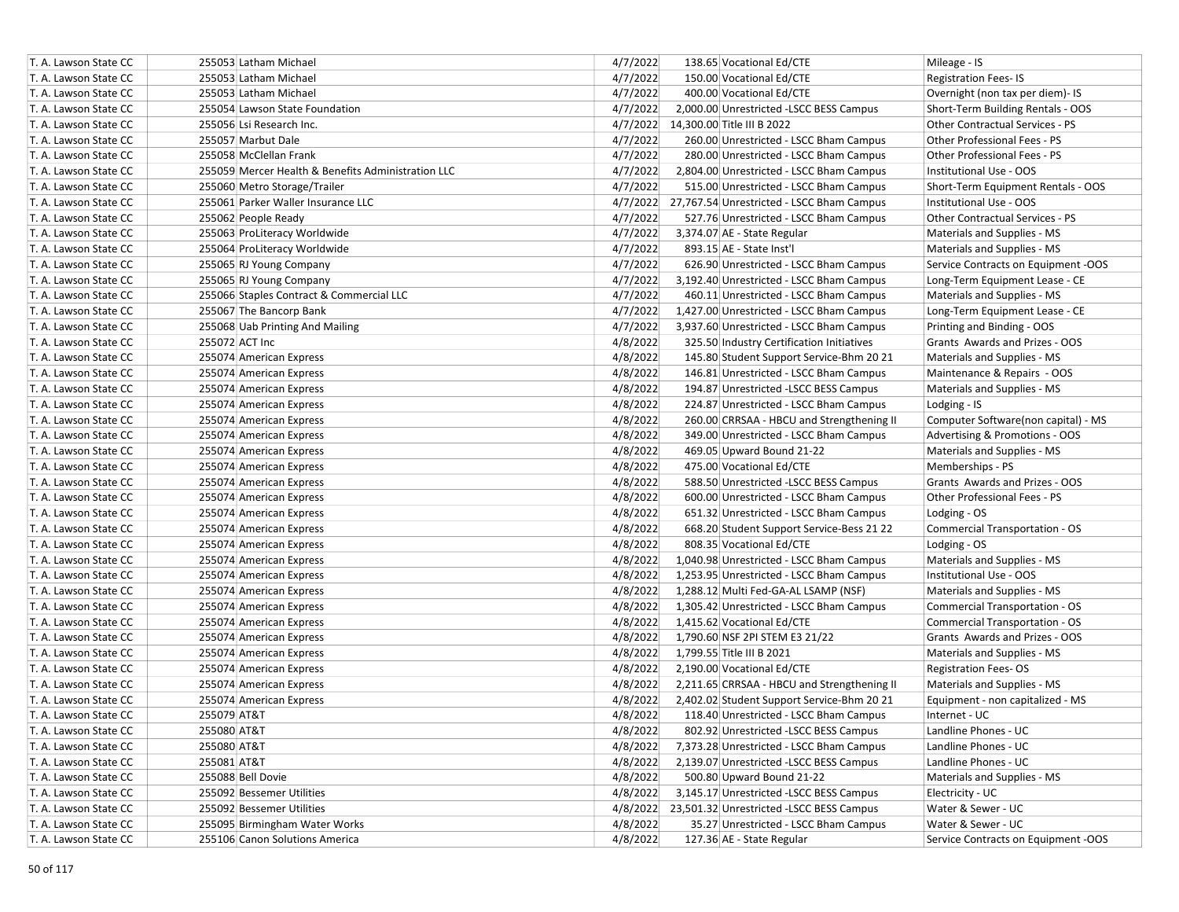| | | | | | | |
|---|---|---|---|---|---|---|
| T. A. Lawson State CC | 255053 | Latham Michael | 4/7/2022 | 138.65 | Vocational Ed/CTE | Mileage - IS |
| T. A. Lawson State CC | 255053 | Latham Michael | 4/7/2022 | 150.00 | Vocational Ed/CTE | Registration Fees- IS |
| T. A. Lawson State CC | 255053 | Latham Michael | 4/7/2022 | 400.00 | Vocational Ed/CTE | Overnight (non tax per diem)- IS |
| T. A. Lawson State CC | 255054 | Lawson State Foundation | 4/7/2022 | 2,000.00 | Unrestricted -LSCC BESS Campus | Short-Term Building Rentals - OOS |
| T. A. Lawson State CC | 255056 | Lsi Research Inc. | 4/7/2022 | 14,300.00 | Title III B 2022 | Other Contractual Services - PS |
| T. A. Lawson State CC | 255057 | Marbut Dale | 4/7/2022 | 260.00 | Unrestricted - LSCC Bham Campus | Other Professional Fees - PS |
| T. A. Lawson State CC | 255058 | McClellan Frank | 4/7/2022 | 280.00 | Unrestricted - LSCC Bham Campus | Other Professional Fees - PS |
| T. A. Lawson State CC | 255059 | Mercer Health & Benefits Administration LLC | 4/7/2022 | 2,804.00 | Unrestricted - LSCC Bham Campus | Institutional Use - OOS |
| T. A. Lawson State CC | 255060 | Metro Storage/Trailer | 4/7/2022 | 515.00 | Unrestricted - LSCC Bham Campus | Short-Term Equipment Rentals - OOS |
| T. A. Lawson State CC | 255061 | Parker Waller Insurance LLC | 4/7/2022 | 27,767.54 | Unrestricted - LSCC Bham Campus | Institutional Use - OOS |
| T. A. Lawson State CC | 255062 | People Ready | 4/7/2022 | 527.76 | Unrestricted - LSCC Bham Campus | Other Contractual Services - PS |
| T. A. Lawson State CC | 255063 | ProLiteracy Worldwide | 4/7/2022 | 3,374.07 | AE - State Regular | Materials and Supplies - MS |
| T. A. Lawson State CC | 255064 | ProLiteracy Worldwide | 4/7/2022 | 893.15 | AE - State Inst'l | Materials and Supplies - MS |
| T. A. Lawson State CC | 255065 | RJ Young Company | 4/7/2022 | 626.90 | Unrestricted - LSCC Bham Campus | Service Contracts on Equipment -OOS |
| T. A. Lawson State CC | 255065 | RJ Young Company | 4/7/2022 | 3,192.40 | Unrestricted - LSCC Bham Campus | Long-Term Equipment Lease - CE |
| T. A. Lawson State CC | 255066 | Staples Contract & Commercial LLC | 4/7/2022 | 460.11 | Unrestricted - LSCC Bham Campus | Materials and Supplies - MS |
| T. A. Lawson State CC | 255067 | The Bancorp Bank | 4/7/2022 | 1,427.00 | Unrestricted - LSCC Bham Campus | Long-Term Equipment Lease - CE |
| T. A. Lawson State CC | 255068 | Uab Printing And Mailing | 4/7/2022 | 3,937.60 | Unrestricted - LSCC Bham Campus | Printing and Binding - OOS |
| T. A. Lawson State CC | 255072 | ACT Inc | 4/8/2022 | 325.50 | Industry Certification Initiatives | Grants Awards and Prizes - OOS |
| T. A. Lawson State CC | 255074 | American Express | 4/8/2022 | 145.80 | Student Support Service-Bhm 20 21 | Materials and Supplies - MS |
| T. A. Lawson State CC | 255074 | American Express | 4/8/2022 | 146.81 | Unrestricted - LSCC Bham Campus | Maintenance & Repairs - OOS |
| T. A. Lawson State CC | 255074 | American Express | 4/8/2022 | 194.87 | Unrestricted -LSCC BESS Campus | Materials and Supplies - MS |
| T. A. Lawson State CC | 255074 | American Express | 4/8/2022 | 224.87 | Unrestricted - LSCC Bham Campus | Lodging - IS |
| T. A. Lawson State CC | 255074 | American Express | 4/8/2022 | 260.00 | CRRSAA - HBCU and Strengthening II | Computer Software(non capital) - MS |
| T. A. Lawson State CC | 255074 | American Express | 4/8/2022 | 349.00 | Unrestricted - LSCC Bham Campus | Advertising & Promotions - OOS |
| T. A. Lawson State CC | 255074 | American Express | 4/8/2022 | 469.05 | Upward Bound 21-22 | Materials and Supplies - MS |
| T. A. Lawson State CC | 255074 | American Express | 4/8/2022 | 475.00 | Vocational Ed/CTE | Memberships - PS |
| T. A. Lawson State CC | 255074 | American Express | 4/8/2022 | 588.50 | Unrestricted -LSCC BESS Campus | Grants Awards and Prizes - OOS |
| T. A. Lawson State CC | 255074 | American Express | 4/8/2022 | 600.00 | Unrestricted - LSCC Bham Campus | Other Professional Fees - PS |
| T. A. Lawson State CC | 255074 | American Express | 4/8/2022 | 651.32 | Unrestricted - LSCC Bham Campus | Lodging - OS |
| T. A. Lawson State CC | 255074 | American Express | 4/8/2022 | 668.20 | Student Support Service-Bess 21 22 | Commercial Transportation - OS |
| T. A. Lawson State CC | 255074 | American Express | 4/8/2022 | 808.35 | Vocational Ed/CTE | Lodging - OS |
| T. A. Lawson State CC | 255074 | American Express | 4/8/2022 | 1,040.98 | Unrestricted - LSCC Bham Campus | Materials and Supplies - MS |
| T. A. Lawson State CC | 255074 | American Express | 4/8/2022 | 1,253.95 | Unrestricted - LSCC Bham Campus | Institutional Use - OOS |
| T. A. Lawson State CC | 255074 | American Express | 4/8/2022 | 1,288.12 | Multi Fed-GA-AL LSAMP (NSF) | Materials and Supplies - MS |
| T. A. Lawson State CC | 255074 | American Express | 4/8/2022 | 1,305.42 | Unrestricted - LSCC Bham Campus | Commercial Transportation - OS |
| T. A. Lawson State CC | 255074 | American Express | 4/8/2022 | 1,415.62 | Vocational Ed/CTE | Commercial Transportation - OS |
| T. A. Lawson State CC | 255074 | American Express | 4/8/2022 | 1,790.60 | NSF 2PI STEM E3 21/22 | Grants Awards and Prizes - OOS |
| T. A. Lawson State CC | 255074 | American Express | 4/8/2022 | 1,799.55 | Title III B 2021 | Materials and Supplies - MS |
| T. A. Lawson State CC | 255074 | American Express | 4/8/2022 | 2,190.00 | Vocational Ed/CTE | Registration Fees- OS |
| T. A. Lawson State CC | 255074 | American Express | 4/8/2022 | 2,211.65 | CRRSAA - HBCU and Strengthening II | Materials and Supplies - MS |
| T. A. Lawson State CC | 255074 | American Express | 4/8/2022 | 2,402.02 | Student Support Service-Bhm 20 21 | Equipment - non capitalized - MS |
| T. A. Lawson State CC | 255079 | AT&T | 4/8/2022 | 118.40 | Unrestricted - LSCC Bham Campus | Internet - UC |
| T. A. Lawson State CC | 255080 | AT&T | 4/8/2022 | 802.92 | Unrestricted -LSCC BESS Campus | Landline Phones - UC |
| T. A. Lawson State CC | 255080 | AT&T | 4/8/2022 | 7,373.28 | Unrestricted - LSCC Bham Campus | Landline Phones - UC |
| T. A. Lawson State CC | 255081 | AT&T | 4/8/2022 | 2,139.07 | Unrestricted -LSCC BESS Campus | Landline Phones - UC |
| T. A. Lawson State CC | 255088 | Bell Dovie | 4/8/2022 | 500.80 | Upward Bound 21-22 | Materials and Supplies - MS |
| T. A. Lawson State CC | 255092 | Bessemer Utilities | 4/8/2022 | 3,145.17 | Unrestricted -LSCC BESS Campus | Electricity - UC |
| T. A. Lawson State CC | 255092 | Bessemer Utilities | 4/8/2022 | 23,501.32 | Unrestricted -LSCC BESS Campus | Water & Sewer - UC |
| T. A. Lawson State CC | 255095 | Birmingham Water Works | 4/8/2022 | 35.27 | Unrestricted - LSCC Bham Campus | Water & Sewer - UC |
| T. A. Lawson State CC | 255106 | Canon Solutions America | 4/8/2022 | 127.36 | AE - State Regular | Service Contracts on Equipment -OOS |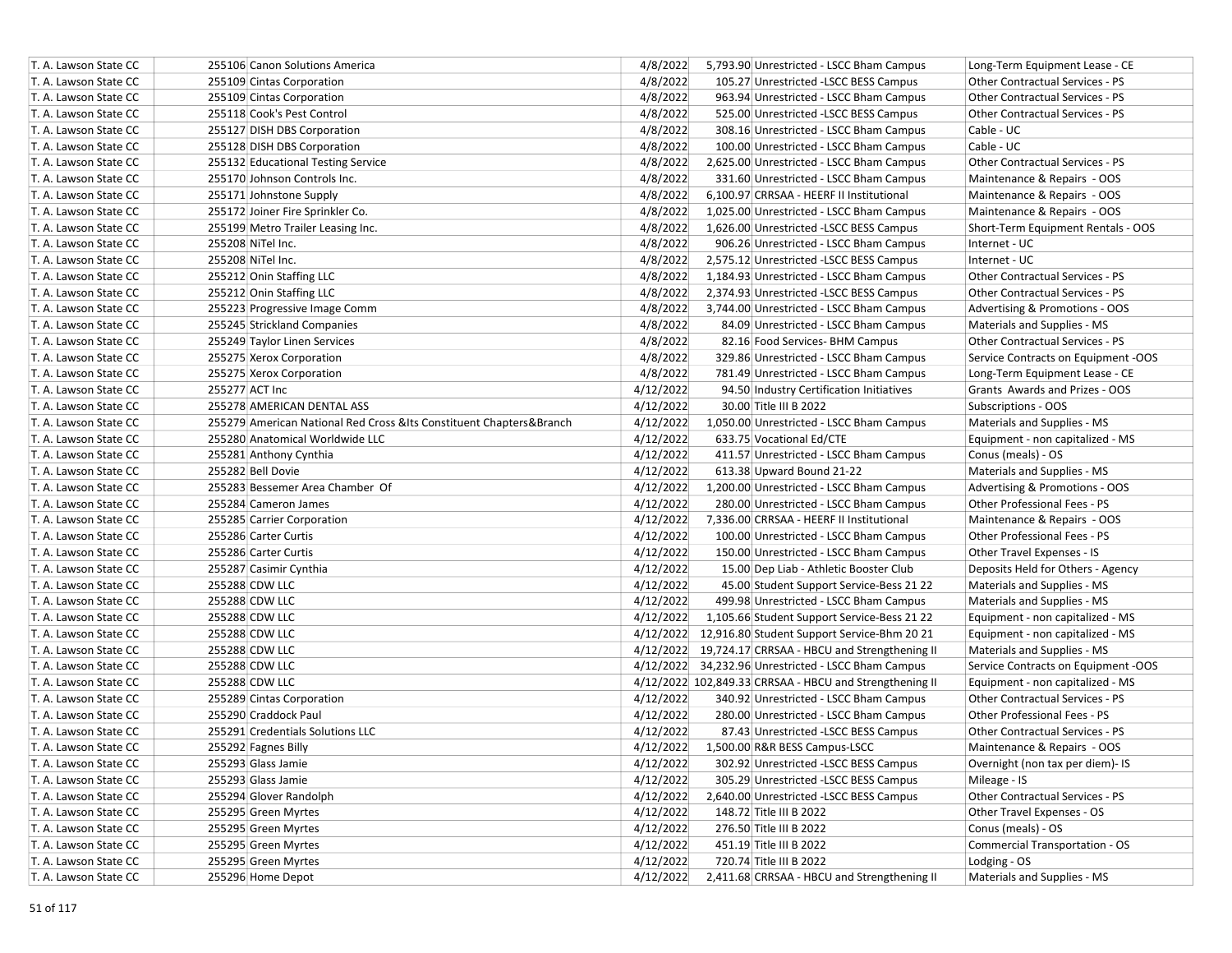| T. A. Lawson State CC | 255106 | Canon Solutions America | 4/8/2022 | 5,793.90 | Unrestricted - LSCC Bham Campus | Long-Term Equipment Lease - CE |
|---|---|---|---|---|---|---|
| T. A. Lawson State CC | 255109 | Cintas Corporation | 4/8/2022 | 105.27 | Unrestricted -LSCC BESS Campus | Other Contractual Services - PS |
| T. A. Lawson State CC | 255109 | Cintas Corporation | 4/8/2022 | 963.94 | Unrestricted - LSCC Bham Campus | Other Contractual Services - PS |
| T. A. Lawson State CC | 255118 | Cook's Pest Control | 4/8/2022 | 525.00 | Unrestricted -LSCC BESS Campus | Other Contractual Services - PS |
| T. A. Lawson State CC | 255127 | DISH DBS Corporation | 4/8/2022 | 308.16 | Unrestricted - LSCC Bham Campus | Cable - UC |
| T. A. Lawson State CC | 255128 | DISH DBS Corporation | 4/8/2022 | 100.00 | Unrestricted - LSCC Bham Campus | Cable - UC |
| T. A. Lawson State CC | 255132 | Educational Testing Service | 4/8/2022 | 2,625.00 | Unrestricted - LSCC Bham Campus | Other Contractual Services - PS |
| T. A. Lawson State CC | 255170 | Johnson Controls Inc. | 4/8/2022 | 331.60 | Unrestricted - LSCC Bham Campus | Maintenance & Repairs - OOS |
| T. A. Lawson State CC | 255171 | Johnstone Supply | 4/8/2022 | 6,100.97 | CRRSAA - HEERF II Institutional | Maintenance & Repairs - OOS |
| T. A. Lawson State CC | 255172 | Joiner Fire Sprinkler Co. | 4/8/2022 | 1,025.00 | Unrestricted - LSCC Bham Campus | Maintenance & Repairs - OOS |
| T. A. Lawson State CC | 255199 | Metro Trailer Leasing Inc. | 4/8/2022 | 1,626.00 | Unrestricted -LSCC BESS Campus | Short-Term Equipment Rentals - OOS |
| T. A. Lawson State CC | 255208 | NiTel Inc. | 4/8/2022 | 906.26 | Unrestricted - LSCC Bham Campus | Internet - UC |
| T. A. Lawson State CC | 255208 | NiTel Inc. | 4/8/2022 | 2,575.12 | Unrestricted -LSCC BESS Campus | Internet - UC |
| T. A. Lawson State CC | 255212 | Onin Staffing LLC | 4/8/2022 | 1,184.93 | Unrestricted - LSCC Bham Campus | Other Contractual Services - PS |
| T. A. Lawson State CC | 255212 | Onin Staffing LLC | 4/8/2022 | 2,374.93 | Unrestricted -LSCC BESS Campus | Other Contractual Services - PS |
| T. A. Lawson State CC | 255223 | Progressive Image Comm | 4/8/2022 | 3,744.00 | Unrestricted - LSCC Bham Campus | Advertising & Promotions - OOS |
| T. A. Lawson State CC | 255245 | Strickland Companies | 4/8/2022 | 84.09 | Unrestricted - LSCC Bham Campus | Materials and Supplies - MS |
| T. A. Lawson State CC | 255249 | Taylor Linen Services | 4/8/2022 | 82.16 | Food Services- BHM Campus | Other Contractual Services - PS |
| T. A. Lawson State CC | 255275 | Xerox Corporation | 4/8/2022 | 329.86 | Unrestricted - LSCC Bham Campus | Service Contracts on Equipment -OOS |
| T. A. Lawson State CC | 255275 | Xerox Corporation | 4/8/2022 | 781.49 | Unrestricted - LSCC Bham Campus | Long-Term Equipment Lease - CE |
| T. A. Lawson State CC | 255277 | ACT Inc | 4/12/2022 | 94.50 | Industry Certification Initiatives | Grants Awards and Prizes - OOS |
| T. A. Lawson State CC | 255278 | AMERICAN DENTAL ASS | 4/12/2022 | 30.00 | Title III B 2022 | Subscriptions - OOS |
| T. A. Lawson State CC | 255279 | American National Red Cross &Its Constituent Chapters&Branch | 4/12/2022 | 1,050.00 | Unrestricted - LSCC Bham Campus | Materials and Supplies - MS |
| T. A. Lawson State CC | 255280 | Anatomical Worldwide LLC | 4/12/2022 | 633.75 | Vocational Ed/CTE | Equipment - non capitalized - MS |
| T. A. Lawson State CC | 255281 | Anthony Cynthia | 4/12/2022 | 411.57 | Unrestricted - LSCC Bham Campus | Conus (meals) - OS |
| T. A. Lawson State CC | 255282 | Bell Dovie | 4/12/2022 | 613.38 | Upward Bound 21-22 | Materials and Supplies - MS |
| T. A. Lawson State CC | 255283 | Bessemer Area Chamber Of | 4/12/2022 | 1,200.00 | Unrestricted - LSCC Bham Campus | Advertising & Promotions - OOS |
| T. A. Lawson State CC | 255284 | Cameron James | 4/12/2022 | 280.00 | Unrestricted - LSCC Bham Campus | Other Professional Fees - PS |
| T. A. Lawson State CC | 255285 | Carrier Corporation | 4/12/2022 | 7,336.00 | CRRSAA - HEERF II Institutional | Maintenance & Repairs - OOS |
| T. A. Lawson State CC | 255286 | Carter Curtis | 4/12/2022 | 100.00 | Unrestricted - LSCC Bham Campus | Other Professional Fees - PS |
| T. A. Lawson State CC | 255286 | Carter Curtis | 4/12/2022 | 150.00 | Unrestricted - LSCC Bham Campus | Other Travel Expenses - IS |
| T. A. Lawson State CC | 255287 | Casimir Cynthia | 4/12/2022 | 15.00 | Dep Liab - Athletic Booster Club | Deposits Held for Others - Agency |
| T. A. Lawson State CC | 255288 | CDW LLC | 4/12/2022 | 45.00 | Student Support Service-Bess 21 22 | Materials and Supplies - MS |
| T. A. Lawson State CC | 255288 | CDW LLC | 4/12/2022 | 499.98 | Unrestricted - LSCC Bham Campus | Materials and Supplies - MS |
| T. A. Lawson State CC | 255288 | CDW LLC | 4/12/2022 | 1,105.66 | Student Support Service-Bess 21 22 | Equipment - non capitalized - MS |
| T. A. Lawson State CC | 255288 | CDW LLC | 4/12/2022 | 12,916.80 | Student Support Service-Bhm 20 21 | Equipment - non capitalized - MS |
| T. A. Lawson State CC | 255288 | CDW LLC | 4/12/2022 | 19,724.17 | CRRSAA - HBCU and Strengthening II | Materials and Supplies - MS |
| T. A. Lawson State CC | 255288 | CDW LLC | 4/12/2022 | 34,232.96 | Unrestricted - LSCC Bham Campus | Service Contracts on Equipment -OOS |
| T. A. Lawson State CC | 255288 | CDW LLC | 4/12/2022 | 102,849.33 | CRRSAA - HBCU and Strengthening II | Equipment - non capitalized - MS |
| T. A. Lawson State CC | 255289 | Cintas Corporation | 4/12/2022 | 340.92 | Unrestricted - LSCC Bham Campus | Other Contractual Services - PS |
| T. A. Lawson State CC | 255290 | Craddock Paul | 4/12/2022 | 280.00 | Unrestricted - LSCC Bham Campus | Other Professional Fees - PS |
| T. A. Lawson State CC | 255291 | Credentials Solutions LLC | 4/12/2022 | 87.43 | Unrestricted -LSCC BESS Campus | Other Contractual Services - PS |
| T. A. Lawson State CC | 255292 | Fagnes Billy | 4/12/2022 | 1,500.00 | R&R BESS Campus-LSCC | Maintenance & Repairs - OOS |
| T. A. Lawson State CC | 255293 | Glass Jamie | 4/12/2022 | 302.92 | Unrestricted -LSCC BESS Campus | Overnight (non tax per diem)- IS |
| T. A. Lawson State CC | 255293 | Glass Jamie | 4/12/2022 | 305.29 | Unrestricted -LSCC BESS Campus | Mileage - IS |
| T. A. Lawson State CC | 255294 | Glover Randolph | 4/12/2022 | 2,640.00 | Unrestricted -LSCC BESS Campus | Other Contractual Services - PS |
| T. A. Lawson State CC | 255295 | Green Myrtes | 4/12/2022 | 148.72 | Title III B 2022 | Other Travel Expenses - OS |
| T. A. Lawson State CC | 255295 | Green Myrtes | 4/12/2022 | 276.50 | Title III B 2022 | Conus (meals) - OS |
| T. A. Lawson State CC | 255295 | Green Myrtes | 4/12/2022 | 451.19 | Title III B 2022 | Commercial Transportation - OS |
| T. A. Lawson State CC | 255295 | Green Myrtes | 4/12/2022 | 720.74 | Title III B 2022 | Lodging - OS |
| T. A. Lawson State CC | 255296 | Home Depot | 4/12/2022 | 2,411.68 | CRRSAA - HBCU and Strengthening II | Materials and Supplies - MS |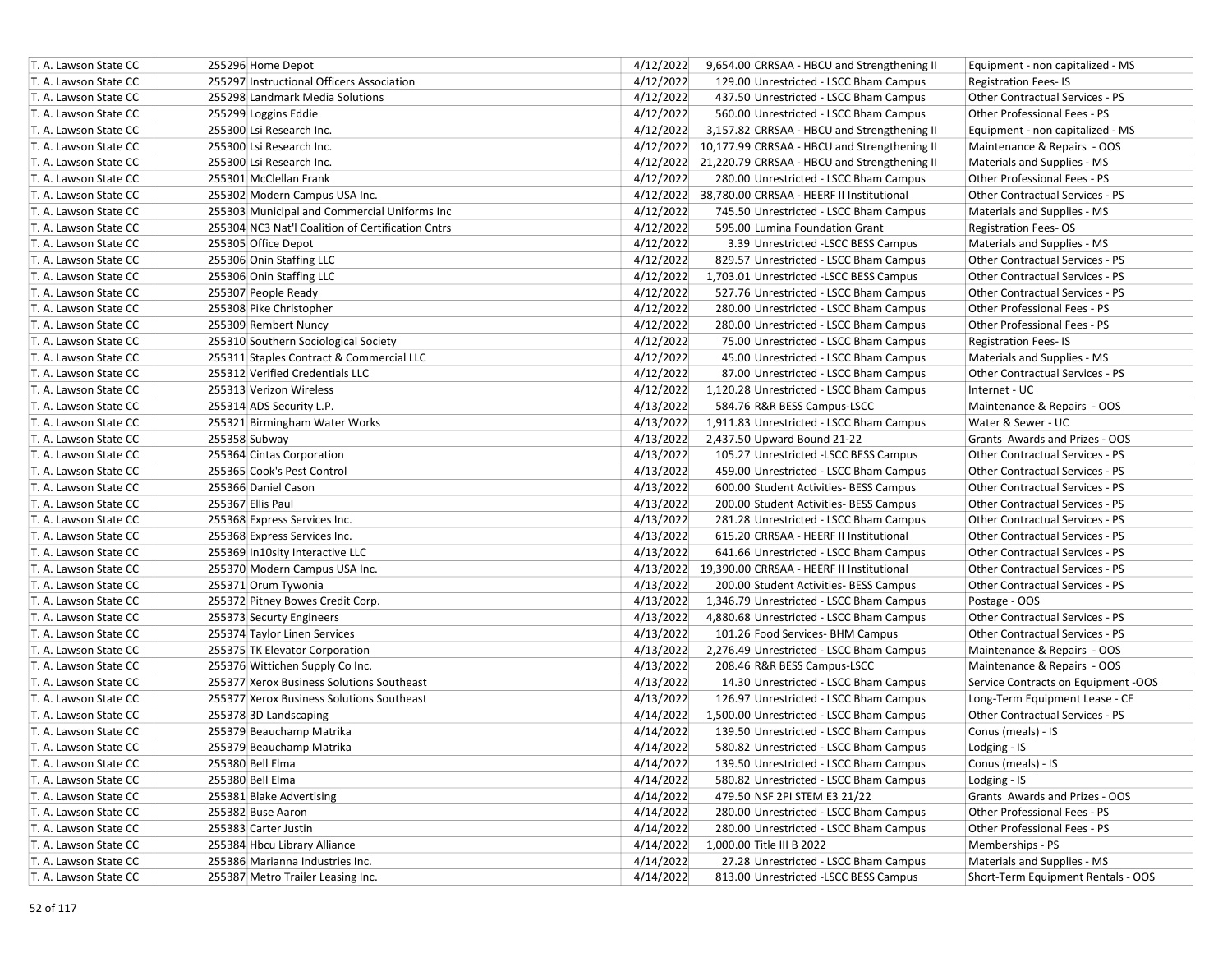| | | | | | |
|---|---|---|---|---|---|
| T. A. Lawson State CC | 255296 Home Depot | 4/12/2022 | 9,654.00 | CRRSAA - HBCU and Strengthening II | Equipment - non capitalized - MS |
| T. A. Lawson State CC | 255297 Instructional Officers Association | 4/12/2022 | 129.00 | Unrestricted - LSCC Bham Campus | Registration Fees- IS |
| T. A. Lawson State CC | 255298 Landmark Media Solutions | 4/12/2022 | 437.50 | Unrestricted - LSCC Bham Campus | Other Contractual Services - PS |
| T. A. Lawson State CC | 255299 Loggins Eddie | 4/12/2022 | 560.00 | Unrestricted - LSCC Bham Campus | Other Professional Fees - PS |
| T. A. Lawson State CC | 255300 Lsi Research Inc. | 4/12/2022 | 3,157.82 | CRRSAA - HBCU and Strengthening II | Equipment - non capitalized - MS |
| T. A. Lawson State CC | 255300 Lsi Research Inc. | 4/12/2022 | 10,177.99 | CRRSAA - HBCU and Strengthening II | Maintenance & Repairs - OOS |
| T. A. Lawson State CC | 255300 Lsi Research Inc. | 4/12/2022 | 21,220.79 | CRRSAA - HBCU and Strengthening II | Materials and Supplies - MS |
| T. A. Lawson State CC | 255301 McClellan Frank | 4/12/2022 | 280.00 | Unrestricted - LSCC Bham Campus | Other Professional Fees - PS |
| T. A. Lawson State CC | 255302 Modern Campus USA Inc. | 4/12/2022 | 38,780.00 | CRRSAA - HEERF II Institutional | Other Contractual Services - PS |
| T. A. Lawson State CC | 255303 Municipal and Commercial Uniforms Inc | 4/12/2022 | 745.50 | Unrestricted - LSCC Bham Campus | Materials and Supplies - MS |
| T. A. Lawson State CC | 255304 NC3 Nat'l Coalition of Certification Cntrs | 4/12/2022 | 595.00 | Lumina Foundation Grant | Registration Fees- OS |
| T. A. Lawson State CC | 255305 Office Depot | 4/12/2022 | 3.39 | Unrestricted -LSCC BESS Campus | Materials and Supplies - MS |
| T. A. Lawson State CC | 255306 Onin Staffing LLC | 4/12/2022 | 829.57 | Unrestricted - LSCC Bham Campus | Other Contractual Services - PS |
| T. A. Lawson State CC | 255306 Onin Staffing LLC | 4/12/2022 | 1,703.01 | Unrestricted -LSCC BESS Campus | Other Contractual Services - PS |
| T. A. Lawson State CC | 255307 People Ready | 4/12/2022 | 527.76 | Unrestricted - LSCC Bham Campus | Other Contractual Services - PS |
| T. A. Lawson State CC | 255308 Pike Christopher | 4/12/2022 | 280.00 | Unrestricted - LSCC Bham Campus | Other Professional Fees - PS |
| T. A. Lawson State CC | 255309 Rembert Nuncy | 4/12/2022 | 280.00 | Unrestricted - LSCC Bham Campus | Other Professional Fees - PS |
| T. A. Lawson State CC | 255310 Southern Sociological Society | 4/12/2022 | 75.00 | Unrestricted - LSCC Bham Campus | Registration Fees- IS |
| T. A. Lawson State CC | 255311 Staples Contract & Commercial LLC | 4/12/2022 | 45.00 | Unrestricted - LSCC Bham Campus | Materials and Supplies - MS |
| T. A. Lawson State CC | 255312 Verified Credentials LLC | 4/12/2022 | 87.00 | Unrestricted - LSCC Bham Campus | Other Contractual Services - PS |
| T. A. Lawson State CC | 255313 Verizon Wireless | 4/12/2022 | 1,120.28 | Unrestricted - LSCC Bham Campus | Internet - UC |
| T. A. Lawson State CC | 255314 ADS Security L.P. | 4/13/2022 | 584.76 | R&R BESS Campus-LSCC | Maintenance & Repairs - OOS |
| T. A. Lawson State CC | 255321 Birmingham Water Works | 4/13/2022 | 1,911.83 | Unrestricted - LSCC Bham Campus | Water & Sewer - UC |
| T. A. Lawson State CC | 255358 Subway | 4/13/2022 | 2,437.50 | Upward Bound 21-22 | Grants Awards and Prizes - OOS |
| T. A. Lawson State CC | 255364 Cintas Corporation | 4/13/2022 | 105.27 | Unrestricted -LSCC BESS Campus | Other Contractual Services - PS |
| T. A. Lawson State CC | 255365 Cook's Pest Control | 4/13/2022 | 459.00 | Unrestricted - LSCC Bham Campus | Other Contractual Services - PS |
| T. A. Lawson State CC | 255366 Daniel Cason | 4/13/2022 | 600.00 | Student Activities- BESS Campus | Other Contractual Services - PS |
| T. A. Lawson State CC | 255367 Ellis Paul | 4/13/2022 | 200.00 | Student Activities- BESS Campus | Other Contractual Services - PS |
| T. A. Lawson State CC | 255368 Express Services Inc. | 4/13/2022 | 281.28 | Unrestricted - LSCC Bham Campus | Other Contractual Services - PS |
| T. A. Lawson State CC | 255368 Express Services Inc. | 4/13/2022 | 615.20 | CRRSAA - HEERF II Institutional | Other Contractual Services - PS |
| T. A. Lawson State CC | 255369 In10sity Interactive LLC | 4/13/2022 | 641.66 | Unrestricted - LSCC Bham Campus | Other Contractual Services - PS |
| T. A. Lawson State CC | 255370 Modern Campus USA Inc. | 4/13/2022 | 19,390.00 | CRRSAA - HEERF II Institutional | Other Contractual Services - PS |
| T. A. Lawson State CC | 255371 Orum Tywonia | 4/13/2022 | 200.00 | Student Activities- BESS Campus | Other Contractual Services - PS |
| T. A. Lawson State CC | 255372 Pitney Bowes Credit Corp. | 4/13/2022 | 1,346.79 | Unrestricted - LSCC Bham Campus | Postage - OOS |
| T. A. Lawson State CC | 255373 Securty Engineers | 4/13/2022 | 4,880.68 | Unrestricted - LSCC Bham Campus | Other Contractual Services - PS |
| T. A. Lawson State CC | 255374 Taylor Linen Services | 4/13/2022 | 101.26 | Food Services- BHM Campus | Other Contractual Services - PS |
| T. A. Lawson State CC | 255375 TK Elevator Corporation | 4/13/2022 | 2,276.49 | Unrestricted - LSCC Bham Campus | Maintenance & Repairs - OOS |
| T. A. Lawson State CC | 255376 Wittichen Supply Co Inc. | 4/13/2022 | 208.46 | R&R BESS Campus-LSCC | Maintenance & Repairs - OOS |
| T. A. Lawson State CC | 255377 Xerox Business Solutions Southeast | 4/13/2022 | 14.30 | Unrestricted - LSCC Bham Campus | Service Contracts on Equipment -OOS |
| T. A. Lawson State CC | 255377 Xerox Business Solutions Southeast | 4/13/2022 | 126.97 | Unrestricted - LSCC Bham Campus | Long-Term Equipment Lease - CE |
| T. A. Lawson State CC | 255378 3D Landscaping | 4/14/2022 | 1,500.00 | Unrestricted - LSCC Bham Campus | Other Contractual Services - PS |
| T. A. Lawson State CC | 255379 Beauchamp Matrika | 4/14/2022 | 139.50 | Unrestricted - LSCC Bham Campus | Conus (meals) - IS |
| T. A. Lawson State CC | 255379 Beauchamp Matrika | 4/14/2022 | 580.82 | Unrestricted - LSCC Bham Campus | Lodging - IS |
| T. A. Lawson State CC | 255380 Bell Elma | 4/14/2022 | 139.50 | Unrestricted - LSCC Bham Campus | Conus (meals) - IS |
| T. A. Lawson State CC | 255380 Bell Elma | 4/14/2022 | 580.82 | Unrestricted - LSCC Bham Campus | Lodging - IS |
| T. A. Lawson State CC | 255381 Blake Advertising | 4/14/2022 | 479.50 | NSF 2PI STEM E3 21/22 | Grants Awards and Prizes - OOS |
| T. A. Lawson State CC | 255382 Buse Aaron | 4/14/2022 | 280.00 | Unrestricted - LSCC Bham Campus | Other Professional Fees - PS |
| T. A. Lawson State CC | 255383 Carter Justin | 4/14/2022 | 280.00 | Unrestricted - LSCC Bham Campus | Other Professional Fees - PS |
| T. A. Lawson State CC | 255384 Hbcu Library Alliance | 4/14/2022 | 1,000.00 | Title III B 2022 | Memberships - PS |
| T. A. Lawson State CC | 255386 Marianna Industries Inc. | 4/14/2022 | 27.28 | Unrestricted - LSCC Bham Campus | Materials and Supplies - MS |
| T. A. Lawson State CC | 255387 Metro Trailer Leasing Inc. | 4/14/2022 | 813.00 | Unrestricted -LSCC BESS Campus | Short-Term Equipment Rentals - OOS |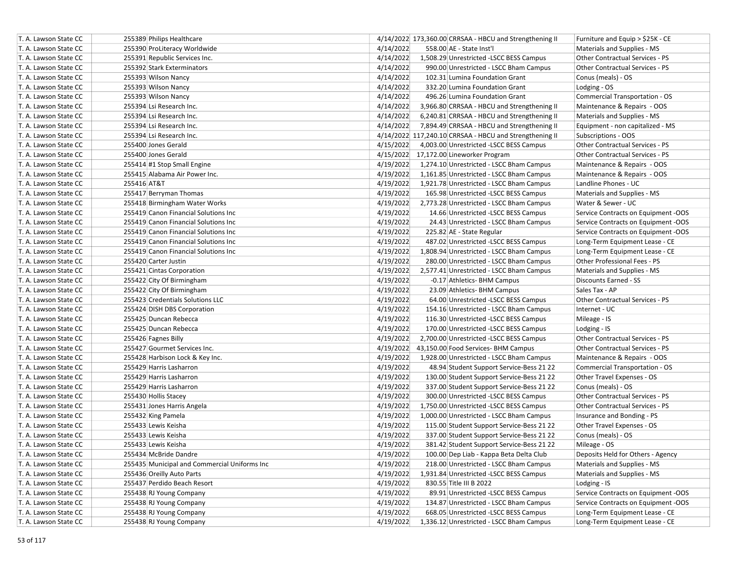| T. A. Lawson State CC | 255389 | Philips Healthcare | 4/14/2022 | 173,360.00 | CRRSAA - HBCU and Strengthening II | Furniture and Equip > $25K - CE |
|---|---|---|---|---|---|---|
| T. A. Lawson State CC | 255390 | ProLiteracy Worldwide | 4/14/2022 | 558.00 | AE - State Inst'l | Materials and Supplies - MS |
| T. A. Lawson State CC | 255391 | Republic Services Inc. | 4/14/2022 | 1,508.29 | Unrestricted -LSCC BESS Campus | Other Contractual Services - PS |
| T. A. Lawson State CC | 255392 | Stark Exterminators | 4/14/2022 | 990.00 | Unrestricted - LSCC Bham Campus | Other Contractual Services - PS |
| T. A. Lawson State CC | 255393 | Wilson Nancy | 4/14/2022 | 102.31 | Lumina Foundation Grant | Conus (meals) - OS |
| T. A. Lawson State CC | 255393 | Wilson Nancy | 4/14/2022 | 332.20 | Lumina Foundation Grant | Lodging - OS |
| T. A. Lawson State CC | 255393 | Wilson Nancy | 4/14/2022 | 496.26 | Lumina Foundation Grant | Commercial Transportation - OS |
| T. A. Lawson State CC | 255394 | Lsi Research Inc. | 4/14/2022 | 3,966.80 | CRRSAA - HBCU and Strengthening II | Maintenance & Repairs - OOS |
| T. A. Lawson State CC | 255394 | Lsi Research Inc. | 4/14/2022 | 6,240.81 | CRRSAA - HBCU and Strengthening II | Materials and Supplies - MS |
| T. A. Lawson State CC | 255394 | Lsi Research Inc. | 4/14/2022 | 7,894.49 | CRRSAA - HBCU and Strengthening II | Equipment - non capitalized - MS |
| T. A. Lawson State CC | 255394 | Lsi Research Inc. | 4/14/2022 | 117,240.10 | CRRSAA - HBCU and Strengthening II | Subscriptions - OOS |
| T. A. Lawson State CC | 255400 | Jones Gerald | 4/15/2022 | 4,003.00 | Unrestricted -LSCC BESS Campus | Other Contractual Services - PS |
| T. A. Lawson State CC | 255400 | Jones Gerald | 4/15/2022 | 17,172.00 | Lineworker Program | Other Contractual Services - PS |
| T. A. Lawson State CC | 255414 | #1 Stop Small Engine | 4/19/2022 | 1,274.10 | Unrestricted - LSCC Bham Campus | Maintenance & Repairs - OOS |
| T. A. Lawson State CC | 255415 | Alabama Air Power Inc. | 4/19/2022 | 1,161.85 | Unrestricted - LSCC Bham Campus | Maintenance & Repairs - OOS |
| T. A. Lawson State CC | 255416 | AT&T | 4/19/2022 | 1,921.78 | Unrestricted - LSCC Bham Campus | Landline Phones - UC |
| T. A. Lawson State CC | 255417 | Berryman Thomas | 4/19/2022 | 165.98 | Unrestricted -LSCC BESS Campus | Materials and Supplies - MS |
| T. A. Lawson State CC | 255418 | Birmingham Water Works | 4/19/2022 | 2,773.28 | Unrestricted - LSCC Bham Campus | Water & Sewer - UC |
| T. A. Lawson State CC | 255419 | Canon Financial Solutions Inc | 4/19/2022 | 14.66 | Unrestricted -LSCC BESS Campus | Service Contracts on Equipment -OOS |
| T. A. Lawson State CC | 255419 | Canon Financial Solutions Inc | 4/19/2022 | 24.43 | Unrestricted - LSCC Bham Campus | Service Contracts on Equipment -OOS |
| T. A. Lawson State CC | 255419 | Canon Financial Solutions Inc | 4/19/2022 | 225.82 | AE - State Regular | Service Contracts on Equipment -OOS |
| T. A. Lawson State CC | 255419 | Canon Financial Solutions Inc | 4/19/2022 | 487.02 | Unrestricted -LSCC BESS Campus | Long-Term Equipment Lease - CE |
| T. A. Lawson State CC | 255419 | Canon Financial Solutions Inc | 4/19/2022 | 1,808.94 | Unrestricted - LSCC Bham Campus | Long-Term Equipment Lease - CE |
| T. A. Lawson State CC | 255420 | Carter Justin | 4/19/2022 | 280.00 | Unrestricted - LSCC Bham Campus | Other Professional Fees - PS |
| T. A. Lawson State CC | 255421 | Cintas Corporation | 4/19/2022 | 2,577.41 | Unrestricted - LSCC Bham Campus | Materials and Supplies - MS |
| T. A. Lawson State CC | 255422 | City Of Birmingham | 4/19/2022 | -0.17 | Athletics- BHM Campus | Discounts Earned - SS |
| T. A. Lawson State CC | 255422 | City Of Birmingham | 4/19/2022 | 23.09 | Athletics- BHM Campus | Sales Tax - AP |
| T. A. Lawson State CC | 255423 | Credentials Solutions LLC | 4/19/2022 | 64.00 | Unrestricted -LSCC BESS Campus | Other Contractual Services - PS |
| T. A. Lawson State CC | 255424 | DISH DBS Corporation | 4/19/2022 | 154.16 | Unrestricted - LSCC Bham Campus | Internet - UC |
| T. A. Lawson State CC | 255425 | Duncan Rebecca | 4/19/2022 | 116.30 | Unrestricted -LSCC BESS Campus | Mileage - IS |
| T. A. Lawson State CC | 255425 | Duncan Rebecca | 4/19/2022 | 170.00 | Unrestricted -LSCC BESS Campus | Lodging - IS |
| T. A. Lawson State CC | 255426 | Fagnes Billy | 4/19/2022 | 2,700.00 | Unrestricted -LSCC BESS Campus | Other Contractual Services - PS |
| T. A. Lawson State CC | 255427 | Gourmet Services Inc. | 4/19/2022 | 43,150.00 | Food Services- BHM Campus | Other Contractual Services - PS |
| T. A. Lawson State CC | 255428 | Harbison Lock & Key Inc. | 4/19/2022 | 1,928.00 | Unrestricted - LSCC Bham Campus | Maintenance & Repairs - OOS |
| T. A. Lawson State CC | 255429 | Harris Lasharron | 4/19/2022 | 48.94 | Student Support Service-Bess 21 22 | Commercial Transportation - OS |
| T. A. Lawson State CC | 255429 | Harris Lasharron | 4/19/2022 | 130.00 | Student Support Service-Bess 21 22 | Other Travel Expenses - OS |
| T. A. Lawson State CC | 255429 | Harris Lasharron | 4/19/2022 | 337.00 | Student Support Service-Bess 21 22 | Conus (meals) - OS |
| T. A. Lawson State CC | 255430 | Hollis Stacey | 4/19/2022 | 300.00 | Unrestricted -LSCC BESS Campus | Other Contractual Services - PS |
| T. A. Lawson State CC | 255431 | Jones Harris Angela | 4/19/2022 | 1,750.00 | Unrestricted -LSCC BESS Campus | Other Contractual Services - PS |
| T. A. Lawson State CC | 255432 | King Pamela | 4/19/2022 | 1,000.00 | Unrestricted - LSCC Bham Campus | Insurance and Bonding - PS |
| T. A. Lawson State CC | 255433 | Lewis Keisha | 4/19/2022 | 115.00 | Student Support Service-Bess 21 22 | Other Travel Expenses - OS |
| T. A. Lawson State CC | 255433 | Lewis Keisha | 4/19/2022 | 337.00 | Student Support Service-Bess 21 22 | Conus (meals) - OS |
| T. A. Lawson State CC | 255433 | Lewis Keisha | 4/19/2022 | 381.42 | Student Support Service-Bess 21 22 | Mileage - OS |
| T. A. Lawson State CC | 255434 | McBride Dandre | 4/19/2022 | 100.00 | Dep Liab - Kappa Beta Delta Club | Deposits Held for Others - Agency |
| T. A. Lawson State CC | 255435 | Municipal and Commercial Uniforms Inc | 4/19/2022 | 218.00 | Unrestricted - LSCC Bham Campus | Materials and Supplies - MS |
| T. A. Lawson State CC | 255436 | Oreilly Auto Parts | 4/19/2022 | 1,931.84 | Unrestricted -LSCC BESS Campus | Materials and Supplies - MS |
| T. A. Lawson State CC | 255437 | Perdido Beach Resort | 4/19/2022 | 830.55 | Title III B 2022 | Lodging - IS |
| T. A. Lawson State CC | 255438 | RJ Young Company | 4/19/2022 | 89.91 | Unrestricted -LSCC BESS Campus | Service Contracts on Equipment -OOS |
| T. A. Lawson State CC | 255438 | RJ Young Company | 4/19/2022 | 134.87 | Unrestricted - LSCC Bham Campus | Service Contracts on Equipment -OOS |
| T. A. Lawson State CC | 255438 | RJ Young Company | 4/19/2022 | 668.05 | Unrestricted -LSCC BESS Campus | Long-Term Equipment Lease - CE |
| T. A. Lawson State CC | 255438 | RJ Young Company | 4/19/2022 | 1,336.12 | Unrestricted - LSCC Bham Campus | Long-Term Equipment Lease - CE |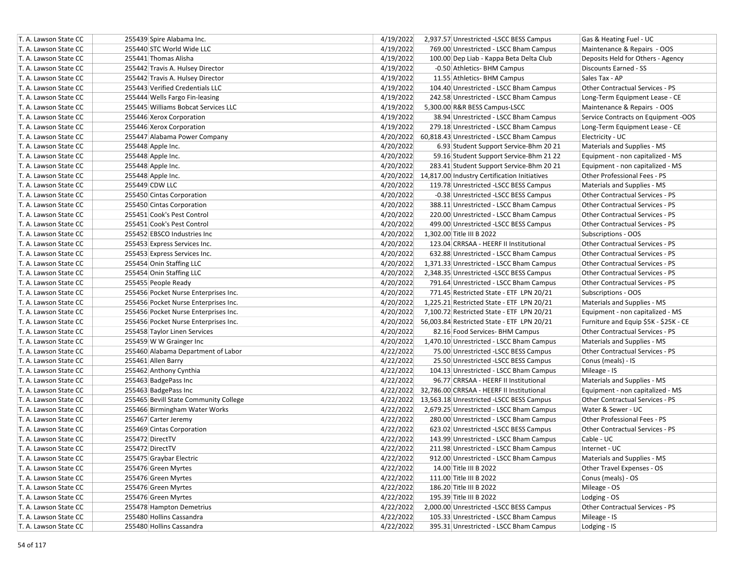| | | | | | |
|---|---|---|---|---|---|
| T. A. Lawson State CC | 255439 Spire Alabama Inc. | 4/19/2022 | 2,937.57 | Unrestricted -LSCC BESS Campus | Gas & Heating Fuel - UC |
| T. A. Lawson State CC | 255440 STC World Wide LLC | 4/19/2022 | 769.00 | Unrestricted - LSCC Bham Campus | Maintenance & Repairs - OOS |
| T. A. Lawson State CC | 255441 Thomas Alisha | 4/19/2022 | 100.00 | Dep Liab - Kappa Beta Delta Club | Deposits Held for Others - Agency |
| T. A. Lawson State CC | 255442 Travis A. Hulsey Director | 4/19/2022 | -0.50 | Athletics- BHM Campus | Discounts Earned - SS |
| T. A. Lawson State CC | 255442 Travis A. Hulsey Director | 4/19/2022 | 11.55 | Athletics- BHM Campus | Sales Tax - AP |
| T. A. Lawson State CC | 255443 Verified Credentials LLC | 4/19/2022 | 104.40 | Unrestricted - LSCC Bham Campus | Other Contractual Services - PS |
| T. A. Lawson State CC | 255444 Wells Fargo Fin-leasing | 4/19/2022 | 242.58 | Unrestricted - LSCC Bham Campus | Long-Term Equipment Lease - CE |
| T. A. Lawson State CC | 255445 Williams Bobcat Services LLC | 4/19/2022 | 5,300.00 | R&R BESS Campus-LSCC | Maintenance & Repairs - OOS |
| T. A. Lawson State CC | 255446 Xerox Corporation | 4/19/2022 | 38.94 | Unrestricted - LSCC Bham Campus | Service Contracts on Equipment -OOS |
| T. A. Lawson State CC | 255446 Xerox Corporation | 4/19/2022 | 279.18 | Unrestricted - LSCC Bham Campus | Long-Term Equipment Lease - CE |
| T. A. Lawson State CC | 255447 Alabama Power Company | 4/20/2022 | 60,818.43 | Unrestricted - LSCC Bham Campus | Electricity - UC |
| T. A. Lawson State CC | 255448 Apple Inc. | 4/20/2022 | 6.93 | Student Support Service-Bhm 20 21 | Materials and Supplies - MS |
| T. A. Lawson State CC | 255448 Apple Inc. | 4/20/2022 | 59.16 | Student Support Service-Bhm 21 22 | Equipment - non capitalized - MS |
| T. A. Lawson State CC | 255448 Apple Inc. | 4/20/2022 | 283.41 | Student Support Service-Bhm 20 21 | Equipment - non capitalized - MS |
| T. A. Lawson State CC | 255448 Apple Inc. | 4/20/2022 | 14,817.00 | Industry Certification Initiatives | Other Professional Fees - PS |
| T. A. Lawson State CC | 255449 CDW LLC | 4/20/2022 | 119.78 | Unrestricted -LSCC BESS Campus | Materials and Supplies - MS |
| T. A. Lawson State CC | 255450 Cintas Corporation | 4/20/2022 | -0.38 | Unrestricted -LSCC BESS Campus | Other Contractual Services - PS |
| T. A. Lawson State CC | 255450 Cintas Corporation | 4/20/2022 | 388.11 | Unrestricted - LSCC Bham Campus | Other Contractual Services - PS |
| T. A. Lawson State CC | 255451 Cook's Pest Control | 4/20/2022 | 220.00 | Unrestricted - LSCC Bham Campus | Other Contractual Services - PS |
| T. A. Lawson State CC | 255451 Cook's Pest Control | 4/20/2022 | 499.00 | Unrestricted -LSCC BESS Campus | Other Contractual Services - PS |
| T. A. Lawson State CC | 255452 EBSCO Industries Inc | 4/20/2022 | 1,302.00 | Title III B 2022 | Subscriptions - OOS |
| T. A. Lawson State CC | 255453 Express Services Inc. | 4/20/2022 | 123.04 | CRRSAA - HEERF II Institutional | Other Contractual Services - PS |
| T. A. Lawson State CC | 255453 Express Services Inc. | 4/20/2022 | 632.88 | Unrestricted - LSCC Bham Campus | Other Contractual Services - PS |
| T. A. Lawson State CC | 255454 Onin Staffing LLC | 4/20/2022 | 1,371.33 | Unrestricted - LSCC Bham Campus | Other Contractual Services - PS |
| T. A. Lawson State CC | 255454 Onin Staffing LLC | 4/20/2022 | 2,348.35 | Unrestricted -LSCC BESS Campus | Other Contractual Services - PS |
| T. A. Lawson State CC | 255455 People Ready | 4/20/2022 | 791.64 | Unrestricted - LSCC Bham Campus | Other Contractual Services - PS |
| T. A. Lawson State CC | 255456 Pocket Nurse Enterprises Inc. | 4/20/2022 | 771.45 | Restricted State - ETF LPN 20/21 | Subscriptions - OOS |
| T. A. Lawson State CC | 255456 Pocket Nurse Enterprises Inc. | 4/20/2022 | 1,225.21 | Restricted State - ETF LPN 20/21 | Materials and Supplies - MS |
| T. A. Lawson State CC | 255456 Pocket Nurse Enterprises Inc. | 4/20/2022 | 7,100.72 | Restricted State - ETF LPN 20/21 | Equipment - non capitalized - MS |
| T. A. Lawson State CC | 255456 Pocket Nurse Enterprises Inc. | 4/20/2022 | 56,003.84 | Restricted State - ETF LPN 20/21 | Furniture and Equip $5K - $25K - CE |
| T. A. Lawson State CC | 255458 Taylor Linen Services | 4/20/2022 | 82.16 | Food Services- BHM Campus | Other Contractual Services - PS |
| T. A. Lawson State CC | 255459 W W Grainger Inc | 4/20/2022 | 1,470.10 | Unrestricted - LSCC Bham Campus | Materials and Supplies - MS |
| T. A. Lawson State CC | 255460 Alabama Department of Labor | 4/22/2022 | 75.00 | Unrestricted -LSCC BESS Campus | Other Contractual Services - PS |
| T. A. Lawson State CC | 255461 Allen Barry | 4/22/2022 | 25.50 | Unrestricted -LSCC BESS Campus | Conus (meals) - IS |
| T. A. Lawson State CC | 255462 Anthony Cynthia | 4/22/2022 | 104.13 | Unrestricted - LSCC Bham Campus | Mileage - IS |
| T. A. Lawson State CC | 255463 BadgePass Inc | 4/22/2022 | 96.77 | CRRSAA - HEERF II Institutional | Materials and Supplies - MS |
| T. A. Lawson State CC | 255463 BadgePass Inc | 4/22/2022 | 32,786.00 | CRRSAA - HEERF II Institutional | Equipment - non capitalized - MS |
| T. A. Lawson State CC | 255465 Bevill State Community College | 4/22/2022 | 13,563.18 | Unrestricted -LSCC BESS Campus | Other Contractual Services - PS |
| T. A. Lawson State CC | 255466 Birmingham Water Works | 4/22/2022 | 2,679.25 | Unrestricted - LSCC Bham Campus | Water & Sewer - UC |
| T. A. Lawson State CC | 255467 Carter Jeremy | 4/22/2022 | 280.00 | Unrestricted - LSCC Bham Campus | Other Professional Fees - PS |
| T. A. Lawson State CC | 255469 Cintas Corporation | 4/22/2022 | 623.02 | Unrestricted -LSCC BESS Campus | Other Contractual Services - PS |
| T. A. Lawson State CC | 255472 DirectTV | 4/22/2022 | 143.99 | Unrestricted - LSCC Bham Campus | Cable - UC |
| T. A. Lawson State CC | 255472 DirectTV | 4/22/2022 | 211.98 | Unrestricted - LSCC Bham Campus | Internet - UC |
| T. A. Lawson State CC | 255475 Graybar Electric | 4/22/2022 | 912.00 | Unrestricted - LSCC Bham Campus | Materials and Supplies - MS |
| T. A. Lawson State CC | 255476 Green Myrtes | 4/22/2022 | 14.00 | Title III B 2022 | Other Travel Expenses - OS |
| T. A. Lawson State CC | 255476 Green Myrtes | 4/22/2022 | 111.00 | Title III B 2022 | Conus (meals) - OS |
| T. A. Lawson State CC | 255476 Green Myrtes | 4/22/2022 | 186.20 | Title III B 2022 | Mileage - OS |
| T. A. Lawson State CC | 255476 Green Myrtes | 4/22/2022 | 195.39 | Title III B 2022 | Lodging - OS |
| T. A. Lawson State CC | 255478 Hampton Demetrius | 4/22/2022 | 2,000.00 | Unrestricted -LSCC BESS Campus | Other Contractual Services - PS |
| T. A. Lawson State CC | 255480 Hollins Cassandra | 4/22/2022 | 105.33 | Unrestricted - LSCC Bham Campus | Mileage - IS |
| T. A. Lawson State CC | 255480 Hollins Cassandra | 4/22/2022 | 395.31 | Unrestricted - LSCC Bham Campus | Lodging - IS |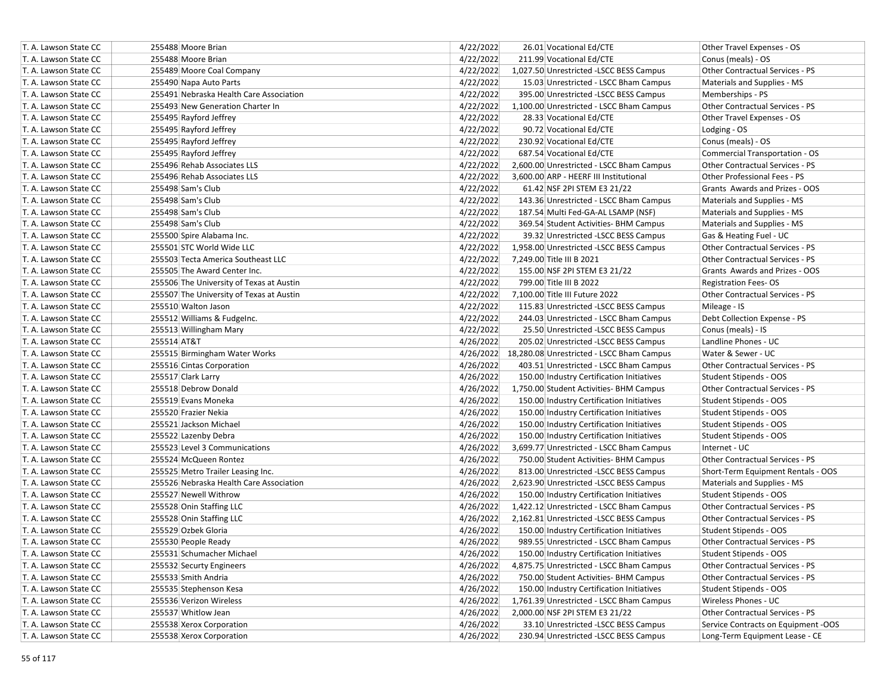| T. A. Lawson State CC | 255488 | Moore Brian | 4/22/2022 | 26.01 | Vocational Ed/CTE | Other Travel Expenses - OS |
|---|---|---|---|---|---|---|
| T. A. Lawson State CC | 255488 | Moore Brian | 4/22/2022 | 211.99 | Vocational Ed/CTE | Conus (meals) - OS |
| T. A. Lawson State CC | 255489 | Moore Coal Company | 4/22/2022 | 1,027.50 | Unrestricted -LSCC BESS Campus | Other Contractual Services - PS |
| T. A. Lawson State CC | 255490 | Napa Auto Parts | 4/22/2022 | 15.03 | Unrestricted - LSCC Bham Campus | Materials and Supplies - MS |
| T. A. Lawson State CC | 255491 | Nebraska Health Care Association | 4/22/2022 | 395.00 | Unrestricted -LSCC BESS Campus | Memberships - PS |
| T. A. Lawson State CC | 255493 | New Generation Charter In | 4/22/2022 | 1,100.00 | Unrestricted - LSCC Bham Campus | Other Contractual Services - PS |
| T. A. Lawson State CC | 255495 | Rayford Jeffrey | 4/22/2022 | 28.33 | Vocational Ed/CTE | Other Travel Expenses - OS |
| T. A. Lawson State CC | 255495 | Rayford Jeffrey | 4/22/2022 | 90.72 | Vocational Ed/CTE | Lodging - OS |
| T. A. Lawson State CC | 255495 | Rayford Jeffrey | 4/22/2022 | 230.92 | Vocational Ed/CTE | Conus (meals) - OS |
| T. A. Lawson State CC | 255495 | Rayford Jeffrey | 4/22/2022 | 687.54 | Vocational Ed/CTE | Commercial Transportation - OS |
| T. A. Lawson State CC | 255496 | Rehab Associates LLS | 4/22/2022 | 2,600.00 | Unrestricted - LSCC Bham Campus | Other Contractual Services - PS |
| T. A. Lawson State CC | 255496 | Rehab Associates LLS | 4/22/2022 | 3,600.00 | ARP - HEERF III Institutional | Other Professional Fees - PS |
| T. A. Lawson State CC | 255498 | Sam's Club | 4/22/2022 | 61.42 | NSF 2PI STEM E3 21/22 | Grants Awards and Prizes - OOS |
| T. A. Lawson State CC | 255498 | Sam's Club | 4/22/2022 | 143.36 | Unrestricted - LSCC Bham Campus | Materials and Supplies - MS |
| T. A. Lawson State CC | 255498 | Sam's Club | 4/22/2022 | 187.54 | Multi Fed-GA-AL LSAMP (NSF) | Materials and Supplies - MS |
| T. A. Lawson State CC | 255498 | Sam's Club | 4/22/2022 | 369.54 | Student Activities- BHM Campus | Materials and Supplies - MS |
| T. A. Lawson State CC | 255500 | Spire Alabama Inc. | 4/22/2022 | 39.32 | Unrestricted -LSCC BESS Campus | Gas & Heating Fuel - UC |
| T. A. Lawson State CC | 255501 | STC World Wide LLC | 4/22/2022 | 1,958.00 | Unrestricted -LSCC BESS Campus | Other Contractual Services - PS |
| T. A. Lawson State CC | 255503 | Tecta America Southeast LLC | 4/22/2022 | 7,249.00 | Title III B 2021 | Other Contractual Services - PS |
| T. A. Lawson State CC | 255505 | The Award Center Inc. | 4/22/2022 | 155.00 | NSF 2PI STEM E3 21/22 | Grants Awards and Prizes - OOS |
| T. A. Lawson State CC | 255506 | The University of Texas at Austin | 4/22/2022 | 799.00 | Title III B 2022 | Registration Fees- OS |
| T. A. Lawson State CC | 255507 | The University of Texas at Austin | 4/22/2022 | 7,100.00 | Title III Future 2022 | Other Contractual Services - PS |
| T. A. Lawson State CC | 255510 | Walton Jason | 4/22/2022 | 115.83 | Unrestricted -LSCC BESS Campus | Mileage - IS |
| T. A. Lawson State CC | 255512 | Williams & FudgeInc. | 4/22/2022 | 244.03 | Unrestricted - LSCC Bham Campus | Debt Collection Expense - PS |
| T. A. Lawson State CC | 255513 | Willingham Mary | 4/22/2022 | 25.50 | Unrestricted -LSCC BESS Campus | Conus (meals) - IS |
| T. A. Lawson State CC | 255514 | AT&T | 4/26/2022 | 205.02 | Unrestricted -LSCC BESS Campus | Landline Phones - UC |
| T. A. Lawson State CC | 255515 | Birmingham Water Works | 4/26/2022 | 18,280.08 | Unrestricted - LSCC Bham Campus | Water & Sewer - UC |
| T. A. Lawson State CC | 255516 | Cintas Corporation | 4/26/2022 | 403.51 | Unrestricted - LSCC Bham Campus | Other Contractual Services - PS |
| T. A. Lawson State CC | 255517 | Clark Larry | 4/26/2022 | 150.00 | Industry Certification Initiatives | Student Stipends - OOS |
| T. A. Lawson State CC | 255518 | Debrow Donald | 4/26/2022 | 1,750.00 | Student Activities- BHM Campus | Other Contractual Services - PS |
| T. A. Lawson State CC | 255519 | Evans Moneka | 4/26/2022 | 150.00 | Industry Certification Initiatives | Student Stipends - OOS |
| T. A. Lawson State CC | 255520 | Frazier Nekia | 4/26/2022 | 150.00 | Industry Certification Initiatives | Student Stipends - OOS |
| T. A. Lawson State CC | 255521 | Jackson Michael | 4/26/2022 | 150.00 | Industry Certification Initiatives | Student Stipends - OOS |
| T. A. Lawson State CC | 255522 | Lazenby Debra | 4/26/2022 | 150.00 | Industry Certification Initiatives | Student Stipends - OOS |
| T. A. Lawson State CC | 255523 | Level 3 Communications | 4/26/2022 | 3,699.77 | Unrestricted - LSCC Bham Campus | Internet - UC |
| T. A. Lawson State CC | 255524 | McQueen Rontez | 4/26/2022 | 750.00 | Student Activities- BHM Campus | Other Contractual Services - PS |
| T. A. Lawson State CC | 255525 | Metro Trailer Leasing Inc. | 4/26/2022 | 813.00 | Unrestricted -LSCC BESS Campus | Short-Term Equipment Rentals - OOS |
| T. A. Lawson State CC | 255526 | Nebraska Health Care Association | 4/26/2022 | 2,623.90 | Unrestricted -LSCC BESS Campus | Materials and Supplies - MS |
| T. A. Lawson State CC | 255527 | Newell Withrow | 4/26/2022 | 150.00 | Industry Certification Initiatives | Student Stipends - OOS |
| T. A. Lawson State CC | 255528 | Onin Staffing LLC | 4/26/2022 | 1,422.12 | Unrestricted - LSCC Bham Campus | Other Contractual Services - PS |
| T. A. Lawson State CC | 255528 | Onin Staffing LLC | 4/26/2022 | 2,162.81 | Unrestricted -LSCC BESS Campus | Other Contractual Services - PS |
| T. A. Lawson State CC | 255529 | Ozbek Gloria | 4/26/2022 | 150.00 | Industry Certification Initiatives | Student Stipends - OOS |
| T. A. Lawson State CC | 255530 | People Ready | 4/26/2022 | 989.55 | Unrestricted - LSCC Bham Campus | Other Contractual Services - PS |
| T. A. Lawson State CC | 255531 | Schumacher Michael | 4/26/2022 | 150.00 | Industry Certification Initiatives | Student Stipends - OOS |
| T. A. Lawson State CC | 255532 | Securty Engineers | 4/26/2022 | 4,875.75 | Unrestricted - LSCC Bham Campus | Other Contractual Services - PS |
| T. A. Lawson State CC | 255533 | Smith Andria | 4/26/2022 | 750.00 | Student Activities- BHM Campus | Other Contractual Services - PS |
| T. A. Lawson State CC | 255535 | Stephenson Kesa | 4/26/2022 | 150.00 | Industry Certification Initiatives | Student Stipends - OOS |
| T. A. Lawson State CC | 255536 | Verizon Wireless | 4/26/2022 | 1,761.39 | Unrestricted - LSCC Bham Campus | Wireless Phones - UC |
| T. A. Lawson State CC | 255537 | Whitlow Jean | 4/26/2022 | 2,000.00 | NSF 2PI STEM E3 21/22 | Other Contractual Services - PS |
| T. A. Lawson State CC | 255538 | Xerox Corporation | 4/26/2022 | 33.10 | Unrestricted -LSCC BESS Campus | Service Contracts on Equipment -OOS |
| T. A. Lawson State CC | 255538 | Xerox Corporation | 4/26/2022 | 230.94 | Unrestricted -LSCC BESS Campus | Long-Term Equipment Lease - CE |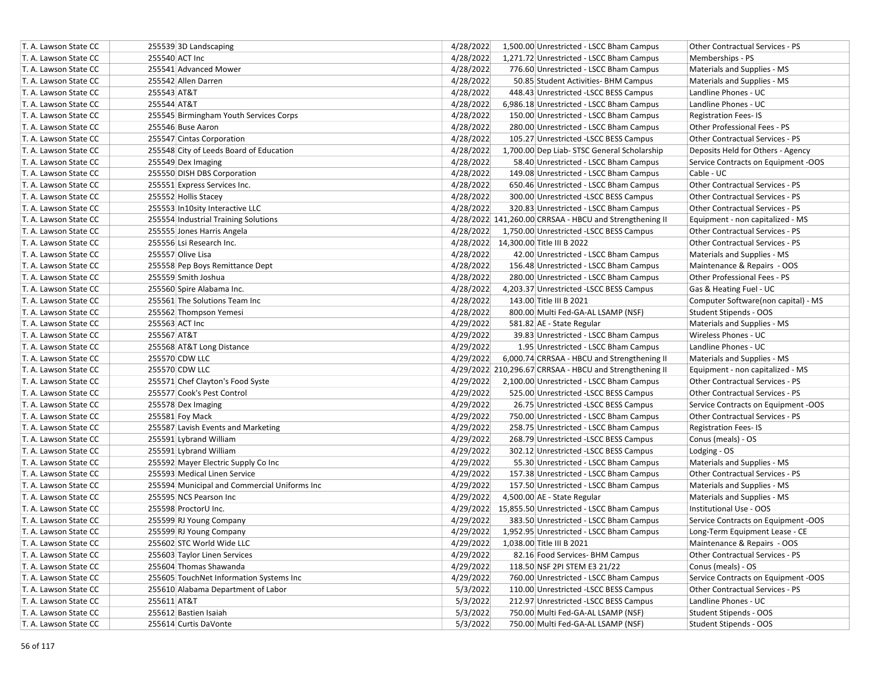| | | | | | | |
|---|---|---|---|---|---|---|
| T. A. Lawson State CC | 255539 | 3D Landscaping | 4/28/2022 | 1,500.00 | Unrestricted - LSCC Bham Campus | Other Contractual Services - PS |
| T. A. Lawson State CC | 255540 | ACT Inc | 4/28/2022 | 1,271.72 | Unrestricted - LSCC Bham Campus | Memberships - PS |
| T. A. Lawson State CC | 255541 | Advanced Mower | 4/28/2022 | 776.60 | Unrestricted - LSCC Bham Campus | Materials and Supplies - MS |
| T. A. Lawson State CC | 255542 | Allen Darren | 4/28/2022 | 50.85 | Student Activities- BHM Campus | Materials and Supplies - MS |
| T. A. Lawson State CC | 255543 | AT&T | 4/28/2022 | 448.43 | Unrestricted -LSCC BESS Campus | Landline Phones - UC |
| T. A. Lawson State CC | 255544 | AT&T | 4/28/2022 | 6,986.18 | Unrestricted - LSCC Bham Campus | Landline Phones - UC |
| T. A. Lawson State CC | 255545 | Birmingham Youth Services Corps | 4/28/2022 | 150.00 | Unrestricted - LSCC Bham Campus | Registration Fees- IS |
| T. A. Lawson State CC | 255546 | Buse Aaron | 4/28/2022 | 280.00 | Unrestricted - LSCC Bham Campus | Other Professional Fees - PS |
| T. A. Lawson State CC | 255547 | Cintas Corporation | 4/28/2022 | 105.27 | Unrestricted -LSCC BESS Campus | Other Contractual Services - PS |
| T. A. Lawson State CC | 255548 | City of Leeds Board of Education | 4/28/2022 | 1,700.00 | Dep Liab- STSC General Scholarship | Deposits Held for Others - Agency |
| T. A. Lawson State CC | 255549 | Dex Imaging | 4/28/2022 | 58.40 | Unrestricted - LSCC Bham Campus | Service Contracts on Equipment -OOS |
| T. A. Lawson State CC | 255550 | DISH DBS Corporation | 4/28/2022 | 149.08 | Unrestricted - LSCC Bham Campus | Cable - UC |
| T. A. Lawson State CC | 255551 | Express Services Inc. | 4/28/2022 | 650.46 | Unrestricted - LSCC Bham Campus | Other Contractual Services - PS |
| T. A. Lawson State CC | 255552 | Hollis Stacey | 4/28/2022 | 300.00 | Unrestricted -LSCC BESS Campus | Other Contractual Services - PS |
| T. A. Lawson State CC | 255553 | In10sity Interactive LLC | 4/28/2022 | 320.83 | Unrestricted - LSCC Bham Campus | Other Contractual Services - PS |
| T. A. Lawson State CC | 255554 | Industrial Training Solutions | 4/28/2022 | 141,260.00 | CRRSAA - HBCU and Strengthening II | Equipment - non capitalized - MS |
| T. A. Lawson State CC | 255555 | Jones Harris Angela | 4/28/2022 | 1,750.00 | Unrestricted -LSCC BESS Campus | Other Contractual Services - PS |
| T. A. Lawson State CC | 255556 | Lsi Research Inc. | 4/28/2022 | 14,300.00 | Title III B 2022 | Other Contractual Services - PS |
| T. A. Lawson State CC | 255557 | Olive Lisa | 4/28/2022 | 42.00 | Unrestricted - LSCC Bham Campus | Materials and Supplies - MS |
| T. A. Lawson State CC | 255558 | Pep Boys Remittance Dept | 4/28/2022 | 156.48 | Unrestricted - LSCC Bham Campus | Maintenance & Repairs - OOS |
| T. A. Lawson State CC | 255559 | Smith Joshua | 4/28/2022 | 280.00 | Unrestricted - LSCC Bham Campus | Other Professional Fees - PS |
| T. A. Lawson State CC | 255560 | Spire Alabama Inc. | 4/28/2022 | 4,203.37 | Unrestricted -LSCC BESS Campus | Gas & Heating Fuel - UC |
| T. A. Lawson State CC | 255561 | The Solutions Team Inc | 4/28/2022 | 143.00 | Title III B 2021 | Computer Software(non capital) - MS |
| T. A. Lawson State CC | 255562 | Thompson Yemesi | 4/28/2022 | 800.00 | Multi Fed-GA-AL LSAMP (NSF) | Student Stipends - OOS |
| T. A. Lawson State CC | 255563 | ACT Inc | 4/29/2022 | 581.82 | AE - State Regular | Materials and Supplies - MS |
| T. A. Lawson State CC | 255567 | AT&T | 4/29/2022 | 39.83 | Unrestricted - LSCC Bham Campus | Wireless Phones - UC |
| T. A. Lawson State CC | 255568 | AT&T Long Distance | 4/29/2022 | 1.95 | Unrestricted - LSCC Bham Campus | Landline Phones - UC |
| T. A. Lawson State CC | 255570 | CDW LLC | 4/29/2022 | 6,000.74 | CRRSAA - HBCU and Strengthening II | Materials and Supplies - MS |
| T. A. Lawson State CC | 255570 | CDW LLC | 4/29/2022 | 210,296.67 | CRRSAA - HBCU and Strengthening II | Equipment - non capitalized - MS |
| T. A. Lawson State CC | 255571 | Chef Clayton's Food Syste | 4/29/2022 | 2,100.00 | Unrestricted - LSCC Bham Campus | Other Contractual Services - PS |
| T. A. Lawson State CC | 255577 | Cook's Pest Control | 4/29/2022 | 525.00 | Unrestricted -LSCC BESS Campus | Other Contractual Services - PS |
| T. A. Lawson State CC | 255578 | Dex Imaging | 4/29/2022 | 26.75 | Unrestricted -LSCC BESS Campus | Service Contracts on Equipment -OOS |
| T. A. Lawson State CC | 255581 | Foy Mack | 4/29/2022 | 750.00 | Unrestricted - LSCC Bham Campus | Other Contractual Services - PS |
| T. A. Lawson State CC | 255587 | Lavish Events and Marketing | 4/29/2022 | 258.75 | Unrestricted - LSCC Bham Campus | Registration Fees- IS |
| T. A. Lawson State CC | 255591 | Lybrand William | 4/29/2022 | 268.79 | Unrestricted -LSCC BESS Campus | Conus (meals) - OS |
| T. A. Lawson State CC | 255591 | Lybrand William | 4/29/2022 | 302.12 | Unrestricted -LSCC BESS Campus | Lodging - OS |
| T. A. Lawson State CC | 255592 | Mayer Electric Supply Co Inc | 4/29/2022 | 55.30 | Unrestricted - LSCC Bham Campus | Materials and Supplies - MS |
| T. A. Lawson State CC | 255593 | Medical Linen Service | 4/29/2022 | 157.38 | Unrestricted - LSCC Bham Campus | Other Contractual Services - PS |
| T. A. Lawson State CC | 255594 | Municipal and Commercial Uniforms Inc | 4/29/2022 | 157.50 | Unrestricted - LSCC Bham Campus | Materials and Supplies - MS |
| T. A. Lawson State CC | 255595 | NCS Pearson Inc | 4/29/2022 | 4,500.00 | AE - State Regular | Materials and Supplies - MS |
| T. A. Lawson State CC | 255598 | ProctorU Inc. | 4/29/2022 | 15,855.50 | Unrestricted - LSCC Bham Campus | Institutional Use - OOS |
| T. A. Lawson State CC | 255599 | RJ Young Company | 4/29/2022 | 383.50 | Unrestricted - LSCC Bham Campus | Service Contracts on Equipment -OOS |
| T. A. Lawson State CC | 255599 | RJ Young Company | 4/29/2022 | 1,952.95 | Unrestricted - LSCC Bham Campus | Long-Term Equipment Lease - CE |
| T. A. Lawson State CC | 255602 | STC World Wide LLC | 4/29/2022 | 1,038.00 | Title III B 2021 | Maintenance & Repairs - OOS |
| T. A. Lawson State CC | 255603 | Taylor Linen Services | 4/29/2022 | 82.16 | Food Services- BHM Campus | Other Contractual Services - PS |
| T. A. Lawson State CC | 255604 | Thomas Shawanda | 4/29/2022 | 118.50 | NSF 2PI STEM E3 21/22 | Conus (meals) - OS |
| T. A. Lawson State CC | 255605 | TouchNet Information Systems Inc | 4/29/2022 | 760.00 | Unrestricted - LSCC Bham Campus | Service Contracts on Equipment -OOS |
| T. A. Lawson State CC | 255610 | Alabama Department of Labor | 5/3/2022 | 110.00 | Unrestricted -LSCC BESS Campus | Other Contractual Services - PS |
| T. A. Lawson State CC | 255611 | AT&T | 5/3/2022 | 212.97 | Unrestricted -LSCC BESS Campus | Landline Phones - UC |
| T. A. Lawson State CC | 255612 | Bastien Isaiah | 5/3/2022 | 750.00 | Multi Fed-GA-AL LSAMP (NSF) | Student Stipends - OOS |
| T. A. Lawson State CC | 255614 | Curtis DaVonte | 5/3/2022 | 750.00 | Multi Fed-GA-AL LSAMP (NSF) | Student Stipends - OOS |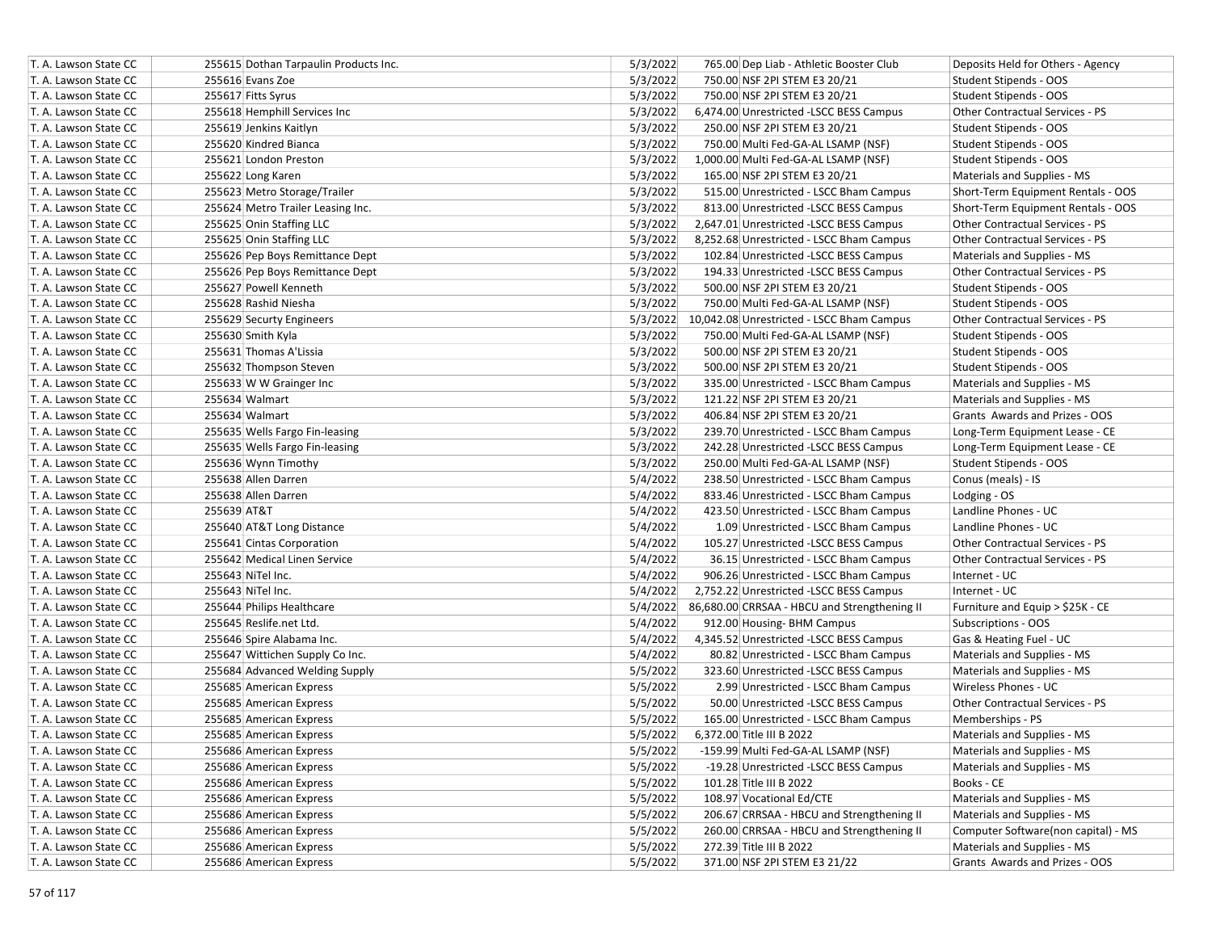| | | | | | | |
|---|---|---|---|---|---|---|
| T. A. Lawson State CC | 255615 | Dothan Tarpaulin Products Inc. | 5/3/2022 | 765.00 | Dep Liab - Athletic Booster Club | Deposits Held for Others - Agency |
| T. A. Lawson State CC | 255616 | Evans Zoe | 5/3/2022 | 750.00 | NSF 2PI STEM E3 20/21 | Student Stipends - OOS |
| T. A. Lawson State CC | 255617 | Fitts Syrus | 5/3/2022 | 750.00 | NSF 2PI STEM E3 20/21 | Student Stipends - OOS |
| T. A. Lawson State CC | 255618 | Hemphill Services Inc | 5/3/2022 | 6,474.00 | Unrestricted -LSCC BESS Campus | Other Contractual Services - PS |
| T. A. Lawson State CC | 255619 | Jenkins Kaitlyn | 5/3/2022 | 250.00 | NSF 2PI STEM E3 20/21 | Student Stipends - OOS |
| T. A. Lawson State CC | 255620 | Kindred Bianca | 5/3/2022 | 750.00 | Multi Fed-GA-AL LSAMP (NSF) | Student Stipends - OOS |
| T. A. Lawson State CC | 255621 | London Preston | 5/3/2022 | 1,000.00 | Multi Fed-GA-AL LSAMP (NSF) | Student Stipends - OOS |
| T. A. Lawson State CC | 255622 | Long Karen | 5/3/2022 | 165.00 | NSF 2PI STEM E3 20/21 | Materials and Supplies - MS |
| T. A. Lawson State CC | 255623 | Metro Storage/Trailer | 5/3/2022 | 515.00 | Unrestricted - LSCC Bham Campus | Short-Term Equipment Rentals - OOS |
| T. A. Lawson State CC | 255624 | Metro Trailer Leasing Inc. | 5/3/2022 | 813.00 | Unrestricted -LSCC BESS Campus | Short-Term Equipment Rentals - OOS |
| T. A. Lawson State CC | 255625 | Onin Staffing LLC | 5/3/2022 | 2,647.01 | Unrestricted -LSCC BESS Campus | Other Contractual Services - PS |
| T. A. Lawson State CC | 255625 | Onin Staffing LLC | 5/3/2022 | 8,252.68 | Unrestricted - LSCC Bham Campus | Other Contractual Services - PS |
| T. A. Lawson State CC | 255626 | Pep Boys Remittance Dept | 5/3/2022 | 102.84 | Unrestricted -LSCC BESS Campus | Materials and Supplies - MS |
| T. A. Lawson State CC | 255626 | Pep Boys Remittance Dept | 5/3/2022 | 194.33 | Unrestricted -LSCC BESS Campus | Other Contractual Services - PS |
| T. A. Lawson State CC | 255627 | Powell Kenneth | 5/3/2022 | 500.00 | NSF 2PI STEM E3 20/21 | Student Stipends - OOS |
| T. A. Lawson State CC | 255628 | Rashid Niesha | 5/3/2022 | 750.00 | Multi Fed-GA-AL LSAMP (NSF) | Student Stipends - OOS |
| T. A. Lawson State CC | 255629 | Securty Engineers | 5/3/2022 | 10,042.08 | Unrestricted - LSCC Bham Campus | Other Contractual Services - PS |
| T. A. Lawson State CC | 255630 | Smith Kyla | 5/3/2022 | 750.00 | Multi Fed-GA-AL LSAMP (NSF) | Student Stipends - OOS |
| T. A. Lawson State CC | 255631 | Thomas A'Lissia | 5/3/2022 | 500.00 | NSF 2PI STEM E3 20/21 | Student Stipends - OOS |
| T. A. Lawson State CC | 255632 | Thompson Steven | 5/3/2022 | 500.00 | NSF 2PI STEM E3 20/21 | Student Stipends - OOS |
| T. A. Lawson State CC | 255633 | W W Grainger Inc | 5/3/2022 | 335.00 | Unrestricted - LSCC Bham Campus | Materials and Supplies - MS |
| T. A. Lawson State CC | 255634 | Walmart | 5/3/2022 | 121.22 | NSF 2PI STEM E3 20/21 | Materials and Supplies - MS |
| T. A. Lawson State CC | 255634 | Walmart | 5/3/2022 | 406.84 | NSF 2PI STEM E3 20/21 | Grants Awards and Prizes - OOS |
| T. A. Lawson State CC | 255635 | Wells Fargo Fin-leasing | 5/3/2022 | 239.70 | Unrestricted - LSCC Bham Campus | Long-Term Equipment Lease - CE |
| T. A. Lawson State CC | 255635 | Wells Fargo Fin-leasing | 5/3/2022 | 242.28 | Unrestricted -LSCC BESS Campus | Long-Term Equipment Lease - CE |
| T. A. Lawson State CC | 255636 | Wynn Timothy | 5/3/2022 | 250.00 | Multi Fed-GA-AL LSAMP (NSF) | Student Stipends - OOS |
| T. A. Lawson State CC | 255638 | Allen Darren | 5/4/2022 | 238.50 | Unrestricted - LSCC Bham Campus | Conus (meals) - IS |
| T. A. Lawson State CC | 255638 | Allen Darren | 5/4/2022 | 833.46 | Unrestricted - LSCC Bham Campus | Lodging - OS |
| T. A. Lawson State CC | 255639 | AT&T | 5/4/2022 | 423.50 | Unrestricted - LSCC Bham Campus | Landline Phones - UC |
| T. A. Lawson State CC | 255640 | AT&T Long Distance | 5/4/2022 | 1.09 | Unrestricted - LSCC Bham Campus | Landline Phones - UC |
| T. A. Lawson State CC | 255641 | Cintas Corporation | 5/4/2022 | 105.27 | Unrestricted -LSCC BESS Campus | Other Contractual Services - PS |
| T. A. Lawson State CC | 255642 | Medical Linen Service | 5/4/2022 | 36.15 | Unrestricted - LSCC Bham Campus | Other Contractual Services - PS |
| T. A. Lawson State CC | 255643 | NiTel Inc. | 5/4/2022 | 906.26 | Unrestricted - LSCC Bham Campus | Internet - UC |
| T. A. Lawson State CC | 255643 | NiTel Inc. | 5/4/2022 | 2,752.22 | Unrestricted -LSCC BESS Campus | Internet - UC |
| T. A. Lawson State CC | 255644 | Philips Healthcare | 5/4/2022 | 86,680.00 | CRRSAA - HBCU and Strengthening II | Furniture and Equip > $25K - CE |
| T. A. Lawson State CC | 255645 | Reslife.net Ltd. | 5/4/2022 | 912.00 | Housing- BHM Campus | Subscriptions - OOS |
| T. A. Lawson State CC | 255646 | Spire Alabama Inc. | 5/4/2022 | 4,345.52 | Unrestricted -LSCC BESS Campus | Gas & Heating Fuel - UC |
| T. A. Lawson State CC | 255647 | Wittichen Supply Co Inc. | 5/4/2022 | 80.82 | Unrestricted - LSCC Bham Campus | Materials and Supplies - MS |
| T. A. Lawson State CC | 255684 | Advanced Welding Supply | 5/5/2022 | 323.60 | Unrestricted -LSCC BESS Campus | Materials and Supplies - MS |
| T. A. Lawson State CC | 255685 | American Express | 5/5/2022 | 2.99 | Unrestricted - LSCC Bham Campus | Wireless Phones - UC |
| T. A. Lawson State CC | 255685 | American Express | 5/5/2022 | 50.00 | Unrestricted -LSCC BESS Campus | Other Contractual Services - PS |
| T. A. Lawson State CC | 255685 | American Express | 5/5/2022 | 165.00 | Unrestricted - LSCC Bham Campus | Memberships - PS |
| T. A. Lawson State CC | 255685 | American Express | 5/5/2022 | 6,372.00 | Title III B 2022 | Materials and Supplies - MS |
| T. A. Lawson State CC | 255686 | American Express | 5/5/2022 | -159.99 | Multi Fed-GA-AL LSAMP (NSF) | Materials and Supplies - MS |
| T. A. Lawson State CC | 255686 | American Express | 5/5/2022 | -19.28 | Unrestricted -LSCC BESS Campus | Materials and Supplies - MS |
| T. A. Lawson State CC | 255686 | American Express | 5/5/2022 | 101.28 | Title III B 2022 | Books - CE |
| T. A. Lawson State CC | 255686 | American Express | 5/5/2022 | 108.97 | Vocational Ed/CTE | Materials and Supplies - MS |
| T. A. Lawson State CC | 255686 | American Express | 5/5/2022 | 206.67 | CRRSAA - HBCU and Strengthening II | Materials and Supplies - MS |
| T. A. Lawson State CC | 255686 | American Express | 5/5/2022 | 260.00 | CRRSAA - HBCU and Strengthening II | Computer Software(non capital) - MS |
| T. A. Lawson State CC | 255686 | American Express | 5/5/2022 | 272.39 | Title III B 2022 | Materials and Supplies - MS |
| T. A. Lawson State CC | 255686 | American Express | 5/5/2022 | 371.00 | NSF 2PI STEM E3 21/22 | Grants Awards and Prizes - OOS |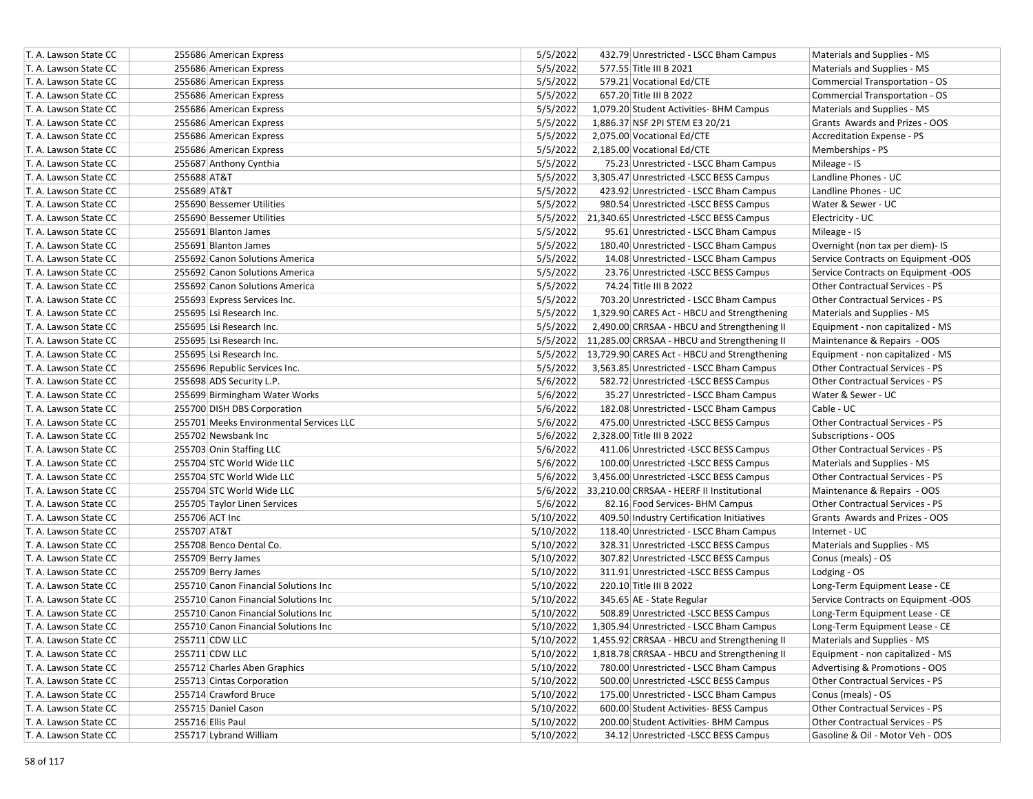| | | | | | | |
|---|---|---|---|---|---|---|
| T. A. Lawson State CC | 255686 | American Express | 5/5/2022 | 432.79 | Unrestricted - LSCC Bham Campus | Materials and Supplies - MS |
| T. A. Lawson State CC | 255686 | American Express | 5/5/2022 | 577.55 | Title III B 2021 | Materials and Supplies - MS |
| T. A. Lawson State CC | 255686 | American Express | 5/5/2022 | 579.21 | Vocational Ed/CTE | Commercial Transportation - OS |
| T. A. Lawson State CC | 255686 | American Express | 5/5/2022 | 657.20 | Title III B 2022 | Commercial Transportation - OS |
| T. A. Lawson State CC | 255686 | American Express | 5/5/2022 | 1,079.20 | Student Activities- BHM Campus | Materials and Supplies - MS |
| T. A. Lawson State CC | 255686 | American Express | 5/5/2022 | 1,886.37 | NSF 2PI STEM E3 20/21 | Grants Awards and Prizes - OOS |
| T. A. Lawson State CC | 255686 | American Express | 5/5/2022 | 2,075.00 | Vocational Ed/CTE | Accreditation Expense - PS |
| T. A. Lawson State CC | 255686 | American Express | 5/5/2022 | 2,185.00 | Vocational Ed/CTE | Memberships - PS |
| T. A. Lawson State CC | 255687 | Anthony Cynthia | 5/5/2022 | 75.23 | Unrestricted - LSCC Bham Campus | Mileage - IS |
| T. A. Lawson State CC | 255688 | AT&T | 5/5/2022 | 3,305.47 | Unrestricted -LSCC BESS Campus | Landline Phones - UC |
| T. A. Lawson State CC | 255689 | AT&T | 5/5/2022 | 423.92 | Unrestricted - LSCC Bham Campus | Landline Phones - UC |
| T. A. Lawson State CC | 255690 | Bessemer Utilities | 5/5/2022 | 980.54 | Unrestricted -LSCC BESS Campus | Water & Sewer - UC |
| T. A. Lawson State CC | 255690 | Bessemer Utilities | 5/5/2022 | 21,340.65 | Unrestricted -LSCC BESS Campus | Electricity - UC |
| T. A. Lawson State CC | 255691 | Blanton James | 5/5/2022 | 95.61 | Unrestricted - LSCC Bham Campus | Mileage - IS |
| T. A. Lawson State CC | 255691 | Blanton James | 5/5/2022 | 180.40 | Unrestricted - LSCC Bham Campus | Overnight (non tax per diem)- IS |
| T. A. Lawson State CC | 255692 | Canon Solutions America | 5/5/2022 | 14.08 | Unrestricted - LSCC Bham Campus | Service Contracts on Equipment -OOS |
| T. A. Lawson State CC | 255692 | Canon Solutions America | 5/5/2022 | 23.76 | Unrestricted -LSCC BESS Campus | Service Contracts on Equipment -OOS |
| T. A. Lawson State CC | 255692 | Canon Solutions America | 5/5/2022 | 74.24 | Title III B 2022 | Other Contractual Services - PS |
| T. A. Lawson State CC | 255693 | Express Services Inc. | 5/5/2022 | 703.20 | Unrestricted - LSCC Bham Campus | Other Contractual Services - PS |
| T. A. Lawson State CC | 255695 | Lsi Research Inc. | 5/5/2022 | 1,329.90 | CARES Act - HBCU and Strengthening | Materials and Supplies - MS |
| T. A. Lawson State CC | 255695 | Lsi Research Inc. | 5/5/2022 | 2,490.00 | CRRSAA - HBCU and Strengthening II | Equipment - non capitalized - MS |
| T. A. Lawson State CC | 255695 | Lsi Research Inc. | 5/5/2022 | 11,285.00 | CRRSAA - HBCU and Strengthening II | Maintenance & Repairs - OOS |
| T. A. Lawson State CC | 255695 | Lsi Research Inc. | 5/5/2022 | 13,729.90 | CARES Act - HBCU and Strengthening | Equipment - non capitalized - MS |
| T. A. Lawson State CC | 255696 | Republic Services Inc. | 5/5/2022 | 3,563.85 | Unrestricted - LSCC Bham Campus | Other Contractual Services - PS |
| T. A. Lawson State CC | 255698 | ADS Security L.P. | 5/6/2022 | 582.72 | Unrestricted -LSCC BESS Campus | Other Contractual Services - PS |
| T. A. Lawson State CC | 255699 | Birmingham Water Works | 5/6/2022 | 35.27 | Unrestricted - LSCC Bham Campus | Water & Sewer - UC |
| T. A. Lawson State CC | 255700 | DISH DBS Corporation | 5/6/2022 | 182.08 | Unrestricted - LSCC Bham Campus | Cable - UC |
| T. A. Lawson State CC | 255701 | Meeks Environmental Services LLC | 5/6/2022 | 475.00 | Unrestricted -LSCC BESS Campus | Other Contractual Services - PS |
| T. A. Lawson State CC | 255702 | Newsbank Inc | 5/6/2022 | 2,328.00 | Title III B 2022 | Subscriptions - OOS |
| T. A. Lawson State CC | 255703 | Onin Staffing LLC | 5/6/2022 | 411.06 | Unrestricted -LSCC BESS Campus | Other Contractual Services - PS |
| T. A. Lawson State CC | 255704 | STC World Wide LLC | 5/6/2022 | 100.00 | Unrestricted -LSCC BESS Campus | Materials and Supplies - MS |
| T. A. Lawson State CC | 255704 | STC World Wide LLC | 5/6/2022 | 3,456.00 | Unrestricted -LSCC BESS Campus | Other Contractual Services - PS |
| T. A. Lawson State CC | 255704 | STC World Wide LLC | 5/6/2022 | 33,210.00 | CRRSAA - HEERF II Institutional | Maintenance & Repairs - OOS |
| T. A. Lawson State CC | 255705 | Taylor Linen Services | 5/6/2022 | 82.16 | Food Services- BHM Campus | Other Contractual Services - PS |
| T. A. Lawson State CC | 255706 | ACT Inc | 5/10/2022 | 409.50 | Industry Certification Initiatives | Grants Awards and Prizes - OOS |
| T. A. Lawson State CC | 255707 | AT&T | 5/10/2022 | 118.40 | Unrestricted - LSCC Bham Campus | Internet - UC |
| T. A. Lawson State CC | 255708 | Benco Dental Co. | 5/10/2022 | 328.31 | Unrestricted -LSCC BESS Campus | Materials and Supplies - MS |
| T. A. Lawson State CC | 255709 | Berry James | 5/10/2022 | 307.82 | Unrestricted -LSCC BESS Campus | Conus (meals) - OS |
| T. A. Lawson State CC | 255709 | Berry James | 5/10/2022 | 311.91 | Unrestricted -LSCC BESS Campus | Lodging - OS |
| T. A. Lawson State CC | 255710 | Canon Financial Solutions Inc | 5/10/2022 | 220.10 | Title III B 2022 | Long-Term Equipment Lease - CE |
| T. A. Lawson State CC | 255710 | Canon Financial Solutions Inc | 5/10/2022 | 345.65 | AE - State Regular | Service Contracts on Equipment -OOS |
| T. A. Lawson State CC | 255710 | Canon Financial Solutions Inc | 5/10/2022 | 508.89 | Unrestricted -LSCC BESS Campus | Long-Term Equipment Lease - CE |
| T. A. Lawson State CC | 255710 | Canon Financial Solutions Inc | 5/10/2022 | 1,305.94 | Unrestricted - LSCC Bham Campus | Long-Term Equipment Lease - CE |
| T. A. Lawson State CC | 255711 | CDW LLC | 5/10/2022 | 1,455.92 | CRRSAA - HBCU and Strengthening II | Materials and Supplies - MS |
| T. A. Lawson State CC | 255711 | CDW LLC | 5/10/2022 | 1,818.78 | CRRSAA - HBCU and Strengthening II | Equipment - non capitalized - MS |
| T. A. Lawson State CC | 255712 | Charles Aben Graphics | 5/10/2022 | 780.00 | Unrestricted - LSCC Bham Campus | Advertising & Promotions - OOS |
| T. A. Lawson State CC | 255713 | Cintas Corporation | 5/10/2022 | 500.00 | Unrestricted -LSCC BESS Campus | Other Contractual Services - PS |
| T. A. Lawson State CC | 255714 | Crawford Bruce | 5/10/2022 | 175.00 | Unrestricted - LSCC Bham Campus | Conus (meals) - OS |
| T. A. Lawson State CC | 255715 | Daniel Cason | 5/10/2022 | 600.00 | Student Activities- BESS Campus | Other Contractual Services - PS |
| T. A. Lawson State CC | 255716 | Ellis Paul | 5/10/2022 | 200.00 | Student Activities- BHM Campus | Other Contractual Services - PS |
| T. A. Lawson State CC | 255717 | Lybrand William | 5/10/2022 | 34.12 | Unrestricted -LSCC BESS Campus | Gasoline & Oil - Motor Veh - OOS |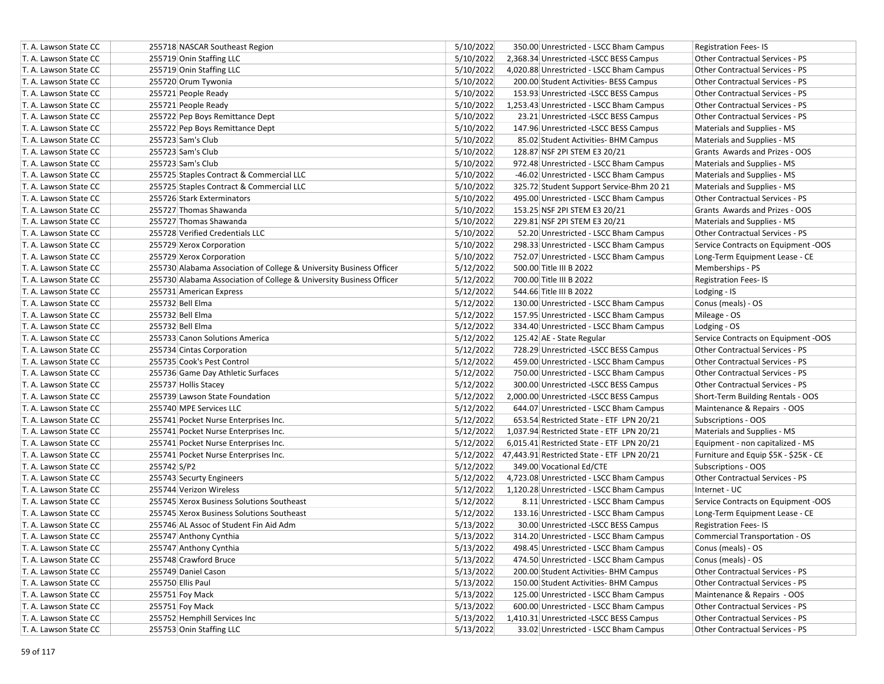| | | | | | | |
|---|---|---|---|---|---|---|
| T. A. Lawson State CC | 255718 | NASCAR Southeast Region | 5/10/2022 | 350.00 | Unrestricted - LSCC Bham Campus | Registration Fees- IS |
| T. A. Lawson State CC | 255719 | Onin Staffing LLC | 5/10/2022 | 2,368.34 | Unrestricted -LSCC BESS Campus | Other Contractual Services - PS |
| T. A. Lawson State CC | 255719 | Onin Staffing LLC | 5/10/2022 | 4,020.88 | Unrestricted - LSCC Bham Campus | Other Contractual Services - PS |
| T. A. Lawson State CC | 255720 | Orum Tywonia | 5/10/2022 | 200.00 | Student Activities- BESS Campus | Other Contractual Services - PS |
| T. A. Lawson State CC | 255721 | People Ready | 5/10/2022 | 153.93 | Unrestricted -LSCC BESS Campus | Other Contractual Services - PS |
| T. A. Lawson State CC | 255721 | People Ready | 5/10/2022 | 1,253.43 | Unrestricted - LSCC Bham Campus | Other Contractual Services - PS |
| T. A. Lawson State CC | 255722 | Pep Boys Remittance Dept | 5/10/2022 | 23.21 | Unrestricted -LSCC BESS Campus | Other Contractual Services - PS |
| T. A. Lawson State CC | 255722 | Pep Boys Remittance Dept | 5/10/2022 | 147.96 | Unrestricted -LSCC BESS Campus | Materials and Supplies - MS |
| T. A. Lawson State CC | 255723 | Sam's Club | 5/10/2022 | 85.02 | Student Activities- BHM Campus | Materials and Supplies - MS |
| T. A. Lawson State CC | 255723 | Sam's Club | 5/10/2022 | 128.87 | NSF 2PI STEM E3 20/21 | Grants Awards and Prizes - OOS |
| T. A. Lawson State CC | 255723 | Sam's Club | 5/10/2022 | 972.48 | Unrestricted - LSCC Bham Campus | Materials and Supplies - MS |
| T. A. Lawson State CC | 255725 | Staples Contract & Commercial LLC | 5/10/2022 | -46.02 | Unrestricted - LSCC Bham Campus | Materials and Supplies - MS |
| T. A. Lawson State CC | 255725 | Staples Contract & Commercial LLC | 5/10/2022 | 325.72 | Student Support Service-Bhm 20 21 | Materials and Supplies - MS |
| T. A. Lawson State CC | 255726 | Stark Exterminators | 5/10/2022 | 495.00 | Unrestricted - LSCC Bham Campus | Other Contractual Services - PS |
| T. A. Lawson State CC | 255727 | Thomas Shawanda | 5/10/2022 | 153.25 | NSF 2PI STEM E3 20/21 | Grants Awards and Prizes - OOS |
| T. A. Lawson State CC | 255727 | Thomas Shawanda | 5/10/2022 | 229.81 | NSF 2PI STEM E3 20/21 | Materials and Supplies - MS |
| T. A. Lawson State CC | 255728 | Verified Credentials LLC | 5/10/2022 | 52.20 | Unrestricted - LSCC Bham Campus | Other Contractual Services - PS |
| T. A. Lawson State CC | 255729 | Xerox Corporation | 5/10/2022 | 298.33 | Unrestricted - LSCC Bham Campus | Service Contracts on Equipment -OOS |
| T. A. Lawson State CC | 255729 | Xerox Corporation | 5/10/2022 | 752.07 | Unrestricted - LSCC Bham Campus | Long-Term Equipment Lease - CE |
| T. A. Lawson State CC | 255730 | Alabama Association of College & University Business Officer | 5/12/2022 | 500.00 | Title III B 2022 | Memberships - PS |
| T. A. Lawson State CC | 255730 | Alabama Association of College & University Business Officer | 5/12/2022 | 700.00 | Title III B 2022 | Registration Fees- IS |
| T. A. Lawson State CC | 255731 | American Express | 5/12/2022 | 544.66 | Title III B 2022 | Lodging - IS |
| T. A. Lawson State CC | 255732 | Bell Elma | 5/12/2022 | 130.00 | Unrestricted - LSCC Bham Campus | Conus (meals) - OS |
| T. A. Lawson State CC | 255732 | Bell Elma | 5/12/2022 | 157.95 | Unrestricted - LSCC Bham Campus | Mileage - OS |
| T. A. Lawson State CC | 255732 | Bell Elma | 5/12/2022 | 334.40 | Unrestricted - LSCC Bham Campus | Lodging - OS |
| T. A. Lawson State CC | 255733 | Canon Solutions America | 5/12/2022 | 125.42 | AE - State Regular | Service Contracts on Equipment -OOS |
| T. A. Lawson State CC | 255734 | Cintas Corporation | 5/12/2022 | 728.29 | Unrestricted -LSCC BESS Campus | Other Contractual Services - PS |
| T. A. Lawson State CC | 255735 | Cook's Pest Control | 5/12/2022 | 459.00 | Unrestricted - LSCC Bham Campus | Other Contractual Services - PS |
| T. A. Lawson State CC | 255736 | Game Day Athletic Surfaces | 5/12/2022 | 750.00 | Unrestricted - LSCC Bham Campus | Other Contractual Services - PS |
| T. A. Lawson State CC | 255737 | Hollis Stacey | 5/12/2022 | 300.00 | Unrestricted -LSCC BESS Campus | Other Contractual Services - PS |
| T. A. Lawson State CC | 255739 | Lawson State Foundation | 5/12/2022 | 2,000.00 | Unrestricted -LSCC BESS Campus | Short-Term Building Rentals - OOS |
| T. A. Lawson State CC | 255740 | MPE Services LLC | 5/12/2022 | 644.07 | Unrestricted - LSCC Bham Campus | Maintenance & Repairs - OOS |
| T. A. Lawson State CC | 255741 | Pocket Nurse Enterprises Inc. | 5/12/2022 | 653.54 | Restricted State - ETF LPN 20/21 | Subscriptions - OOS |
| T. A. Lawson State CC | 255741 | Pocket Nurse Enterprises Inc. | 5/12/2022 | 1,037.94 | Restricted State - ETF LPN 20/21 | Materials and Supplies - MS |
| T. A. Lawson State CC | 255741 | Pocket Nurse Enterprises Inc. | 5/12/2022 | 6,015.41 | Restricted State - ETF LPN 20/21 | Equipment - non capitalized - MS |
| T. A. Lawson State CC | 255741 | Pocket Nurse Enterprises Inc. | 5/12/2022 | 47,443.91 | Restricted State - ETF LPN 20/21 | Furniture and Equip $5K - $25K - CE |
| T. A. Lawson State CC | 255742 | S/P2 | 5/12/2022 | 349.00 | Vocational Ed/CTE | Subscriptions - OOS |
| T. A. Lawson State CC | 255743 | Securty Engineers | 5/12/2022 | 4,723.08 | Unrestricted - LSCC Bham Campus | Other Contractual Services - PS |
| T. A. Lawson State CC | 255744 | Verizon Wireless | 5/12/2022 | 1,120.28 | Unrestricted - LSCC Bham Campus | Internet - UC |
| T. A. Lawson State CC | 255745 | Xerox Business Solutions Southeast | 5/12/2022 | 8.11 | Unrestricted - LSCC Bham Campus | Service Contracts on Equipment -OOS |
| T. A. Lawson State CC | 255745 | Xerox Business Solutions Southeast | 5/12/2022 | 133.16 | Unrestricted - LSCC Bham Campus | Long-Term Equipment Lease - CE |
| T. A. Lawson State CC | 255746 | AL Assoc of Student Fin Aid Adm | 5/13/2022 | 30.00 | Unrestricted -LSCC BESS Campus | Registration Fees- IS |
| T. A. Lawson State CC | 255747 | Anthony Cynthia | 5/13/2022 | 314.20 | Unrestricted - LSCC Bham Campus | Commercial Transportation - OS |
| T. A. Lawson State CC | 255747 | Anthony Cynthia | 5/13/2022 | 498.45 | Unrestricted - LSCC Bham Campus | Conus (meals) - OS |
| T. A. Lawson State CC | 255748 | Crawford Bruce | 5/13/2022 | 474.50 | Unrestricted - LSCC Bham Campus | Conus (meals) - OS |
| T. A. Lawson State CC | 255749 | Daniel Cason | 5/13/2022 | 200.00 | Student Activities- BHM Campus | Other Contractual Services - PS |
| T. A. Lawson State CC | 255750 | Ellis Paul | 5/13/2022 | 150.00 | Student Activities- BHM Campus | Other Contractual Services - PS |
| T. A. Lawson State CC | 255751 | Foy Mack | 5/13/2022 | 125.00 | Unrestricted - LSCC Bham Campus | Maintenance & Repairs - OOS |
| T. A. Lawson State CC | 255751 | Foy Mack | 5/13/2022 | 600.00 | Unrestricted - LSCC Bham Campus | Other Contractual Services - PS |
| T. A. Lawson State CC | 255752 | Hemphill Services Inc | 5/13/2022 | 1,410.31 | Unrestricted -LSCC BESS Campus | Other Contractual Services - PS |
| T. A. Lawson State CC | 255753 | Onin Staffing LLC | 5/13/2022 | 33.02 | Unrestricted - LSCC Bham Campus | Other Contractual Services - PS |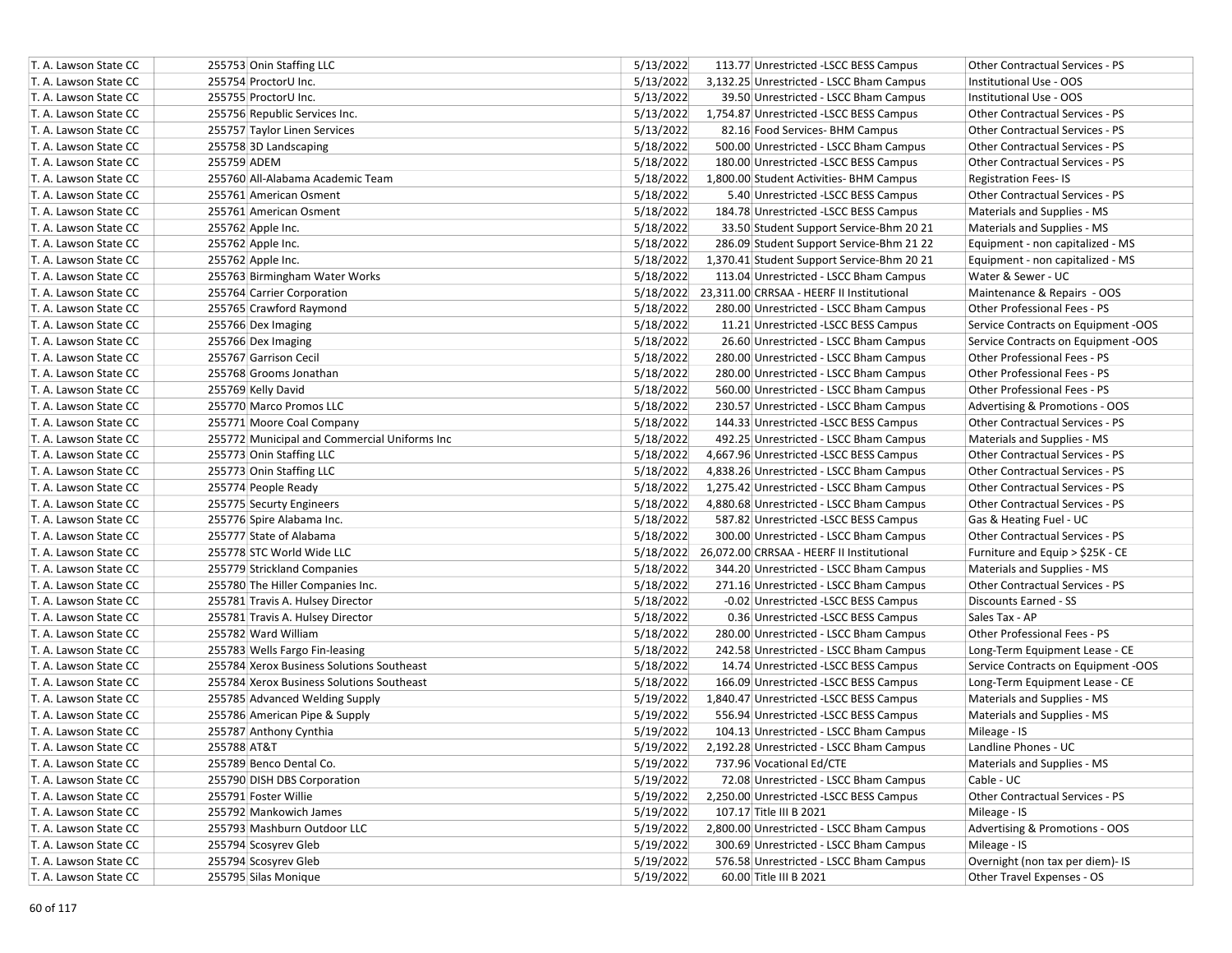| | | | | | |
|---|---|---|---|---|---|
| T. A. Lawson State CC | 255753 Onin Staffing LLC | 5/13/2022 | 113.77 | Unrestricted -LSCC BESS Campus | Other Contractual Services - PS |
| T. A. Lawson State CC | 255754 ProctorU Inc. | 5/13/2022 | 3,132.25 | Unrestricted - LSCC Bham Campus | Institutional Use - OOS |
| T. A. Lawson State CC | 255755 ProctorU Inc. | 5/13/2022 | 39.50 | Unrestricted - LSCC Bham Campus | Institutional Use - OOS |
| T. A. Lawson State CC | 255756 Republic Services Inc. | 5/13/2022 | 1,754.87 | Unrestricted -LSCC BESS Campus | Other Contractual Services - PS |
| T. A. Lawson State CC | 255757 Taylor Linen Services | 5/13/2022 | 82.16 | Food Services- BHM Campus | Other Contractual Services - PS |
| T. A. Lawson State CC | 255758 3D Landscaping | 5/18/2022 | 500.00 | Unrestricted - LSCC Bham Campus | Other Contractual Services - PS |
| T. A. Lawson State CC | 255759 ADEM | 5/18/2022 | 180.00 | Unrestricted -LSCC BESS Campus | Other Contractual Services - PS |
| T. A. Lawson State CC | 255760 All-Alabama Academic Team | 5/18/2022 | 1,800.00 | Student Activities- BHM Campus | Registration Fees- IS |
| T. A. Lawson State CC | 255761 American Osment | 5/18/2022 | 5.40 | Unrestricted -LSCC BESS Campus | Other Contractual Services - PS |
| T. A. Lawson State CC | 255761 American Osment | 5/18/2022 | 184.78 | Unrestricted -LSCC BESS Campus | Materials and Supplies - MS |
| T. A. Lawson State CC | 255762 Apple Inc. | 5/18/2022 | 33.50 | Student Support Service-Bhm 20 21 | Materials and Supplies - MS |
| T. A. Lawson State CC | 255762 Apple Inc. | 5/18/2022 | 286.09 | Student Support Service-Bhm 21 22 | Equipment - non capitalized - MS |
| T. A. Lawson State CC | 255762 Apple Inc. | 5/18/2022 | 1,370.41 | Student Support Service-Bhm 20 21 | Equipment - non capitalized - MS |
| T. A. Lawson State CC | 255763 Birmingham Water Works | 5/18/2022 | 113.04 | Unrestricted - LSCC Bham Campus | Water & Sewer - UC |
| T. A. Lawson State CC | 255764 Carrier Corporation | 5/18/2022 | 23,311.00 | CRRSAA - HEERF II Institutional | Maintenance & Repairs - OOS |
| T. A. Lawson State CC | 255765 Crawford Raymond | 5/18/2022 | 280.00 | Unrestricted - LSCC Bham Campus | Other Professional Fees - PS |
| T. A. Lawson State CC | 255766 Dex Imaging | 5/18/2022 | 11.21 | Unrestricted -LSCC BESS Campus | Service Contracts on Equipment -OOS |
| T. A. Lawson State CC | 255766 Dex Imaging | 5/18/2022 | 26.60 | Unrestricted - LSCC Bham Campus | Service Contracts on Equipment -OOS |
| T. A. Lawson State CC | 255767 Garrison Cecil | 5/18/2022 | 280.00 | Unrestricted - LSCC Bham Campus | Other Professional Fees - PS |
| T. A. Lawson State CC | 255768 Grooms Jonathan | 5/18/2022 | 280.00 | Unrestricted - LSCC Bham Campus | Other Professional Fees - PS |
| T. A. Lawson State CC | 255769 Kelly David | 5/18/2022 | 560.00 | Unrestricted - LSCC Bham Campus | Other Professional Fees - PS |
| T. A. Lawson State CC | 255770 Marco Promos LLC | 5/18/2022 | 230.57 | Unrestricted - LSCC Bham Campus | Advertising & Promotions - OOS |
| T. A. Lawson State CC | 255771 Moore Coal Company | 5/18/2022 | 144.33 | Unrestricted -LSCC BESS Campus | Other Contractual Services - PS |
| T. A. Lawson State CC | 255772 Municipal and Commercial Uniforms Inc | 5/18/2022 | 492.25 | Unrestricted - LSCC Bham Campus | Materials and Supplies - MS |
| T. A. Lawson State CC | 255773 Onin Staffing LLC | 5/18/2022 | 4,667.96 | Unrestricted -LSCC BESS Campus | Other Contractual Services - PS |
| T. A. Lawson State CC | 255773 Onin Staffing LLC | 5/18/2022 | 4,838.26 | Unrestricted - LSCC Bham Campus | Other Contractual Services - PS |
| T. A. Lawson State CC | 255774 People Ready | 5/18/2022 | 1,275.42 | Unrestricted - LSCC Bham Campus | Other Contractual Services - PS |
| T. A. Lawson State CC | 255775 Securty Engineers | 5/18/2022 | 4,880.68 | Unrestricted - LSCC Bham Campus | Other Contractual Services - PS |
| T. A. Lawson State CC | 255776 Spire Alabama Inc. | 5/18/2022 | 587.82 | Unrestricted -LSCC BESS Campus | Gas & Heating Fuel - UC |
| T. A. Lawson State CC | 255777 State of Alabama | 5/18/2022 | 300.00 | Unrestricted - LSCC Bham Campus | Other Contractual Services - PS |
| T. A. Lawson State CC | 255778 STC World Wide LLC | 5/18/2022 | 26,072.00 | CRRSAA - HEERF II Institutional | Furniture and Equip > $25K - CE |
| T. A. Lawson State CC | 255779 Strickland Companies | 5/18/2022 | 344.20 | Unrestricted - LSCC Bham Campus | Materials and Supplies - MS |
| T. A. Lawson State CC | 255780 The Hiller Companies Inc. | 5/18/2022 | 271.16 | Unrestricted - LSCC Bham Campus | Other Contractual Services - PS |
| T. A. Lawson State CC | 255781 Travis A. Hulsey Director | 5/18/2022 | -0.02 | Unrestricted -LSCC BESS Campus | Discounts Earned - SS |
| T. A. Lawson State CC | 255781 Travis A. Hulsey Director | 5/18/2022 | 0.36 | Unrestricted -LSCC BESS Campus | Sales Tax - AP |
| T. A. Lawson State CC | 255782 Ward William | 5/18/2022 | 280.00 | Unrestricted - LSCC Bham Campus | Other Professional Fees - PS |
| T. A. Lawson State CC | 255783 Wells Fargo Fin-leasing | 5/18/2022 | 242.58 | Unrestricted - LSCC Bham Campus | Long-Term Equipment Lease - CE |
| T. A. Lawson State CC | 255784 Xerox Business Solutions Southeast | 5/18/2022 | 14.74 | Unrestricted -LSCC BESS Campus | Service Contracts on Equipment -OOS |
| T. A. Lawson State CC | 255784 Xerox Business Solutions Southeast | 5/18/2022 | 166.09 | Unrestricted -LSCC BESS Campus | Long-Term Equipment Lease - CE |
| T. A. Lawson State CC | 255785 Advanced Welding Supply | 5/19/2022 | 1,840.47 | Unrestricted -LSCC BESS Campus | Materials and Supplies - MS |
| T. A. Lawson State CC | 255786 American Pipe & Supply | 5/19/2022 | 556.94 | Unrestricted -LSCC BESS Campus | Materials and Supplies - MS |
| T. A. Lawson State CC | 255787 Anthony Cynthia | 5/19/2022 | 104.13 | Unrestricted - LSCC Bham Campus | Mileage - IS |
| T. A. Lawson State CC | 255788 AT&T | 5/19/2022 | 2,192.28 | Unrestricted - LSCC Bham Campus | Landline Phones - UC |
| T. A. Lawson State CC | 255789 Benco Dental Co. | 5/19/2022 | 737.96 | Vocational Ed/CTE | Materials and Supplies - MS |
| T. A. Lawson State CC | 255790 DISH DBS Corporation | 5/19/2022 | 72.08 | Unrestricted - LSCC Bham Campus | Cable - UC |
| T. A. Lawson State CC | 255791 Foster Willie | 5/19/2022 | 2,250.00 | Unrestricted -LSCC BESS Campus | Other Contractual Services - PS |
| T. A. Lawson State CC | 255792 Mankowich James | 5/19/2022 | 107.17 | Title III B 2021 | Mileage - IS |
| T. A. Lawson State CC | 255793 Mashburn Outdoor LLC | 5/19/2022 | 2,800.00 | Unrestricted - LSCC Bham Campus | Advertising & Promotions - OOS |
| T. A. Lawson State CC | 255794 Scosyrev Gleb | 5/19/2022 | 300.69 | Unrestricted - LSCC Bham Campus | Mileage - IS |
| T. A. Lawson State CC | 255794 Scosyrev Gleb | 5/19/2022 | 576.58 | Unrestricted - LSCC Bham Campus | Overnight (non tax per diem)- IS |
| T. A. Lawson State CC | 255795 Silas Monique | 5/19/2022 | 60.00 | Title III B 2021 | Other Travel Expenses - OS |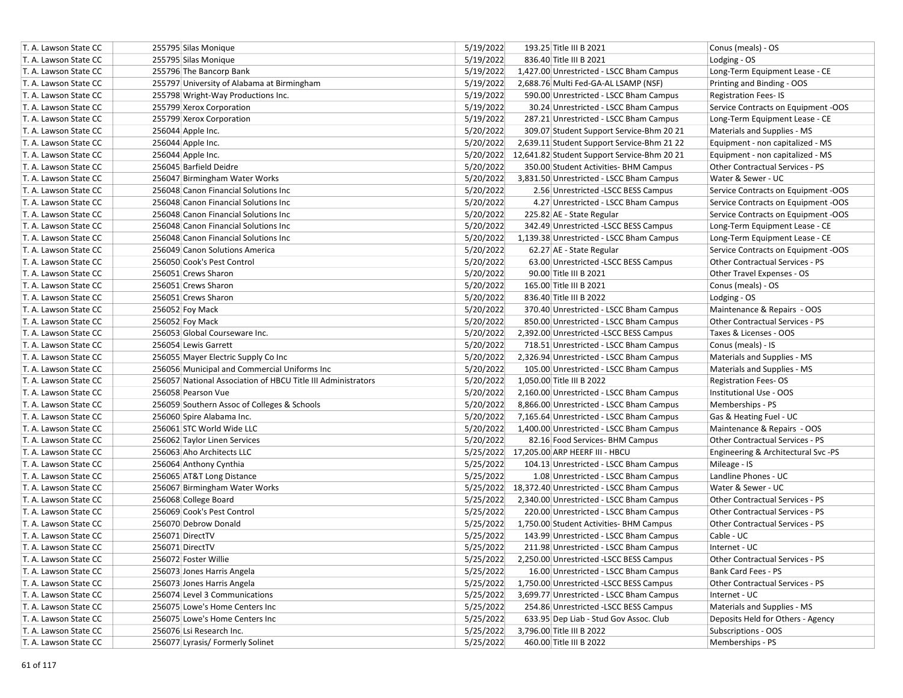| | | | | | | |
|---|---|---|---|---|---|---|
| T. A. Lawson State CC | 255795 | Silas Monique | 5/19/2022 | 193.25 | Title III B 2021 | Conus (meals) - OS |
| T. A. Lawson State CC | 255795 | Silas Monique | 5/19/2022 | 836.40 | Title III B 2021 | Lodging - OS |
| T. A. Lawson State CC | 255796 | The Bancorp Bank | 5/19/2022 | 1,427.00 | Unrestricted - LSCC Bham Campus | Long-Term Equipment Lease - CE |
| T. A. Lawson State CC | 255797 | University of Alabama at Birmingham | 5/19/2022 | 2,688.76 | Multi Fed-GA-AL LSAMP (NSF) | Printing and Binding - OOS |
| T. A. Lawson State CC | 255798 | Wright-Way Productions Inc. | 5/19/2022 | 590.00 | Unrestricted - LSCC Bham Campus | Registration Fees- IS |
| T. A. Lawson State CC | 255799 | Xerox Corporation | 5/19/2022 | 30.24 | Unrestricted - LSCC Bham Campus | Service Contracts on Equipment -OOS |
| T. A. Lawson State CC | 255799 | Xerox Corporation | 5/19/2022 | 287.21 | Unrestricted - LSCC Bham Campus | Long-Term Equipment Lease - CE |
| T. A. Lawson State CC | 256044 | Apple Inc. | 5/20/2022 | 309.07 | Student Support Service-Bhm 20 21 | Materials and Supplies - MS |
| T. A. Lawson State CC | 256044 | Apple Inc. | 5/20/2022 | 2,639.11 | Student Support Service-Bhm 21 22 | Equipment - non capitalized - MS |
| T. A. Lawson State CC | 256044 | Apple Inc. | 5/20/2022 | 12,641.82 | Student Support Service-Bhm 20 21 | Equipment - non capitalized - MS |
| T. A. Lawson State CC | 256045 | Barfield Deidre | 5/20/2022 | 350.00 | Student Activities- BHM Campus | Other Contractual Services - PS |
| T. A. Lawson State CC | 256047 | Birmingham Water Works | 5/20/2022 | 3,831.50 | Unrestricted - LSCC Bham Campus | Water & Sewer - UC |
| T. A. Lawson State CC | 256048 | Canon Financial Solutions Inc | 5/20/2022 | 2.56 | Unrestricted -LSCC BESS Campus | Service Contracts on Equipment -OOS |
| T. A. Lawson State CC | 256048 | Canon Financial Solutions Inc | 5/20/2022 | 4.27 | Unrestricted - LSCC Bham Campus | Service Contracts on Equipment -OOS |
| T. A. Lawson State CC | 256048 | Canon Financial Solutions Inc | 5/20/2022 | 225.82 | AE - State Regular | Service Contracts on Equipment -OOS |
| T. A. Lawson State CC | 256048 | Canon Financial Solutions Inc | 5/20/2022 | 342.49 | Unrestricted -LSCC BESS Campus | Long-Term Equipment Lease - CE |
| T. A. Lawson State CC | 256048 | Canon Financial Solutions Inc | 5/20/2022 | 1,139.38 | Unrestricted - LSCC Bham Campus | Long-Term Equipment Lease - CE |
| T. A. Lawson State CC | 256049 | Canon Solutions America | 5/20/2022 | 62.27 | AE - State Regular | Service Contracts on Equipment -OOS |
| T. A. Lawson State CC | 256050 | Cook's Pest Control | 5/20/2022 | 63.00 | Unrestricted -LSCC BESS Campus | Other Contractual Services - PS |
| T. A. Lawson State CC | 256051 | Crews Sharon | 5/20/2022 | 90.00 | Title III B 2021 | Other Travel Expenses - OS |
| T. A. Lawson State CC | 256051 | Crews Sharon | 5/20/2022 | 165.00 | Title III B 2021 | Conus (meals) - OS |
| T. A. Lawson State CC | 256051 | Crews Sharon | 5/20/2022 | 836.40 | Title III B 2022 | Lodging - OS |
| T. A. Lawson State CC | 256052 | Foy Mack | 5/20/2022 | 370.40 | Unrestricted - LSCC Bham Campus | Maintenance & Repairs - OOS |
| T. A. Lawson State CC | 256052 | Foy Mack | 5/20/2022 | 850.00 | Unrestricted - LSCC Bham Campus | Other Contractual Services - PS |
| T. A. Lawson State CC | 256053 | Global Courseware Inc. | 5/20/2022 | 2,392.00 | Unrestricted -LSCC BESS Campus | Taxes & Licenses - OOS |
| T. A. Lawson State CC | 256054 | Lewis Garrett | 5/20/2022 | 718.51 | Unrestricted - LSCC Bham Campus | Conus (meals) - IS |
| T. A. Lawson State CC | 256055 | Mayer Electric Supply Co Inc | 5/20/2022 | 2,326.94 | Unrestricted - LSCC Bham Campus | Materials and Supplies - MS |
| T. A. Lawson State CC | 256056 | Municipal and Commercial Uniforms Inc | 5/20/2022 | 105.00 | Unrestricted - LSCC Bham Campus | Materials and Supplies - MS |
| T. A. Lawson State CC | 256057 | National Association of HBCU Title III Administrators | 5/20/2022 | 1,050.00 | Title III B 2022 | Registration Fees- OS |
| T. A. Lawson State CC | 256058 | Pearson Vue | 5/20/2022 | 2,160.00 | Unrestricted - LSCC Bham Campus | Institutional Use - OOS |
| T. A. Lawson State CC | 256059 | Southern Assoc of Colleges & Schools | 5/20/2022 | 8,866.00 | Unrestricted - LSCC Bham Campus | Memberships - PS |
| T. A. Lawson State CC | 256060 | Spire Alabama Inc. | 5/20/2022 | 7,165.64 | Unrestricted - LSCC Bham Campus | Gas & Heating Fuel - UC |
| T. A. Lawson State CC | 256061 | STC World Wide LLC | 5/20/2022 | 1,400.00 | Unrestricted - LSCC Bham Campus | Maintenance & Repairs - OOS |
| T. A. Lawson State CC | 256062 | Taylor Linen Services | 5/20/2022 | 82.16 | Food Services- BHM Campus | Other Contractual Services - PS |
| T. A. Lawson State CC | 256063 | Aho Architects LLC | 5/25/2022 | 17,205.00 | ARP HEERF III - HBCU | Engineering & Architectural Svc -PS |
| T. A. Lawson State CC | 256064 | Anthony Cynthia | 5/25/2022 | 104.13 | Unrestricted - LSCC Bham Campus | Mileage - IS |
| T. A. Lawson State CC | 256065 | AT&T Long Distance | 5/25/2022 | 1.08 | Unrestricted - LSCC Bham Campus | Landline Phones - UC |
| T. A. Lawson State CC | 256067 | Birmingham Water Works | 5/25/2022 | 18,372.40 | Unrestricted - LSCC Bham Campus | Water & Sewer - UC |
| T. A. Lawson State CC | 256068 | College Board | 5/25/2022 | 2,340.00 | Unrestricted - LSCC Bham Campus | Other Contractual Services - PS |
| T. A. Lawson State CC | 256069 | Cook's Pest Control | 5/25/2022 | 220.00 | Unrestricted - LSCC Bham Campus | Other Contractual Services - PS |
| T. A. Lawson State CC | 256070 | Debrow Donald | 5/25/2022 | 1,750.00 | Student Activities- BHM Campus | Other Contractual Services - PS |
| T. A. Lawson State CC | 256071 | DirectTV | 5/25/2022 | 143.99 | Unrestricted - LSCC Bham Campus | Cable - UC |
| T. A. Lawson State CC | 256071 | DirectTV | 5/25/2022 | 211.98 | Unrestricted - LSCC Bham Campus | Internet - UC |
| T. A. Lawson State CC | 256072 | Foster Willie | 5/25/2022 | 2,250.00 | Unrestricted -LSCC BESS Campus | Other Contractual Services - PS |
| T. A. Lawson State CC | 256073 | Jones Harris Angela | 5/25/2022 | 16.00 | Unrestricted - LSCC Bham Campus | Bank Card Fees - PS |
| T. A. Lawson State CC | 256073 | Jones Harris Angela | 5/25/2022 | 1,750.00 | Unrestricted -LSCC BESS Campus | Other Contractual Services - PS |
| T. A. Lawson State CC | 256074 | Level 3 Communications | 5/25/2022 | 3,699.77 | Unrestricted - LSCC Bham Campus | Internet - UC |
| T. A. Lawson State CC | 256075 | Lowe's Home Centers Inc | 5/25/2022 | 254.86 | Unrestricted -LSCC BESS Campus | Materials and Supplies - MS |
| T. A. Lawson State CC | 256075 | Lowe's Home Centers Inc | 5/25/2022 | 633.95 | Dep Liab - Stud Gov Assoc. Club | Deposits Held for Others - Agency |
| T. A. Lawson State CC | 256076 | Lsi Research Inc. | 5/25/2022 | 3,796.00 | Title III B 2022 | Subscriptions - OOS |
| T. A. Lawson State CC | 256077 | Lyrasis/ Formerly Solinet | 5/25/2022 | 460.00 | Title III B 2022 | Memberships - PS |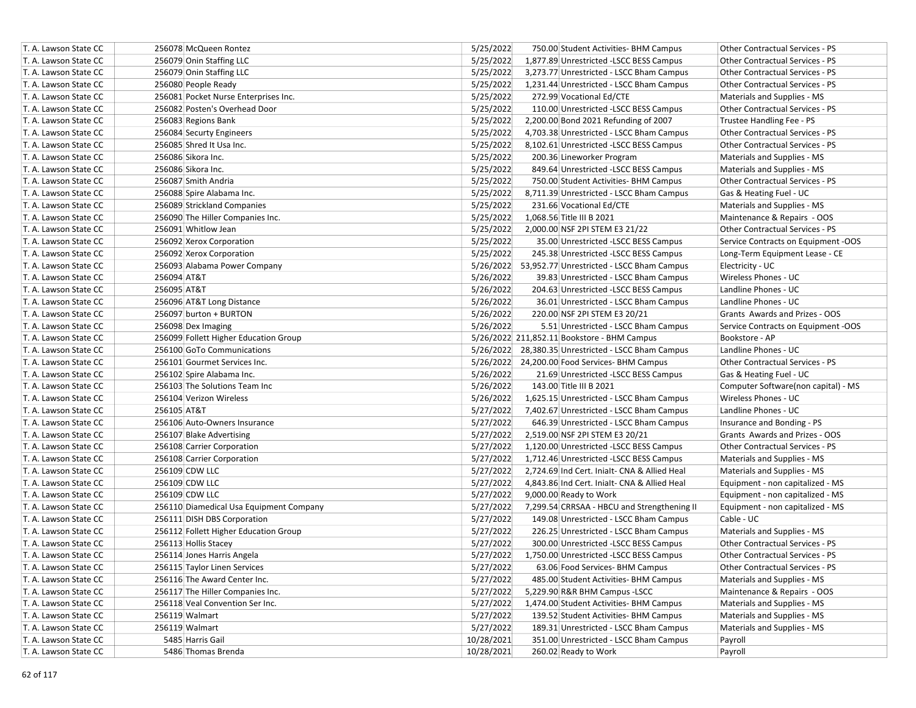| | | | | | |
|---|---|---|---|---|---|
| T. A. Lawson State CC | 256078 McQueen Rontez | 5/25/2022 | 750.00 Student Activities- BHM Campus | Other Contractual Services - PS |
| T. A. Lawson State CC | 256079 Onin Staffing LLC | 5/25/2022 | 1,877.89 Unrestricted -LSCC BESS Campus | Other Contractual Services - PS |
| T. A. Lawson State CC | 256079 Onin Staffing LLC | 5/25/2022 | 3,273.77 Unrestricted - LSCC Bham Campus | Other Contractual Services - PS |
| T. A. Lawson State CC | 256080 People Ready | 5/25/2022 | 1,231.44 Unrestricted - LSCC Bham Campus | Other Contractual Services - PS |
| T. A. Lawson State CC | 256081 Pocket Nurse Enterprises Inc. | 5/25/2022 | 272.99 Vocational Ed/CTE | Materials and Supplies - MS |
| T. A. Lawson State CC | 256082 Posten's Overhead Door | 5/25/2022 | 110.00 Unrestricted -LSCC BESS Campus | Other Contractual Services - PS |
| T. A. Lawson State CC | 256083 Regions Bank | 5/25/2022 | 2,200.00 Bond 2021 Refunding of 2007 | Trustee Handling Fee - PS |
| T. A. Lawson State CC | 256084 Securty Engineers | 5/25/2022 | 4,703.38 Unrestricted - LSCC Bham Campus | Other Contractual Services - PS |
| T. A. Lawson State CC | 256085 Shred It Usa Inc. | 5/25/2022 | 8,102.61 Unrestricted -LSCC BESS Campus | Other Contractual Services - PS |
| T. A. Lawson State CC | 256086 Sikora Inc. | 5/25/2022 | 200.36 Lineworker Program | Materials and Supplies - MS |
| T. A. Lawson State CC | 256086 Sikora Inc. | 5/25/2022 | 849.64 Unrestricted -LSCC BESS Campus | Materials and Supplies - MS |
| T. A. Lawson State CC | 256087 Smith Andria | 5/25/2022 | 750.00 Student Activities- BHM Campus | Other Contractual Services - PS |
| T. A. Lawson State CC | 256088 Spire Alabama Inc. | 5/25/2022 | 8,711.39 Unrestricted - LSCC Bham Campus | Gas & Heating Fuel - UC |
| T. A. Lawson State CC | 256089 Strickland Companies | 5/25/2022 | 231.66 Vocational Ed/CTE | Materials and Supplies - MS |
| T. A. Lawson State CC | 256090 The Hiller Companies Inc. | 5/25/2022 | 1,068.56 Title III B 2021 | Maintenance & Repairs - OOS |
| T. A. Lawson State CC | 256091 Whitlow Jean | 5/25/2022 | 2,000.00 NSF 2PI STEM E3 21/22 | Other Contractual Services - PS |
| T. A. Lawson State CC | 256092 Xerox Corporation | 5/25/2022 | 35.00 Unrestricted -LSCC BESS Campus | Service Contracts on Equipment -OOS |
| T. A. Lawson State CC | 256092 Xerox Corporation | 5/25/2022 | 245.38 Unrestricted -LSCC BESS Campus | Long-Term Equipment Lease - CE |
| T. A. Lawson State CC | 256093 Alabama Power Company | 5/26/2022 | 53,952.77 Unrestricted - LSCC Bham Campus | Electricity - UC |
| T. A. Lawson State CC | 256094 AT&T | 5/26/2022 | 39.83 Unrestricted - LSCC Bham Campus | Wireless Phones - UC |
| T. A. Lawson State CC | 256095 AT&T | 5/26/2022 | 204.63 Unrestricted -LSCC BESS Campus | Landline Phones - UC |
| T. A. Lawson State CC | 256096 AT&T Long Distance | 5/26/2022 | 36.01 Unrestricted - LSCC Bham Campus | Landline Phones - UC |
| T. A. Lawson State CC | 256097 burton + BURTON | 5/26/2022 | 220.00 NSF 2PI STEM E3 20/21 | Grants Awards and Prizes - OOS |
| T. A. Lawson State CC | 256098 Dex Imaging | 5/26/2022 | 5.51 Unrestricted - LSCC Bham Campus | Service Contracts on Equipment -OOS |
| T. A. Lawson State CC | 256099 Follett Higher Education Group | 5/26/2022 | 211,852.11 Bookstore - BHM Campus | Bookstore - AP |
| T. A. Lawson State CC | 256100 GoTo Communications | 5/26/2022 | 28,380.35 Unrestricted - LSCC Bham Campus | Landline Phones - UC |
| T. A. Lawson State CC | 256101 Gourmet Services Inc. | 5/26/2022 | 24,200.00 Food Services- BHM Campus | Other Contractual Services - PS |
| T. A. Lawson State CC | 256102 Spire Alabama Inc. | 5/26/2022 | 21.69 Unrestricted -LSCC BESS Campus | Gas & Heating Fuel - UC |
| T. A. Lawson State CC | 256103 The Solutions Team Inc | 5/26/2022 | 143.00 Title III B 2021 | Computer Software(non capital) - MS |
| T. A. Lawson State CC | 256104 Verizon Wireless | 5/26/2022 | 1,625.15 Unrestricted - LSCC Bham Campus | Wireless Phones - UC |
| T. A. Lawson State CC | 256105 AT&T | 5/27/2022 | 7,402.67 Unrestricted - LSCC Bham Campus | Landline Phones - UC |
| T. A. Lawson State CC | 256106 Auto-Owners Insurance | 5/27/2022 | 646.39 Unrestricted - LSCC Bham Campus | Insurance and Bonding - PS |
| T. A. Lawson State CC | 256107 Blake Advertising | 5/27/2022 | 2,519.00 NSF 2PI STEM E3 20/21 | Grants Awards and Prizes - OOS |
| T. A. Lawson State CC | 256108 Carrier Corporation | 5/27/2022 | 1,120.00 Unrestricted -LSCC BESS Campus | Other Contractual Services - PS |
| T. A. Lawson State CC | 256108 Carrier Corporation | 5/27/2022 | 1,712.46 Unrestricted -LSCC BESS Campus | Materials and Supplies - MS |
| T. A. Lawson State CC | 256109 CDW LLC | 5/27/2022 | 2,724.69 Ind Cert. Inialt- CNA & Allied Heal | Materials and Supplies - MS |
| T. A. Lawson State CC | 256109 CDW LLC | 5/27/2022 | 4,843.86 Ind Cert. Iniajt- CNA & Allied Heal | Equipment - non capitalized - MS |
| T. A. Lawson State CC | 256109 CDW LLC | 5/27/2022 | 9,000.00 Ready to Work | Equipment - non capitalized - MS |
| T. A. Lawson State CC | 256110 Diamedical Usa Equipment Company | 5/27/2022 | 7,299.54 CRRSAA - HBCU and Strengthening II | Equipment - non capitalized - MS |
| T. A. Lawson State CC | 256111 DISH DBS Corporation | 5/27/2022 | 149.08 Unrestricted - LSCC Bham Campus | Cable - UC |
| T. A. Lawson State CC | 256112 Follett Higher Education Group | 5/27/2022 | 226.25 Unrestricted - LSCC Bham Campus | Materials and Supplies - MS |
| T. A. Lawson State CC | 256113 Hollis Stacey | 5/27/2022 | 300.00 Unrestricted -LSCC BESS Campus | Other Contractual Services - PS |
| T. A. Lawson State CC | 256114 Jones Harris Angela | 5/27/2022 | 1,750.00 Unrestricted -LSCC BESS Campus | Other Contractual Services - PS |
| T. A. Lawson State CC | 256115 Taylor Linen Services | 5/27/2022 | 63.06 Food Services- BHM Campus | Other Contractual Services - PS |
| T. A. Lawson State CC | 256116 The Award Center Inc. | 5/27/2022 | 485.00 Student Activities- BHM Campus | Materials and Supplies - MS |
| T. A. Lawson State CC | 256117 The Hiller Companies Inc. | 5/27/2022 | 5,229.90 R&R BHM Campus -LSCC | Maintenance & Repairs - OOS |
| T. A. Lawson State CC | 256118 Veal Convention Ser Inc. | 5/27/2022 | 1,474.00 Student Activities- BHM Campus | Materials and Supplies - MS |
| T. A. Lawson State CC | 256119 Walmart | 5/27/2022 | 139.52 Student Activities- BHM Campus | Materials and Supplies - MS |
| T. A. Lawson State CC | 256119 Walmart | 5/27/2022 | 189.31 Unrestricted - LSCC Bham Campus | Materials and Supplies - MS |
| T. A. Lawson State CC | 5485 Harris Gail | 10/28/2021 | 351.00 Unrestricted - LSCC Bham Campus | Payroll |
| T. A. Lawson State CC | 5486 Thomas Brenda | 10/28/2021 | 260.02 Ready to Work | Payroll |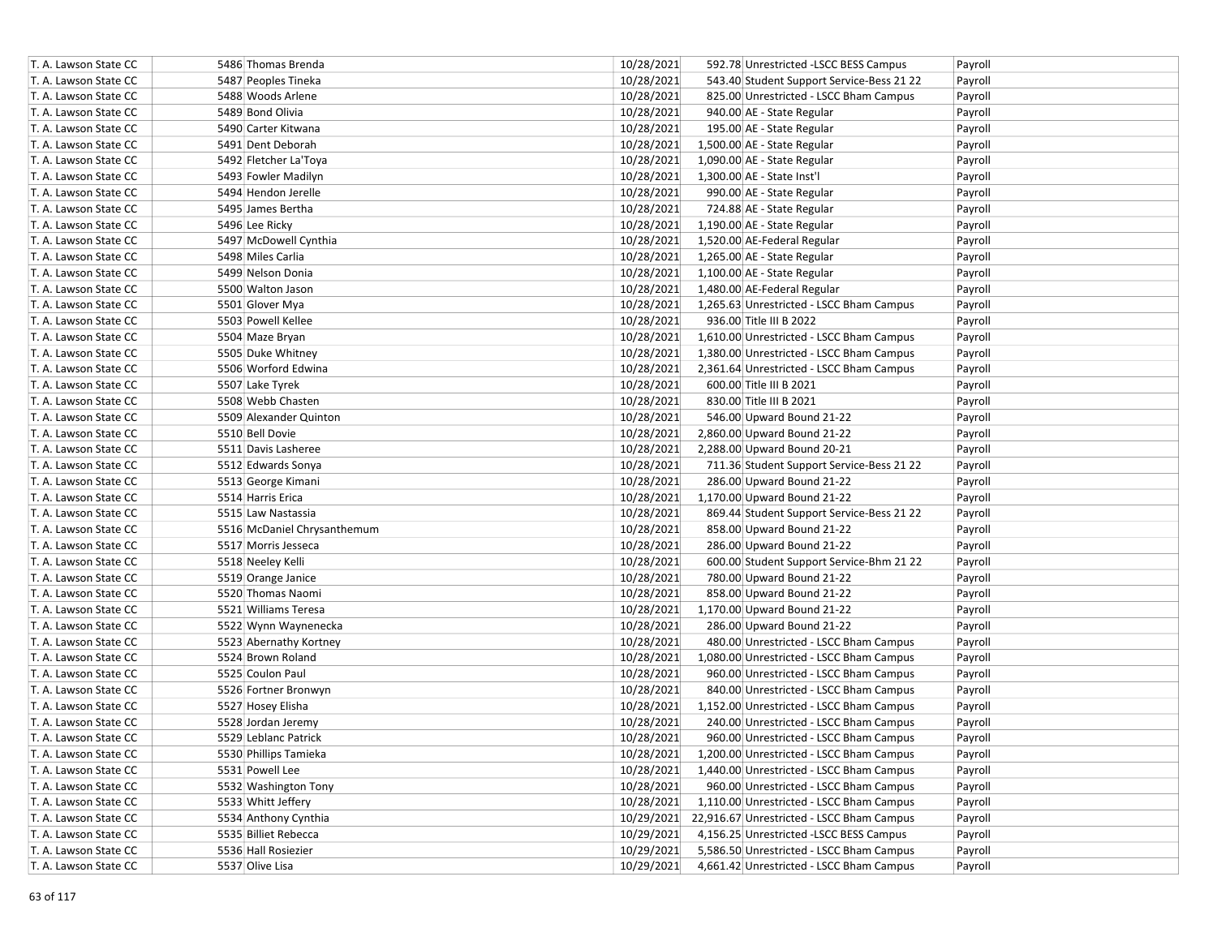| | | | | | | |
|---|---|---|---|---|---|---|
| T. A. Lawson State CC | | 5486 Thomas Brenda | 10/28/2021 | 592.78 | Unrestricted -LSCC BESS Campus | Payroll |
| T. A. Lawson State CC | | 5487 Peoples Tineka | 10/28/2021 | 543.40 | Student Support Service-Bess 21 22 | Payroll |
| T. A. Lawson State CC | | 5488 Woods Arlene | 10/28/2021 | 825.00 | Unrestricted - LSCC Bham Campus | Payroll |
| T. A. Lawson State CC | | 5489 Bond Olivia | 10/28/2021 | 940.00 | AE - State Regular | Payroll |
| T. A. Lawson State CC | | 5490 Carter Kitwana | 10/28/2021 | 195.00 | AE - State Regular | Payroll |
| T. A. Lawson State CC | | 5491 Dent Deborah | 10/28/2021 | 1,500.00 | AE - State Regular | Payroll |
| T. A. Lawson State CC | | 5492 Fletcher La'Toya | 10/28/2021 | 1,090.00 | AE - State Regular | Payroll |
| T. A. Lawson State CC | | 5493 Fowler Madilyn | 10/28/2021 | 1,300.00 | AE - State Inst'l | Payroll |
| T. A. Lawson State CC | | 5494 Hendon Jerelle | 10/28/2021 | 990.00 | AE - State Regular | Payroll |
| T. A. Lawson State CC | | 5495 James Bertha | 10/28/2021 | 724.88 | AE - State Regular | Payroll |
| T. A. Lawson State CC | | 5496 Lee Ricky | 10/28/2021 | 1,190.00 | AE - State Regular | Payroll |
| T. A. Lawson State CC | | 5497 McDowell Cynthia | 10/28/2021 | 1,520.00 | AE-Federal Regular | Payroll |
| T. A. Lawson State CC | | 5498 Miles Carlia | 10/28/2021 | 1,265.00 | AE - State Regular | Payroll |
| T. A. Lawson State CC | | 5499 Nelson Donia | 10/28/2021 | 1,100.00 | AE - State Regular | Payroll |
| T. A. Lawson State CC | | 5500 Walton Jason | 10/28/2021 | 1,480.00 | AE-Federal Regular | Payroll |
| T. A. Lawson State CC | | 5501 Glover Mya | 10/28/2021 | 1,265.63 | Unrestricted - LSCC Bham Campus | Payroll |
| T. A. Lawson State CC | | 5503 Powell Kellee | 10/28/2021 | 936.00 | Title III B 2022 | Payroll |
| T. A. Lawson State CC | | 5504 Maze Bryan | 10/28/2021 | 1,610.00 | Unrestricted - LSCC Bham Campus | Payroll |
| T. A. Lawson State CC | | 5505 Duke Whitney | 10/28/2021 | 1,380.00 | Unrestricted - LSCC Bham Campus | Payroll |
| T. A. Lawson State CC | | 5506 Worford Edwina | 10/28/2021 | 2,361.64 | Unrestricted - LSCC Bham Campus | Payroll |
| T. A. Lawson State CC | | 5507 Lake Tyrek | 10/28/2021 | 600.00 | Title III B 2021 | Payroll |
| T. A. Lawson State CC | | 5508 Webb Chasten | 10/28/2021 | 830.00 | Title III B 2021 | Payroll |
| T. A. Lawson State CC | | 5509 Alexander Quinton | 10/28/2021 | 546.00 | Upward Bound 21-22 | Payroll |
| T. A. Lawson State CC | | 5510 Bell Dovie | 10/28/2021 | 2,860.00 | Upward Bound 21-22 | Payroll |
| T. A. Lawson State CC | | 5511 Davis Lasheree | 10/28/2021 | 2,288.00 | Upward Bound 20-21 | Payroll |
| T. A. Lawson State CC | | 5512 Edwards Sonya | 10/28/2021 | 711.36 | Student Support Service-Bess 21 22 | Payroll |
| T. A. Lawson State CC | | 5513 George Kimani | 10/28/2021 | 286.00 | Upward Bound 21-22 | Payroll |
| T. A. Lawson State CC | | 5514 Harris Erica | 10/28/2021 | 1,170.00 | Upward Bound 21-22 | Payroll |
| T. A. Lawson State CC | | 5515 Law Nastassia | 10/28/2021 | 869.44 | Student Support Service-Bess 21 22 | Payroll |
| T. A. Lawson State CC | | 5516 McDaniel Chrysanthemum | 10/28/2021 | 858.00 | Upward Bound 21-22 | Payroll |
| T. A. Lawson State CC | | 5517 Morris Jesseca | 10/28/2021 | 286.00 | Upward Bound 21-22 | Payroll |
| T. A. Lawson State CC | | 5518 Neeley Kelli | 10/28/2021 | 600.00 | Student Support Service-Bhm 21 22 | Payroll |
| T. A. Lawson State CC | | 5519 Orange Janice | 10/28/2021 | 780.00 | Upward Bound 21-22 | Payroll |
| T. A. Lawson State CC | | 5520 Thomas Naomi | 10/28/2021 | 858.00 | Upward Bound 21-22 | Payroll |
| T. A. Lawson State CC | | 5521 Williams Teresa | 10/28/2021 | 1,170.00 | Upward Bound 21-22 | Payroll |
| T. A. Lawson State CC | | 5522 Wynn Waynenecka | 10/28/2021 | 286.00 | Upward Bound 21-22 | Payroll |
| T. A. Lawson State CC | | 5523 Abernathy Kortney | 10/28/2021 | 480.00 | Unrestricted - LSCC Bham Campus | Payroll |
| T. A. Lawson State CC | | 5524 Brown Roland | 10/28/2021 | 1,080.00 | Unrestricted - LSCC Bham Campus | Payroll |
| T. A. Lawson State CC | | 5525 Coulon Paul | 10/28/2021 | 960.00 | Unrestricted - LSCC Bham Campus | Payroll |
| T. A. Lawson State CC | | 5526 Fortner Bronwyn | 10/28/2021 | 840.00 | Unrestricted - LSCC Bham Campus | Payroll |
| T. A. Lawson State CC | | 5527 Hosey Elisha | 10/28/2021 | 1,152.00 | Unrestricted - LSCC Bham Campus | Payroll |
| T. A. Lawson State CC | | 5528 Jordan Jeremy | 10/28/2021 | 240.00 | Unrestricted - LSCC Bham Campus | Payroll |
| T. A. Lawson State CC | | 5529 Leblanc Patrick | 10/28/2021 | 960.00 | Unrestricted - LSCC Bham Campus | Payroll |
| T. A. Lawson State CC | | 5530 Phillips Tamieka | 10/28/2021 | 1,200.00 | Unrestricted - LSCC Bham Campus | Payroll |
| T. A. Lawson State CC | | 5531 Powell Lee | 10/28/2021 | 1,440.00 | Unrestricted - LSCC Bham Campus | Payroll |
| T. A. Lawson State CC | | 5532 Washington Tony | 10/28/2021 | 960.00 | Unrestricted - LSCC Bham Campus | Payroll |
| T. A. Lawson State CC | | 5533 Whitt Jeffery | 10/28/2021 | 1,110.00 | Unrestricted - LSCC Bham Campus | Payroll |
| T. A. Lawson State CC | | 5534 Anthony Cynthia | 10/29/2021 | 22,916.67 | Unrestricted - LSCC Bham Campus | Payroll |
| T. A. Lawson State CC | | 5535 Billiet Rebecca | 10/29/2021 | 4,156.25 | Unrestricted -LSCC BESS Campus | Payroll |
| T. A. Lawson State CC | | 5536 Hall Rosiezier | 10/29/2021 | 5,586.50 | Unrestricted - LSCC Bham Campus | Payroll |
| T. A. Lawson State CC | | 5537 Olive Lisa | 10/29/2021 | 4,661.42 | Unrestricted - LSCC Bham Campus | Payroll |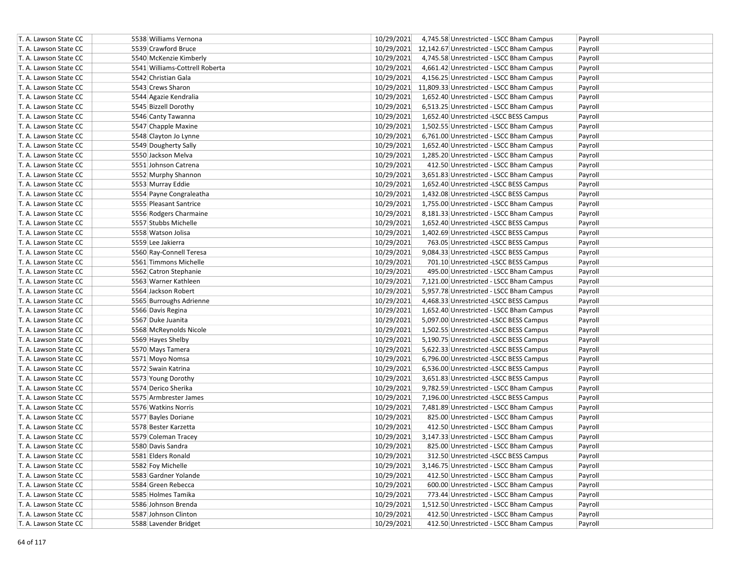| T. A. Lawson State CC | 5538 Williams Vernona | 10/29/2021 | 4,745.58 Unrestricted - LSCC Bham Campus | Payroll |
|---|---|---|---|---|
| T. A. Lawson State CC | 5539 Crawford Bruce | 10/29/2021 | 12,142.67 Unrestricted - LSCC Bham Campus | Payroll |
| T. A. Lawson State CC | 5540 McKenzie Kimberly | 10/29/2021 | 4,745.58 Unrestricted - LSCC Bham Campus | Payroll |
| T. A. Lawson State CC | 5541 Williams-Cottrell Roberta | 10/29/2021 | 4,661.42 Unrestricted - LSCC Bham Campus | Payroll |
| T. A. Lawson State CC | 5542 Christian Gala | 10/29/2021 | 4,156.25 Unrestricted - LSCC Bham Campus | Payroll |
| T. A. Lawson State CC | 5543 Crews Sharon | 10/29/2021 | 11,809.33 Unrestricted - LSCC Bham Campus | Payroll |
| T. A. Lawson State CC | 5544 Agazie Kendralia | 10/29/2021 | 1,652.40 Unrestricted - LSCC Bham Campus | Payroll |
| T. A. Lawson State CC | 5545 Bizzell Dorothy | 10/29/2021 | 6,513.25 Unrestricted - LSCC Bham Campus | Payroll |
| T. A. Lawson State CC | 5546 Canty Tawanna | 10/29/2021 | 1,652.40 Unrestricted -LSCC BESS Campus | Payroll |
| T. A. Lawson State CC | 5547 Chapple Maxine | 10/29/2021 | 1,502.55 Unrestricted - LSCC Bham Campus | Payroll |
| T. A. Lawson State CC | 5548 Clayton Jo Lynne | 10/29/2021 | 6,761.00 Unrestricted - LSCC Bham Campus | Payroll |
| T. A. Lawson State CC | 5549 Dougherty Sally | 10/29/2021 | 1,652.40 Unrestricted - LSCC Bham Campus | Payroll |
| T. A. Lawson State CC | 5550 Jackson Melva | 10/29/2021 | 1,285.20 Unrestricted - LSCC Bham Campus | Payroll |
| T. A. Lawson State CC | 5551 Johnson Catrena | 10/29/2021 | 412.50 Unrestricted - LSCC Bham Campus | Payroll |
| T. A. Lawson State CC | 5552 Murphy Shannon | 10/29/2021 | 3,651.83 Unrestricted - LSCC Bham Campus | Payroll |
| T. A. Lawson State CC | 5553 Murray Eddie | 10/29/2021 | 1,652.40 Unrestricted -LSCC BESS Campus | Payroll |
| T. A. Lawson State CC | 5554 Payne Congraleatha | 10/29/2021 | 1,432.08 Unrestricted -LSCC BESS Campus | Payroll |
| T. A. Lawson State CC | 5555 Pleasant Santrice | 10/29/2021 | 1,755.00 Unrestricted - LSCC Bham Campus | Payroll |
| T. A. Lawson State CC | 5556 Rodgers Charmaine | 10/29/2021 | 8,181.33 Unrestricted - LSCC Bham Campus | Payroll |
| T. A. Lawson State CC | 5557 Stubbs Michelle | 10/29/2021 | 1,652.40 Unrestricted -LSCC BESS Campus | Payroll |
| T. A. Lawson State CC | 5558 Watson Jolisa | 10/29/2021 | 1,402.69 Unrestricted -LSCC BESS Campus | Payroll |
| T. A. Lawson State CC | 5559 Lee Jakierra | 10/29/2021 | 763.05 Unrestricted -LSCC BESS Campus | Payroll |
| T. A. Lawson State CC | 5560 Ray-Connell Teresa | 10/29/2021 | 9,084.33 Unrestricted -LSCC BESS Campus | Payroll |
| T. A. Lawson State CC | 5561 Timmons Michelle | 10/29/2021 | 701.10 Unrestricted -LSCC BESS Campus | Payroll |
| T. A. Lawson State CC | 5562 Catron Stephanie | 10/29/2021 | 495.00 Unrestricted - LSCC Bham Campus | Payroll |
| T. A. Lawson State CC | 5563 Warner Kathleen | 10/29/2021 | 7,121.00 Unrestricted - LSCC Bham Campus | Payroll |
| T. A. Lawson State CC | 5564 Jackson Robert | 10/29/2021 | 5,957.78 Unrestricted - LSCC Bham Campus | Payroll |
| T. A. Lawson State CC | 5565 Burroughs Adrienne | 10/29/2021 | 4,468.33 Unrestricted -LSCC BESS Campus | Payroll |
| T. A. Lawson State CC | 5566 Davis Regina | 10/29/2021 | 1,652.40 Unrestricted - LSCC Bham Campus | Payroll |
| T. A. Lawson State CC | 5567 Duke Juanita | 10/29/2021 | 5,097.00 Unrestricted -LSCC BESS Campus | Payroll |
| T. A. Lawson State CC | 5568 McReynolds Nicole | 10/29/2021 | 1,502.55 Unrestricted -LSCC BESS Campus | Payroll |
| T. A. Lawson State CC | 5569 Hayes Shelby | 10/29/2021 | 5,190.75 Unrestricted -LSCC BESS Campus | Payroll |
| T. A. Lawson State CC | 5570 Mays Tamera | 10/29/2021 | 5,622.33 Unrestricted -LSCC BESS Campus | Payroll |
| T. A. Lawson State CC | 5571 Moyo Nomsa | 10/29/2021 | 6,796.00 Unrestricted -LSCC BESS Campus | Payroll |
| T. A. Lawson State CC | 5572 Swain Katrina | 10/29/2021 | 6,536.00 Unrestricted -LSCC BESS Campus | Payroll |
| T. A. Lawson State CC | 5573 Young Dorothy | 10/29/2021 | 3,651.83 Unrestricted -LSCC BESS Campus | Payroll |
| T. A. Lawson State CC | 5574 Derico Sherika | 10/29/2021 | 9,782.59 Unrestricted - LSCC Bham Campus | Payroll |
| T. A. Lawson State CC | 5575 Armbrester James | 10/29/2021 | 7,196.00 Unrestricted -LSCC BESS Campus | Payroll |
| T. A. Lawson State CC | 5576 Watkins Norris | 10/29/2021 | 7,481.89 Unrestricted - LSCC Bham Campus | Payroll |
| T. A. Lawson State CC | 5577 Bayles Doriane | 10/29/2021 | 825.00 Unrestricted - LSCC Bham Campus | Payroll |
| T. A. Lawson State CC | 5578 Bester Karzetta | 10/29/2021 | 412.50 Unrestricted - LSCC Bham Campus | Payroll |
| T. A. Lawson State CC | 5579 Coleman Tracey | 10/29/2021 | 3,147.33 Unrestricted - LSCC Bham Campus | Payroll |
| T. A. Lawson State CC | 5580 Davis Sandra | 10/29/2021 | 825.00 Unrestricted - LSCC Bham Campus | Payroll |
| T. A. Lawson State CC | 5581 Elders Ronald | 10/29/2021 | 312.50 Unrestricted -LSCC BESS Campus | Payroll |
| T. A. Lawson State CC | 5582 Foy Michelle | 10/29/2021 | 3,146.75 Unrestricted - LSCC Bham Campus | Payroll |
| T. A. Lawson State CC | 5583 Gardner Yolande | 10/29/2021 | 412.50 Unrestricted - LSCC Bham Campus | Payroll |
| T. A. Lawson State CC | 5584 Green Rebecca | 10/29/2021 | 600.00 Unrestricted - LSCC Bham Campus | Payroll |
| T. A. Lawson State CC | 5585 Holmes Tamika | 10/29/2021 | 773.44 Unrestricted - LSCC Bham Campus | Payroll |
| T. A. Lawson State CC | 5586 Johnson Brenda | 10/29/2021 | 1,512.50 Unrestricted - LSCC Bham Campus | Payroll |
| T. A. Lawson State CC | 5587 Johnson Clinton | 10/29/2021 | 412.50 Unrestricted - LSCC Bham Campus | Payroll |
| T. A. Lawson State CC | 5588 Lavender Bridget | 10/29/2021 | 412.50 Unrestricted - LSCC Bham Campus | Payroll |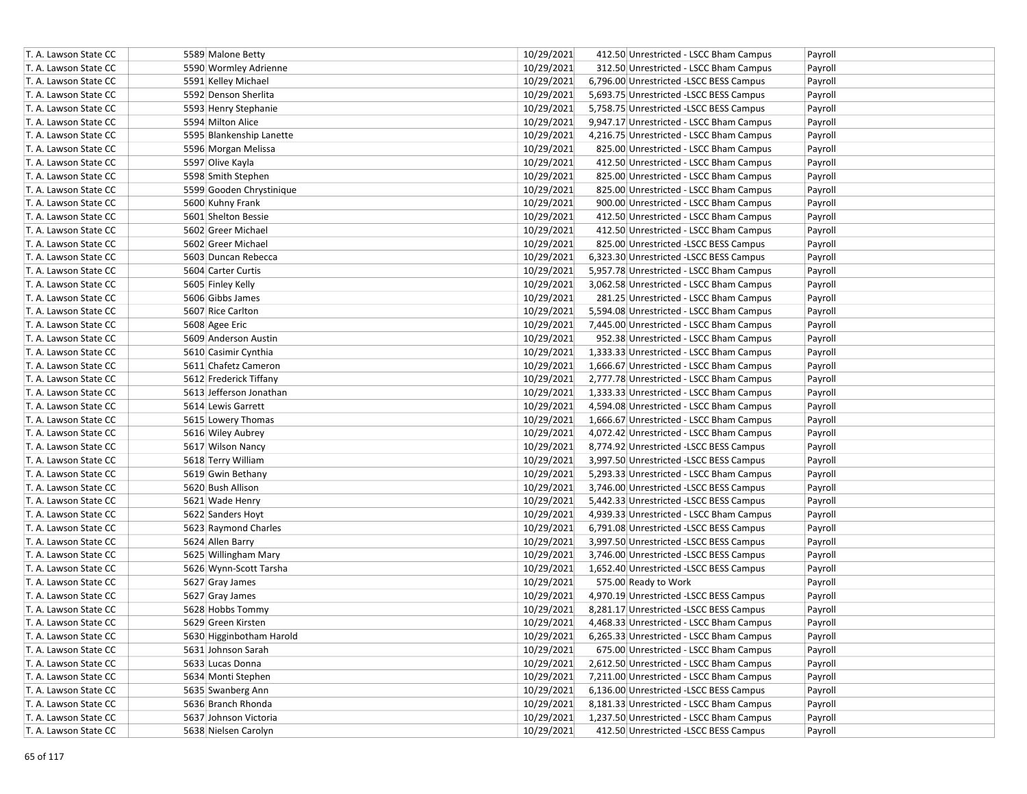| | | | | | |
|---|---|---|---|---|---|
| T. A. Lawson State CC | 5589 | Malone Betty | 10/29/2021 | 412.50 | Unrestricted - LSCC Bham Campus | Payroll |
| T. A. Lawson State CC | 5590 | Wormley Adrienne | 10/29/2021 | 312.50 | Unrestricted - LSCC Bham Campus | Payroll |
| T. A. Lawson State CC | 5591 | Kelley Michael | 10/29/2021 | 6,796.00 | Unrestricted -LSCC BESS Campus | Payroll |
| T. A. Lawson State CC | 5592 | Denson Sherlita | 10/29/2021 | 5,693.75 | Unrestricted -LSCC BESS Campus | Payroll |
| T. A. Lawson State CC | 5593 | Henry Stephanie | 10/29/2021 | 5,758.75 | Unrestricted -LSCC BESS Campus | Payroll |
| T. A. Lawson State CC | 5594 | Milton Alice | 10/29/2021 | 9,947.17 | Unrestricted - LSCC Bham Campus | Payroll |
| T. A. Lawson State CC | 5595 | Blankenship Lanette | 10/29/2021 | 4,216.75 | Unrestricted - LSCC Bham Campus | Payroll |
| T. A. Lawson State CC | 5596 | Morgan Melissa | 10/29/2021 | 825.00 | Unrestricted - LSCC Bham Campus | Payroll |
| T. A. Lawson State CC | 5597 | Olive Kayla | 10/29/2021 | 412.50 | Unrestricted - LSCC Bham Campus | Payroll |
| T. A. Lawson State CC | 5598 | Smith Stephen | 10/29/2021 | 825.00 | Unrestricted - LSCC Bham Campus | Payroll |
| T. A. Lawson State CC | 5599 | Gooden Chrystinique | 10/29/2021 | 825.00 | Unrestricted - LSCC Bham Campus | Payroll |
| T. A. Lawson State CC | 5600 | Kuhny Frank | 10/29/2021 | 900.00 | Unrestricted - LSCC Bham Campus | Payroll |
| T. A. Lawson State CC | 5601 | Shelton Bessie | 10/29/2021 | 412.50 | Unrestricted - LSCC Bham Campus | Payroll |
| T. A. Lawson State CC | 5602 | Greer Michael | 10/29/2021 | 412.50 | Unrestricted - LSCC Bham Campus | Payroll |
| T. A. Lawson State CC | 5602 | Greer Michael | 10/29/2021 | 825.00 | Unrestricted -LSCC BESS Campus | Payroll |
| T. A. Lawson State CC | 5603 | Duncan Rebecca | 10/29/2021 | 6,323.30 | Unrestricted -LSCC BESS Campus | Payroll |
| T. A. Lawson State CC | 5604 | Carter Curtis | 10/29/2021 | 5,957.78 | Unrestricted - LSCC Bham Campus | Payroll |
| T. A. Lawson State CC | 5605 | Finley Kelly | 10/29/2021 | 3,062.58 | Unrestricted - LSCC Bham Campus | Payroll |
| T. A. Lawson State CC | 5606 | Gibbs James | 10/29/2021 | 281.25 | Unrestricted - LSCC Bham Campus | Payroll |
| T. A. Lawson State CC | 5607 | Rice Carlton | 10/29/2021 | 5,594.08 | Unrestricted - LSCC Bham Campus | Payroll |
| T. A. Lawson State CC | 5608 | Agee Eric | 10/29/2021 | 7,445.00 | Unrestricted - LSCC Bham Campus | Payroll |
| T. A. Lawson State CC | 5609 | Anderson Austin | 10/29/2021 | 952.38 | Unrestricted - LSCC Bham Campus | Payroll |
| T. A. Lawson State CC | 5610 | Casimir Cynthia | 10/29/2021 | 1,333.33 | Unrestricted - LSCC Bham Campus | Payroll |
| T. A. Lawson State CC | 5611 | Chafetz Cameron | 10/29/2021 | 1,666.67 | Unrestricted - LSCC Bham Campus | Payroll |
| T. A. Lawson State CC | 5612 | Frederick Tiffany | 10/29/2021 | 2,777.78 | Unrestricted - LSCC Bham Campus | Payroll |
| T. A. Lawson State CC | 5613 | Jefferson Jonathan | 10/29/2021 | 1,333.33 | Unrestricted - LSCC Bham Campus | Payroll |
| T. A. Lawson State CC | 5614 | Lewis Garrett | 10/29/2021 | 4,594.08 | Unrestricted - LSCC Bham Campus | Payroll |
| T. A. Lawson State CC | 5615 | Lowery Thomas | 10/29/2021 | 1,666.67 | Unrestricted - LSCC Bham Campus | Payroll |
| T. A. Lawson State CC | 5616 | Wiley Aubrey | 10/29/2021 | 4,072.42 | Unrestricted - LSCC Bham Campus | Payroll |
| T. A. Lawson State CC | 5617 | Wilson Nancy | 10/29/2021 | 8,774.92 | Unrestricted -LSCC BESS Campus | Payroll |
| T. A. Lawson State CC | 5618 | Terry William | 10/29/2021 | 3,997.50 | Unrestricted -LSCC BESS Campus | Payroll |
| T. A. Lawson State CC | 5619 | Gwin Bethany | 10/29/2021 | 5,293.33 | Unrestricted - LSCC Bham Campus | Payroll |
| T. A. Lawson State CC | 5620 | Bush Allison | 10/29/2021 | 3,746.00 | Unrestricted -LSCC BESS Campus | Payroll |
| T. A. Lawson State CC | 5621 | Wade Henry | 10/29/2021 | 5,442.33 | Unrestricted -LSCC BESS Campus | Payroll |
| T. A. Lawson State CC | 5622 | Sanders Hoyt | 10/29/2021 | 4,939.33 | Unrestricted - LSCC Bham Campus | Payroll |
| T. A. Lawson State CC | 5623 | Raymond Charles | 10/29/2021 | 6,791.08 | Unrestricted -LSCC BESS Campus | Payroll |
| T. A. Lawson State CC | 5624 | Allen Barry | 10/29/2021 | 3,997.50 | Unrestricted -LSCC BESS Campus | Payroll |
| T. A. Lawson State CC | 5625 | Willingham Mary | 10/29/2021 | 3,746.00 | Unrestricted -LSCC BESS Campus | Payroll |
| T. A. Lawson State CC | 5626 | Wynn-Scott Tarsha | 10/29/2021 | 1,652.40 | Unrestricted -LSCC BESS Campus | Payroll |
| T. A. Lawson State CC | 5627 | Gray James | 10/29/2021 | 575.00 | Ready to Work | Payroll |
| T. A. Lawson State CC | 5627 | Gray James | 10/29/2021 | 4,970.19 | Unrestricted -LSCC BESS Campus | Payroll |
| T. A. Lawson State CC | 5628 | Hobbs Tommy | 10/29/2021 | 8,281.17 | Unrestricted -LSCC BESS Campus | Payroll |
| T. A. Lawson State CC | 5629 | Green Kirsten | 10/29/2021 | 4,468.33 | Unrestricted - LSCC Bham Campus | Payroll |
| T. A. Lawson State CC | 5630 | Higginbotham Harold | 10/29/2021 | 6,265.33 | Unrestricted - LSCC Bham Campus | Payroll |
| T. A. Lawson State CC | 5631 | Johnson Sarah | 10/29/2021 | 675.00 | Unrestricted - LSCC Bham Campus | Payroll |
| T. A. Lawson State CC | 5633 | Lucas Donna | 10/29/2021 | 2,612.50 | Unrestricted - LSCC Bham Campus | Payroll |
| T. A. Lawson State CC | 5634 | Monti Stephen | 10/29/2021 | 7,211.00 | Unrestricted - LSCC Bham Campus | Payroll |
| T. A. Lawson State CC | 5635 | Swanberg Ann | 10/29/2021 | 6,136.00 | Unrestricted -LSCC BESS Campus | Payroll |
| T. A. Lawson State CC | 5636 | Branch Rhonda | 10/29/2021 | 8,181.33 | Unrestricted - LSCC Bham Campus | Payroll |
| T. A. Lawson State CC | 5637 | Johnson Victoria | 10/29/2021 | 1,237.50 | Unrestricted - LSCC Bham Campus | Payroll |
| T. A. Lawson State CC | 5638 | Nielsen Carolyn | 10/29/2021 | 412.50 | Unrestricted -LSCC BESS Campus | Payroll |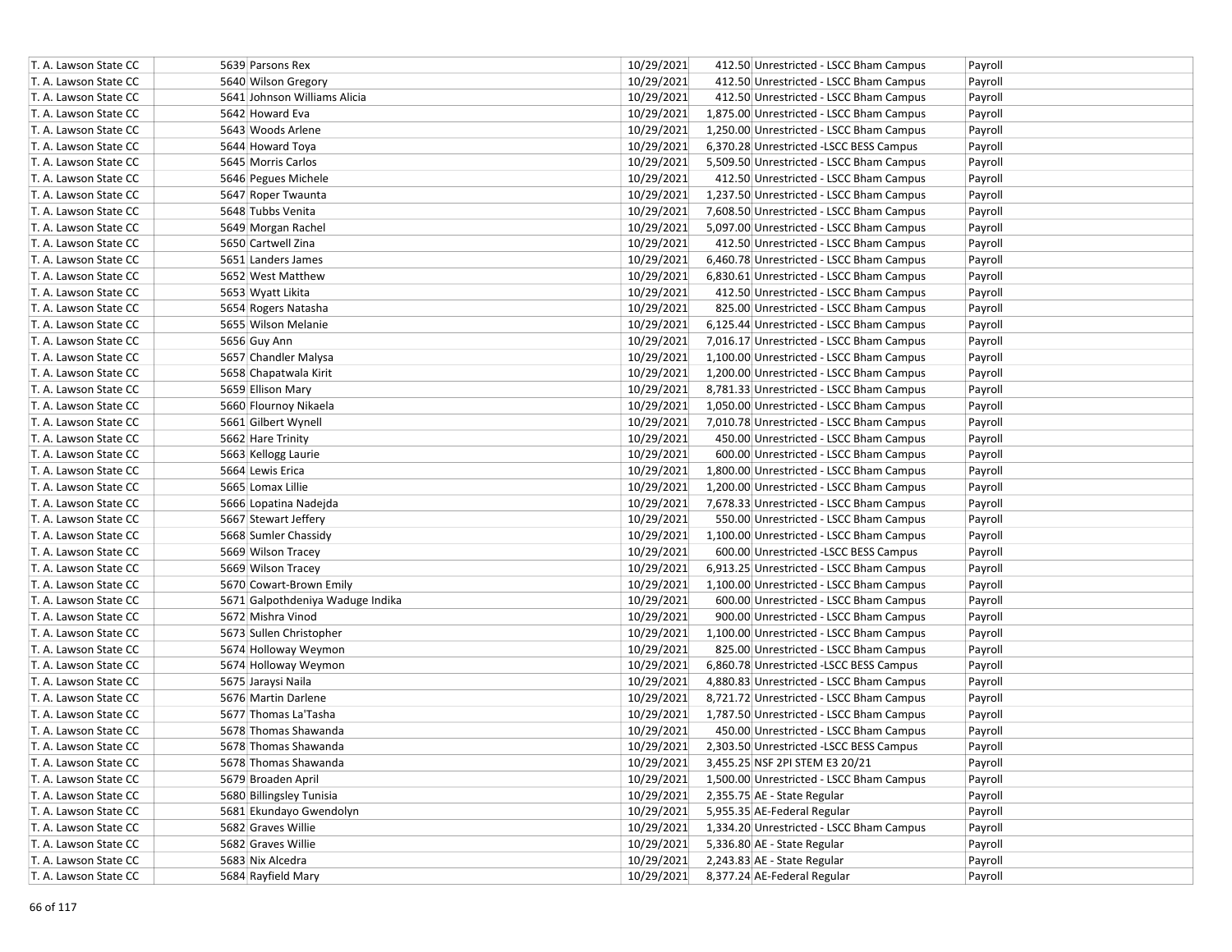| | | | | | |
|---|---|---|---|---|---|
| T. A. Lawson State CC | 5639 Parsons Rex | 10/29/2021 | 412.50 | Unrestricted - LSCC Bham Campus | Payroll |
| T. A. Lawson State CC | 5640 Wilson Gregory | 10/29/2021 | 412.50 | Unrestricted - LSCC Bham Campus | Payroll |
| T. A. Lawson State CC | 5641 Johnson Williams Alicia | 10/29/2021 | 412.50 | Unrestricted - LSCC Bham Campus | Payroll |
| T. A. Lawson State CC | 5642 Howard Eva | 10/29/2021 | 1,875.00 | Unrestricted - LSCC Bham Campus | Payroll |
| T. A. Lawson State CC | 5643 Woods Arlene | 10/29/2021 | 1,250.00 | Unrestricted - LSCC Bham Campus | Payroll |
| T. A. Lawson State CC | 5644 Howard Toya | 10/29/2021 | 6,370.28 | Unrestricted -LSCC BESS Campus | Payroll |
| T. A. Lawson State CC | 5645 Morris Carlos | 10/29/2021 | 5,509.50 | Unrestricted - LSCC Bham Campus | Payroll |
| T. A. Lawson State CC | 5646 Pegues Michele | 10/29/2021 | 412.50 | Unrestricted - LSCC Bham Campus | Payroll |
| T. A. Lawson State CC | 5647 Roper Twaunta | 10/29/2021 | 1,237.50 | Unrestricted - LSCC Bham Campus | Payroll |
| T. A. Lawson State CC | 5648 Tubbs Venita | 10/29/2021 | 7,608.50 | Unrestricted - LSCC Bham Campus | Payroll |
| T. A. Lawson State CC | 5649 Morgan Rachel | 10/29/2021 | 5,097.00 | Unrestricted - LSCC Bham Campus | Payroll |
| T. A. Lawson State CC | 5650 Cartwell Zina | 10/29/2021 | 412.50 | Unrestricted - LSCC Bham Campus | Payroll |
| T. A. Lawson State CC | 5651 Landers James | 10/29/2021 | 6,460.78 | Unrestricted - LSCC Bham Campus | Payroll |
| T. A. Lawson State CC | 5652 West Matthew | 10/29/2021 | 6,830.61 | Unrestricted - LSCC Bham Campus | Payroll |
| T. A. Lawson State CC | 5653 Wyatt Likita | 10/29/2021 | 412.50 | Unrestricted - LSCC Bham Campus | Payroll |
| T. A. Lawson State CC | 5654 Rogers Natasha | 10/29/2021 | 825.00 | Unrestricted - LSCC Bham Campus | Payroll |
| T. A. Lawson State CC | 5655 Wilson Melanie | 10/29/2021 | 6,125.44 | Unrestricted - LSCC Bham Campus | Payroll |
| T. A. Lawson State CC | 5656 Guy Ann | 10/29/2021 | 7,016.17 | Unrestricted - LSCC Bham Campus | Payroll |
| T. A. Lawson State CC | 5657 Chandler Malysa | 10/29/2021 | 1,100.00 | Unrestricted - LSCC Bham Campus | Payroll |
| T. A. Lawson State CC | 5658 Chapatwala Kirit | 10/29/2021 | 1,200.00 | Unrestricted - LSCC Bham Campus | Payroll |
| T. A. Lawson State CC | 5659 Ellison Mary | 10/29/2021 | 8,781.33 | Unrestricted - LSCC Bham Campus | Payroll |
| T. A. Lawson State CC | 5660 Flournoy Nikaela | 10/29/2021 | 1,050.00 | Unrestricted - LSCC Bham Campus | Payroll |
| T. A. Lawson State CC | 5661 Gilbert Wynell | 10/29/2021 | 7,010.78 | Unrestricted - LSCC Bham Campus | Payroll |
| T. A. Lawson State CC | 5662 Hare Trinity | 10/29/2021 | 450.00 | Unrestricted - LSCC Bham Campus | Payroll |
| T. A. Lawson State CC | 5663 Kellogg Laurie | 10/29/2021 | 600.00 | Unrestricted - LSCC Bham Campus | Payroll |
| T. A. Lawson State CC | 5664 Lewis Erica | 10/29/2021 | 1,800.00 | Unrestricted - LSCC Bham Campus | Payroll |
| T. A. Lawson State CC | 5665 Lomax Lillie | 10/29/2021 | 1,200.00 | Unrestricted - LSCC Bham Campus | Payroll |
| T. A. Lawson State CC | 5666 Lopatina Nadejda | 10/29/2021 | 7,678.33 | Unrestricted - LSCC Bham Campus | Payroll |
| T. A. Lawson State CC | 5667 Stewart Jeffery | 10/29/2021 | 550.00 | Unrestricted - LSCC Bham Campus | Payroll |
| T. A. Lawson State CC | 5668 Sumler Chassidy | 10/29/2021 | 1,100.00 | Unrestricted - LSCC Bham Campus | Payroll |
| T. A. Lawson State CC | 5669 Wilson Tracey | 10/29/2021 | 600.00 | Unrestricted -LSCC BESS Campus | Payroll |
| T. A. Lawson State CC | 5669 Wilson Tracey | 10/29/2021 | 6,913.25 | Unrestricted - LSCC Bham Campus | Payroll |
| T. A. Lawson State CC | 5670 Cowart-Brown Emily | 10/29/2021 | 1,100.00 | Unrestricted - LSCC Bham Campus | Payroll |
| T. A. Lawson State CC | 5671 Galpothdeniya Waduge Indika | 10/29/2021 | 600.00 | Unrestricted - LSCC Bham Campus | Payroll |
| T. A. Lawson State CC | 5672 Mishra Vinod | 10/29/2021 | 900.00 | Unrestricted - LSCC Bham Campus | Payroll |
| T. A. Lawson State CC | 5673 Sullen Christopher | 10/29/2021 | 1,100.00 | Unrestricted - LSCC Bham Campus | Payroll |
| T. A. Lawson State CC | 5674 Holloway Weymon | 10/29/2021 | 825.00 | Unrestricted - LSCC Bham Campus | Payroll |
| T. A. Lawson State CC | 5674 Holloway Weymon | 10/29/2021 | 6,860.78 | Unrestricted -LSCC BESS Campus | Payroll |
| T. A. Lawson State CC | 5675 Jaraysi Naila | 10/29/2021 | 4,880.83 | Unrestricted - LSCC Bham Campus | Payroll |
| T. A. Lawson State CC | 5676 Martin Darlene | 10/29/2021 | 8,721.72 | Unrestricted - LSCC Bham Campus | Payroll |
| T. A. Lawson State CC | 5677 Thomas La'Tasha | 10/29/2021 | 1,787.50 | Unrestricted - LSCC Bham Campus | Payroll |
| T. A. Lawson State CC | 5678 Thomas Shawanda | 10/29/2021 | 450.00 | Unrestricted - LSCC Bham Campus | Payroll |
| T. A. Lawson State CC | 5678 Thomas Shawanda | 10/29/2021 | 2,303.50 | Unrestricted -LSCC BESS Campus | Payroll |
| T. A. Lawson State CC | 5678 Thomas Shawanda | 10/29/2021 | 3,455.25 | NSF 2PI STEM E3 20/21 | Payroll |
| T. A. Lawson State CC | 5679 Broaden April | 10/29/2021 | 1,500.00 | Unrestricted - LSCC Bham Campus | Payroll |
| T. A. Lawson State CC | 5680 Billingsley Tunisia | 10/29/2021 | 2,355.75 | AE - State Regular | Payroll |
| T. A. Lawson State CC | 5681 Ekundayo Gwendolyn | 10/29/2021 | 5,955.35 | AE-Federal Regular | Payroll |
| T. A. Lawson State CC | 5682 Graves Willie | 10/29/2021 | 1,334.20 | Unrestricted - LSCC Bham Campus | Payroll |
| T. A. Lawson State CC | 5682 Graves Willie | 10/29/2021 | 5,336.80 | AE - State Regular | Payroll |
| T. A. Lawson State CC | 5683 Nix Alcedra | 10/29/2021 | 2,243.83 | AE - State Regular | Payroll |
| T. A. Lawson State CC | 5684 Rayfield Mary | 10/29/2021 | 8,377.24 | AE-Federal Regular | Payroll |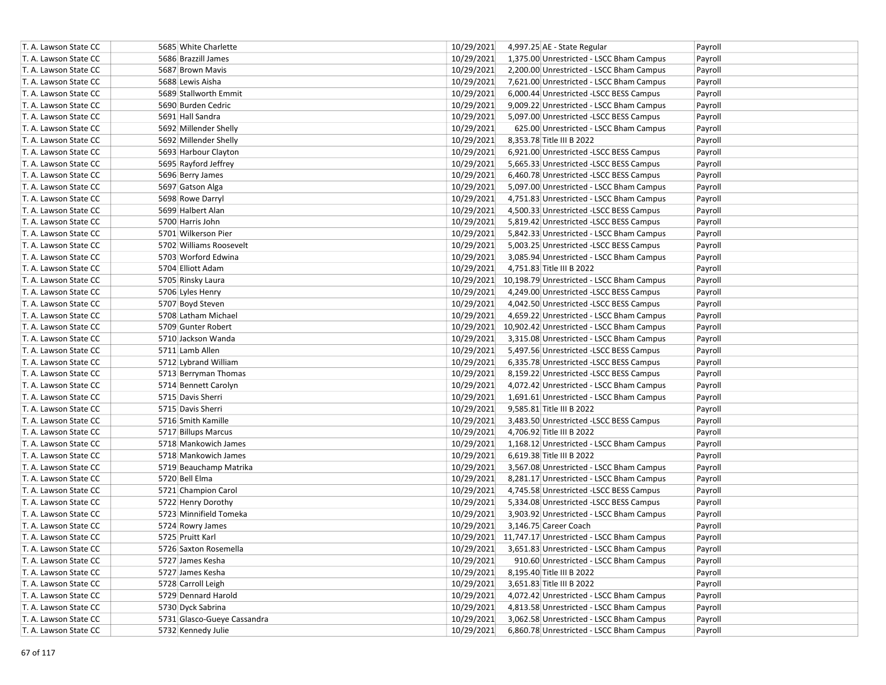| T. A. Lawson State CC | 5685 | White Charlette | 10/29/2021 | 4,997.25 | AE - State Regular | Payroll |
|---|---|---|---|---|---|---|
| T. A. Lawson State CC | 5686 | Brazzill James | 10/29/2021 | 1,375.00 | Unrestricted - LSCC Bham Campus | Payroll |
| T. A. Lawson State CC | 5687 | Brown Mavis | 10/29/2021 | 2,200.00 | Unrestricted - LSCC Bham Campus | Payroll |
| T. A. Lawson State CC | 5688 | Lewis Aisha | 10/29/2021 | 7,621.00 | Unrestricted - LSCC Bham Campus | Payroll |
| T. A. Lawson State CC | 5689 | Stallworth Emmit | 10/29/2021 | 6,000.44 | Unrestricted -LSCC BESS Campus | Payroll |
| T. A. Lawson State CC | 5690 | Burden Cedric | 10/29/2021 | 9,009.22 | Unrestricted - LSCC Bham Campus | Payroll |
| T. A. Lawson State CC | 5691 | Hall Sandra | 10/29/2021 | 5,097.00 | Unrestricted -LSCC BESS Campus | Payroll |
| T. A. Lawson State CC | 5692 | Millender Shelly | 10/29/2021 | 625.00 | Unrestricted - LSCC Bham Campus | Payroll |
| T. A. Lawson State CC | 5692 | Millender Shelly | 10/29/2021 | 8,353.78 | Title III B 2022 | Payroll |
| T. A. Lawson State CC | 5693 | Harbour Clayton | 10/29/2021 | 6,921.00 | Unrestricted -LSCC BESS Campus | Payroll |
| T. A. Lawson State CC | 5695 | Rayford Jeffrey | 10/29/2021 | 5,665.33 | Unrestricted -LSCC BESS Campus | Payroll |
| T. A. Lawson State CC | 5696 | Berry James | 10/29/2021 | 6,460.78 | Unrestricted -LSCC BESS Campus | Payroll |
| T. A. Lawson State CC | 5697 | Gatson Alga | 10/29/2021 | 5,097.00 | Unrestricted - LSCC Bham Campus | Payroll |
| T. A. Lawson State CC | 5698 | Rowe Darryl | 10/29/2021 | 4,751.83 | Unrestricted - LSCC Bham Campus | Payroll |
| T. A. Lawson State CC | 5699 | Halbert Alan | 10/29/2021 | 4,500.33 | Unrestricted -LSCC BESS Campus | Payroll |
| T. A. Lawson State CC | 5700 | Harris John | 10/29/2021 | 5,819.42 | Unrestricted -LSCC BESS Campus | Payroll |
| T. A. Lawson State CC | 5701 | Wilkerson Pier | 10/29/2021 | 5,842.33 | Unrestricted - LSCC Bham Campus | Payroll |
| T. A. Lawson State CC | 5702 | Williams Roosevelt | 10/29/2021 | 5,003.25 | Unrestricted -LSCC BESS Campus | Payroll |
| T. A. Lawson State CC | 5703 | Worford Edwina | 10/29/2021 | 3,085.94 | Unrestricted - LSCC Bham Campus | Payroll |
| T. A. Lawson State CC | 5704 | Elliott Adam | 10/29/2021 | 4,751.83 | Title III B 2022 | Payroll |
| T. A. Lawson State CC | 5705 | Rinsky Laura | 10/29/2021 | 10,198.79 | Unrestricted - LSCC Bham Campus | Payroll |
| T. A. Lawson State CC | 5706 | Lyles Henry | 10/29/2021 | 4,249.00 | Unrestricted -LSCC BESS Campus | Payroll |
| T. A. Lawson State CC | 5707 | Boyd Steven | 10/29/2021 | 4,042.50 | Unrestricted -LSCC BESS Campus | Payroll |
| T. A. Lawson State CC | 5708 | Latham Michael | 10/29/2021 | 4,659.22 | Unrestricted - LSCC Bham Campus | Payroll |
| T. A. Lawson State CC | 5709 | Gunter Robert | 10/29/2021 | 10,902.42 | Unrestricted - LSCC Bham Campus | Payroll |
| T. A. Lawson State CC | 5710 | Jackson Wanda | 10/29/2021 | 3,315.08 | Unrestricted - LSCC Bham Campus | Payroll |
| T. A. Lawson State CC | 5711 | Lamb Allen | 10/29/2021 | 5,497.56 | Unrestricted -LSCC BESS Campus | Payroll |
| T. A. Lawson State CC | 5712 | Lybrand William | 10/29/2021 | 6,335.78 | Unrestricted -LSCC BESS Campus | Payroll |
| T. A. Lawson State CC | 5713 | Berryman Thomas | 10/29/2021 | 8,159.22 | Unrestricted -LSCC BESS Campus | Payroll |
| T. A. Lawson State CC | 5714 | Bennett Carolyn | 10/29/2021 | 4,072.42 | Unrestricted - LSCC Bham Campus | Payroll |
| T. A. Lawson State CC | 5715 | Davis Sherri | 10/29/2021 | 1,691.61 | Unrestricted - LSCC Bham Campus | Payroll |
| T. A. Lawson State CC | 5715 | Davis Sherri | 10/29/2021 | 9,585.81 | Title III B 2022 | Payroll |
| T. A. Lawson State CC | 5716 | Smith Kamille | 10/29/2021 | 3,483.50 | Unrestricted -LSCC BESS Campus | Payroll |
| T. A. Lawson State CC | 5717 | Billups Marcus | 10/29/2021 | 4,706.92 | Title III B 2022 | Payroll |
| T. A. Lawson State CC | 5718 | Mankowich James | 10/29/2021 | 1,168.12 | Unrestricted - LSCC Bham Campus | Payroll |
| T. A. Lawson State CC | 5718 | Mankowich James | 10/29/2021 | 6,619.38 | Title III B 2022 | Payroll |
| T. A. Lawson State CC | 5719 | Beauchamp Matrika | 10/29/2021 | 3,567.08 | Unrestricted - LSCC Bham Campus | Payroll |
| T. A. Lawson State CC | 5720 | Bell Elma | 10/29/2021 | 8,281.17 | Unrestricted - LSCC Bham Campus | Payroll |
| T. A. Lawson State CC | 5721 | Champion Carol | 10/29/2021 | 4,745.58 | Unrestricted -LSCC BESS Campus | Payroll |
| T. A. Lawson State CC | 5722 | Henry Dorothy | 10/29/2021 | 5,334.08 | Unrestricted -LSCC BESS Campus | Payroll |
| T. A. Lawson State CC | 5723 | Minnifield Tomeka | 10/29/2021 | 3,903.92 | Unrestricted - LSCC Bham Campus | Payroll |
| T. A. Lawson State CC | 5724 | Rowry James | 10/29/2021 | 3,146.75 | Career Coach | Payroll |
| T. A. Lawson State CC | 5725 | Pruitt Karl | 10/29/2021 | 11,747.17 | Unrestricted - LSCC Bham Campus | Payroll |
| T. A. Lawson State CC | 5726 | Saxton Rosemella | 10/29/2021 | 3,651.83 | Unrestricted - LSCC Bham Campus | Payroll |
| T. A. Lawson State CC | 5727 | James Kesha | 10/29/2021 | 910.60 | Unrestricted - LSCC Bham Campus | Payroll |
| T. A. Lawson State CC | 5727 | James Kesha | 10/29/2021 | 8,195.40 | Title III B 2022 | Payroll |
| T. A. Lawson State CC | 5728 | Carroll Leigh | 10/29/2021 | 3,651.83 | Title III B 2022 | Payroll |
| T. A. Lawson State CC | 5729 | Dennard Harold | 10/29/2021 | 4,072.42 | Unrestricted - LSCC Bham Campus | Payroll |
| T. A. Lawson State CC | 5730 | Dyck Sabrina | 10/29/2021 | 4,813.58 | Unrestricted - LSCC Bham Campus | Payroll |
| T. A. Lawson State CC | 5731 | Glasco-Gueye Cassandra | 10/29/2021 | 3,062.58 | Unrestricted - LSCC Bham Campus | Payroll |
| T. A. Lawson State CC | 5732 | Kennedy Julie | 10/29/2021 | 6,860.78 | Unrestricted - LSCC Bham Campus | Payroll |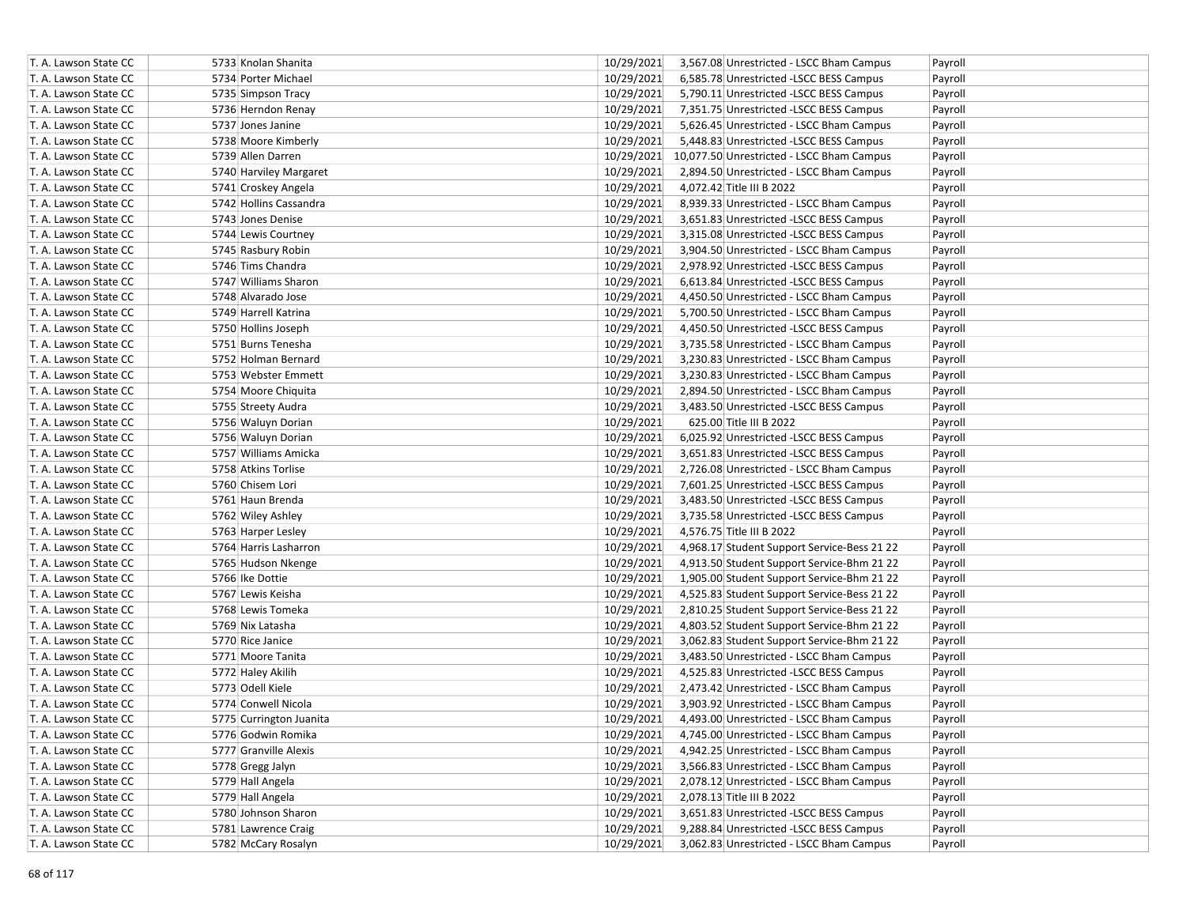| T. A. Lawson State CC | 5733 | Knolan Shanita | 10/29/2021 | 3,567.08 | Unrestricted - LSCC Bham Campus | Payroll |
|---|---|---|---|---|---|---|
| T. A. Lawson State CC | 5734 | Porter Michael | 10/29/2021 | 6,585.78 | Unrestricted -LSCC BESS Campus | Payroll |
| T. A. Lawson State CC | 5735 | Simpson Tracy | 10/29/2021 | 5,790.11 | Unrestricted -LSCC BESS Campus | Payroll |
| T. A. Lawson State CC | 5736 | Herndon Renay | 10/29/2021 | 7,351.75 | Unrestricted -LSCC BESS Campus | Payroll |
| T. A. Lawson State CC | 5737 | Jones Janine | 10/29/2021 | 5,626.45 | Unrestricted - LSCC Bham Campus | Payroll |
| T. A. Lawson State CC | 5738 | Moore Kimberly | 10/29/2021 | 5,448.83 | Unrestricted -LSCC BESS Campus | Payroll |
| T. A. Lawson State CC | 5739 | Allen Darren | 10/29/2021 | 10,077.50 | Unrestricted - LSCC Bham Campus | Payroll |
| T. A. Lawson State CC | 5740 | Harviley Margaret | 10/29/2021 | 2,894.50 | Unrestricted - LSCC Bham Campus | Payroll |
| T. A. Lawson State CC | 5741 | Croskey Angela | 10/29/2021 | 4,072.42 | Title III B 2022 | Payroll |
| T. A. Lawson State CC | 5742 | Hollins Cassandra | 10/29/2021 | 8,939.33 | Unrestricted - LSCC Bham Campus | Payroll |
| T. A. Lawson State CC | 5743 | Jones Denise | 10/29/2021 | 3,651.83 | Unrestricted -LSCC BESS Campus | Payroll |
| T. A. Lawson State CC | 5744 | Lewis Courtney | 10/29/2021 | 3,315.08 | Unrestricted -LSCC BESS Campus | Payroll |
| T. A. Lawson State CC | 5745 | Rasbury Robin | 10/29/2021 | 3,904.50 | Unrestricted - LSCC Bham Campus | Payroll |
| T. A. Lawson State CC | 5746 | Tims Chandra | 10/29/2021 | 2,978.92 | Unrestricted -LSCC BESS Campus | Payroll |
| T. A. Lawson State CC | 5747 | Williams Sharon | 10/29/2021 | 6,613.84 | Unrestricted -LSCC BESS Campus | Payroll |
| T. A. Lawson State CC | 5748 | Alvarado Jose | 10/29/2021 | 4,450.50 | Unrestricted - LSCC Bham Campus | Payroll |
| T. A. Lawson State CC | 5749 | Harrell Katrina | 10/29/2021 | 5,700.50 | Unrestricted - LSCC Bham Campus | Payroll |
| T. A. Lawson State CC | 5750 | Hollins Joseph | 10/29/2021 | 4,450.50 | Unrestricted -LSCC BESS Campus | Payroll |
| T. A. Lawson State CC | 5751 | Burns Tenesha | 10/29/2021 | 3,735.58 | Unrestricted - LSCC Bham Campus | Payroll |
| T. A. Lawson State CC | 5752 | Holman Bernard | 10/29/2021 | 3,230.83 | Unrestricted - LSCC Bham Campus | Payroll |
| T. A. Lawson State CC | 5753 | Webster Emmett | 10/29/2021 | 3,230.83 | Unrestricted - LSCC Bham Campus | Payroll |
| T. A. Lawson State CC | 5754 | Moore Chiquita | 10/29/2021 | 2,894.50 | Unrestricted - LSCC Bham Campus | Payroll |
| T. A. Lawson State CC | 5755 | Streety Audra | 10/29/2021 | 3,483.50 | Unrestricted -LSCC BESS Campus | Payroll |
| T. A. Lawson State CC | 5756 | Waluyn Dorian | 10/29/2021 | 625.00 | Title III B 2022 | Payroll |
| T. A. Lawson State CC | 5756 | Waluyn Dorian | 10/29/2021 | 6,025.92 | Unrestricted -LSCC BESS Campus | Payroll |
| T. A. Lawson State CC | 5757 | Williams Amicka | 10/29/2021 | 3,651.83 | Unrestricted -LSCC BESS Campus | Payroll |
| T. A. Lawson State CC | 5758 | Atkins Torlise | 10/29/2021 | 2,726.08 | Unrestricted - LSCC Bham Campus | Payroll |
| T. A. Lawson State CC | 5760 | Chisem Lori | 10/29/2021 | 7,601.25 | Unrestricted -LSCC BESS Campus | Payroll |
| T. A. Lawson State CC | 5761 | Haun Brenda | 10/29/2021 | 3,483.50 | Unrestricted -LSCC BESS Campus | Payroll |
| T. A. Lawson State CC | 5762 | Wiley Ashley | 10/29/2021 | 3,735.58 | Unrestricted -LSCC BESS Campus | Payroll |
| T. A. Lawson State CC | 5763 | Harper Lesley | 10/29/2021 | 4,576.75 | Title III B 2022 | Payroll |
| T. A. Lawson State CC | 5764 | Harris Lasharron | 10/29/2021 | 4,968.17 | Student Support Service-Bess 21 22 | Payroll |
| T. A. Lawson State CC | 5765 | Hudson Nkenge | 10/29/2021 | 4,913.50 | Student Support Service-Bhm 21 22 | Payroll |
| T. A. Lawson State CC | 5766 | Ike Dottie | 10/29/2021 | 1,905.00 | Student Support Service-Bhm 21 22 | Payroll |
| T. A. Lawson State CC | 5767 | Lewis Keisha | 10/29/2021 | 4,525.83 | Student Support Service-Bess 21 22 | Payroll |
| T. A. Lawson State CC | 5768 | Lewis Tomeka | 10/29/2021 | 2,810.25 | Student Support Service-Bess 21 22 | Payroll |
| T. A. Lawson State CC | 5769 | Nix Latasha | 10/29/2021 | 4,803.52 | Student Support Service-Bhm 21 22 | Payroll |
| T. A. Lawson State CC | 5770 | Rice Janice | 10/29/2021 | 3,062.83 | Student Support Service-Bhm 21 22 | Payroll |
| T. A. Lawson State CC | 5771 | Moore Tanita | 10/29/2021 | 3,483.50 | Unrestricted - LSCC Bham Campus | Payroll |
| T. A. Lawson State CC | 5772 | Haley Akilih | 10/29/2021 | 4,525.83 | Unrestricted -LSCC BESS Campus | Payroll |
| T. A. Lawson State CC | 5773 | Odell Kiele | 10/29/2021 | 2,473.42 | Unrestricted - LSCC Bham Campus | Payroll |
| T. A. Lawson State CC | 5774 | Conwell Nicola | 10/29/2021 | 3,903.92 | Unrestricted - LSCC Bham Campus | Payroll |
| T. A. Lawson State CC | 5775 | Currington Juanita | 10/29/2021 | 4,493.00 | Unrestricted - LSCC Bham Campus | Payroll |
| T. A. Lawson State CC | 5776 | Godwin Romika | 10/29/2021 | 4,745.00 | Unrestricted - LSCC Bham Campus | Payroll |
| T. A. Lawson State CC | 5777 | Granville Alexis | 10/29/2021 | 4,942.25 | Unrestricted - LSCC Bham Campus | Payroll |
| T. A. Lawson State CC | 5778 | Gregg Jalyn | 10/29/2021 | 3,566.83 | Unrestricted - LSCC Bham Campus | Payroll |
| T. A. Lawson State CC | 5779 | Hall Angela | 10/29/2021 | 2,078.12 | Unrestricted - LSCC Bham Campus | Payroll |
| T. A. Lawson State CC | 5779 | Hall Angela | 10/29/2021 | 2,078.13 | Title III B 2022 | Payroll |
| T. A. Lawson State CC | 5780 | Johnson Sharon | 10/29/2021 | 3,651.83 | Unrestricted -LSCC BESS Campus | Payroll |
| T. A. Lawson State CC | 5781 | Lawrence Craig | 10/29/2021 | 9,288.84 | Unrestricted -LSCC BESS Campus | Payroll |
| T. A. Lawson State CC | 5782 | McCary Rosalyn | 10/29/2021 | 3,062.83 | Unrestricted - LSCC Bham Campus | Payroll |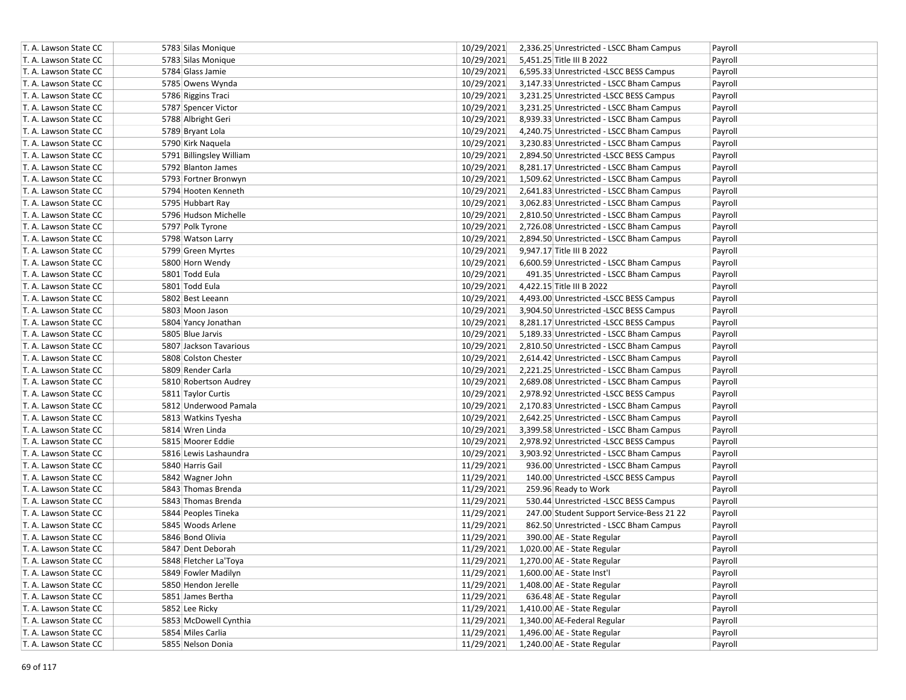| | | | | | |
|---|---|---|---|---|---|
| T. A. Lawson State CC | 5783 Silas Monique | 10/29/2021 | 2,336.25 | Unrestricted - LSCC Bham Campus | Payroll |
| T. A. Lawson State CC | 5783 Silas Monique | 10/29/2021 | 5,451.25 | Title III B 2022 | Payroll |
| T. A. Lawson State CC | 5784 Glass Jamie | 10/29/2021 | 6,595.33 | Unrestricted -LSCC BESS Campus | Payroll |
| T. A. Lawson State CC | 5785 Owens Wynda | 10/29/2021 | 3,147.33 | Unrestricted - LSCC Bham Campus | Payroll |
| T. A. Lawson State CC | 5786 Riggins Traci | 10/29/2021 | 3,231.25 | Unrestricted -LSCC BESS Campus | Payroll |
| T. A. Lawson State CC | 5787 Spencer Victor | 10/29/2021 | 3,231.25 | Unrestricted - LSCC Bham Campus | Payroll |
| T. A. Lawson State CC | 5788 Albright Geri | 10/29/2021 | 8,939.33 | Unrestricted - LSCC Bham Campus | Payroll |
| T. A. Lawson State CC | 5789 Bryant Lola | 10/29/2021 | 4,240.75 | Unrestricted - LSCC Bham Campus | Payroll |
| T. A. Lawson State CC | 5790 Kirk Naquela | 10/29/2021 | 3,230.83 | Unrestricted - LSCC Bham Campus | Payroll |
| T. A. Lawson State CC | 5791 Billingsley William | 10/29/2021 | 2,894.50 | Unrestricted -LSCC BESS Campus | Payroll |
| T. A. Lawson State CC | 5792 Blanton James | 10/29/2021 | 8,281.17 | Unrestricted - LSCC Bham Campus | Payroll |
| T. A. Lawson State CC | 5793 Fortner Bronwyn | 10/29/2021 | 1,509.62 | Unrestricted - LSCC Bham Campus | Payroll |
| T. A. Lawson State CC | 5794 Hooten Kenneth | 10/29/2021 | 2,641.83 | Unrestricted - LSCC Bham Campus | Payroll |
| T. A. Lawson State CC | 5795 Hubbart Ray | 10/29/2021 | 3,062.83 | Unrestricted - LSCC Bham Campus | Payroll |
| T. A. Lawson State CC | 5796 Hudson Michelle | 10/29/2021 | 2,810.50 | Unrestricted - LSCC Bham Campus | Payroll |
| T. A. Lawson State CC | 5797 Polk Tyrone | 10/29/2021 | 2,726.08 | Unrestricted - LSCC Bham Campus | Payroll |
| T. A. Lawson State CC | 5798 Watson Larry | 10/29/2021 | 2,894.50 | Unrestricted - LSCC Bham Campus | Payroll |
| T. A. Lawson State CC | 5799 Green Myrtes | 10/29/2021 | 9,947.17 | Title III B 2022 | Payroll |
| T. A. Lawson State CC | 5800 Horn Wendy | 10/29/2021 | 6,600.59 | Unrestricted - LSCC Bham Campus | Payroll |
| T. A. Lawson State CC | 5801 Todd Eula | 10/29/2021 | 491.35 | Unrestricted - LSCC Bham Campus | Payroll |
| T. A. Lawson State CC | 5801 Todd Eula | 10/29/2021 | 4,422.15 | Title III B 2022 | Payroll |
| T. A. Lawson State CC | 5802 Best Leeann | 10/29/2021 | 4,493.00 | Unrestricted -LSCC BESS Campus | Payroll |
| T. A. Lawson State CC | 5803 Moon Jason | 10/29/2021 | 3,904.50 | Unrestricted -LSCC BESS Campus | Payroll |
| T. A. Lawson State CC | 5804 Yancy Jonathan | 10/29/2021 | 8,281.17 | Unrestricted -LSCC BESS Campus | Payroll |
| T. A. Lawson State CC | 5805 Blue Jarvis | 10/29/2021 | 5,189.33 | Unrestricted - LSCC Bham Campus | Payroll |
| T. A. Lawson State CC | 5807 Jackson Tavarious | 10/29/2021 | 2,810.50 | Unrestricted - LSCC Bham Campus | Payroll |
| T. A. Lawson State CC | 5808 Colston Chester | 10/29/2021 | 2,614.42 | Unrestricted - LSCC Bham Campus | Payroll |
| T. A. Lawson State CC | 5809 Render Carla | 10/29/2021 | 2,221.25 | Unrestricted - LSCC Bham Campus | Payroll |
| T. A. Lawson State CC | 5810 Robertson Audrey | 10/29/2021 | 2,689.08 | Unrestricted - LSCC Bham Campus | Payroll |
| T. A. Lawson State CC | 5811 Taylor Curtis | 10/29/2021 | 2,978.92 | Unrestricted -LSCC BESS Campus | Payroll |
| T. A. Lawson State CC | 5812 Underwood Pamala | 10/29/2021 | 2,170.83 | Unrestricted - LSCC Bham Campus | Payroll |
| T. A. Lawson State CC | 5813 Watkins Tyesha | 10/29/2021 | 2,642.25 | Unrestricted - LSCC Bham Campus | Payroll |
| T. A. Lawson State CC | 5814 Wren Linda | 10/29/2021 | 3,399.58 | Unrestricted - LSCC Bham Campus | Payroll |
| T. A. Lawson State CC | 5815 Moorer Eddie | 10/29/2021 | 2,978.92 | Unrestricted -LSCC BESS Campus | Payroll |
| T. A. Lawson State CC | 5816 Lewis Lashaundra | 10/29/2021 | 3,903.92 | Unrestricted - LSCC Bham Campus | Payroll |
| T. A. Lawson State CC | 5840 Harris Gail | 11/29/2021 | 936.00 | Unrestricted - LSCC Bham Campus | Payroll |
| T. A. Lawson State CC | 5842 Wagner John | 11/29/2021 | 140.00 | Unrestricted -LSCC BESS Campus | Payroll |
| T. A. Lawson State CC | 5843 Thomas Brenda | 11/29/2021 | 259.96 | Ready to Work | Payroll |
| T. A. Lawson State CC | 5843 Thomas Brenda | 11/29/2021 | 530.44 | Unrestricted -LSCC BESS Campus | Payroll |
| T. A. Lawson State CC | 5844 Peoples Tineka | 11/29/2021 | 247.00 | Student Support Service-Bess 21 22 | Payroll |
| T. A. Lawson State CC | 5845 Woods Arlene | 11/29/2021 | 862.50 | Unrestricted - LSCC Bham Campus | Payroll |
| T. A. Lawson State CC | 5846 Bond Olivia | 11/29/2021 | 390.00 | AE - State Regular | Payroll |
| T. A. Lawson State CC | 5847 Dent Deborah | 11/29/2021 | 1,020.00 | AE - State Regular | Payroll |
| T. A. Lawson State CC | 5848 Fletcher La'Toya | 11/29/2021 | 1,270.00 | AE - State Regular | Payroll |
| T. A. Lawson State CC | 5849 Fowler Madilyn | 11/29/2021 | 1,600.00 | AE - State Inst'l | Payroll |
| T. A. Lawson State CC | 5850 Hendon Jerelle | 11/29/2021 | 1,408.00 | AE - State Regular | Payroll |
| T. A. Lawson State CC | 5851 James Bertha | 11/29/2021 | 636.48 | AE - State Regular | Payroll |
| T. A. Lawson State CC | 5852 Lee Ricky | 11/29/2021 | 1,410.00 | AE - State Regular | Payroll |
| T. A. Lawson State CC | 5853 McDowell Cynthia | 11/29/2021 | 1,340.00 | AE-Federal Regular | Payroll |
| T. A. Lawson State CC | 5854 Miles Carlia | 11/29/2021 | 1,496.00 | AE - State Regular | Payroll |
| T. A. Lawson State CC | 5855 Nelson Donia | 11/29/2021 | 1,240.00 | AE - State Regular | Payroll |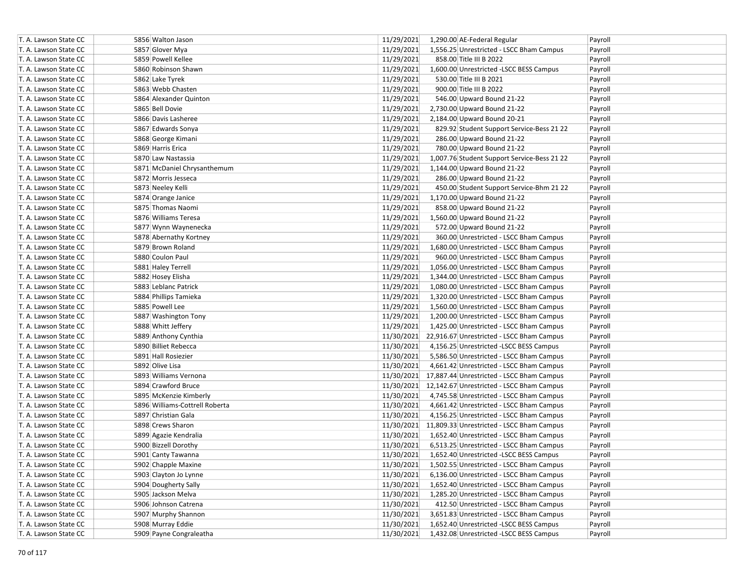| | | | | | |
|---|---|---|---|---|---|
| T. A. Lawson State CC | 5856 Walton Jason | 11/29/2021 | 1,290.00 | AE-Federal Regular | Payroll |
| T. A. Lawson State CC | 5857 Glover Mya | 11/29/2021 | 1,556.25 | Unrestricted - LSCC Bham Campus | Payroll |
| T. A. Lawson State CC | 5859 Powell Kellee | 11/29/2021 | 858.00 | Title III B 2022 | Payroll |
| T. A. Lawson State CC | 5860 Robinson Shawn | 11/29/2021 | 1,600.00 | Unrestricted -LSCC BESS Campus | Payroll |
| T. A. Lawson State CC | 5862 Lake Tyrek | 11/29/2021 | 530.00 | Title III B 2021 | Payroll |
| T. A. Lawson State CC | 5863 Webb Chasten | 11/29/2021 | 900.00 | Title III B 2022 | Payroll |
| T. A. Lawson State CC | 5864 Alexander Quinton | 11/29/2021 | 546.00 | Upward Bound 21-22 | Payroll |
| T. A. Lawson State CC | 5865 Bell Dovie | 11/29/2021 | 2,730.00 | Upward Bound 21-22 | Payroll |
| T. A. Lawson State CC | 5866 Davis Lasheree | 11/29/2021 | 2,184.00 | Upward Bound 20-21 | Payroll |
| T. A. Lawson State CC | 5867 Edwards Sonya | 11/29/2021 | 829.92 | Student Support Service-Bess 21 22 | Payroll |
| T. A. Lawson State CC | 5868 George Kimani | 11/29/2021 | 286.00 | Upward Bound 21-22 | Payroll |
| T. A. Lawson State CC | 5869 Harris Erica | 11/29/2021 | 780.00 | Upward Bound 21-22 | Payroll |
| T. A. Lawson State CC | 5870 Law Nastassia | 11/29/2021 | 1,007.76 | Student Support Service-Bess 21 22 | Payroll |
| T. A. Lawson State CC | 5871 McDaniel Chrysanthemum | 11/29/2021 | 1,144.00 | Upward Bound 21-22 | Payroll |
| T. A. Lawson State CC | 5872 Morris Jesseca | 11/29/2021 | 286.00 | Upward Bound 21-22 | Payroll |
| T. A. Lawson State CC | 5873 Neeley Kelli | 11/29/2021 | 450.00 | Student Support Service-Bhm 21 22 | Payroll |
| T. A. Lawson State CC | 5874 Orange Janice | 11/29/2021 | 1,170.00 | Upward Bound 21-22 | Payroll |
| T. A. Lawson State CC | 5875 Thomas Naomi | 11/29/2021 | 858.00 | Upward Bound 21-22 | Payroll |
| T. A. Lawson State CC | 5876 Williams Teresa | 11/29/2021 | 1,560.00 | Upward Bound 21-22 | Payroll |
| T. A. Lawson State CC | 5877 Wynn Waynenecka | 11/29/2021 | 572.00 | Upward Bound 21-22 | Payroll |
| T. A. Lawson State CC | 5878 Abernathy Kortney | 11/29/2021 | 360.00 | Unrestricted - LSCC Bham Campus | Payroll |
| T. A. Lawson State CC | 5879 Brown Roland | 11/29/2021 | 1,680.00 | Unrestricted - LSCC Bham Campus | Payroll |
| T. A. Lawson State CC | 5880 Coulon Paul | 11/29/2021 | 960.00 | Unrestricted - LSCC Bham Campus | Payroll |
| T. A. Lawson State CC | 5881 Haley Terrell | 11/29/2021 | 1,056.00 | Unrestricted - LSCC Bham Campus | Payroll |
| T. A. Lawson State CC | 5882 Hosey Elisha | 11/29/2021 | 1,344.00 | Unrestricted - LSCC Bham Campus | Payroll |
| T. A. Lawson State CC | 5883 Leblanc Patrick | 11/29/2021 | 1,080.00 | Unrestricted - LSCC Bham Campus | Payroll |
| T. A. Lawson State CC | 5884 Phillips Tamieka | 11/29/2021 | 1,320.00 | Unrestricted - LSCC Bham Campus | Payroll |
| T. A. Lawson State CC | 5885 Powell Lee | 11/29/2021 | 1,560.00 | Unrestricted - LSCC Bham Campus | Payroll |
| T. A. Lawson State CC | 5887 Washington Tony | 11/29/2021 | 1,200.00 | Unrestricted - LSCC Bham Campus | Payroll |
| T. A. Lawson State CC | 5888 Whitt Jeffery | 11/29/2021 | 1,425.00 | Unrestricted - LSCC Bham Campus | Payroll |
| T. A. Lawson State CC | 5889 Anthony Cynthia | 11/30/2021 | 22,916.67 | Unrestricted - LSCC Bham Campus | Payroll |
| T. A. Lawson State CC | 5890 Billiet Rebecca | 11/30/2021 | 4,156.25 | Unrestricted -LSCC BESS Campus | Payroll |
| T. A. Lawson State CC | 5891 Hall Rosiezier | 11/30/2021 | 5,586.50 | Unrestricted - LSCC Bham Campus | Payroll |
| T. A. Lawson State CC | 5892 Olive Lisa | 11/30/2021 | 4,661.42 | Unrestricted - LSCC Bham Campus | Payroll |
| T. A. Lawson State CC | 5893 Williams Vernona | 11/30/2021 | 17,887.44 | Unrestricted - LSCC Bham Campus | Payroll |
| T. A. Lawson State CC | 5894 Crawford Bruce | 11/30/2021 | 12,142.67 | Unrestricted - LSCC Bham Campus | Payroll |
| T. A. Lawson State CC | 5895 McKenzie Kimberly | 11/30/2021 | 4,745.58 | Unrestricted - LSCC Bham Campus | Payroll |
| T. A. Lawson State CC | 5896 Williams-Cottrell Roberta | 11/30/2021 | 4,661.42 | Unrestricted - LSCC Bham Campus | Payroll |
| T. A. Lawson State CC | 5897 Christian Gala | 11/30/2021 | 4,156.25 | Unrestricted - LSCC Bham Campus | Payroll |
| T. A. Lawson State CC | 5898 Crews Sharon | 11/30/2021 | 11,809.33 | Unrestricted - LSCC Bham Campus | Payroll |
| T. A. Lawson State CC | 5899 Agazie Kendralia | 11/30/2021 | 1,652.40 | Unrestricted - LSCC Bham Campus | Payroll |
| T. A. Lawson State CC | 5900 Bizzell Dorothy | 11/30/2021 | 6,513.25 | Unrestricted - LSCC Bham Campus | Payroll |
| T. A. Lawson State CC | 5901 Canty Tawanna | 11/30/2021 | 1,652.40 | Unrestricted -LSCC BESS Campus | Payroll |
| T. A. Lawson State CC | 5902 Chapple Maxine | 11/30/2021 | 1,502.55 | Unrestricted - LSCC Bham Campus | Payroll |
| T. A. Lawson State CC | 5903 Clayton Jo Lynne | 11/30/2021 | 6,136.00 | Unrestricted - LSCC Bham Campus | Payroll |
| T. A. Lawson State CC | 5904 Dougherty Sally | 11/30/2021 | 1,652.40 | Unrestricted - LSCC Bham Campus | Payroll |
| T. A. Lawson State CC | 5905 Jackson Melva | 11/30/2021 | 1,285.20 | Unrestricted - LSCC Bham Campus | Payroll |
| T. A. Lawson State CC | 5906 Johnson Catrena | 11/30/2021 | 412.50 | Unrestricted - LSCC Bham Campus | Payroll |
| T. A. Lawson State CC | 5907 Murphy Shannon | 11/30/2021 | 3,651.83 | Unrestricted - LSCC Bham Campus | Payroll |
| T. A. Lawson State CC | 5908 Murray Eddie | 11/30/2021 | 1,652.40 | Unrestricted -LSCC BESS Campus | Payroll |
| T. A. Lawson State CC | 5909 Payne Congraleatha | 11/30/2021 | 1,432.08 | Unrestricted -LSCC BESS Campus | Payroll |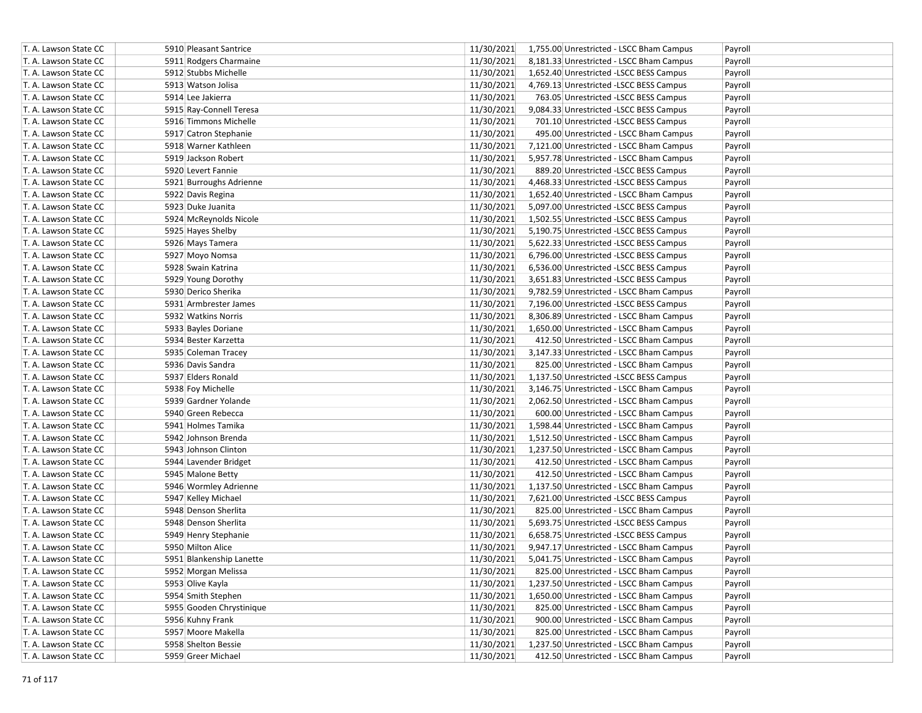| | | | | | |
|---|---|---|---|---|---|
| T. A. Lawson State CC | 5910 Pleasant Santrice | 11/30/2021 | 1,755.00 | Unrestricted - LSCC Bham Campus | Payroll |
| T. A. Lawson State CC | 5911 Rodgers Charmaine | 11/30/2021 | 8,181.33 | Unrestricted - LSCC Bham Campus | Payroll |
| T. A. Lawson State CC | 5912 Stubbs Michelle | 11/30/2021 | 1,652.40 | Unrestricted -LSCC BESS Campus | Payroll |
| T. A. Lawson State CC | 5913 Watson Jolisa | 11/30/2021 | 4,769.13 | Unrestricted -LSCC BESS Campus | Payroll |
| T. A. Lawson State CC | 5914 Lee Jakierra | 11/30/2021 | 763.05 | Unrestricted -LSCC BESS Campus | Payroll |
| T. A. Lawson State CC | 5915 Ray-Connell Teresa | 11/30/2021 | 9,084.33 | Unrestricted -LSCC BESS Campus | Payroll |
| T. A. Lawson State CC | 5916 Timmons Michelle | 11/30/2021 | 701.10 | Unrestricted -LSCC BESS Campus | Payroll |
| T. A. Lawson State CC | 5917 Catron Stephanie | 11/30/2021 | 495.00 | Unrestricted - LSCC Bham Campus | Payroll |
| T. A. Lawson State CC | 5918 Warner Kathleen | 11/30/2021 | 7,121.00 | Unrestricted - LSCC Bham Campus | Payroll |
| T. A. Lawson State CC | 5919 Jackson Robert | 11/30/2021 | 5,957.78 | Unrestricted - LSCC Bham Campus | Payroll |
| T. A. Lawson State CC | 5920 Levert Fannie | 11/30/2021 | 889.20 | Unrestricted -LSCC BESS Campus | Payroll |
| T. A. Lawson State CC | 5921 Burroughs Adrienne | 11/30/2021 | 4,468.33 | Unrestricted -LSCC BESS Campus | Payroll |
| T. A. Lawson State CC | 5922 Davis Regina | 11/30/2021 | 1,652.40 | Unrestricted - LSCC Bham Campus | Payroll |
| T. A. Lawson State CC | 5923 Duke Juanita | 11/30/2021 | 5,097.00 | Unrestricted -LSCC BESS Campus | Payroll |
| T. A. Lawson State CC | 5924 McReynolds Nicole | 11/30/2021 | 1,502.55 | Unrestricted -LSCC BESS Campus | Payroll |
| T. A. Lawson State CC | 5925 Hayes Shelby | 11/30/2021 | 5,190.75 | Unrestricted -LSCC BESS Campus | Payroll |
| T. A. Lawson State CC | 5926 Mays Tamera | 11/30/2021 | 5,622.33 | Unrestricted -LSCC BESS Campus | Payroll |
| T. A. Lawson State CC | 5927 Moyo Nomsa | 11/30/2021 | 6,796.00 | Unrestricted -LSCC BESS Campus | Payroll |
| T. A. Lawson State CC | 5928 Swain Katrina | 11/30/2021 | 6,536.00 | Unrestricted -LSCC BESS Campus | Payroll |
| T. A. Lawson State CC | 5929 Young Dorothy | 11/30/2021 | 3,651.83 | Unrestricted -LSCC BESS Campus | Payroll |
| T. A. Lawson State CC | 5930 Derico Sherika | 11/30/2021 | 9,782.59 | Unrestricted - LSCC Bham Campus | Payroll |
| T. A. Lawson State CC | 5931 Armbrester James | 11/30/2021 | 7,196.00 | Unrestricted -LSCC BESS Campus | Payroll |
| T. A. Lawson State CC | 5932 Watkins Norris | 11/30/2021 | 8,306.89 | Unrestricted - LSCC Bham Campus | Payroll |
| T. A. Lawson State CC | 5933 Bayles Doriane | 11/30/2021 | 1,650.00 | Unrestricted - LSCC Bham Campus | Payroll |
| T. A. Lawson State CC | 5934 Bester Karzetta | 11/30/2021 | 412.50 | Unrestricted - LSCC Bham Campus | Payroll |
| T. A. Lawson State CC | 5935 Coleman Tracey | 11/30/2021 | 3,147.33 | Unrestricted - LSCC Bham Campus | Payroll |
| T. A. Lawson State CC | 5936 Davis Sandra | 11/30/2021 | 825.00 | Unrestricted - LSCC Bham Campus | Payroll |
| T. A. Lawson State CC | 5937 Elders Ronald | 11/30/2021 | 1,137.50 | Unrestricted -LSCC BESS Campus | Payroll |
| T. A. Lawson State CC | 5938 Foy Michelle | 11/30/2021 | 3,146.75 | Unrestricted - LSCC Bham Campus | Payroll |
| T. A. Lawson State CC | 5939 Gardner Yolande | 11/30/2021 | 2,062.50 | Unrestricted - LSCC Bham Campus | Payroll |
| T. A. Lawson State CC | 5940 Green Rebecca | 11/30/2021 | 600.00 | Unrestricted - LSCC Bham Campus | Payroll |
| T. A. Lawson State CC | 5941 Holmes Tamika | 11/30/2021 | 1,598.44 | Unrestricted - LSCC Bham Campus | Payroll |
| T. A. Lawson State CC | 5942 Johnson Brenda | 11/30/2021 | 1,512.50 | Unrestricted - LSCC Bham Campus | Payroll |
| T. A. Lawson State CC | 5943 Johnson Clinton | 11/30/2021 | 1,237.50 | Unrestricted - LSCC Bham Campus | Payroll |
| T. A. Lawson State CC | 5944 Lavender Bridget | 11/30/2021 | 412.50 | Unrestricted - LSCC Bham Campus | Payroll |
| T. A. Lawson State CC | 5945 Malone Betty | 11/30/2021 | 412.50 | Unrestricted - LSCC Bham Campus | Payroll |
| T. A. Lawson State CC | 5946 Wormley Adrienne | 11/30/2021 | 1,137.50 | Unrestricted - LSCC Bham Campus | Payroll |
| T. A. Lawson State CC | 5947 Kelley Michael | 11/30/2021 | 7,621.00 | Unrestricted -LSCC BESS Campus | Payroll |
| T. A. Lawson State CC | 5948 Denson Sherlita | 11/30/2021 | 825.00 | Unrestricted - LSCC Bham Campus | Payroll |
| T. A. Lawson State CC | 5948 Denson Sherlita | 11/30/2021 | 5,693.75 | Unrestricted -LSCC BESS Campus | Payroll |
| T. A. Lawson State CC | 5949 Henry Stephanie | 11/30/2021 | 6,658.75 | Unrestricted -LSCC BESS Campus | Payroll |
| T. A. Lawson State CC | 5950 Milton Alice | 11/30/2021 | 9,947.17 | Unrestricted - LSCC Bham Campus | Payroll |
| T. A. Lawson State CC | 5951 Blankenship Lanette | 11/30/2021 | 5,041.75 | Unrestricted - LSCC Bham Campus | Payroll |
| T. A. Lawson State CC | 5952 Morgan Melissa | 11/30/2021 | 825.00 | Unrestricted - LSCC Bham Campus | Payroll |
| T. A. Lawson State CC | 5953 Olive Kayla | 11/30/2021 | 1,237.50 | Unrestricted - LSCC Bham Campus | Payroll |
| T. A. Lawson State CC | 5954 Smith Stephen | 11/30/2021 | 1,650.00 | Unrestricted - LSCC Bham Campus | Payroll |
| T. A. Lawson State CC | 5955 Gooden Chrystinique | 11/30/2021 | 825.00 | Unrestricted - LSCC Bham Campus | Payroll |
| T. A. Lawson State CC | 5956 Kuhny Frank | 11/30/2021 | 900.00 | Unrestricted - LSCC Bham Campus | Payroll |
| T. A. Lawson State CC | 5957 Moore Makella | 11/30/2021 | 825.00 | Unrestricted - LSCC Bham Campus | Payroll |
| T. A. Lawson State CC | 5958 Shelton Bessie | 11/30/2021 | 1,237.50 | Unrestricted - LSCC Bham Campus | Payroll |
| T. A. Lawson State CC | 5959 Greer Michael | 11/30/2021 | 412.50 | Unrestricted - LSCC Bham Campus | Payroll |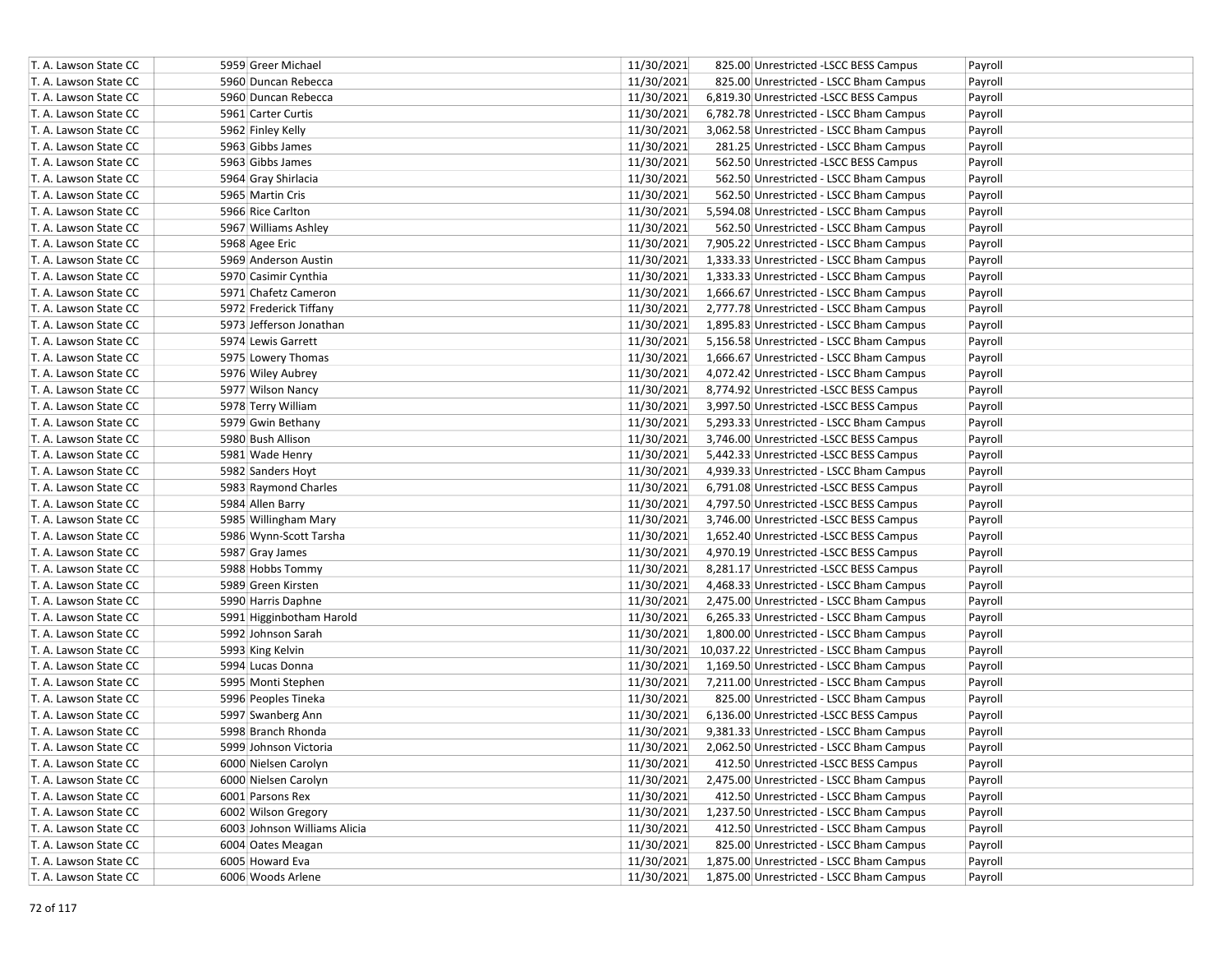| | | | | | |
|---|---|---|---|---|---|
| T. A. Lawson State CC | 5959 Greer Michael | 11/30/2021 | 825.00 | Unrestricted -LSCC BESS Campus | Payroll |
| T. A. Lawson State CC | 5960 Duncan Rebecca | 11/30/2021 | 825.00 | Unrestricted - LSCC Bham Campus | Payroll |
| T. A. Lawson State CC | 5960 Duncan Rebecca | 11/30/2021 | 6,819.30 | Unrestricted -LSCC BESS Campus | Payroll |
| T. A. Lawson State CC | 5961 Carter Curtis | 11/30/2021 | 6,782.78 | Unrestricted - LSCC Bham Campus | Payroll |
| T. A. Lawson State CC | 5962 Finley Kelly | 11/30/2021 | 3,062.58 | Unrestricted - LSCC Bham Campus | Payroll |
| T. A. Lawson State CC | 5963 Gibbs James | 11/30/2021 | 281.25 | Unrestricted - LSCC Bham Campus | Payroll |
| T. A. Lawson State CC | 5963 Gibbs James | 11/30/2021 | 562.50 | Unrestricted -LSCC BESS Campus | Payroll |
| T. A. Lawson State CC | 5964 Gray Shirlacia | 11/30/2021 | 562.50 | Unrestricted - LSCC Bham Campus | Payroll |
| T. A. Lawson State CC | 5965 Martin Cris | 11/30/2021 | 562.50 | Unrestricted - LSCC Bham Campus | Payroll |
| T. A. Lawson State CC | 5966 Rice Carlton | 11/30/2021 | 5,594.08 | Unrestricted - LSCC Bham Campus | Payroll |
| T. A. Lawson State CC | 5967 Williams Ashley | 11/30/2021 | 562.50 | Unrestricted - LSCC Bham Campus | Payroll |
| T. A. Lawson State CC | 5968 Agee Eric | 11/30/2021 | 7,905.22 | Unrestricted - LSCC Bham Campus | Payroll |
| T. A. Lawson State CC | 5969 Anderson Austin | 11/30/2021 | 1,333.33 | Unrestricted - LSCC Bham Campus | Payroll |
| T. A. Lawson State CC | 5970 Casimir Cynthia | 11/30/2021 | 1,333.33 | Unrestricted - LSCC Bham Campus | Payroll |
| T. A. Lawson State CC | 5971 Chafetz Cameron | 11/30/2021 | 1,666.67 | Unrestricted - LSCC Bham Campus | Payroll |
| T. A. Lawson State CC | 5972 Frederick Tiffany | 11/30/2021 | 2,777.78 | Unrestricted - LSCC Bham Campus | Payroll |
| T. A. Lawson State CC | 5973 Jefferson Jonathan | 11/30/2021 | 1,895.83 | Unrestricted - LSCC Bham Campus | Payroll |
| T. A. Lawson State CC | 5974 Lewis Garrett | 11/30/2021 | 5,156.58 | Unrestricted - LSCC Bham Campus | Payroll |
| T. A. Lawson State CC | 5975 Lowery Thomas | 11/30/2021 | 1,666.67 | Unrestricted - LSCC Bham Campus | Payroll |
| T. A. Lawson State CC | 5976 Wiley Aubrey | 11/30/2021 | 4,072.42 | Unrestricted - LSCC Bham Campus | Payroll |
| T. A. Lawson State CC | 5977 Wilson Nancy | 11/30/2021 | 8,774.92 | Unrestricted -LSCC BESS Campus | Payroll |
| T. A. Lawson State CC | 5978 Terry William | 11/30/2021 | 3,997.50 | Unrestricted -LSCC BESS Campus | Payroll |
| T. A. Lawson State CC | 5979 Gwin Bethany | 11/30/2021 | 5,293.33 | Unrestricted - LSCC Bham Campus | Payroll |
| T. A. Lawson State CC | 5980 Bush Allison | 11/30/2021 | 3,746.00 | Unrestricted -LSCC BESS Campus | Payroll |
| T. A. Lawson State CC | 5981 Wade Henry | 11/30/2021 | 5,442.33 | Unrestricted -LSCC BESS Campus | Payroll |
| T. A. Lawson State CC | 5982 Sanders Hoyt | 11/30/2021 | 4,939.33 | Unrestricted - LSCC Bham Campus | Payroll |
| T. A. Lawson State CC | 5983 Raymond Charles | 11/30/2021 | 6,791.08 | Unrestricted -LSCC BESS Campus | Payroll |
| T. A. Lawson State CC | 5984 Allen Barry | 11/30/2021 | 4,797.50 | Unrestricted -LSCC BESS Campus | Payroll |
| T. A. Lawson State CC | 5985 Willingham Mary | 11/30/2021 | 3,746.00 | Unrestricted -LSCC BESS Campus | Payroll |
| T. A. Lawson State CC | 5986 Wynn-Scott Tarsha | 11/30/2021 | 1,652.40 | Unrestricted -LSCC BESS Campus | Payroll |
| T. A. Lawson State CC | 5987 Gray James | 11/30/2021 | 4,970.19 | Unrestricted -LSCC BESS Campus | Payroll |
| T. A. Lawson State CC | 5988 Hobbs Tommy | 11/30/2021 | 8,281.17 | Unrestricted -LSCC BESS Campus | Payroll |
| T. A. Lawson State CC | 5989 Green Kirsten | 11/30/2021 | 4,468.33 | Unrestricted - LSCC Bham Campus | Payroll |
| T. A. Lawson State CC | 5990 Harris Daphne | 11/30/2021 | 2,475.00 | Unrestricted - LSCC Bham Campus | Payroll |
| T. A. Lawson State CC | 5991 Higginbotham Harold | 11/30/2021 | 6,265.33 | Unrestricted - LSCC Bham Campus | Payroll |
| T. A. Lawson State CC | 5992 Johnson Sarah | 11/30/2021 | 1,800.00 | Unrestricted - LSCC Bham Campus | Payroll |
| T. A. Lawson State CC | 5993 King Kelvin | 11/30/2021 | 10,037.22 | Unrestricted - LSCC Bham Campus | Payroll |
| T. A. Lawson State CC | 5994 Lucas Donna | 11/30/2021 | 1,169.50 | Unrestricted - LSCC Bham Campus | Payroll |
| T. A. Lawson State CC | 5995 Monti Stephen | 11/30/2021 | 7,211.00 | Unrestricted - LSCC Bham Campus | Payroll |
| T. A. Lawson State CC | 5996 Peoples Tineka | 11/30/2021 | 825.00 | Unrestricted - LSCC Bham Campus | Payroll |
| T. A. Lawson State CC | 5997 Swanberg Ann | 11/30/2021 | 6,136.00 | Unrestricted -LSCC BESS Campus | Payroll |
| T. A. Lawson State CC | 5998 Branch Rhonda | 11/30/2021 | 9,381.33 | Unrestricted - LSCC Bham Campus | Payroll |
| T. A. Lawson State CC | 5999 Johnson Victoria | 11/30/2021 | 2,062.50 | Unrestricted - LSCC Bham Campus | Payroll |
| T. A. Lawson State CC | 6000 Nielsen Carolyn | 11/30/2021 | 412.50 | Unrestricted -LSCC BESS Campus | Payroll |
| T. A. Lawson State CC | 6000 Nielsen Carolyn | 11/30/2021 | 2,475.00 | Unrestricted - LSCC Bham Campus | Payroll |
| T. A. Lawson State CC | 6001 Parsons Rex | 11/30/2021 | 412.50 | Unrestricted - LSCC Bham Campus | Payroll |
| T. A. Lawson State CC | 6002 Wilson Gregory | 11/30/2021 | 1,237.50 | Unrestricted - LSCC Bham Campus | Payroll |
| T. A. Lawson State CC | 6003 Johnson Williams Alicia | 11/30/2021 | 412.50 | Unrestricted - LSCC Bham Campus | Payroll |
| T. A. Lawson State CC | 6004 Oates Meagan | 11/30/2021 | 825.00 | Unrestricted - LSCC Bham Campus | Payroll |
| T. A. Lawson State CC | 6005 Howard Eva | 11/30/2021 | 1,875.00 | Unrestricted - LSCC Bham Campus | Payroll |
| T. A. Lawson State CC | 6006 Woods Arlene | 11/30/2021 | 1,875.00 | Unrestricted - LSCC Bham Campus | Payroll |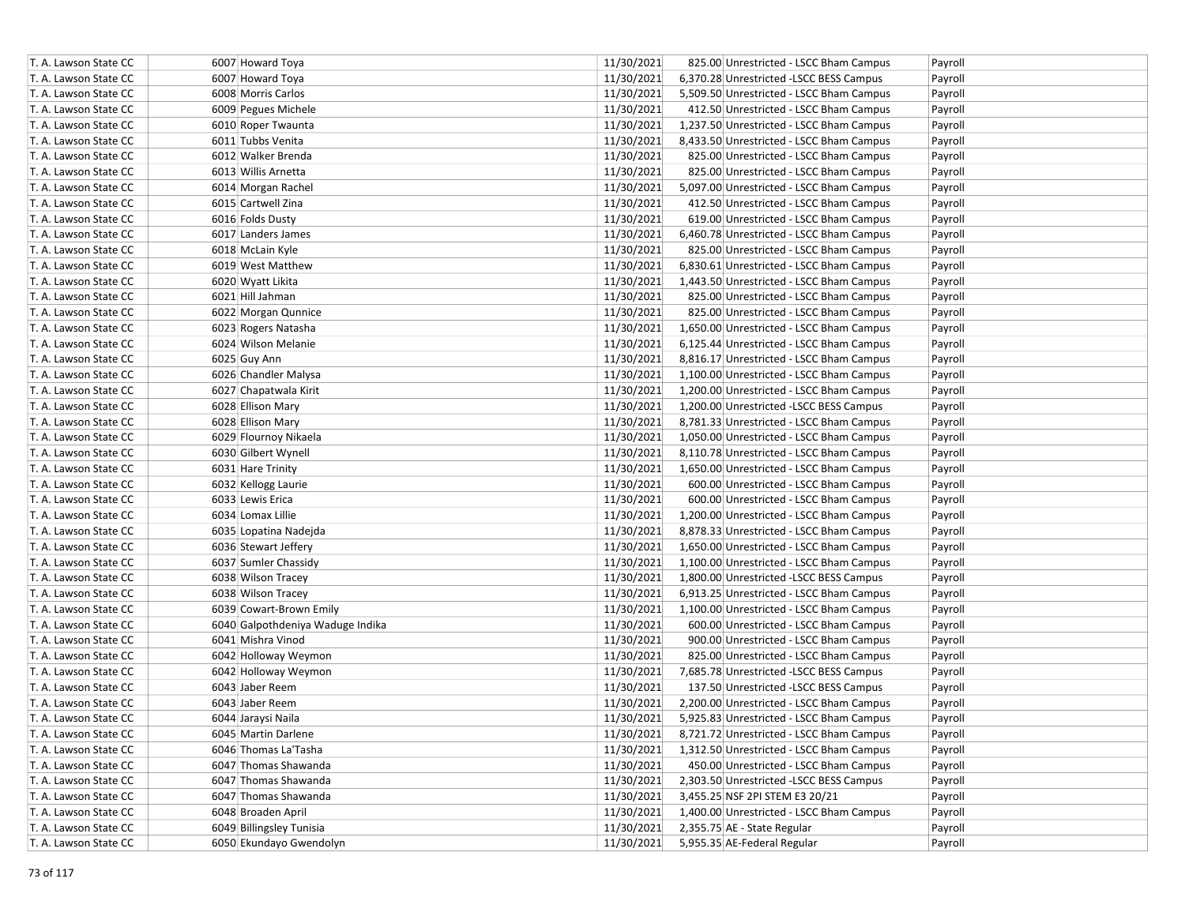| | | | | | |
|---|---|---|---|---|---|
| T. A. Lawson State CC | 6007 Howard Toya | 11/30/2021 | 825.00 | Unrestricted - LSCC Bham Campus | Payroll |
| T. A. Lawson State CC | 6007 Howard Toya | 11/30/2021 | 6,370.28 | Unrestricted -LSCC BESS Campus | Payroll |
| T. A. Lawson State CC | 6008 Morris Carlos | 11/30/2021 | 5,509.50 | Unrestricted - LSCC Bham Campus | Payroll |
| T. A. Lawson State CC | 6009 Pegues Michele | 11/30/2021 | 412.50 | Unrestricted - LSCC Bham Campus | Payroll |
| T. A. Lawson State CC | 6010 Roper Twaunta | 11/30/2021 | 1,237.50 | Unrestricted - LSCC Bham Campus | Payroll |
| T. A. Lawson State CC | 6011 Tubbs Venita | 11/30/2021 | 8,433.50 | Unrestricted - LSCC Bham Campus | Payroll |
| T. A. Lawson State CC | 6012 Walker Brenda | 11/30/2021 | 825.00 | Unrestricted - LSCC Bham Campus | Payroll |
| T. A. Lawson State CC | 6013 Willis Arnetta | 11/30/2021 | 825.00 | Unrestricted - LSCC Bham Campus | Payroll |
| T. A. Lawson State CC | 6014 Morgan Rachel | 11/30/2021 | 5,097.00 | Unrestricted - LSCC Bham Campus | Payroll |
| T. A. Lawson State CC | 6015 Cartwell Zina | 11/30/2021 | 412.50 | Unrestricted - LSCC Bham Campus | Payroll |
| T. A. Lawson State CC | 6016 Folds Dusty | 11/30/2021 | 619.00 | Unrestricted - LSCC Bham Campus | Payroll |
| T. A. Lawson State CC | 6017 Landers James | 11/30/2021 | 6,460.78 | Unrestricted - LSCC Bham Campus | Payroll |
| T. A. Lawson State CC | 6018 McLain Kyle | 11/30/2021 | 825.00 | Unrestricted - LSCC Bham Campus | Payroll |
| T. A. Lawson State CC | 6019 West Matthew | 11/30/2021 | 6,830.61 | Unrestricted - LSCC Bham Campus | Payroll |
| T. A. Lawson State CC | 6020 Wyatt Likita | 11/30/2021 | 1,443.50 | Unrestricted - LSCC Bham Campus | Payroll |
| T. A. Lawson State CC | 6021 Hill Jahman | 11/30/2021 | 825.00 | Unrestricted - LSCC Bham Campus | Payroll |
| T. A. Lawson State CC | 6022 Morgan Qunnice | 11/30/2021 | 825.00 | Unrestricted - LSCC Bham Campus | Payroll |
| T. A. Lawson State CC | 6023 Rogers Natasha | 11/30/2021 | 1,650.00 | Unrestricted - LSCC Bham Campus | Payroll |
| T. A. Lawson State CC | 6024 Wilson Melanie | 11/30/2021 | 6,125.44 | Unrestricted - LSCC Bham Campus | Payroll |
| T. A. Lawson State CC | 6025 Guy Ann | 11/30/2021 | 8,816.17 | Unrestricted - LSCC Bham Campus | Payroll |
| T. A. Lawson State CC | 6026 Chandler Malysa | 11/30/2021 | 1,100.00 | Unrestricted - LSCC Bham Campus | Payroll |
| T. A. Lawson State CC | 6027 Chapatwala Kirit | 11/30/2021 | 1,200.00 | Unrestricted - LSCC Bham Campus | Payroll |
| T. A. Lawson State CC | 6028 Ellison Mary | 11/30/2021 | 1,200.00 | Unrestricted -LSCC BESS Campus | Payroll |
| T. A. Lawson State CC | 6028 Ellison Mary | 11/30/2021 | 8,781.33 | Unrestricted - LSCC Bham Campus | Payroll |
| T. A. Lawson State CC | 6029 Flournoy Nikaela | 11/30/2021 | 1,050.00 | Unrestricted - LSCC Bham Campus | Payroll |
| T. A. Lawson State CC | 6030 Gilbert Wynell | 11/30/2021 | 8,110.78 | Unrestricted - LSCC Bham Campus | Payroll |
| T. A. Lawson State CC | 6031 Hare Trinity | 11/30/2021 | 1,650.00 | Unrestricted - LSCC Bham Campus | Payroll |
| T. A. Lawson State CC | 6032 Kellogg Laurie | 11/30/2021 | 600.00 | Unrestricted - LSCC Bham Campus | Payroll |
| T. A. Lawson State CC | 6033 Lewis Erica | 11/30/2021 | 600.00 | Unrestricted - LSCC Bham Campus | Payroll |
| T. A. Lawson State CC | 6034 Lomax Lillie | 11/30/2021 | 1,200.00 | Unrestricted - LSCC Bham Campus | Payroll |
| T. A. Lawson State CC | 6035 Lopatina Nadejda | 11/30/2021 | 8,878.33 | Unrestricted - LSCC Bham Campus | Payroll |
| T. A. Lawson State CC | 6036 Stewart Jeffery | 11/30/2021 | 1,650.00 | Unrestricted - LSCC Bham Campus | Payroll |
| T. A. Lawson State CC | 6037 Sumler Chassidy | 11/30/2021 | 1,100.00 | Unrestricted - LSCC Bham Campus | Payroll |
| T. A. Lawson State CC | 6038 Wilson Tracey | 11/30/2021 | 1,800.00 | Unrestricted -LSCC BESS Campus | Payroll |
| T. A. Lawson State CC | 6038 Wilson Tracey | 11/30/2021 | 6,913.25 | Unrestricted - LSCC Bham Campus | Payroll |
| T. A. Lawson State CC | 6039 Cowart-Brown Emily | 11/30/2021 | 1,100.00 | Unrestricted - LSCC Bham Campus | Payroll |
| T. A. Lawson State CC | 6040 Galpothdeniya Waduge Indika | 11/30/2021 | 600.00 | Unrestricted - LSCC Bham Campus | Payroll |
| T. A. Lawson State CC | 6041 Mishra Vinod | 11/30/2021 | 900.00 | Unrestricted - LSCC Bham Campus | Payroll |
| T. A. Lawson State CC | 6042 Holloway Weymon | 11/30/2021 | 825.00 | Unrestricted - LSCC Bham Campus | Payroll |
| T. A. Lawson State CC | 6042 Holloway Weymon | 11/30/2021 | 7,685.78 | Unrestricted -LSCC BESS Campus | Payroll |
| T. A. Lawson State CC | 6043 Jaber Reem | 11/30/2021 | 137.50 | Unrestricted -LSCC BESS Campus | Payroll |
| T. A. Lawson State CC | 6043 Jaber Reem | 11/30/2021 | 2,200.00 | Unrestricted - LSCC Bham Campus | Payroll |
| T. A. Lawson State CC | 6044 Jaraysi Naila | 11/30/2021 | 5,925.83 | Unrestricted - LSCC Bham Campus | Payroll |
| T. A. Lawson State CC | 6045 Martin Darlene | 11/30/2021 | 8,721.72 | Unrestricted - LSCC Bham Campus | Payroll |
| T. A. Lawson State CC | 6046 Thomas La'Tasha | 11/30/2021 | 1,312.50 | Unrestricted - LSCC Bham Campus | Payroll |
| T. A. Lawson State CC | 6047 Thomas Shawanda | 11/30/2021 | 450.00 | Unrestricted - LSCC Bham Campus | Payroll |
| T. A. Lawson State CC | 6047 Thomas Shawanda | 11/30/2021 | 2,303.50 | Unrestricted -LSCC BESS Campus | Payroll |
| T. A. Lawson State CC | 6047 Thomas Shawanda | 11/30/2021 | 3,455.25 | NSF 2PI STEM E3 20/21 | Payroll |
| T. A. Lawson State CC | 6048 Broaden April | 11/30/2021 | 1,400.00 | Unrestricted - LSCC Bham Campus | Payroll |
| T. A. Lawson State CC | 6049 Billingsley Tunisia | 11/30/2021 | 2,355.75 | AE - State Regular | Payroll |
| T. A. Lawson State CC | 6050 Ekundayo Gwendolyn | 11/30/2021 | 5,955.35 | AE-Federal Regular | Payroll |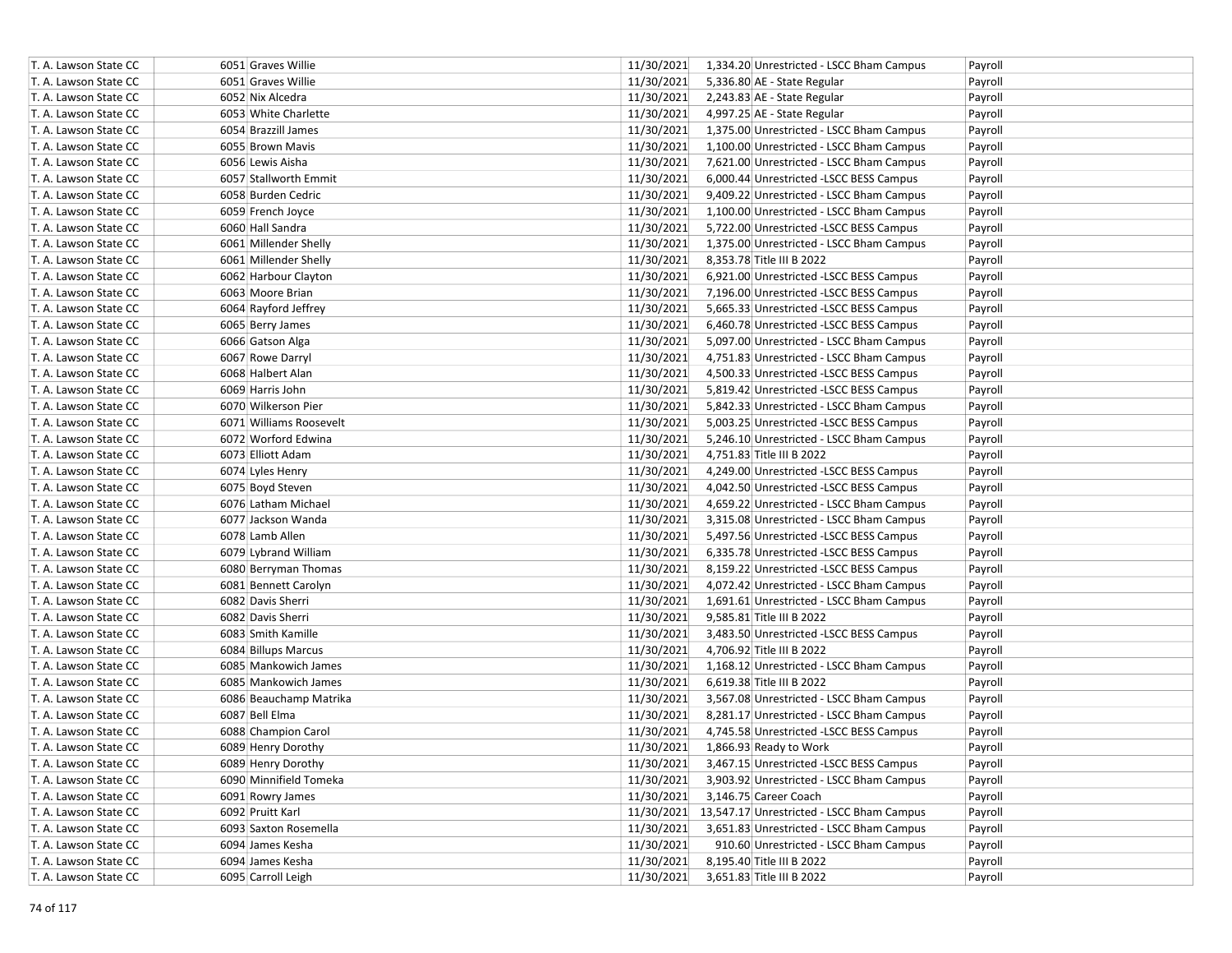| | | | | | |
|---|---|---|---|---|---|
| T. A. Lawson State CC | 6051 Graves Willie | 11/30/2021 | 1,334.20 | Unrestricted - LSCC Bham Campus | Payroll |
| T. A. Lawson State CC | 6051 Graves Willie | 11/30/2021 | 5,336.80 | AE - State Regular | Payroll |
| T. A. Lawson State CC | 6052 Nix Alcedra | 11/30/2021 | 2,243.83 | AE - State Regular | Payroll |
| T. A. Lawson State CC | 6053 White Charlette | 11/30/2021 | 4,997.25 | AE - State Regular | Payroll |
| T. A. Lawson State CC | 6054 Brazzill James | 11/30/2021 | 1,375.00 | Unrestricted - LSCC Bham Campus | Payroll |
| T. A. Lawson State CC | 6055 Brown Mavis | 11/30/2021 | 1,100.00 | Unrestricted - LSCC Bham Campus | Payroll |
| T. A. Lawson State CC | 6056 Lewis Aisha | 11/30/2021 | 7,621.00 | Unrestricted - LSCC Bham Campus | Payroll |
| T. A. Lawson State CC | 6057 Stallworth Emmit | 11/30/2021 | 6,000.44 | Unrestricted -LSCC BESS Campus | Payroll |
| T. A. Lawson State CC | 6058 Burden Cedric | 11/30/2021 | 9,409.22 | Unrestricted - LSCC Bham Campus | Payroll |
| T. A. Lawson State CC | 6059 French Joyce | 11/30/2021 | 1,100.00 | Unrestricted - LSCC Bham Campus | Payroll |
| T. A. Lawson State CC | 6060 Hall Sandra | 11/30/2021 | 5,722.00 | Unrestricted -LSCC BESS Campus | Payroll |
| T. A. Lawson State CC | 6061 Millender Shelly | 11/30/2021 | 1,375.00 | Unrestricted - LSCC Bham Campus | Payroll |
| T. A. Lawson State CC | 6061 Millender Shelly | 11/30/2021 | 8,353.78 | Title III B 2022 | Payroll |
| T. A. Lawson State CC | 6062 Harbour Clayton | 11/30/2021 | 6,921.00 | Unrestricted -LSCC BESS Campus | Payroll |
| T. A. Lawson State CC | 6063 Moore Brian | 11/30/2021 | 7,196.00 | Unrestricted -LSCC BESS Campus | Payroll |
| T. A. Lawson State CC | 6064 Rayford Jeffrey | 11/30/2021 | 5,665.33 | Unrestricted -LSCC BESS Campus | Payroll |
| T. A. Lawson State CC | 6065 Berry James | 11/30/2021 | 6,460.78 | Unrestricted -LSCC BESS Campus | Payroll |
| T. A. Lawson State CC | 6066 Gatson Alga | 11/30/2021 | 5,097.00 | Unrestricted - LSCC Bham Campus | Payroll |
| T. A. Lawson State CC | 6067 Rowe Darryl | 11/30/2021 | 4,751.83 | Unrestricted - LSCC Bham Campus | Payroll |
| T. A. Lawson State CC | 6068 Halbert Alan | 11/30/2021 | 4,500.33 | Unrestricted -LSCC BESS Campus | Payroll |
| T. A. Lawson State CC | 6069 Harris John | 11/30/2021 | 5,819.42 | Unrestricted -LSCC BESS Campus | Payroll |
| T. A. Lawson State CC | 6070 Wilkerson Pier | 11/30/2021 | 5,842.33 | Unrestricted - LSCC Bham Campus | Payroll |
| T. A. Lawson State CC | 6071 Williams Roosevelt | 11/30/2021 | 5,003.25 | Unrestricted -LSCC BESS Campus | Payroll |
| T. A. Lawson State CC | 6072 Worford Edwina | 11/30/2021 | 5,246.10 | Unrestricted - LSCC Bham Campus | Payroll |
| T. A. Lawson State CC | 6073 Elliott Adam | 11/30/2021 | 4,751.83 | Title III B 2022 | Payroll |
| T. A. Lawson State CC | 6074 Lyles Henry | 11/30/2021 | 4,249.00 | Unrestricted -LSCC BESS Campus | Payroll |
| T. A. Lawson State CC | 6075 Boyd Steven | 11/30/2021 | 4,042.50 | Unrestricted -LSCC BESS Campus | Payroll |
| T. A. Lawson State CC | 6076 Latham Michael | 11/30/2021 | 4,659.22 | Unrestricted - LSCC Bham Campus | Payroll |
| T. A. Lawson State CC | 6077 Jackson Wanda | 11/30/2021 | 3,315.08 | Unrestricted - LSCC Bham Campus | Payroll |
| T. A. Lawson State CC | 6078 Lamb Allen | 11/30/2021 | 5,497.56 | Unrestricted -LSCC BESS Campus | Payroll |
| T. A. Lawson State CC | 6079 Lybrand William | 11/30/2021 | 6,335.78 | Unrestricted -LSCC BESS Campus | Payroll |
| T. A. Lawson State CC | 6080 Berryman Thomas | 11/30/2021 | 8,159.22 | Unrestricted -LSCC BESS Campus | Payroll |
| T. A. Lawson State CC | 6081 Bennett Carolyn | 11/30/2021 | 4,072.42 | Unrestricted - LSCC Bham Campus | Payroll |
| T. A. Lawson State CC | 6082 Davis Sherri | 11/30/2021 | 1,691.61 | Unrestricted - LSCC Bham Campus | Payroll |
| T. A. Lawson State CC | 6082 Davis Sherri | 11/30/2021 | 9,585.81 | Title III B 2022 | Payroll |
| T. A. Lawson State CC | 6083 Smith Kamille | 11/30/2021 | 3,483.50 | Unrestricted -LSCC BESS Campus | Payroll |
| T. A. Lawson State CC | 6084 Billups Marcus | 11/30/2021 | 4,706.92 | Title III B 2022 | Payroll |
| T. A. Lawson State CC | 6085 Mankowich James | 11/30/2021 | 1,168.12 | Unrestricted - LSCC Bham Campus | Payroll |
| T. A. Lawson State CC | 6085 Mankowich James | 11/30/2021 | 6,619.38 | Title III B 2022 | Payroll |
| T. A. Lawson State CC | 6086 Beauchamp Matrika | 11/30/2021 | 3,567.08 | Unrestricted - LSCC Bham Campus | Payroll |
| T. A. Lawson State CC | 6087 Bell Elma | 11/30/2021 | 8,281.17 | Unrestricted - LSCC Bham Campus | Payroll |
| T. A. Lawson State CC | 6088 Champion Carol | 11/30/2021 | 4,745.58 | Unrestricted -LSCC BESS Campus | Payroll |
| T. A. Lawson State CC | 6089 Henry Dorothy | 11/30/2021 | 1,866.93 | Ready to Work | Payroll |
| T. A. Lawson State CC | 6089 Henry Dorothy | 11/30/2021 | 3,467.15 | Unrestricted -LSCC BESS Campus | Payroll |
| T. A. Lawson State CC | 6090 Minnifield Tomeka | 11/30/2021 | 3,903.92 | Unrestricted - LSCC Bham Campus | Payroll |
| T. A. Lawson State CC | 6091 Rowry James | 11/30/2021 | 3,146.75 | Career Coach | Payroll |
| T. A. Lawson State CC | 6092 Pruitt Karl | 11/30/2021 | 13,547.17 | Unrestricted - LSCC Bham Campus | Payroll |
| T. A. Lawson State CC | 6093 Saxton Rosemella | 11/30/2021 | 3,651.83 | Unrestricted - LSCC Bham Campus | Payroll |
| T. A. Lawson State CC | 6094 James Kesha | 11/30/2021 | 910.60 | Unrestricted - LSCC Bham Campus | Payroll |
| T. A. Lawson State CC | 6094 James Kesha | 11/30/2021 | 8,195.40 | Title III B 2022 | Payroll |
| T. A. Lawson State CC | 6095 Carroll Leigh | 11/30/2021 | 3,651.83 | Title III B 2022 | Payroll |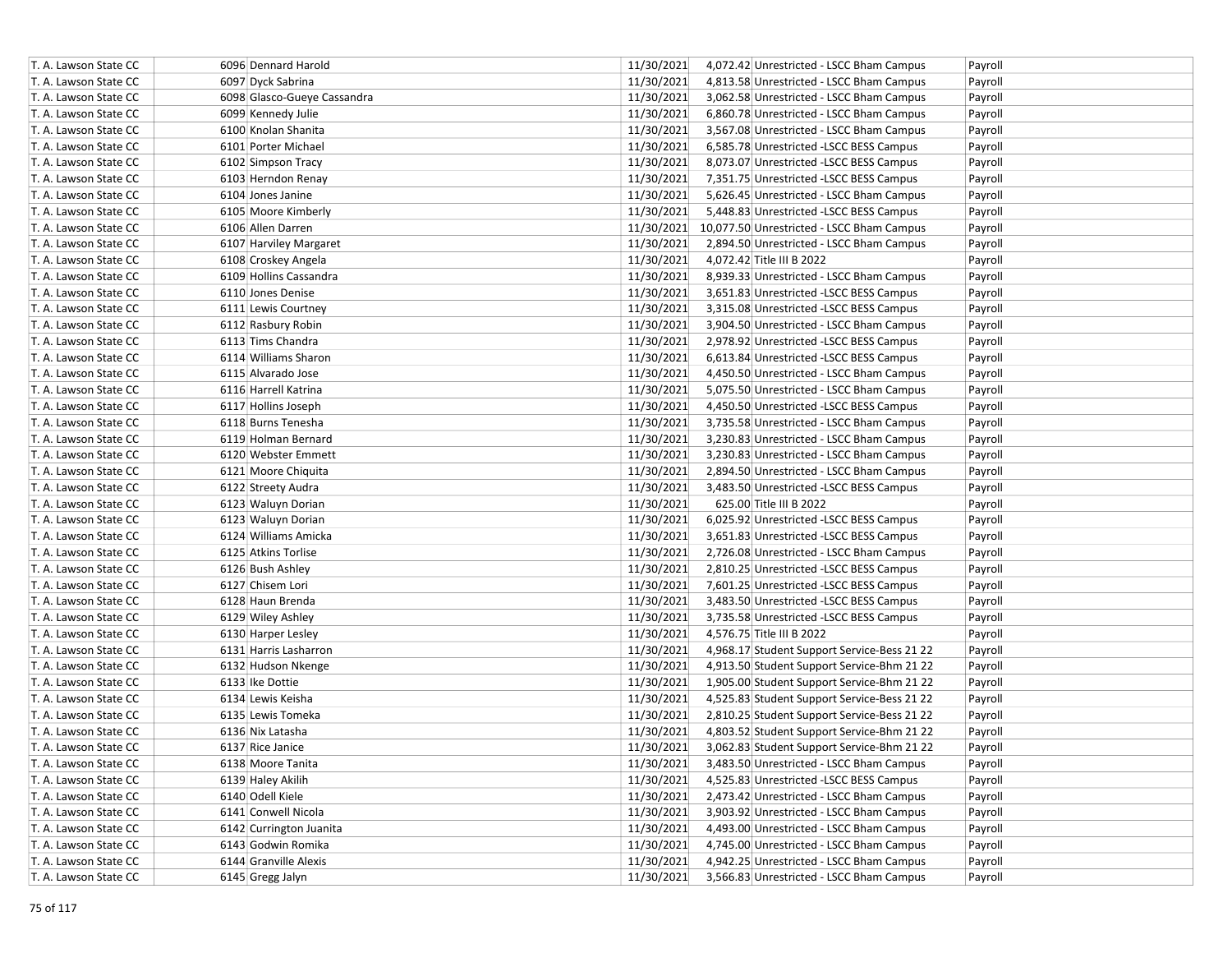| | | | | | |
|---|---|---|---|---|---|
| T. A. Lawson State CC | 6096 Dennard Harold | 11/30/2021 | 4,072.42 | Unrestricted - LSCC Bham Campus | Payroll |
| T. A. Lawson State CC | 6097 Dyck Sabrina | 11/30/2021 | 4,813.58 | Unrestricted - LSCC Bham Campus | Payroll |
| T. A. Lawson State CC | 6098 Glasco-Gueye Cassandra | 11/30/2021 | 3,062.58 | Unrestricted - LSCC Bham Campus | Payroll |
| T. A. Lawson State CC | 6099 Kennedy Julie | 11/30/2021 | 6,860.78 | Unrestricted - LSCC Bham Campus | Payroll |
| T. A. Lawson State CC | 6100 Knolan Shanita | 11/30/2021 | 3,567.08 | Unrestricted - LSCC Bham Campus | Payroll |
| T. A. Lawson State CC | 6101 Porter Michael | 11/30/2021 | 6,585.78 | Unrestricted -LSCC BESS Campus | Payroll |
| T. A. Lawson State CC | 6102 Simpson Tracy | 11/30/2021 | 8,073.07 | Unrestricted -LSCC BESS Campus | Payroll |
| T. A. Lawson State CC | 6103 Herndon Renay | 11/30/2021 | 7,351.75 | Unrestricted -LSCC BESS Campus | Payroll |
| T. A. Lawson State CC | 6104 Jones Janine | 11/30/2021 | 5,626.45 | Unrestricted - LSCC Bham Campus | Payroll |
| T. A. Lawson State CC | 6105 Moore Kimberly | 11/30/2021 | 5,448.83 | Unrestricted -LSCC BESS Campus | Payroll |
| T. A. Lawson State CC | 6106 Allen Darren | 11/30/2021 | 10,077.50 | Unrestricted - LSCC Bham Campus | Payroll |
| T. A. Lawson State CC | 6107 Harviley Margaret | 11/30/2021 | 2,894.50 | Unrestricted - LSCC Bham Campus | Payroll |
| T. A. Lawson State CC | 6108 Croskey Angela | 11/30/2021 | 4,072.42 | Title III B 2022 | Payroll |
| T. A. Lawson State CC | 6109 Hollins Cassandra | 11/30/2021 | 8,939.33 | Unrestricted - LSCC Bham Campus | Payroll |
| T. A. Lawson State CC | 6110 Jones Denise | 11/30/2021 | 3,651.83 | Unrestricted -LSCC BESS Campus | Payroll |
| T. A. Lawson State CC | 6111 Lewis Courtney | 11/30/2021 | 3,315.08 | Unrestricted -LSCC BESS Campus | Payroll |
| T. A. Lawson State CC | 6112 Rasbury Robin | 11/30/2021 | 3,904.50 | Unrestricted - LSCC Bham Campus | Payroll |
| T. A. Lawson State CC | 6113 Tims Chandra | 11/30/2021 | 2,978.92 | Unrestricted -LSCC BESS Campus | Payroll |
| T. A. Lawson State CC | 6114 Williams Sharon | 11/30/2021 | 6,613.84 | Unrestricted -LSCC BESS Campus | Payroll |
| T. A. Lawson State CC | 6115 Alvarado Jose | 11/30/2021 | 4,450.50 | Unrestricted - LSCC Bham Campus | Payroll |
| T. A. Lawson State CC | 6116 Harrell Katrina | 11/30/2021 | 5,075.50 | Unrestricted - LSCC Bham Campus | Payroll |
| T. A. Lawson State CC | 6117 Hollins Joseph | 11/30/2021 | 4,450.50 | Unrestricted -LSCC BESS Campus | Payroll |
| T. A. Lawson State CC | 6118 Burns Tenesha | 11/30/2021 | 3,735.58 | Unrestricted - LSCC Bham Campus | Payroll |
| T. A. Lawson State CC | 6119 Holman Bernard | 11/30/2021 | 3,230.83 | Unrestricted - LSCC Bham Campus | Payroll |
| T. A. Lawson State CC | 6120 Webster Emmett | 11/30/2021 | 3,230.83 | Unrestricted - LSCC Bham Campus | Payroll |
| T. A. Lawson State CC | 6121 Moore Chiquita | 11/30/2021 | 2,894.50 | Unrestricted - LSCC Bham Campus | Payroll |
| T. A. Lawson State CC | 6122 Streety Audra | 11/30/2021 | 3,483.50 | Unrestricted -LSCC BESS Campus | Payroll |
| T. A. Lawson State CC | 6123 Waluyn Dorian | 11/30/2021 | 625.00 | Title III B 2022 | Payroll |
| T. A. Lawson State CC | 6123 Waluyn Dorian | 11/30/2021 | 6,025.92 | Unrestricted -LSCC BESS Campus | Payroll |
| T. A. Lawson State CC | 6124 Williams Amicka | 11/30/2021 | 3,651.83 | Unrestricted -LSCC BESS Campus | Payroll |
| T. A. Lawson State CC | 6125 Atkins Torlise | 11/30/2021 | 2,726.08 | Unrestricted - LSCC Bham Campus | Payroll |
| T. A. Lawson State CC | 6126 Bush Ashley | 11/30/2021 | 2,810.25 | Unrestricted -LSCC BESS Campus | Payroll |
| T. A. Lawson State CC | 6127 Chisem Lori | 11/30/2021 | 7,601.25 | Unrestricted -LSCC BESS Campus | Payroll |
| T. A. Lawson State CC | 6128 Haun Brenda | 11/30/2021 | 3,483.50 | Unrestricted -LSCC BESS Campus | Payroll |
| T. A. Lawson State CC | 6129 Wiley Ashley | 11/30/2021 | 3,735.58 | Unrestricted -LSCC BESS Campus | Payroll |
| T. A. Lawson State CC | 6130 Harper Lesley | 11/30/2021 | 4,576.75 | Title III B 2022 | Payroll |
| T. A. Lawson State CC | 6131 Harris Lasharron | 11/30/2021 | 4,968.17 | Student Support Service-Bess 21 22 | Payroll |
| T. A. Lawson State CC | 6132 Hudson Nkenge | 11/30/2021 | 4,913.50 | Student Support Service-Bhm 21 22 | Payroll |
| T. A. Lawson State CC | 6133 Ike Dottie | 11/30/2021 | 1,905.00 | Student Support Service-Bhm 21 22 | Payroll |
| T. A. Lawson State CC | 6134 Lewis Keisha | 11/30/2021 | 4,525.83 | Student Support Service-Bhm 21 22 | Payroll |
| T. A. Lawson State CC | 6135 Lewis Tomeka | 11/30/2021 | 2,810.25 | Student Support Service-Bess 21 22 | Payroll |
| T. A. Lawson State CC | 6136 Nix Latasha | 11/30/2021 | 4,803.52 | Student Support Service-Bhm 21 22 | Payroll |
| T. A. Lawson State CC | 6137 Rice Janice | 11/30/2021 | 3,062.83 | Student Support Service-Bhm 21 22 | Payroll |
| T. A. Lawson State CC | 6138 Moore Tanita | 11/30/2021 | 3,483.50 | Unrestricted - LSCC Bham Campus | Payroll |
| T. A. Lawson State CC | 6139 Haley Akilih | 11/30/2021 | 4,525.83 | Unrestricted -LSCC BESS Campus | Payroll |
| T. A. Lawson State CC | 6140 Odell Kiele | 11/30/2021 | 2,473.42 | Unrestricted - LSCC Bham Campus | Payroll |
| T. A. Lawson State CC | 6141 Conwell Nicola | 11/30/2021 | 3,903.92 | Unrestricted - LSCC Bham Campus | Payroll |
| T. A. Lawson State CC | 6142 Currington Juanita | 11/30/2021 | 4,493.00 | Unrestricted - LSCC Bham Campus | Payroll |
| T. A. Lawson State CC | 6143 Godwin Romika | 11/30/2021 | 4,745.00 | Unrestricted - LSCC Bham Campus | Payroll |
| T. A. Lawson State CC | 6144 Granville Alexis | 11/30/2021 | 4,942.25 | Unrestricted - LSCC Bham Campus | Payroll |
| T. A. Lawson State CC | 6145 Gregg Jalyn | 11/30/2021 | 3,566.83 | Unrestricted - LSCC Bham Campus | Payroll |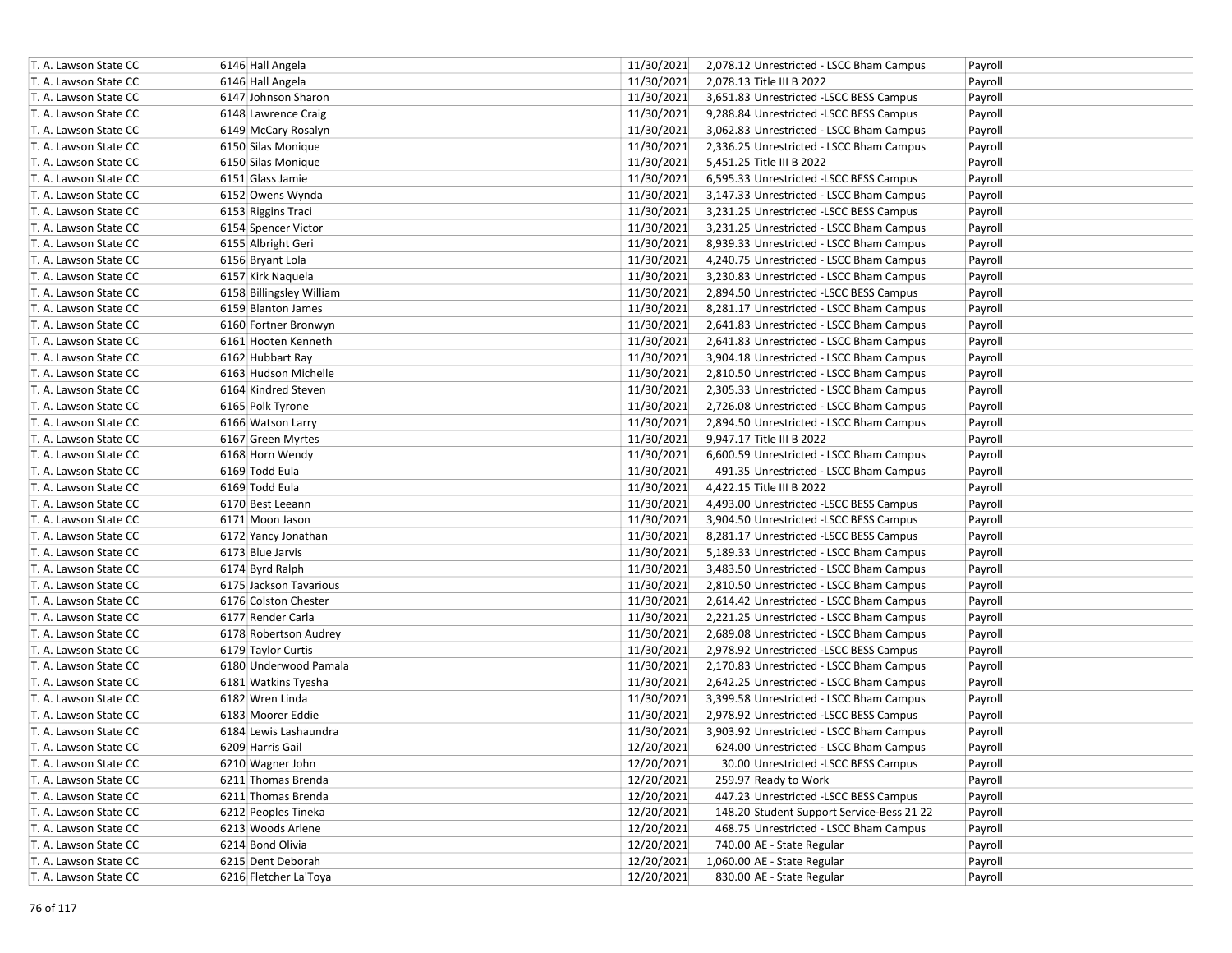| | | | | | |
|---|---|---|---|---|---|
| T. A. Lawson State CC | 6146 Hall Angela | 11/30/2021 | 2,078.12 | Unrestricted - LSCC Bham Campus | Payroll |
| T. A. Lawson State CC | 6146 Hall Angela | 11/30/2021 | 2,078.13 | Title III B 2022 | Payroll |
| T. A. Lawson State CC | 6147 Johnson Sharon | 11/30/2021 | 3,651.83 | Unrestricted -LSCC BESS Campus | Payroll |
| T. A. Lawson State CC | 6148 Lawrence Craig | 11/30/2021 | 9,288.84 | Unrestricted -LSCC BESS Campus | Payroll |
| T. A. Lawson State CC | 6149 McCary Rosalyn | 11/30/2021 | 3,062.83 | Unrestricted - LSCC Bham Campus | Payroll |
| T. A. Lawson State CC | 6150 Silas Monique | 11/30/2021 | 2,336.25 | Unrestricted - LSCC Bham Campus | Payroll |
| T. A. Lawson State CC | 6150 Silas Monique | 11/30/2021 | 5,451.25 | Title III B 2022 | Payroll |
| T. A. Lawson State CC | 6151 Glass Jamie | 11/30/2021 | 6,595.33 | Unrestricted -LSCC BESS Campus | Payroll |
| T. A. Lawson State CC | 6152 Owens Wynda | 11/30/2021 | 3,147.33 | Unrestricted - LSCC Bham Campus | Payroll |
| T. A. Lawson State CC | 6153 Riggins Traci | 11/30/2021 | 3,231.25 | Unrestricted -LSCC BESS Campus | Payroll |
| T. A. Lawson State CC | 6154 Spencer Victor | 11/30/2021 | 3,231.25 | Unrestricted - LSCC Bham Campus | Payroll |
| T. A. Lawson State CC | 6155 Albright Geri | 11/30/2021 | 8,939.33 | Unrestricted - LSCC Bham Campus | Payroll |
| T. A. Lawson State CC | 6156 Bryant Lola | 11/30/2021 | 4,240.75 | Unrestricted - LSCC Bham Campus | Payroll |
| T. A. Lawson State CC | 6157 Kirk Naquela | 11/30/2021 | 3,230.83 | Unrestricted - LSCC Bham Campus | Payroll |
| T. A. Lawson State CC | 6158 Billingsley William | 11/30/2021 | 2,894.50 | Unrestricted -LSCC BESS Campus | Payroll |
| T. A. Lawson State CC | 6159 Blanton James | 11/30/2021 | 8,281.17 | Unrestricted - LSCC Bham Campus | Payroll |
| T. A. Lawson State CC | 6160 Fortner Bronwyn | 11/30/2021 | 2,641.83 | Unrestricted - LSCC Bham Campus | Payroll |
| T. A. Lawson State CC | 6161 Hooten Kenneth | 11/30/2021 | 2,641.83 | Unrestricted - LSCC Bham Campus | Payroll |
| T. A. Lawson State CC | 6162 Hubbart Ray | 11/30/2021 | 3,904.18 | Unrestricted - LSCC Bham Campus | Payroll |
| T. A. Lawson State CC | 6163 Hudson Michelle | 11/30/2021 | 2,810.50 | Unrestricted - LSCC Bham Campus | Payroll |
| T. A. Lawson State CC | 6164 Kindred Steven | 11/30/2021 | 2,305.33 | Unrestricted - LSCC Bham Campus | Payroll |
| T. A. Lawson State CC | 6165 Polk Tyrone | 11/30/2021 | 2,726.08 | Unrestricted - LSCC Bham Campus | Payroll |
| T. A. Lawson State CC | 6166 Watson Larry | 11/30/2021 | 2,894.50 | Unrestricted - LSCC Bham Campus | Payroll |
| T. A. Lawson State CC | 6167 Green Myrtes | 11/30/2021 | 9,947.17 | Title III B 2022 | Payroll |
| T. A. Lawson State CC | 6168 Horn Wendy | 11/30/2021 | 6,600.59 | Unrestricted - LSCC Bham Campus | Payroll |
| T. A. Lawson State CC | 6169 Todd Eula | 11/30/2021 | 491.35 | Unrestricted - LSCC Bham Campus | Payroll |
| T. A. Lawson State CC | 6169 Todd Eula | 11/30/2021 | 4,422.15 | Title III B 2022 | Payroll |
| T. A. Lawson State CC | 6170 Best Leeann | 11/30/2021 | 4,493.00 | Unrestricted -LSCC BESS Campus | Payroll |
| T. A. Lawson State CC | 6171 Moon Jason | 11/30/2021 | 3,904.50 | Unrestricted -LSCC BESS Campus | Payroll |
| T. A. Lawson State CC | 6172 Yancy Jonathan | 11/30/2021 | 8,281.17 | Unrestricted -LSCC BESS Campus | Payroll |
| T. A. Lawson State CC | 6173 Blue Jarvis | 11/30/2021 | 5,189.33 | Unrestricted - LSCC Bham Campus | Payroll |
| T. A. Lawson State CC | 6174 Byrd Ralph | 11/30/2021 | 3,483.50 | Unrestricted - LSCC Bham Campus | Payroll |
| T. A. Lawson State CC | 6175 Jackson Tavarious | 11/30/2021 | 2,810.50 | Unrestricted - LSCC Bham Campus | Payroll |
| T. A. Lawson State CC | 6176 Colston Chester | 11/30/2021 | 2,614.42 | Unrestricted - LSCC Bham Campus | Payroll |
| T. A. Lawson State CC | 6177 Render Carla | 11/30/2021 | 2,221.25 | Unrestricted - LSCC Bham Campus | Payroll |
| T. A. Lawson State CC | 6178 Robertson Audrey | 11/30/2021 | 2,689.08 | Unrestricted - LSCC Bham Campus | Payroll |
| T. A. Lawson State CC | 6179 Taylor Curtis | 11/30/2021 | 2,978.92 | Unrestricted -LSCC BESS Campus | Payroll |
| T. A. Lawson State CC | 6180 Underwood Pamala | 11/30/2021 | 2,170.83 | Unrestricted - LSCC Bham Campus | Payroll |
| T. A. Lawson State CC | 6181 Watkins Tyesha | 11/30/2021 | 2,642.25 | Unrestricted - LSCC Bham Campus | Payroll |
| T. A. Lawson State CC | 6182 Wren Linda | 11/30/2021 | 3,399.58 | Unrestricted - LSCC Bham Campus | Payroll |
| T. A. Lawson State CC | 6183 Moorer Eddie | 11/30/2021 | 2,978.92 | Unrestricted -LSCC BESS Campus | Payroll |
| T. A. Lawson State CC | 6184 Lewis Lashaundra | 11/30/2021 | 3,903.92 | Unrestricted - LSCC Bham Campus | Payroll |
| T. A. Lawson State CC | 6209 Harris Gail | 12/20/2021 | 624.00 | Unrestricted - LSCC Bham Campus | Payroll |
| T. A. Lawson State CC | 6210 Wagner John | 12/20/2021 | 30.00 | Unrestricted -LSCC BESS Campus | Payroll |
| T. A. Lawson State CC | 6211 Thomas Brenda | 12/20/2021 | 259.97 | Ready to Work | Payroll |
| T. A. Lawson State CC | 6211 Thomas Brenda | 12/20/2021 | 447.23 | Unrestricted -LSCC BESS Campus | Payroll |
| T. A. Lawson State CC | 6212 Peoples Tineka | 12/20/2021 | 148.20 | Student Support Service-Bess 21 22 | Payroll |
| T. A. Lawson State CC | 6213 Woods Arlene | 12/20/2021 | 468.75 | Unrestricted - LSCC Bham Campus | Payroll |
| T. A. Lawson State CC | 6214 Bond Olivia | 12/20/2021 | 740.00 | AE - State Regular | Payroll |
| T. A. Lawson State CC | 6215 Dent Deborah | 12/20/2021 | 1,060.00 | AE - State Regular | Payroll |
| T. A. Lawson State CC | 6216 Fletcher La'Toya | 12/20/2021 | 830.00 | AE - State Regular | Payroll |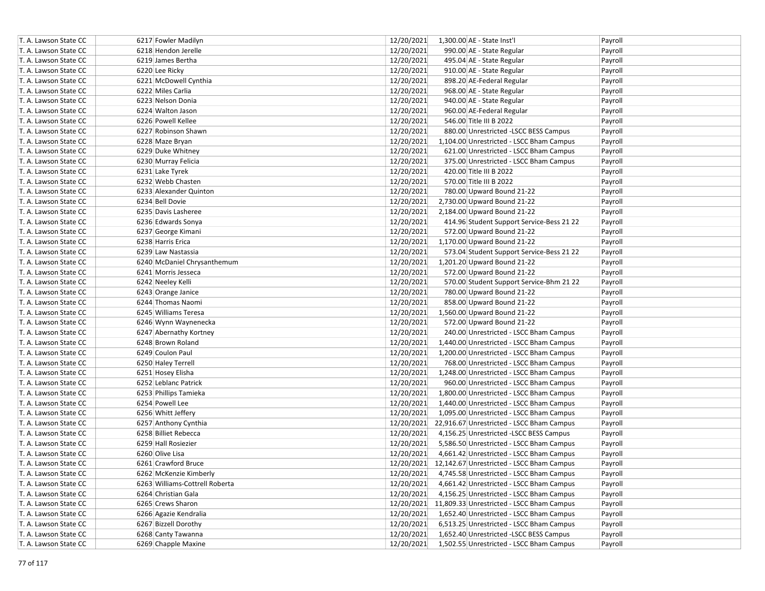| | | | | | |
|---|---|---|---|---|---|
| T. A. Lawson State CC | 6217 Fowler Madilyn | 12/20/2021 | 1,300.00 | AE - State Inst'l | Payroll |
| T. A. Lawson State CC | 6218 Hendon Jerelle | 12/20/2021 | 990.00 | AE - State Regular | Payroll |
| T. A. Lawson State CC | 6219 James Bertha | 12/20/2021 | 495.04 | AE - State Regular | Payroll |
| T. A. Lawson State CC | 6220 Lee Ricky | 12/20/2021 | 910.00 | AE - State Regular | Payroll |
| T. A. Lawson State CC | 6221 McDowell Cynthia | 12/20/2021 | 898.20 | AE-Federal Regular | Payroll |
| T. A. Lawson State CC | 6222 Miles Carlia | 12/20/2021 | 968.00 | AE - State Regular | Payroll |
| T. A. Lawson State CC | 6223 Nelson Donia | 12/20/2021 | 940.00 | AE - State Regular | Payroll |
| T. A. Lawson State CC | 6224 Walton Jason | 12/20/2021 | 960.00 | AE-Federal Regular | Payroll |
| T. A. Lawson State CC | 6226 Powell Kellee | 12/20/2021 | 546.00 | Title III B 2022 | Payroll |
| T. A. Lawson State CC | 6227 Robinson Shawn | 12/20/2021 | 880.00 | Unrestricted -LSCC BESS Campus | Payroll |
| T. A. Lawson State CC | 6228 Maze Bryan | 12/20/2021 | 1,104.00 | Unrestricted - LSCC Bham Campus | Payroll |
| T. A. Lawson State CC | 6229 Duke Whitney | 12/20/2021 | 621.00 | Unrestricted - LSCC Bham Campus | Payroll |
| T. A. Lawson State CC | 6230 Murray Felicia | 12/20/2021 | 375.00 | Unrestricted - LSCC Bham Campus | Payroll |
| T. A. Lawson State CC | 6231 Lake Tyrek | 12/20/2021 | 420.00 | Title III B 2022 | Payroll |
| T. A. Lawson State CC | 6232 Webb Chasten | 12/20/2021 | 570.00 | Title III B 2022 | Payroll |
| T. A. Lawson State CC | 6233 Alexander Quinton | 12/20/2021 | 780.00 | Upward Bound 21-22 | Payroll |
| T. A. Lawson State CC | 6234 Bell Dovie | 12/20/2021 | 2,730.00 | Upward Bound 21-22 | Payroll |
| T. A. Lawson State CC | 6235 Davis Lasheree | 12/20/2021 | 2,184.00 | Upward Bound 21-22 | Payroll |
| T. A. Lawson State CC | 6236 Edwards Sonya | 12/20/2021 | 414.96 | Student Support Service-Bess 21 22 | Payroll |
| T. A. Lawson State CC | 6237 George Kimani | 12/20/2021 | 572.00 | Upward Bound 21-22 | Payroll |
| T. A. Lawson State CC | 6238 Harris Erica | 12/20/2021 | 1,170.00 | Upward Bound 21-22 | Payroll |
| T. A. Lawson State CC | 6239 Law Nastassia | 12/20/2021 | 573.04 | Student Support Service-Bess 21 22 | Payroll |
| T. A. Lawson State CC | 6240 McDaniel Chrysanthemum | 12/20/2021 | 1,201.20 | Upward Bound 21-22 | Payroll |
| T. A. Lawson State CC | 6241 Morris Jesseca | 12/20/2021 | 572.00 | Upward Bound 21-22 | Payroll |
| T. A. Lawson State CC | 6242 Neeley Kelli | 12/20/2021 | 570.00 | Student Support Service-Bhm 21 22 | Payroll |
| T. A. Lawson State CC | 6243 Orange Janice | 12/20/2021 | 780.00 | Upward Bound 21-22 | Payroll |
| T. A. Lawson State CC | 6244 Thomas Naomi | 12/20/2021 | 858.00 | Upward Bound 21-22 | Payroll |
| T. A. Lawson State CC | 6245 Williams Teresa | 12/20/2021 | 1,560.00 | Upward Bound 21-22 | Payroll |
| T. A. Lawson State CC | 6246 Wynn Waynenecka | 12/20/2021 | 572.00 | Upward Bound 21-22 | Payroll |
| T. A. Lawson State CC | 6247 Abernathy Kortney | 12/20/2021 | 240.00 | Unrestricted - LSCC Bham Campus | Payroll |
| T. A. Lawson State CC | 6248 Brown Roland | 12/20/2021 | 1,440.00 | Unrestricted - LSCC Bham Campus | Payroll |
| T. A. Lawson State CC | 6249 Coulon Paul | 12/20/2021 | 1,200.00 | Unrestricted - LSCC Bham Campus | Payroll |
| T. A. Lawson State CC | 6250 Haley Terrell | 12/20/2021 | 768.00 | Unrestricted - LSCC Bham Campus | Payroll |
| T. A. Lawson State CC | 6251 Hosey Elisha | 12/20/2021 | 1,248.00 | Unrestricted - LSCC Bham Campus | Payroll |
| T. A. Lawson State CC | 6252 Leblanc Patrick | 12/20/2021 | 960.00 | Unrestricted - LSCC Bham Campus | Payroll |
| T. A. Lawson State CC | 6253 Phillips Tamieka | 12/20/2021 | 1,800.00 | Unrestricted - LSCC Bham Campus | Payroll |
| T. A. Lawson State CC | 6254 Powell Lee | 12/20/2021 | 1,440.00 | Unrestricted - LSCC Bham Campus | Payroll |
| T. A. Lawson State CC | 6256 Whitt Jeffery | 12/20/2021 | 1,095.00 | Unrestricted - LSCC Bham Campus | Payroll |
| T. A. Lawson State CC | 6257 Anthony Cynthia | 12/20/2021 | 22,916.67 | Unrestricted - LSCC Bham Campus | Payroll |
| T. A. Lawson State CC | 6258 Billiet Rebecca | 12/20/2021 | 4,156.25 | Unrestricted -LSCC BESS Campus | Payroll |
| T. A. Lawson State CC | 6259 Hall Rosiezier | 12/20/2021 | 5,586.50 | Unrestricted - LSCC Bham Campus | Payroll |
| T. A. Lawson State CC | 6260 Olive Lisa | 12/20/2021 | 4,661.42 | Unrestricted - LSCC Bham Campus | Payroll |
| T. A. Lawson State CC | 6261 Crawford Bruce | 12/20/2021 | 12,142.67 | Unrestricted - LSCC Bham Campus | Payroll |
| T. A. Lawson State CC | 6262 McKenzie Kimberly | 12/20/2021 | 4,745.58 | Unrestricted - LSCC Bham Campus | Payroll |
| T. A. Lawson State CC | 6263 Williams-Cottrell Roberta | 12/20/2021 | 4,661.42 | Unrestricted - LSCC Bham Campus | Payroll |
| T. A. Lawson State CC | 6264 Christian Gala | 12/20/2021 | 4,156.25 | Unrestricted - LSCC Bham Campus | Payroll |
| T. A. Lawson State CC | 6265 Crews Sharon | 12/20/2021 | 11,809.33 | Unrestricted - LSCC Bham Campus | Payroll |
| T. A. Lawson State CC | 6266 Agazie Kendralia | 12/20/2021 | 1,652.40 | Unrestricted - LSCC Bham Campus | Payroll |
| T. A. Lawson State CC | 6267 Bizzell Dorothy | 12/20/2021 | 6,513.25 | Unrestricted - LSCC Bham Campus | Payroll |
| T. A. Lawson State CC | 6268 Canty Tawanna | 12/20/2021 | 1,652.40 | Unrestricted -LSCC BESS Campus | Payroll |
| T. A. Lawson State CC | 6269 Chapple Maxine | 12/20/2021 | 1,502.55 | Unrestricted - LSCC Bham Campus | Payroll |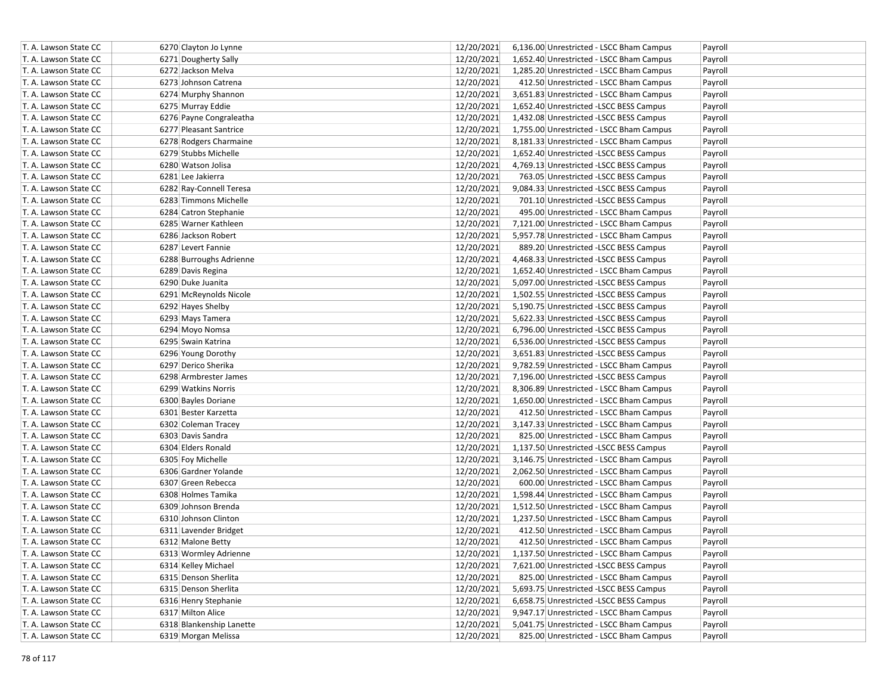| | | | | | |
|---|---|---|---|---|---|
| T. A. Lawson State CC | 6270 Clayton Jo Lynne | 12/20/2021 | 6,136.00 | Unrestricted - LSCC Bham Campus | Payroll |
| T. A. Lawson State CC | 6271 Dougherty Sally | 12/20/2021 | 1,652.40 | Unrestricted - LSCC Bham Campus | Payroll |
| T. A. Lawson State CC | 6272 Jackson Melva | 12/20/2021 | 1,285.20 | Unrestricted - LSCC Bham Campus | Payroll |
| T. A. Lawson State CC | 6273 Johnson Catrena | 12/20/2021 | 412.50 | Unrestricted - LSCC Bham Campus | Payroll |
| T. A. Lawson State CC | 6274 Murphy Shannon | 12/20/2021 | 3,651.83 | Unrestricted - LSCC Bham Campus | Payroll |
| T. A. Lawson State CC | 6275 Murray Eddie | 12/20/2021 | 1,652.40 | Unrestricted -LSCC BESS Campus | Payroll |
| T. A. Lawson State CC | 6276 Payne Congraleatha | 12/20/2021 | 1,432.08 | Unrestricted -LSCC BESS Campus | Payroll |
| T. A. Lawson State CC | 6277 Pleasant Santrice | 12/20/2021 | 1,755.00 | Unrestricted - LSCC Bham Campus | Payroll |
| T. A. Lawson State CC | 6278 Rodgers Charmaine | 12/20/2021 | 8,181.33 | Unrestricted - LSCC Bham Campus | Payroll |
| T. A. Lawson State CC | 6279 Stubbs Michelle | 12/20/2021 | 1,652.40 | Unrestricted -LSCC BESS Campus | Payroll |
| T. A. Lawson State CC | 6280 Watson Jolisa | 12/20/2021 | 4,769.13 | Unrestricted -LSCC BESS Campus | Payroll |
| T. A. Lawson State CC | 6281 Lee Jakierra | 12/20/2021 | 763.05 | Unrestricted -LSCC BESS Campus | Payroll |
| T. A. Lawson State CC | 6282 Ray-Connell Teresa | 12/20/2021 | 9,084.33 | Unrestricted -LSCC BESS Campus | Payroll |
| T. A. Lawson State CC | 6283 Timmons Michelle | 12/20/2021 | 701.10 | Unrestricted -LSCC BESS Campus | Payroll |
| T. A. Lawson State CC | 6284 Catron Stephanie | 12/20/2021 | 495.00 | Unrestricted - LSCC Bham Campus | Payroll |
| T. A. Lawson State CC | 6285 Warner Kathleen | 12/20/2021 | 7,121.00 | Unrestricted - LSCC Bham Campus | Payroll |
| T. A. Lawson State CC | 6286 Jackson Robert | 12/20/2021 | 5,957.78 | Unrestricted - LSCC Bham Campus | Payroll |
| T. A. Lawson State CC | 6287 Levert Fannie | 12/20/2021 | 889.20 | Unrestricted -LSCC BESS Campus | Payroll |
| T. A. Lawson State CC | 6288 Burroughs Adrienne | 12/20/2021 | 4,468.33 | Unrestricted -LSCC BESS Campus | Payroll |
| T. A. Lawson State CC | 6289 Davis Regina | 12/20/2021 | 1,652.40 | Unrestricted - LSCC Bham Campus | Payroll |
| T. A. Lawson State CC | 6290 Duke Juanita | 12/20/2021 | 5,097.00 | Unrestricted -LSCC BESS Campus | Payroll |
| T. A. Lawson State CC | 6291 McReynolds Nicole | 12/20/2021 | 1,502.55 | Unrestricted -LSCC BESS Campus | Payroll |
| T. A. Lawson State CC | 6292 Hayes Shelby | 12/20/2021 | 5,190.75 | Unrestricted -LSCC BESS Campus | Payroll |
| T. A. Lawson State CC | 6293 Mays Tamera | 12/20/2021 | 5,622.33 | Unrestricted -LSCC BESS Campus | Payroll |
| T. A. Lawson State CC | 6294 Moyo Nomsa | 12/20/2021 | 6,796.00 | Unrestricted -LSCC BESS Campus | Payroll |
| T. A. Lawson State CC | 6295 Swain Katrina | 12/20/2021 | 6,536.00 | Unrestricted -LSCC BESS Campus | Payroll |
| T. A. Lawson State CC | 6296 Young Dorothy | 12/20/2021 | 3,651.83 | Unrestricted -LSCC BESS Campus | Payroll |
| T. A. Lawson State CC | 6297 Derico Sherika | 12/20/2021 | 9,782.59 | Unrestricted - LSCC Bham Campus | Payroll |
| T. A. Lawson State CC | 6298 Armbrester James | 12/20/2021 | 7,196.00 | Unrestricted -LSCC BESS Campus | Payroll |
| T. A. Lawson State CC | 6299 Watkins Norris | 12/20/2021 | 8,306.89 | Unrestricted - LSCC Bham Campus | Payroll |
| T. A. Lawson State CC | 6300 Bayles Doriane | 12/20/2021 | 1,650.00 | Unrestricted - LSCC Bham Campus | Payroll |
| T. A. Lawson State CC | 6301 Bester Karzetta | 12/20/2021 | 412.50 | Unrestricted - LSCC Bham Campus | Payroll |
| T. A. Lawson State CC | 6302 Coleman Tracey | 12/20/2021 | 3,147.33 | Unrestricted - LSCC Bham Campus | Payroll |
| T. A. Lawson State CC | 6303 Davis Sandra | 12/20/2021 | 825.00 | Unrestricted - LSCC Bham Campus | Payroll |
| T. A. Lawson State CC | 6304 Elders Ronald | 12/20/2021 | 1,137.50 | Unrestricted -LSCC BESS Campus | Payroll |
| T. A. Lawson State CC | 6305 Foy Michelle | 12/20/2021 | 3,146.75 | Unrestricted - LSCC Bham Campus | Payroll |
| T. A. Lawson State CC | 6306 Gardner Yolande | 12/20/2021 | 2,062.50 | Unrestricted - LSCC Bham Campus | Payroll |
| T. A. Lawson State CC | 6307 Green Rebecca | 12/20/2021 | 600.00 | Unrestricted - LSCC Bham Campus | Payroll |
| T. A. Lawson State CC | 6308 Holmes Tamika | 12/20/2021 | 1,598.44 | Unrestricted - LSCC Bham Campus | Payroll |
| T. A. Lawson State CC | 6309 Johnson Brenda | 12/20/2021 | 1,512.50 | Unrestricted - LSCC Bham Campus | Payroll |
| T. A. Lawson State CC | 6310 Johnson Clinton | 12/20/2021 | 1,237.50 | Unrestricted - LSCC Bham Campus | Payroll |
| T. A. Lawson State CC | 6311 Lavender Bridget | 12/20/2021 | 412.50 | Unrestricted - LSCC Bham Campus | Payroll |
| T. A. Lawson State CC | 6312 Malone Betty | 12/20/2021 | 412.50 | Unrestricted - LSCC Bham Campus | Payroll |
| T. A. Lawson State CC | 6313 Wormley Adrienne | 12/20/2021 | 1,137.50 | Unrestricted - LSCC Bham Campus | Payroll |
| T. A. Lawson State CC | 6314 Kelley Michael | 12/20/2021 | 7,621.00 | Unrestricted -LSCC BESS Campus | Payroll |
| T. A. Lawson State CC | 6315 Denson Sherlita | 12/20/2021 | 825.00 | Unrestricted - LSCC Bham Campus | Payroll |
| T. A. Lawson State CC | 6315 Denson Sherlita | 12/20/2021 | 5,693.75 | Unrestricted -LSCC BESS Campus | Payroll |
| T. A. Lawson State CC | 6316 Henry Stephanie | 12/20/2021 | 6,658.75 | Unrestricted -LSCC BESS Campus | Payroll |
| T. A. Lawson State CC | 6317 Milton Alice | 12/20/2021 | 9,947.17 | Unrestricted - LSCC Bham Campus | Payroll |
| T. A. Lawson State CC | 6318 Blankenship Lanette | 12/20/2021 | 5,041.75 | Unrestricted - LSCC Bham Campus | Payroll |
| T. A. Lawson State CC | 6319 Morgan Melissa | 12/20/2021 | 825.00 | Unrestricted - LSCC Bham Campus | Payroll |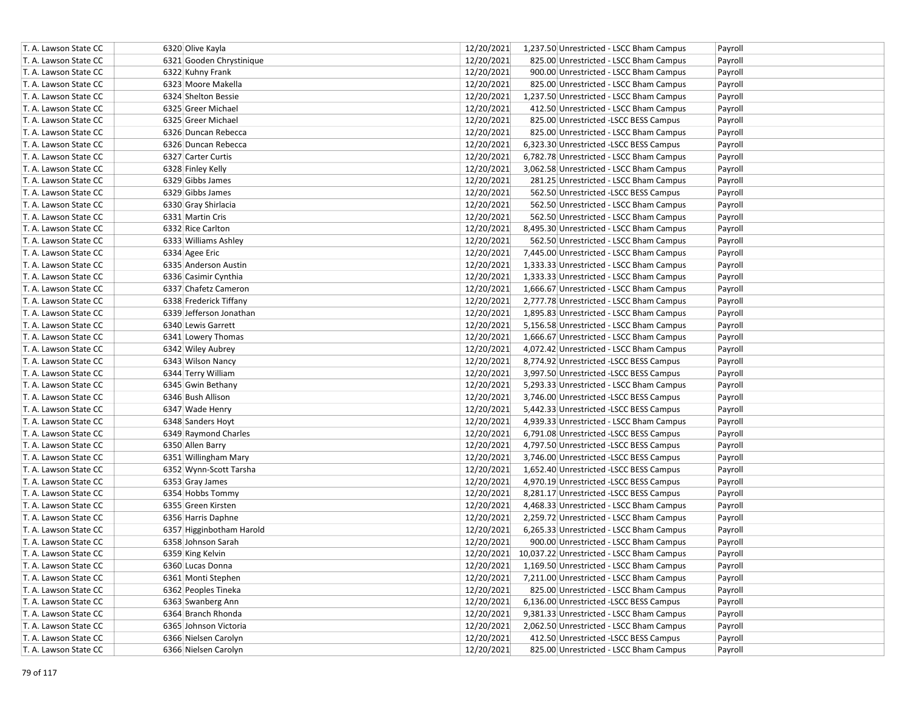| | | | | | |
|---|---|---|---|---|---|
| T. A. Lawson State CC | 6320 Olive Kayla | 12/20/2021 | 1,237.50 | Unrestricted - LSCC Bham Campus | Payroll |
| T. A. Lawson State CC | 6321 Gooden Chrystinique | 12/20/2021 | 825.00 | Unrestricted - LSCC Bham Campus | Payroll |
| T. A. Lawson State CC | 6322 Kuhny Frank | 12/20/2021 | 900.00 | Unrestricted - LSCC Bham Campus | Payroll |
| T. A. Lawson State CC | 6323 Moore Makella | 12/20/2021 | 825.00 | Unrestricted - LSCC Bham Campus | Payroll |
| T. A. Lawson State CC | 6324 Shelton Bessie | 12/20/2021 | 1,237.50 | Unrestricted - LSCC Bham Campus | Payroll |
| T. A. Lawson State CC | 6325 Greer Michael | 12/20/2021 | 412.50 | Unrestricted - LSCC Bham Campus | Payroll |
| T. A. Lawson State CC | 6325 Greer Michael | 12/20/2021 | 825.00 | Unrestricted -LSCC BESS Campus | Payroll |
| T. A. Lawson State CC | 6326 Duncan Rebecca | 12/20/2021 | 825.00 | Unrestricted - LSCC Bham Campus | Payroll |
| T. A. Lawson State CC | 6326 Duncan Rebecca | 12/20/2021 | 6,323.30 | Unrestricted -LSCC BESS Campus | Payroll |
| T. A. Lawson State CC | 6327 Carter Curtis | 12/20/2021 | 6,782.78 | Unrestricted - LSCC Bham Campus | Payroll |
| T. A. Lawson State CC | 6328 Finley Kelly | 12/20/2021 | 3,062.58 | Unrestricted - LSCC Bham Campus | Payroll |
| T. A. Lawson State CC | 6329 Gibbs James | 12/20/2021 | 281.25 | Unrestricted - LSCC Bham Campus | Payroll |
| T. A. Lawson State CC | 6329 Gibbs James | 12/20/2021 | 562.50 | Unrestricted -LSCC BESS Campus | Payroll |
| T. A. Lawson State CC | 6330 Gray Shirlacia | 12/20/2021 | 562.50 | Unrestricted - LSCC Bham Campus | Payroll |
| T. A. Lawson State CC | 6331 Martin Cris | 12/20/2021 | 562.50 | Unrestricted - LSCC Bham Campus | Payroll |
| T. A. Lawson State CC | 6332 Rice Carlton | 12/20/2021 | 8,495.30 | Unrestricted - LSCC Bham Campus | Payroll |
| T. A. Lawson State CC | 6333 Williams Ashley | 12/20/2021 | 562.50 | Unrestricted - LSCC Bham Campus | Payroll |
| T. A. Lawson State CC | 6334 Agee Eric | 12/20/2021 | 7,445.00 | Unrestricted - LSCC Bham Campus | Payroll |
| T. A. Lawson State CC | 6335 Anderson Austin | 12/20/2021 | 1,333.33 | Unrestricted - LSCC Bham Campus | Payroll |
| T. A. Lawson State CC | 6336 Casimir Cynthia | 12/20/2021 | 1,333.33 | Unrestricted - LSCC Bham Campus | Payroll |
| T. A. Lawson State CC | 6337 Chafetz Cameron | 12/20/2021 | 1,666.67 | Unrestricted - LSCC Bham Campus | Payroll |
| T. A. Lawson State CC | 6338 Frederick Tiffany | 12/20/2021 | 2,777.78 | Unrestricted - LSCC Bham Campus | Payroll |
| T. A. Lawson State CC | 6339 Jefferson Jonathan | 12/20/2021 | 1,895.83 | Unrestricted - LSCC Bham Campus | Payroll |
| T. A. Lawson State CC | 6340 Lewis Garrett | 12/20/2021 | 5,156.58 | Unrestricted - LSCC Bham Campus | Payroll |
| T. A. Lawson State CC | 6341 Lowery Thomas | 12/20/2021 | 1,666.67 | Unrestricted - LSCC Bham Campus | Payroll |
| T. A. Lawson State CC | 6342 Wiley Aubrey | 12/20/2021 | 4,072.42 | Unrestricted - LSCC Bham Campus | Payroll |
| T. A. Lawson State CC | 6343 Wilson Nancy | 12/20/2021 | 8,774.92 | Unrestricted -LSCC BESS Campus | Payroll |
| T. A. Lawson State CC | 6344 Terry William | 12/20/2021 | 3,997.50 | Unrestricted -LSCC BESS Campus | Payroll |
| T. A. Lawson State CC | 6345 Gwin Bethany | 12/20/2021 | 5,293.33 | Unrestricted - LSCC Bham Campus | Payroll |
| T. A. Lawson State CC | 6346 Bush Allison | 12/20/2021 | 3,746.00 | Unrestricted -LSCC BESS Campus | Payroll |
| T. A. Lawson State CC | 6347 Wade Henry | 12/20/2021 | 5,442.33 | Unrestricted -LSCC BESS Campus | Payroll |
| T. A. Lawson State CC | 6348 Sanders Hoyt | 12/20/2021 | 4,939.33 | Unrestricted - LSCC Bham Campus | Payroll |
| T. A. Lawson State CC | 6349 Raymond Charles | 12/20/2021 | 6,791.08 | Unrestricted -LSCC BESS Campus | Payroll |
| T. A. Lawson State CC | 6350 Allen Barry | 12/20/2021 | 4,797.50 | Unrestricted -LSCC BESS Campus | Payroll |
| T. A. Lawson State CC | 6351 Willingham Mary | 12/20/2021 | 3,746.00 | Unrestricted -LSCC BESS Campus | Payroll |
| T. A. Lawson State CC | 6352 Wynn-Scott Tarsha | 12/20/2021 | 1,652.40 | Unrestricted -LSCC BESS Campus | Payroll |
| T. A. Lawson State CC | 6353 Gray James | 12/20/2021 | 4,970.19 | Unrestricted -LSCC BESS Campus | Payroll |
| T. A. Lawson State CC | 6354 Hobbs Tommy | 12/20/2021 | 8,281.17 | Unrestricted -LSCC BESS Campus | Payroll |
| T. A. Lawson State CC | 6355 Green Kirsten | 12/20/2021 | 4,468.33 | Unrestricted - LSCC Bham Campus | Payroll |
| T. A. Lawson State CC | 6356 Harris Daphne | 12/20/2021 | 2,259.72 | Unrestricted - LSCC Bham Campus | Payroll |
| T. A. Lawson State CC | 6357 Higginbotham Harold | 12/20/2021 | 6,265.33 | Unrestricted - LSCC Bham Campus | Payroll |
| T. A. Lawson State CC | 6358 Johnson Sarah | 12/20/2021 | 900.00 | Unrestricted - LSCC Bham Campus | Payroll |
| T. A. Lawson State CC | 6359 King Kelvin | 12/20/2021 | 10,037.22 | Unrestricted - LSCC Bham Campus | Payroll |
| T. A. Lawson State CC | 6360 Lucas Donna | 12/20/2021 | 1,169.50 | Unrestricted - LSCC Bham Campus | Payroll |
| T. A. Lawson State CC | 6361 Monti Stephen | 12/20/2021 | 7,211.00 | Unrestricted - LSCC Bham Campus | Payroll |
| T. A. Lawson State CC | 6362 Peoples Tineka | 12/20/2021 | 825.00 | Unrestricted - LSCC Bham Campus | Payroll |
| T. A. Lawson State CC | 6363 Swanberg Ann | 12/20/2021 | 6,136.00 | Unrestricted -LSCC BESS Campus | Payroll |
| T. A. Lawson State CC | 6364 Branch Rhonda | 12/20/2021 | 9,381.33 | Unrestricted - LSCC Bham Campus | Payroll |
| T. A. Lawson State CC | 6365 Johnson Victoria | 12/20/2021 | 2,062.50 | Unrestricted - LSCC Bham Campus | Payroll |
| T. A. Lawson State CC | 6366 Nielsen Carolyn | 12/20/2021 | 412.50 | Unrestricted -LSCC BESS Campus | Payroll |
| T. A. Lawson State CC | 6366 Nielsen Carolyn | 12/20/2021 | 825.00 | Unrestricted - LSCC Bham Campus | Payroll |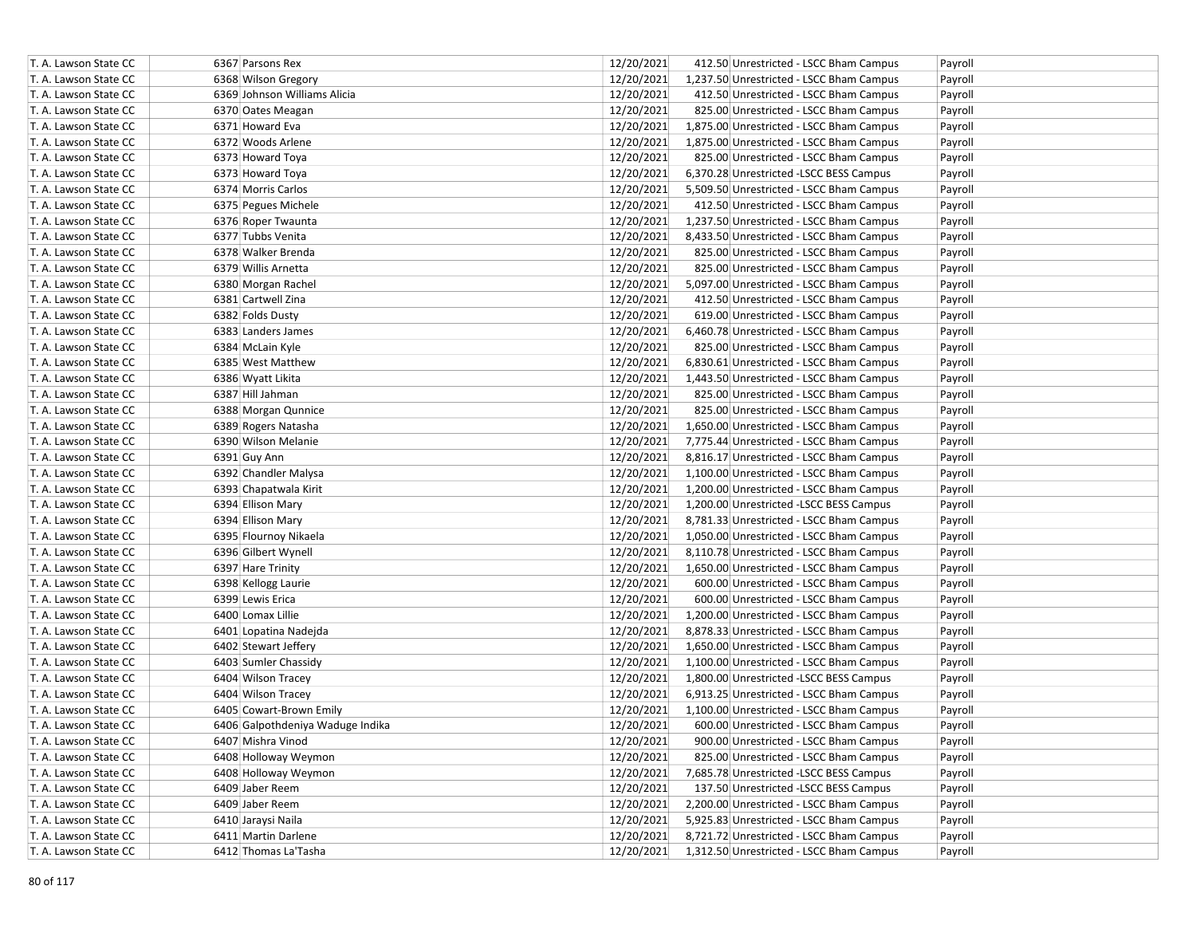| | | | | | |
|---|---|---|---|---|---|
| T. A. Lawson State CC | 6367 | Parsons Rex | 12/20/2021 | 412.50 | Unrestricted - LSCC Bham Campus | Payroll |
| T. A. Lawson State CC | 6368 | Wilson Gregory | 12/20/2021 | 1,237.50 | Unrestricted - LSCC Bham Campus | Payroll |
| T. A. Lawson State CC | 6369 | Johnson Williams Alicia | 12/20/2021 | 412.50 | Unrestricted - LSCC Bham Campus | Payroll |
| T. A. Lawson State CC | 6370 | Oates Meagan | 12/20/2021 | 825.00 | Unrestricted - LSCC Bham Campus | Payroll |
| T. A. Lawson State CC | 6371 | Howard Eva | 12/20/2021 | 1,875.00 | Unrestricted - LSCC Bham Campus | Payroll |
| T. A. Lawson State CC | 6372 | Woods Arlene | 12/20/2021 | 1,875.00 | Unrestricted - LSCC Bham Campus | Payroll |
| T. A. Lawson State CC | 6373 | Howard Toya | 12/20/2021 | 825.00 | Unrestricted - LSCC Bham Campus | Payroll |
| T. A. Lawson State CC | 6373 | Howard Toya | 12/20/2021 | 6,370.28 | Unrestricted -LSCC BESS Campus | Payroll |
| T. A. Lawson State CC | 6374 | Morris Carlos | 12/20/2021 | 5,509.50 | Unrestricted - LSCC Bham Campus | Payroll |
| T. A. Lawson State CC | 6375 | Pegues Michele | 12/20/2021 | 412.50 | Unrestricted - LSCC Bham Campus | Payroll |
| T. A. Lawson State CC | 6376 | Roper Twaunta | 12/20/2021 | 1,237.50 | Unrestricted - LSCC Bham Campus | Payroll |
| T. A. Lawson State CC | 6377 | Tubbs Venita | 12/20/2021 | 8,433.50 | Unrestricted - LSCC Bham Campus | Payroll |
| T. A. Lawson State CC | 6378 | Walker Brenda | 12/20/2021 | 825.00 | Unrestricted - LSCC Bham Campus | Payroll |
| T. A. Lawson State CC | 6379 | Willis Arnetta | 12/20/2021 | 825.00 | Unrestricted - LSCC Bham Campus | Payroll |
| T. A. Lawson State CC | 6380 | Morgan Rachel | 12/20/2021 | 5,097.00 | Unrestricted - LSCC Bham Campus | Payroll |
| T. A. Lawson State CC | 6381 | Cartwell Zina | 12/20/2021 | 412.50 | Unrestricted - LSCC Bham Campus | Payroll |
| T. A. Lawson State CC | 6382 | Folds Dusty | 12/20/2021 | 619.00 | Unrestricted - LSCC Bham Campus | Payroll |
| T. A. Lawson State CC | 6383 | Landers James | 12/20/2021 | 6,460.78 | Unrestricted - LSCC Bham Campus | Payroll |
| T. A. Lawson State CC | 6384 | McLain Kyle | 12/20/2021 | 825.00 | Unrestricted - LSCC Bham Campus | Payroll |
| T. A. Lawson State CC | 6385 | West Matthew | 12/20/2021 | 6,830.61 | Unrestricted - LSCC Bham Campus | Payroll |
| T. A. Lawson State CC | 6386 | Wyatt Likita | 12/20/2021 | 1,443.50 | Unrestricted - LSCC Bham Campus | Payroll |
| T. A. Lawson State CC | 6387 | Hill Jahman | 12/20/2021 | 825.00 | Unrestricted - LSCC Bham Campus | Payroll |
| T. A. Lawson State CC | 6388 | Morgan Qunnice | 12/20/2021 | 825.00 | Unrestricted - LSCC Bham Campus | Payroll |
| T. A. Lawson State CC | 6389 | Rogers Natasha | 12/20/2021 | 1,650.00 | Unrestricted - LSCC Bham Campus | Payroll |
| T. A. Lawson State CC | 6390 | Wilson Melanie | 12/20/2021 | 7,775.44 | Unrestricted - LSCC Bham Campus | Payroll |
| T. A. Lawson State CC | 6391 | Guy Ann | 12/20/2021 | 8,816.17 | Unrestricted - LSCC Bham Campus | Payroll |
| T. A. Lawson State CC | 6392 | Chandler Malysa | 12/20/2021 | 1,100.00 | Unrestricted - LSCC Bham Campus | Payroll |
| T. A. Lawson State CC | 6393 | Chapatwala Kirit | 12/20/2021 | 1,200.00 | Unrestricted - LSCC Bham Campus | Payroll |
| T. A. Lawson State CC | 6394 | Ellison Mary | 12/20/2021 | 1,200.00 | Unrestricted -LSCC BESS Campus | Payroll |
| T. A. Lawson State CC | 6394 | Ellison Mary | 12/20/2021 | 8,781.33 | Unrestricted - LSCC Bham Campus | Payroll |
| T. A. Lawson State CC | 6395 | Flournoy Nikaela | 12/20/2021 | 1,050.00 | Unrestricted - LSCC Bham Campus | Payroll |
| T. A. Lawson State CC | 6396 | Gilbert Wynell | 12/20/2021 | 8,110.78 | Unrestricted - LSCC Bham Campus | Payroll |
| T. A. Lawson State CC | 6397 | Hare Trinity | 12/20/2021 | 1,650.00 | Unrestricted - LSCC Bham Campus | Payroll |
| T. A. Lawson State CC | 6398 | Kellogg Laurie | 12/20/2021 | 600.00 | Unrestricted - LSCC Bham Campus | Payroll |
| T. A. Lawson State CC | 6399 | Lewis Erica | 12/20/2021 | 600.00 | Unrestricted - LSCC Bham Campus | Payroll |
| T. A. Lawson State CC | 6400 | Lomax Lillie | 12/20/2021 | 1,200.00 | Unrestricted - LSCC Bham Campus | Payroll |
| T. A. Lawson State CC | 6401 | Lopatina Nadejda | 12/20/2021 | 8,878.33 | Unrestricted - LSCC Bham Campus | Payroll |
| T. A. Lawson State CC | 6402 | Stewart Jeffery | 12/20/2021 | 1,650.00 | Unrestricted - LSCC Bham Campus | Payroll |
| T. A. Lawson State CC | 6403 | Sumler Chassidy | 12/20/2021 | 1,100.00 | Unrestricted - LSCC Bham Campus | Payroll |
| T. A. Lawson State CC | 6404 | Wilson Tracey | 12/20/2021 | 1,800.00 | Unrestricted -LSCC BESS Campus | Payroll |
| T. A. Lawson State CC | 6404 | Wilson Tracey | 12/20/2021 | 6,913.25 | Unrestricted - LSCC Bham Campus | Payroll |
| T. A. Lawson State CC | 6405 | Cowart-Brown Emily | 12/20/2021 | 1,100.00 | Unrestricted - LSCC Bham Campus | Payroll |
| T. A. Lawson State CC | 6406 | Galpothdeniya Waduge Indika | 12/20/2021 | 600.00 | Unrestricted - LSCC Bham Campus | Payroll |
| T. A. Lawson State CC | 6407 | Mishra Vinod | 12/20/2021 | 900.00 | Unrestricted - LSCC Bham Campus | Payroll |
| T. A. Lawson State CC | 6408 | Holloway Weymon | 12/20/2021 | 825.00 | Unrestricted - LSCC Bham Campus | Payroll |
| T. A. Lawson State CC | 6408 | Holloway Weymon | 12/20/2021 | 7,685.78 | Unrestricted -LSCC BESS Campus | Payroll |
| T. A. Lawson State CC | 6409 | Jaber Reem | 12/20/2021 | 137.50 | Unrestricted -LSCC BESS Campus | Payroll |
| T. A. Lawson State CC | 6409 | Jaber Reem | 12/20/2021 | 2,200.00 | Unrestricted - LSCC Bham Campus | Payroll |
| T. A. Lawson State CC | 6410 | Jaraysi Naila | 12/20/2021 | 5,925.83 | Unrestricted - LSCC Bham Campus | Payroll |
| T. A. Lawson State CC | 6411 | Martin Darlene | 12/20/2021 | 8,721.72 | Unrestricted - LSCC Bham Campus | Payroll |
| T. A. Lawson State CC | 6412 | Thomas La'Tasha | 12/20/2021 | 1,312.50 | Unrestricted - LSCC Bham Campus | Payroll |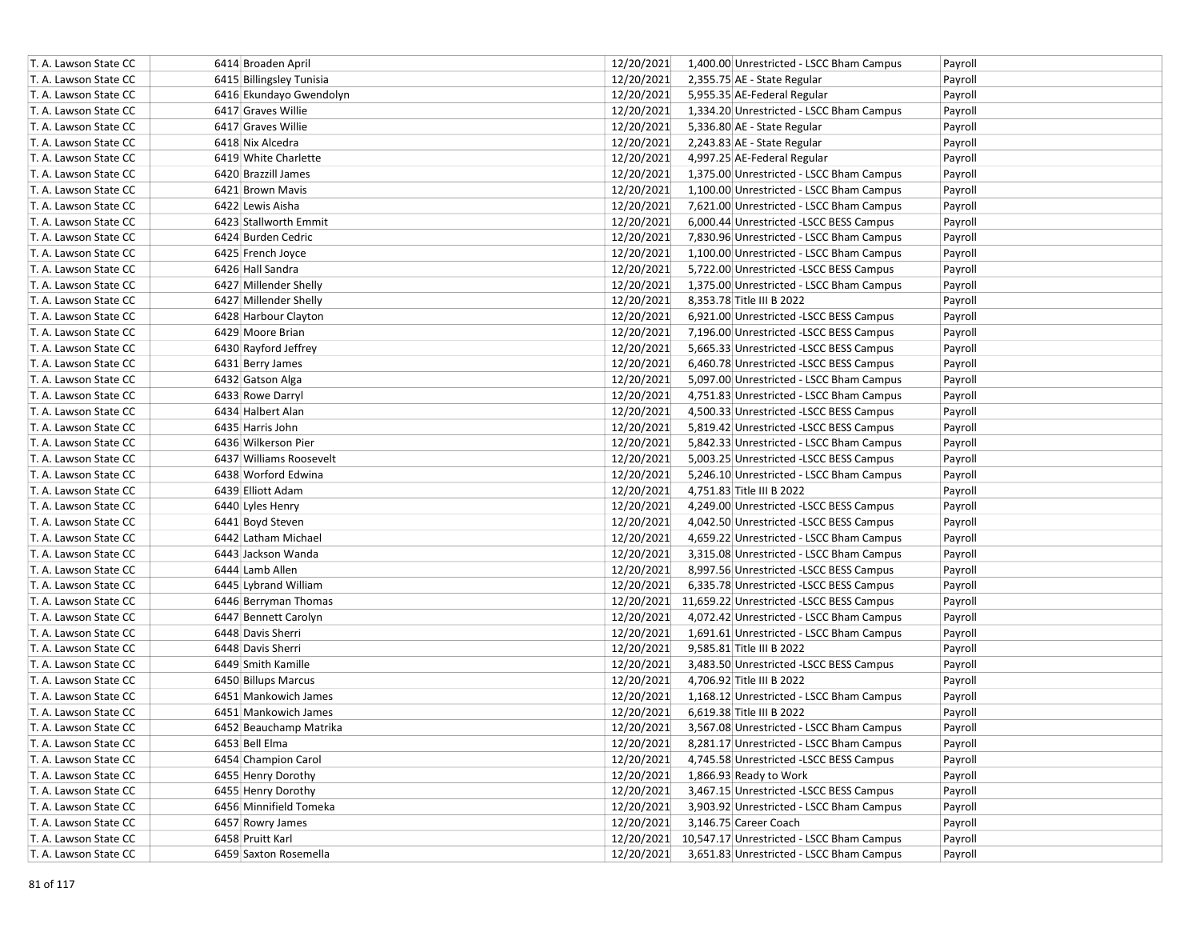| | | | | | |
|---|---|---|---|---|---|
| T. A. Lawson State CC | 6414 | Broaden April | 12/20/2021 | 1,400.00 | Unrestricted - LSCC Bham Campus | Payroll |
| T. A. Lawson State CC | 6415 | Billingsley Tunisia | 12/20/2021 | 2,355.75 | AE - State Regular | Payroll |
| T. A. Lawson State CC | 6416 | Ekundayo Gwendolyn | 12/20/2021 | 5,955.35 | AE-Federal Regular | Payroll |
| T. A. Lawson State CC | 6417 | Graves Willie | 12/20/2021 | 1,334.20 | Unrestricted - LSCC Bham Campus | Payroll |
| T. A. Lawson State CC | 6417 | Graves Willie | 12/20/2021 | 5,336.80 | AE - State Regular | Payroll |
| T. A. Lawson State CC | 6418 | Nix Alcedra | 12/20/2021 | 2,243.83 | AE - State Regular | Payroll |
| T. A. Lawson State CC | 6419 | White Charlette | 12/20/2021 | 4,997.25 | AE-Federal Regular | Payroll |
| T. A. Lawson State CC | 6420 | Brazzill James | 12/20/2021 | 1,375.00 | Unrestricted - LSCC Bham Campus | Payroll |
| T. A. Lawson State CC | 6421 | Brown Mavis | 12/20/2021 | 1,100.00 | Unrestricted - LSCC Bham Campus | Payroll |
| T. A. Lawson State CC | 6422 | Lewis Aisha | 12/20/2021 | 7,621.00 | Unrestricted - LSCC Bham Campus | Payroll |
| T. A. Lawson State CC | 6423 | Stallworth Emmit | 12/20/2021 | 6,000.44 | Unrestricted -LSCC BESS Campus | Payroll |
| T. A. Lawson State CC | 6424 | Burden Cedric | 12/20/2021 | 7,830.96 | Unrestricted - LSCC Bham Campus | Payroll |
| T. A. Lawson State CC | 6425 | French Joyce | 12/20/2021 | 1,100.00 | Unrestricted - LSCC Bham Campus | Payroll |
| T. A. Lawson State CC | 6426 | Hall Sandra | 12/20/2021 | 5,722.00 | Unrestricted -LSCC BESS Campus | Payroll |
| T. A. Lawson State CC | 6427 | Millender Shelly | 12/20/2021 | 1,375.00 | Unrestricted - LSCC Bham Campus | Payroll |
| T. A. Lawson State CC | 6427 | Millender Shelly | 12/20/2021 | 8,353.78 | Title III B 2022 | Payroll |
| T. A. Lawson State CC | 6428 | Harbour Clayton | 12/20/2021 | 6,921.00 | Unrestricted -LSCC BESS Campus | Payroll |
| T. A. Lawson State CC | 6429 | Moore Brian | 12/20/2021 | 7,196.00 | Unrestricted -LSCC BESS Campus | Payroll |
| T. A. Lawson State CC | 6430 | Rayford Jeffrey | 12/20/2021 | 5,665.33 | Unrestricted -LSCC BESS Campus | Payroll |
| T. A. Lawson State CC | 6431 | Berry James | 12/20/2021 | 6,460.78 | Unrestricted -LSCC BESS Campus | Payroll |
| T. A. Lawson State CC | 6432 | Gatson Alga | 12/20/2021 | 5,097.00 | Unrestricted - LSCC Bham Campus | Payroll |
| T. A. Lawson State CC | 6433 | Rowe Darryl | 12/20/2021 | 4,751.83 | Unrestricted - LSCC Bham Campus | Payroll |
| T. A. Lawson State CC | 6434 | Halbert Alan | 12/20/2021 | 4,500.33 | Unrestricted -LSCC BESS Campus | Payroll |
| T. A. Lawson State CC | 6435 | Harris John | 12/20/2021 | 5,819.42 | Unrestricted -LSCC BESS Campus | Payroll |
| T. A. Lawson State CC | 6436 | Wilkerson Pier | 12/20/2021 | 5,842.33 | Unrestricted - LSCC Bham Campus | Payroll |
| T. A. Lawson State CC | 6437 | Williams Roosevelt | 12/20/2021 | 5,003.25 | Unrestricted -LSCC BESS Campus | Payroll |
| T. A. Lawson State CC | 6438 | Worford Edwina | 12/20/2021 | 5,246.10 | Unrestricted - LSCC Bham Campus | Payroll |
| T. A. Lawson State CC | 6439 | Elliott Adam | 12/20/2021 | 4,751.83 | Title III B 2022 | Payroll |
| T. A. Lawson State CC | 6440 | Lyles Henry | 12/20/2021 | 4,249.00 | Unrestricted -LSCC BESS Campus | Payroll |
| T. A. Lawson State CC | 6441 | Boyd Steven | 12/20/2021 | 4,042.50 | Unrestricted -LSCC BESS Campus | Payroll |
| T. A. Lawson State CC | 6442 | Latham Michael | 12/20/2021 | 4,659.22 | Unrestricted - LSCC Bham Campus | Payroll |
| T. A. Lawson State CC | 6443 | Jackson Wanda | 12/20/2021 | 3,315.08 | Unrestricted - LSCC Bham Campus | Payroll |
| T. A. Lawson State CC | 6444 | Lamb Allen | 12/20/2021 | 8,997.56 | Unrestricted -LSCC BESS Campus | Payroll |
| T. A. Lawson State CC | 6445 | Lybrand William | 12/20/2021 | 6,335.78 | Unrestricted -LSCC BESS Campus | Payroll |
| T. A. Lawson State CC | 6446 | Berryman Thomas | 12/20/2021 | 11,659.22 | Unrestricted -LSCC BESS Campus | Payroll |
| T. A. Lawson State CC | 6447 | Bennett Carolyn | 12/20/2021 | 4,072.42 | Unrestricted - LSCC Bham Campus | Payroll |
| T. A. Lawson State CC | 6448 | Davis Sherri | 12/20/2021 | 1,691.61 | Unrestricted - LSCC Bham Campus | Payroll |
| T. A. Lawson State CC | 6448 | Davis Sherri | 12/20/2021 | 9,585.81 | Title III B 2022 | Payroll |
| T. A. Lawson State CC | 6449 | Smith Kamille | 12/20/2021 | 3,483.50 | Unrestricted -LSCC BESS Campus | Payroll |
| T. A. Lawson State CC | 6450 | Billups Marcus | 12/20/2021 | 4,706.92 | Title III B 2022 | Payroll |
| T. A. Lawson State CC | 6451 | Mankowich James | 12/20/2021 | 1,168.12 | Unrestricted - LSCC Bham Campus | Payroll |
| T. A. Lawson State CC | 6451 | Mankowich James | 12/20/2021 | 6,619.38 | Title III B 2022 | Payroll |
| T. A. Lawson State CC | 6452 | Beauchamp Matrika | 12/20/2021 | 3,567.08 | Unrestricted - LSCC Bham Campus | Payroll |
| T. A. Lawson State CC | 6453 | Bell Elma | 12/20/2021 | 8,281.17 | Unrestricted - LSCC Bham Campus | Payroll |
| T. A. Lawson State CC | 6454 | Champion Carol | 12/20/2021 | 4,745.58 | Unrestricted -LSCC BESS Campus | Payroll |
| T. A. Lawson State CC | 6455 | Henry Dorothy | 12/20/2021 | 1,866.93 | Ready to Work | Payroll |
| T. A. Lawson State CC | 6455 | Henry Dorothy | 12/20/2021 | 3,467.15 | Unrestricted -LSCC BESS Campus | Payroll |
| T. A. Lawson State CC | 6456 | Minnifield Tomeka | 12/20/2021 | 3,903.92 | Unrestricted - LSCC Bham Campus | Payroll |
| T. A. Lawson State CC | 6457 | Rowry James | 12/20/2021 | 3,146.75 | Career Coach | Payroll |
| T. A. Lawson State CC | 6458 | Pruitt Karl | 12/20/2021 | 10,547.17 | Unrestricted - LSCC Bham Campus | Payroll |
| T. A. Lawson State CC | 6459 | Saxton Rosemella | 12/20/2021 | 3,651.83 | Unrestricted - LSCC Bham Campus | Payroll |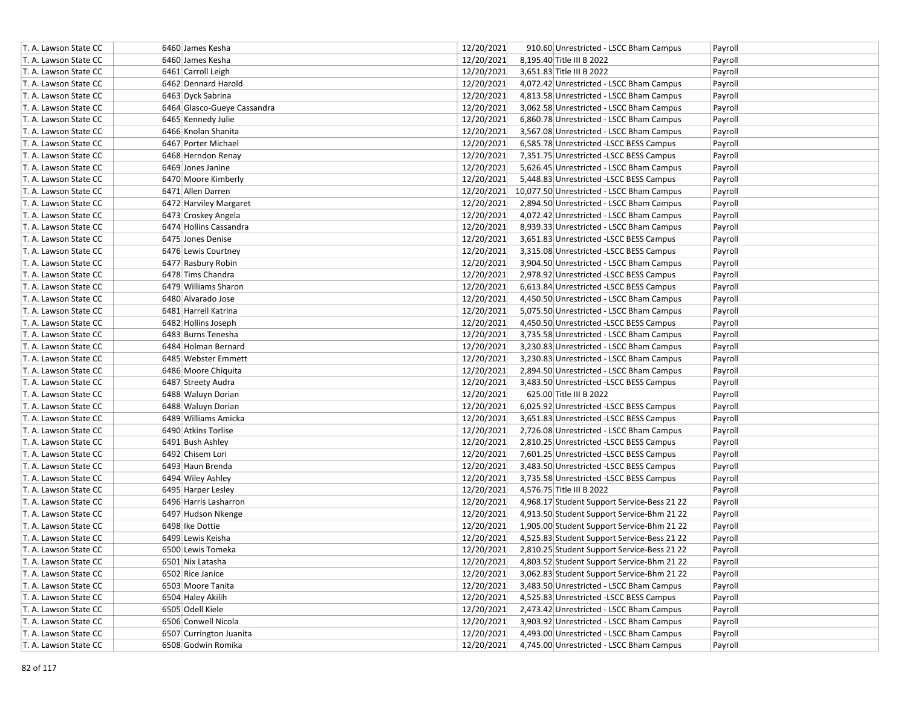| T. A. Lawson State CC | 6460 | James Kesha | 12/20/2021 | 910.60 | Unrestricted - LSCC Bham Campus | Payroll |
|---|---|---|---|---|---|---|
| T. A. Lawson State CC | 6460 | James Kesha | 12/20/2021 | 8,195.40 | Title III B 2022 | Payroll |
| T. A. Lawson State CC | 6461 | Carroll Leigh | 12/20/2021 | 3,651.83 | Title III B 2022 | Payroll |
| T. A. Lawson State CC | 6462 | Dennard Harold | 12/20/2021 | 4,072.42 | Unrestricted - LSCC Bham Campus | Payroll |
| T. A. Lawson State CC | 6463 | Dyck Sabrina | 12/20/2021 | 4,813.58 | Unrestricted - LSCC Bham Campus | Payroll |
| T. A. Lawson State CC | 6464 | Glasco-Gueye Cassandra | 12/20/2021 | 3,062.58 | Unrestricted - LSCC Bham Campus | Payroll |
| T. A. Lawson State CC | 6465 | Kennedy Julie | 12/20/2021 | 6,860.78 | Unrestricted - LSCC Bham Campus | Payroll |
| T. A. Lawson State CC | 6466 | Knolan Shanita | 12/20/2021 | 3,567.08 | Unrestricted - LSCC Bham Campus | Payroll |
| T. A. Lawson State CC | 6467 | Porter Michael | 12/20/2021 | 6,585.78 | Unrestricted -LSCC BESS Campus | Payroll |
| T. A. Lawson State CC | 6468 | Herndon Renay | 12/20/2021 | 7,351.75 | Unrestricted -LSCC BESS Campus | Payroll |
| T. A. Lawson State CC | 6469 | Jones Janine | 12/20/2021 | 5,626.45 | Unrestricted - LSCC Bham Campus | Payroll |
| T. A. Lawson State CC | 6470 | Moore Kimberly | 12/20/2021 | 5,448.83 | Unrestricted -LSCC BESS Campus | Payroll |
| T. A. Lawson State CC | 6471 | Allen Darren | 12/20/2021 | 10,077.50 | Unrestricted - LSCC Bham Campus | Payroll |
| T. A. Lawson State CC | 6472 | Harviley Margaret | 12/20/2021 | 2,894.50 | Unrestricted - LSCC Bham Campus | Payroll |
| T. A. Lawson State CC | 6473 | Croskey Angela | 12/20/2021 | 4,072.42 | Unrestricted - LSCC Bham Campus | Payroll |
| T. A. Lawson State CC | 6474 | Hollins Cassandra | 12/20/2021 | 8,939.33 | Unrestricted - LSCC Bham Campus | Payroll |
| T. A. Lawson State CC | 6475 | Jones Denise | 12/20/2021 | 3,651.83 | Unrestricted -LSCC BESS Campus | Payroll |
| T. A. Lawson State CC | 6476 | Lewis Courtney | 12/20/2021 | 3,315.08 | Unrestricted -LSCC BESS Campus | Payroll |
| T. A. Lawson State CC | 6477 | Rasbury Robin | 12/20/2021 | 3,904.50 | Unrestricted - LSCC Bham Campus | Payroll |
| T. A. Lawson State CC | 6478 | Tims Chandra | 12/20/2021 | 2,978.92 | Unrestricted -LSCC BESS Campus | Payroll |
| T. A. Lawson State CC | 6479 | Williams Sharon | 12/20/2021 | 6,613.84 | Unrestricted -LSCC BESS Campus | Payroll |
| T. A. Lawson State CC | 6480 | Alvarado Jose | 12/20/2021 | 4,450.50 | Unrestricted - LSCC Bham Campus | Payroll |
| T. A. Lawson State CC | 6481 | Harrell Katrina | 12/20/2021 | 5,075.50 | Unrestricted - LSCC Bham Campus | Payroll |
| T. A. Lawson State CC | 6482 | Hollins Joseph | 12/20/2021 | 4,450.50 | Unrestricted -LSCC BESS Campus | Payroll |
| T. A. Lawson State CC | 6483 | Burns Tenesha | 12/20/2021 | 3,735.58 | Unrestricted - LSCC Bham Campus | Payroll |
| T. A. Lawson State CC | 6484 | Holman Bernard | 12/20/2021 | 3,230.83 | Unrestricted - LSCC Bham Campus | Payroll |
| T. A. Lawson State CC | 6485 | Webster Emmett | 12/20/2021 | 3,230.83 | Unrestricted - LSCC Bham Campus | Payroll |
| T. A. Lawson State CC | 6486 | Moore Chiquita | 12/20/2021 | 2,894.50 | Unrestricted - LSCC Bham Campus | Payroll |
| T. A. Lawson State CC | 6487 | Streety Audra | 12/20/2021 | 3,483.50 | Unrestricted -LSCC BESS Campus | Payroll |
| T. A. Lawson State CC | 6488 | Waluyn Dorian | 12/20/2021 | 625.00 | Title III B 2022 | Payroll |
| T. A. Lawson State CC | 6488 | Waluyn Dorian | 12/20/2021 | 6,025.92 | Unrestricted -LSCC BESS Campus | Payroll |
| T. A. Lawson State CC | 6489 | Williams Amicka | 12/20/2021 | 3,651.83 | Unrestricted -LSCC BESS Campus | Payroll |
| T. A. Lawson State CC | 6490 | Atkins Torlise | 12/20/2021 | 2,726.08 | Unrestricted - LSCC Bham Campus | Payroll |
| T. A. Lawson State CC | 6491 | Bush Ashley | 12/20/2021 | 2,810.25 | Unrestricted -LSCC BESS Campus | Payroll |
| T. A. Lawson State CC | 6492 | Chisem Lori | 12/20/2021 | 7,601.25 | Unrestricted -LSCC BESS Campus | Payroll |
| T. A. Lawson State CC | 6493 | Haun Brenda | 12/20/2021 | 3,483.50 | Unrestricted -LSCC BESS Campus | Payroll |
| T. A. Lawson State CC | 6494 | Wiley Ashley | 12/20/2021 | 3,735.58 | Unrestricted -LSCC BESS Campus | Payroll |
| T. A. Lawson State CC | 6495 | Harper Lesley | 12/20/2021 | 4,576.75 | Title III B 2022 | Payroll |
| T. A. Lawson State CC | 6496 | Harris Lasharron | 12/20/2021 | 4,968.17 | Student Support Service-Bess 21 22 | Payroll |
| T. A. Lawson State CC | 6497 | Hudson Nkenge | 12/20/2021 | 4,913.50 | Student Support Service-Bhm 21 22 | Payroll |
| T. A. Lawson State CC | 6498 | Ike Dottie | 12/20/2021 | 1,905.00 | Student Support Service-Bhm 21 22 | Payroll |
| T. A. Lawson State CC | 6499 | Lewis Keisha | 12/20/2021 | 4,525.83 | Student Support Service-Bess 21 22 | Payroll |
| T. A. Lawson State CC | 6500 | Lewis Tomeka | 12/20/2021 | 2,810.25 | Student Support Service-Bess 21 22 | Payroll |
| T. A. Lawson State CC | 6501 | Nix Latasha | 12/20/2021 | 4,803.52 | Student Support Service-Bhm 21 22 | Payroll |
| T. A. Lawson State CC | 6502 | Rice Janice | 12/20/2021 | 3,062.83 | Student Support Service-Bhm 21 22 | Payroll |
| T. A. Lawson State CC | 6503 | Moore Tanita | 12/20/2021 | 3,483.50 | Unrestricted - LSCC Bham Campus | Payroll |
| T. A. Lawson State CC | 6504 | Haley Akilih | 12/20/2021 | 4,525.83 | Unrestricted -LSCC BESS Campus | Payroll |
| T. A. Lawson State CC | 6505 | Odell Kiele | 12/20/2021 | 2,473.42 | Unrestricted - LSCC Bham Campus | Payroll |
| T. A. Lawson State CC | 6506 | Conwell Nicola | 12/20/2021 | 3,903.92 | Unrestricted - LSCC Bham Campus | Payroll |
| T. A. Lawson State CC | 6507 | Currington Juanita | 12/20/2021 | 4,493.00 | Unrestricted - LSCC Bham Campus | Payroll |
| T. A. Lawson State CC | 6508 | Godwin Romika | 12/20/2021 | 4,745.00 | Unrestricted - LSCC Bham Campus | Payroll |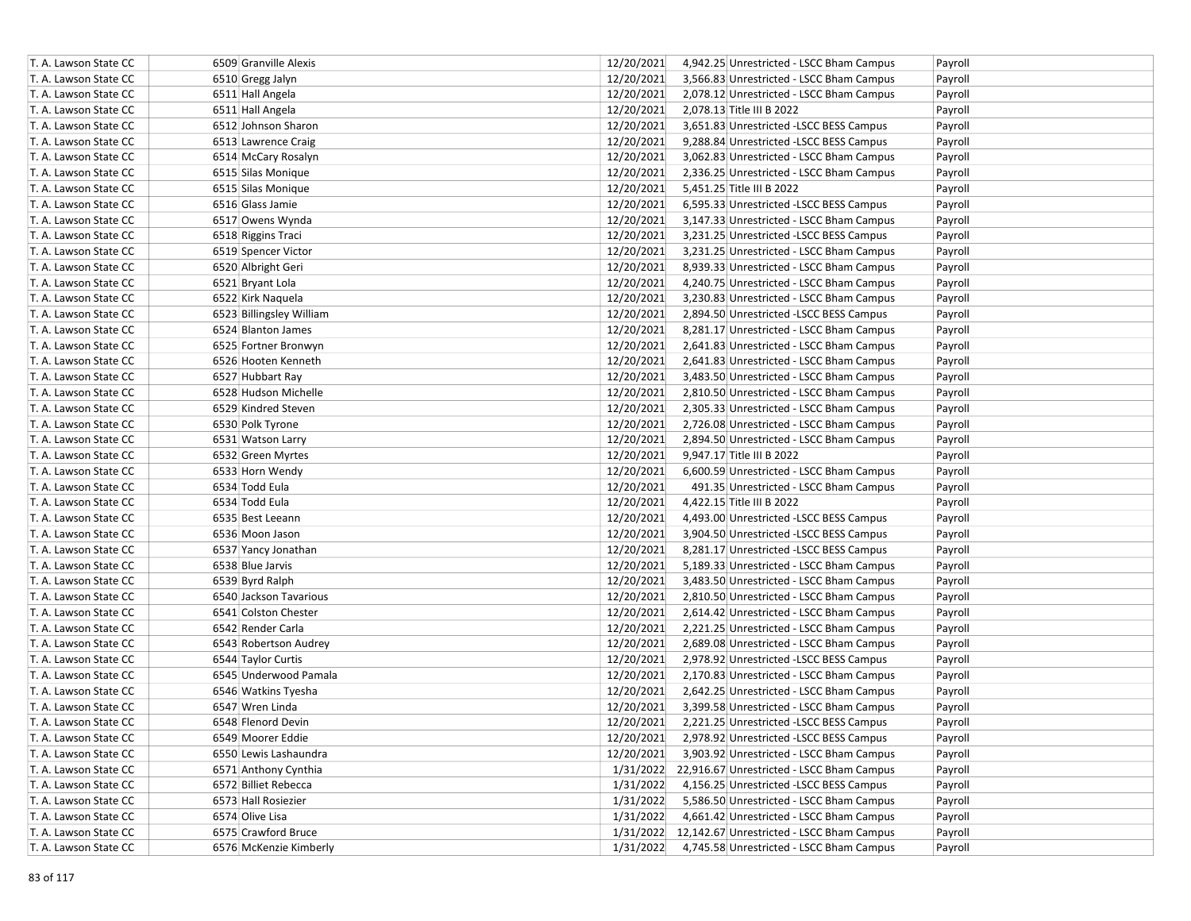| | | | | | | |
|---|---|---|---|---|---|---|
| T. A. Lawson State CC | | 6509 Granville Alexis | 12/20/2021 | 4,942.25 | Unrestricted - LSCC Bham Campus | Payroll |
| T. A. Lawson State CC | | 6510 Gregg Jalyn | 12/20/2021 | 3,566.83 | Unrestricted - LSCC Bham Campus | Payroll |
| T. A. Lawson State CC | | 6511 Hall Angela | 12/20/2021 | 2,078.12 | Unrestricted - LSCC Bham Campus | Payroll |
| T. A. Lawson State CC | | 6511 Hall Angela | 12/20/2021 | 2,078.13 | Title III B 2022 | Payroll |
| T. A. Lawson State CC | | 6512 Johnson Sharon | 12/20/2021 | 3,651.83 | Unrestricted -LSCC BESS Campus | Payroll |
| T. A. Lawson State CC | | 6513 Lawrence Craig | 12/20/2021 | 9,288.84 | Unrestricted -LSCC BESS Campus | Payroll |
| T. A. Lawson State CC | | 6514 McCary Rosalyn | 12/20/2021 | 3,062.83 | Unrestricted - LSCC Bham Campus | Payroll |
| T. A. Lawson State CC | | 6515 Silas Monique | 12/20/2021 | 2,336.25 | Unrestricted - LSCC Bham Campus | Payroll |
| T. A. Lawson State CC | | 6515 Silas Monique | 12/20/2021 | 5,451.25 | Title III B 2022 | Payroll |
| T. A. Lawson State CC | | 6516 Glass Jamie | 12/20/2021 | 6,595.33 | Unrestricted -LSCC BESS Campus | Payroll |
| T. A. Lawson State CC | | 6517 Owens Wynda | 12/20/2021 | 3,147.33 | Unrestricted - LSCC Bham Campus | Payroll |
| T. A. Lawson State CC | | 6518 Riggins Traci | 12/20/2021 | 3,231.25 | Unrestricted -LSCC BESS Campus | Payroll |
| T. A. Lawson State CC | | 6519 Spencer Victor | 12/20/2021 | 3,231.25 | Unrestricted - LSCC Bham Campus | Payroll |
| T. A. Lawson State CC | | 6520 Albright Geri | 12/20/2021 | 8,939.33 | Unrestricted - LSCC Bham Campus | Payroll |
| T. A. Lawson State CC | | 6521 Bryant Lola | 12/20/2021 | 4,240.75 | Unrestricted - LSCC Bham Campus | Payroll |
| T. A. Lawson State CC | | 6522 Kirk Naquela | 12/20/2021 | 3,230.83 | Unrestricted - LSCC Bham Campus | Payroll |
| T. A. Lawson State CC | | 6523 Billingsley William | 12/20/2021 | 2,894.50 | Unrestricted -LSCC BESS Campus | Payroll |
| T. A. Lawson State CC | | 6524 Blanton James | 12/20/2021 | 8,281.17 | Unrestricted - LSCC Bham Campus | Payroll |
| T. A. Lawson State CC | | 6525 Fortner Bronwyn | 12/20/2021 | 2,641.83 | Unrestricted - LSCC Bham Campus | Payroll |
| T. A. Lawson State CC | | 6526 Hooten Kenneth | 12/20/2021 | 2,641.83 | Unrestricted - LSCC Bham Campus | Payroll |
| T. A. Lawson State CC | | 6527 Hubbart Ray | 12/20/2021 | 3,483.50 | Unrestricted - LSCC Bham Campus | Payroll |
| T. A. Lawson State CC | | 6528 Hudson Michelle | 12/20/2021 | 2,810.50 | Unrestricted - LSCC Bham Campus | Payroll |
| T. A. Lawson State CC | | 6529 Kindred Steven | 12/20/2021 | 2,305.33 | Unrestricted - LSCC Bham Campus | Payroll |
| T. A. Lawson State CC | | 6530 Polk Tyrone | 12/20/2021 | 2,726.08 | Unrestricted - LSCC Bham Campus | Payroll |
| T. A. Lawson State CC | | 6531 Watson Larry | 12/20/2021 | 2,894.50 | Unrestricted - LSCC Bham Campus | Payroll |
| T. A. Lawson State CC | | 6532 Green Myrtes | 12/20/2021 | 9,947.17 | Title III B 2022 | Payroll |
| T. A. Lawson State CC | | 6533 Horn Wendy | 12/20/2021 | 6,600.59 | Unrestricted - LSCC Bham Campus | Payroll |
| T. A. Lawson State CC | | 6534 Todd Eula | 12/20/2021 | 491.35 | Unrestricted - LSCC Bham Campus | Payroll |
| T. A. Lawson State CC | | 6534 Todd Eula | 12/20/2021 | 4,422.15 | Title III B 2022 | Payroll |
| T. A. Lawson State CC | | 6535 Best Leeann | 12/20/2021 | 4,493.00 | Unrestricted -LSCC BESS Campus | Payroll |
| T. A. Lawson State CC | | 6536 Moon Jason | 12/20/2021 | 3,904.50 | Unrestricted -LSCC BESS Campus | Payroll |
| T. A. Lawson State CC | | 6537 Yancy Jonathan | 12/20/2021 | 8,281.17 | Unrestricted -LSCC BESS Campus | Payroll |
| T. A. Lawson State CC | | 6538 Blue Jarvis | 12/20/2021 | 5,189.33 | Unrestricted - LSCC Bham Campus | Payroll |
| T. A. Lawson State CC | | 6539 Byrd Ralph | 12/20/2021 | 3,483.50 | Unrestricted - LSCC Bham Campus | Payroll |
| T. A. Lawson State CC | | 6540 Jackson Tavarious | 12/20/2021 | 2,810.50 | Unrestricted - LSCC Bham Campus | Payroll |
| T. A. Lawson State CC | | 6541 Colston Chester | 12/20/2021 | 2,614.42 | Unrestricted - LSCC Bham Campus | Payroll |
| T. A. Lawson State CC | | 6542 Render Carla | 12/20/2021 | 2,221.25 | Unrestricted - LSCC Bham Campus | Payroll |
| T. A. Lawson State CC | | 6543 Robertson Audrey | 12/20/2021 | 2,689.08 | Unrestricted - LSCC Bham Campus | Payroll |
| T. A. Lawson State CC | | 6544 Taylor Curtis | 12/20/2021 | 2,978.92 | Unrestricted -LSCC BESS Campus | Payroll |
| T. A. Lawson State CC | | 6545 Underwood Pamala | 12/20/2021 | 2,170.83 | Unrestricted - LSCC Bham Campus | Payroll |
| T. A. Lawson State CC | | 6546 Watkins Tyesha | 12/20/2021 | 2,642.25 | Unrestricted - LSCC Bham Campus | Payroll |
| T. A. Lawson State CC | | 6547 Wren Linda | 12/20/2021 | 3,399.58 | Unrestricted - LSCC Bham Campus | Payroll |
| T. A. Lawson State CC | | 6548 Flenord Devin | 12/20/2021 | 2,221.25 | Unrestricted -LSCC BESS Campus | Payroll |
| T. A. Lawson State CC | | 6549 Moorer Eddie | 12/20/2021 | 2,978.92 | Unrestricted -LSCC BESS Campus | Payroll |
| T. A. Lawson State CC | | 6550 Lewis Lashaundra | 12/20/2021 | 3,903.92 | Unrestricted - LSCC Bham Campus | Payroll |
| T. A. Lawson State CC | | 6571 Anthony Cynthia | 1/31/2022 | 22,916.67 | Unrestricted - LSCC Bham Campus | Payroll |
| T. A. Lawson State CC | | 6572 Billiet Rebecca | 1/31/2022 | 4,156.25 | Unrestricted -LSCC BESS Campus | Payroll |
| T. A. Lawson State CC | | 6573 Hall Rosiezier | 1/31/2022 | 5,586.50 | Unrestricted - LSCC Bham Campus | Payroll |
| T. A. Lawson State CC | | 6574 Olive Lisa | 1/31/2022 | 4,661.42 | Unrestricted - LSCC Bham Campus | Payroll |
| T. A. Lawson State CC | | 6575 Crawford Bruce | 1/31/2022 | 12,142.67 | Unrestricted - LSCC Bham Campus | Payroll |
| T. A. Lawson State CC | | 6576 McKenzie Kimberly | 1/31/2022 | 4,745.58 | Unrestricted - LSCC Bham Campus | Payroll |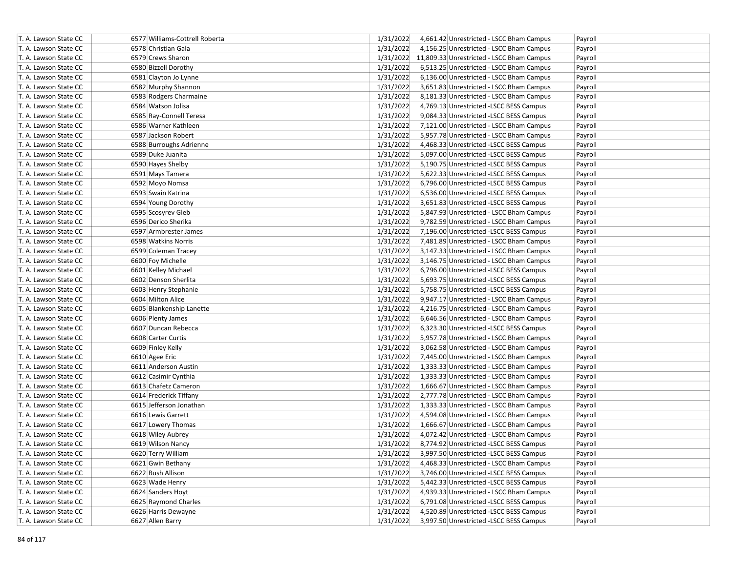| T. A. Lawson State CC | 6577 | Williams-Cottrell Roberta | 1/31/2022 | 4,661.42 | Unrestricted - LSCC Bham Campus | Payroll |
|---|---|---|---|---|---|---|
| T. A. Lawson State CC | 6578 | Christian Gala | 1/31/2022 | 4,156.25 | Unrestricted - LSCC Bham Campus | Payroll |
| T. A. Lawson State CC | 6579 | Crews Sharon | 1/31/2022 | 11,809.33 | Unrestricted - LSCC Bham Campus | Payroll |
| T. A. Lawson State CC | 6580 | Bizzell Dorothy | 1/31/2022 | 6,513.25 | Unrestricted - LSCC Bham Campus | Payroll |
| T. A. Lawson State CC | 6581 | Clayton Jo Lynne | 1/31/2022 | 6,136.00 | Unrestricted - LSCC Bham Campus | Payroll |
| T. A. Lawson State CC | 6582 | Murphy Shannon | 1/31/2022 | 3,651.83 | Unrestricted - LSCC Bham Campus | Payroll |
| T. A. Lawson State CC | 6583 | Rodgers Charmaine | 1/31/2022 | 8,181.33 | Unrestricted - LSCC Bham Campus | Payroll |
| T. A. Lawson State CC | 6584 | Watson Jolisa | 1/31/2022 | 4,769.13 | Unrestricted -LSCC BESS Campus | Payroll |
| T. A. Lawson State CC | 6585 | Ray-Connell Teresa | 1/31/2022 | 9,084.33 | Unrestricted -LSCC BESS Campus | Payroll |
| T. A. Lawson State CC | 6586 | Warner Kathleen | 1/31/2022 | 7,121.00 | Unrestricted - LSCC Bham Campus | Payroll |
| T. A. Lawson State CC | 6587 | Jackson Robert | 1/31/2022 | 5,957.78 | Unrestricted - LSCC Bham Campus | Payroll |
| T. A. Lawson State CC | 6588 | Burroughs Adrienne | 1/31/2022 | 4,468.33 | Unrestricted -LSCC BESS Campus | Payroll |
| T. A. Lawson State CC | 6589 | Duke Juanita | 1/31/2022 | 5,097.00 | Unrestricted -LSCC BESS Campus | Payroll |
| T. A. Lawson State CC | 6590 | Hayes Shelby | 1/31/2022 | 5,190.75 | Unrestricted -LSCC BESS Campus | Payroll |
| T. A. Lawson State CC | 6591 | Mays Tamera | 1/31/2022 | 5,622.33 | Unrestricted -LSCC BESS Campus | Payroll |
| T. A. Lawson State CC | 6592 | Moyo Nomsa | 1/31/2022 | 6,796.00 | Unrestricted -LSCC BESS Campus | Payroll |
| T. A. Lawson State CC | 6593 | Swain Katrina | 1/31/2022 | 6,536.00 | Unrestricted -LSCC BESS Campus | Payroll |
| T. A. Lawson State CC | 6594 | Young Dorothy | 1/31/2022 | 3,651.83 | Unrestricted -LSCC BESS Campus | Payroll |
| T. A. Lawson State CC | 6595 | Scosyrev Gleb | 1/31/2022 | 5,847.93 | Unrestricted - LSCC Bham Campus | Payroll |
| T. A. Lawson State CC | 6596 | Derico Sherika | 1/31/2022 | 9,782.59 | Unrestricted - LSCC Bham Campus | Payroll |
| T. A. Lawson State CC | 6597 | Armbrester James | 1/31/2022 | 7,196.00 | Unrestricted -LSCC BESS Campus | Payroll |
| T. A. Lawson State CC | 6598 | Watkins Norris | 1/31/2022 | 7,481.89 | Unrestricted - LSCC Bham Campus | Payroll |
| T. A. Lawson State CC | 6599 | Coleman Tracey | 1/31/2022 | 3,147.33 | Unrestricted - LSCC Bham Campus | Payroll |
| T. A. Lawson State CC | 6600 | Foy Michelle | 1/31/2022 | 3,146.75 | Unrestricted - LSCC Bham Campus | Payroll |
| T. A. Lawson State CC | 6601 | Kelley Michael | 1/31/2022 | 6,796.00 | Unrestricted -LSCC BESS Campus | Payroll |
| T. A. Lawson State CC | 6602 | Denson Sherlita | 1/31/2022 | 5,693.75 | Unrestricted -LSCC BESS Campus | Payroll |
| T. A. Lawson State CC | 6603 | Henry Stephanie | 1/31/2022 | 5,758.75 | Unrestricted -LSCC BESS Campus | Payroll |
| T. A. Lawson State CC | 6604 | Milton Alice | 1/31/2022 | 9,947.17 | Unrestricted - LSCC Bham Campus | Payroll |
| T. A. Lawson State CC | 6605 | Blankenship Lanette | 1/31/2022 | 4,216.75 | Unrestricted - LSCC Bham Campus | Payroll |
| T. A. Lawson State CC | 6606 | Plenty James | 1/31/2022 | 6,646.56 | Unrestricted - LSCC Bham Campus | Payroll |
| T. A. Lawson State CC | 6607 | Duncan Rebecca | 1/31/2022 | 6,323.30 | Unrestricted -LSCC BESS Campus | Payroll |
| T. A. Lawson State CC | 6608 | Carter Curtis | 1/31/2022 | 5,957.78 | Unrestricted - LSCC Bham Campus | Payroll |
| T. A. Lawson State CC | 6609 | Finley Kelly | 1/31/2022 | 3,062.58 | Unrestricted - LSCC Bham Campus | Payroll |
| T. A. Lawson State CC | 6610 | Agee Eric | 1/31/2022 | 7,445.00 | Unrestricted - LSCC Bham Campus | Payroll |
| T. A. Lawson State CC | 6611 | Anderson Austin | 1/31/2022 | 1,333.33 | Unrestricted - LSCC Bham Campus | Payroll |
| T. A. Lawson State CC | 6612 | Casimir Cynthia | 1/31/2022 | 1,333.33 | Unrestricted - LSCC Bham Campus | Payroll |
| T. A. Lawson State CC | 6613 | Chafetz Cameron | 1/31/2022 | 1,666.67 | Unrestricted - LSCC Bham Campus | Payroll |
| T. A. Lawson State CC | 6614 | Frederick Tiffany | 1/31/2022 | 2,777.78 | Unrestricted - LSCC Bham Campus | Payroll |
| T. A. Lawson State CC | 6615 | Jefferson Jonathan | 1/31/2022 | 1,333.33 | Unrestricted - LSCC Bham Campus | Payroll |
| T. A. Lawson State CC | 6616 | Lewis Garrett | 1/31/2022 | 4,594.08 | Unrestricted - LSCC Bham Campus | Payroll |
| T. A. Lawson State CC | 6617 | Lowery Thomas | 1/31/2022 | 1,666.67 | Unrestricted - LSCC Bham Campus | Payroll |
| T. A. Lawson State CC | 6618 | Wiley Aubrey | 1/31/2022 | 4,072.42 | Unrestricted - LSCC Bham Campus | Payroll |
| T. A. Lawson State CC | 6619 | Wilson Nancy | 1/31/2022 | 8,774.92 | Unrestricted -LSCC BESS Campus | Payroll |
| T. A. Lawson State CC | 6620 | Terry William | 1/31/2022 | 3,997.50 | Unrestricted -LSCC BESS Campus | Payroll |
| T. A. Lawson State CC | 6621 | Gwin Bethany | 1/31/2022 | 4,468.33 | Unrestricted - LSCC Bham Campus | Payroll |
| T. A. Lawson State CC | 6622 | Bush Allison | 1/31/2022 | 3,746.00 | Unrestricted -LSCC BESS Campus | Payroll |
| T. A. Lawson State CC | 6623 | Wade Henry | 1/31/2022 | 5,442.33 | Unrestricted -LSCC BESS Campus | Payroll |
| T. A. Lawson State CC | 6624 | Sanders Hoyt | 1/31/2022 | 4,939.33 | Unrestricted - LSCC Bham Campus | Payroll |
| T. A. Lawson State CC | 6625 | Raymond Charles | 1/31/2022 | 6,791.08 | Unrestricted -LSCC BESS Campus | Payroll |
| T. A. Lawson State CC | 6626 | Harris Dewayne | 1/31/2022 | 4,520.89 | Unrestricted -LSCC BESS Campus | Payroll |
| T. A. Lawson State CC | 6627 | Allen Barry | 1/31/2022 | 3,997.50 | Unrestricted -LSCC BESS Campus | Payroll |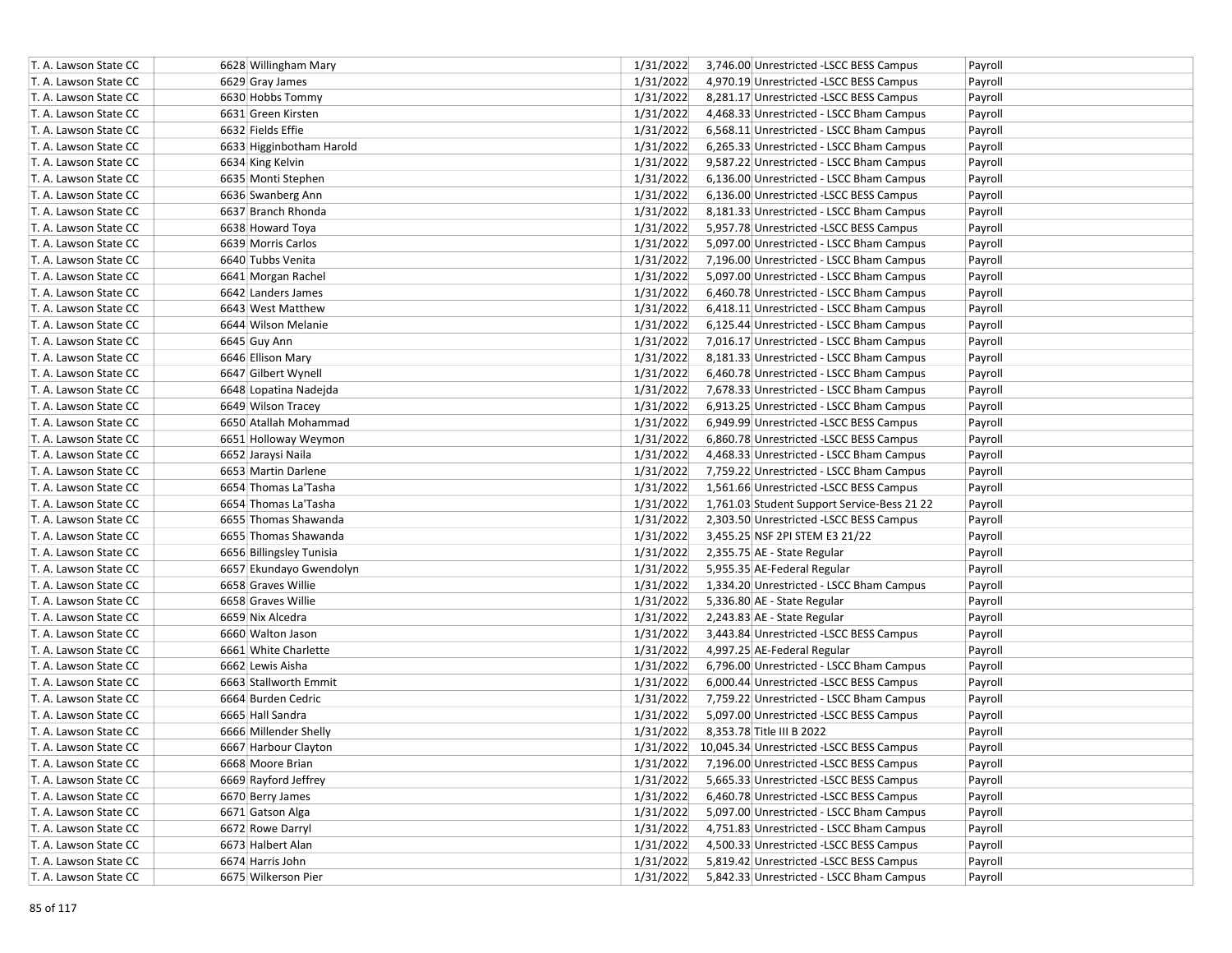| | | | | | |
|---|---|---|---|---|---|
| T. A. Lawson State CC | 6628 Willingham Mary | 1/31/2022 | 3,746.00 | Unrestricted -LSCC BESS Campus | Payroll |
| T. A. Lawson State CC | 6629 Gray James | 1/31/2022 | 4,970.19 | Unrestricted -LSCC BESS Campus | Payroll |
| T. A. Lawson State CC | 6630 Hobbs Tommy | 1/31/2022 | 8,281.17 | Unrestricted -LSCC BESS Campus | Payroll |
| T. A. Lawson State CC | 6631 Green Kirsten | 1/31/2022 | 4,468.33 | Unrestricted - LSCC Bham Campus | Payroll |
| T. A. Lawson State CC | 6632 Fields Effie | 1/31/2022 | 6,568.11 | Unrestricted - LSCC Bham Campus | Payroll |
| T. A. Lawson State CC | 6633 Higginbotham Harold | 1/31/2022 | 6,265.33 | Unrestricted - LSCC Bham Campus | Payroll |
| T. A. Lawson State CC | 6634 King Kelvin | 1/31/2022 | 9,587.22 | Unrestricted - LSCC Bham Campus | Payroll |
| T. A. Lawson State CC | 6635 Monti Stephen | 1/31/2022 | 6,136.00 | Unrestricted - LSCC Bham Campus | Payroll |
| T. A. Lawson State CC | 6636 Swanberg Ann | 1/31/2022 | 6,136.00 | Unrestricted -LSCC BESS Campus | Payroll |
| T. A. Lawson State CC | 6637 Branch Rhonda | 1/31/2022 | 8,181.33 | Unrestricted - LSCC Bham Campus | Payroll |
| T. A. Lawson State CC | 6638 Howard Toya | 1/31/2022 | 5,957.78 | Unrestricted -LSCC BESS Campus | Payroll |
| T. A. Lawson State CC | 6639 Morris Carlos | 1/31/2022 | 5,097.00 | Unrestricted - LSCC Bham Campus | Payroll |
| T. A. Lawson State CC | 6640 Tubbs Venita | 1/31/2022 | 7,196.00 | Unrestricted - LSCC Bham Campus | Payroll |
| T. A. Lawson State CC | 6641 Morgan Rachel | 1/31/2022 | 5,097.00 | Unrestricted - LSCC Bham Campus | Payroll |
| T. A. Lawson State CC | 6642 Landers James | 1/31/2022 | 6,460.78 | Unrestricted - LSCC Bham Campus | Payroll |
| T. A. Lawson State CC | 6643 West Matthew | 1/31/2022 | 6,418.11 | Unrestricted - LSCC Bham Campus | Payroll |
| T. A. Lawson State CC | 6644 Wilson Melanie | 1/31/2022 | 6,125.44 | Unrestricted - LSCC Bham Campus | Payroll |
| T. A. Lawson State CC | 6645 Guy Ann | 1/31/2022 | 7,016.17 | Unrestricted - LSCC Bham Campus | Payroll |
| T. A. Lawson State CC | 6646 Ellison Mary | 1/31/2022 | 8,181.33 | Unrestricted - LSCC Bham Campus | Payroll |
| T. A. Lawson State CC | 6647 Gilbert Wynell | 1/31/2022 | 6,460.78 | Unrestricted - LSCC Bham Campus | Payroll |
| T. A. Lawson State CC | 6648 Lopatina Nadejda | 1/31/2022 | 7,678.33 | Unrestricted - LSCC Bham Campus | Payroll |
| T. A. Lawson State CC | 6649 Wilson Tracey | 1/31/2022 | 6,913.25 | Unrestricted - LSCC Bham Campus | Payroll |
| T. A. Lawson State CC | 6650 Atallah Mohammad | 1/31/2022 | 6,949.99 | Unrestricted -LSCC BESS Campus | Payroll |
| T. A. Lawson State CC | 6651 Holloway Weymon | 1/31/2022 | 6,860.78 | Unrestricted -LSCC BESS Campus | Payroll |
| T. A. Lawson State CC | 6652 Jaraysi Naila | 1/31/2022 | 4,468.33 | Unrestricted - LSCC Bham Campus | Payroll |
| T. A. Lawson State CC | 6653 Martin Darlene | 1/31/2022 | 7,759.22 | Unrestricted - LSCC Bham Campus | Payroll |
| T. A. Lawson State CC | 6654 Thomas La'Tasha | 1/31/2022 | 1,561.66 | Unrestricted -LSCC BESS Campus | Payroll |
| T. A. Lawson State CC | 6654 Thomas La'Tasha | 1/31/2022 | 1,761.03 | Student Support Service-Bess 21 22 | Payroll |
| T. A. Lawson State CC | 6655 Thomas Shawanda | 1/31/2022 | 2,303.50 | Unrestricted -LSCC BESS Campus | Payroll |
| T. A. Lawson State CC | 6655 Thomas Shawanda | 1/31/2022 | 3,455.25 | NSF 2PI STEM E3 21/22 | Payroll |
| T. A. Lawson State CC | 6656 Billingsley Tunisia | 1/31/2022 | 2,355.75 | AE - State Regular | Payroll |
| T. A. Lawson State CC | 6657 Ekundayo Gwendolyn | 1/31/2022 | 5,955.35 | AE-Federal Regular | Payroll |
| T. A. Lawson State CC | 6658 Graves Willie | 1/31/2022 | 1,334.20 | Unrestricted - LSCC Bham Campus | Payroll |
| T. A. Lawson State CC | 6658 Graves Willie | 1/31/2022 | 5,336.80 | AE - State Regular | Payroll |
| T. A. Lawson State CC | 6659 Nix Alcedra | 1/31/2022 | 2,243.83 | AE - State Regular | Payroll |
| T. A. Lawson State CC | 6660 Walton Jason | 1/31/2022 | 3,443.84 | Unrestricted -LSCC BESS Campus | Payroll |
| T. A. Lawson State CC | 6661 White Charlette | 1/31/2022 | 4,997.25 | AE-Federal Regular | Payroll |
| T. A. Lawson State CC | 6662 Lewis Aisha | 1/31/2022 | 6,796.00 | Unrestricted - LSCC Bham Campus | Payroll |
| T. A. Lawson State CC | 6663 Stallworth Emmit | 1/31/2022 | 6,000.44 | Unrestricted -LSCC BESS Campus | Payroll |
| T. A. Lawson State CC | 6664 Burden Cedric | 1/31/2022 | 7,759.22 | Unrestricted - LSCC Bham Campus | Payroll |
| T. A. Lawson State CC | 6665 Hall Sandra | 1/31/2022 | 5,097.00 | Unrestricted -LSCC BESS Campus | Payroll |
| T. A. Lawson State CC | 6666 Millender Shelly | 1/31/2022 | 8,353.78 | Title III B 2022 | Payroll |
| T. A. Lawson State CC | 6667 Harbour Clayton | 1/31/2022 | 10,045.34 | Unrestricted -LSCC BESS Campus | Payroll |
| T. A. Lawson State CC | 6668 Moore Brian | 1/31/2022 | 7,196.00 | Unrestricted -LSCC BESS Campus | Payroll |
| T. A. Lawson State CC | 6669 Rayford Jeffrey | 1/31/2022 | 5,665.33 | Unrestricted -LSCC BESS Campus | Payroll |
| T. A. Lawson State CC | 6670 Berry James | 1/31/2022 | 6,460.78 | Unrestricted -LSCC BESS Campus | Payroll |
| T. A. Lawson State CC | 6671 Gatson Alga | 1/31/2022 | 5,097.00 | Unrestricted - LSCC Bham Campus | Payroll |
| T. A. Lawson State CC | 6672 Rowe Darryl | 1/31/2022 | 4,751.83 | Unrestricted - LSCC Bham Campus | Payroll |
| T. A. Lawson State CC | 6673 Halbert Alan | 1/31/2022 | 4,500.33 | Unrestricted -LSCC BESS Campus | Payroll |
| T. A. Lawson State CC | 6674 Harris John | 1/31/2022 | 5,819.42 | Unrestricted -LSCC BESS Campus | Payroll |
| T. A. Lawson State CC | 6675 Wilkerson Pier | 1/31/2022 | 5,842.33 | Unrestricted - LSCC Bham Campus | Payroll |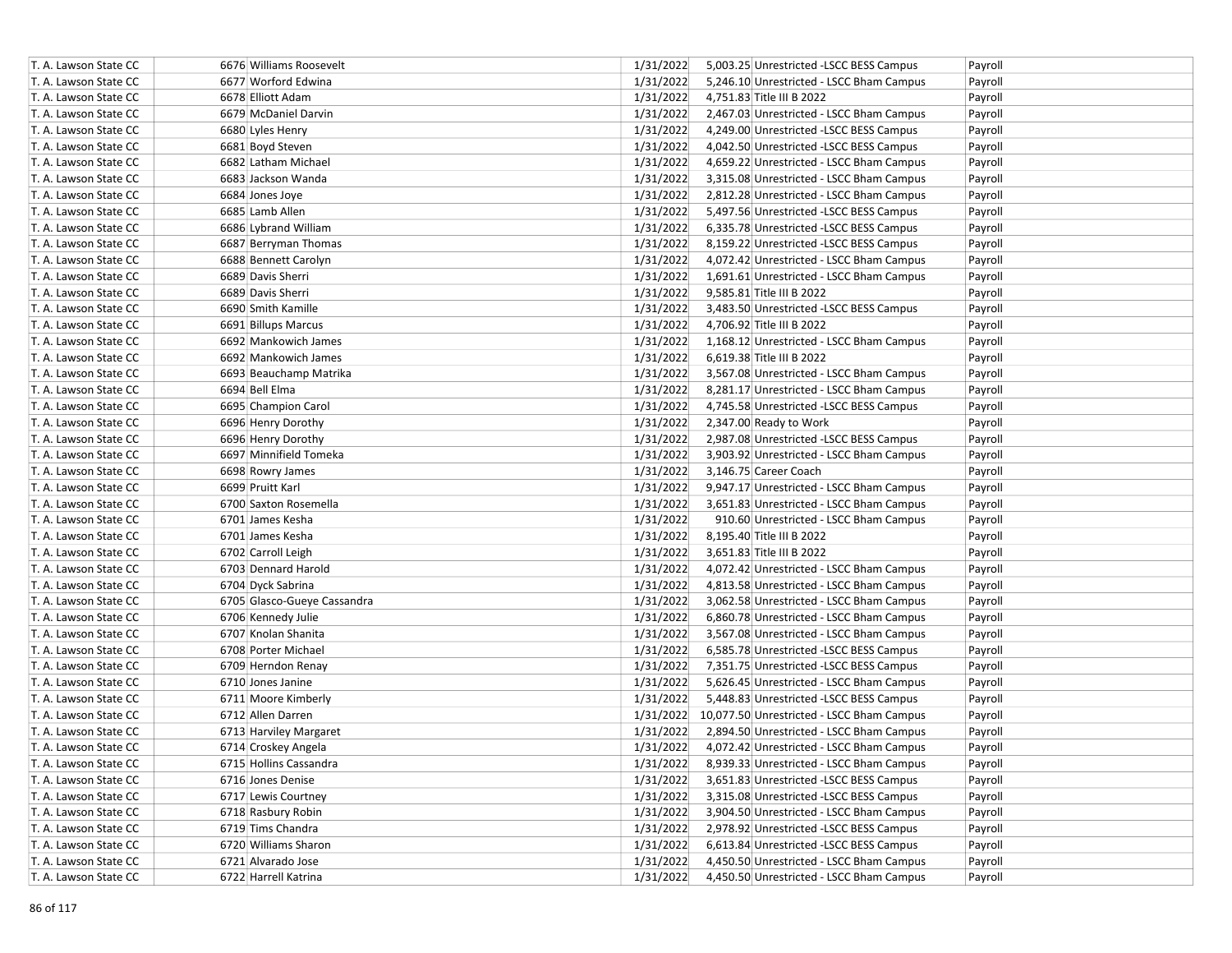| | | | | | |
|---|---|---|---|---|---|
| T. A. Lawson State CC | 6676 | Williams Roosevelt | 1/31/2022 | 5,003.25 Unrestricted -LSCC BESS Campus | Payroll |
| T. A. Lawson State CC | 6677 | Worford Edwina | 1/31/2022 | 5,246.10 Unrestricted - LSCC Bham Campus | Payroll |
| T. A. Lawson State CC | 6678 | Elliott Adam | 1/31/2022 | 4,751.83 Title III B 2022 | Payroll |
| T. A. Lawson State CC | 6679 | McDaniel Darvin | 1/31/2022 | 2,467.03 Unrestricted - LSCC Bham Campus | Payroll |
| T. A. Lawson State CC | 6680 | Lyles Henry | 1/31/2022 | 4,249.00 Unrestricted -LSCC BESS Campus | Payroll |
| T. A. Lawson State CC | 6681 | Boyd Steven | 1/31/2022 | 4,042.50 Unrestricted -LSCC BESS Campus | Payroll |
| T. A. Lawson State CC | 6682 | Latham Michael | 1/31/2022 | 4,659.22 Unrestricted - LSCC Bham Campus | Payroll |
| T. A. Lawson State CC | 6683 | Jackson Wanda | 1/31/2022 | 3,315.08 Unrestricted - LSCC Bham Campus | Payroll |
| T. A. Lawson State CC | 6684 | Jones Joye | 1/31/2022 | 2,812.28 Unrestricted - LSCC Bham Campus | Payroll |
| T. A. Lawson State CC | 6685 | Lamb Allen | 1/31/2022 | 5,497.56 Unrestricted -LSCC BESS Campus | Payroll |
| T. A. Lawson State CC | 6686 | Lybrand William | 1/31/2022 | 6,335.78 Unrestricted -LSCC BESS Campus | Payroll |
| T. A. Lawson State CC | 6687 | Berryman Thomas | 1/31/2022 | 8,159.22 Unrestricted -LSCC BESS Campus | Payroll |
| T. A. Lawson State CC | 6688 | Bennett Carolyn | 1/31/2022 | 4,072.42 Unrestricted - LSCC Bham Campus | Payroll |
| T. A. Lawson State CC | 6689 | Davis Sherri | 1/31/2022 | 1,691.61 Unrestricted - LSCC Bham Campus | Payroll |
| T. A. Lawson State CC | 6689 | Davis Sherri | 1/31/2022 | 9,585.81 Title III B 2022 | Payroll |
| T. A. Lawson State CC | 6690 | Smith Kamille | 1/31/2022 | 3,483.50 Unrestricted -LSCC BESS Campus | Payroll |
| T. A. Lawson State CC | 6691 | Billups Marcus | 1/31/2022 | 4,706.92 Title III B 2022 | Payroll |
| T. A. Lawson State CC | 6692 | Mankowich James | 1/31/2022 | 1,168.12 Unrestricted - LSCC Bham Campus | Payroll |
| T. A. Lawson State CC | 6692 | Mankowich James | 1/31/2022 | 6,619.38 Title III B 2022 | Payroll |
| T. A. Lawson State CC | 6693 | Beauchamp Matrika | 1/31/2022 | 3,567.08 Unrestricted - LSCC Bham Campus | Payroll |
| T. A. Lawson State CC | 6694 | Bell Elma | 1/31/2022 | 8,281.17 Unrestricted - LSCC Bham Campus | Payroll |
| T. A. Lawson State CC | 6695 | Champion Carol | 1/31/2022 | 4,745.58 Unrestricted -LSCC BESS Campus | Payroll |
| T. A. Lawson State CC | 6696 | Henry Dorothy | 1/31/2022 | 2,347.00 Ready to Work | Payroll |
| T. A. Lawson State CC | 6696 | Henry Dorothy | 1/31/2022 | 2,987.08 Unrestricted -LSCC BESS Campus | Payroll |
| T. A. Lawson State CC | 6697 | Minnifield Tomeka | 1/31/2022 | 3,903.92 Unrestricted - LSCC Bham Campus | Payroll |
| T. A. Lawson State CC | 6698 | Rowry James | 1/31/2022 | 3,146.75 Career Coach | Payroll |
| T. A. Lawson State CC | 6699 | Pruitt Karl | 1/31/2022 | 9,947.17 Unrestricted - LSCC Bham Campus | Payroll |
| T. A. Lawson State CC | 6700 | Saxton Rosemella | 1/31/2022 | 3,651.83 Unrestricted - LSCC Bham Campus | Payroll |
| T. A. Lawson State CC | 6701 | James Kesha | 1/31/2022 | 910.60 Unrestricted - LSCC Bham Campus | Payroll |
| T. A. Lawson State CC | 6701 | James Kesha | 1/31/2022 | 8,195.40 Title III B 2022 | Payroll |
| T. A. Lawson State CC | 6702 | Carroll Leigh | 1/31/2022 | 3,651.83 Title III B 2022 | Payroll |
| T. A. Lawson State CC | 6703 | Dennard Harold | 1/31/2022 | 4,072.42 Unrestricted - LSCC Bham Campus | Payroll |
| T. A. Lawson State CC | 6704 | Dyck Sabrina | 1/31/2022 | 4,813.58 Unrestricted - LSCC Bham Campus | Payroll |
| T. A. Lawson State CC | 6705 | Glasco-Gueye Cassandra | 1/31/2022 | 3,062.58 Unrestricted - LSCC Bham Campus | Payroll |
| T. A. Lawson State CC | 6706 | Kennedy Julie | 1/31/2022 | 6,860.78 Unrestricted - LSCC Bham Campus | Payroll |
| T. A. Lawson State CC | 6707 | Knolan Shanita | 1/31/2022 | 3,567.08 Unrestricted - LSCC Bham Campus | Payroll |
| T. A. Lawson State CC | 6708 | Porter Michael | 1/31/2022 | 6,585.78 Unrestricted -LSCC BESS Campus | Payroll |
| T. A. Lawson State CC | 6709 | Herndon Renay | 1/31/2022 | 7,351.75 Unrestricted -LSCC BESS Campus | Payroll |
| T. A. Lawson State CC | 6710 | Jones Janine | 1/31/2022 | 5,626.45 Unrestricted - LSCC Bham Campus | Payroll |
| T. A. Lawson State CC | 6711 | Moore Kimberly | 1/31/2022 | 5,448.83 Unrestricted -LSCC BESS Campus | Payroll |
| T. A. Lawson State CC | 6712 | Allen Darren | 1/31/2022 | 10,077.50 Unrestricted - LSCC Bham Campus | Payroll |
| T. A. Lawson State CC | 6713 | Harviley Margaret | 1/31/2022 | 2,894.50 Unrestricted - LSCC Bham Campus | Payroll |
| T. A. Lawson State CC | 6714 | Croskey Angela | 1/31/2022 | 4,072.42 Unrestricted - LSCC Bham Campus | Payroll |
| T. A. Lawson State CC | 6715 | Hollins Cassandra | 1/31/2022 | 8,939.33 Unrestricted - LSCC Bham Campus | Payroll |
| T. A. Lawson State CC | 6716 | Jones Denise | 1/31/2022 | 3,651.83 Unrestricted -LSCC BESS Campus | Payroll |
| T. A. Lawson State CC | 6717 | Lewis Courtney | 1/31/2022 | 3,315.08 Unrestricted -LSCC BESS Campus | Payroll |
| T. A. Lawson State CC | 6718 | Rasbury Robin | 1/31/2022 | 3,904.50 Unrestricted - LSCC Bham Campus | Payroll |
| T. A. Lawson State CC | 6719 | Tims Chandra | 1/31/2022 | 2,978.92 Unrestricted -LSCC BESS Campus | Payroll |
| T. A. Lawson State CC | 6720 | Williams Sharon | 1/31/2022 | 6,613.84 Unrestricted -LSCC BESS Campus | Payroll |
| T. A. Lawson State CC | 6721 | Alvarado Jose | 1/31/2022 | 4,450.50 Unrestricted - LSCC Bham Campus | Payroll |
| T. A. Lawson State CC | 6722 | Harrell Katrina | 1/31/2022 | 4,450.50 Unrestricted - LSCC Bham Campus | Payroll |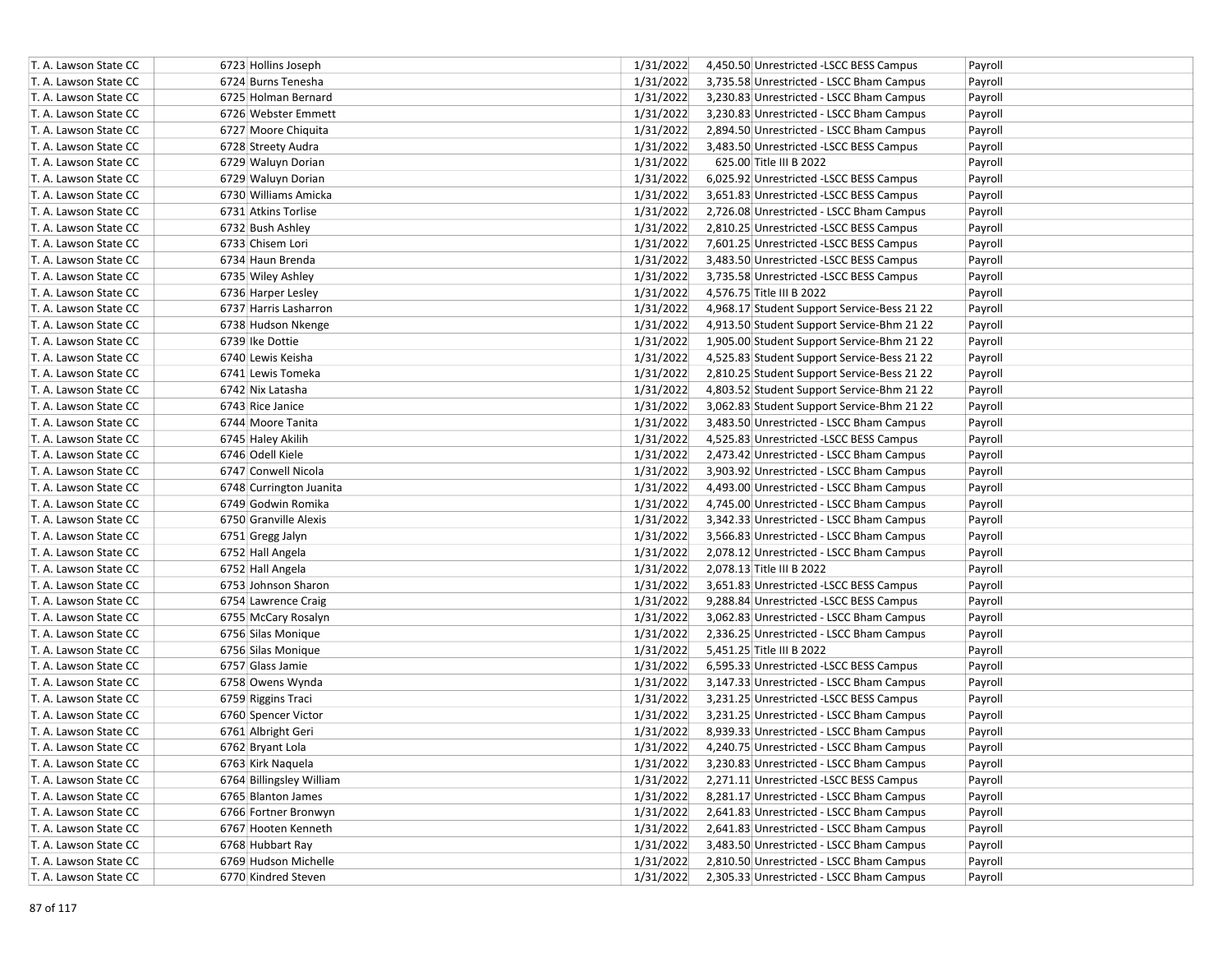| | | | | | |
|---|---|---|---|---|---|
| T. A. Lawson State CC | 6723 Hollins Joseph | 1/31/2022 | 4,450.50 | Unrestricted -LSCC BESS Campus | Payroll |
| T. A. Lawson State CC | 6724 Burns Tenesha | 1/31/2022 | 3,735.58 | Unrestricted - LSCC Bham Campus | Payroll |
| T. A. Lawson State CC | 6725 Holman Bernard | 1/31/2022 | 3,230.83 | Unrestricted - LSCC Bham Campus | Payroll |
| T. A. Lawson State CC | 6726 Webster Emmett | 1/31/2022 | 3,230.83 | Unrestricted - LSCC Bham Campus | Payroll |
| T. A. Lawson State CC | 6727 Moore Chiquita | 1/31/2022 | 2,894.50 | Unrestricted - LSCC Bham Campus | Payroll |
| T. A. Lawson State CC | 6728 Streety Audra | 1/31/2022 | 3,483.50 | Unrestricted -LSCC BESS Campus | Payroll |
| T. A. Lawson State CC | 6729 Waluyn Dorian | 1/31/2022 | 625.00 | Title III B 2022 | Payroll |
| T. A. Lawson State CC | 6729 Waluyn Dorian | 1/31/2022 | 6,025.92 | Unrestricted -LSCC BESS Campus | Payroll |
| T. A. Lawson State CC | 6730 Williams Amicka | 1/31/2022 | 3,651.83 | Unrestricted -LSCC BESS Campus | Payroll |
| T. A. Lawson State CC | 6731 Atkins Torlise | 1/31/2022 | 2,726.08 | Unrestricted - LSCC Bham Campus | Payroll |
| T. A. Lawson State CC | 6732 Bush Ashley | 1/31/2022 | 2,810.25 | Unrestricted -LSCC BESS Campus | Payroll |
| T. A. Lawson State CC | 6733 Chisem Lori | 1/31/2022 | 7,601.25 | Unrestricted -LSCC BESS Campus | Payroll |
| T. A. Lawson State CC | 6734 Haun Brenda | 1/31/2022 | 3,483.50 | Unrestricted -LSCC BESS Campus | Payroll |
| T. A. Lawson State CC | 6735 Wiley Ashley | 1/31/2022 | 3,735.58 | Unrestricted -LSCC BESS Campus | Payroll |
| T. A. Lawson State CC | 6736 Harper Lesley | 1/31/2022 | 4,576.75 | Title III B 2022 | Payroll |
| T. A. Lawson State CC | 6737 Harris Lasharron | 1/31/2022 | 4,968.17 | Student Support Service-Bess 21 22 | Payroll |
| T. A. Lawson State CC | 6738 Hudson Nkenge | 1/31/2022 | 4,913.50 | Student Support Service-Bhm 21 22 | Payroll |
| T. A. Lawson State CC | 6739 Ike Dottie | 1/31/2022 | 1,905.00 | Student Support Service-Bhm 21 22 | Payroll |
| T. A. Lawson State CC | 6740 Lewis Keisha | 1/31/2022 | 4,525.83 | Student Support Service-Bess 21 22 | Payroll |
| T. A. Lawson State CC | 6741 Lewis Tomeka | 1/31/2022 | 2,810.25 | Student Support Service-Bess 21 22 | Payroll |
| T. A. Lawson State CC | 6742 Nix Latasha | 1/31/2022 | 4,803.52 | Student Support Service-Bhm 21 22 | Payroll |
| T. A. Lawson State CC | 6743 Rice Janice | 1/31/2022 | 3,062.83 | Student Support Service-Bhm 21 22 | Payroll |
| T. A. Lawson State CC | 6744 Moore Tanita | 1/31/2022 | 3,483.50 | Unrestricted - LSCC Bham Campus | Payroll |
| T. A. Lawson State CC | 6745 Haley Akilih | 1/31/2022 | 4,525.83 | Unrestricted -LSCC BESS Campus | Payroll |
| T. A. Lawson State CC | 6746 Odell Kiele | 1/31/2022 | 2,473.42 | Unrestricted - LSCC Bham Campus | Payroll |
| T. A. Lawson State CC | 6747 Conwell Nicola | 1/31/2022 | 3,903.92 | Unrestricted - LSCC Bham Campus | Payroll |
| T. A. Lawson State CC | 6748 Currington Juanita | 1/31/2022 | 4,493.00 | Unrestricted - LSCC Bham Campus | Payroll |
| T. A. Lawson State CC | 6749 Godwin Romika | 1/31/2022 | 4,745.00 | Unrestricted - LSCC Bham Campus | Payroll |
| T. A. Lawson State CC | 6750 Granville Alexis | 1/31/2022 | 3,342.33 | Unrestricted - LSCC Bham Campus | Payroll |
| T. A. Lawson State CC | 6751 Gregg Jalyn | 1/31/2022 | 3,566.83 | Unrestricted - LSCC Bham Campus | Payroll |
| T. A. Lawson State CC | 6752 Hall Angela | 1/31/2022 | 2,078.12 | Unrestricted - LSCC Bham Campus | Payroll |
| T. A. Lawson State CC | 6752 Hall Angela | 1/31/2022 | 2,078.13 | Title III B 2022 | Payroll |
| T. A. Lawson State CC | 6753 Johnson Sharon | 1/31/2022 | 3,651.83 | Unrestricted -LSCC BESS Campus | Payroll |
| T. A. Lawson State CC | 6754 Lawrence Craig | 1/31/2022 | 9,288.84 | Unrestricted -LSCC BESS Campus | Payroll |
| T. A. Lawson State CC | 6755 McCary Rosalyn | 1/31/2022 | 3,062.83 | Unrestricted - LSCC Bham Campus | Payroll |
| T. A. Lawson State CC | 6756 Silas Monique | 1/31/2022 | 2,336.25 | Unrestricted - LSCC Bham Campus | Payroll |
| T. A. Lawson State CC | 6756 Silas Monique | 1/31/2022 | 5,451.25 | Title III B 2022 | Payroll |
| T. A. Lawson State CC | 6757 Glass Jamie | 1/31/2022 | 6,595.33 | Unrestricted -LSCC BESS Campus | Payroll |
| T. A. Lawson State CC | 6758 Owens Wynda | 1/31/2022 | 3,147.33 | Unrestricted - LSCC Bham Campus | Payroll |
| T. A. Lawson State CC | 6759 Riggins Traci | 1/31/2022 | 3,231.25 | Unrestricted -LSCC BESS Campus | Payroll |
| T. A. Lawson State CC | 6760 Spencer Victor | 1/31/2022 | 3,231.25 | Unrestricted - LSCC Bham Campus | Payroll |
| T. A. Lawson State CC | 6761 Albright Geri | 1/31/2022 | 8,939.33 | Unrestricted - LSCC Bham Campus | Payroll |
| T. A. Lawson State CC | 6762 Bryant Lola | 1/31/2022 | 4,240.75 | Unrestricted - LSCC Bham Campus | Payroll |
| T. A. Lawson State CC | 6763 Kirk Naquela | 1/31/2022 | 3,230.83 | Unrestricted - LSCC Bham Campus | Payroll |
| T. A. Lawson State CC | 6764 Billingsley William | 1/31/2022 | 2,271.11 | Unrestricted -LSCC BESS Campus | Payroll |
| T. A. Lawson State CC | 6765 Blanton James | 1/31/2022 | 8,281.17 | Unrestricted - LSCC Bham Campus | Payroll |
| T. A. Lawson State CC | 6766 Fortner Bronwyn | 1/31/2022 | 2,641.83 | Unrestricted - LSCC Bham Campus | Payroll |
| T. A. Lawson State CC | 6767 Hooten Kenneth | 1/31/2022 | 2,641.83 | Unrestricted - LSCC Bham Campus | Payroll |
| T. A. Lawson State CC | 6768 Hubbart Ray | 1/31/2022 | 3,483.50 | Unrestricted - LSCC Bham Campus | Payroll |
| T. A. Lawson State CC | 6769 Hudson Michelle | 1/31/2022 | 2,810.50 | Unrestricted - LSCC Bham Campus | Payroll |
| T. A. Lawson State CC | 6770 Kindred Steven | 1/31/2022 | 2,305.33 | Unrestricted - LSCC Bham Campus | Payroll |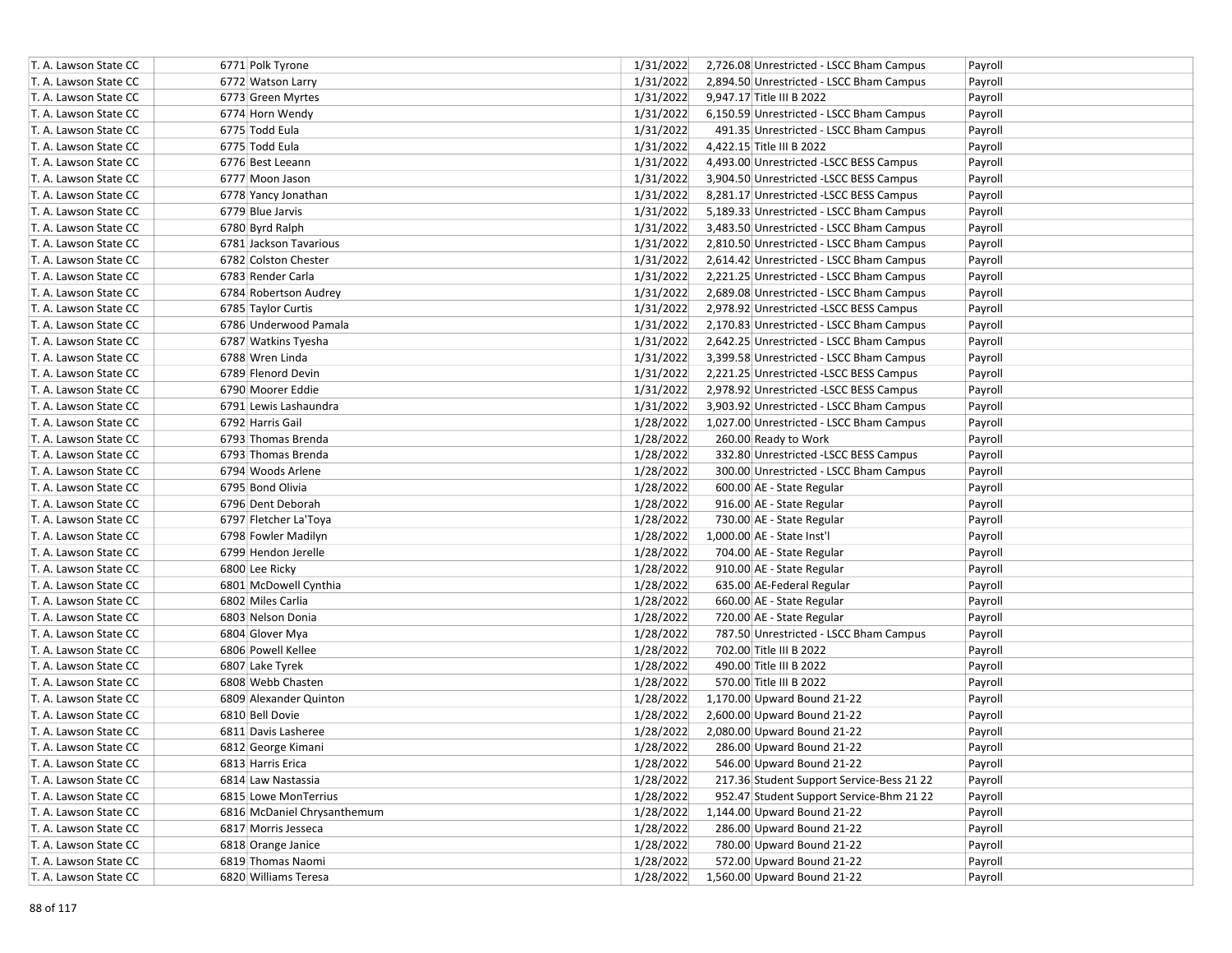| | | | | | |
|---|---|---|---|---|---|
| T. A. Lawson State CC | 6771 Polk Tyrone | 1/31/2022 | 2,726.08 | Unrestricted - LSCC Bham Campus | Payroll |
| T. A. Lawson State CC | 6772 Watson Larry | 1/31/2022 | 2,894.50 | Unrestricted - LSCC Bham Campus | Payroll |
| T. A. Lawson State CC | 6773 Green Myrtes | 1/31/2022 | 9,947.17 | Title III B 2022 | Payroll |
| T. A. Lawson State CC | 6774 Horn Wendy | 1/31/2022 | 6,150.59 | Unrestricted - LSCC Bham Campus | Payroll |
| T. A. Lawson State CC | 6775 Todd Eula | 1/31/2022 | 491.35 | Unrestricted - LSCC Bham Campus | Payroll |
| T. A. Lawson State CC | 6775 Todd Eula | 1/31/2022 | 4,422.15 | Title III B 2022 | Payroll |
| T. A. Lawson State CC | 6776 Best Leeann | 1/31/2022 | 4,493.00 | Unrestricted -LSCC BESS Campus | Payroll |
| T. A. Lawson State CC | 6777 Moon Jason | 1/31/2022 | 3,904.50 | Unrestricted -LSCC BESS Campus | Payroll |
| T. A. Lawson State CC | 6778 Yancy Jonathan | 1/31/2022 | 8,281.17 | Unrestricted -LSCC BESS Campus | Payroll |
| T. A. Lawson State CC | 6779 Blue Jarvis | 1/31/2022 | 5,189.33 | Unrestricted - LSCC Bham Campus | Payroll |
| T. A. Lawson State CC | 6780 Byrd Ralph | 1/31/2022 | 3,483.50 | Unrestricted - LSCC Bham Campus | Payroll |
| T. A. Lawson State CC | 6781 Jackson Tavarious | 1/31/2022 | 2,810.50 | Unrestricted - LSCC Bham Campus | Payroll |
| T. A. Lawson State CC | 6782 Colston Chester | 1/31/2022 | 2,614.42 | Unrestricted - LSCC Bham Campus | Payroll |
| T. A. Lawson State CC | 6783 Render Carla | 1/31/2022 | 2,221.25 | Unrestricted - LSCC Bham Campus | Payroll |
| T. A. Lawson State CC | 6784 Robertson Audrey | 1/31/2022 | 2,689.08 | Unrestricted - LSCC Bham Campus | Payroll |
| T. A. Lawson State CC | 6785 Taylor Curtis | 1/31/2022 | 2,978.92 | Unrestricted -LSCC BESS Campus | Payroll |
| T. A. Lawson State CC | 6786 Underwood Pamala | 1/31/2022 | 2,170.83 | Unrestricted - LSCC Bham Campus | Payroll |
| T. A. Lawson State CC | 6787 Watkins Tyesha | 1/31/2022 | 2,642.25 | Unrestricted - LSCC Bham Campus | Payroll |
| T. A. Lawson State CC | 6788 Wren Linda | 1/31/2022 | 3,399.58 | Unrestricted - LSCC Bham Campus | Payroll |
| T. A. Lawson State CC | 6789 Flenord Devin | 1/31/2022 | 2,221.25 | Unrestricted -LSCC BESS Campus | Payroll |
| T. A. Lawson State CC | 6790 Moorer Eddie | 1/31/2022 | 2,978.92 | Unrestricted -LSCC BESS Campus | Payroll |
| T. A. Lawson State CC | 6791 Lewis Lashaundra | 1/31/2022 | 3,903.92 | Unrestricted - LSCC Bham Campus | Payroll |
| T. A. Lawson State CC | 6792 Harris Gail | 1/28/2022 | 1,027.00 | Unrestricted - LSCC Bham Campus | Payroll |
| T. A. Lawson State CC | 6793 Thomas Brenda | 1/28/2022 | 260.00 | Ready to Work | Payroll |
| T. A. Lawson State CC | 6793 Thomas Brenda | 1/28/2022 | 332.80 | Unrestricted -LSCC BESS Campus | Payroll |
| T. A. Lawson State CC | 6794 Woods Arlene | 1/28/2022 | 300.00 | Unrestricted - LSCC Bham Campus | Payroll |
| T. A. Lawson State CC | 6795 Bond Olivia | 1/28/2022 | 600.00 | AE - State Regular | Payroll |
| T. A. Lawson State CC | 6796 Dent Deborah | 1/28/2022 | 916.00 | AE - State Regular | Payroll |
| T. A. Lawson State CC | 6797 Fletcher La'Toya | 1/28/2022 | 730.00 | AE - State Regular | Payroll |
| T. A. Lawson State CC | 6798 Fowler Madilyn | 1/28/2022 | 1,000.00 | AE - State Inst'l | Payroll |
| T. A. Lawson State CC | 6799 Hendon Jerelle | 1/28/2022 | 704.00 | AE - State Regular | Payroll |
| T. A. Lawson State CC | 6800 Lee Ricky | 1/28/2022 | 910.00 | AE - State Regular | Payroll |
| T. A. Lawson State CC | 6801 McDowell Cynthia | 1/28/2022 | 635.00 | AE-Federal Regular | Payroll |
| T. A. Lawson State CC | 6802 Miles Carlia | 1/28/2022 | 660.00 | AE - State Regular | Payroll |
| T. A. Lawson State CC | 6803 Nelson Donia | 1/28/2022 | 720.00 | AE - State Regular | Payroll |
| T. A. Lawson State CC | 6804 Glover Mya | 1/28/2022 | 787.50 | Unrestricted - LSCC Bham Campus | Payroll |
| T. A. Lawson State CC | 6806 Powell Kellee | 1/28/2022 | 702.00 | Title III B 2022 | Payroll |
| T. A. Lawson State CC | 6807 Lake Tyrek | 1/28/2022 | 490.00 | Title III B 2022 | Payroll |
| T. A. Lawson State CC | 6808 Webb Chasten | 1/28/2022 | 570.00 | Title III B 2022 | Payroll |
| T. A. Lawson State CC | 6809 Alexander Quinton | 1/28/2022 | 1,170.00 | Upward Bound 21-22 | Payroll |
| T. A. Lawson State CC | 6810 Bell Dovie | 1/28/2022 | 2,600.00 | Upward Bound 21-22 | Payroll |
| T. A. Lawson State CC | 6811 Davis Lasheree | 1/28/2022 | 2,080.00 | Upward Bound 21-22 | Payroll |
| T. A. Lawson State CC | 6812 George Kimani | 1/28/2022 | 286.00 | Upward Bound 21-22 | Payroll |
| T. A. Lawson State CC | 6813 Harris Erica | 1/28/2022 | 546.00 | Upward Bound 21-22 | Payroll |
| T. A. Lawson State CC | 6814 Law Nastassia | 1/28/2022 | 217.36 | Student Support Service-Bess 21 22 | Payroll |
| T. A. Lawson State CC | 6815 Lowe MonTerrius | 1/28/2022 | 952.47 | Student Support Service-Bhm 21 22 | Payroll |
| T. A. Lawson State CC | 6816 McDaniel Chrysanthemum | 1/28/2022 | 1,144.00 | Upward Bound 21-22 | Payroll |
| T. A. Lawson State CC | 6817 Morris Jesseca | 1/28/2022 | 286.00 | Upward Bound 21-22 | Payroll |
| T. A. Lawson State CC | 6818 Orange Janice | 1/28/2022 | 780.00 | Upward Bound 21-22 | Payroll |
| T. A. Lawson State CC | 6819 Thomas Naomi | 1/28/2022 | 572.00 | Upward Bound 21-22 | Payroll |
| T. A. Lawson State CC | 6820 Williams Teresa | 1/28/2022 | 1,560.00 | Upward Bound 21-22 | Payroll |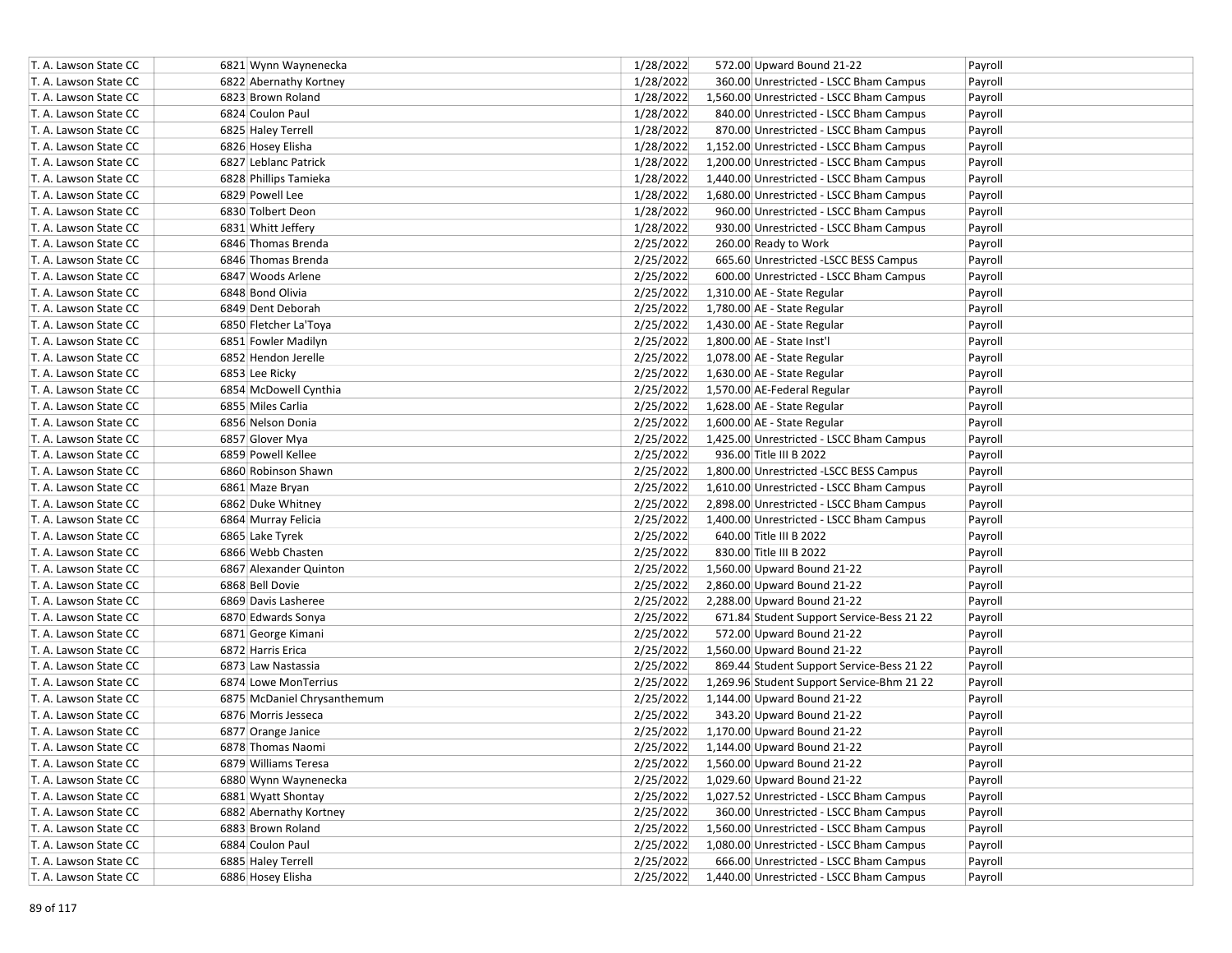| | | | | | |
|---|---|---|---|---|---|
| T. A. Lawson State CC | 6821 Wynn Waynenecka | 1/28/2022 | 572.00 | Upward Bound 21-22 | Payroll |
| T. A. Lawson State CC | 6822 Abernathy Kortney | 1/28/2022 | 360.00 | Unrestricted - LSCC Bham Campus | Payroll |
| T. A. Lawson State CC | 6823 Brown Roland | 1/28/2022 | 1,560.00 | Unrestricted - LSCC Bham Campus | Payroll |
| T. A. Lawson State CC | 6824 Coulon Paul | 1/28/2022 | 840.00 | Unrestricted - LSCC Bham Campus | Payroll |
| T. A. Lawson State CC | 6825 Haley Terrell | 1/28/2022 | 870.00 | Unrestricted - LSCC Bham Campus | Payroll |
| T. A. Lawson State CC | 6826 Hosey Elisha | 1/28/2022 | 1,152.00 | Unrestricted - LSCC Bham Campus | Payroll |
| T. A. Lawson State CC | 6827 Leblanc Patrick | 1/28/2022 | 1,200.00 | Unrestricted - LSCC Bham Campus | Payroll |
| T. A. Lawson State CC | 6828 Phillips Tamieka | 1/28/2022 | 1,440.00 | Unrestricted - LSCC Bham Campus | Payroll |
| T. A. Lawson State CC | 6829 Powell Lee | 1/28/2022 | 1,680.00 | Unrestricted - LSCC Bham Campus | Payroll |
| T. A. Lawson State CC | 6830 Tolbert Deon | 1/28/2022 | 960.00 | Unrestricted - LSCC Bham Campus | Payroll |
| T. A. Lawson State CC | 6831 Whitt Jeffery | 1/28/2022 | 930.00 | Unrestricted - LSCC Bham Campus | Payroll |
| T. A. Lawson State CC | 6846 Thomas Brenda | 2/25/2022 | 260.00 | Ready to Work | Payroll |
| T. A. Lawson State CC | 6846 Thomas Brenda | 2/25/2022 | 665.60 | Unrestricted -LSCC BESS Campus | Payroll |
| T. A. Lawson State CC | 6847 Woods Arlene | 2/25/2022 | 600.00 | Unrestricted - LSCC Bham Campus | Payroll |
| T. A. Lawson State CC | 6848 Bond Olivia | 2/25/2022 | 1,310.00 | AE - State Regular | Payroll |
| T. A. Lawson State CC | 6849 Dent Deborah | 2/25/2022 | 1,780.00 | AE - State Regular | Payroll |
| T. A. Lawson State CC | 6850 Fletcher La'Toya | 2/25/2022 | 1,430.00 | AE - State Regular | Payroll |
| T. A. Lawson State CC | 6851 Fowler Madilyn | 2/25/2022 | 1,800.00 | AE - State Inst'l | Payroll |
| T. A. Lawson State CC | 6852 Hendon Jerelle | 2/25/2022 | 1,078.00 | AE - State Regular | Payroll |
| T. A. Lawson State CC | 6853 Lee Ricky | 2/25/2022 | 1,630.00 | AE - State Regular | Payroll |
| T. A. Lawson State CC | 6854 McDowell Cynthia | 2/25/2022 | 1,570.00 | AE-Federal Regular | Payroll |
| T. A. Lawson State CC | 6855 Miles Carlia | 2/25/2022 | 1,628.00 | AE - State Regular | Payroll |
| T. A. Lawson State CC | 6856 Nelson Donia | 2/25/2022 | 1,600.00 | AE - State Regular | Payroll |
| T. A. Lawson State CC | 6857 Glover Mya | 2/25/2022 | 1,425.00 | Unrestricted - LSCC Bham Campus | Payroll |
| T. A. Lawson State CC | 6859 Powell Kellee | 2/25/2022 | 936.00 | Title III B 2022 | Payroll |
| T. A. Lawson State CC | 6860 Robinson Shawn | 2/25/2022 | 1,800.00 | Unrestricted -LSCC BESS Campus | Payroll |
| T. A. Lawson State CC | 6861 Maze Bryan | 2/25/2022 | 1,610.00 | Unrestricted - LSCC Bham Campus | Payroll |
| T. A. Lawson State CC | 6862 Duke Whitney | 2/25/2022 | 2,898.00 | Unrestricted - LSCC Bham Campus | Payroll |
| T. A. Lawson State CC | 6864 Murray Felicia | 2/25/2022 | 1,400.00 | Unrestricted - LSCC Bham Campus | Payroll |
| T. A. Lawson State CC | 6865 Lake Tyrek | 2/25/2022 | 640.00 | Title III B 2022 | Payroll |
| T. A. Lawson State CC | 6866 Webb Chasten | 2/25/2022 | 830.00 | Title III B 2022 | Payroll |
| T. A. Lawson State CC | 6867 Alexander Quinton | 2/25/2022 | 1,560.00 | Upward Bound 21-22 | Payroll |
| T. A. Lawson State CC | 6868 Bell Dovie | 2/25/2022 | 2,860.00 | Upward Bound 21-22 | Payroll |
| T. A. Lawson State CC | 6869 Davis Lasheree | 2/25/2022 | 2,288.00 | Upward Bound 21-22 | Payroll |
| T. A. Lawson State CC | 6870 Edwards Sonya | 2/25/2022 | 671.84 | Student Support Service-Bess 21 22 | Payroll |
| T. A. Lawson State CC | 6871 George Kimani | 2/25/2022 | 572.00 | Upward Bound 21-22 | Payroll |
| T. A. Lawson State CC | 6872 Harris Erica | 2/25/2022 | 1,560.00 | Upward Bound 21-22 | Payroll |
| T. A. Lawson State CC | 6873 Law Nastassia | 2/25/2022 | 869.44 | Student Support Service-Bess 21 22 | Payroll |
| T. A. Lawson State CC | 6874 Lowe MonTerrius | 2/25/2022 | 1,269.96 | Student Support Service-Bhm 21 22 | Payroll |
| T. A. Lawson State CC | 6875 McDaniel Chrysanthemum | 2/25/2022 | 1,144.00 | Upward Bound 21-22 | Payroll |
| T. A. Lawson State CC | 6876 Morris Jesseca | 2/25/2022 | 343.20 | Upward Bound 21-22 | Payroll |
| T. A. Lawson State CC | 6877 Orange Janice | 2/25/2022 | 1,170.00 | Upward Bound 21-22 | Payroll |
| T. A. Lawson State CC | 6878 Thomas Naomi | 2/25/2022 | 1,144.00 | Upward Bound 21-22 | Payroll |
| T. A. Lawson State CC | 6879 Williams Teresa | 2/25/2022 | 1,560.00 | Upward Bound 21-22 | Payroll |
| T. A. Lawson State CC | 6880 Wynn Waynenecka | 2/25/2022 | 1,029.60 | Upward Bound 21-22 | Payroll |
| T. A. Lawson State CC | 6881 Wyatt Shontay | 2/25/2022 | 1,027.52 | Unrestricted - LSCC Bham Campus | Payroll |
| T. A. Lawson State CC | 6882 Abernathy Kortney | 2/25/2022 | 360.00 | Unrestricted - LSCC Bham Campus | Payroll |
| T. A. Lawson State CC | 6883 Brown Roland | 2/25/2022 | 1,560.00 | Unrestricted - LSCC Bham Campus | Payroll |
| T. A. Lawson State CC | 6884 Coulon Paul | 2/25/2022 | 1,080.00 | Unrestricted - LSCC Bham Campus | Payroll |
| T. A. Lawson State CC | 6885 Haley Terrell | 2/25/2022 | 666.00 | Unrestricted - LSCC Bham Campus | Payroll |
| T. A. Lawson State CC | 6886 Hosey Elisha | 2/25/2022 | 1,440.00 | Unrestricted - LSCC Bham Campus | Payroll |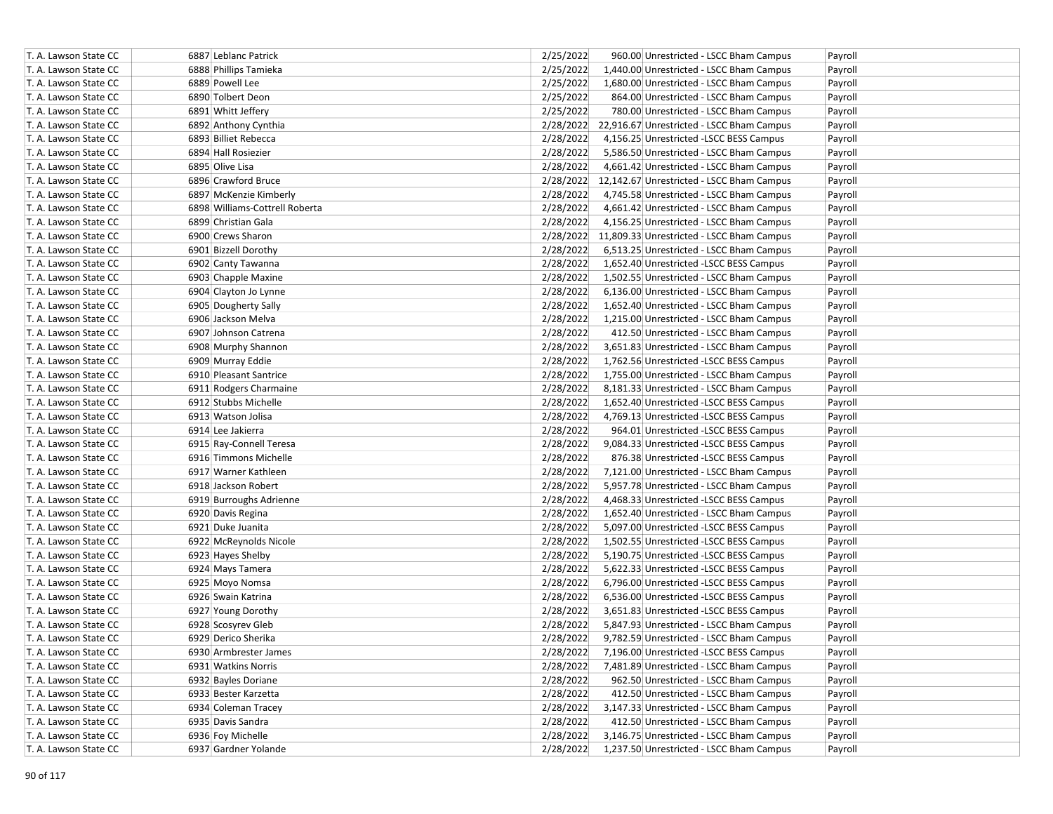| | | | | | |
|---|---|---|---|---|---|
| T. A. Lawson State CC | 6887 | Leblanc Patrick | 2/25/2022 | 960.00 | Unrestricted - LSCC Bham Campus | Payroll |
| T. A. Lawson State CC | 6888 | Phillips Tamieka | 2/25/2022 | 1,440.00 | Unrestricted - LSCC Bham Campus | Payroll |
| T. A. Lawson State CC | 6889 | Powell Lee | 2/25/2022 | 1,680.00 | Unrestricted - LSCC Bham Campus | Payroll |
| T. A. Lawson State CC | 6890 | Tolbert Deon | 2/25/2022 | 864.00 | Unrestricted - LSCC Bham Campus | Payroll |
| T. A. Lawson State CC | 6891 | Whitt Jeffery | 2/25/2022 | 780.00 | Unrestricted - LSCC Bham Campus | Payroll |
| T. A. Lawson State CC | 6892 | Anthony Cynthia | 2/28/2022 | 22,916.67 | Unrestricted - LSCC Bham Campus | Payroll |
| T. A. Lawson State CC | 6893 | Billiet Rebecca | 2/28/2022 | 4,156.25 | Unrestricted -LSCC BESS Campus | Payroll |
| T. A. Lawson State CC | 6894 | Hall Rosiezier | 2/28/2022 | 5,586.50 | Unrestricted - LSCC Bham Campus | Payroll |
| T. A. Lawson State CC | 6895 | Olive Lisa | 2/28/2022 | 4,661.42 | Unrestricted - LSCC Bham Campus | Payroll |
| T. A. Lawson State CC | 6896 | Crawford Bruce | 2/28/2022 | 12,142.67 | Unrestricted - LSCC Bham Campus | Payroll |
| T. A. Lawson State CC | 6897 | McKenzie Kimberly | 2/28/2022 | 4,745.58 | Unrestricted - LSCC Bham Campus | Payroll |
| T. A. Lawson State CC | 6898 | Williams-Cottrell Roberta | 2/28/2022 | 4,661.42 | Unrestricted - LSCC Bham Campus | Payroll |
| T. A. Lawson State CC | 6899 | Christian Gala | 2/28/2022 | 4,156.25 | Unrestricted - LSCC Bham Campus | Payroll |
| T. A. Lawson State CC | 6900 | Crews Sharon | 2/28/2022 | 11,809.33 | Unrestricted - LSCC Bham Campus | Payroll |
| T. A. Lawson State CC | 6901 | Bizzell Dorothy | 2/28/2022 | 6,513.25 | Unrestricted - LSCC Bham Campus | Payroll |
| T. A. Lawson State CC | 6902 | Canty Tawanna | 2/28/2022 | 1,652.40 | Unrestricted -LSCC BESS Campus | Payroll |
| T. A. Lawson State CC | 6903 | Chapple Maxine | 2/28/2022 | 1,502.55 | Unrestricted - LSCC Bham Campus | Payroll |
| T. A. Lawson State CC | 6904 | Clayton Jo Lynne | 2/28/2022 | 6,136.00 | Unrestricted - LSCC Bham Campus | Payroll |
| T. A. Lawson State CC | 6905 | Dougherty Sally | 2/28/2022 | 1,652.40 | Unrestricted - LSCC Bham Campus | Payroll |
| T. A. Lawson State CC | 6906 | Jackson Melva | 2/28/2022 | 1,215.00 | Unrestricted - LSCC Bham Campus | Payroll |
| T. A. Lawson State CC | 6907 | Johnson Catrena | 2/28/2022 | 412.50 | Unrestricted - LSCC Bham Campus | Payroll |
| T. A. Lawson State CC | 6908 | Murphy Shannon | 2/28/2022 | 3,651.83 | Unrestricted - LSCC Bham Campus | Payroll |
| T. A. Lawson State CC | 6909 | Murray Eddie | 2/28/2022 | 1,762.56 | Unrestricted -LSCC BESS Campus | Payroll |
| T. A. Lawson State CC | 6910 | Pleasant Santrice | 2/28/2022 | 1,755.00 | Unrestricted - LSCC Bham Campus | Payroll |
| T. A. Lawson State CC | 6911 | Rodgers Charmaine | 2/28/2022 | 8,181.33 | Unrestricted - LSCC Bham Campus | Payroll |
| T. A. Lawson State CC | 6912 | Stubbs Michelle | 2/28/2022 | 1,652.40 | Unrestricted -LSCC BESS Campus | Payroll |
| T. A. Lawson State CC | 6913 | Watson Jolisa | 2/28/2022 | 4,769.13 | Unrestricted -LSCC BESS Campus | Payroll |
| T. A. Lawson State CC | 6914 | Lee Jakierra | 2/28/2022 | 964.01 | Unrestricted -LSCC BESS Campus | Payroll |
| T. A. Lawson State CC | 6915 | Ray-Connell Teresa | 2/28/2022 | 9,084.33 | Unrestricted -LSCC BESS Campus | Payroll |
| T. A. Lawson State CC | 6916 | Timmons Michelle | 2/28/2022 | 876.38 | Unrestricted -LSCC BESS Campus | Payroll |
| T. A. Lawson State CC | 6917 | Warner Kathleen | 2/28/2022 | 7,121.00 | Unrestricted - LSCC Bham Campus | Payroll |
| T. A. Lawson State CC | 6918 | Jackson Robert | 2/28/2022 | 5,957.78 | Unrestricted - LSCC Bham Campus | Payroll |
| T. A. Lawson State CC | 6919 | Burroughs Adrienne | 2/28/2022 | 4,468.33 | Unrestricted -LSCC BESS Campus | Payroll |
| T. A. Lawson State CC | 6920 | Davis Regina | 2/28/2022 | 1,652.40 | Unrestricted - LSCC Bham Campus | Payroll |
| T. A. Lawson State CC | 6921 | Duke Juanita | 2/28/2022 | 5,097.00 | Unrestricted -LSCC BESS Campus | Payroll |
| T. A. Lawson State CC | 6922 | McReynolds Nicole | 2/28/2022 | 1,502.55 | Unrestricted -LSCC BESS Campus | Payroll |
| T. A. Lawson State CC | 6923 | Hayes Shelby | 2/28/2022 | 5,190.75 | Unrestricted -LSCC BESS Campus | Payroll |
| T. A. Lawson State CC | 6924 | Mays Tamera | 2/28/2022 | 5,622.33 | Unrestricted -LSCC BESS Campus | Payroll |
| T. A. Lawson State CC | 6925 | Moyo Nomsa | 2/28/2022 | 6,796.00 | Unrestricted -LSCC BESS Campus | Payroll |
| T. A. Lawson State CC | 6926 | Swain Katrina | 2/28/2022 | 6,536.00 | Unrestricted -LSCC BESS Campus | Payroll |
| T. A. Lawson State CC | 6927 | Young Dorothy | 2/28/2022 | 3,651.83 | Unrestricted -LSCC BESS Campus | Payroll |
| T. A. Lawson State CC | 6928 | Scosyrev Gleb | 2/28/2022 | 5,847.93 | Unrestricted - LSCC Bham Campus | Payroll |
| T. A. Lawson State CC | 6929 | Derico Sherika | 2/28/2022 | 9,782.59 | Unrestricted - LSCC Bham Campus | Payroll |
| T. A. Lawson State CC | 6930 | Armbrester James | 2/28/2022 | 7,196.00 | Unrestricted -LSCC BESS Campus | Payroll |
| T. A. Lawson State CC | 6931 | Watkins Norris | 2/28/2022 | 7,481.89 | Unrestricted - LSCC Bham Campus | Payroll |
| T. A. Lawson State CC | 6932 | Bayles Doriane | 2/28/2022 | 962.50 | Unrestricted - LSCC Bham Campus | Payroll |
| T. A. Lawson State CC | 6933 | Bester Karzetta | 2/28/2022 | 412.50 | Unrestricted - LSCC Bham Campus | Payroll |
| T. A. Lawson State CC | 6934 | Coleman Tracey | 2/28/2022 | 3,147.33 | Unrestricted - LSCC Bham Campus | Payroll |
| T. A. Lawson State CC | 6935 | Davis Sandra | 2/28/2022 | 412.50 | Unrestricted - LSCC Bham Campus | Payroll |
| T. A. Lawson State CC | 6936 | Foy Michelle | 2/28/2022 | 3,146.75 | Unrestricted - LSCC Bham Campus | Payroll |
| T. A. Lawson State CC | 6937 | Gardner Yolande | 2/28/2022 | 1,237.50 | Unrestricted - LSCC Bham Campus | Payroll |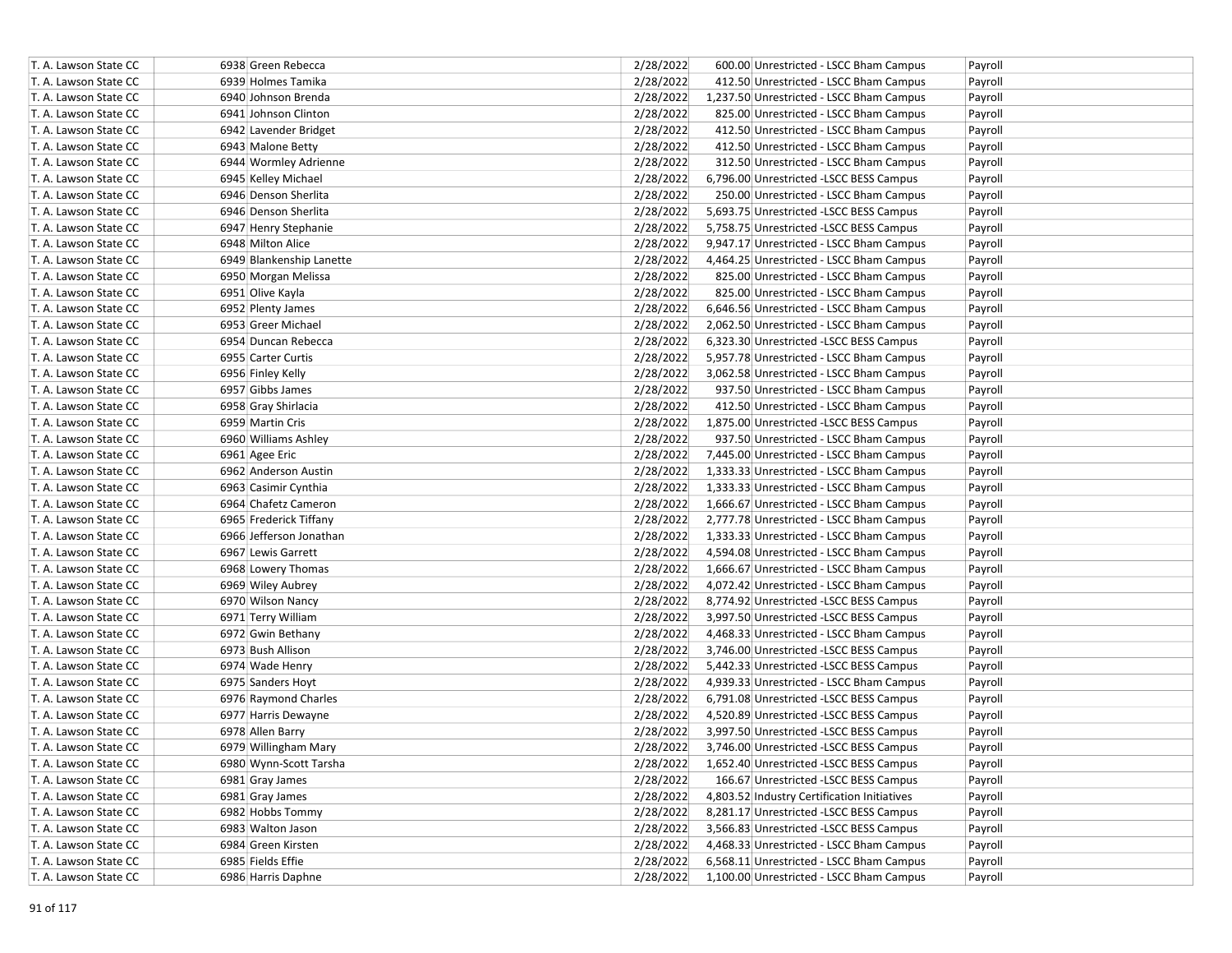| | | | | | |
|---|---|---|---|---|---|
| T. A. Lawson State CC | 6938 Green Rebecca | 2/28/2022 | 600.00 | Unrestricted - LSCC Bham Campus | Payroll |
| T. A. Lawson State CC | 6939 Holmes Tamika | 2/28/2022 | 412.50 | Unrestricted - LSCC Bham Campus | Payroll |
| T. A. Lawson State CC | 6940 Johnson Brenda | 2/28/2022 | 1,237.50 | Unrestricted - LSCC Bham Campus | Payroll |
| T. A. Lawson State CC | 6941 Johnson Clinton | 2/28/2022 | 825.00 | Unrestricted - LSCC Bham Campus | Payroll |
| T. A. Lawson State CC | 6942 Lavender Bridget | 2/28/2022 | 412.50 | Unrestricted - LSCC Bham Campus | Payroll |
| T. A. Lawson State CC | 6943 Malone Betty | 2/28/2022 | 412.50 | Unrestricted - LSCC Bham Campus | Payroll |
| T. A. Lawson State CC | 6944 Wormley Adrienne | 2/28/2022 | 312.50 | Unrestricted - LSCC Bham Campus | Payroll |
| T. A. Lawson State CC | 6945 Kelley Michael | 2/28/2022 | 6,796.00 | Unrestricted -LSCC BESS Campus | Payroll |
| T. A. Lawson State CC | 6946 Denson Sherlita | 2/28/2022 | 250.00 | Unrestricted - LSCC Bham Campus | Payroll |
| T. A. Lawson State CC | 6946 Denson Sherlita | 2/28/2022 | 5,693.75 | Unrestricted -LSCC BESS Campus | Payroll |
| T. A. Lawson State CC | 6947 Henry Stephanie | 2/28/2022 | 5,758.75 | Unrestricted -LSCC BESS Campus | Payroll |
| T. A. Lawson State CC | 6948 Milton Alice | 2/28/2022 | 9,947.17 | Unrestricted - LSCC Bham Campus | Payroll |
| T. A. Lawson State CC | 6949 Blankenship Lanette | 2/28/2022 | 4,464.25 | Unrestricted - LSCC Bham Campus | Payroll |
| T. A. Lawson State CC | 6950 Morgan Melissa | 2/28/2022 | 825.00 | Unrestricted - LSCC Bham Campus | Payroll |
| T. A. Lawson State CC | 6951 Olive Kayla | 2/28/2022 | 825.00 | Unrestricted - LSCC Bham Campus | Payroll |
| T. A. Lawson State CC | 6952 Plenty James | 2/28/2022 | 6,646.56 | Unrestricted - LSCC Bham Campus | Payroll |
| T. A. Lawson State CC | 6953 Greer Michael | 2/28/2022 | 2,062.50 | Unrestricted - LSCC Bham Campus | Payroll |
| T. A. Lawson State CC | 6954 Duncan Rebecca | 2/28/2022 | 6,323.30 | Unrestricted -LSCC BESS Campus | Payroll |
| T. A. Lawson State CC | 6955 Carter Curtis | 2/28/2022 | 5,957.78 | Unrestricted - LSCC Bham Campus | Payroll |
| T. A. Lawson State CC | 6956 Finley Kelly | 2/28/2022 | 3,062.58 | Unrestricted - LSCC Bham Campus | Payroll |
| T. A. Lawson State CC | 6957 Gibbs James | 2/28/2022 | 937.50 | Unrestricted - LSCC Bham Campus | Payroll |
| T. A. Lawson State CC | 6958 Gray Shirlacia | 2/28/2022 | 412.50 | Unrestricted - LSCC Bham Campus | Payroll |
| T. A. Lawson State CC | 6959 Martin Cris | 2/28/2022 | 1,875.00 | Unrestricted -LSCC BESS Campus | Payroll |
| T. A. Lawson State CC | 6960 Williams Ashley | 2/28/2022 | 937.50 | Unrestricted - LSCC Bham Campus | Payroll |
| T. A. Lawson State CC | 6961 Agee Eric | 2/28/2022 | 7,445.00 | Unrestricted - LSCC Bham Campus | Payroll |
| T. A. Lawson State CC | 6962 Anderson Austin | 2/28/2022 | 1,333.33 | Unrestricted - LSCC Bham Campus | Payroll |
| T. A. Lawson State CC | 6963 Casimir Cynthia | 2/28/2022 | 1,333.33 | Unrestricted - LSCC Bham Campus | Payroll |
| T. A. Lawson State CC | 6964 Chafetz Cameron | 2/28/2022 | 1,666.67 | Unrestricted - LSCC Bham Campus | Payroll |
| T. A. Lawson State CC | 6965 Frederick Tiffany | 2/28/2022 | 2,777.78 | Unrestricted - LSCC Bham Campus | Payroll |
| T. A. Lawson State CC | 6966 Jefferson Jonathan | 2/28/2022 | 1,333.33 | Unrestricted - LSCC Bham Campus | Payroll |
| T. A. Lawson State CC | 6967 Lewis Garrett | 2/28/2022 | 4,594.08 | Unrestricted - LSCC Bham Campus | Payroll |
| T. A. Lawson State CC | 6968 Lowery Thomas | 2/28/2022 | 1,666.67 | Unrestricted - LSCC Bham Campus | Payroll |
| T. A. Lawson State CC | 6969 Wiley Aubrey | 2/28/2022 | 4,072.42 | Unrestricted - LSCC Bham Campus | Payroll |
| T. A. Lawson State CC | 6970 Wilson Nancy | 2/28/2022 | 8,774.92 | Unrestricted -LSCC BESS Campus | Payroll |
| T. A. Lawson State CC | 6971 Terry William | 2/28/2022 | 3,997.50 | Unrestricted -LSCC BESS Campus | Payroll |
| T. A. Lawson State CC | 6972 Gwin Bethany | 2/28/2022 | 4,468.33 | Unrestricted - LSCC Bham Campus | Payroll |
| T. A. Lawson State CC | 6973 Bush Allison | 2/28/2022 | 3,746.00 | Unrestricted -LSCC BESS Campus | Payroll |
| T. A. Lawson State CC | 6974 Wade Henry | 2/28/2022 | 5,442.33 | Unrestricted -LSCC BESS Campus | Payroll |
| T. A. Lawson State CC | 6975 Sanders Hoyt | 2/28/2022 | 4,939.33 | Unrestricted - LSCC Bham Campus | Payroll |
| T. A. Lawson State CC | 6976 Raymond Charles | 2/28/2022 | 6,791.08 | Unrestricted -LSCC BESS Campus | Payroll |
| T. A. Lawson State CC | 6977 Harris Dewayne | 2/28/2022 | 4,520.89 | Unrestricted -LSCC BESS Campus | Payroll |
| T. A. Lawson State CC | 6978 Allen Barry | 2/28/2022 | 3,997.50 | Unrestricted -LSCC BESS Campus | Payroll |
| T. A. Lawson State CC | 6979 Willingham Mary | 2/28/2022 | 3,746.00 | Unrestricted -LSCC BESS Campus | Payroll |
| T. A. Lawson State CC | 6980 Wynn-Scott Tarsha | 2/28/2022 | 1,652.40 | Unrestricted -LSCC BESS Campus | Payroll |
| T. A. Lawson State CC | 6981 Gray James | 2/28/2022 | 166.67 | Unrestricted -LSCC BESS Campus | Payroll |
| T. A. Lawson State CC | 6981 Gray James | 2/28/2022 | 4,803.52 | Industry Certification Initiatives | Payroll |
| T. A. Lawson State CC | 6982 Hobbs Tommy | 2/28/2022 | 8,281.17 | Unrestricted -LSCC BESS Campus | Payroll |
| T. A. Lawson State CC | 6983 Walton Jason | 2/28/2022 | 3,566.83 | Unrestricted -LSCC BESS Campus | Payroll |
| T. A. Lawson State CC | 6984 Green Kirsten | 2/28/2022 | 4,468.33 | Unrestricted - LSCC Bham Campus | Payroll |
| T. A. Lawson State CC | 6985 Fields Effie | 2/28/2022 | 6,568.11 | Unrestricted - LSCC Bham Campus | Payroll |
| T. A. Lawson State CC | 6986 Harris Daphne | 2/28/2022 | 1,100.00 | Unrestricted - LSCC Bham Campus | Payroll |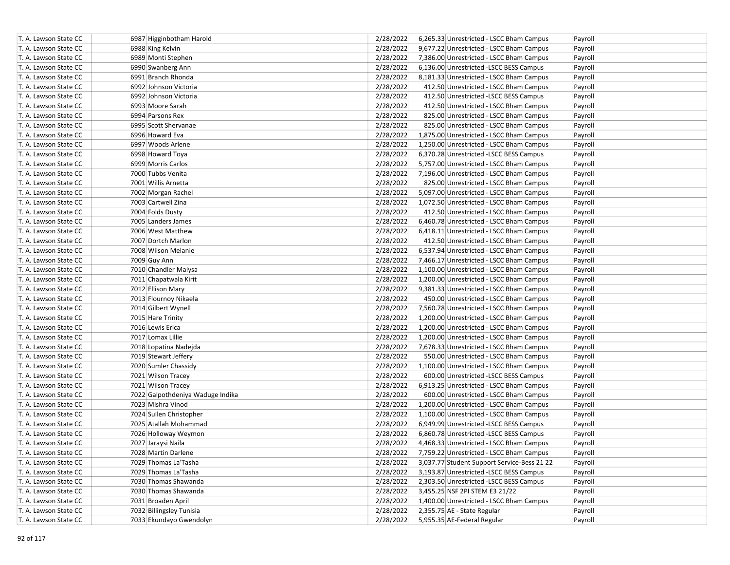| T. A. Lawson State CC | 6987 | Higginbotham Harold | 2/28/2022 | 6,265.33 | Unrestricted - LSCC Bham Campus | Payroll |
|---|---|---|---|---|---|---|
| T. A. Lawson State CC | 6988 | King Kelvin | 2/28/2022 | 9,677.22 | Unrestricted - LSCC Bham Campus | Payroll |
| T. A. Lawson State CC | 6989 | Monti Stephen | 2/28/2022 | 7,386.00 | Unrestricted - LSCC Bham Campus | Payroll |
| T. A. Lawson State CC | 6990 | Swanberg Ann | 2/28/2022 | 6,136.00 | Unrestricted -LSCC BESS Campus | Payroll |
| T. A. Lawson State CC | 6991 | Branch Rhonda | 2/28/2022 | 8,181.33 | Unrestricted - LSCC Bham Campus | Payroll |
| T. A. Lawson State CC | 6992 | Johnson Victoria | 2/28/2022 | 412.50 | Unrestricted - LSCC Bham Campus | Payroll |
| T. A. Lawson State CC | 6992 | Johnson Victoria | 2/28/2022 | 412.50 | Unrestricted -LSCC BESS Campus | Payroll |
| T. A. Lawson State CC | 6993 | Moore Sarah | 2/28/2022 | 412.50 | Unrestricted - LSCC Bham Campus | Payroll |
| T. A. Lawson State CC | 6994 | Parsons Rex | 2/28/2022 | 825.00 | Unrestricted - LSCC Bham Campus | Payroll |
| T. A. Lawson State CC | 6995 | Scott Shervanae | 2/28/2022 | 825.00 | Unrestricted - LSCC Bham Campus | Payroll |
| T. A. Lawson State CC | 6996 | Howard Eva | 2/28/2022 | 1,875.00 | Unrestricted - LSCC Bham Campus | Payroll |
| T. A. Lawson State CC | 6997 | Woods Arlene | 2/28/2022 | 1,250.00 | Unrestricted - LSCC Bham Campus | Payroll |
| T. A. Lawson State CC | 6998 | Howard Toya | 2/28/2022 | 6,370.28 | Unrestricted -LSCC BESS Campus | Payroll |
| T. A. Lawson State CC | 6999 | Morris Carlos | 2/28/2022 | 5,757.00 | Unrestricted - LSCC Bham Campus | Payroll |
| T. A. Lawson State CC | 7000 | Tubbs Venita | 2/28/2022 | 7,196.00 | Unrestricted - LSCC Bham Campus | Payroll |
| T. A. Lawson State CC | 7001 | Willis Arnetta | 2/28/2022 | 825.00 | Unrestricted - LSCC Bham Campus | Payroll |
| T. A. Lawson State CC | 7002 | Morgan Rachel | 2/28/2022 | 5,097.00 | Unrestricted - LSCC Bham Campus | Payroll |
| T. A. Lawson State CC | 7003 | Cartwell Zina | 2/28/2022 | 1,072.50 | Unrestricted - LSCC Bham Campus | Payroll |
| T. A. Lawson State CC | 7004 | Folds Dusty | 2/28/2022 | 412.50 | Unrestricted - LSCC Bham Campus | Payroll |
| T. A. Lawson State CC | 7005 | Landers James | 2/28/2022 | 6,460.78 | Unrestricted - LSCC Bham Campus | Payroll |
| T. A. Lawson State CC | 7006 | West Matthew | 2/28/2022 | 6,418.11 | Unrestricted - LSCC Bham Campus | Payroll |
| T. A. Lawson State CC | 7007 | Dortch Marlon | 2/28/2022 | 412.50 | Unrestricted - LSCC Bham Campus | Payroll |
| T. A. Lawson State CC | 7008 | Wilson Melanie | 2/28/2022 | 6,537.94 | Unrestricted - LSCC Bham Campus | Payroll |
| T. A. Lawson State CC | 7009 | Guy Ann | 2/28/2022 | 7,466.17 | Unrestricted - LSCC Bham Campus | Payroll |
| T. A. Lawson State CC | 7010 | Chandler Malysa | 2/28/2022 | 1,100.00 | Unrestricted - LSCC Bham Campus | Payroll |
| T. A. Lawson State CC | 7011 | Chapatwala Kirit | 2/28/2022 | 1,200.00 | Unrestricted - LSCC Bham Campus | Payroll |
| T. A. Lawson State CC | 7012 | Ellison Mary | 2/28/2022 | 9,381.33 | Unrestricted - LSCC Bham Campus | Payroll |
| T. A. Lawson State CC | 7013 | Flournoy Nikaela | 2/28/2022 | 450.00 | Unrestricted - LSCC Bham Campus | Payroll |
| T. A. Lawson State CC | 7014 | Gilbert Wynell | 2/28/2022 | 7,560.78 | Unrestricted - LSCC Bham Campus | Payroll |
| T. A. Lawson State CC | 7015 | Hare Trinity | 2/28/2022 | 1,200.00 | Unrestricted - LSCC Bham Campus | Payroll |
| T. A. Lawson State CC | 7016 | Lewis Erica | 2/28/2022 | 1,200.00 | Unrestricted - LSCC Bham Campus | Payroll |
| T. A. Lawson State CC | 7017 | Lomax Lillie | 2/28/2022 | 1,200.00 | Unrestricted - LSCC Bham Campus | Payroll |
| T. A. Lawson State CC | 7018 | Lopatina Nadejda | 2/28/2022 | 7,678.33 | Unrestricted - LSCC Bham Campus | Payroll |
| T. A. Lawson State CC | 7019 | Stewart Jeffery | 2/28/2022 | 550.00 | Unrestricted - LSCC Bham Campus | Payroll |
| T. A. Lawson State CC | 7020 | Sumler Chassidy | 2/28/2022 | 1,100.00 | Unrestricted - LSCC Bham Campus | Payroll |
| T. A. Lawson State CC | 7021 | Wilson Tracey | 2/28/2022 | 600.00 | Unrestricted -LSCC BESS Campus | Payroll |
| T. A. Lawson State CC | 7021 | Wilson Tracey | 2/28/2022 | 6,913.25 | Unrestricted - LSCC Bham Campus | Payroll |
| T. A. Lawson State CC | 7022 | Galpothdeniya Waduge Indika | 2/28/2022 | 600.00 | Unrestricted - LSCC Bham Campus | Payroll |
| T. A. Lawson State CC | 7023 | Mishra Vinod | 2/28/2022 | 1,200.00 | Unrestricted - LSCC Bham Campus | Payroll |
| T. A. Lawson State CC | 7024 | Sullen Christopher | 2/28/2022 | 1,100.00 | Unrestricted - LSCC Bham Campus | Payroll |
| T. A. Lawson State CC | 7025 | Atallah Mohammad | 2/28/2022 | 6,949.99 | Unrestricted -LSCC BESS Campus | Payroll |
| T. A. Lawson State CC | 7026 | Holloway Weymon | 2/28/2022 | 6,860.78 | Unrestricted -LSCC BESS Campus | Payroll |
| T. A. Lawson State CC | 7027 | Jaraysi Naila | 2/28/2022 | 4,468.33 | Unrestricted - LSCC Bham Campus | Payroll |
| T. A. Lawson State CC | 7028 | Martin Darlene | 2/28/2022 | 7,759.22 | Unrestricted - LSCC Bham Campus | Payroll |
| T. A. Lawson State CC | 7029 | Thomas La'Tasha | 2/28/2022 | 3,037.77 | Student Support Service-Bess 21 22 | Payroll |
| T. A. Lawson State CC | 7029 | Thomas La'Tasha | 2/28/2022 | 3,193.87 | Unrestricted -LSCC BESS Campus | Payroll |
| T. A. Lawson State CC | 7030 | Thomas Shawanda | 2/28/2022 | 2,303.50 | Unrestricted -LSCC BESS Campus | Payroll |
| T. A. Lawson State CC | 7030 | Thomas Shawanda | 2/28/2022 | 3,455.25 | NSF 2PI STEM E3 21/22 | Payroll |
| T. A. Lawson State CC | 7031 | Broaden April | 2/28/2022 | 1,400.00 | Unrestricted - LSCC Bham Campus | Payroll |
| T. A. Lawson State CC | 7032 | Billingsley Tunisia | 2/28/2022 | 2,355.75 | AE - State Regular | Payroll |
| T. A. Lawson State CC | 7033 | Ekundayo Gwendolyn | 2/28/2022 | 5,955.35 | AE-Federal Regular | Payroll |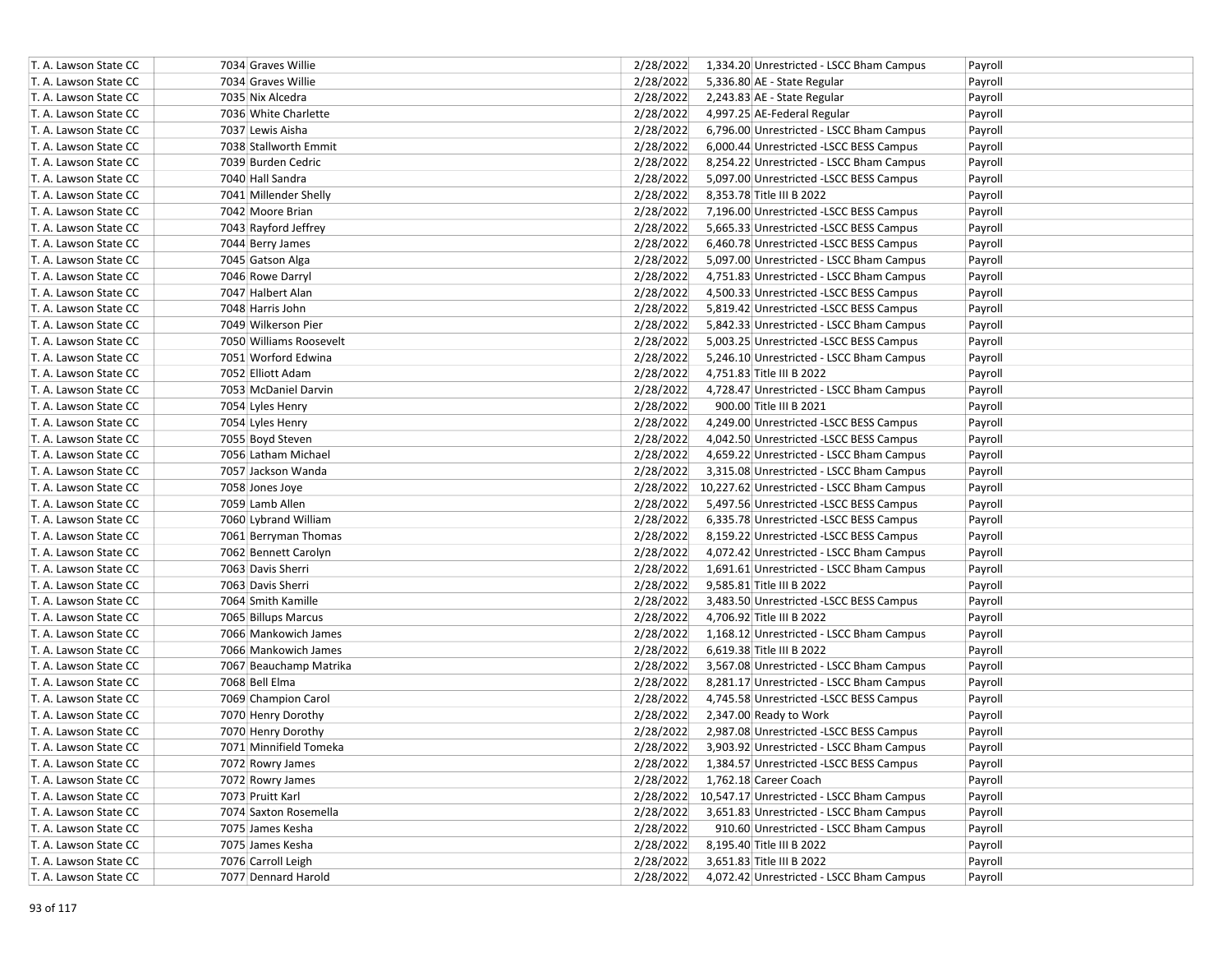| | | | | | | |
|---|---|---|---|---|---|---|
| T. A. Lawson State CC | 7034 | Graves Willie | 2/28/2022 | 1,334.20 | Unrestricted - LSCC Bham Campus | Payroll |
| T. A. Lawson State CC | 7034 | Graves Willie | 2/28/2022 | 5,336.80 | AE - State Regular | Payroll |
| T. A. Lawson State CC | 7035 | Nix Alcedra | 2/28/2022 | 2,243.83 | AE - State Regular | Payroll |
| T. A. Lawson State CC | 7036 | White Charlette | 2/28/2022 | 4,997.25 | AE-Federal Regular | Payroll |
| T. A. Lawson State CC | 7037 | Lewis Aisha | 2/28/2022 | 6,796.00 | Unrestricted - LSCC Bham Campus | Payroll |
| T. A. Lawson State CC | 7038 | Stallworth Emmit | 2/28/2022 | 6,000.44 | Unrestricted -LSCC BESS Campus | Payroll |
| T. A. Lawson State CC | 7039 | Burden Cedric | 2/28/2022 | 8,254.22 | Unrestricted - LSCC Bham Campus | Payroll |
| T. A. Lawson State CC | 7040 | Hall Sandra | 2/28/2022 | 5,097.00 | Unrestricted -LSCC BESS Campus | Payroll |
| T. A. Lawson State CC | 7041 | Millender Shelly | 2/28/2022 | 8,353.78 | Title III B 2022 | Payroll |
| T. A. Lawson State CC | 7042 | Moore Brian | 2/28/2022 | 7,196.00 | Unrestricted -LSCC BESS Campus | Payroll |
| T. A. Lawson State CC | 7043 | Rayford Jeffrey | 2/28/2022 | 5,665.33 | Unrestricted -LSCC BESS Campus | Payroll |
| T. A. Lawson State CC | 7044 | Berry James | 2/28/2022 | 6,460.78 | Unrestricted -LSCC BESS Campus | Payroll |
| T. A. Lawson State CC | 7045 | Gatson Alga | 2/28/2022 | 5,097.00 | Unrestricted - LSCC Bham Campus | Payroll |
| T. A. Lawson State CC | 7046 | Rowe Darryl | 2/28/2022 | 4,751.83 | Unrestricted - LSCC Bham Campus | Payroll |
| T. A. Lawson State CC | 7047 | Halbert Alan | 2/28/2022 | 4,500.33 | Unrestricted -LSCC BESS Campus | Payroll |
| T. A. Lawson State CC | 7048 | Harris John | 2/28/2022 | 5,819.42 | Unrestricted -LSCC BESS Campus | Payroll |
| T. A. Lawson State CC | 7049 | Wilkerson Pier | 2/28/2022 | 5,842.33 | Unrestricted - LSCC Bham Campus | Payroll |
| T. A. Lawson State CC | 7050 | Williams Roosevelt | 2/28/2022 | 5,003.25 | Unrestricted -LSCC BESS Campus | Payroll |
| T. A. Lawson State CC | 7051 | Worford Edwina | 2/28/2022 | 5,246.10 | Unrestricted - LSCC Bham Campus | Payroll |
| T. A. Lawson State CC | 7052 | Elliott Adam | 2/28/2022 | 4,751.83 | Title III B 2022 | Payroll |
| T. A. Lawson State CC | 7053 | McDaniel Darvin | 2/28/2022 | 4,728.47 | Unrestricted - LSCC Bham Campus | Payroll |
| T. A. Lawson State CC | 7054 | Lyles Henry | 2/28/2022 | 900.00 | Title III B 2021 | Payroll |
| T. A. Lawson State CC | 7054 | Lyles Henry | 2/28/2022 | 4,249.00 | Unrestricted -LSCC BESS Campus | Payroll |
| T. A. Lawson State CC | 7055 | Boyd Steven | 2/28/2022 | 4,042.50 | Unrestricted -LSCC BESS Campus | Payroll |
| T. A. Lawson State CC | 7056 | Latham Michael | 2/28/2022 | 4,659.22 | Unrestricted - LSCC Bham Campus | Payroll |
| T. A. Lawson State CC | 7057 | Jackson Wanda | 2/28/2022 | 3,315.08 | Unrestricted - LSCC Bham Campus | Payroll |
| T. A. Lawson State CC | 7058 | Jones Joye | 2/28/2022 | 10,227.62 | Unrestricted - LSCC Bham Campus | Payroll |
| T. A. Lawson State CC | 7059 | Lamb Allen | 2/28/2022 | 5,497.56 | Unrestricted -LSCC BESS Campus | Payroll |
| T. A. Lawson State CC | 7060 | Lybrand William | 2/28/2022 | 6,335.78 | Unrestricted -LSCC BESS Campus | Payroll |
| T. A. Lawson State CC | 7061 | Berryman Thomas | 2/28/2022 | 8,159.22 | Unrestricted -LSCC BESS Campus | Payroll |
| T. A. Lawson State CC | 7062 | Bennett Carolyn | 2/28/2022 | 4,072.42 | Unrestricted - LSCC Bham Campus | Payroll |
| T. A. Lawson State CC | 7063 | Davis Sherri | 2/28/2022 | 1,691.61 | Unrestricted - LSCC Bham Campus | Payroll |
| T. A. Lawson State CC | 7063 | Davis Sherri | 2/28/2022 | 9,585.81 | Title III B 2022 | Payroll |
| T. A. Lawson State CC | 7064 | Smith Kamille | 2/28/2022 | 3,483.50 | Unrestricted -LSCC BESS Campus | Payroll |
| T. A. Lawson State CC | 7065 | Billups Marcus | 2/28/2022 | 4,706.92 | Title III B 2022 | Payroll |
| T. A. Lawson State CC | 7066 | Mankowich James | 2/28/2022 | 1,168.12 | Unrestricted - LSCC Bham Campus | Payroll |
| T. A. Lawson State CC | 7066 | Mankowich James | 2/28/2022 | 6,619.38 | Title III B 2022 | Payroll |
| T. A. Lawson State CC | 7067 | Beauchamp Matrika | 2/28/2022 | 3,567.08 | Unrestricted - LSCC Bham Campus | Payroll |
| T. A. Lawson State CC | 7068 | Bell Elma | 2/28/2022 | 8,281.17 | Unrestricted - LSCC Bham Campus | Payroll |
| T. A. Lawson State CC | 7069 | Champion Carol | 2/28/2022 | 4,745.58 | Unrestricted -LSCC BESS Campus | Payroll |
| T. A. Lawson State CC | 7070 | Henry Dorothy | 2/28/2022 | 2,347.00 | Ready to Work | Payroll |
| T. A. Lawson State CC | 7070 | Henry Dorothy | 2/28/2022 | 2,987.08 | Unrestricted -LSCC BESS Campus | Payroll |
| T. A. Lawson State CC | 7071 | Minnifield Tomeka | 2/28/2022 | 3,903.92 | Unrestricted - LSCC Bham Campus | Payroll |
| T. A. Lawson State CC | 7072 | Rowry James | 2/28/2022 | 1,384.57 | Unrestricted -LSCC BESS Campus | Payroll |
| T. A. Lawson State CC | 7072 | Rowry James | 2/28/2022 | 1,762.18 | Career Coach | Payroll |
| T. A. Lawson State CC | 7073 | Pruitt Karl | 2/28/2022 | 10,547.17 | Unrestricted - LSCC Bham Campus | Payroll |
| T. A. Lawson State CC | 7074 | Saxton Rosemella | 2/28/2022 | 3,651.83 | Unrestricted - LSCC Bham Campus | Payroll |
| T. A. Lawson State CC | 7075 | James Kesha | 2/28/2022 | 910.60 | Unrestricted - LSCC Bham Campus | Payroll |
| T. A. Lawson State CC | 7075 | James Kesha | 2/28/2022 | 8,195.40 | Title III B 2022 | Payroll |
| T. A. Lawson State CC | 7076 | Carroll Leigh | 2/28/2022 | 3,651.83 | Title III B 2022 | Payroll |
| T. A. Lawson State CC | 7077 | Dennard Harold | 2/28/2022 | 4,072.42 | Unrestricted - LSCC Bham Campus | Payroll |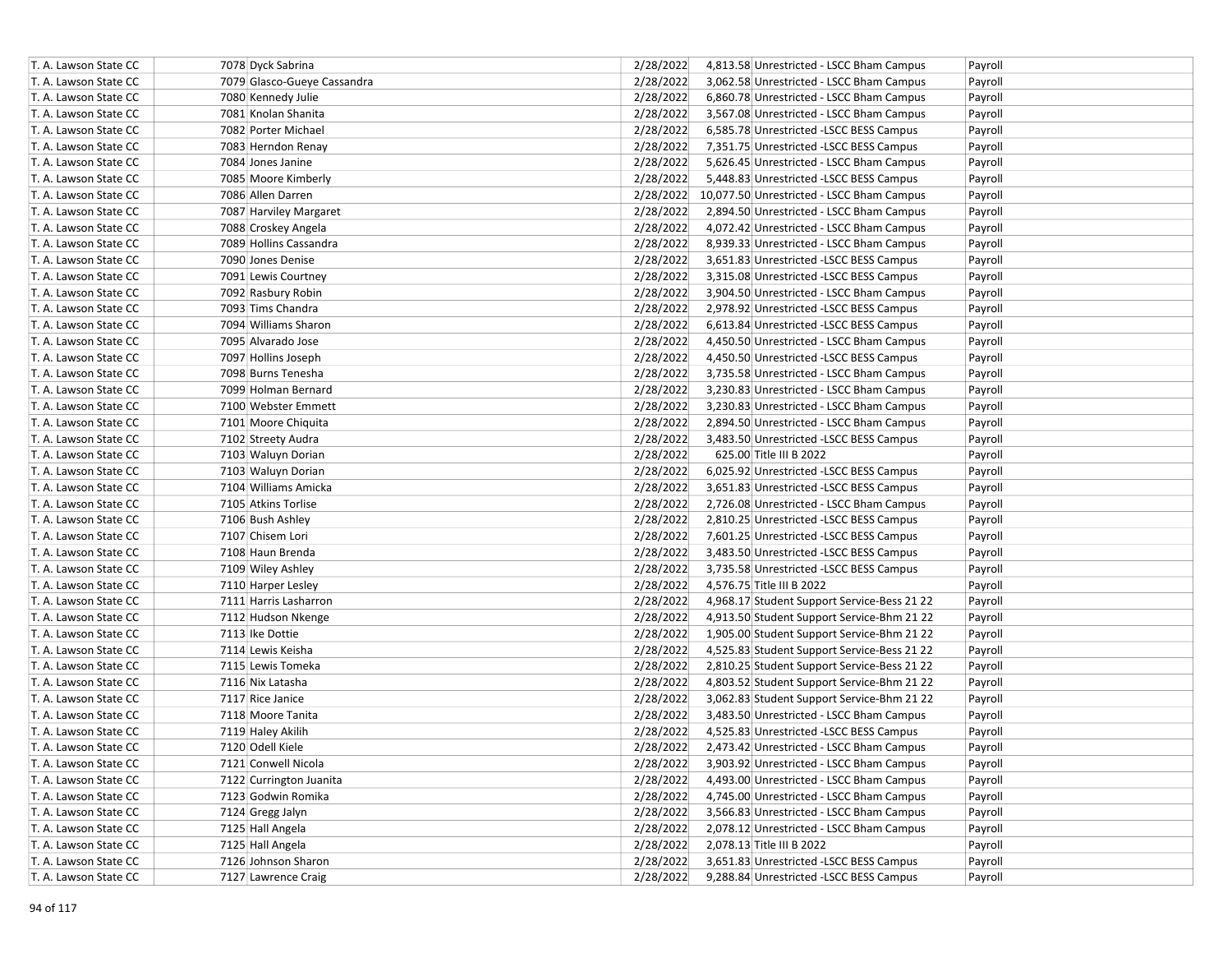| | | | | | |
|---|---|---|---|---|---|
| T. A. Lawson State CC | 7078 Dyck Sabrina | 2/28/2022 | 4,813.58 | Unrestricted - LSCC Bham Campus | Payroll |
| T. A. Lawson State CC | 7079 Glasco-Gueye Cassandra | 2/28/2022 | 3,062.58 | Unrestricted - LSCC Bham Campus | Payroll |
| T. A. Lawson State CC | 7080 Kennedy Julie | 2/28/2022 | 6,860.78 | Unrestricted - LSCC Bham Campus | Payroll |
| T. A. Lawson State CC | 7081 Knolan Shanita | 2/28/2022 | 3,567.08 | Unrestricted - LSCC Bham Campus | Payroll |
| T. A. Lawson State CC | 7082 Porter Michael | 2/28/2022 | 6,585.78 | Unrestricted -LSCC BESS Campus | Payroll |
| T. A. Lawson State CC | 7083 Herndon Renay | 2/28/2022 | 7,351.75 | Unrestricted -LSCC BESS Campus | Payroll |
| T. A. Lawson State CC | 7084 Jones Janine | 2/28/2022 | 5,626.45 | Unrestricted - LSCC Bham Campus | Payroll |
| T. A. Lawson State CC | 7085 Moore Kimberly | 2/28/2022 | 5,448.83 | Unrestricted -LSCC BESS Campus | Payroll |
| T. A. Lawson State CC | 7086 Allen Darren | 2/28/2022 | 10,077.50 | Unrestricted - LSCC Bham Campus | Payroll |
| T. A. Lawson State CC | 7087 Harviley Margaret | 2/28/2022 | 2,894.50 | Unrestricted - LSCC Bham Campus | Payroll |
| T. A. Lawson State CC | 7088 Croskey Angela | 2/28/2022 | 4,072.42 | Unrestricted - LSCC Bham Campus | Payroll |
| T. A. Lawson State CC | 7089 Hollins Cassandra | 2/28/2022 | 8,939.33 | Unrestricted - LSCC Bham Campus | Payroll |
| T. A. Lawson State CC | 7090 Jones Denise | 2/28/2022 | 3,651.83 | Unrestricted -LSCC BESS Campus | Payroll |
| T. A. Lawson State CC | 7091 Lewis Courtney | 2/28/2022 | 3,315.08 | Unrestricted -LSCC BESS Campus | Payroll |
| T. A. Lawson State CC | 7092 Rasbury Robin | 2/28/2022 | 3,904.50 | Unrestricted - LSCC Bham Campus | Payroll |
| T. A. Lawson State CC | 7093 Tims Chandra | 2/28/2022 | 2,978.92 | Unrestricted -LSCC BESS Campus | Payroll |
| T. A. Lawson State CC | 7094 Williams Sharon | 2/28/2022 | 6,613.84 | Unrestricted -LSCC BESS Campus | Payroll |
| T. A. Lawson State CC | 7095 Alvarado Jose | 2/28/2022 | 4,450.50 | Unrestricted - LSCC Bham Campus | Payroll |
| T. A. Lawson State CC | 7097 Hollins Joseph | 2/28/2022 | 4,450.50 | Unrestricted -LSCC BESS Campus | Payroll |
| T. A. Lawson State CC | 7098 Burns Tenesha | 2/28/2022 | 3,735.58 | Unrestricted - LSCC Bham Campus | Payroll |
| T. A. Lawson State CC | 7099 Holman Bernard | 2/28/2022 | 3,230.83 | Unrestricted - LSCC Bham Campus | Payroll |
| T. A. Lawson State CC | 7100 Webster Emmett | 2/28/2022 | 3,230.83 | Unrestricted - LSCC Bham Campus | Payroll |
| T. A. Lawson State CC | 7101 Moore Chiquita | 2/28/2022 | 2,894.50 | Unrestricted - LSCC Bham Campus | Payroll |
| T. A. Lawson State CC | 7102 Streety Audra | 2/28/2022 | 3,483.50 | Unrestricted -LSCC BESS Campus | Payroll |
| T. A. Lawson State CC | 7103 Waluyn Dorian | 2/28/2022 | 625.00 | Title III B 2022 | Payroll |
| T. A. Lawson State CC | 7103 Waluyn Dorian | 2/28/2022 | 6,025.92 | Unrestricted -LSCC BESS Campus | Payroll |
| T. A. Lawson State CC | 7104 Williams Amicka | 2/28/2022 | 3,651.83 | Unrestricted -LSCC BESS Campus | Payroll |
| T. A. Lawson State CC | 7105 Atkins Torlise | 2/28/2022 | 2,726.08 | Unrestricted - LSCC Bham Campus | Payroll |
| T. A. Lawson State CC | 7106 Bush Ashley | 2/28/2022 | 2,810.25 | Unrestricted -LSCC BESS Campus | Payroll |
| T. A. Lawson State CC | 7107 Chisem Lori | 2/28/2022 | 7,601.25 | Unrestricted -LSCC BESS Campus | Payroll |
| T. A. Lawson State CC | 7108 Haun Brenda | 2/28/2022 | 3,483.50 | Unrestricted -LSCC BESS Campus | Payroll |
| T. A. Lawson State CC | 7109 Wiley Ashley | 2/28/2022 | 3,735.58 | Unrestricted -LSCC BESS Campus | Payroll |
| T. A. Lawson State CC | 7110 Harper Lesley | 2/28/2022 | 4,576.75 | Title III B 2022 | Payroll |
| T. A. Lawson State CC | 7111 Harris Lasharron | 2/28/2022 | 4,968.17 | Student Support Service-Bess 21 22 | Payroll |
| T. A. Lawson State CC | 7112 Hudson Nkenge | 2/28/2022 | 4,913.50 | Student Support Service-Bhm 21 22 | Payroll |
| T. A. Lawson State CC | 7113 Ike Dottie | 2/28/2022 | 1,905.00 | Student Support Service-Bhm 21 22 | Payroll |
| T. A. Lawson State CC | 7114 Lewis Keisha | 2/28/2022 | 4,525.83 | Student Support Service-Bess 21 22 | Payroll |
| T. A. Lawson State CC | 7115 Lewis Tomeka | 2/28/2022 | 2,810.25 | Student Support Service-Bess 21 22 | Payroll |
| T. A. Lawson State CC | 7116 Nix Latasha | 2/28/2022 | 4,803.52 | Student Support Service-Bhm 21 22 | Payroll |
| T. A. Lawson State CC | 7117 Rice Janice | 2/28/2022 | 3,062.83 | Student Support Service-Bhm 21 22 | Payroll |
| T. A. Lawson State CC | 7118 Moore Tanita | 2/28/2022 | 3,483.50 | Unrestricted - LSCC Bham Campus | Payroll |
| T. A. Lawson State CC | 7119 Haley Akilih | 2/28/2022 | 4,525.83 | Unrestricted -LSCC BESS Campus | Payroll |
| T. A. Lawson State CC | 7120 Odell Kiele | 2/28/2022 | 2,473.42 | Unrestricted - LSCC Bham Campus | Payroll |
| T. A. Lawson State CC | 7121 Conwell Nicola | 2/28/2022 | 3,903.92 | Unrestricted - LSCC Bham Campus | Payroll |
| T. A. Lawson State CC | 7122 Currington Juanita | 2/28/2022 | 4,493.00 | Unrestricted - LSCC Bham Campus | Payroll |
| T. A. Lawson State CC | 7123 Godwin Romika | 2/28/2022 | 4,745.00 | Unrestricted - LSCC Bham Campus | Payroll |
| T. A. Lawson State CC | 7124 Gregg Jalyn | 2/28/2022 | 3,566.83 | Unrestricted - LSCC Bham Campus | Payroll |
| T. A. Lawson State CC | 7125 Hall Angela | 2/28/2022 | 2,078.12 | Unrestricted - LSCC Bham Campus | Payroll |
| T. A. Lawson State CC | 7125 Hall Angela | 2/28/2022 | 2,078.13 | Title III B 2022 | Payroll |
| T. A. Lawson State CC | 7126 Johnson Sharon | 2/28/2022 | 3,651.83 | Unrestricted -LSCC BESS Campus | Payroll |
| T. A. Lawson State CC | 7127 Lawrence Craig | 2/28/2022 | 9,288.84 | Unrestricted -LSCC BESS Campus | Payroll |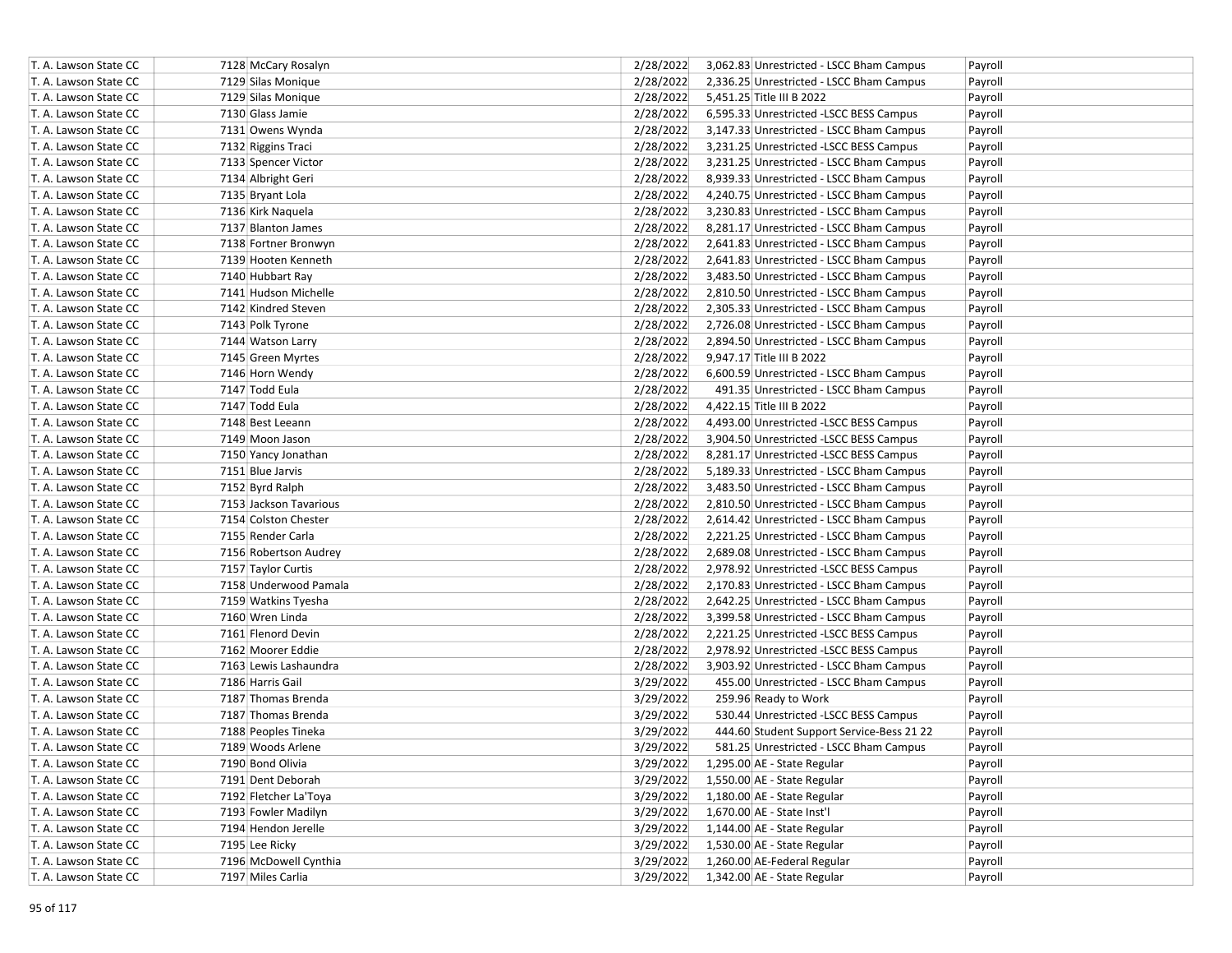| | | | | | |
|---|---|---|---|---|---|
| T. A. Lawson State CC | 7128 McCary Rosalyn | 2/28/2022 | 3,062.83 | Unrestricted - LSCC Bham Campus | Payroll |
| T. A. Lawson State CC | 7129 Silas Monique | 2/28/2022 | 2,336.25 | Unrestricted - LSCC Bham Campus | Payroll |
| T. A. Lawson State CC | 7129 Silas Monique | 2/28/2022 | 5,451.25 | Title III B 2022 | Payroll |
| T. A. Lawson State CC | 7130 Glass Jamie | 2/28/2022 | 6,595.33 | Unrestricted -LSCC BESS Campus | Payroll |
| T. A. Lawson State CC | 7131 Owens Wynda | 2/28/2022 | 3,147.33 | Unrestricted - LSCC Bham Campus | Payroll |
| T. A. Lawson State CC | 7132 Riggins Traci | 2/28/2022 | 3,231.25 | Unrestricted -LSCC BESS Campus | Payroll |
| T. A. Lawson State CC | 7133 Spencer Victor | 2/28/2022 | 3,231.25 | Unrestricted - LSCC Bham Campus | Payroll |
| T. A. Lawson State CC | 7134 Albright Geri | 2/28/2022 | 8,939.33 | Unrestricted - LSCC Bham Campus | Payroll |
| T. A. Lawson State CC | 7135 Bryant Lola | 2/28/2022 | 4,240.75 | Unrestricted - LSCC Bham Campus | Payroll |
| T. A. Lawson State CC | 7136 Kirk Naquela | 2/28/2022 | 3,230.83 | Unrestricted - LSCC Bham Campus | Payroll |
| T. A. Lawson State CC | 7137 Blanton James | 2/28/2022 | 8,281.17 | Unrestricted - LSCC Bham Campus | Payroll |
| T. A. Lawson State CC | 7138 Fortner Bronwyn | 2/28/2022 | 2,641.83 | Unrestricted - LSCC Bham Campus | Payroll |
| T. A. Lawson State CC | 7139 Hooten Kenneth | 2/28/2022 | 2,641.83 | Unrestricted - LSCC Bham Campus | Payroll |
| T. A. Lawson State CC | 7140 Hubbart Ray | 2/28/2022 | 3,483.50 | Unrestricted - LSCC Bham Campus | Payroll |
| T. A. Lawson State CC | 7141 Hudson Michelle | 2/28/2022 | 2,810.50 | Unrestricted - LSCC Bham Campus | Payroll |
| T. A. Lawson State CC | 7142 Kindred Steven | 2/28/2022 | 2,305.33 | Unrestricted - LSCC Bham Campus | Payroll |
| T. A. Lawson State CC | 7143 Polk Tyrone | 2/28/2022 | 2,726.08 | Unrestricted - LSCC Bham Campus | Payroll |
| T. A. Lawson State CC | 7144 Watson Larry | 2/28/2022 | 2,894.50 | Unrestricted - LSCC Bham Campus | Payroll |
| T. A. Lawson State CC | 7145 Green Myrtes | 2/28/2022 | 9,947.17 | Title III B 2022 | Payroll |
| T. A. Lawson State CC | 7146 Horn Wendy | 2/28/2022 | 6,600.59 | Unrestricted - LSCC Bham Campus | Payroll |
| T. A. Lawson State CC | 7147 Todd Eula | 2/28/2022 | 491.35 | Unrestricted - LSCC Bham Campus | Payroll |
| T. A. Lawson State CC | 7147 Todd Eula | 2/28/2022 | 4,422.15 | Title III B 2022 | Payroll |
| T. A. Lawson State CC | 7148 Best Leeann | 2/28/2022 | 4,493.00 | Unrestricted -LSCC BESS Campus | Payroll |
| T. A. Lawson State CC | 7149 Moon Jason | 2/28/2022 | 3,904.50 | Unrestricted -LSCC BESS Campus | Payroll |
| T. A. Lawson State CC | 7150 Yancy Jonathan | 2/28/2022 | 8,281.17 | Unrestricted -LSCC BESS Campus | Payroll |
| T. A. Lawson State CC | 7151 Blue Jarvis | 2/28/2022 | 5,189.33 | Unrestricted - LSCC Bham Campus | Payroll |
| T. A. Lawson State CC | 7152 Byrd Ralph | 2/28/2022 | 3,483.50 | Unrestricted - LSCC Bham Campus | Payroll |
| T. A. Lawson State CC | 7153 Jackson Tavarious | 2/28/2022 | 2,810.50 | Unrestricted - LSCC Bham Campus | Payroll |
| T. A. Lawson State CC | 7154 Colston Chester | 2/28/2022 | 2,614.42 | Unrestricted - LSCC Bham Campus | Payroll |
| T. A. Lawson State CC | 7155 Render Carla | 2/28/2022 | 2,221.25 | Unrestricted - LSCC Bham Campus | Payroll |
| T. A. Lawson State CC | 7156 Robertson Audrey | 2/28/2022 | 2,689.08 | Unrestricted - LSCC Bham Campus | Payroll |
| T. A. Lawson State CC | 7157 Taylor Curtis | 2/28/2022 | 2,978.92 | Unrestricted -LSCC BESS Campus | Payroll |
| T. A. Lawson State CC | 7158 Underwood Pamala | 2/28/2022 | 2,170.83 | Unrestricted - LSCC Bham Campus | Payroll |
| T. A. Lawson State CC | 7159 Watkins Tyesha | 2/28/2022 | 2,642.25 | Unrestricted - LSCC Bham Campus | Payroll |
| T. A. Lawson State CC | 7160 Wren Linda | 2/28/2022 | 3,399.58 | Unrestricted - LSCC Bham Campus | Payroll |
| T. A. Lawson State CC | 7161 Flenord Devin | 2/28/2022 | 2,221.25 | Unrestricted -LSCC BESS Campus | Payroll |
| T. A. Lawson State CC | 7162 Moorer Eddie | 2/28/2022 | 2,978.92 | Unrestricted -LSCC BESS Campus | Payroll |
| T. A. Lawson State CC | 7163 Lewis Lashaundra | 2/28/2022 | 3,903.92 | Unrestricted - LSCC Bham Campus | Payroll |
| T. A. Lawson State CC | 7186 Harris Gail | 3/29/2022 | 455.00 | Unrestricted - LSCC Bham Campus | Payroll |
| T. A. Lawson State CC | 7187 Thomas Brenda | 3/29/2022 | 259.96 | Ready to Work | Payroll |
| T. A. Lawson State CC | 7187 Thomas Brenda | 3/29/2022 | 530.44 | Unrestricted -LSCC BESS Campus | Payroll |
| T. A. Lawson State CC | 7188 Peoples Tineka | 3/29/2022 | 444.60 | Student Support Service-Bess 21 22 | Payroll |
| T. A. Lawson State CC | 7189 Woods Arlene | 3/29/2022 | 581.25 | Unrestricted - LSCC Bham Campus | Payroll |
| T. A. Lawson State CC | 7190 Bond Olivia | 3/29/2022 | 1,295.00 | AE - State Regular | Payroll |
| T. A. Lawson State CC | 7191 Dent Deborah | 3/29/2022 | 1,550.00 | AE - State Regular | Payroll |
| T. A. Lawson State CC | 7192 Fletcher La'Toya | 3/29/2022 | 1,180.00 | AE - State Regular | Payroll |
| T. A. Lawson State CC | 7193 Fowler Madilyn | 3/29/2022 | 1,670.00 | AE - State Inst'l | Payroll |
| T. A. Lawson State CC | 7194 Hendon Jerelle | 3/29/2022 | 1,144.00 | AE - State Regular | Payroll |
| T. A. Lawson State CC | 7195 Lee Ricky | 3/29/2022 | 1,530.00 | AE - State Regular | Payroll |
| T. A. Lawson State CC | 7196 McDowell Cynthia | 3/29/2022 | 1,260.00 | AE-Federal Regular | Payroll |
| T. A. Lawson State CC | 7197 Miles Carlia | 3/29/2022 | 1,342.00 | AE - State Regular | Payroll |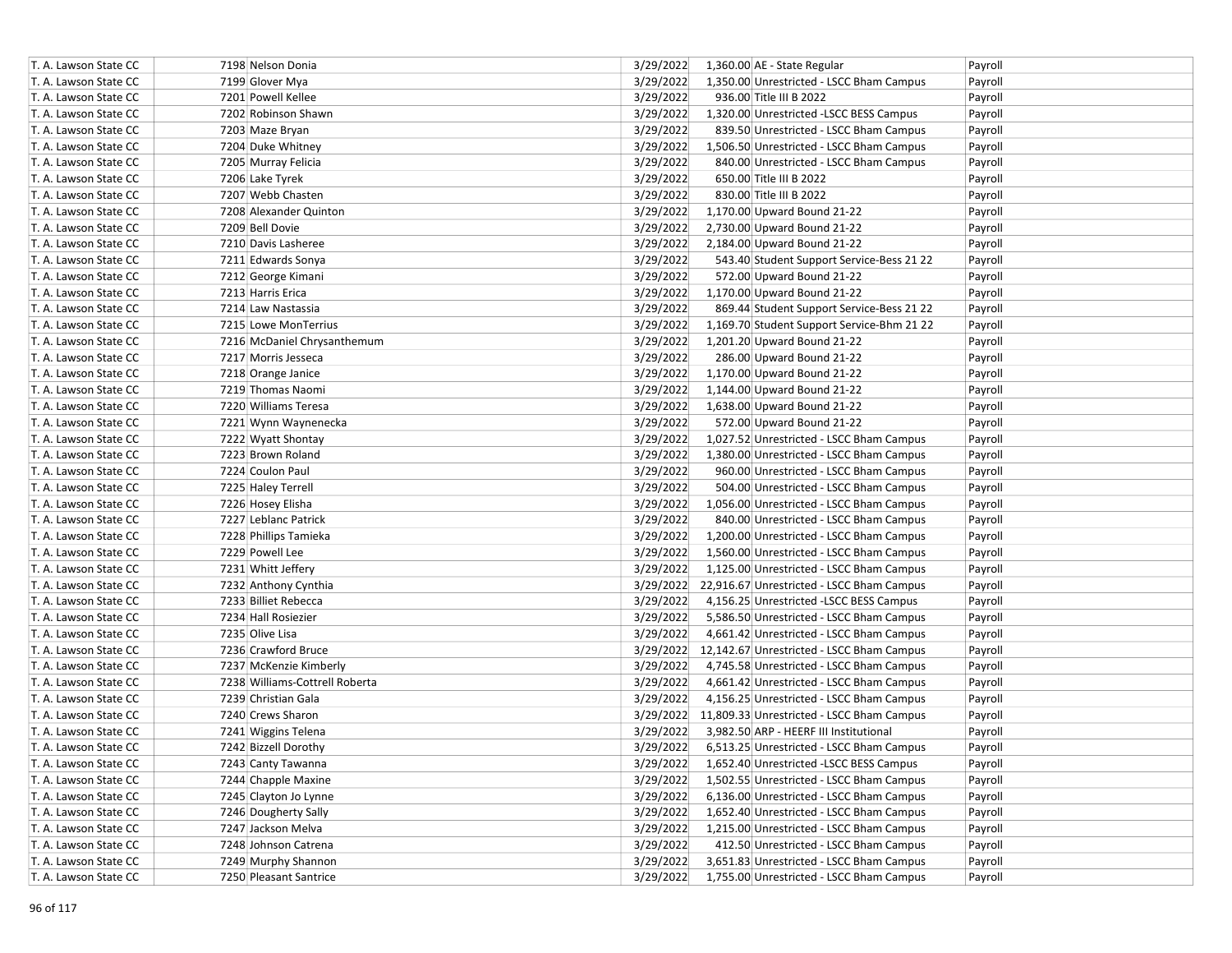| | | | | | |
|---|---|---|---|---|---|
| T. A. Lawson State CC | 7198 Nelson Donia | 3/29/2022 | 1,360.00 | AE - State Regular | Payroll |
| T. A. Lawson State CC | 7199 Glover Mya | 3/29/2022 | 1,350.00 | Unrestricted - LSCC Bham Campus | Payroll |
| T. A. Lawson State CC | 7201 Powell Kellee | 3/29/2022 | 936.00 | Title III B 2022 | Payroll |
| T. A. Lawson State CC | 7202 Robinson Shawn | 3/29/2022 | 1,320.00 | Unrestricted -LSCC BESS Campus | Payroll |
| T. A. Lawson State CC | 7203 Maze Bryan | 3/29/2022 | 839.50 | Unrestricted - LSCC Bham Campus | Payroll |
| T. A. Lawson State CC | 7204 Duke Whitney | 3/29/2022 | 1,506.50 | Unrestricted - LSCC Bham Campus | Payroll |
| T. A. Lawson State CC | 7205 Murray Felicia | 3/29/2022 | 840.00 | Unrestricted - LSCC Bham Campus | Payroll |
| T. A. Lawson State CC | 7206 Lake Tyrek | 3/29/2022 | 650.00 | Title III B 2022 | Payroll |
| T. A. Lawson State CC | 7207 Webb Chasten | 3/29/2022 | 830.00 | Title III B 2022 | Payroll |
| T. A. Lawson State CC | 7208 Alexander Quinton | 3/29/2022 | 1,170.00 | Upward Bound 21-22 | Payroll |
| T. A. Lawson State CC | 7209 Bell Dovie | 3/29/2022 | 2,730.00 | Upward Bound 21-22 | Payroll |
| T. A. Lawson State CC | 7210 Davis Lasheree | 3/29/2022 | 2,184.00 | Upward Bound 21-22 | Payroll |
| T. A. Lawson State CC | 7211 Edwards Sonya | 3/29/2022 | 543.40 | Student Support Service-Bess 21 22 | Payroll |
| T. A. Lawson State CC | 7212 George Kimani | 3/29/2022 | 572.00 | Upward Bound 21-22 | Payroll |
| T. A. Lawson State CC | 7213 Harris Erica | 3/29/2022 | 1,170.00 | Upward Bound 21-22 | Payroll |
| T. A. Lawson State CC | 7214 Law Nastassia | 3/29/2022 | 869.44 | Student Support Service-Bess 21 22 | Payroll |
| T. A. Lawson State CC | 7215 Lowe MonTerrius | 3/29/2022 | 1,169.70 | Student Support Service-Bhm 21 22 | Payroll |
| T. A. Lawson State CC | 7216 McDaniel Chrysanthemum | 3/29/2022 | 1,201.20 | Upward Bound 21-22 | Payroll |
| T. A. Lawson State CC | 7217 Morris Jesseca | 3/29/2022 | 286.00 | Upward Bound 21-22 | Payroll |
| T. A. Lawson State CC | 7218 Orange Janice | 3/29/2022 | 1,170.00 | Upward Bound 21-22 | Payroll |
| T. A. Lawson State CC | 7219 Thomas Naomi | 3/29/2022 | 1,144.00 | Upward Bound 21-22 | Payroll |
| T. A. Lawson State CC | 7220 Williams Teresa | 3/29/2022 | 1,638.00 | Upward Bound 21-22 | Payroll |
| T. A. Lawson State CC | 7221 Wynn Waynenecka | 3/29/2022 | 572.00 | Upward Bound 21-22 | Payroll |
| T. A. Lawson State CC | 7222 Wyatt Shontay | 3/29/2022 | 1,027.52 | Unrestricted - LSCC Bham Campus | Payroll |
| T. A. Lawson State CC | 7223 Brown Roland | 3/29/2022 | 1,380.00 | Unrestricted - LSCC Bham Campus | Payroll |
| T. A. Lawson State CC | 7224 Coulon Paul | 3/29/2022 | 960.00 | Unrestricted - LSCC Bham Campus | Payroll |
| T. A. Lawson State CC | 7225 Haley Terrell | 3/29/2022 | 504.00 | Unrestricted - LSCC Bham Campus | Payroll |
| T. A. Lawson State CC | 7226 Hosey Elisha | 3/29/2022 | 1,056.00 | Unrestricted - LSCC Bham Campus | Payroll |
| T. A. Lawson State CC | 7227 Leblanc Patrick | 3/29/2022 | 840.00 | Unrestricted - LSCC Bham Campus | Payroll |
| T. A. Lawson State CC | 7228 Phillips Tamieka | 3/29/2022 | 1,200.00 | Unrestricted - LSCC Bham Campus | Payroll |
| T. A. Lawson State CC | 7229 Powell Lee | 3/29/2022 | 1,560.00 | Unrestricted - LSCC Bham Campus | Payroll |
| T. A. Lawson State CC | 7231 Whitt Jeffery | 3/29/2022 | 1,125.00 | Unrestricted - LSCC Bham Campus | Payroll |
| T. A. Lawson State CC | 7232 Anthony Cynthia | 3/29/2022 | 22,916.67 | Unrestricted - LSCC Bham Campus | Payroll |
| T. A. Lawson State CC | 7233 Billiet Rebecca | 3/29/2022 | 4,156.25 | Unrestricted -LSCC BESS Campus | Payroll |
| T. A. Lawson State CC | 7234 Hall Rosiezier | 3/29/2022 | 5,586.50 | Unrestricted - LSCC Bham Campus | Payroll |
| T. A. Lawson State CC | 7235 Olive Lisa | 3/29/2022 | 4,661.42 | Unrestricted - LSCC Bham Campus | Payroll |
| T. A. Lawson State CC | 7236 Crawford Bruce | 3/29/2022 | 12,142.67 | Unrestricted - LSCC Bham Campus | Payroll |
| T. A. Lawson State CC | 7237 McKenzie Kimberly | 3/29/2022 | 4,745.58 | Unrestricted - LSCC Bham Campus | Payroll |
| T. A. Lawson State CC | 7238 Williams-Cottrell Roberta | 3/29/2022 | 4,661.42 | Unrestricted - LSCC Bham Campus | Payroll |
| T. A. Lawson State CC | 7239 Christian Gala | 3/29/2022 | 4,156.25 | Unrestricted - LSCC Bham Campus | Payroll |
| T. A. Lawson State CC | 7240 Crews Sharon | 3/29/2022 | 11,809.33 | Unrestricted - LSCC Bham Campus | Payroll |
| T. A. Lawson State CC | 7241 Wiggins Telena | 3/29/2022 | 3,982.50 | ARP - HEERF III Institutional | Payroll |
| T. A. Lawson State CC | 7242 Bizzell Dorothy | 3/29/2022 | 6,513.25 | Unrestricted - LSCC Bham Campus | Payroll |
| T. A. Lawson State CC | 7243 Canty Tawanna | 3/29/2022 | 1,652.40 | Unrestricted -LSCC BESS Campus | Payroll |
| T. A. Lawson State CC | 7244 Chapple Maxine | 3/29/2022 | 1,502.55 | Unrestricted - LSCC Bham Campus | Payroll |
| T. A. Lawson State CC | 7245 Clayton Jo Lynne | 3/29/2022 | 6,136.00 | Unrestricted - LSCC Bham Campus | Payroll |
| T. A. Lawson State CC | 7246 Dougherty Sally | 3/29/2022 | 1,652.40 | Unrestricted - LSCC Bham Campus | Payroll |
| T. A. Lawson State CC | 7247 Jackson Melva | 3/29/2022 | 1,215.00 | Unrestricted - LSCC Bham Campus | Payroll |
| T. A. Lawson State CC | 7248 Johnson Catrena | 3/29/2022 | 412.50 | Unrestricted - LSCC Bham Campus | Payroll |
| T. A. Lawson State CC | 7249 Murphy Shannon | 3/29/2022 | 3,651.83 | Unrestricted - LSCC Bham Campus | Payroll |
| T. A. Lawson State CC | 7250 Pleasant Santrice | 3/29/2022 | 1,755.00 | Unrestricted - LSCC Bham Campus | Payroll |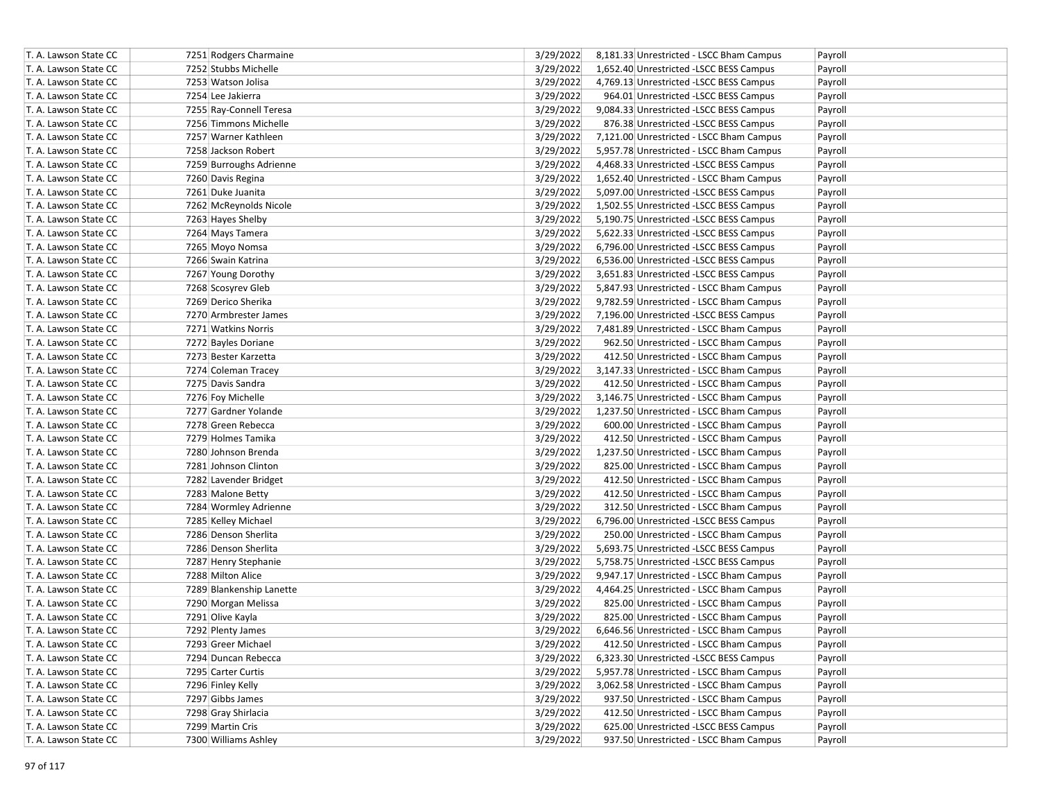| | | | | | |
|---|---|---|---|---|---|
| T. A. Lawson State CC | 7251 Rodgers Charmaine | 3/29/2022 | 8,181.33 | Unrestricted - LSCC Bham Campus | Payroll |
| T. A. Lawson State CC | 7252 Stubbs Michelle | 3/29/2022 | 1,652.40 | Unrestricted -LSCC BESS Campus | Payroll |
| T. A. Lawson State CC | 7253 Watson Jolisa | 3/29/2022 | 4,769.13 | Unrestricted -LSCC BESS Campus | Payroll |
| T. A. Lawson State CC | 7254 Lee Jakierra | 3/29/2022 | 964.01 | Unrestricted -LSCC BESS Campus | Payroll |
| T. A. Lawson State CC | 7255 Ray-Connell Teresa | 3/29/2022 | 9,084.33 | Unrestricted -LSCC BESS Campus | Payroll |
| T. A. Lawson State CC | 7256 Timmons Michelle | 3/29/2022 | 876.38 | Unrestricted -LSCC BESS Campus | Payroll |
| T. A. Lawson State CC | 7257 Warner Kathleen | 3/29/2022 | 7,121.00 | Unrestricted - LSCC Bham Campus | Payroll |
| T. A. Lawson State CC | 7258 Jackson Robert | 3/29/2022 | 5,957.78 | Unrestricted - LSCC Bham Campus | Payroll |
| T. A. Lawson State CC | 7259 Burroughs Adrienne | 3/29/2022 | 4,468.33 | Unrestricted -LSCC BESS Campus | Payroll |
| T. A. Lawson State CC | 7260 Davis Regina | 3/29/2022 | 1,652.40 | Unrestricted - LSCC Bham Campus | Payroll |
| T. A. Lawson State CC | 7261 Duke Juanita | 3/29/2022 | 5,097.00 | Unrestricted -LSCC BESS Campus | Payroll |
| T. A. Lawson State CC | 7262 McReynolds Nicole | 3/29/2022 | 1,502.55 | Unrestricted -LSCC BESS Campus | Payroll |
| T. A. Lawson State CC | 7263 Hayes Shelby | 3/29/2022 | 5,190.75 | Unrestricted -LSCC BESS Campus | Payroll |
| T. A. Lawson State CC | 7264 Mays Tamera | 3/29/2022 | 5,622.33 | Unrestricted -LSCC BESS Campus | Payroll |
| T. A. Lawson State CC | 7265 Moyo Nomsa | 3/29/2022 | 6,796.00 | Unrestricted -LSCC BESS Campus | Payroll |
| T. A. Lawson State CC | 7266 Swain Katrina | 3/29/2022 | 6,536.00 | Unrestricted -LSCC BESS Campus | Payroll |
| T. A. Lawson State CC | 7267 Young Dorothy | 3/29/2022 | 3,651.83 | Unrestricted -LSCC BESS Campus | Payroll |
| T. A. Lawson State CC | 7268 Scosyrev Gleb | 3/29/2022 | 5,847.93 | Unrestricted - LSCC Bham Campus | Payroll |
| T. A. Lawson State CC | 7269 Derico Sherika | 3/29/2022 | 9,782.59 | Unrestricted - LSCC Bham Campus | Payroll |
| T. A. Lawson State CC | 7270 Armbrester James | 3/29/2022 | 7,196.00 | Unrestricted -LSCC BESS Campus | Payroll |
| T. A. Lawson State CC | 7271 Watkins Norris | 3/29/2022 | 7,481.89 | Unrestricted - LSCC Bham Campus | Payroll |
| T. A. Lawson State CC | 7272 Bayles Doriane | 3/29/2022 | 962.50 | Unrestricted - LSCC Bham Campus | Payroll |
| T. A. Lawson State CC | 7273 Bester Karzetta | 3/29/2022 | 412.50 | Unrestricted - LSCC Bham Campus | Payroll |
| T. A. Lawson State CC | 7274 Coleman Tracey | 3/29/2022 | 3,147.33 | Unrestricted - LSCC Bham Campus | Payroll |
| T. A. Lawson State CC | 7275 Davis Sandra | 3/29/2022 | 412.50 | Unrestricted - LSCC Bham Campus | Payroll |
| T. A. Lawson State CC | 7276 Foy Michelle | 3/29/2022 | 3,146.75 | Unrestricted - LSCC Bham Campus | Payroll |
| T. A. Lawson State CC | 7277 Gardner Yolande | 3/29/2022 | 1,237.50 | Unrestricted - LSCC Bham Campus | Payroll |
| T. A. Lawson State CC | 7278 Green Rebecca | 3/29/2022 | 600.00 | Unrestricted - LSCC Bham Campus | Payroll |
| T. A. Lawson State CC | 7279 Holmes Tamika | 3/29/2022 | 412.50 | Unrestricted - LSCC Bham Campus | Payroll |
| T. A. Lawson State CC | 7280 Johnson Brenda | 3/29/2022 | 1,237.50 | Unrestricted - LSCC Bham Campus | Payroll |
| T. A. Lawson State CC | 7281 Johnson Clinton | 3/29/2022 | 825.00 | Unrestricted - LSCC Bham Campus | Payroll |
| T. A. Lawson State CC | 7282 Lavender Bridget | 3/29/2022 | 412.50 | Unrestricted - LSCC Bham Campus | Payroll |
| T. A. Lawson State CC | 7283 Malone Betty | 3/29/2022 | 412.50 | Unrestricted - LSCC Bham Campus | Payroll |
| T. A. Lawson State CC | 7284 Wormley Adrienne | 3/29/2022 | 312.50 | Unrestricted - LSCC Bham Campus | Payroll |
| T. A. Lawson State CC | 7285 Kelley Michael | 3/29/2022 | 6,796.00 | Unrestricted -LSCC BESS Campus | Payroll |
| T. A. Lawson State CC | 7286 Denson Sherlita | 3/29/2022 | 250.00 | Unrestricted - LSCC Bham Campus | Payroll |
| T. A. Lawson State CC | 7286 Denson Sherlita | 3/29/2022 | 5,693.75 | Unrestricted -LSCC BESS Campus | Payroll |
| T. A. Lawson State CC | 7287 Henry Stephanie | 3/29/2022 | 5,758.75 | Unrestricted -LSCC BESS Campus | Payroll |
| T. A. Lawson State CC | 7288 Milton Alice | 3/29/2022 | 9,947.17 | Unrestricted - LSCC Bham Campus | Payroll |
| T. A. Lawson State CC | 7289 Blankenship Lanette | 3/29/2022 | 4,464.25 | Unrestricted - LSCC Bham Campus | Payroll |
| T. A. Lawson State CC | 7290 Morgan Melissa | 3/29/2022 | 825.00 | Unrestricted - LSCC Bham Campus | Payroll |
| T. A. Lawson State CC | 7291 Olive Kayla | 3/29/2022 | 825.00 | Unrestricted - LSCC Bham Campus | Payroll |
| T. A. Lawson State CC | 7292 Plenty James | 3/29/2022 | 6,646.56 | Unrestricted - LSCC Bham Campus | Payroll |
| T. A. Lawson State CC | 7293 Greer Michael | 3/29/2022 | 412.50 | Unrestricted - LSCC Bham Campus | Payroll |
| T. A. Lawson State CC | 7294 Duncan Rebecca | 3/29/2022 | 6,323.30 | Unrestricted -LSCC BESS Campus | Payroll |
| T. A. Lawson State CC | 7295 Carter Curtis | 3/29/2022 | 5,957.78 | Unrestricted - LSCC Bham Campus | Payroll |
| T. A. Lawson State CC | 7296 Finley Kelly | 3/29/2022 | 3,062.58 | Unrestricted - LSCC Bham Campus | Payroll |
| T. A. Lawson State CC | 7297 Gibbs James | 3/29/2022 | 937.50 | Unrestricted - LSCC Bham Campus | Payroll |
| T. A. Lawson State CC | 7298 Gray Shirlacia | 3/29/2022 | 412.50 | Unrestricted - LSCC Bham Campus | Payroll |
| T. A. Lawson State CC | 7299 Martin Cris | 3/29/2022 | 625.00 | Unrestricted -LSCC BESS Campus | Payroll |
| T. A. Lawson State CC | 7300 Williams Ashley | 3/29/2022 | 937.50 | Unrestricted - LSCC Bham Campus | Payroll |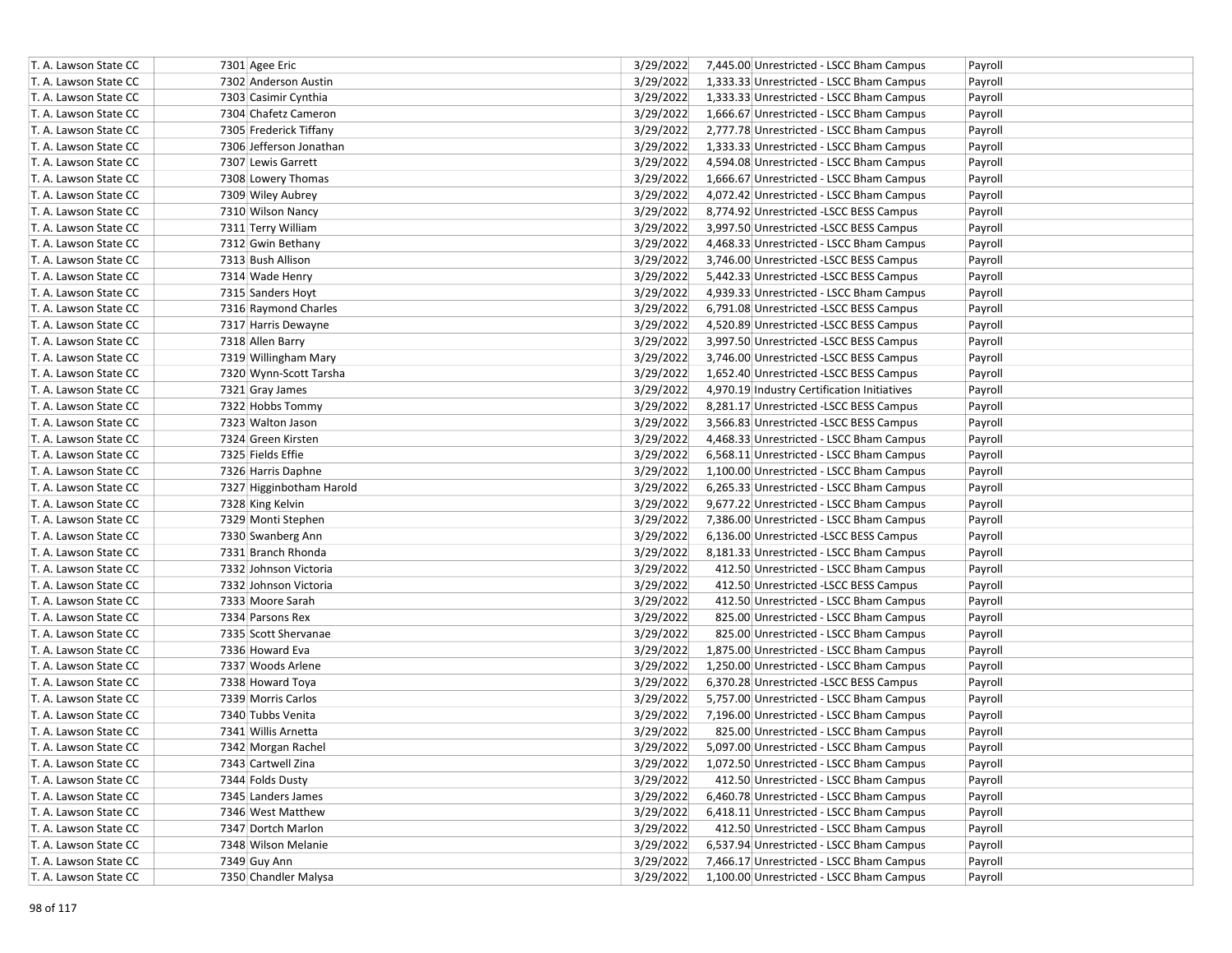| T. A. Lawson State CC | 7301 | Agee Eric | 3/29/2022 | 7,445.00 | Unrestricted - LSCC Bham Campus | Payroll |
|---|---|---|---|---|---|---|
| T. A. Lawson State CC | 7302 | Anderson Austin | 3/29/2022 | 1,333.33 | Unrestricted - LSCC Bham Campus | Payroll |
| T. A. Lawson State CC | 7303 | Casimir Cynthia | 3/29/2022 | 1,333.33 | Unrestricted - LSCC Bham Campus | Payroll |
| T. A. Lawson State CC | 7304 | Chafetz Cameron | 3/29/2022 | 1,666.67 | Unrestricted - LSCC Bham Campus | Payroll |
| T. A. Lawson State CC | 7305 | Frederick Tiffany | 3/29/2022 | 2,777.78 | Unrestricted - LSCC Bham Campus | Payroll |
| T. A. Lawson State CC | 7306 | Jefferson Jonathan | 3/29/2022 | 1,333.33 | Unrestricted - LSCC Bham Campus | Payroll |
| T. A. Lawson State CC | 7307 | Lewis Garrett | 3/29/2022 | 4,594.08 | Unrestricted - LSCC Bham Campus | Payroll |
| T. A. Lawson State CC | 7308 | Lowery Thomas | 3/29/2022 | 1,666.67 | Unrestricted - LSCC Bham Campus | Payroll |
| T. A. Lawson State CC | 7309 | Wiley Aubrey | 3/29/2022 | 4,072.42 | Unrestricted - LSCC Bham Campus | Payroll |
| T. A. Lawson State CC | 7310 | Wilson Nancy | 3/29/2022 | 8,774.92 | Unrestricted -LSCC BESS Campus | Payroll |
| T. A. Lawson State CC | 7311 | Terry William | 3/29/2022 | 3,997.50 | Unrestricted -LSCC BESS Campus | Payroll |
| T. A. Lawson State CC | 7312 | Gwin Bethany | 3/29/2022 | 4,468.33 | Unrestricted - LSCC Bham Campus | Payroll |
| T. A. Lawson State CC | 7313 | Bush Allison | 3/29/2022 | 3,746.00 | Unrestricted -LSCC BESS Campus | Payroll |
| T. A. Lawson State CC | 7314 | Wade Henry | 3/29/2022 | 5,442.33 | Unrestricted -LSCC BESS Campus | Payroll |
| T. A. Lawson State CC | 7315 | Sanders Hoyt | 3/29/2022 | 4,939.33 | Unrestricted - LSCC Bham Campus | Payroll |
| T. A. Lawson State CC | 7316 | Raymond Charles | 3/29/2022 | 6,791.08 | Unrestricted -LSCC BESS Campus | Payroll |
| T. A. Lawson State CC | 7317 | Harris Dewayne | 3/29/2022 | 4,520.89 | Unrestricted -LSCC BESS Campus | Payroll |
| T. A. Lawson State CC | 7318 | Allen Barry | 3/29/2022 | 3,997.50 | Unrestricted -LSCC BESS Campus | Payroll |
| T. A. Lawson State CC | 7319 | Willingham Mary | 3/29/2022 | 3,746.00 | Unrestricted -LSCC BESS Campus | Payroll |
| T. A. Lawson State CC | 7320 | Wynn-Scott Tarsha | 3/29/2022 | 1,652.40 | Unrestricted -LSCC BESS Campus | Payroll |
| T. A. Lawson State CC | 7321 | Gray James | 3/29/2022 | 4,970.19 | Industry Certification Initiatives | Payroll |
| T. A. Lawson State CC | 7322 | Hobbs Tommy | 3/29/2022 | 8,281.17 | Unrestricted -LSCC BESS Campus | Payroll |
| T. A. Lawson State CC | 7323 | Walton Jason | 3/29/2022 | 3,566.83 | Unrestricted -LSCC BESS Campus | Payroll |
| T. A. Lawson State CC | 7324 | Green Kirsten | 3/29/2022 | 4,468.33 | Unrestricted - LSCC Bham Campus | Payroll |
| T. A. Lawson State CC | 7325 | Fields Effie | 3/29/2022 | 6,568.11 | Unrestricted - LSCC Bham Campus | Payroll |
| T. A. Lawson State CC | 7326 | Harris Daphne | 3/29/2022 | 1,100.00 | Unrestricted - LSCC Bham Campus | Payroll |
| T. A. Lawson State CC | 7327 | Higginbotham Harold | 3/29/2022 | 6,265.33 | Unrestricted - LSCC Bham Campus | Payroll |
| T. A. Lawson State CC | 7328 | King Kelvin | 3/29/2022 | 9,677.22 | Unrestricted - LSCC Bham Campus | Payroll |
| T. A. Lawson State CC | 7329 | Monti Stephen | 3/29/2022 | 7,386.00 | Unrestricted - LSCC Bham Campus | Payroll |
| T. A. Lawson State CC | 7330 | Swanberg Ann | 3/29/2022 | 6,136.00 | Unrestricted -LSCC BESS Campus | Payroll |
| T. A. Lawson State CC | 7331 | Branch Rhonda | 3/29/2022 | 8,181.33 | Unrestricted - LSCC Bham Campus | Payroll |
| T. A. Lawson State CC | 7332 | Johnson Victoria | 3/29/2022 | 412.50 | Unrestricted - LSCC Bham Campus | Payroll |
| T. A. Lawson State CC | 7332 | Johnson Victoria | 3/29/2022 | 412.50 | Unrestricted -LSCC BESS Campus | Payroll |
| T. A. Lawson State CC | 7333 | Moore Sarah | 3/29/2022 | 412.50 | Unrestricted - LSCC Bham Campus | Payroll |
| T. A. Lawson State CC | 7334 | Parsons Rex | 3/29/2022 | 825.00 | Unrestricted - LSCC Bham Campus | Payroll |
| T. A. Lawson State CC | 7335 | Scott Shervanae | 3/29/2022 | 825.00 | Unrestricted - LSCC Bham Campus | Payroll |
| T. A. Lawson State CC | 7336 | Howard Eva | 3/29/2022 | 1,875.00 | Unrestricted - LSCC Bham Campus | Payroll |
| T. A. Lawson State CC | 7337 | Woods Arlene | 3/29/2022 | 1,250.00 | Unrestricted - LSCC Bham Campus | Payroll |
| T. A. Lawson State CC | 7338 | Howard Toya | 3/29/2022 | 6,370.28 | Unrestricted -LSCC BESS Campus | Payroll |
| T. A. Lawson State CC | 7339 | Morris Carlos | 3/29/2022 | 5,757.00 | Unrestricted - LSCC Bham Campus | Payroll |
| T. A. Lawson State CC | 7340 | Tubbs Venita | 3/29/2022 | 7,196.00 | Unrestricted - LSCC Bham Campus | Payroll |
| T. A. Lawson State CC | 7341 | Willis Arnetta | 3/29/2022 | 825.00 | Unrestricted - LSCC Bham Campus | Payroll |
| T. A. Lawson State CC | 7342 | Morgan Rachel | 3/29/2022 | 5,097.00 | Unrestricted - LSCC Bham Campus | Payroll |
| T. A. Lawson State CC | 7343 | Cartwell Zina | 3/29/2022 | 1,072.50 | Unrestricted - LSCC Bham Campus | Payroll |
| T. A. Lawson State CC | 7344 | Folds Dusty | 3/29/2022 | 412.50 | Unrestricted - LSCC Bham Campus | Payroll |
| T. A. Lawson State CC | 7345 | Landers James | 3/29/2022 | 6,460.78 | Unrestricted - LSCC Bham Campus | Payroll |
| T. A. Lawson State CC | 7346 | West Matthew | 3/29/2022 | 6,418.11 | Unrestricted - LSCC Bham Campus | Payroll |
| T. A. Lawson State CC | 7347 | Dortch Marlon | 3/29/2022 | 412.50 | Unrestricted - LSCC Bham Campus | Payroll |
| T. A. Lawson State CC | 7348 | Wilson Melanie | 3/29/2022 | 6,537.94 | Unrestricted - LSCC Bham Campus | Payroll |
| T. A. Lawson State CC | 7349 | Guy Ann | 3/29/2022 | 7,466.17 | Unrestricted - LSCC Bham Campus | Payroll |
| T. A. Lawson State CC | 7350 | Chandler Malysa | 3/29/2022 | 1,100.00 | Unrestricted - LSCC Bham Campus | Payroll |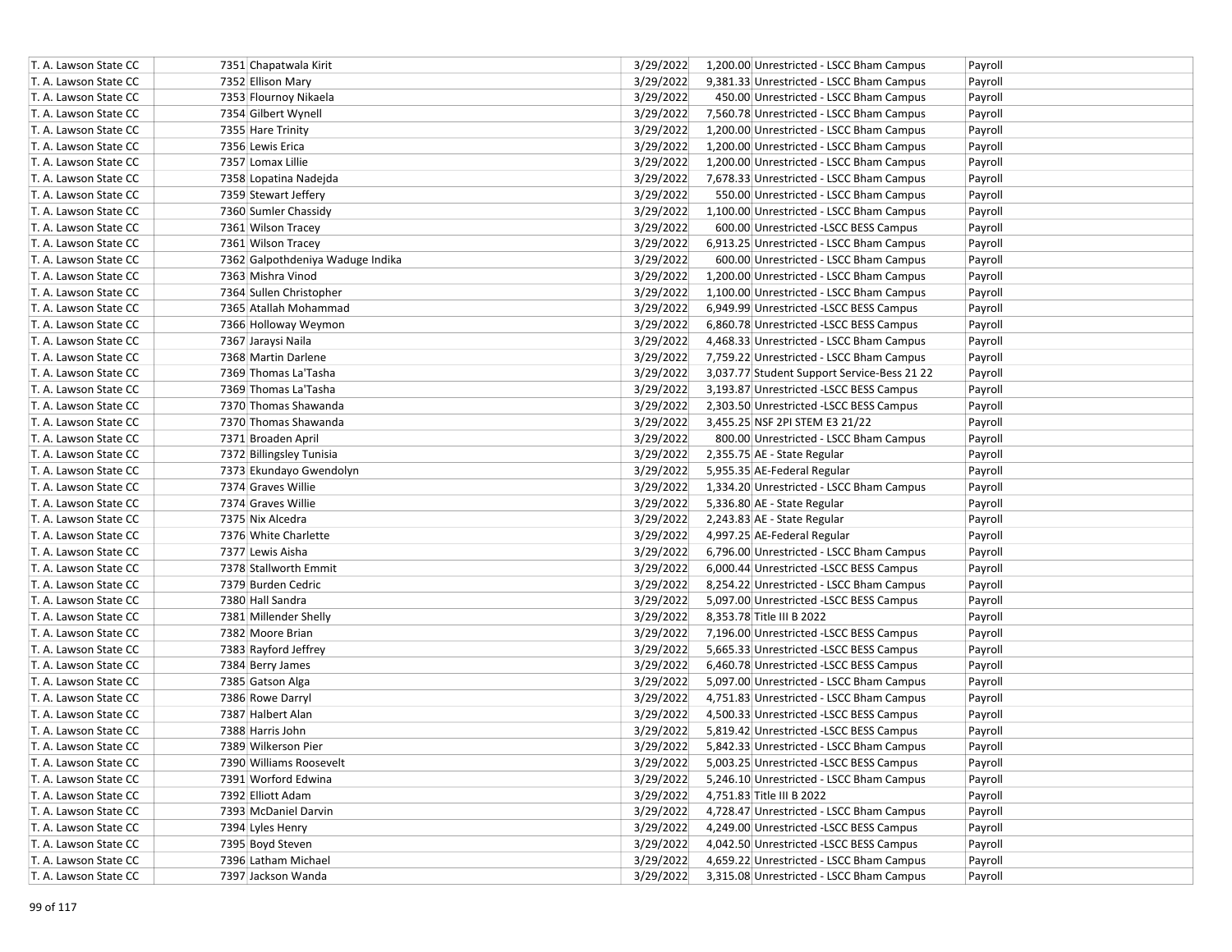| | | | | | |
|---|---|---|---|---|---|
| T. A. Lawson State CC | 7351 | Chapatwala Kirit | 3/29/2022 | 1,200.00 | Unrestricted - LSCC Bham Campus | Payroll |
| T. A. Lawson State CC | 7352 | Ellison Mary | 3/29/2022 | 9,381.33 | Unrestricted - LSCC Bham Campus | Payroll |
| T. A. Lawson State CC | 7353 | Flournoy Nikaela | 3/29/2022 | 450.00 | Unrestricted - LSCC Bham Campus | Payroll |
| T. A. Lawson State CC | 7354 | Gilbert Wynell | 3/29/2022 | 7,560.78 | Unrestricted - LSCC Bham Campus | Payroll |
| T. A. Lawson State CC | 7355 | Hare Trinity | 3/29/2022 | 1,200.00 | Unrestricted - LSCC Bham Campus | Payroll |
| T. A. Lawson State CC | 7356 | Lewis Erica | 3/29/2022 | 1,200.00 | Unrestricted - LSCC Bham Campus | Payroll |
| T. A. Lawson State CC | 7357 | Lomax Lillie | 3/29/2022 | 1,200.00 | Unrestricted - LSCC Bham Campus | Payroll |
| T. A. Lawson State CC | 7358 | Lopatina Nadejda | 3/29/2022 | 7,678.33 | Unrestricted - LSCC Bham Campus | Payroll |
| T. A. Lawson State CC | 7359 | Stewart Jeffery | 3/29/2022 | 550.00 | Unrestricted - LSCC Bham Campus | Payroll |
| T. A. Lawson State CC | 7360 | Sumler Chassidy | 3/29/2022 | 1,100.00 | Unrestricted - LSCC Bham Campus | Payroll |
| T. A. Lawson State CC | 7361 | Wilson Tracey | 3/29/2022 | 600.00 | Unrestricted -LSCC BESS Campus | Payroll |
| T. A. Lawson State CC | 7361 | Wilson Tracey | 3/29/2022 | 6,913.25 | Unrestricted - LSCC Bham Campus | Payroll |
| T. A. Lawson State CC | 7362 | Galpothdeniya Waduge Indika | 3/29/2022 | 600.00 | Unrestricted - LSCC Bham Campus | Payroll |
| T. A. Lawson State CC | 7363 | Mishra Vinod | 3/29/2022 | 1,200.00 | Unrestricted - LSCC Bham Campus | Payroll |
| T. A. Lawson State CC | 7364 | Sullen Christopher | 3/29/2022 | 1,100.00 | Unrestricted - LSCC Bham Campus | Payroll |
| T. A. Lawson State CC | 7365 | Atallah Mohammad | 3/29/2022 | 6,949.99 | Unrestricted -LSCC BESS Campus | Payroll |
| T. A. Lawson State CC | 7366 | Holloway Weymon | 3/29/2022 | 6,860.78 | Unrestricted -LSCC BESS Campus | Payroll |
| T. A. Lawson State CC | 7367 | Jaraysi Naila | 3/29/2022 | 4,468.33 | Unrestricted - LSCC Bham Campus | Payroll |
| T. A. Lawson State CC | 7368 | Martin Darlene | 3/29/2022 | 7,759.22 | Unrestricted - LSCC Bham Campus | Payroll |
| T. A. Lawson State CC | 7369 | Thomas La'Tasha | 3/29/2022 | 3,037.77 | Student Support Service-Bess 21 22 | Payroll |
| T. A. Lawson State CC | 7369 | Thomas La'Tasha | 3/29/2022 | 3,193.87 | Unrestricted -LSCC BESS Campus | Payroll |
| T. A. Lawson State CC | 7370 | Thomas Shawanda | 3/29/2022 | 2,303.50 | Unrestricted -LSCC BESS Campus | Payroll |
| T. A. Lawson State CC | 7370 | Thomas Shawanda | 3/29/2022 | 3,455.25 | NSF 2PI STEM E3 21/22 | Payroll |
| T. A. Lawson State CC | 7371 | Broaden April | 3/29/2022 | 800.00 | Unrestricted - LSCC Bham Campus | Payroll |
| T. A. Lawson State CC | 7372 | Billingsley Tunisia | 3/29/2022 | 2,355.75 | AE - State Regular | Payroll |
| T. A. Lawson State CC | 7373 | Ekundayo Gwendolyn | 3/29/2022 | 5,955.35 | AE-Federal Regular | Payroll |
| T. A. Lawson State CC | 7374 | Graves Willie | 3/29/2022 | 1,334.20 | Unrestricted - LSCC Bham Campus | Payroll |
| T. A. Lawson State CC | 7374 | Graves Willie | 3/29/2022 | 5,336.80 | AE - State Regular | Payroll |
| T. A. Lawson State CC | 7375 | Nix Alcedra | 3/29/2022 | 2,243.83 | AE - State Regular | Payroll |
| T. A. Lawson State CC | 7376 | White Charlette | 3/29/2022 | 4,997.25 | AE-Federal Regular | Payroll |
| T. A. Lawson State CC | 7377 | Lewis Aisha | 3/29/2022 | 6,796.00 | Unrestricted - LSCC Bham Campus | Payroll |
| T. A. Lawson State CC | 7378 | Stallworth Emmit | 3/29/2022 | 6,000.44 | Unrestricted -LSCC BESS Campus | Payroll |
| T. A. Lawson State CC | 7379 | Burden Cedric | 3/29/2022 | 8,254.22 | Unrestricted - LSCC Bham Campus | Payroll |
| T. A. Lawson State CC | 7380 | Hall Sandra | 3/29/2022 | 5,097.00 | Unrestricted -LSCC BESS Campus | Payroll |
| T. A. Lawson State CC | 7381 | Millender Shelly | 3/29/2022 | 8,353.78 | Title III B 2022 | Payroll |
| T. A. Lawson State CC | 7382 | Moore Brian | 3/29/2022 | 7,196.00 | Unrestricted -LSCC BESS Campus | Payroll |
| T. A. Lawson State CC | 7383 | Rayford Jeffrey | 3/29/2022 | 5,665.33 | Unrestricted -LSCC BESS Campus | Payroll |
| T. A. Lawson State CC | 7384 | Berry James | 3/29/2022 | 6,460.78 | Unrestricted -LSCC BESS Campus | Payroll |
| T. A. Lawson State CC | 7385 | Gatson Alga | 3/29/2022 | 5,097.00 | Unrestricted - LSCC Bham Campus | Payroll |
| T. A. Lawson State CC | 7386 | Rowe Darryl | 3/29/2022 | 4,751.83 | Unrestricted - LSCC Bham Campus | Payroll |
| T. A. Lawson State CC | 7387 | Halbert Alan | 3/29/2022 | 4,500.33 | Unrestricted -LSCC BESS Campus | Payroll |
| T. A. Lawson State CC | 7388 | Harris John | 3/29/2022 | 5,819.42 | Unrestricted -LSCC BESS Campus | Payroll |
| T. A. Lawson State CC | 7389 | Wilkerson Pier | 3/29/2022 | 5,842.33 | Unrestricted - LSCC Bham Campus | Payroll |
| T. A. Lawson State CC | 7390 | Williams Roosevelt | 3/29/2022 | 5,003.25 | Unrestricted -LSCC BESS Campus | Payroll |
| T. A. Lawson State CC | 7391 | Worford Edwina | 3/29/2022 | 5,246.10 | Unrestricted - LSCC Bham Campus | Payroll |
| T. A. Lawson State CC | 7392 | Elliott Adam | 3/29/2022 | 4,751.83 | Title III B 2022 | Payroll |
| T. A. Lawson State CC | 7393 | McDaniel Darvin | 3/29/2022 | 4,728.47 | Unrestricted - LSCC Bham Campus | Payroll |
| T. A. Lawson State CC | 7394 | Lyles Henry | 3/29/2022 | 4,249.00 | Unrestricted -LSCC BESS Campus | Payroll |
| T. A. Lawson State CC | 7395 | Boyd Steven | 3/29/2022 | 4,042.50 | Unrestricted -LSCC BESS Campus | Payroll |
| T. A. Lawson State CC | 7396 | Latham Michael | 3/29/2022 | 4,659.22 | Unrestricted - LSCC Bham Campus | Payroll |
| T. A. Lawson State CC | 7397 | Jackson Wanda | 3/29/2022 | 3,315.08 | Unrestricted - LSCC Bham Campus | Payroll |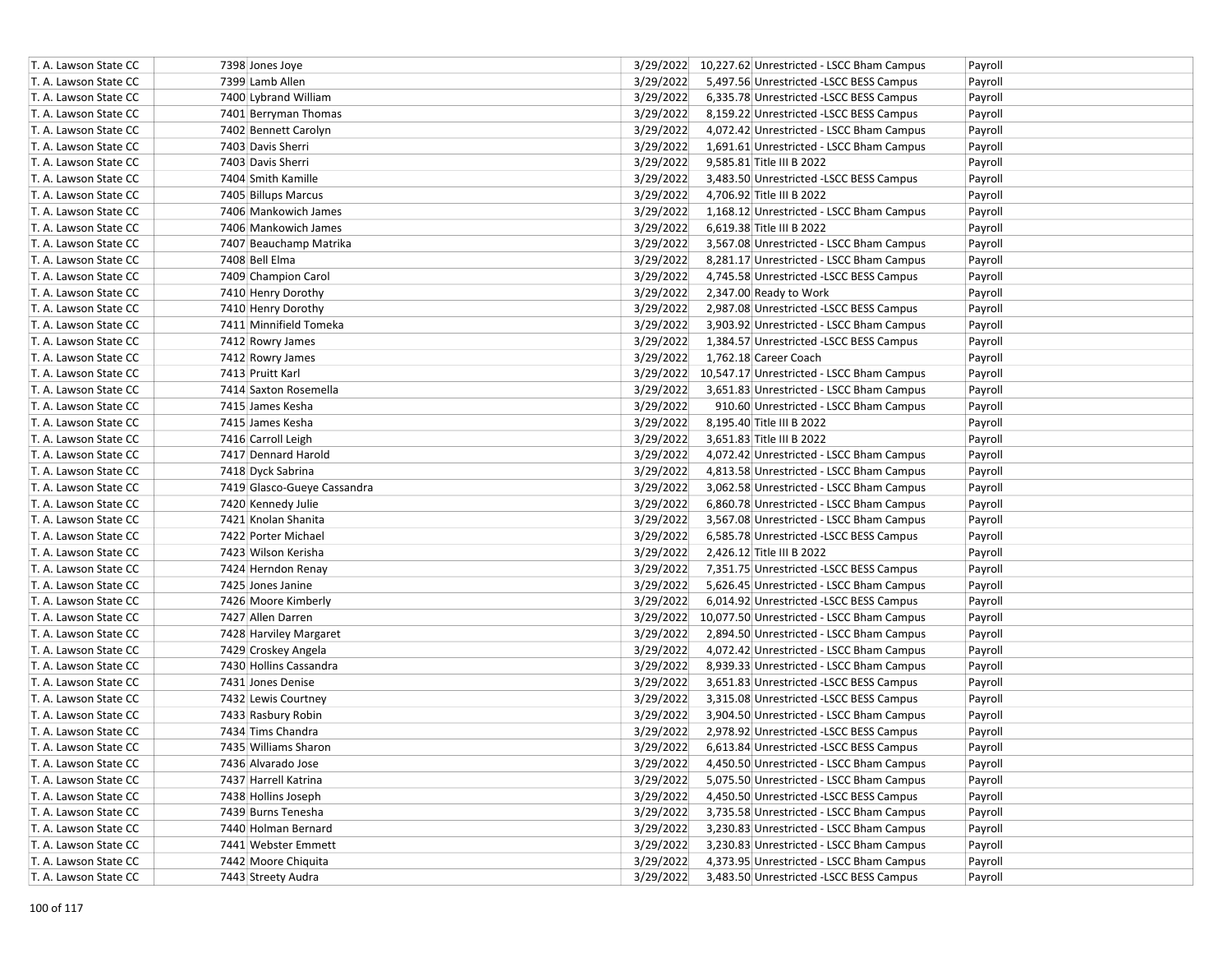| T. A. Lawson State CC | 7398 Jones Joye | 3/29/2022 | 10,227.62 Unrestricted - LSCC Bham Campus | Payroll |
|---|---|---|---|---|
| T. A. Lawson State CC | 7399 Lamb Allen | 3/29/2022 | 5,497.56 Unrestricted -LSCC BESS Campus | Payroll |
| T. A. Lawson State CC | 7400 Lybrand William | 3/29/2022 | 6,335.78 Unrestricted -LSCC BESS Campus | Payroll |
| T. A. Lawson State CC | 7401 Berryman Thomas | 3/29/2022 | 8,159.22 Unrestricted -LSCC BESS Campus | Payroll |
| T. A. Lawson State CC | 7402 Bennett Carolyn | 3/29/2022 | 4,072.42 Unrestricted - LSCC Bham Campus | Payroll |
| T. A. Lawson State CC | 7403 Davis Sherri | 3/29/2022 | 1,691.61 Unrestricted - LSCC Bham Campus | Payroll |
| T. A. Lawson State CC | 7403 Davis Sherri | 3/29/2022 | 9,585.81 Title III B 2022 | Payroll |
| T. A. Lawson State CC | 7404 Smith Kamille | 3/29/2022 | 3,483.50 Unrestricted -LSCC BESS Campus | Payroll |
| T. A. Lawson State CC | 7405 Billups Marcus | 3/29/2022 | 4,706.92 Title III B 2022 | Payroll |
| T. A. Lawson State CC | 7406 Mankowich James | 3/29/2022 | 1,168.12 Unrestricted - LSCC Bham Campus | Payroll |
| T. A. Lawson State CC | 7406 Mankowich James | 3/29/2022 | 6,619.38 Title III B 2022 | Payroll |
| T. A. Lawson State CC | 7407 Beauchamp Matrika | 3/29/2022 | 3,567.08 Unrestricted - LSCC Bham Campus | Payroll |
| T. A. Lawson State CC | 7408 Bell Elma | 3/29/2022 | 8,281.17 Unrestricted - LSCC Bham Campus | Payroll |
| T. A. Lawson State CC | 7409 Champion Carol | 3/29/2022 | 4,745.58 Unrestricted -LSCC BESS Campus | Payroll |
| T. A. Lawson State CC | 7410 Henry Dorothy | 3/29/2022 | 2,347.00 Ready to Work | Payroll |
| T. A. Lawson State CC | 7410 Henry Dorothy | 3/29/2022 | 2,987.08 Unrestricted -LSCC BESS Campus | Payroll |
| T. A. Lawson State CC | 7411 Minnifield Tomeka | 3/29/2022 | 3,903.92 Unrestricted - LSCC Bham Campus | Payroll |
| T. A. Lawson State CC | 7412 Rowry James | 3/29/2022 | 1,384.57 Unrestricted -LSCC BESS Campus | Payroll |
| T. A. Lawson State CC | 7412 Rowry James | 3/29/2022 | 1,762.18 Career Coach | Payroll |
| T. A. Lawson State CC | 7413 Pruitt Karl | 3/29/2022 | 10,547.17 Unrestricted - LSCC Bham Campus | Payroll |
| T. A. Lawson State CC | 7414 Saxton Rosemella | 3/29/2022 | 3,651.83 Unrestricted - LSCC Bham Campus | Payroll |
| T. A. Lawson State CC | 7415 James Kesha | 3/29/2022 | 910.60 Unrestricted - LSCC Bham Campus | Payroll |
| T. A. Lawson State CC | 7415 James Kesha | 3/29/2022 | 8,195.40 Title III B 2022 | Payroll |
| T. A. Lawson State CC | 7416 Carroll Leigh | 3/29/2022 | 3,651.83 Title III B 2022 | Payroll |
| T. A. Lawson State CC | 7417 Dennard Harold | 3/29/2022 | 4,072.42 Unrestricted - LSCC Bham Campus | Payroll |
| T. A. Lawson State CC | 7418 Dyck Sabrina | 3/29/2022 | 4,813.58 Unrestricted - LSCC Bham Campus | Payroll |
| T. A. Lawson State CC | 7419 Glasco-Gueye Cassandra | 3/29/2022 | 3,062.58 Unrestricted - LSCC Bham Campus | Payroll |
| T. A. Lawson State CC | 7420 Kennedy Julie | 3/29/2022 | 6,860.78 Unrestricted - LSCC Bham Campus | Payroll |
| T. A. Lawson State CC | 7421 Knolan Shanita | 3/29/2022 | 3,567.08 Unrestricted - LSCC Bham Campus | Payroll |
| T. A. Lawson State CC | 7422 Porter Michael | 3/29/2022 | 6,585.78 Unrestricted -LSCC BESS Campus | Payroll |
| T. A. Lawson State CC | 7423 Wilson Kerisha | 3/29/2022 | 2,426.12 Title III B 2022 | Payroll |
| T. A. Lawson State CC | 7424 Herndon Renay | 3/29/2022 | 7,351.75 Unrestricted -LSCC BESS Campus | Payroll |
| T. A. Lawson State CC | 7425 Jones Janine | 3/29/2022 | 5,626.45 Unrestricted - LSCC Bham Campus | Payroll |
| T. A. Lawson State CC | 7426 Moore Kimberly | 3/29/2022 | 6,014.92 Unrestricted -LSCC BESS Campus | Payroll |
| T. A. Lawson State CC | 7427 Allen Darren | 3/29/2022 | 10,077.50 Unrestricted - LSCC Bham Campus | Payroll |
| T. A. Lawson State CC | 7428 Harviley Margaret | 3/29/2022 | 2,894.50 Unrestricted - LSCC Bham Campus | Payroll |
| T. A. Lawson State CC | 7429 Croskey Angela | 3/29/2022 | 4,072.42 Unrestricted - LSCC Bham Campus | Payroll |
| T. A. Lawson State CC | 7430 Hollins Cassandra | 3/29/2022 | 8,939.33 Unrestricted - LSCC Bham Campus | Payroll |
| T. A. Lawson State CC | 7431 Jones Denise | 3/29/2022 | 3,651.83 Unrestricted -LSCC BESS Campus | Payroll |
| T. A. Lawson State CC | 7432 Lewis Courtney | 3/29/2022 | 3,315.08 Unrestricted -LSCC BESS Campus | Payroll |
| T. A. Lawson State CC | 7433 Rasbury Robin | 3/29/2022 | 3,904.50 Unrestricted - LSCC Bham Campus | Payroll |
| T. A. Lawson State CC | 7434 Tims Chandra | 3/29/2022 | 2,978.92 Unrestricted -LSCC BESS Campus | Payroll |
| T. A. Lawson State CC | 7435 Williams Sharon | 3/29/2022 | 6,613.84 Unrestricted -LSCC BESS Campus | Payroll |
| T. A. Lawson State CC | 7436 Alvarado Jose | 3/29/2022 | 4,450.50 Unrestricted - LSCC Bham Campus | Payroll |
| T. A. Lawson State CC | 7437 Harrell Katrina | 3/29/2022 | 5,075.50 Unrestricted - LSCC Bham Campus | Payroll |
| T. A. Lawson State CC | 7438 Hollins Joseph | 3/29/2022 | 4,450.50 Unrestricted -LSCC BESS Campus | Payroll |
| T. A. Lawson State CC | 7439 Burns Tenesha | 3/29/2022 | 3,735.58 Unrestricted - LSCC Bham Campus | Payroll |
| T. A. Lawson State CC | 7440 Holman Bernard | 3/29/2022 | 3,230.83 Unrestricted - LSCC Bham Campus | Payroll |
| T. A. Lawson State CC | 7441 Webster Emmett | 3/29/2022 | 3,230.83 Unrestricted - LSCC Bham Campus | Payroll |
| T. A. Lawson State CC | 7442 Moore Chiquita | 3/29/2022 | 4,373.95 Unrestricted - LSCC Bham Campus | Payroll |
| T. A. Lawson State CC | 7443 Streety Audra | 3/29/2022 | 3,483.50 Unrestricted -LSCC BESS Campus | Payroll |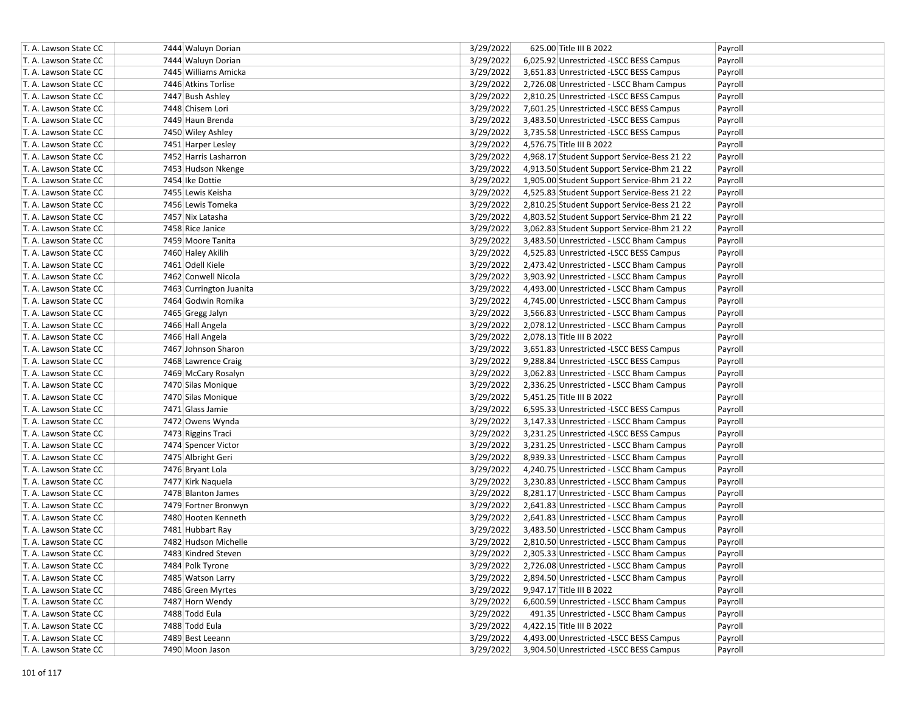| | | | | | |
|---|---|---|---|---|---|
| T. A. Lawson State CC | 7444 | Waluyn Dorian | 3/29/2022 | 625.00 | Title III B 2022 | Payroll |
| T. A. Lawson State CC | 7444 | Waluyn Dorian | 3/29/2022 | 6,025.92 | Unrestricted -LSCC BESS Campus | Payroll |
| T. A. Lawson State CC | 7445 | Williams Amicka | 3/29/2022 | 3,651.83 | Unrestricted -LSCC BESS Campus | Payroll |
| T. A. Lawson State CC | 7446 | Atkins Torlise | 3/29/2022 | 2,726.08 | Unrestricted - LSCC Bham Campus | Payroll |
| T. A. Lawson State CC | 7447 | Bush Ashley | 3/29/2022 | 2,810.25 | Unrestricted -LSCC BESS Campus | Payroll |
| T. A. Lawson State CC | 7448 | Chisem Lori | 3/29/2022 | 7,601.25 | Unrestricted -LSCC BESS Campus | Payroll |
| T. A. Lawson State CC | 7449 | Haun Brenda | 3/29/2022 | 3,483.50 | Unrestricted -LSCC BESS Campus | Payroll |
| T. A. Lawson State CC | 7450 | Wiley Ashley | 3/29/2022 | 3,735.58 | Unrestricted -LSCC BESS Campus | Payroll |
| T. A. Lawson State CC | 7451 | Harper Lesley | 3/29/2022 | 4,576.75 | Title III B 2022 | Payroll |
| T. A. Lawson State CC | 7452 | Harris Lasharron | 3/29/2022 | 4,968.17 | Student Support Service-Bess 21 22 | Payroll |
| T. A. Lawson State CC | 7453 | Hudson Nkenge | 3/29/2022 | 4,913.50 | Student Support Service-Bhm 21 22 | Payroll |
| T. A. Lawson State CC | 7454 | Ike Dottie | 3/29/2022 | 1,905.00 | Student Support Service-Bhm 21 22 | Payroll |
| T. A. Lawson State CC | 7455 | Lewis Keisha | 3/29/2022 | 4,525.83 | Student Support Service-Bess 21 22 | Payroll |
| T. A. Lawson State CC | 7456 | Lewis Tomeka | 3/29/2022 | 2,810.25 | Student Support Service-Bess 21 22 | Payroll |
| T. A. Lawson State CC | 7457 | Nix Latasha | 3/29/2022 | 4,803.52 | Student Support Service-Bhm 21 22 | Payroll |
| T. A. Lawson State CC | 7458 | Rice Janice | 3/29/2022 | 3,062.83 | Student Support Service-Bhm 21 22 | Payroll |
| T. A. Lawson State CC | 7459 | Moore Tanita | 3/29/2022 | 3,483.50 | Unrestricted - LSCC Bham Campus | Payroll |
| T. A. Lawson State CC | 7460 | Haley Akilih | 3/29/2022 | 4,525.83 | Unrestricted -LSCC BESS Campus | Payroll |
| T. A. Lawson State CC | 7461 | Odell Kiele | 3/29/2022 | 2,473.42 | Unrestricted - LSCC Bham Campus | Payroll |
| T. A. Lawson State CC | 7462 | Conwell Nicola | 3/29/2022 | 3,903.92 | Unrestricted - LSCC Bham Campus | Payroll |
| T. A. Lawson State CC | 7463 | Currington Juanita | 3/29/2022 | 4,493.00 | Unrestricted - LSCC Bham Campus | Payroll |
| T. A. Lawson State CC | 7464 | Godwin Romika | 3/29/2022 | 4,745.00 | Unrestricted - LSCC Bham Campus | Payroll |
| T. A. Lawson State CC | 7465 | Gregg Jalyn | 3/29/2022 | 3,566.83 | Unrestricted - LSCC Bham Campus | Payroll |
| T. A. Lawson State CC | 7466 | Hall Angela | 3/29/2022 | 2,078.12 | Unrestricted - LSCC Bham Campus | Payroll |
| T. A. Lawson State CC | 7466 | Hall Angela | 3/29/2022 | 2,078.13 | Title III B 2022 | Payroll |
| T. A. Lawson State CC | 7467 | Johnson Sharon | 3/29/2022 | 3,651.83 | Unrestricted -LSCC BESS Campus | Payroll |
| T. A. Lawson State CC | 7468 | Lawrence Craig | 3/29/2022 | 9,288.84 | Unrestricted -LSCC BESS Campus | Payroll |
| T. A. Lawson State CC | 7469 | McCary Rosalyn | 3/29/2022 | 3,062.83 | Unrestricted - LSCC Bham Campus | Payroll |
| T. A. Lawson State CC | 7470 | Silas Monique | 3/29/2022 | 2,336.25 | Unrestricted - LSCC Bham Campus | Payroll |
| T. A. Lawson State CC | 7470 | Silas Monique | 3/29/2022 | 5,451.25 | Title III B 2022 | Payroll |
| T. A. Lawson State CC | 7471 | Glass Jamie | 3/29/2022 | 6,595.33 | Unrestricted -LSCC BESS Campus | Payroll |
| T. A. Lawson State CC | 7472 | Owens Wynda | 3/29/2022 | 3,147.33 | Unrestricted - LSCC Bham Campus | Payroll |
| T. A. Lawson State CC | 7473 | Riggins Traci | 3/29/2022 | 3,231.25 | Unrestricted -LSCC BESS Campus | Payroll |
| T. A. Lawson State CC | 7474 | Spencer Victor | 3/29/2022 | 3,231.25 | Unrestricted - LSCC Bham Campus | Payroll |
| T. A. Lawson State CC | 7475 | Albright Geri | 3/29/2022 | 8,939.33 | Unrestricted - LSCC Bham Campus | Payroll |
| T. A. Lawson State CC | 7476 | Bryant Lola | 3/29/2022 | 4,240.75 | Unrestricted - LSCC Bham Campus | Payroll |
| T. A. Lawson State CC | 7477 | Kirk Naquela | 3/29/2022 | 3,230.83 | Unrestricted - LSCC Bham Campus | Payroll |
| T. A. Lawson State CC | 7478 | Blanton James | 3/29/2022 | 8,281.17 | Unrestricted - LSCC Bham Campus | Payroll |
| T. A. Lawson State CC | 7479 | Fortner Bronwyn | 3/29/2022 | 2,641.83 | Unrestricted - LSCC Bham Campus | Payroll |
| T. A. Lawson State CC | 7480 | Hooten Kenneth | 3/29/2022 | 2,641.83 | Unrestricted - LSCC Bham Campus | Payroll |
| T. A. Lawson State CC | 7481 | Hubbart Ray | 3/29/2022 | 3,483.50 | Unrestricted - LSCC Bham Campus | Payroll |
| T. A. Lawson State CC | 7482 | Hudson Michelle | 3/29/2022 | 2,810.50 | Unrestricted - LSCC Bham Campus | Payroll |
| T. A. Lawson State CC | 7483 | Kindred Steven | 3/29/2022 | 2,305.33 | Unrestricted - LSCC Bham Campus | Payroll |
| T. A. Lawson State CC | 7484 | Polk Tyrone | 3/29/2022 | 2,726.08 | Unrestricted - LSCC Bham Campus | Payroll |
| T. A. Lawson State CC | 7485 | Watson Larry | 3/29/2022 | 2,894.50 | Unrestricted - LSCC Bham Campus | Payroll |
| T. A. Lawson State CC | 7486 | Green Myrtes | 3/29/2022 | 9,947.17 | Title III B 2022 | Payroll |
| T. A. Lawson State CC | 7487 | Horn Wendy | 3/29/2022 | 6,600.59 | Unrestricted - LSCC Bham Campus | Payroll |
| T. A. Lawson State CC | 7488 | Todd Eula | 3/29/2022 | 491.35 | Unrestricted - LSCC Bham Campus | Payroll |
| T. A. Lawson State CC | 7488 | Todd Eula | 3/29/2022 | 4,422.15 | Title III B 2022 | Payroll |
| T. A. Lawson State CC | 7489 | Best Leeann | 3/29/2022 | 4,493.00 | Unrestricted -LSCC BESS Campus | Payroll |
| T. A. Lawson State CC | 7490 | Moon Jason | 3/29/2022 | 3,904.50 | Unrestricted -LSCC BESS Campus | Payroll |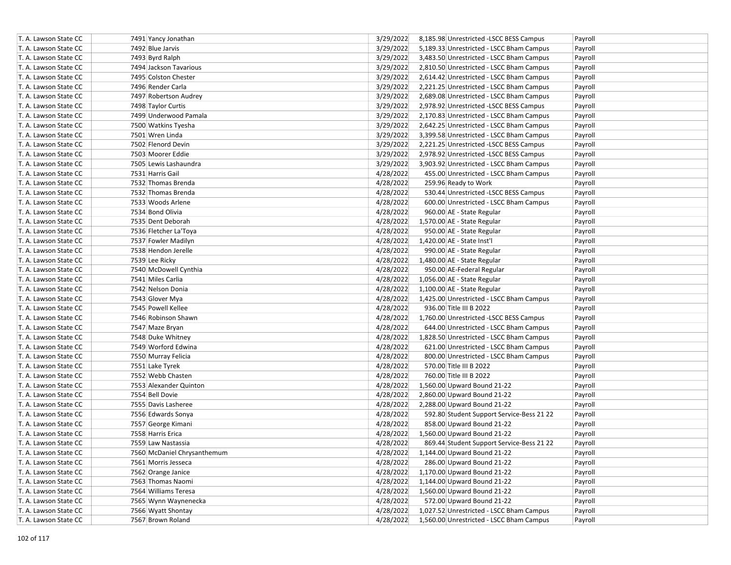| | | | | | |
|---|---|---|---|---|---|
| T. A. Lawson State CC | 7491 | Yancy Jonathan | 3/29/2022 | 8,185.98 | Unrestricted -LSCC BESS Campus | Payroll |
| T. A. Lawson State CC | 7492 | Blue Jarvis | 3/29/2022 | 5,189.33 | Unrestricted - LSCC Bham Campus | Payroll |
| T. A. Lawson State CC | 7493 | Byrd Ralph | 3/29/2022 | 3,483.50 | Unrestricted - LSCC Bham Campus | Payroll |
| T. A. Lawson State CC | 7494 | Jackson Tavarious | 3/29/2022 | 2,810.50 | Unrestricted - LSCC Bham Campus | Payroll |
| T. A. Lawson State CC | 7495 | Colston Chester | 3/29/2022 | 2,614.42 | Unrestricted - LSCC Bham Campus | Payroll |
| T. A. Lawson State CC | 7496 | Render Carla | 3/29/2022 | 2,221.25 | Unrestricted - LSCC Bham Campus | Payroll |
| T. A. Lawson State CC | 7497 | Robertson Audrey | 3/29/2022 | 2,689.08 | Unrestricted - LSCC Bham Campus | Payroll |
| T. A. Lawson State CC | 7498 | Taylor Curtis | 3/29/2022 | 2,978.92 | Unrestricted -LSCC BESS Campus | Payroll |
| T. A. Lawson State CC | 7499 | Underwood Pamala | 3/29/2022 | 2,170.83 | Unrestricted - LSCC Bham Campus | Payroll |
| T. A. Lawson State CC | 7500 | Watkins Tyesha | 3/29/2022 | 2,642.25 | Unrestricted - LSCC Bham Campus | Payroll |
| T. A. Lawson State CC | 7501 | Wren Linda | 3/29/2022 | 3,399.58 | Unrestricted - LSCC Bham Campus | Payroll |
| T. A. Lawson State CC | 7502 | Flenord Devin | 3/29/2022 | 2,221.25 | Unrestricted -LSCC BESS Campus | Payroll |
| T. A. Lawson State CC | 7503 | Moorer Eddie | 3/29/2022 | 2,978.92 | Unrestricted -LSCC BESS Campus | Payroll |
| T. A. Lawson State CC | 7505 | Lewis Lashaundra | 3/29/2022 | 3,903.92 | Unrestricted - LSCC Bham Campus | Payroll |
| T. A. Lawson State CC | 7531 | Harris Gail | 4/28/2022 | 455.00 | Unrestricted - LSCC Bham Campus | Payroll |
| T. A. Lawson State CC | 7532 | Thomas Brenda | 4/28/2022 | 259.96 | Ready to Work | Payroll |
| T. A. Lawson State CC | 7532 | Thomas Brenda | 4/28/2022 | 530.44 | Unrestricted -LSCC BESS Campus | Payroll |
| T. A. Lawson State CC | 7533 | Woods Arlene | 4/28/2022 | 600.00 | Unrestricted - LSCC Bham Campus | Payroll |
| T. A. Lawson State CC | 7534 | Bond Olivia | 4/28/2022 | 960.00 | AE - State Regular | Payroll |
| T. A. Lawson State CC | 7535 | Dent Deborah | 4/28/2022 | 1,570.00 | AE - State Regular | Payroll |
| T. A. Lawson State CC | 7536 | Fletcher La'Toya | 4/28/2022 | 950.00 | AE - State Regular | Payroll |
| T. A. Lawson State CC | 7537 | Fowler Madilyn | 4/28/2022 | 1,420.00 | AE - State Inst'l | Payroll |
| T. A. Lawson State CC | 7538 | Hendon Jerelle | 4/28/2022 | 990.00 | AE - State Regular | Payroll |
| T. A. Lawson State CC | 7539 | Lee Ricky | 4/28/2022 | 1,480.00 | AE - State Regular | Payroll |
| T. A. Lawson State CC | 7540 | McDowell Cynthia | 4/28/2022 | 950.00 | AE-Federal Regular | Payroll |
| T. A. Lawson State CC | 7541 | Miles Carlia | 4/28/2022 | 1,056.00 | AE - State Regular | Payroll |
| T. A. Lawson State CC | 7542 | Nelson Donia | 4/28/2022 | 1,100.00 | AE - State Regular | Payroll |
| T. A. Lawson State CC | 7543 | Glover Mya | 4/28/2022 | 1,425.00 | Unrestricted - LSCC Bham Campus | Payroll |
| T. A. Lawson State CC | 7545 | Powell Kellee | 4/28/2022 | 936.00 | Title III B 2022 | Payroll |
| T. A. Lawson State CC | 7546 | Robinson Shawn | 4/28/2022 | 1,760.00 | Unrestricted -LSCC BESS Campus | Payroll |
| T. A. Lawson State CC | 7547 | Maze Bryan | 4/28/2022 | 644.00 | Unrestricted - LSCC Bham Campus | Payroll |
| T. A. Lawson State CC | 7548 | Duke Whitney | 4/28/2022 | 1,828.50 | Unrestricted - LSCC Bham Campus | Payroll |
| T. A. Lawson State CC | 7549 | Worford Edwina | 4/28/2022 | 621.00 | Unrestricted - LSCC Bham Campus | Payroll |
| T. A. Lawson State CC | 7550 | Murray Felicia | 4/28/2022 | 800.00 | Unrestricted - LSCC Bham Campus | Payroll |
| T. A. Lawson State CC | 7551 | Lake Tyrek | 4/28/2022 | 570.00 | Title III B 2022 | Payroll |
| T. A. Lawson State CC | 7552 | Webb Chasten | 4/28/2022 | 760.00 | Title III B 2022 | Payroll |
| T. A. Lawson State CC | 7553 | Alexander Quinton | 4/28/2022 | 1,560.00 | Upward Bound 21-22 | Payroll |
| T. A. Lawson State CC | 7554 | Bell Dovie | 4/28/2022 | 2,860.00 | Upward Bound 21-22 | Payroll |
| T. A. Lawson State CC | 7555 | Davis Lasheree | 4/28/2022 | 2,288.00 | Upward Bound 21-22 | Payroll |
| T. A. Lawson State CC | 7556 | Edwards Sonya | 4/28/2022 | 592.80 | Student Support Service-Bess 21 22 | Payroll |
| T. A. Lawson State CC | 7557 | George Kimani | 4/28/2022 | 858.00 | Upward Bound 21-22 | Payroll |
| T. A. Lawson State CC | 7558 | Harris Erica | 4/28/2022 | 1,560.00 | Upward Bound 21-22 | Payroll |
| T. A. Lawson State CC | 7559 | Law Nastassia | 4/28/2022 | 869.44 | Student Support Service-Bess 21 22 | Payroll |
| T. A. Lawson State CC | 7560 | McDaniel Chrysanthemum | 4/28/2022 | 1,144.00 | Upward Bound 21-22 | Payroll |
| T. A. Lawson State CC | 7561 | Morris Jesseca | 4/28/2022 | 286.00 | Upward Bound 21-22 | Payroll |
| T. A. Lawson State CC | 7562 | Orange Janice | 4/28/2022 | 1,170.00 | Upward Bound 21-22 | Payroll |
| T. A. Lawson State CC | 7563 | Thomas Naomi | 4/28/2022 | 1,144.00 | Upward Bound 21-22 | Payroll |
| T. A. Lawson State CC | 7564 | Williams Teresa | 4/28/2022 | 1,560.00 | Upward Bound 21-22 | Payroll |
| T. A. Lawson State CC | 7565 | Wynn Waynenecka | 4/28/2022 | 572.00 | Upward Bound 21-22 | Payroll |
| T. A. Lawson State CC | 7566 | Wyatt Shontay | 4/28/2022 | 1,027.52 | Unrestricted - LSCC Bham Campus | Payroll |
| T. A. Lawson State CC | 7567 | Brown Roland | 4/28/2022 | 1,560.00 | Unrestricted - LSCC Bham Campus | Payroll |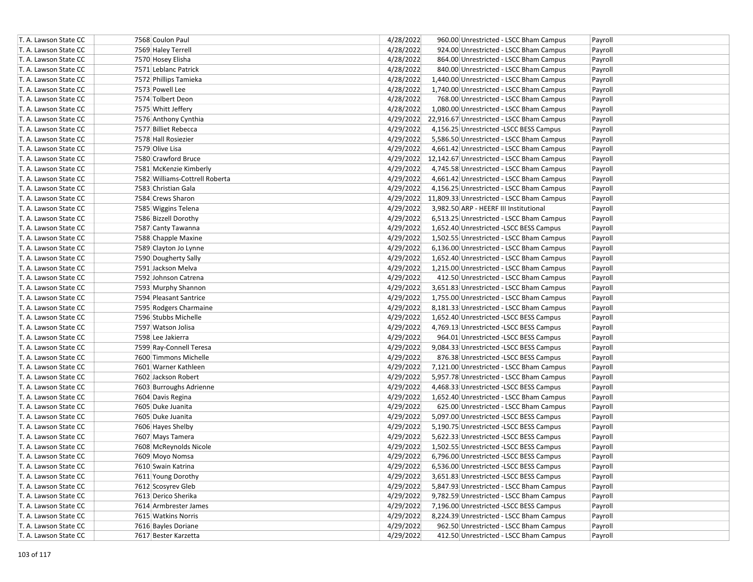| T. A. Lawson State CC | 7568 | Coulon Paul | 4/28/2022 | 960.00 | Unrestricted - LSCC Bham Campus | Payroll |
|---|---|---|---|---|---|---|
| T. A. Lawson State CC | 7569 | Haley Terrell | 4/28/2022 | 924.00 | Unrestricted - LSCC Bham Campus | Payroll |
| T. A. Lawson State CC | 7570 | Hosey Elisha | 4/28/2022 | 864.00 | Unrestricted - LSCC Bham Campus | Payroll |
| T. A. Lawson State CC | 7571 | Leblanc Patrick | 4/28/2022 | 840.00 | Unrestricted - LSCC Bham Campus | Payroll |
| T. A. Lawson State CC | 7572 | Phillips Tamieka | 4/28/2022 | 1,440.00 | Unrestricted - LSCC Bham Campus | Payroll |
| T. A. Lawson State CC | 7573 | Powell Lee | 4/28/2022 | 1,740.00 | Unrestricted - LSCC Bham Campus | Payroll |
| T. A. Lawson State CC | 7574 | Tolbert Deon | 4/28/2022 | 768.00 | Unrestricted - LSCC Bham Campus | Payroll |
| T. A. Lawson State CC | 7575 | Whitt Jeffery | 4/28/2022 | 1,080.00 | Unrestricted - LSCC Bham Campus | Payroll |
| T. A. Lawson State CC | 7576 | Anthony Cynthia | 4/29/2022 | 22,916.67 | Unrestricted - LSCC Bham Campus | Payroll |
| T. A. Lawson State CC | 7577 | Billiet Rebecca | 4/29/2022 | 4,156.25 | Unrestricted -LSCC BESS Campus | Payroll |
| T. A. Lawson State CC | 7578 | Hall Rosiezier | 4/29/2022 | 5,586.50 | Unrestricted - LSCC Bham Campus | Payroll |
| T. A. Lawson State CC | 7579 | Olive Lisa | 4/29/2022 | 4,661.42 | Unrestricted - LSCC Bham Campus | Payroll |
| T. A. Lawson State CC | 7580 | Crawford Bruce | 4/29/2022 | 12,142.67 | Unrestricted - LSCC Bham Campus | Payroll |
| T. A. Lawson State CC | 7581 | McKenzie Kimberly | 4/29/2022 | 4,745.58 | Unrestricted - LSCC Bham Campus | Payroll |
| T. A. Lawson State CC | 7582 | Williams-Cottrell Roberta | 4/29/2022 | 4,661.42 | Unrestricted - LSCC Bham Campus | Payroll |
| T. A. Lawson State CC | 7583 | Christian Gala | 4/29/2022 | 4,156.25 | Unrestricted - LSCC Bham Campus | Payroll |
| T. A. Lawson State CC | 7584 | Crews Sharon | 4/29/2022 | 11,809.33 | Unrestricted - LSCC Bham Campus | Payroll |
| T. A. Lawson State CC | 7585 | Wiggins Telena | 4/29/2022 | 3,982.50 | ARP - HEERF III Institutional | Payroll |
| T. A. Lawson State CC | 7586 | Bizzell Dorothy | 4/29/2022 | 6,513.25 | Unrestricted - LSCC Bham Campus | Payroll |
| T. A. Lawson State CC | 7587 | Canty Tawanna | 4/29/2022 | 1,652.40 | Unrestricted -LSCC BESS Campus | Payroll |
| T. A. Lawson State CC | 7588 | Chapple Maxine | 4/29/2022 | 1,502.55 | Unrestricted - LSCC Bham Campus | Payroll |
| T. A. Lawson State CC | 7589 | Clayton Jo Lynne | 4/29/2022 | 6,136.00 | Unrestricted - LSCC Bham Campus | Payroll |
| T. A. Lawson State CC | 7590 | Dougherty Sally | 4/29/2022 | 1,652.40 | Unrestricted - LSCC Bham Campus | Payroll |
| T. A. Lawson State CC | 7591 | Jackson Melva | 4/29/2022 | 1,215.00 | Unrestricted - LSCC Bham Campus | Payroll |
| T. A. Lawson State CC | 7592 | Johnson Catrena | 4/29/2022 | 412.50 | Unrestricted - LSCC Bham Campus | Payroll |
| T. A. Lawson State CC | 7593 | Murphy Shannon | 4/29/2022 | 3,651.83 | Unrestricted - LSCC Bham Campus | Payroll |
| T. A. Lawson State CC | 7594 | Pleasant Santrice | 4/29/2022 | 1,755.00 | Unrestricted - LSCC Bham Campus | Payroll |
| T. A. Lawson State CC | 7595 | Rodgers Charmaine | 4/29/2022 | 8,181.33 | Unrestricted - LSCC Bham Campus | Payroll |
| T. A. Lawson State CC | 7596 | Stubbs Michelle | 4/29/2022 | 1,652.40 | Unrestricted -LSCC BESS Campus | Payroll |
| T. A. Lawson State CC | 7597 | Watson Jolisa | 4/29/2022 | 4,769.13 | Unrestricted -LSCC BESS Campus | Payroll |
| T. A. Lawson State CC | 7598 | Lee Jakierra | 4/29/2022 | 964.01 | Unrestricted -LSCC BESS Campus | Payroll |
| T. A. Lawson State CC | 7599 | Ray-Connell Teresa | 4/29/2022 | 9,084.33 | Unrestricted -LSCC BESS Campus | Payroll |
| T. A. Lawson State CC | 7600 | Timmons Michelle | 4/29/2022 | 876.38 | Unrestricted -LSCC BESS Campus | Payroll |
| T. A. Lawson State CC | 7601 | Warner Kathleen | 4/29/2022 | 7,121.00 | Unrestricted - LSCC Bham Campus | Payroll |
| T. A. Lawson State CC | 7602 | Jackson Robert | 4/29/2022 | 5,957.78 | Unrestricted - LSCC Bham Campus | Payroll |
| T. A. Lawson State CC | 7603 | Burroughs Adrienne | 4/29/2022 | 4,468.33 | Unrestricted -LSCC BESS Campus | Payroll |
| T. A. Lawson State CC | 7604 | Davis Regina | 4/29/2022 | 1,652.40 | Unrestricted - LSCC Bham Campus | Payroll |
| T. A. Lawson State CC | 7605 | Duke Juanita | 4/29/2022 | 625.00 | Unrestricted - LSCC Bham Campus | Payroll |
| T. A. Lawson State CC | 7605 | Duke Juanita | 4/29/2022 | 5,097.00 | Unrestricted -LSCC BESS Campus | Payroll |
| T. A. Lawson State CC | 7606 | Hayes Shelby | 4/29/2022 | 5,190.75 | Unrestricted -LSCC BESS Campus | Payroll |
| T. A. Lawson State CC | 7607 | Mays Tamera | 4/29/2022 | 5,622.33 | Unrestricted -LSCC BESS Campus | Payroll |
| T. A. Lawson State CC | 7608 | McReynolds Nicole | 4/29/2022 | 1,502.55 | Unrestricted -LSCC BESS Campus | Payroll |
| T. A. Lawson State CC | 7609 | Moyo Nomsa | 4/29/2022 | 6,796.00 | Unrestricted -LSCC BESS Campus | Payroll |
| T. A. Lawson State CC | 7610 | Swain Katrina | 4/29/2022 | 6,536.00 | Unrestricted -LSCC BESS Campus | Payroll |
| T. A. Lawson State CC | 7611 | Young Dorothy | 4/29/2022 | 3,651.83 | Unrestricted -LSCC BESS Campus | Payroll |
| T. A. Lawson State CC | 7612 | Scosyrev Gleb | 4/29/2022 | 5,847.93 | Unrestricted - LSCC Bham Campus | Payroll |
| T. A. Lawson State CC | 7613 | Derico Sherika | 4/29/2022 | 9,782.59 | Unrestricted - LSCC Bham Campus | Payroll |
| T. A. Lawson State CC | 7614 | Armbrester James | 4/29/2022 | 7,196.00 | Unrestricted -LSCC BESS Campus | Payroll |
| T. A. Lawson State CC | 7615 | Watkins Norris | 4/29/2022 | 8,224.39 | Unrestricted - LSCC Bham Campus | Payroll |
| T. A. Lawson State CC | 7616 | Bayles Doriane | 4/29/2022 | 962.50 | Unrestricted - LSCC Bham Campus | Payroll |
| T. A. Lawson State CC | 7617 | Bester Karzetta | 4/29/2022 | 412.50 | Unrestricted - LSCC Bham Campus | Payroll |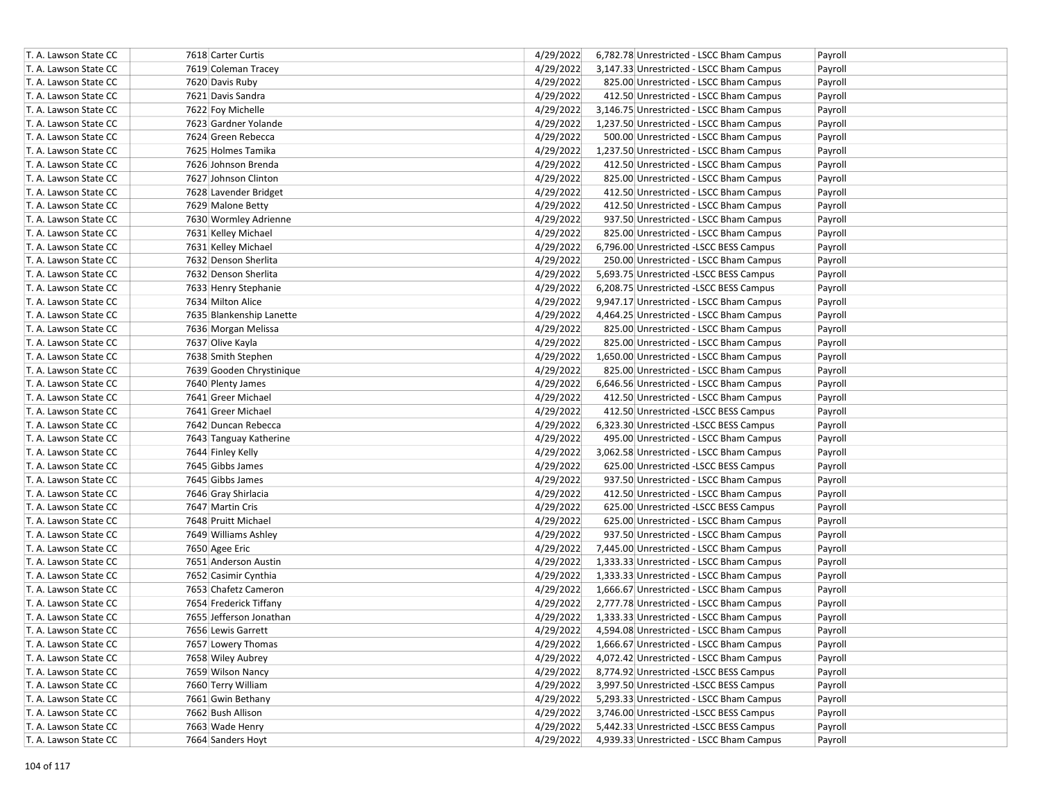| T. A. Lawson State CC | 7618 Carter Curtis | 4/29/2022 | 6,782.78 Unrestricted - LSCC Bham Campus | Payroll |
|---|---|---|---|---|
| T. A. Lawson State CC | 7619 Coleman Tracey | 4/29/2022 | 3,147.33 Unrestricted - LSCC Bham Campus | Payroll |
| T. A. Lawson State CC | 7620 Davis Ruby | 4/29/2022 | 825.00 Unrestricted - LSCC Bham Campus | Payroll |
| T. A. Lawson State CC | 7621 Davis Sandra | 4/29/2022 | 412.50 Unrestricted - LSCC Bham Campus | Payroll |
| T. A. Lawson State CC | 7622 Foy Michelle | 4/29/2022 | 3,146.75 Unrestricted - LSCC Bham Campus | Payroll |
| T. A. Lawson State CC | 7623 Gardner Yolande | 4/29/2022 | 1,237.50 Unrestricted - LSCC Bham Campus | Payroll |
| T. A. Lawson State CC | 7624 Green Rebecca | 4/29/2022 | 500.00 Unrestricted - LSCC Bham Campus | Payroll |
| T. A. Lawson State CC | 7625 Holmes Tamika | 4/29/2022 | 1,237.50 Unrestricted - LSCC Bham Campus | Payroll |
| T. A. Lawson State CC | 7626 Johnson Brenda | 4/29/2022 | 412.50 Unrestricted - LSCC Bham Campus | Payroll |
| T. A. Lawson State CC | 7627 Johnson Clinton | 4/29/2022 | 825.00 Unrestricted - LSCC Bham Campus | Payroll |
| T. A. Lawson State CC | 7628 Lavender Bridget | 4/29/2022 | 412.50 Unrestricted - LSCC Bham Campus | Payroll |
| T. A. Lawson State CC | 7629 Malone Betty | 4/29/2022 | 412.50 Unrestricted - LSCC Bham Campus | Payroll |
| T. A. Lawson State CC | 7630 Wormley Adrienne | 4/29/2022 | 937.50 Unrestricted - LSCC Bham Campus | Payroll |
| T. A. Lawson State CC | 7631 Kelley Michael | 4/29/2022 | 825.00 Unrestricted - LSCC Bham Campus | Payroll |
| T. A. Lawson State CC | 7631 Kelley Michael | 4/29/2022 | 6,796.00 Unrestricted -LSCC BESS Campus | Payroll |
| T. A. Lawson State CC | 7632 Denson Sherlita | 4/29/2022 | 250.00 Unrestricted - LSCC Bham Campus | Payroll |
| T. A. Lawson State CC | 7632 Denson Sherlita | 4/29/2022 | 5,693.75 Unrestricted -LSCC BESS Campus | Payroll |
| T. A. Lawson State CC | 7633 Henry Stephanie | 4/29/2022 | 6,208.75 Unrestricted -LSCC BESS Campus | Payroll |
| T. A. Lawson State CC | 7634 Milton Alice | 4/29/2022 | 9,947.17 Unrestricted - LSCC Bham Campus | Payroll |
| T. A. Lawson State CC | 7635 Blankenship Lanette | 4/29/2022 | 4,464.25 Unrestricted - LSCC Bham Campus | Payroll |
| T. A. Lawson State CC | 7636 Morgan Melissa | 4/29/2022 | 825.00 Unrestricted - LSCC Bham Campus | Payroll |
| T. A. Lawson State CC | 7637 Olive Kayla | 4/29/2022 | 825.00 Unrestricted - LSCC Bham Campus | Payroll |
| T. A. Lawson State CC | 7638 Smith Stephen | 4/29/2022 | 1,650.00 Unrestricted - LSCC Bham Campus | Payroll |
| T. A. Lawson State CC | 7639 Gooden Chrystinique | 4/29/2022 | 825.00 Unrestricted - LSCC Bham Campus | Payroll |
| T. A. Lawson State CC | 7640 Plenty James | 4/29/2022 | 6,646.56 Unrestricted - LSCC Bham Campus | Payroll |
| T. A. Lawson State CC | 7641 Greer Michael | 4/29/2022 | 412.50 Unrestricted - LSCC Bham Campus | Payroll |
| T. A. Lawson State CC | 7641 Greer Michael | 4/29/2022 | 412.50 Unrestricted -LSCC BESS Campus | Payroll |
| T. A. Lawson State CC | 7642 Duncan Rebecca | 4/29/2022 | 6,323.30 Unrestricted -LSCC BESS Campus | Payroll |
| T. A. Lawson State CC | 7643 Tanguay Katherine | 4/29/2022 | 495.00 Unrestricted - LSCC Bham Campus | Payroll |
| T. A. Lawson State CC | 7644 Finley Kelly | 4/29/2022 | 3,062.58 Unrestricted - LSCC Bham Campus | Payroll |
| T. A. Lawson State CC | 7645 Gibbs James | 4/29/2022 | 625.00 Unrestricted -LSCC BESS Campus | Payroll |
| T. A. Lawson State CC | 7645 Gibbs James | 4/29/2022 | 937.50 Unrestricted - LSCC Bham Campus | Payroll |
| T. A. Lawson State CC | 7646 Gray Shirlacia | 4/29/2022 | 412.50 Unrestricted - LSCC Bham Campus | Payroll |
| T. A. Lawson State CC | 7647 Martin Cris | 4/29/2022 | 625.00 Unrestricted -LSCC BESS Campus | Payroll |
| T. A. Lawson State CC | 7648 Pruitt Michael | 4/29/2022 | 625.00 Unrestricted - LSCC Bham Campus | Payroll |
| T. A. Lawson State CC | 7649 Williams Ashley | 4/29/2022 | 937.50 Unrestricted - LSCC Bham Campus | Payroll |
| T. A. Lawson State CC | 7650 Agee Eric | 4/29/2022 | 7,445.00 Unrestricted - LSCC Bham Campus | Payroll |
| T. A. Lawson State CC | 7651 Anderson Austin | 4/29/2022 | 1,333.33 Unrestricted - LSCC Bham Campus | Payroll |
| T. A. Lawson State CC | 7652 Casimir Cynthia | 4/29/2022 | 1,333.33 Unrestricted - LSCC Bham Campus | Payroll |
| T. A. Lawson State CC | 7653 Chafetz Cameron | 4/29/2022 | 1,666.67 Unrestricted - LSCC Bham Campus | Payroll |
| T. A. Lawson State CC | 7654 Frederick Tiffany | 4/29/2022 | 2,777.78 Unrestricted - LSCC Bham Campus | Payroll |
| T. A. Lawson State CC | 7655 Jefferson Jonathan | 4/29/2022 | 1,333.33 Unrestricted - LSCC Bham Campus | Payroll |
| T. A. Lawson State CC | 7656 Lewis Garrett | 4/29/2022 | 4,594.08 Unrestricted - LSCC Bham Campus | Payroll |
| T. A. Lawson State CC | 7657 Lowery Thomas | 4/29/2022 | 1,666.67 Unrestricted - LSCC Bham Campus | Payroll |
| T. A. Lawson State CC | 7658 Wiley Aubrey | 4/29/2022 | 4,072.42 Unrestricted - LSCC Bham Campus | Payroll |
| T. A. Lawson State CC | 7659 Wilson Nancy | 4/29/2022 | 8,774.92 Unrestricted -LSCC BESS Campus | Payroll |
| T. A. Lawson State CC | 7660 Terry William | 4/29/2022 | 3,997.50 Unrestricted -LSCC BESS Campus | Payroll |
| T. A. Lawson State CC | 7661 Gwin Bethany | 4/29/2022 | 5,293.33 Unrestricted - LSCC Bham Campus | Payroll |
| T. A. Lawson State CC | 7662 Bush Allison | 4/29/2022 | 3,746.00 Unrestricted -LSCC BESS Campus | Payroll |
| T. A. Lawson State CC | 7663 Wade Henry | 4/29/2022 | 5,442.33 Unrestricted -LSCC BESS Campus | Payroll |
| T. A. Lawson State CC | 7664 Sanders Hoyt | 4/29/2022 | 4,939.33 Unrestricted - LSCC Bham Campus | Payroll |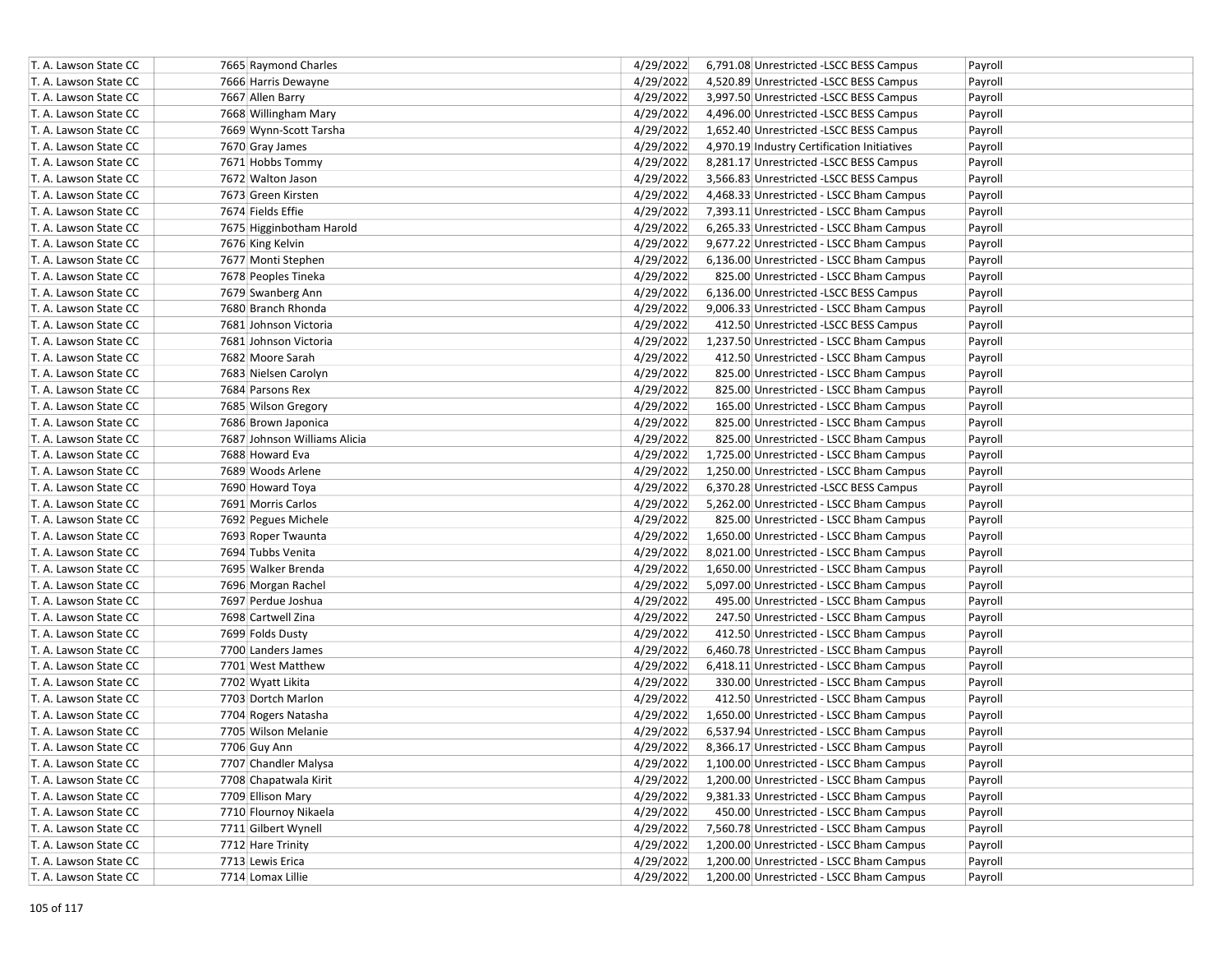| | | | | | |
|---|---|---|---|---|---|
| T. A. Lawson State CC | 7665 Raymond Charles | 4/29/2022 | 6,791.08 | Unrestricted -LSCC BESS Campus | Payroll |
| T. A. Lawson State CC | 7666 Harris Dewayne | 4/29/2022 | 4,520.89 | Unrestricted -LSCC BESS Campus | Payroll |
| T. A. Lawson State CC | 7667 Allen Barry | 4/29/2022 | 3,997.50 | Unrestricted -LSCC BESS Campus | Payroll |
| T. A. Lawson State CC | 7668 Willingham Mary | 4/29/2022 | 4,496.00 | Unrestricted -LSCC BESS Campus | Payroll |
| T. A. Lawson State CC | 7669 Wynn-Scott Tarsha | 4/29/2022 | 1,652.40 | Unrestricted -LSCC BESS Campus | Payroll |
| T. A. Lawson State CC | 7670 Gray James | 4/29/2022 | 4,970.19 | Industry Certification Initiatives | Payroll |
| T. A. Lawson State CC | 7671 Hobbs Tommy | 4/29/2022 | 8,281.17 | Unrestricted -LSCC BESS Campus | Payroll |
| T. A. Lawson State CC | 7672 Walton Jason | 4/29/2022 | 3,566.83 | Unrestricted -LSCC BESS Campus | Payroll |
| T. A. Lawson State CC | 7673 Green Kirsten | 4/29/2022 | 4,468.33 | Unrestricted - LSCC Bham Campus | Payroll |
| T. A. Lawson State CC | 7674 Fields Effie | 4/29/2022 | 7,393.11 | Unrestricted - LSCC Bham Campus | Payroll |
| T. A. Lawson State CC | 7675 Higginbotham Harold | 4/29/2022 | 6,265.33 | Unrestricted - LSCC Bham Campus | Payroll |
| T. A. Lawson State CC | 7676 King Kelvin | 4/29/2022 | 9,677.22 | Unrestricted - LSCC Bham Campus | Payroll |
| T. A. Lawson State CC | 7677 Monti Stephen | 4/29/2022 | 6,136.00 | Unrestricted - LSCC Bham Campus | Payroll |
| T. A. Lawson State CC | 7678 Peoples Tineka | 4/29/2022 | 825.00 | Unrestricted - LSCC Bham Campus | Payroll |
| T. A. Lawson State CC | 7679 Swanberg Ann | 4/29/2022 | 6,136.00 | Unrestricted -LSCC BESS Campus | Payroll |
| T. A. Lawson State CC | 7680 Branch Rhonda | 4/29/2022 | 9,006.33 | Unrestricted - LSCC Bham Campus | Payroll |
| T. A. Lawson State CC | 7681 Johnson Victoria | 4/29/2022 | 412.50 | Unrestricted -LSCC BESS Campus | Payroll |
| T. A. Lawson State CC | 7681 Johnson Victoria | 4/29/2022 | 1,237.50 | Unrestricted - LSCC Bham Campus | Payroll |
| T. A. Lawson State CC | 7682 Moore Sarah | 4/29/2022 | 412.50 | Unrestricted - LSCC Bham Campus | Payroll |
| T. A. Lawson State CC | 7683 Nielsen Carolyn | 4/29/2022 | 825.00 | Unrestricted - LSCC Bham Campus | Payroll |
| T. A. Lawson State CC | 7684 Parsons Rex | 4/29/2022 | 825.00 | Unrestricted - LSCC Bham Campus | Payroll |
| T. A. Lawson State CC | 7685 Wilson Gregory | 4/29/2022 | 165.00 | Unrestricted - LSCC Bham Campus | Payroll |
| T. A. Lawson State CC | 7686 Brown Japonica | 4/29/2022 | 825.00 | Unrestricted - LSCC Bham Campus | Payroll |
| T. A. Lawson State CC | 7687 Johnson Williams Alicia | 4/29/2022 | 825.00 | Unrestricted - LSCC Bham Campus | Payroll |
| T. A. Lawson State CC | 7688 Howard Eva | 4/29/2022 | 1,725.00 | Unrestricted - LSCC Bham Campus | Payroll |
| T. A. Lawson State CC | 7689 Woods Arlene | 4/29/2022 | 1,250.00 | Unrestricted - LSCC Bham Campus | Payroll |
| T. A. Lawson State CC | 7690 Howard Toya | 4/29/2022 | 6,370.28 | Unrestricted -LSCC BESS Campus | Payroll |
| T. A. Lawson State CC | 7691 Morris Carlos | 4/29/2022 | 5,262.00 | Unrestricted - LSCC Bham Campus | Payroll |
| T. A. Lawson State CC | 7692 Pegues Michele | 4/29/2022 | 825.00 | Unrestricted - LSCC Bham Campus | Payroll |
| T. A. Lawson State CC | 7693 Roper Twaunta | 4/29/2022 | 1,650.00 | Unrestricted - LSCC Bham Campus | Payroll |
| T. A. Lawson State CC | 7694 Tubbs Venita | 4/29/2022 | 8,021.00 | Unrestricted - LSCC Bham Campus | Payroll |
| T. A. Lawson State CC | 7695 Walker Brenda | 4/29/2022 | 1,650.00 | Unrestricted - LSCC Bham Campus | Payroll |
| T. A. Lawson State CC | 7696 Morgan Rachel | 4/29/2022 | 5,097.00 | Unrestricted - LSCC Bham Campus | Payroll |
| T. A. Lawson State CC | 7697 Perdue Joshua | 4/29/2022 | 495.00 | Unrestricted - LSCC Bham Campus | Payroll |
| T. A. Lawson State CC | 7698 Cartwell Zina | 4/29/2022 | 247.50 | Unrestricted - LSCC Bham Campus | Payroll |
| T. A. Lawson State CC | 7699 Folds Dusty | 4/29/2022 | 412.50 | Unrestricted - LSCC Bham Campus | Payroll |
| T. A. Lawson State CC | 7700 Landers James | 4/29/2022 | 6,460.78 | Unrestricted - LSCC Bham Campus | Payroll |
| T. A. Lawson State CC | 7701 West Matthew | 4/29/2022 | 6,418.11 | Unrestricted - LSCC Bham Campus | Payroll |
| T. A. Lawson State CC | 7702 Wyatt Likita | 4/29/2022 | 330.00 | Unrestricted - LSCC Bham Campus | Payroll |
| T. A. Lawson State CC | 7703 Dortch Marlon | 4/29/2022 | 412.50 | Unrestricted - LSCC Bham Campus | Payroll |
| T. A. Lawson State CC | 7704 Rogers Natasha | 4/29/2022 | 1,650.00 | Unrestricted - LSCC Bham Campus | Payroll |
| T. A. Lawson State CC | 7705 Wilson Melanie | 4/29/2022 | 6,537.94 | Unrestricted - LSCC Bham Campus | Payroll |
| T. A. Lawson State CC | 7706 Guy Ann | 4/29/2022 | 8,366.17 | Unrestricted - LSCC Bham Campus | Payroll |
| T. A. Lawson State CC | 7707 Chandler Malysa | 4/29/2022 | 1,100.00 | Unrestricted - LSCC Bham Campus | Payroll |
| T. A. Lawson State CC | 7708 Chapatwala Kirit | 4/29/2022 | 1,200.00 | Unrestricted - LSCC Bham Campus | Payroll |
| T. A. Lawson State CC | 7709 Ellison Mary | 4/29/2022 | 9,381.33 | Unrestricted - LSCC Bham Campus | Payroll |
| T. A. Lawson State CC | 7710 Flournoy Nikaela | 4/29/2022 | 450.00 | Unrestricted - LSCC Bham Campus | Payroll |
| T. A. Lawson State CC | 7711 Gilbert Wynell | 4/29/2022 | 7,560.78 | Unrestricted - LSCC Bham Campus | Payroll |
| T. A. Lawson State CC | 7712 Hare Trinity | 4/29/2022 | 1,200.00 | Unrestricted - LSCC Bham Campus | Payroll |
| T. A. Lawson State CC | 7713 Lewis Erica | 4/29/2022 | 1,200.00 | Unrestricted - LSCC Bham Campus | Payroll |
| T. A. Lawson State CC | 7714 Lomax Lillie | 4/29/2022 | 1,200.00 | Unrestricted - LSCC Bham Campus | Payroll |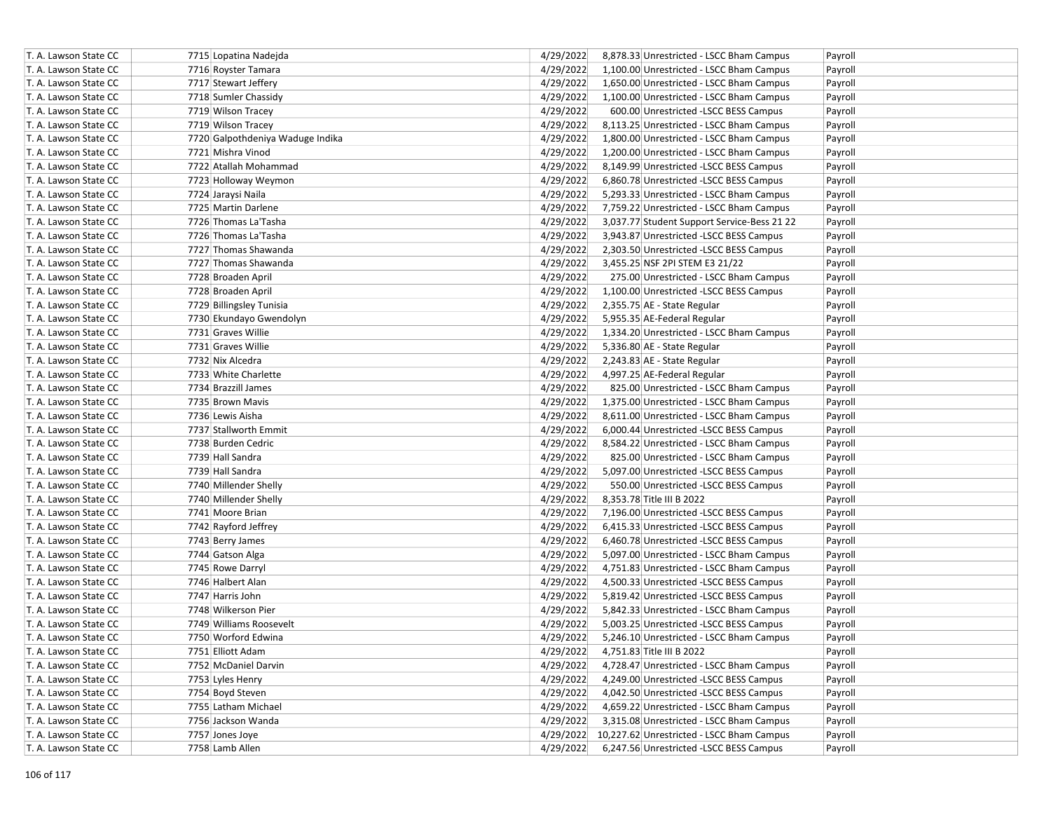| T. A. Lawson State CC | 7715 | Lopatina Nadejda | 4/29/2022 | 8,878.33 | Unrestricted - LSCC Bham Campus | Payroll |
|---|---|---|---|---|---|---|
| T. A. Lawson State CC | 7716 | Royster Tamara | 4/29/2022 | 1,100.00 | Unrestricted - LSCC Bham Campus | Payroll |
| T. A. Lawson State CC | 7717 | Stewart Jeffery | 4/29/2022 | 1,650.00 | Unrestricted - LSCC Bham Campus | Payroll |
| T. A. Lawson State CC | 7718 | Sumler Chassidy | 4/29/2022 | 1,100.00 | Unrestricted - LSCC Bham Campus | Payroll |
| T. A. Lawson State CC | 7719 | Wilson Tracey | 4/29/2022 | 600.00 | Unrestricted -LSCC BESS Campus | Payroll |
| T. A. Lawson State CC | 7719 | Wilson Tracey | 4/29/2022 | 8,113.25 | Unrestricted - LSCC Bham Campus | Payroll |
| T. A. Lawson State CC | 7720 | Galpothdeniya Waduge Indika | 4/29/2022 | 1,800.00 | Unrestricted - LSCC Bham Campus | Payroll |
| T. A. Lawson State CC | 7721 | Mishra Vinod | 4/29/2022 | 1,200.00 | Unrestricted - LSCC Bham Campus | Payroll |
| T. A. Lawson State CC | 7722 | Atallah Mohammad | 4/29/2022 | 8,149.99 | Unrestricted -LSCC BESS Campus | Payroll |
| T. A. Lawson State CC | 7723 | Holloway Weymon | 4/29/2022 | 6,860.78 | Unrestricted -LSCC BESS Campus | Payroll |
| T. A. Lawson State CC | 7724 | Jaraysi Naila | 4/29/2022 | 5,293.33 | Unrestricted - LSCC Bham Campus | Payroll |
| T. A. Lawson State CC | 7725 | Martin Darlene | 4/29/2022 | 7,759.22 | Unrestricted - LSCC Bham Campus | Payroll |
| T. A. Lawson State CC | 7726 | Thomas La'Tasha | 4/29/2022 | 3,037.77 | Student Support Service-Bess 21 22 | Payroll |
| T. A. Lawson State CC | 7726 | Thomas La'Tasha | 4/29/2022 | 3,943.87 | Unrestricted -LSCC BESS Campus | Payroll |
| T. A. Lawson State CC | 7727 | Thomas Shawanda | 4/29/2022 | 2,303.50 | Unrestricted -LSCC BESS Campus | Payroll |
| T. A. Lawson State CC | 7727 | Thomas Shawanda | 4/29/2022 | 3,455.25 | NSF 2PI STEM E3 21/22 | Payroll |
| T. A. Lawson State CC | 7728 | Broaden April | 4/29/2022 | 275.00 | Unrestricted - LSCC Bham Campus | Payroll |
| T. A. Lawson State CC | 7728 | Broaden April | 4/29/2022 | 1,100.00 | Unrestricted -LSCC BESS Campus | Payroll |
| T. A. Lawson State CC | 7729 | Billingsley Tunisia | 4/29/2022 | 2,355.75 | AE - State Regular | Payroll |
| T. A. Lawson State CC | 7730 | Ekundayo Gwendolyn | 4/29/2022 | 5,955.35 | AE-Federal Regular | Payroll |
| T. A. Lawson State CC | 7731 | Graves Willie | 4/29/2022 | 1,334.20 | Unrestricted - LSCC Bham Campus | Payroll |
| T. A. Lawson State CC | 7731 | Graves Willie | 4/29/2022 | 5,336.80 | AE - State Regular | Payroll |
| T. A. Lawson State CC | 7732 | Nix Alcedra | 4/29/2022 | 2,243.83 | AE - State Regular | Payroll |
| T. A. Lawson State CC | 7733 | White Charlette | 4/29/2022 | 4,997.25 | AE-Federal Regular | Payroll |
| T. A. Lawson State CC | 7734 | Brazzill James | 4/29/2022 | 825.00 | Unrestricted - LSCC Bham Campus | Payroll |
| T. A. Lawson State CC | 7735 | Brown Mavis | 4/29/2022 | 1,375.00 | Unrestricted - LSCC Bham Campus | Payroll |
| T. A. Lawson State CC | 7736 | Lewis Aisha | 4/29/2022 | 8,611.00 | Unrestricted - LSCC Bham Campus | Payroll |
| T. A. Lawson State CC | 7737 | Stallworth Emmit | 4/29/2022 | 6,000.44 | Unrestricted -LSCC BESS Campus | Payroll |
| T. A. Lawson State CC | 7738 | Burden Cedric | 4/29/2022 | 8,584.22 | Unrestricted - LSCC Bham Campus | Payroll |
| T. A. Lawson State CC | 7739 | Hall Sandra | 4/29/2022 | 825.00 | Unrestricted - LSCC Bham Campus | Payroll |
| T. A. Lawson State CC | 7739 | Hall Sandra | 4/29/2022 | 5,097.00 | Unrestricted -LSCC BESS Campus | Payroll |
| T. A. Lawson State CC | 7740 | Millender Shelly | 4/29/2022 | 550.00 | Unrestricted -LSCC BESS Campus | Payroll |
| T. A. Lawson State CC | 7740 | Millender Shelly | 4/29/2022 | 8,353.78 | Title III B 2022 | Payroll |
| T. A. Lawson State CC | 7741 | Moore Brian | 4/29/2022 | 7,196.00 | Unrestricted -LSCC BESS Campus | Payroll |
| T. A. Lawson State CC | 7742 | Rayford Jeffrey | 4/29/2022 | 6,415.33 | Unrestricted -LSCC BESS Campus | Payroll |
| T. A. Lawson State CC | 7743 | Berry James | 4/29/2022 | 6,460.78 | Unrestricted -LSCC BESS Campus | Payroll |
| T. A. Lawson State CC | 7744 | Gatson Alga | 4/29/2022 | 5,097.00 | Unrestricted - LSCC Bham Campus | Payroll |
| T. A. Lawson State CC | 7745 | Rowe Darryl | 4/29/2022 | 4,751.83 | Unrestricted - LSCC Bham Campus | Payroll |
| T. A. Lawson State CC | 7746 | Halbert Alan | 4/29/2022 | 4,500.33 | Unrestricted -LSCC BESS Campus | Payroll |
| T. A. Lawson State CC | 7747 | Harris John | 4/29/2022 | 5,819.42 | Unrestricted -LSCC BESS Campus | Payroll |
| T. A. Lawson State CC | 7748 | Wilkerson Pier | 4/29/2022 | 5,842.33 | Unrestricted - LSCC Bham Campus | Payroll |
| T. A. Lawson State CC | 7749 | Williams Roosevelt | 4/29/2022 | 5,003.25 | Unrestricted -LSCC BESS Campus | Payroll |
| T. A. Lawson State CC | 7750 | Worford Edwina | 4/29/2022 | 5,246.10 | Unrestricted - LSCC Bham Campus | Payroll |
| T. A. Lawson State CC | 7751 | Elliott Adam | 4/29/2022 | 4,751.83 | Title III B 2022 | Payroll |
| T. A. Lawson State CC | 7752 | McDaniel Darvin | 4/29/2022 | 4,728.47 | Unrestricted - LSCC Bham Campus | Payroll |
| T. A. Lawson State CC | 7753 | Lyles Henry | 4/29/2022 | 4,249.00 | Unrestricted -LSCC BESS Campus | Payroll |
| T. A. Lawson State CC | 7754 | Boyd Steven | 4/29/2022 | 4,042.50 | Unrestricted -LSCC BESS Campus | Payroll |
| T. A. Lawson State CC | 7755 | Latham Michael | 4/29/2022 | 4,659.22 | Unrestricted - LSCC Bham Campus | Payroll |
| T. A. Lawson State CC | 7756 | Jackson Wanda | 4/29/2022 | 3,315.08 | Unrestricted - LSCC Bham Campus | Payroll |
| T. A. Lawson State CC | 7757 | Jones Joye | 4/29/2022 | 10,227.62 | Unrestricted - LSCC Bham Campus | Payroll |
| T. A. Lawson State CC | 7758 | Lamb Allen | 4/29/2022 | 6,247.56 | Unrestricted -LSCC BESS Campus | Payroll |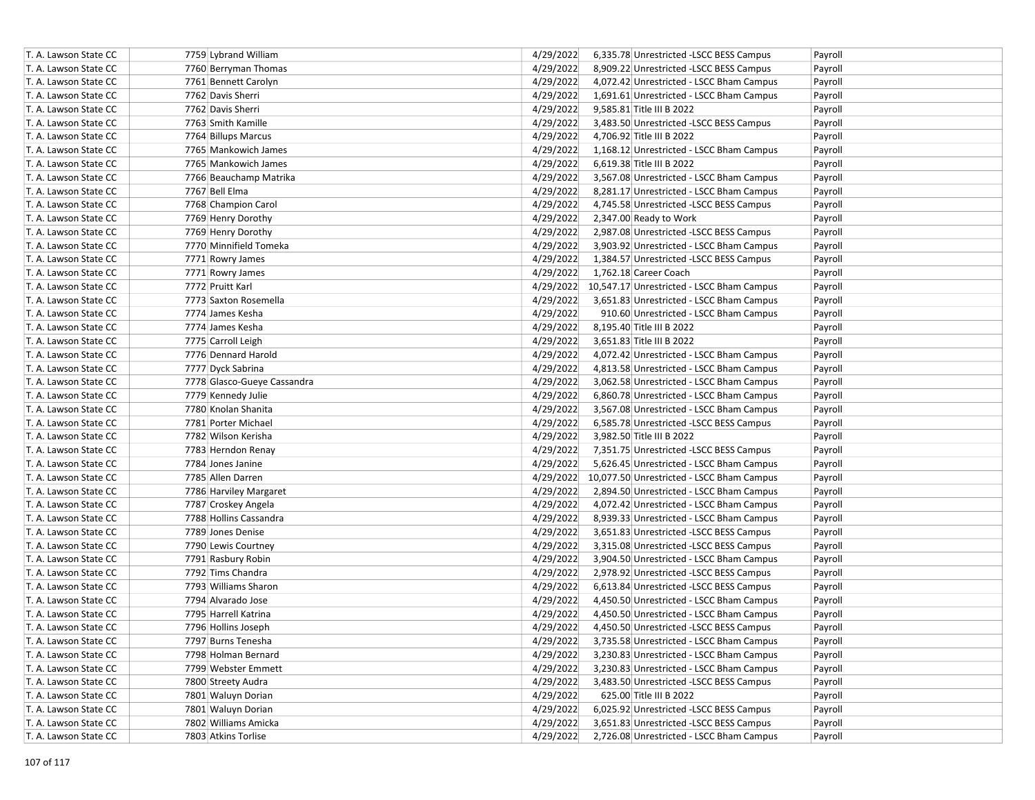| | | | | | |
|---|---|---|---|---|---|
| T. A. Lawson State CC | 7759 Lybrand William | 4/29/2022 | 6,335.78 | Unrestricted -LSCC BESS Campus | Payroll |
| T. A. Lawson State CC | 7760 Berryman Thomas | 4/29/2022 | 8,909.22 | Unrestricted -LSCC BESS Campus | Payroll |
| T. A. Lawson State CC | 7761 Bennett Carolyn | 4/29/2022 | 4,072.42 | Unrestricted - LSCC Bham Campus | Payroll |
| T. A. Lawson State CC | 7762 Davis Sherri | 4/29/2022 | 1,691.61 | Unrestricted - LSCC Bham Campus | Payroll |
| T. A. Lawson State CC | 7762 Davis Sherri | 4/29/2022 | 9,585.81 | Title III B 2022 | Payroll |
| T. A. Lawson State CC | 7763 Smith Kamille | 4/29/2022 | 3,483.50 | Unrestricted -LSCC BESS Campus | Payroll |
| T. A. Lawson State CC | 7764 Billups Marcus | 4/29/2022 | 4,706.92 | Title III B 2022 | Payroll |
| T. A. Lawson State CC | 7765 Mankowich James | 4/29/2022 | 1,168.12 | Unrestricted - LSCC Bham Campus | Payroll |
| T. A. Lawson State CC | 7765 Mankowich James | 4/29/2022 | 6,619.38 | Title III B 2022 | Payroll |
| T. A. Lawson State CC | 7766 Beauchamp Matrika | 4/29/2022 | 3,567.08 | Unrestricted - LSCC Bham Campus | Payroll |
| T. A. Lawson State CC | 7767 Bell Elma | 4/29/2022 | 8,281.17 | Unrestricted - LSCC Bham Campus | Payroll |
| T. A. Lawson State CC | 7768 Champion Carol | 4/29/2022 | 4,745.58 | Unrestricted -LSCC BESS Campus | Payroll |
| T. A. Lawson State CC | 7769 Henry Dorothy | 4/29/2022 | 2,347.00 | Ready to Work | Payroll |
| T. A. Lawson State CC | 7769 Henry Dorothy | 4/29/2022 | 2,987.08 | Unrestricted -LSCC BESS Campus | Payroll |
| T. A. Lawson State CC | 7770 Minnifield Tomeka | 4/29/2022 | 3,903.92 | Unrestricted - LSCC Bham Campus | Payroll |
| T. A. Lawson State CC | 7771 Rowry James | 4/29/2022 | 1,384.57 | Unrestricted -LSCC BESS Campus | Payroll |
| T. A. Lawson State CC | 7771 Rowry James | 4/29/2022 | 1,762.18 | Career Coach | Payroll |
| T. A. Lawson State CC | 7772 Pruitt Karl | 4/29/2022 | 10,547.17 | Unrestricted - LSCC Bham Campus | Payroll |
| T. A. Lawson State CC | 7773 Saxton Rosemella | 4/29/2022 | 3,651.83 | Unrestricted - LSCC Bham Campus | Payroll |
| T. A. Lawson State CC | 7774 James Kesha | 4/29/2022 | 910.60 | Unrestricted - LSCC Bham Campus | Payroll |
| T. A. Lawson State CC | 7774 James Kesha | 4/29/2022 | 8,195.40 | Title III B 2022 | Payroll |
| T. A. Lawson State CC | 7775 Carroll Leigh | 4/29/2022 | 3,651.83 | Title III B 2022 | Payroll |
| T. A. Lawson State CC | 7776 Dennard Harold | 4/29/2022 | 4,072.42 | Unrestricted - LSCC Bham Campus | Payroll |
| T. A. Lawson State CC | 7777 Dyck Sabrina | 4/29/2022 | 4,813.58 | Unrestricted - LSCC Bham Campus | Payroll |
| T. A. Lawson State CC | 7778 Glasco-Gueye Cassandra | 4/29/2022 | 3,062.58 | Unrestricted - LSCC Bham Campus | Payroll |
| T. A. Lawson State CC | 7779 Kennedy Julie | 4/29/2022 | 6,860.78 | Unrestricted - LSCC Bham Campus | Payroll |
| T. A. Lawson State CC | 7780 Knolan Shanita | 4/29/2022 | 3,567.08 | Unrestricted - LSCC Bham Campus | Payroll |
| T. A. Lawson State CC | 7781 Porter Michael | 4/29/2022 | 6,585.78 | Unrestricted -LSCC BESS Campus | Payroll |
| T. A. Lawson State CC | 7782 Wilson Kerisha | 4/29/2022 | 3,982.50 | Title III B 2022 | Payroll |
| T. A. Lawson State CC | 7783 Herndon Renay | 4/29/2022 | 7,351.75 | Unrestricted -LSCC BESS Campus | Payroll |
| T. A. Lawson State CC | 7784 Jones Janine | 4/29/2022 | 5,626.45 | Unrestricted - LSCC Bham Campus | Payroll |
| T. A. Lawson State CC | 7785 Allen Darren | 4/29/2022 | 10,077.50 | Unrestricted - LSCC Bham Campus | Payroll |
| T. A. Lawson State CC | 7786 Harviley Margaret | 4/29/2022 | 2,894.50 | Unrestricted - LSCC Bham Campus | Payroll |
| T. A. Lawson State CC | 7787 Croskey Angela | 4/29/2022 | 4,072.42 | Unrestricted - LSCC Bham Campus | Payroll |
| T. A. Lawson State CC | 7788 Hollins Cassandra | 4/29/2022 | 8,939.33 | Unrestricted - LSCC Bham Campus | Payroll |
| T. A. Lawson State CC | 7789 Jones Denise | 4/29/2022 | 3,651.83 | Unrestricted -LSCC BESS Campus | Payroll |
| T. A. Lawson State CC | 7790 Lewis Courtney | 4/29/2022 | 3,315.08 | Unrestricted -LSCC BESS Campus | Payroll |
| T. A. Lawson State CC | 7791 Rasbury Robin | 4/29/2022 | 3,904.50 | Unrestricted - LSCC Bham Campus | Payroll |
| T. A. Lawson State CC | 7792 Tims Chandra | 4/29/2022 | 2,978.92 | Unrestricted -LSCC BESS Campus | Payroll |
| T. A. Lawson State CC | 7793 Williams Sharon | 4/29/2022 | 6,613.84 | Unrestricted -LSCC BESS Campus | Payroll |
| T. A. Lawson State CC | 7794 Alvarado Jose | 4/29/2022 | 4,450.50 | Unrestricted - LSCC Bham Campus | Payroll |
| T. A. Lawson State CC | 7795 Harrell Katrina | 4/29/2022 | 4,450.50 | Unrestricted - LSCC Bham Campus | Payroll |
| T. A. Lawson State CC | 7796 Hollins Joseph | 4/29/2022 | 4,450.50 | Unrestricted -LSCC BESS Campus | Payroll |
| T. A. Lawson State CC | 7797 Burns Tenesha | 4/29/2022 | 3,735.58 | Unrestricted - LSCC Bham Campus | Payroll |
| T. A. Lawson State CC | 7798 Holman Bernard | 4/29/2022 | 3,230.83 | Unrestricted - LSCC Bham Campus | Payroll |
| T. A. Lawson State CC | 7799 Webster Emmett | 4/29/2022 | 3,230.83 | Unrestricted - LSCC Bham Campus | Payroll |
| T. A. Lawson State CC | 7800 Streety Audra | 4/29/2022 | 3,483.50 | Unrestricted -LSCC BESS Campus | Payroll |
| T. A. Lawson State CC | 7801 Waluyn Dorian | 4/29/2022 | 625.00 | Title III B 2022 | Payroll |
| T. A. Lawson State CC | 7801 Waluyn Dorian | 4/29/2022 | 6,025.92 | Unrestricted -LSCC BESS Campus | Payroll |
| T. A. Lawson State CC | 7802 Williams Amicka | 4/29/2022 | 3,651.83 | Unrestricted -LSCC BESS Campus | Payroll |
| T. A. Lawson State CC | 7803 Atkins Torlise | 4/29/2022 | 2,726.08 | Unrestricted - LSCC Bham Campus | Payroll |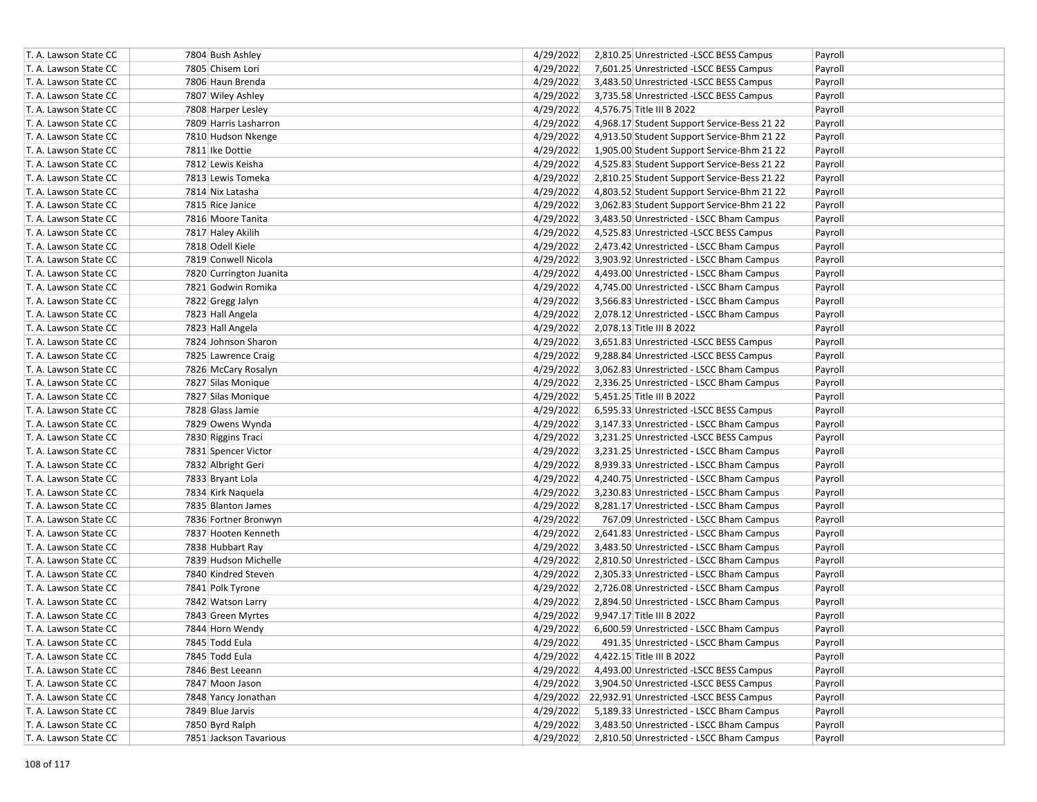| | | | | | |
|---|---|---|---|---|---|
| T. A. Lawson State CC | 7804 Bush Ashley | 4/29/2022 | 2,810.25 | Unrestricted -LSCC BESS Campus | Payroll |
| T. A. Lawson State CC | 7805 Chisem Lori | 4/29/2022 | 7,601.25 | Unrestricted -LSCC BESS Campus | Payroll |
| T. A. Lawson State CC | 7806 Haun Brenda | 4/29/2022 | 3,483.50 | Unrestricted -LSCC BESS Campus | Payroll |
| T. A. Lawson State CC | 7807 Wiley Ashley | 4/29/2022 | 3,735.58 | Unrestricted -LSCC BESS Campus | Payroll |
| T. A. Lawson State CC | 7808 Harper Lesley | 4/29/2022 | 4,576.75 | Title III B 2022 | Payroll |
| T. A. Lawson State CC | 7809 Harris Lasharron | 4/29/2022 | 4,968.17 | Student Support Service-Bess 21 22 | Payroll |
| T. A. Lawson State CC | 7810 Hudson Nkenge | 4/29/2022 | 4,913.50 | Student Support Service-Bhm 21 22 | Payroll |
| T. A. Lawson State CC | 7811 Ike Dottie | 4/29/2022 | 1,905.00 | Student Support Service-Bhm 21 22 | Payroll |
| T. A. Lawson State CC | 7812 Lewis Keisha | 4/29/2022 | 4,525.83 | Student Support Service-Bess 21 22 | Payroll |
| T. A. Lawson State CC | 7813 Lewis Tomeka | 4/29/2022 | 2,810.25 | Student Support Service-Bess 21 22 | Payroll |
| T. A. Lawson State CC | 7814 Nix Latasha | 4/29/2022 | 4,803.52 | Student Support Service-Bhm 21 22 | Payroll |
| T. A. Lawson State CC | 7815 Rice Janice | 4/29/2022 | 3,062.83 | Student Support Service-Bhm 21 22 | Payroll |
| T. A. Lawson State CC | 7816 Moore Tanita | 4/29/2022 | 3,483.50 | Unrestricted - LSCC Bham Campus | Payroll |
| T. A. Lawson State CC | 7817 Haley Akilih | 4/29/2022 | 4,525.83 | Unrestricted -LSCC BESS Campus | Payroll |
| T. A. Lawson State CC | 7818 Odell Kiele | 4/29/2022 | 2,473.42 | Unrestricted - LSCC Bham Campus | Payroll |
| T. A. Lawson State CC | 7819 Conwell Nicola | 4/29/2022 | 3,903.92 | Unrestricted - LSCC Bham Campus | Payroll |
| T. A. Lawson State CC | 7820 Currington Juanita | 4/29/2022 | 4,493.00 | Unrestricted - LSCC Bham Campus | Payroll |
| T. A. Lawson State CC | 7821 Godwin Romika | 4/29/2022 | 4,745.00 | Unrestricted - LSCC Bham Campus | Payroll |
| T. A. Lawson State CC | 7822 Gregg Jalyn | 4/29/2022 | 3,566.83 | Unrestricted - LSCC Bham Campus | Payroll |
| T. A. Lawson State CC | 7823 Hall Angela | 4/29/2022 | 2,078.12 | Unrestricted - LSCC Bham Campus | Payroll |
| T. A. Lawson State CC | 7823 Hall Angela | 4/29/2022 | 2,078.13 | Title III B 2022 | Payroll |
| T. A. Lawson State CC | 7824 Johnson Sharon | 4/29/2022 | 3,651.83 | Unrestricted -LSCC BESS Campus | Payroll |
| T. A. Lawson State CC | 7825 Lawrence Craig | 4/29/2022 | 9,288.84 | Unrestricted -LSCC BESS Campus | Payroll |
| T. A. Lawson State CC | 7826 McCary Rosalyn | 4/29/2022 | 3,062.83 | Unrestricted - LSCC Bham Campus | Payroll |
| T. A. Lawson State CC | 7827 Silas Monique | 4/29/2022 | 2,336.25 | Unrestricted - LSCC Bham Campus | Payroll |
| T. A. Lawson State CC | 7827 Silas Monique | 4/29/2022 | 5,451.25 | Title III B 2022 | Payroll |
| T. A. Lawson State CC | 7828 Glass Jamie | 4/29/2022 | 6,595.33 | Unrestricted -LSCC BESS Campus | Payroll |
| T. A. Lawson State CC | 7829 Owens Wynda | 4/29/2022 | 3,147.33 | Unrestricted - LSCC Bham Campus | Payroll |
| T. A. Lawson State CC | 7830 Riggins Traci | 4/29/2022 | 3,231.25 | Unrestricted -LSCC BESS Campus | Payroll |
| T. A. Lawson State CC | 7831 Spencer Victor | 4/29/2022 | 3,231.25 | Unrestricted - LSCC Bham Campus | Payroll |
| T. A. Lawson State CC | 7832 Albright Geri | 4/29/2022 | 8,939.33 | Unrestricted - LSCC Bham Campus | Payroll |
| T. A. Lawson State CC | 7833 Bryant Lola | 4/29/2022 | 4,240.75 | Unrestricted - LSCC Bham Campus | Payroll |
| T. A. Lawson State CC | 7834 Kirk Naquela | 4/29/2022 | 3,230.83 | Unrestricted - LSCC Bham Campus | Payroll |
| T. A. Lawson State CC | 7835 Blanton James | 4/29/2022 | 8,281.17 | Unrestricted - LSCC Bham Campus | Payroll |
| T. A. Lawson State CC | 7836 Fortner Bronwyn | 4/29/2022 | 767.09 | Unrestricted - LSCC Bham Campus | Payroll |
| T. A. Lawson State CC | 7837 Hooten Kenneth | 4/29/2022 | 2,641.83 | Unrestricted - LSCC Bham Campus | Payroll |
| T. A. Lawson State CC | 7838 Hubbart Ray | 4/29/2022 | 3,483.50 | Unrestricted - LSCC Bham Campus | Payroll |
| T. A. Lawson State CC | 7839 Hudson Michelle | 4/29/2022 | 2,810.50 | Unrestricted - LSCC Bham Campus | Payroll |
| T. A. Lawson State CC | 7840 Kindred Steven | 4/29/2022 | 2,305.33 | Unrestricted - LSCC Bham Campus | Payroll |
| T. A. Lawson State CC | 7841 Polk Tyrone | 4/29/2022 | 2,726.08 | Unrestricted - LSCC Bham Campus | Payroll |
| T. A. Lawson State CC | 7842 Watson Larry | 4/29/2022 | 2,894.50 | Unrestricted - LSCC Bham Campus | Payroll |
| T. A. Lawson State CC | 7843 Green Myrtes | 4/29/2022 | 9,947.17 | Title III B 2022 | Payroll |
| T. A. Lawson State CC | 7844 Horn Wendy | 4/29/2022 | 6,600.59 | Unrestricted - LSCC Bham Campus | Payroll |
| T. A. Lawson State CC | 7845 Todd Eula | 4/29/2022 | 491.35 | Unrestricted - LSCC Bham Campus | Payroll |
| T. A. Lawson State CC | 7845 Todd Eula | 4/29/2022 | 4,422.15 | Title III B 2022 | Payroll |
| T. A. Lawson State CC | 7846 Best Leeann | 4/29/2022 | 4,493.00 | Unrestricted -LSCC BESS Campus | Payroll |
| T. A. Lawson State CC | 7847 Moon Jason | 4/29/2022 | 3,904.50 | Unrestricted -LSCC BESS Campus | Payroll |
| T. A. Lawson State CC | 7848 Yancy Jonathan | 4/29/2022 | 22,932.91 | Unrestricted -LSCC BESS Campus | Payroll |
| T. A. Lawson State CC | 7849 Blue Jarvis | 4/29/2022 | 5,189.33 | Unrestricted - LSCC Bham Campus | Payroll |
| T. A. Lawson State CC | 7850 Byrd Ralph | 4/29/2022 | 3,483.50 | Unrestricted - LSCC Bham Campus | Payroll |
| T. A. Lawson State CC | 7851 Jackson Tavarious | 4/29/2022 | 2,810.50 | Unrestricted - LSCC Bham Campus | Payroll |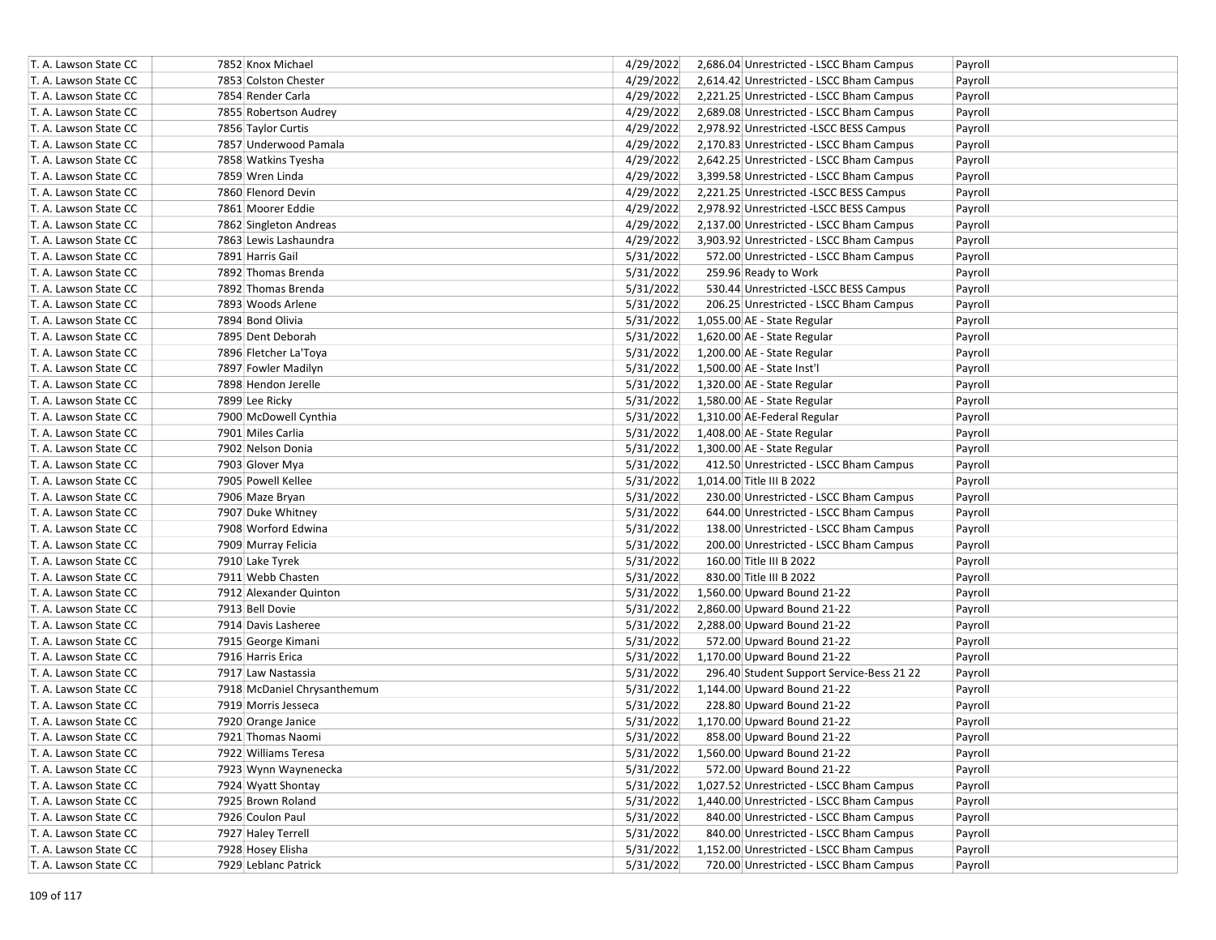| | | | | | | |
|---|---|---|---|---|---|---|
| T. A. Lawson State CC | 7852 | Knox Michael | 4/29/2022 | 2,686.04 | Unrestricted - LSCC Bham Campus | Payroll |
| T. A. Lawson State CC | 7853 | Colston Chester | 4/29/2022 | 2,614.42 | Unrestricted - LSCC Bham Campus | Payroll |
| T. A. Lawson State CC | 7854 | Render Carla | 4/29/2022 | 2,221.25 | Unrestricted - LSCC Bham Campus | Payroll |
| T. A. Lawson State CC | 7855 | Robertson Audrey | 4/29/2022 | 2,689.08 | Unrestricted - LSCC Bham Campus | Payroll |
| T. A. Lawson State CC | 7856 | Taylor Curtis | 4/29/2022 | 2,978.92 | Unrestricted -LSCC BESS Campus | Payroll |
| T. A. Lawson State CC | 7857 | Underwood Pamala | 4/29/2022 | 2,170.83 | Unrestricted - LSCC Bham Campus | Payroll |
| T. A. Lawson State CC | 7858 | Watkins Tyesha | 4/29/2022 | 2,642.25 | Unrestricted - LSCC Bham Campus | Payroll |
| T. A. Lawson State CC | 7859 | Wren Linda | 4/29/2022 | 3,399.58 | Unrestricted - LSCC Bham Campus | Payroll |
| T. A. Lawson State CC | 7860 | Flenord Devin | 4/29/2022 | 2,221.25 | Unrestricted -LSCC BESS Campus | Payroll |
| T. A. Lawson State CC | 7861 | Moorer Eddie | 4/29/2022 | 2,978.92 | Unrestricted -LSCC BESS Campus | Payroll |
| T. A. Lawson State CC | 7862 | Singleton Andreas | 4/29/2022 | 2,137.00 | Unrestricted - LSCC Bham Campus | Payroll |
| T. A. Lawson State CC | 7863 | Lewis Lashaundra | 4/29/2022 | 3,903.92 | Unrestricted - LSCC Bham Campus | Payroll |
| T. A. Lawson State CC | 7891 | Harris Gail | 5/31/2022 | 572.00 | Unrestricted - LSCC Bham Campus | Payroll |
| T. A. Lawson State CC | 7892 | Thomas Brenda | 5/31/2022 | 259.96 | Ready to Work | Payroll |
| T. A. Lawson State CC | 7892 | Thomas Brenda | 5/31/2022 | 530.44 | Unrestricted -LSCC BESS Campus | Payroll |
| T. A. Lawson State CC | 7893 | Woods Arlene | 5/31/2022 | 206.25 | Unrestricted - LSCC Bham Campus | Payroll |
| T. A. Lawson State CC | 7894 | Bond Olivia | 5/31/2022 | 1,055.00 | AE - State Regular | Payroll |
| T. A. Lawson State CC | 7895 | Dent Deborah | 5/31/2022 | 1,620.00 | AE - State Regular | Payroll |
| T. A. Lawson State CC | 7896 | Fletcher La'Toya | 5/31/2022 | 1,200.00 | AE - State Regular | Payroll |
| T. A. Lawson State CC | 7897 | Fowler Madilyn | 5/31/2022 | 1,500.00 | AE - State Inst'l | Payroll |
| T. A. Lawson State CC | 7898 | Hendon Jerelle | 5/31/2022 | 1,320.00 | AE - State Regular | Payroll |
| T. A. Lawson State CC | 7899 | Lee Ricky | 5/31/2022 | 1,580.00 | AE - State Regular | Payroll |
| T. A. Lawson State CC | 7900 | McDowell Cynthia | 5/31/2022 | 1,310.00 | AE-Federal Regular | Payroll |
| T. A. Lawson State CC | 7901 | Miles Carlia | 5/31/2022 | 1,408.00 | AE - State Regular | Payroll |
| T. A. Lawson State CC | 7902 | Nelson Donia | 5/31/2022 | 1,300.00 | AE - State Regular | Payroll |
| T. A. Lawson State CC | 7903 | Glover Mya | 5/31/2022 | 412.50 | Unrestricted - LSCC Bham Campus | Payroll |
| T. A. Lawson State CC | 7905 | Powell Kellee | 5/31/2022 | 1,014.00 | Title III B 2022 | Payroll |
| T. A. Lawson State CC | 7906 | Maze Bryan | 5/31/2022 | 230.00 | Unrestricted - LSCC Bham Campus | Payroll |
| T. A. Lawson State CC | 7907 | Duke Whitney | 5/31/2022 | 644.00 | Unrestricted - LSCC Bham Campus | Payroll |
| T. A. Lawson State CC | 7908 | Worford Edwina | 5/31/2022 | 138.00 | Unrestricted - LSCC Bham Campus | Payroll |
| T. A. Lawson State CC | 7909 | Murray Felicia | 5/31/2022 | 200.00 | Unrestricted - LSCC Bham Campus | Payroll |
| T. A. Lawson State CC | 7910 | Lake Tyrek | 5/31/2022 | 160.00 | Title III B 2022 | Payroll |
| T. A. Lawson State CC | 7911 | Webb Chasten | 5/31/2022 | 830.00 | Title III B 2022 | Payroll |
| T. A. Lawson State CC | 7912 | Alexander Quinton | 5/31/2022 | 1,560.00 | Upward Bound 21-22 | Payroll |
| T. A. Lawson State CC | 7913 | Bell Dovie | 5/31/2022 | 2,860.00 | Upward Bound 21-22 | Payroll |
| T. A. Lawson State CC | 7914 | Davis Lasheree | 5/31/2022 | 2,288.00 | Upward Bound 21-22 | Payroll |
| T. A. Lawson State CC | 7915 | George Kimani | 5/31/2022 | 572.00 | Upward Bound 21-22 | Payroll |
| T. A. Lawson State CC | 7916 | Harris Erica | 5/31/2022 | 1,170.00 | Upward Bound 21-22 | Payroll |
| T. A. Lawson State CC | 7917 | Law Nastassia | 5/31/2022 | 296.40 | Student Support Service-Bess 21 22 | Payroll |
| T. A. Lawson State CC | 7918 | McDaniel Chrysanthemum | 5/31/2022 | 1,144.00 | Upward Bound 21-22 | Payroll |
| T. A. Lawson State CC | 7919 | Morris Jesseca | 5/31/2022 | 228.80 | Upward Bound 21-22 | Payroll |
| T. A. Lawson State CC | 7920 | Orange Janice | 5/31/2022 | 1,170.00 | Upward Bound 21-22 | Payroll |
| T. A. Lawson State CC | 7921 | Thomas Naomi | 5/31/2022 | 858.00 | Upward Bound 21-22 | Payroll |
| T. A. Lawson State CC | 7922 | Williams Teresa | 5/31/2022 | 1,560.00 | Upward Bound 21-22 | Payroll |
| T. A. Lawson State CC | 7923 | Wynn Waynenecka | 5/31/2022 | 572.00 | Upward Bound 21-22 | Payroll |
| T. A. Lawson State CC | 7924 | Wyatt Shontay | 5/31/2022 | 1,027.52 | Unrestricted - LSCC Bham Campus | Payroll |
| T. A. Lawson State CC | 7925 | Brown Roland | 5/31/2022 | 1,440.00 | Unrestricted - LSCC Bham Campus | Payroll |
| T. A. Lawson State CC | 7926 | Coulon Paul | 5/31/2022 | 840.00 | Unrestricted - LSCC Bham Campus | Payroll |
| T. A. Lawson State CC | 7927 | Haley Terrell | 5/31/2022 | 840.00 | Unrestricted - LSCC Bham Campus | Payroll |
| T. A. Lawson State CC | 7928 | Hosey Elisha | 5/31/2022 | 1,152.00 | Unrestricted - LSCC Bham Campus | Payroll |
| T. A. Lawson State CC | 7929 | Leblanc Patrick | 5/31/2022 | 720.00 | Unrestricted - LSCC Bham Campus | Payroll |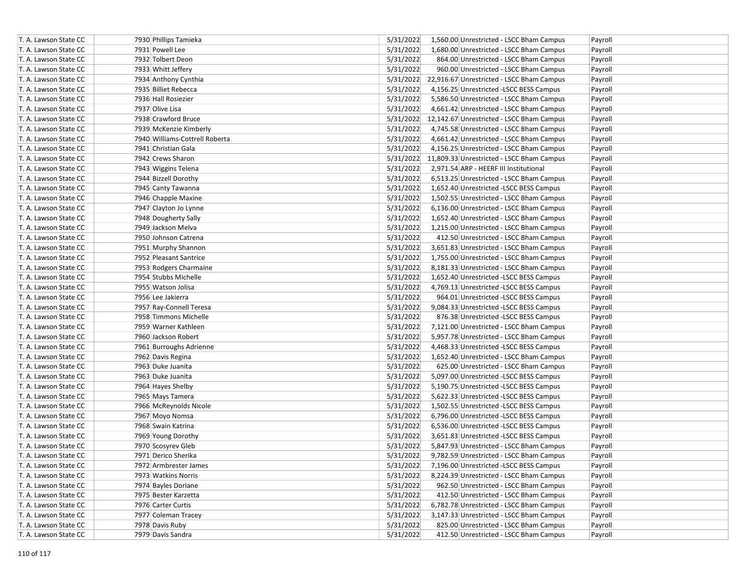| | | | | | |
|---|---|---|---|---|---|
| T. A. Lawson State CC | 7930 Phillips Tamieka | 5/31/2022 | 1,560.00 | Unrestricted - LSCC Bham Campus | Payroll |
| T. A. Lawson State CC | 7931 Powell Lee | 5/31/2022 | 1,680.00 | Unrestricted - LSCC Bham Campus | Payroll |
| T. A. Lawson State CC | 7932 Tolbert Deon | 5/31/2022 | 864.00 | Unrestricted - LSCC Bham Campus | Payroll |
| T. A. Lawson State CC | 7933 Whitt Jeffery | 5/31/2022 | 960.00 | Unrestricted - LSCC Bham Campus | Payroll |
| T. A. Lawson State CC | 7934 Anthony Cynthia | 5/31/2022 | 22,916.67 | Unrestricted - LSCC Bham Campus | Payroll |
| T. A. Lawson State CC | 7935 Billiet Rebecca | 5/31/2022 | 4,156.25 | Unrestricted -LSCC BESS Campus | Payroll |
| T. A. Lawson State CC | 7936 Hall Rosiezier | 5/31/2022 | 5,586.50 | Unrestricted - LSCC Bham Campus | Payroll |
| T. A. Lawson State CC | 7937 Olive Lisa | 5/31/2022 | 4,661.42 | Unrestricted - LSCC Bham Campus | Payroll |
| T. A. Lawson State CC | 7938 Crawford Bruce | 5/31/2022 | 12,142.67 | Unrestricted - LSCC Bham Campus | Payroll |
| T. A. Lawson State CC | 7939 McKenzie Kimberly | 5/31/2022 | 4,745.58 | Unrestricted - LSCC Bham Campus | Payroll |
| T. A. Lawson State CC | 7940 Williams-Cottrell Roberta | 5/31/2022 | 4,661.42 | Unrestricted - LSCC Bham Campus | Payroll |
| T. A. Lawson State CC | 7941 Christian Gala | 5/31/2022 | 4,156.25 | Unrestricted - LSCC Bham Campus | Payroll |
| T. A. Lawson State CC | 7942 Crews Sharon | 5/31/2022 | 11,809.33 | Unrestricted - LSCC Bham Campus | Payroll |
| T. A. Lawson State CC | 7943 Wiggins Telena | 5/31/2022 | 2,971.54 | ARP - HEERF III Institutional | Payroll |
| T. A. Lawson State CC | 7944 Bizzell Dorothy | 5/31/2022 | 6,513.25 | Unrestricted - LSCC Bham Campus | Payroll |
| T. A. Lawson State CC | 7945 Canty Tawanna | 5/31/2022 | 1,652.40 | Unrestricted -LSCC BESS Campus | Payroll |
| T. A. Lawson State CC | 7946 Chapple Maxine | 5/31/2022 | 1,502.55 | Unrestricted - LSCC Bham Campus | Payroll |
| T. A. Lawson State CC | 7947 Clayton Jo Lynne | 5/31/2022 | 6,136.00 | Unrestricted - LSCC Bham Campus | Payroll |
| T. A. Lawson State CC | 7948 Dougherty Sally | 5/31/2022 | 1,652.40 | Unrestricted - LSCC Bham Campus | Payroll |
| T. A. Lawson State CC | 7949 Jackson Melva | 5/31/2022 | 1,215.00 | Unrestricted - LSCC Bham Campus | Payroll |
| T. A. Lawson State CC | 7950 Johnson Catrena | 5/31/2022 | 412.50 | Unrestricted - LSCC Bham Campus | Payroll |
| T. A. Lawson State CC | 7951 Murphy Shannon | 5/31/2022 | 3,651.83 | Unrestricted - LSCC Bham Campus | Payroll |
| T. A. Lawson State CC | 7952 Pleasant Santrice | 5/31/2022 | 1,755.00 | Unrestricted - LSCC Bham Campus | Payroll |
| T. A. Lawson State CC | 7953 Rodgers Charmaine | 5/31/2022 | 8,181.33 | Unrestricted - LSCC Bham Campus | Payroll |
| T. A. Lawson State CC | 7954 Stubbs Michelle | 5/31/2022 | 1,652.40 | Unrestricted -LSCC BESS Campus | Payroll |
| T. A. Lawson State CC | 7955 Watson Jolisa | 5/31/2022 | 4,769.13 | Unrestricted -LSCC BESS Campus | Payroll |
| T. A. Lawson State CC | 7956 Lee Jakierra | 5/31/2022 | 964.01 | Unrestricted -LSCC BESS Campus | Payroll |
| T. A. Lawson State CC | 7957 Ray-Connell Teresa | 5/31/2022 | 9,084.33 | Unrestricted -LSCC BESS Campus | Payroll |
| T. A. Lawson State CC | 7958 Timmons Michelle | 5/31/2022 | 876.38 | Unrestricted -LSCC BESS Campus | Payroll |
| T. A. Lawson State CC | 7959 Warner Kathleen | 5/31/2022 | 7,121.00 | Unrestricted - LSCC Bham Campus | Payroll |
| T. A. Lawson State CC | 7960 Jackson Robert | 5/31/2022 | 5,957.78 | Unrestricted - LSCC Bham Campus | Payroll |
| T. A. Lawson State CC | 7961 Burroughs Adrienne | 5/31/2022 | 4,468.33 | Unrestricted -LSCC BESS Campus | Payroll |
| T. A. Lawson State CC | 7962 Davis Regina | 5/31/2022 | 1,652.40 | Unrestricted - LSCC Bham Campus | Payroll |
| T. A. Lawson State CC | 7963 Duke Juanita | 5/31/2022 | 625.00 | Unrestricted - LSCC Bham Campus | Payroll |
| T. A. Lawson State CC | 7963 Duke Juanita | 5/31/2022 | 5,097.00 | Unrestricted -LSCC BESS Campus | Payroll |
| T. A. Lawson State CC | 7964 Hayes Shelby | 5/31/2022 | 5,190.75 | Unrestricted -LSCC BESS Campus | Payroll |
| T. A. Lawson State CC | 7965 Mays Tamera | 5/31/2022 | 5,622.33 | Unrestricted -LSCC BESS Campus | Payroll |
| T. A. Lawson State CC | 7966 McReynolds Nicole | 5/31/2022 | 1,502.55 | Unrestricted -LSCC BESS Campus | Payroll |
| T. A. Lawson State CC | 7967 Moyo Nomsa | 5/31/2022 | 6,796.00 | Unrestricted -LSCC BESS Campus | Payroll |
| T. A. Lawson State CC | 7968 Swain Katrina | 5/31/2022 | 6,536.00 | Unrestricted -LSCC BESS Campus | Payroll |
| T. A. Lawson State CC | 7969 Young Dorothy | 5/31/2022 | 3,651.83 | Unrestricted -LSCC BESS Campus | Payroll |
| T. A. Lawson State CC | 7970 Scosyrev Gleb | 5/31/2022 | 5,847.93 | Unrestricted - LSCC Bham Campus | Payroll |
| T. A. Lawson State CC | 7971 Derico Sherika | 5/31/2022 | 9,782.59 | Unrestricted - LSCC Bham Campus | Payroll |
| T. A. Lawson State CC | 7972 Armbrester James | 5/31/2022 | 7,196.00 | Unrestricted -LSCC BESS Campus | Payroll |
| T. A. Lawson State CC | 7973 Watkins Norris | 5/31/2022 | 8,224.39 | Unrestricted - LSCC Bham Campus | Payroll |
| T. A. Lawson State CC | 7974 Bayles Doriane | 5/31/2022 | 962.50 | Unrestricted - LSCC Bham Campus | Payroll |
| T. A. Lawson State CC | 7975 Bester Karzetta | 5/31/2022 | 412.50 | Unrestricted - LSCC Bham Campus | Payroll |
| T. A. Lawson State CC | 7976 Carter Curtis | 5/31/2022 | 6,782.78 | Unrestricted - LSCC Bham Campus | Payroll |
| T. A. Lawson State CC | 7977 Coleman Tracey | 5/31/2022 | 3,147.33 | Unrestricted - LSCC Bham Campus | Payroll |
| T. A. Lawson State CC | 7978 Davis Ruby | 5/31/2022 | 825.00 | Unrestricted - LSCC Bham Campus | Payroll |
| T. A. Lawson State CC | 7979 Davis Sandra | 5/31/2022 | 412.50 | Unrestricted - LSCC Bham Campus | Payroll |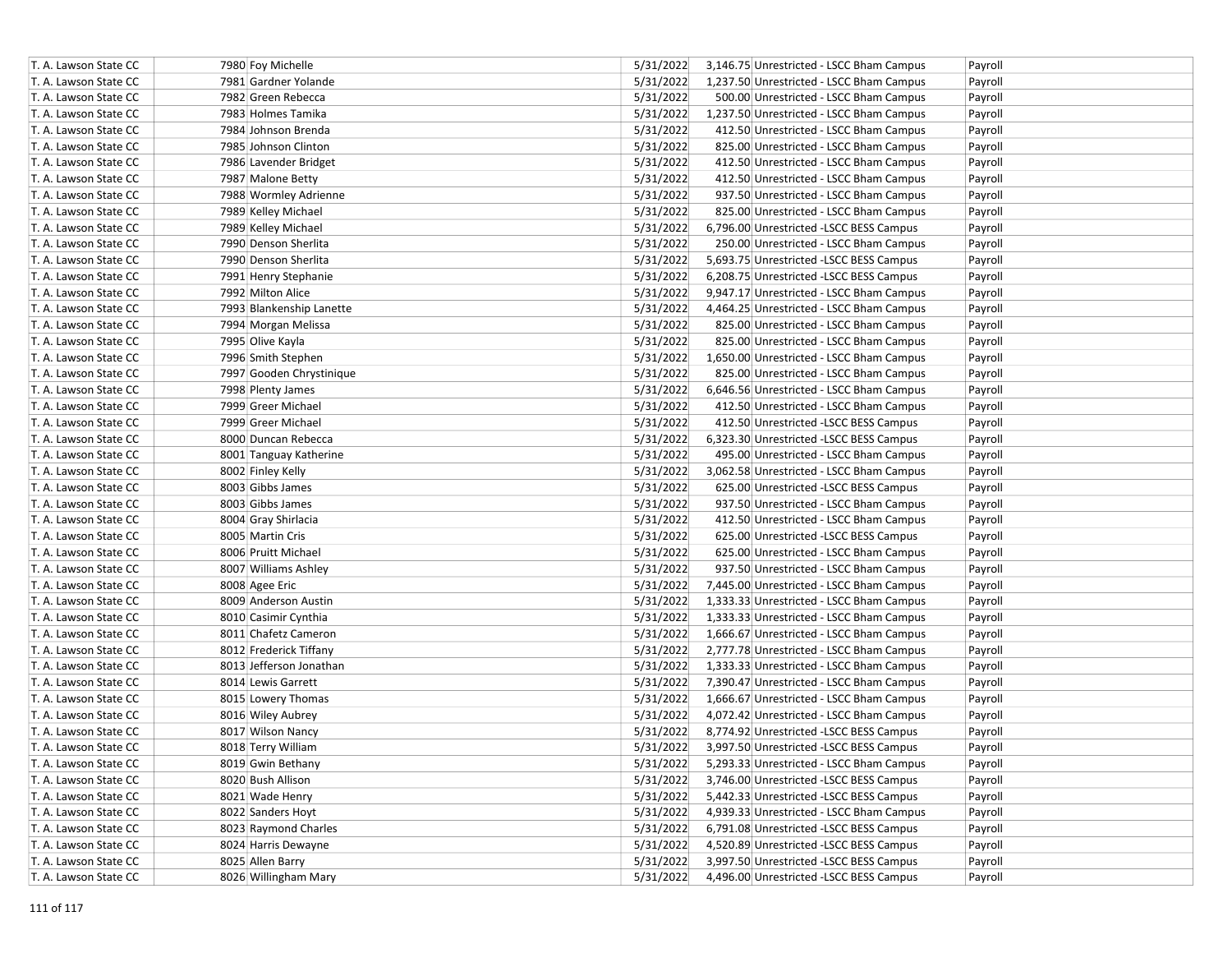| | | | | | |
|---|---|---|---|---|---|
| T. A. Lawson State CC | 7980 Foy Michelle | 5/31/2022 | 3,146.75 | Unrestricted - LSCC Bham Campus | Payroll |
| T. A. Lawson State CC | 7981 Gardner Yolande | 5/31/2022 | 1,237.50 | Unrestricted - LSCC Bham Campus | Payroll |
| T. A. Lawson State CC | 7982 Green Rebecca | 5/31/2022 | 500.00 | Unrestricted - LSCC Bham Campus | Payroll |
| T. A. Lawson State CC | 7983 Holmes Tamika | 5/31/2022 | 1,237.50 | Unrestricted - LSCC Bham Campus | Payroll |
| T. A. Lawson State CC | 7984 Johnson Brenda | 5/31/2022 | 412.50 | Unrestricted - LSCC Bham Campus | Payroll |
| T. A. Lawson State CC | 7985 Johnson Clinton | 5/31/2022 | 825.00 | Unrestricted - LSCC Bham Campus | Payroll |
| T. A. Lawson State CC | 7986 Lavender Bridget | 5/31/2022 | 412.50 | Unrestricted - LSCC Bham Campus | Payroll |
| T. A. Lawson State CC | 7987 Malone Betty | 5/31/2022 | 412.50 | Unrestricted - LSCC Bham Campus | Payroll |
| T. A. Lawson State CC | 7988 Wormley Adrienne | 5/31/2022 | 937.50 | Unrestricted - LSCC Bham Campus | Payroll |
| T. A. Lawson State CC | 7989 Kelley Michael | 5/31/2022 | 825.00 | Unrestricted - LSCC Bham Campus | Payroll |
| T. A. Lawson State CC | 7989 Kelley Michael | 5/31/2022 | 6,796.00 | Unrestricted -LSCC BESS Campus | Payroll |
| T. A. Lawson State CC | 7990 Denson Sherlita | 5/31/2022 | 250.00 | Unrestricted - LSCC Bham Campus | Payroll |
| T. A. Lawson State CC | 7990 Denson Sherlita | 5/31/2022 | 5,693.75 | Unrestricted -LSCC BESS Campus | Payroll |
| T. A. Lawson State CC | 7991 Henry Stephanie | 5/31/2022 | 6,208.75 | Unrestricted -LSCC BESS Campus | Payroll |
| T. A. Lawson State CC | 7992 Milton Alice | 5/31/2022 | 9,947.17 | Unrestricted - LSCC Bham Campus | Payroll |
| T. A. Lawson State CC | 7993 Blankenship Lanette | 5/31/2022 | 4,464.25 | Unrestricted - LSCC Bham Campus | Payroll |
| T. A. Lawson State CC | 7994 Morgan Melissa | 5/31/2022 | 825.00 | Unrestricted - LSCC Bham Campus | Payroll |
| T. A. Lawson State CC | 7995 Olive Kayla | 5/31/2022 | 825.00 | Unrestricted - LSCC Bham Campus | Payroll |
| T. A. Lawson State CC | 7996 Smith Stephen | 5/31/2022 | 1,650.00 | Unrestricted - LSCC Bham Campus | Payroll |
| T. A. Lawson State CC | 7997 Gooden Chrystinique | 5/31/2022 | 825.00 | Unrestricted - LSCC Bham Campus | Payroll |
| T. A. Lawson State CC | 7998 Plenty James | 5/31/2022 | 6,646.56 | Unrestricted - LSCC Bham Campus | Payroll |
| T. A. Lawson State CC | 7999 Greer Michael | 5/31/2022 | 412.50 | Unrestricted - LSCC Bham Campus | Payroll |
| T. A. Lawson State CC | 7999 Greer Michael | 5/31/2022 | 412.50 | Unrestricted -LSCC BESS Campus | Payroll |
| T. A. Lawson State CC | 8000 Duncan Rebecca | 5/31/2022 | 6,323.30 | Unrestricted -LSCC BESS Campus | Payroll |
| T. A. Lawson State CC | 8001 Tanguay Katherine | 5/31/2022 | 495.00 | Unrestricted - LSCC Bham Campus | Payroll |
| T. A. Lawson State CC | 8002 Finley Kelly | 5/31/2022 | 3,062.58 | Unrestricted - LSCC Bham Campus | Payroll |
| T. A. Lawson State CC | 8003 Gibbs James | 5/31/2022 | 625.00 | Unrestricted -LSCC BESS Campus | Payroll |
| T. A. Lawson State CC | 8003 Gibbs James | 5/31/2022 | 937.50 | Unrestricted - LSCC Bham Campus | Payroll |
| T. A. Lawson State CC | 8004 Gray Shirlacia | 5/31/2022 | 412.50 | Unrestricted - LSCC Bham Campus | Payroll |
| T. A. Lawson State CC | 8005 Martin Cris | 5/31/2022 | 625.00 | Unrestricted -LSCC BESS Campus | Payroll |
| T. A. Lawson State CC | 8006 Pruitt Michael | 5/31/2022 | 625.00 | Unrestricted - LSCC Bham Campus | Payroll |
| T. A. Lawson State CC | 8007 Williams Ashley | 5/31/2022 | 937.50 | Unrestricted - LSCC Bham Campus | Payroll |
| T. A. Lawson State CC | 8008 Agee Eric | 5/31/2022 | 7,445.00 | Unrestricted - LSCC Bham Campus | Payroll |
| T. A. Lawson State CC | 8009 Anderson Austin | 5/31/2022 | 1,333.33 | Unrestricted - LSCC Bham Campus | Payroll |
| T. A. Lawson State CC | 8010 Casimir Cynthia | 5/31/2022 | 1,333.33 | Unrestricted - LSCC Bham Campus | Payroll |
| T. A. Lawson State CC | 8011 Chafetz Cameron | 5/31/2022 | 1,666.67 | Unrestricted - LSCC Bham Campus | Payroll |
| T. A. Lawson State CC | 8012 Frederick Tiffany | 5/31/2022 | 2,777.78 | Unrestricted - LSCC Bham Campus | Payroll |
| T. A. Lawson State CC | 8013 Jefferson Jonathan | 5/31/2022 | 1,333.33 | Unrestricted - LSCC Bham Campus | Payroll |
| T. A. Lawson State CC | 8014 Lewis Garrett | 5/31/2022 | 7,390.47 | Unrestricted - LSCC Bham Campus | Payroll |
| T. A. Lawson State CC | 8015 Lowery Thomas | 5/31/2022 | 1,666.67 | Unrestricted - LSCC Bham Campus | Payroll |
| T. A. Lawson State CC | 8016 Wiley Aubrey | 5/31/2022 | 4,072.42 | Unrestricted - LSCC Bham Campus | Payroll |
| T. A. Lawson State CC | 8017 Wilson Nancy | 5/31/2022 | 8,774.92 | Unrestricted -LSCC BESS Campus | Payroll |
| T. A. Lawson State CC | 8018 Terry William | 5/31/2022 | 3,997.50 | Unrestricted -LSCC BESS Campus | Payroll |
| T. A. Lawson State CC | 8019 Gwin Bethany | 5/31/2022 | 5,293.33 | Unrestricted - LSCC Bham Campus | Payroll |
| T. A. Lawson State CC | 8020 Bush Allison | 5/31/2022 | 3,746.00 | Unrestricted -LSCC BESS Campus | Payroll |
| T. A. Lawson State CC | 8021 Wade Henry | 5/31/2022 | 5,442.33 | Unrestricted -LSCC BESS Campus | Payroll |
| T. A. Lawson State CC | 8022 Sanders Hoyt | 5/31/2022 | 4,939.33 | Unrestricted - LSCC Bham Campus | Payroll |
| T. A. Lawson State CC | 8023 Raymond Charles | 5/31/2022 | 6,791.08 | Unrestricted -LSCC BESS Campus | Payroll |
| T. A. Lawson State CC | 8024 Harris Dewayne | 5/31/2022 | 4,520.89 | Unrestricted -LSCC BESS Campus | Payroll |
| T. A. Lawson State CC | 8025 Allen Barry | 5/31/2022 | 3,997.50 | Unrestricted -LSCC BESS Campus | Payroll |
| T. A. Lawson State CC | 8026 Willingham Mary | 5/31/2022 | 4,496.00 | Unrestricted -LSCC BESS Campus | Payroll |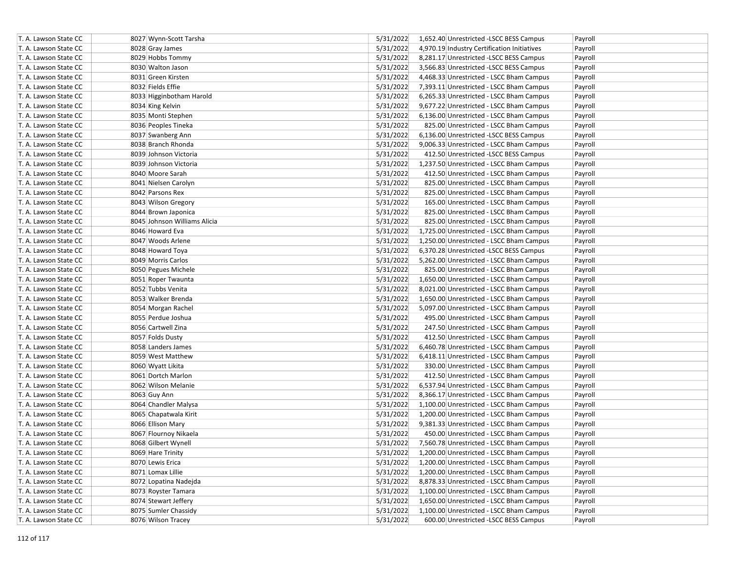| T. A. Lawson State CC | 8027 | Wynn-Scott Tarsha | 5/31/2022 | 1,652.40 | Unrestricted -LSCC BESS Campus | Payroll |
|---|---|---|---|---|---|---|
| T. A. Lawson State CC | 8028 | Gray James | 5/31/2022 | 4,970.19 | Industry Certification Initiatives | Payroll |
| T. A. Lawson State CC | 8029 | Hobbs Tommy | 5/31/2022 | 8,281.17 | Unrestricted -LSCC BESS Campus | Payroll |
| T. A. Lawson State CC | 8030 | Walton Jason | 5/31/2022 | 3,566.83 | Unrestricted -LSCC BESS Campus | Payroll |
| T. A. Lawson State CC | 8031 | Green Kirsten | 5/31/2022 | 4,468.33 | Unrestricted - LSCC Bham Campus | Payroll |
| T. A. Lawson State CC | 8032 | Fields Effie | 5/31/2022 | 7,393.11 | Unrestricted - LSCC Bham Campus | Payroll |
| T. A. Lawson State CC | 8033 | Higginbotham Harold | 5/31/2022 | 6,265.33 | Unrestricted - LSCC Bham Campus | Payroll |
| T. A. Lawson State CC | 8034 | King Kelvin | 5/31/2022 | 9,677.22 | Unrestricted - LSCC Bham Campus | Payroll |
| T. A. Lawson State CC | 8035 | Monti Stephen | 5/31/2022 | 6,136.00 | Unrestricted - LSCC Bham Campus | Payroll |
| T. A. Lawson State CC | 8036 | Peoples Tineka | 5/31/2022 | 825.00 | Unrestricted - LSCC Bham Campus | Payroll |
| T. A. Lawson State CC | 8037 | Swanberg Ann | 5/31/2022 | 6,136.00 | Unrestricted -LSCC BESS Campus | Payroll |
| T. A. Lawson State CC | 8038 | Branch Rhonda | 5/31/2022 | 9,006.33 | Unrestricted - LSCC Bham Campus | Payroll |
| T. A. Lawson State CC | 8039 | Johnson Victoria | 5/31/2022 | 412.50 | Unrestricted -LSCC BESS Campus | Payroll |
| T. A. Lawson State CC | 8039 | Johnson Victoria | 5/31/2022 | 1,237.50 | Unrestricted - LSCC Bham Campus | Payroll |
| T. A. Lawson State CC | 8040 | Moore Sarah | 5/31/2022 | 412.50 | Unrestricted - LSCC Bham Campus | Payroll |
| T. A. Lawson State CC | 8041 | Nielsen Carolyn | 5/31/2022 | 825.00 | Unrestricted - LSCC Bham Campus | Payroll |
| T. A. Lawson State CC | 8042 | Parsons Rex | 5/31/2022 | 825.00 | Unrestricted - LSCC Bham Campus | Payroll |
| T. A. Lawson State CC | 8043 | Wilson Gregory | 5/31/2022 | 165.00 | Unrestricted - LSCC Bham Campus | Payroll |
| T. A. Lawson State CC | 8044 | Brown Japonica | 5/31/2022 | 825.00 | Unrestricted - LSCC Bham Campus | Payroll |
| T. A. Lawson State CC | 8045 | Johnson Williams Alicia | 5/31/2022 | 825.00 | Unrestricted - LSCC Bham Campus | Payroll |
| T. A. Lawson State CC | 8046 | Howard Eva | 5/31/2022 | 1,725.00 | Unrestricted - LSCC Bham Campus | Payroll |
| T. A. Lawson State CC | 8047 | Woods Arlene | 5/31/2022 | 1,250.00 | Unrestricted - LSCC Bham Campus | Payroll |
| T. A. Lawson State CC | 8048 | Howard Toya | 5/31/2022 | 6,370.28 | Unrestricted -LSCC BESS Campus | Payroll |
| T. A. Lawson State CC | 8049 | Morris Carlos | 5/31/2022 | 5,262.00 | Unrestricted - LSCC Bham Campus | Payroll |
| T. A. Lawson State CC | 8050 | Pegues Michele | 5/31/2022 | 825.00 | Unrestricted - LSCC Bham Campus | Payroll |
| T. A. Lawson State CC | 8051 | Roper Twaunta | 5/31/2022 | 1,650.00 | Unrestricted - LSCC Bham Campus | Payroll |
| T. A. Lawson State CC | 8052 | Tubbs Venita | 5/31/2022 | 8,021.00 | Unrestricted - LSCC Bham Campus | Payroll |
| T. A. Lawson State CC | 8053 | Walker Brenda | 5/31/2022 | 1,650.00 | Unrestricted - LSCC Bham Campus | Payroll |
| T. A. Lawson State CC | 8054 | Morgan Rachel | 5/31/2022 | 5,097.00 | Unrestricted - LSCC Bham Campus | Payroll |
| T. A. Lawson State CC | 8055 | Perdue Joshua | 5/31/2022 | 495.00 | Unrestricted - LSCC Bham Campus | Payroll |
| T. A. Lawson State CC | 8056 | Cartwell Zina | 5/31/2022 | 247.50 | Unrestricted - LSCC Bham Campus | Payroll |
| T. A. Lawson State CC | 8057 | Folds Dusty | 5/31/2022 | 412.50 | Unrestricted - LSCC Bham Campus | Payroll |
| T. A. Lawson State CC | 8058 | Landers James | 5/31/2022 | 6,460.78 | Unrestricted - LSCC Bham Campus | Payroll |
| T. A. Lawson State CC | 8059 | West Matthew | 5/31/2022 | 6,418.11 | Unrestricted - LSCC Bham Campus | Payroll |
| T. A. Lawson State CC | 8060 | Wyatt Likita | 5/31/2022 | 330.00 | Unrestricted - LSCC Bham Campus | Payroll |
| T. A. Lawson State CC | 8061 | Dortch Marlon | 5/31/2022 | 412.50 | Unrestricted - LSCC Bham Campus | Payroll |
| T. A. Lawson State CC | 8062 | Wilson Melanie | 5/31/2022 | 6,537.94 | Unrestricted - LSCC Bham Campus | Payroll |
| T. A. Lawson State CC | 8063 | Guy Ann | 5/31/2022 | 8,366.17 | Unrestricted - LSCC Bham Campus | Payroll |
| T. A. Lawson State CC | 8064 | Chandler Malysa | 5/31/2022 | 1,100.00 | Unrestricted - LSCC Bham Campus | Payroll |
| T. A. Lawson State CC | 8065 | Chapatwala Kirit | 5/31/2022 | 1,200.00 | Unrestricted - LSCC Bham Campus | Payroll |
| T. A. Lawson State CC | 8066 | Ellison Mary | 5/31/2022 | 9,381.33 | Unrestricted - LSCC Bham Campus | Payroll |
| T. A. Lawson State CC | 8067 | Flournoy Nikaela | 5/31/2022 | 450.00 | Unrestricted - LSCC Bham Campus | Payroll |
| T. A. Lawson State CC | 8068 | Gilbert Wynell | 5/31/2022 | 7,560.78 | Unrestricted - LSCC Bham Campus | Payroll |
| T. A. Lawson State CC | 8069 | Hare Trinity | 5/31/2022 | 1,200.00 | Unrestricted - LSCC Bham Campus | Payroll |
| T. A. Lawson State CC | 8070 | Lewis Erica | 5/31/2022 | 1,200.00 | Unrestricted - LSCC Bham Campus | Payroll |
| T. A. Lawson State CC | 8071 | Lomax Lillie | 5/31/2022 | 1,200.00 | Unrestricted - LSCC Bham Campus | Payroll |
| T. A. Lawson State CC | 8072 | Lopatina Nadejda | 5/31/2022 | 8,878.33 | Unrestricted - LSCC Bham Campus | Payroll |
| T. A. Lawson State CC | 8073 | Royster Tamara | 5/31/2022 | 1,100.00 | Unrestricted - LSCC Bham Campus | Payroll |
| T. A. Lawson State CC | 8074 | Stewart Jeffery | 5/31/2022 | 1,650.00 | Unrestricted - LSCC Bham Campus | Payroll |
| T. A. Lawson State CC | 8075 | Sumler Chassidy | 5/31/2022 | 1,100.00 | Unrestricted - LSCC Bham Campus | Payroll |
| T. A. Lawson State CC | 8076 | Wilson Tracey | 5/31/2022 | 600.00 | Unrestricted -LSCC BESS Campus | Payroll |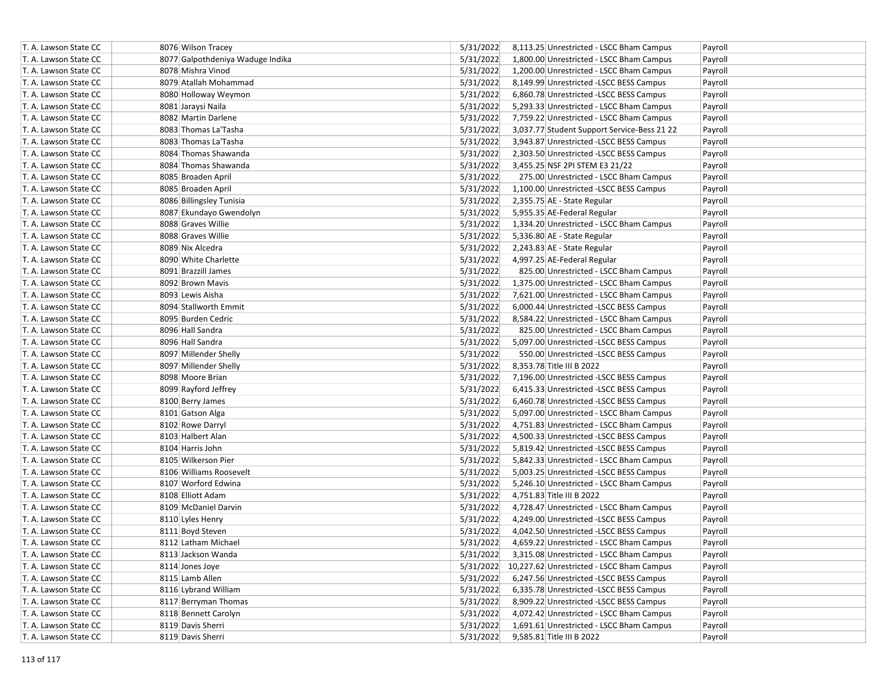| | | | | | |
|---|---|---|---|---|---|
| T. A. Lawson State CC | 8076 Wilson Tracey | 5/31/2022 | 8,113.25 | Unrestricted - LSCC Bham Campus | Payroll |
| T. A. Lawson State CC | 8077 Galpothdeniya Waduge Indika | 5/31/2022 | 1,800.00 | Unrestricted - LSCC Bham Campus | Payroll |
| T. A. Lawson State CC | 8078 Mishra Vinod | 5/31/2022 | 1,200.00 | Unrestricted - LSCC Bham Campus | Payroll |
| T. A. Lawson State CC | 8079 Atallah Mohammad | 5/31/2022 | 8,149.99 | Unrestricted -LSCC BESS Campus | Payroll |
| T. A. Lawson State CC | 8080 Holloway Weymon | 5/31/2022 | 6,860.78 | Unrestricted -LSCC BESS Campus | Payroll |
| T. A. Lawson State CC | 8081 Jaraysi Naila | 5/31/2022 | 5,293.33 | Unrestricted - LSCC Bham Campus | Payroll |
| T. A. Lawson State CC | 8082 Martin Darlene | 5/31/2022 | 7,759.22 | Unrestricted - LSCC Bham Campus | Payroll |
| T. A. Lawson State CC | 8083 Thomas La'Tasha | 5/31/2022 | 3,037.77 | Student Support Service-Bess 21 22 | Payroll |
| T. A. Lawson State CC | 8083 Thomas La'Tasha | 5/31/2022 | 3,943.87 | Unrestricted -LSCC BESS Campus | Payroll |
| T. A. Lawson State CC | 8084 Thomas Shawanda | 5/31/2022 | 2,303.50 | Unrestricted -LSCC BESS Campus | Payroll |
| T. A. Lawson State CC | 8084 Thomas Shawanda | 5/31/2022 | 3,455.25 | NSF 2PI STEM E3 21/22 | Payroll |
| T. A. Lawson State CC | 8085 Broaden April | 5/31/2022 | 275.00 | Unrestricted - LSCC Bham Campus | Payroll |
| T. A. Lawson State CC | 8085 Broaden April | 5/31/2022 | 1,100.00 | Unrestricted -LSCC BESS Campus | Payroll |
| T. A. Lawson State CC | 8086 Billingsley Tunisia | 5/31/2022 | 2,355.75 | AE - State Regular | Payroll |
| T. A. Lawson State CC | 8087 Ekundayo Gwendolyn | 5/31/2022 | 5,955.35 | AE-Federal Regular | Payroll |
| T. A. Lawson State CC | 8088 Graves Willie | 5/31/2022 | 1,334.20 | Unrestricted - LSCC Bham Campus | Payroll |
| T. A. Lawson State CC | 8088 Graves Willie | 5/31/2022 | 5,336.80 | AE - State Regular | Payroll |
| T. A. Lawson State CC | 8089 Nix Alcedra | 5/31/2022 | 2,243.83 | AE - State Regular | Payroll |
| T. A. Lawson State CC | 8090 White Charlette | 5/31/2022 | 4,997.25 | AE-Federal Regular | Payroll |
| T. A. Lawson State CC | 8091 Brazzill James | 5/31/2022 | 825.00 | Unrestricted - LSCC Bham Campus | Payroll |
| T. A. Lawson State CC | 8092 Brown Mavis | 5/31/2022 | 1,375.00 | Unrestricted - LSCC Bham Campus | Payroll |
| T. A. Lawson State CC | 8093 Lewis Aisha | 5/31/2022 | 7,621.00 | Unrestricted - LSCC Bham Campus | Payroll |
| T. A. Lawson State CC | 8094 Stallworth Emmit | 5/31/2022 | 6,000.44 | Unrestricted -LSCC BESS Campus | Payroll |
| T. A. Lawson State CC | 8095 Burden Cedric | 5/31/2022 | 8,584.22 | Unrestricted - LSCC Bham Campus | Payroll |
| T. A. Lawson State CC | 8096 Hall Sandra | 5/31/2022 | 825.00 | Unrestricted - LSCC Bham Campus | Payroll |
| T. A. Lawson State CC | 8096 Hall Sandra | 5/31/2022 | 5,097.00 | Unrestricted -LSCC BESS Campus | Payroll |
| T. A. Lawson State CC | 8097 Millender Shelly | 5/31/2022 | 550.00 | Unrestricted -LSCC BESS Campus | Payroll |
| T. A. Lawson State CC | 8097 Millender Shelly | 5/31/2022 | 8,353.78 | Title III B 2022 | Payroll |
| T. A. Lawson State CC | 8098 Moore Brian | 5/31/2022 | 7,196.00 | Unrestricted -LSCC BESS Campus | Payroll |
| T. A. Lawson State CC | 8099 Rayford Jeffrey | 5/31/2022 | 6,415.33 | Unrestricted -LSCC BESS Campus | Payroll |
| T. A. Lawson State CC | 8100 Berry James | 5/31/2022 | 6,460.78 | Unrestricted -LSCC BESS Campus | Payroll |
| T. A. Lawson State CC | 8101 Gatson Alga | 5/31/2022 | 5,097.00 | Unrestricted - LSCC Bham Campus | Payroll |
| T. A. Lawson State CC | 8102 Rowe Darryl | 5/31/2022 | 4,751.83 | Unrestricted - LSCC Bham Campus | Payroll |
| T. A. Lawson State CC | 8103 Halbert Alan | 5/31/2022 | 4,500.33 | Unrestricted -LSCC BESS Campus | Payroll |
| T. A. Lawson State CC | 8104 Harris John | 5/31/2022 | 5,819.42 | Unrestricted -LSCC BESS Campus | Payroll |
| T. A. Lawson State CC | 8105 Wilkerson Pier | 5/31/2022 | 5,842.33 | Unrestricted - LSCC Bham Campus | Payroll |
| T. A. Lawson State CC | 8106 Williams Roosevelt | 5/31/2022 | 5,003.25 | Unrestricted -LSCC BESS Campus | Payroll |
| T. A. Lawson State CC | 8107 Worford Edwina | 5/31/2022 | 5,246.10 | Unrestricted - LSCC Bham Campus | Payroll |
| T. A. Lawson State CC | 8108 Elliott Adam | 5/31/2022 | 4,751.83 | Title III B 2022 | Payroll |
| T. A. Lawson State CC | 8109 McDaniel Darvin | 5/31/2022 | 4,728.47 | Unrestricted - LSCC Bham Campus | Payroll |
| T. A. Lawson State CC | 8110 Lyles Henry | 5/31/2022 | 4,249.00 | Unrestricted -LSCC BESS Campus | Payroll |
| T. A. Lawson State CC | 8111 Boyd Steven | 5/31/2022 | 4,042.50 | Unrestricted -LSCC BESS Campus | Payroll |
| T. A. Lawson State CC | 8112 Latham Michael | 5/31/2022 | 4,659.22 | Unrestricted - LSCC Bham Campus | Payroll |
| T. A. Lawson State CC | 8113 Jackson Wanda | 5/31/2022 | 3,315.08 | Unrestricted - LSCC Bham Campus | Payroll |
| T. A. Lawson State CC | 8114 Jones Joye | 5/31/2022 | 10,227.62 | Unrestricted - LSCC Bham Campus | Payroll |
| T. A. Lawson State CC | 8115 Lamb Allen | 5/31/2022 | 6,247.56 | Unrestricted -LSCC BESS Campus | Payroll |
| T. A. Lawson State CC | 8116 Lybrand William | 5/31/2022 | 6,335.78 | Unrestricted -LSCC BESS Campus | Payroll |
| T. A. Lawson State CC | 8117 Berryman Thomas | 5/31/2022 | 8,909.22 | Unrestricted -LSCC BESS Campus | Payroll |
| T. A. Lawson State CC | 8118 Bennett Carolyn | 5/31/2022 | 4,072.42 | Unrestricted - LSCC Bham Campus | Payroll |
| T. A. Lawson State CC | 8119 Davis Sherri | 5/31/2022 | 1,691.61 | Unrestricted - LSCC Bham Campus | Payroll |
| T. A. Lawson State CC | 8119 Davis Sherri | 5/31/2022 | 9,585.81 | Title III B 2022 | Payroll |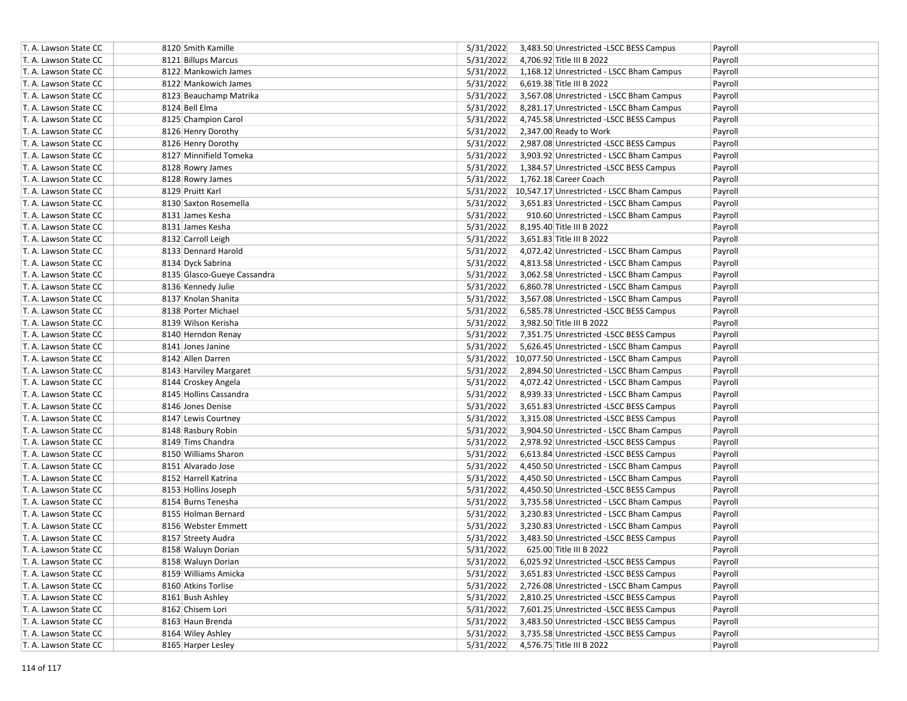| | | | | | | |
|---|---|---|---|---|---|---|
| T. A. Lawson State CC | 8120 | Smith Kamille | 5/31/2022 | 3,483.50 | Unrestricted -LSCC BESS Campus | Payroll |
| T. A. Lawson State CC | 8121 | Billups Marcus | 5/31/2022 | 4,706.92 | Title III B 2022 | Payroll |
| T. A. Lawson State CC | 8122 | Mankowich James | 5/31/2022 | 1,168.12 | Unrestricted - LSCC Bham Campus | Payroll |
| T. A. Lawson State CC | 8122 | Mankowich James | 5/31/2022 | 6,619.38 | Title III B 2022 | Payroll |
| T. A. Lawson State CC | 8123 | Beauchamp Matrika | 5/31/2022 | 3,567.08 | Unrestricted - LSCC Bham Campus | Payroll |
| T. A. Lawson State CC | 8124 | Bell Elma | 5/31/2022 | 8,281.17 | Unrestricted - LSCC Bham Campus | Payroll |
| T. A. Lawson State CC | 8125 | Champion Carol | 5/31/2022 | 4,745.58 | Unrestricted -LSCC BESS Campus | Payroll |
| T. A. Lawson State CC | 8126 | Henry Dorothy | 5/31/2022 | 2,347.00 | Ready to Work | Payroll |
| T. A. Lawson State CC | 8126 | Henry Dorothy | 5/31/2022 | 2,987.08 | Unrestricted -LSCC BESS Campus | Payroll |
| T. A. Lawson State CC | 8127 | Minnifield Tomeka | 5/31/2022 | 3,903.92 | Unrestricted - LSCC Bham Campus | Payroll |
| T. A. Lawson State CC | 8128 | Rowry James | 5/31/2022 | 1,384.57 | Unrestricted -LSCC BESS Campus | Payroll |
| T. A. Lawson State CC | 8128 | Rowry James | 5/31/2022 | 1,762.18 | Career Coach | Payroll |
| T. A. Lawson State CC | 8129 | Pruitt Karl | 5/31/2022 | 10,547.17 | Unrestricted - LSCC Bham Campus | Payroll |
| T. A. Lawson State CC | 8130 | Saxton Rosemella | 5/31/2022 | 3,651.83 | Unrestricted - LSCC Bham Campus | Payroll |
| T. A. Lawson State CC | 8131 | James Kesha | 5/31/2022 | 910.60 | Unrestricted - LSCC Bham Campus | Payroll |
| T. A. Lawson State CC | 8131 | James Kesha | 5/31/2022 | 8,195.40 | Title III B 2022 | Payroll |
| T. A. Lawson State CC | 8132 | Carroll Leigh | 5/31/2022 | 3,651.83 | Title III B 2022 | Payroll |
| T. A. Lawson State CC | 8133 | Dennard Harold | 5/31/2022 | 4,072.42 | Unrestricted - LSCC Bham Campus | Payroll |
| T. A. Lawson State CC | 8134 | Dyck Sabrina | 5/31/2022 | 4,813.58 | Unrestricted - LSCC Bham Campus | Payroll |
| T. A. Lawson State CC | 8135 | Glasco-Gueye Cassandra | 5/31/2022 | 3,062.58 | Unrestricted - LSCC Bham Campus | Payroll |
| T. A. Lawson State CC | 8136 | Kennedy Julie | 5/31/2022 | 6,860.78 | Unrestricted - LSCC Bham Campus | Payroll |
| T. A. Lawson State CC | 8137 | Knolan Shanita | 5/31/2022 | 3,567.08 | Unrestricted - LSCC Bham Campus | Payroll |
| T. A. Lawson State CC | 8138 | Porter Michael | 5/31/2022 | 6,585.78 | Unrestricted -LSCC BESS Campus | Payroll |
| T. A. Lawson State CC | 8139 | Wilson Kerisha | 5/31/2022 | 3,982.50 | Title III B 2022 | Payroll |
| T. A. Lawson State CC | 8140 | Herndon Renay | 5/31/2022 | 7,351.75 | Unrestricted -LSCC BESS Campus | Payroll |
| T. A. Lawson State CC | 8141 | Jones Janine | 5/31/2022 | 5,626.45 | Unrestricted - LSCC Bham Campus | Payroll |
| T. A. Lawson State CC | 8142 | Allen Darren | 5/31/2022 | 10,077.50 | Unrestricted - LSCC Bham Campus | Payroll |
| T. A. Lawson State CC | 8143 | Harviley Margaret | 5/31/2022 | 2,894.50 | Unrestricted - LSCC Bham Campus | Payroll |
| T. A. Lawson State CC | 8144 | Croskey Angela | 5/31/2022 | 4,072.42 | Unrestricted - LSCC Bham Campus | Payroll |
| T. A. Lawson State CC | 8145 | Hollins Cassandra | 5/31/2022 | 8,939.33 | Unrestricted - LSCC Bham Campus | Payroll |
| T. A. Lawson State CC | 8146 | Jones Denise | 5/31/2022 | 3,651.83 | Unrestricted -LSCC BESS Campus | Payroll |
| T. A. Lawson State CC | 8147 | Lewis Courtney | 5/31/2022 | 3,315.08 | Unrestricted -LSCC BESS Campus | Payroll |
| T. A. Lawson State CC | 8148 | Rasbury Robin | 5/31/2022 | 3,904.50 | Unrestricted - LSCC Bham Campus | Payroll |
| T. A. Lawson State CC | 8149 | Tims Chandra | 5/31/2022 | 2,978.92 | Unrestricted -LSCC BESS Campus | Payroll |
| T. A. Lawson State CC | 8150 | Williams Sharon | 5/31/2022 | 6,613.84 | Unrestricted -LSCC BESS Campus | Payroll |
| T. A. Lawson State CC | 8151 | Alvarado Jose | 5/31/2022 | 4,450.50 | Unrestricted - LSCC Bham Campus | Payroll |
| T. A. Lawson State CC | 8152 | Harrell Katrina | 5/31/2022 | 4,450.50 | Unrestricted - LSCC Bham Campus | Payroll |
| T. A. Lawson State CC | 8153 | Hollins Joseph | 5/31/2022 | 4,450.50 | Unrestricted -LSCC BESS Campus | Payroll |
| T. A. Lawson State CC | 8154 | Burns Tenesha | 5/31/2022 | 3,735.58 | Unrestricted - LSCC Bham Campus | Payroll |
| T. A. Lawson State CC | 8155 | Holman Bernard | 5/31/2022 | 3,230.83 | Unrestricted - LSCC Bham Campus | Payroll |
| T. A. Lawson State CC | 8156 | Webster Emmett | 5/31/2022 | 3,230.83 | Unrestricted - LSCC Bham Campus | Payroll |
| T. A. Lawson State CC | 8157 | Streety Audra | 5/31/2022 | 3,483.50 | Unrestricted -LSCC BESS Campus | Payroll |
| T. A. Lawson State CC | 8158 | Waluyn Dorian | 5/31/2022 | 625.00 | Title III B 2022 | Payroll |
| T. A. Lawson State CC | 8158 | Waluyn Dorian | 5/31/2022 | 6,025.92 | Unrestricted -LSCC BESS Campus | Payroll |
| T. A. Lawson State CC | 8159 | Williams Amicka | 5/31/2022 | 3,651.83 | Unrestricted -LSCC BESS Campus | Payroll |
| T. A. Lawson State CC | 8160 | Atkins Torlise | 5/31/2022 | 2,726.08 | Unrestricted - LSCC Bham Campus | Payroll |
| T. A. Lawson State CC | 8161 | Bush Ashley | 5/31/2022 | 2,810.25 | Unrestricted -LSCC BESS Campus | Payroll |
| T. A. Lawson State CC | 8162 | Chisem Lori | 5/31/2022 | 7,601.25 | Unrestricted -LSCC BESS Campus | Payroll |
| T. A. Lawson State CC | 8163 | Haun Brenda | 5/31/2022 | 3,483.50 | Unrestricted -LSCC BESS Campus | Payroll |
| T. A. Lawson State CC | 8164 | Wiley Ashley | 5/31/2022 | 3,735.58 | Unrestricted -LSCC BESS Campus | Payroll |
| T. A. Lawson State CC | 8165 | Harper Lesley | 5/31/2022 | 4,576.75 | Title III B 2022 | Payroll |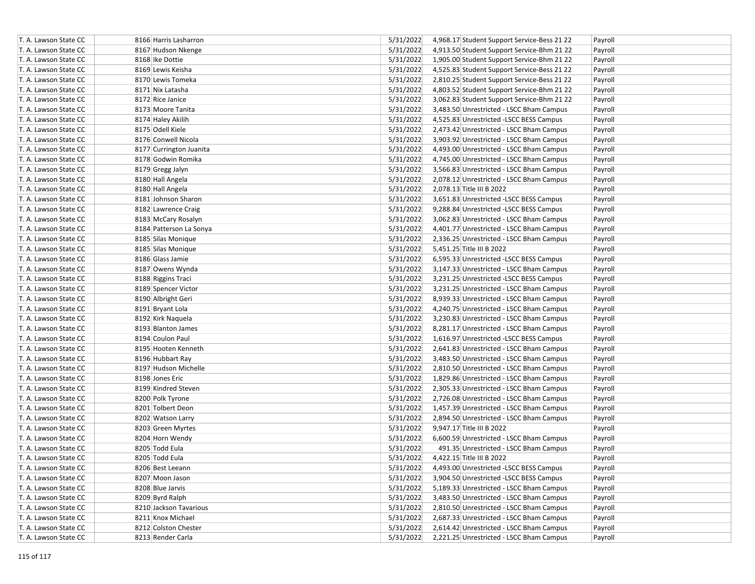| | | | | | |
|---|---|---|---|---|---|
| T. A. Lawson State CC | 8166 | Harris Lasharron | 5/31/2022 | 4,968.17 | Student Support Service-Bess 21 22 | Payroll |
| T. A. Lawson State CC | 8167 | Hudson Nkenge | 5/31/2022 | 4,913.50 | Student Support Service-Bhm 21 22 | Payroll |
| T. A. Lawson State CC | 8168 | Ike Dottie | 5/31/2022 | 1,905.00 | Student Support Service-Bhm 21 22 | Payroll |
| T. A. Lawson State CC | 8169 | Lewis Keisha | 5/31/2022 | 4,525.83 | Student Support Service-Bess 21 22 | Payroll |
| T. A. Lawson State CC | 8170 | Lewis Tomeka | 5/31/2022 | 2,810.25 | Student Support Service-Bess 21 22 | Payroll |
| T. A. Lawson State CC | 8171 | Nix Latasha | 5/31/2022 | 4,803.52 | Student Support Service-Bhm 21 22 | Payroll |
| T. A. Lawson State CC | 8172 | Rice Janice | 5/31/2022 | 3,062.83 | Student Support Service-Bhm 21 22 | Payroll |
| T. A. Lawson State CC | 8173 | Moore Tanita | 5/31/2022 | 3,483.50 | Unrestricted - LSCC Bham Campus | Payroll |
| T. A. Lawson State CC | 8174 | Haley Akilih | 5/31/2022 | 4,525.83 | Unrestricted -LSCC BESS Campus | Payroll |
| T. A. Lawson State CC | 8175 | Odell Kiele | 5/31/2022 | 2,473.42 | Unrestricted - LSCC Bham Campus | Payroll |
| T. A. Lawson State CC | 8176 | Conwell Nicola | 5/31/2022 | 3,903.92 | Unrestricted - LSCC Bham Campus | Payroll |
| T. A. Lawson State CC | 8177 | Currington Juanita | 5/31/2022 | 4,493.00 | Unrestricted - LSCC Bham Campus | Payroll |
| T. A. Lawson State CC | 8178 | Godwin Romika | 5/31/2022 | 4,745.00 | Unrestricted - LSCC Bham Campus | Payroll |
| T. A. Lawson State CC | 8179 | Gregg Jalyn | 5/31/2022 | 3,566.83 | Unrestricted - LSCC Bham Campus | Payroll |
| T. A. Lawson State CC | 8180 | Hall Angela | 5/31/2022 | 2,078.12 | Unrestricted - LSCC Bham Campus | Payroll |
| T. A. Lawson State CC | 8180 | Hall Angela | 5/31/2022 | 2,078.13 | Title III B 2022 | Payroll |
| T. A. Lawson State CC | 8181 | Johnson Sharon | 5/31/2022 | 3,651.83 | Unrestricted -LSCC BESS Campus | Payroll |
| T. A. Lawson State CC | 8182 | Lawrence Craig | 5/31/2022 | 9,288.84 | Unrestricted -LSCC BESS Campus | Payroll |
| T. A. Lawson State CC | 8183 | McCary Rosalyn | 5/31/2022 | 3,062.83 | Unrestricted - LSCC Bham Campus | Payroll |
| T. A. Lawson State CC | 8184 | Patterson La Sonya | 5/31/2022 | 4,401.77 | Unrestricted - LSCC Bham Campus | Payroll |
| T. A. Lawson State CC | 8185 | Silas Monique | 5/31/2022 | 2,336.25 | Unrestricted - LSCC Bham Campus | Payroll |
| T. A. Lawson State CC | 8185 | Silas Monique | 5/31/2022 | 5,451.25 | Title III B 2022 | Payroll |
| T. A. Lawson State CC | 8186 | Glass Jamie | 5/31/2022 | 6,595.33 | Unrestricted -LSCC BESS Campus | Payroll |
| T. A. Lawson State CC | 8187 | Owens Wynda | 5/31/2022 | 3,147.33 | Unrestricted - LSCC Bham Campus | Payroll |
| T. A. Lawson State CC | 8188 | Riggins Traci | 5/31/2022 | 3,231.25 | Unrestricted -LSCC BESS Campus | Payroll |
| T. A. Lawson State CC | 8189 | Spencer Victor | 5/31/2022 | 3,231.25 | Unrestricted - LSCC Bham Campus | Payroll |
| T. A. Lawson State CC | 8190 | Albright Geri | 5/31/2022 | 8,939.33 | Unrestricted - LSCC Bham Campus | Payroll |
| T. A. Lawson State CC | 8191 | Bryant Lola | 5/31/2022 | 4,240.75 | Unrestricted - LSCC Bham Campus | Payroll |
| T. A. Lawson State CC | 8192 | Kirk Naquela | 5/31/2022 | 3,230.83 | Unrestricted - LSCC Bham Campus | Payroll |
| T. A. Lawson State CC | 8193 | Blanton James | 5/31/2022 | 8,281.17 | Unrestricted - LSCC Bham Campus | Payroll |
| T. A. Lawson State CC | 8194 | Coulon Paul | 5/31/2022 | 1,616.97 | Unrestricted -LSCC BESS Campus | Payroll |
| T. A. Lawson State CC | 8195 | Hooten Kenneth | 5/31/2022 | 2,641.83 | Unrestricted - LSCC Bham Campus | Payroll |
| T. A. Lawson State CC | 8196 | Hubbart Ray | 5/31/2022 | 3,483.50 | Unrestricted - LSCC Bham Campus | Payroll |
| T. A. Lawson State CC | 8197 | Hudson Michelle | 5/31/2022 | 2,810.50 | Unrestricted - LSCC Bham Campus | Payroll |
| T. A. Lawson State CC | 8198 | Jones Eric | 5/31/2022 | 1,829.86 | Unrestricted - LSCC Bham Campus | Payroll |
| T. A. Lawson State CC | 8199 | Kindred Steven | 5/31/2022 | 2,305.33 | Unrestricted - LSCC Bham Campus | Payroll |
| T. A. Lawson State CC | 8200 | Polk Tyrone | 5/31/2022 | 2,726.08 | Unrestricted - LSCC Bham Campus | Payroll |
| T. A. Lawson State CC | 8201 | Tolbert Deon | 5/31/2022 | 1,457.39 | Unrestricted - LSCC Bham Campus | Payroll |
| T. A. Lawson State CC | 8202 | Watson Larry | 5/31/2022 | 2,894.50 | Unrestricted - LSCC Bham Campus | Payroll |
| T. A. Lawson State CC | 8203 | Green Myrtes | 5/31/2022 | 9,947.17 | Title III B 2022 | Payroll |
| T. A. Lawson State CC | 8204 | Horn Wendy | 5/31/2022 | 6,600.59 | Unrestricted - LSCC Bham Campus | Payroll |
| T. A. Lawson State CC | 8205 | Todd Eula | 5/31/2022 | 491.35 | Unrestricted - LSCC Bham Campus | Payroll |
| T. A. Lawson State CC | 8205 | Todd Eula | 5/31/2022 | 4,422.15 | Title III B 2022 | Payroll |
| T. A. Lawson State CC | 8206 | Best Leeann | 5/31/2022 | 4,493.00 | Unrestricted -LSCC BESS Campus | Payroll |
| T. A. Lawson State CC | 8207 | Moon Jason | 5/31/2022 | 3,904.50 | Unrestricted -LSCC BESS Campus | Payroll |
| T. A. Lawson State CC | 8208 | Blue Jarvis | 5/31/2022 | 5,189.33 | Unrestricted - LSCC Bham Campus | Payroll |
| T. A. Lawson State CC | 8209 | Byrd Ralph | 5/31/2022 | 3,483.50 | Unrestricted - LSCC Bham Campus | Payroll |
| T. A. Lawson State CC | 8210 | Jackson Tavarious | 5/31/2022 | 2,810.50 | Unrestricted - LSCC Bham Campus | Payroll |
| T. A. Lawson State CC | 8211 | Knox Michael | 5/31/2022 | 2,687.33 | Unrestricted - LSCC Bham Campus | Payroll |
| T. A. Lawson State CC | 8212 | Colston Chester | 5/31/2022 | 2,614.42 | Unrestricted - LSCC Bham Campus | Payroll |
| T. A. Lawson State CC | 8213 | Render Carla | 5/31/2022 | 2,221.25 | Unrestricted - LSCC Bham Campus | Payroll |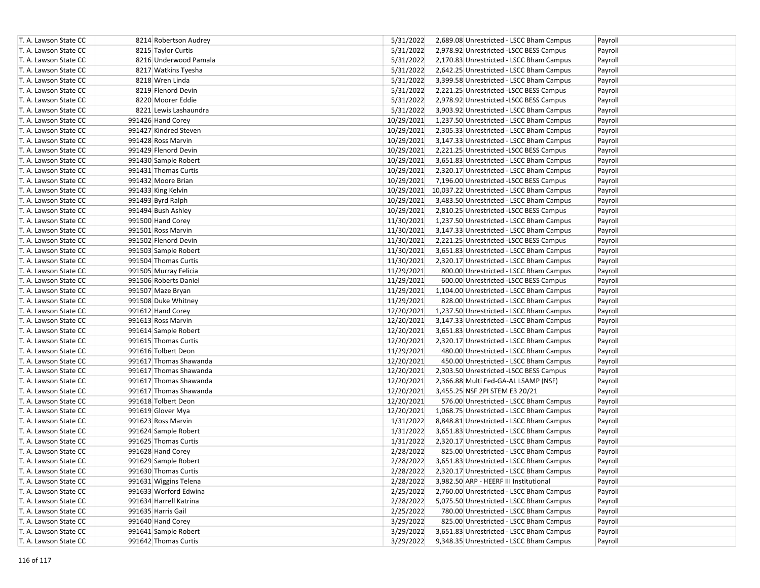| | | | | | | |
|---|---|---|---|---|---|---|
| T. A. Lawson State CC | 8214 | Robertson Audrey | 5/31/2022 | 2,689.08 | Unrestricted - LSCC Bham Campus | Payroll |
| T. A. Lawson State CC | 8215 | Taylor Curtis | 5/31/2022 | 2,978.92 | Unrestricted -LSCC BESS Campus | Payroll |
| T. A. Lawson State CC | 8216 | Underwood Pamala | 5/31/2022 | 2,170.83 | Unrestricted - LSCC Bham Campus | Payroll |
| T. A. Lawson State CC | 8217 | Watkins Tyesha | 5/31/2022 | 2,642.25 | Unrestricted - LSCC Bham Campus | Payroll |
| T. A. Lawson State CC | 8218 | Wren Linda | 5/31/2022 | 3,399.58 | Unrestricted - LSCC Bham Campus | Payroll |
| T. A. Lawson State CC | 8219 | Flenord Devin | 5/31/2022 | 2,221.25 | Unrestricted -LSCC BESS Campus | Payroll |
| T. A. Lawson State CC | 8220 | Moorer Eddie | 5/31/2022 | 2,978.92 | Unrestricted -LSCC BESS Campus | Payroll |
| T. A. Lawson State CC | 8221 | Lewis Lashaundra | 5/31/2022 | 3,903.92 | Unrestricted - LSCC Bham Campus | Payroll |
| T. A. Lawson State CC | 991426 | Hand Corey | 10/29/2021 | 1,237.50 | Unrestricted - LSCC Bham Campus | Payroll |
| T. A. Lawson State CC | 991427 | Kindred Steven | 10/29/2021 | 2,305.33 | Unrestricted - LSCC Bham Campus | Payroll |
| T. A. Lawson State CC | 991428 | Ross Marvin | 10/29/2021 | 3,147.33 | Unrestricted - LSCC Bham Campus | Payroll |
| T. A. Lawson State CC | 991429 | Flenord Devin | 10/29/2021 | 2,221.25 | Unrestricted -LSCC BESS Campus | Payroll |
| T. A. Lawson State CC | 991430 | Sample Robert | 10/29/2021 | 3,651.83 | Unrestricted - LSCC Bham Campus | Payroll |
| T. A. Lawson State CC | 991431 | Thomas Curtis | 10/29/2021 | 2,320.17 | Unrestricted - LSCC Bham Campus | Payroll |
| T. A. Lawson State CC | 991432 | Moore Brian | 10/29/2021 | 7,196.00 | Unrestricted -LSCC BESS Campus | Payroll |
| T. A. Lawson State CC | 991433 | King Kelvin | 10/29/2021 | 10,037.22 | Unrestricted - LSCC Bham Campus | Payroll |
| T. A. Lawson State CC | 991493 | Byrd Ralph | 10/29/2021 | 3,483.50 | Unrestricted - LSCC Bham Campus | Payroll |
| T. A. Lawson State CC | 991494 | Bush Ashley | 10/29/2021 | 2,810.25 | Unrestricted -LSCC BESS Campus | Payroll |
| T. A. Lawson State CC | 991500 | Hand Corey | 11/30/2021 | 1,237.50 | Unrestricted - LSCC Bham Campus | Payroll |
| T. A. Lawson State CC | 991501 | Ross Marvin | 11/30/2021 | 3,147.33 | Unrestricted - LSCC Bham Campus | Payroll |
| T. A. Lawson State CC | 991502 | Flenord Devin | 11/30/2021 | 2,221.25 | Unrestricted -LSCC BESS Campus | Payroll |
| T. A. Lawson State CC | 991503 | Sample Robert | 11/30/2021 | 3,651.83 | Unrestricted - LSCC Bham Campus | Payroll |
| T. A. Lawson State CC | 991504 | Thomas Curtis | 11/30/2021 | 2,320.17 | Unrestricted - LSCC Bham Campus | Payroll |
| T. A. Lawson State CC | 991505 | Murray Felicia | 11/29/2021 | 800.00 | Unrestricted - LSCC Bham Campus | Payroll |
| T. A. Lawson State CC | 991506 | Roberts Daniel | 11/29/2021 | 600.00 | Unrestricted -LSCC BESS Campus | Payroll |
| T. A. Lawson State CC | 991507 | Maze Bryan | 11/29/2021 | 1,104.00 | Unrestricted - LSCC Bham Campus | Payroll |
| T. A. Lawson State CC | 991508 | Duke Whitney | 11/29/2021 | 828.00 | Unrestricted - LSCC Bham Campus | Payroll |
| T. A. Lawson State CC | 991612 | Hand Corey | 12/20/2021 | 1,237.50 | Unrestricted - LSCC Bham Campus | Payroll |
| T. A. Lawson State CC | 991613 | Ross Marvin | 12/20/2021 | 3,147.33 | Unrestricted - LSCC Bham Campus | Payroll |
| T. A. Lawson State CC | 991614 | Sample Robert | 12/20/2021 | 3,651.83 | Unrestricted - LSCC Bham Campus | Payroll |
| T. A. Lawson State CC | 991615 | Thomas Curtis | 12/20/2021 | 2,320.17 | Unrestricted - LSCC Bham Campus | Payroll |
| T. A. Lawson State CC | 991616 | Tolbert Deon | 11/29/2021 | 480.00 | Unrestricted - LSCC Bham Campus | Payroll |
| T. A. Lawson State CC | 991617 | Thomas Shawanda | 12/20/2021 | 450.00 | Unrestricted - LSCC Bham Campus | Payroll |
| T. A. Lawson State CC | 991617 | Thomas Shawanda | 12/20/2021 | 2,303.50 | Unrestricted -LSCC BESS Campus | Payroll |
| T. A. Lawson State CC | 991617 | Thomas Shawanda | 12/20/2021 | 2,366.88 | Multi Fed-GA-AL LSAMP (NSF) | Payroll |
| T. A. Lawson State CC | 991617 | Thomas Shawanda | 12/20/2021 | 3,455.25 | NSF 2PI STEM E3 20/21 | Payroll |
| T. A. Lawson State CC | 991618 | Tolbert Deon | 12/20/2021 | 576.00 | Unrestricted - LSCC Bham Campus | Payroll |
| T. A. Lawson State CC | 991619 | Glover Mya | 12/20/2021 | 1,068.75 | Unrestricted - LSCC Bham Campus | Payroll |
| T. A. Lawson State CC | 991623 | Ross Marvin | 1/31/2022 | 8,848.81 | Unrestricted - LSCC Bham Campus | Payroll |
| T. A. Lawson State CC | 991624 | Sample Robert | 1/31/2022 | 3,651.83 | Unrestricted - LSCC Bham Campus | Payroll |
| T. A. Lawson State CC | 991625 | Thomas Curtis | 1/31/2022 | 2,320.17 | Unrestricted - LSCC Bham Campus | Payroll |
| T. A. Lawson State CC | 991628 | Hand Corey | 2/28/2022 | 825.00 | Unrestricted - LSCC Bham Campus | Payroll |
| T. A. Lawson State CC | 991629 | Sample Robert | 2/28/2022 | 3,651.83 | Unrestricted - LSCC Bham Campus | Payroll |
| T. A. Lawson State CC | 991630 | Thomas Curtis | 2/28/2022 | 2,320.17 | Unrestricted - LSCC Bham Campus | Payroll |
| T. A. Lawson State CC | 991631 | Wiggins Telena | 2/28/2022 | 3,982.50 | ARP - HEERF III Institutional | Payroll |
| T. A. Lawson State CC | 991633 | Worford Edwina | 2/25/2022 | 2,760.00 | Unrestricted - LSCC Bham Campus | Payroll |
| T. A. Lawson State CC | 991634 | Harrell Katrina | 2/28/2022 | 5,075.50 | Unrestricted - LSCC Bham Campus | Payroll |
| T. A. Lawson State CC | 991635 | Harris Gail | 2/25/2022 | 780.00 | Unrestricted - LSCC Bham Campus | Payroll |
| T. A. Lawson State CC | 991640 | Hand Corey | 3/29/2022 | 825.00 | Unrestricted - LSCC Bham Campus | Payroll |
| T. A. Lawson State CC | 991641 | Sample Robert | 3/29/2022 | 3,651.83 | Unrestricted - LSCC Bham Campus | Payroll |
| T. A. Lawson State CC | 991642 | Thomas Curtis | 3/29/2022 | 9,348.35 | Unrestricted - LSCC Bham Campus | Payroll |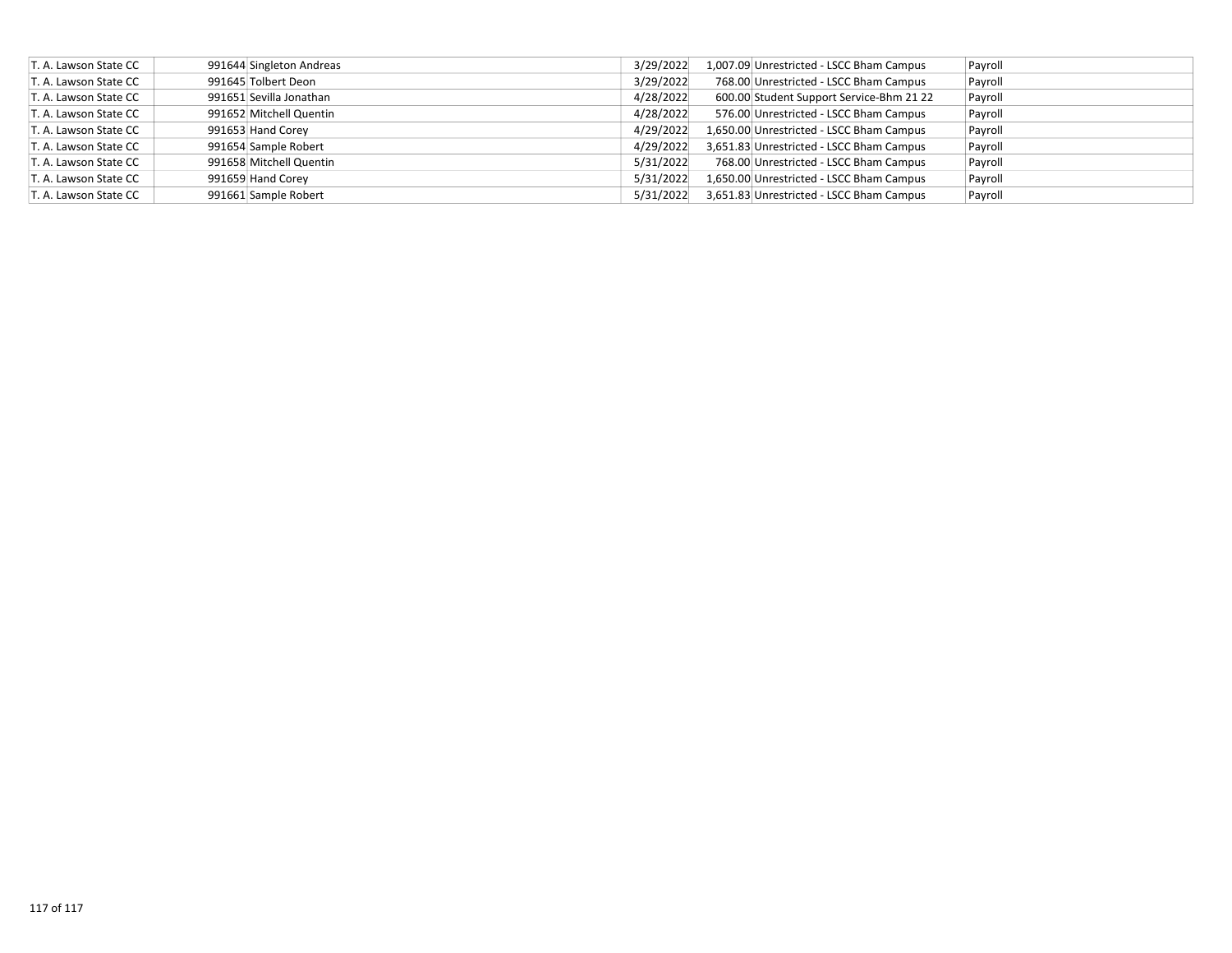| | | | | | | |
|---|---|---|---|---|---|---|
| T. A. Lawson State CC | 991644 | Singleton Andreas | 3/29/2022 | 1,007.09 | Unrestricted - LSCC Bham Campus | Payroll |
| T. A. Lawson State CC | 991645 | Tolbert Deon | 3/29/2022 | 768.00 | Unrestricted - LSCC Bham Campus | Payroll |
| T. A. Lawson State CC | 991651 | Sevilla Jonathan | 4/28/2022 | 600.00 | Student Support Service-Bhm 21 22 | Payroll |
| T. A. Lawson State CC | 991652 | Mitchell Quentin | 4/28/2022 | 576.00 | Unrestricted - LSCC Bham Campus | Payroll |
| T. A. Lawson State CC | 991653 | Hand Corey | 4/29/2022 | 1,650.00 | Unrestricted - LSCC Bham Campus | Payroll |
| T. A. Lawson State CC | 991654 | Sample Robert | 4/29/2022 | 3,651.83 | Unrestricted - LSCC Bham Campus | Payroll |
| T. A. Lawson State CC | 991658 | Mitchell Quentin | 5/31/2022 | 768.00 | Unrestricted - LSCC Bham Campus | Payroll |
| T. A. Lawson State CC | 991659 | Hand Corey | 5/31/2022 | 1,650.00 | Unrestricted - LSCC Bham Campus | Payroll |
| T. A. Lawson State CC | 991661 | Sample Robert | 5/31/2022 | 3,651.83 | Unrestricted - LSCC Bham Campus | Payroll |